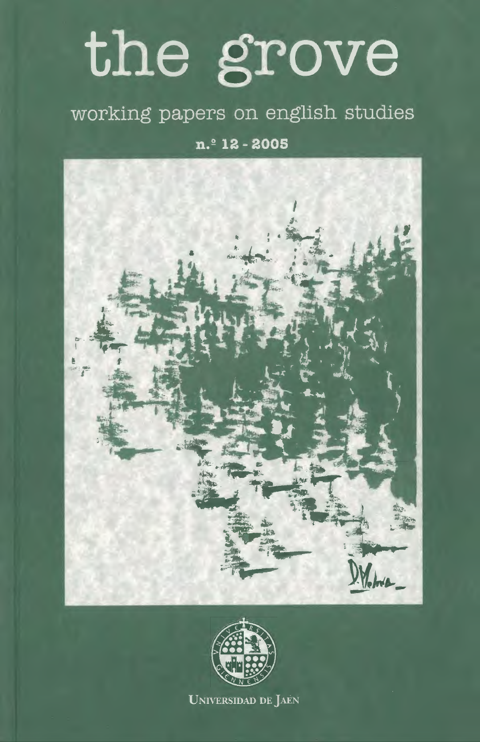# the grove

working papers on english studies

**n.º 12 - 2005**

D. Molina

Universidad de Jaén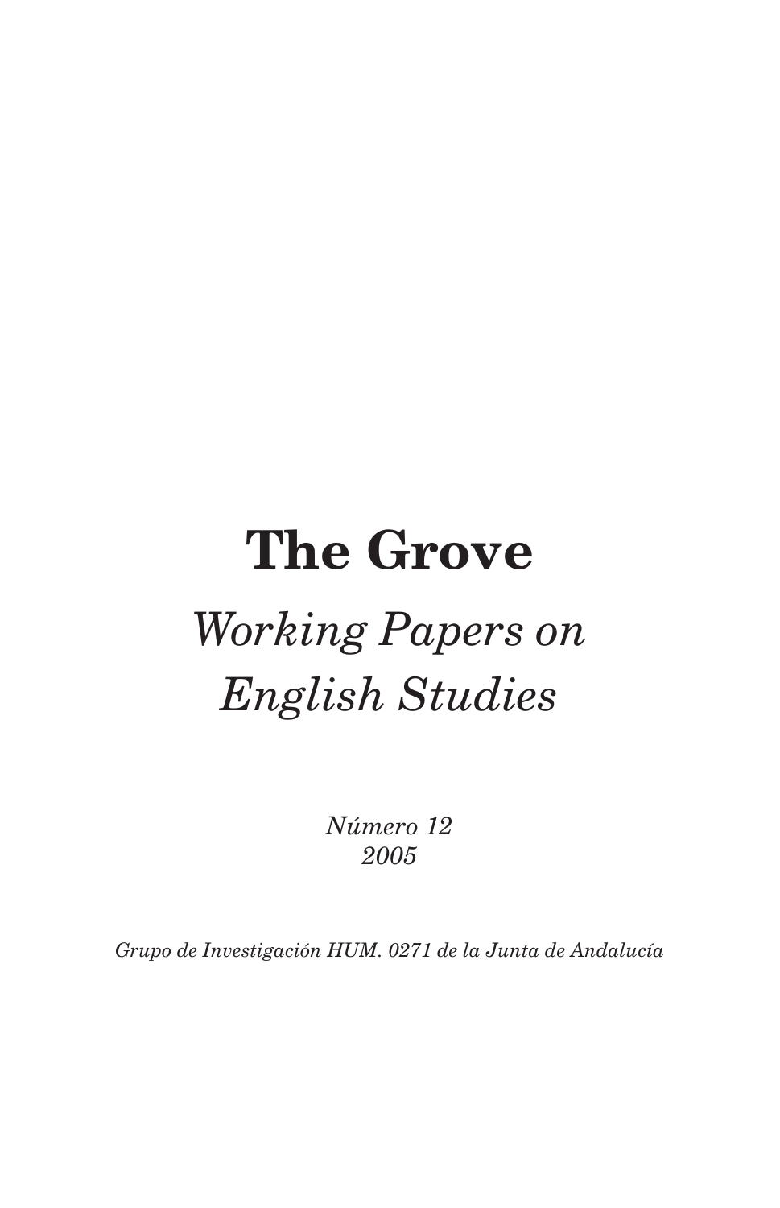# The Grove

## *Working Papers on English Studies*

*Número 12*
*2005*

*Grupo de Investigación HUM. 0271 de la Junta de Andalucía*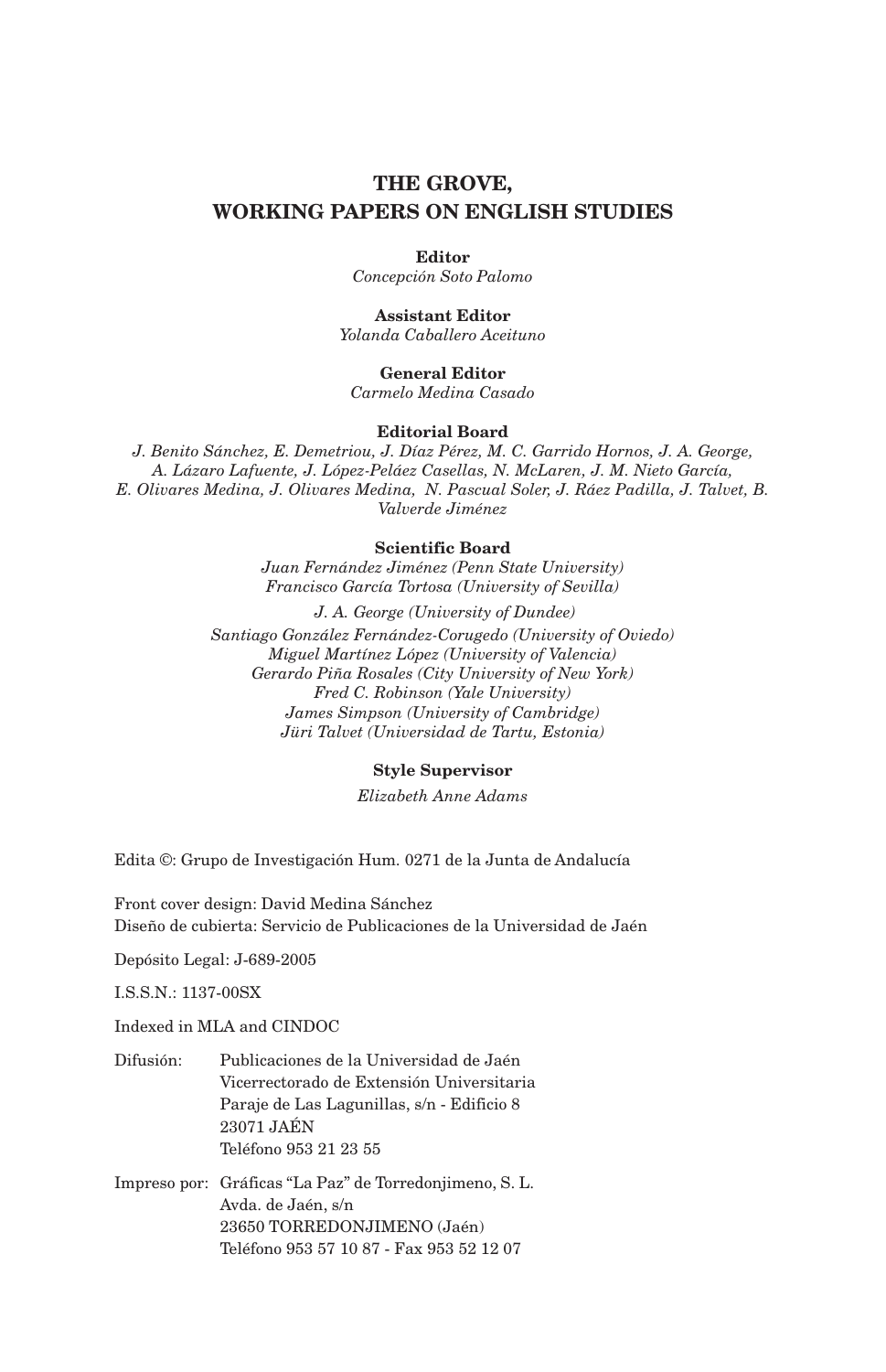# THE GROVE, WORKING PAPERS ON ENGLISH STUDIES

**Editor**
*Concepción Soto Palomo*

**Assistant Editor**
*Yolanda Caballero Aceituno*

**General Editor**
*Carmelo Medina Casado*

**Editorial Board**
*J. Benito Sánchez, E. Demetriou, J. Díaz Pérez, M. C. Garrido Hornos, J. A. George, A. Lázaro Lafuente, J. López-Peláez Casellas, N. McLaren, J. M. Nieto García, E. Olivares Medina, J. Olivares Medina, N. Pascual Soler, J. Ráez Padilla, J. Talvet, B. Valverde Jiménez*

**Scientific Board**
*Juan Fernández Jiménez (Penn State University)*
*Francisco García Tortosa (University of Sevilla)*
*J. A. George (University of Dundee)*
*Santiago González Fernández-Corugedo (University of Oviedo)*
*Miguel Martínez López (University of Valencia)*
*Gerardo Piña Rosales (City University of New York)*
*Fred C. Robinson (Yale University)*
*James Simpson (University of Cambridge)*
*Jüri Talvet (Universidad de Tartu, Estonia)*

**Style Supervisor**
*Elizabeth Anne Adams*

Edita ©: Grupo de Investigación Hum. 0271 de la Junta de Andalucía

Front cover design: David Medina Sánchez
Diseño de cubierta: Servicio de Publicaciones de la Universidad de Jaén

Depósito Legal: J-689-2005

I.S.S.N.: 1137-00SX

Indexed in MLA and CINDOC

Difusión: Publicaciones de la Universidad de Jaén
Vicerrectorado de Extensión Universitaria
Paraje de Las Lagunillas, s/n - Edificio 8
23071 JAÉN
Teléfono 953 21 23 55

Impreso por: Gráficas "La Paz" de Torredonjimeno, S. L.
Avda. de Jaén, s/n
23650 TORREDONJIMENO (Jaén)
Teléfono 953 57 10 87 - Fax 953 52 12 07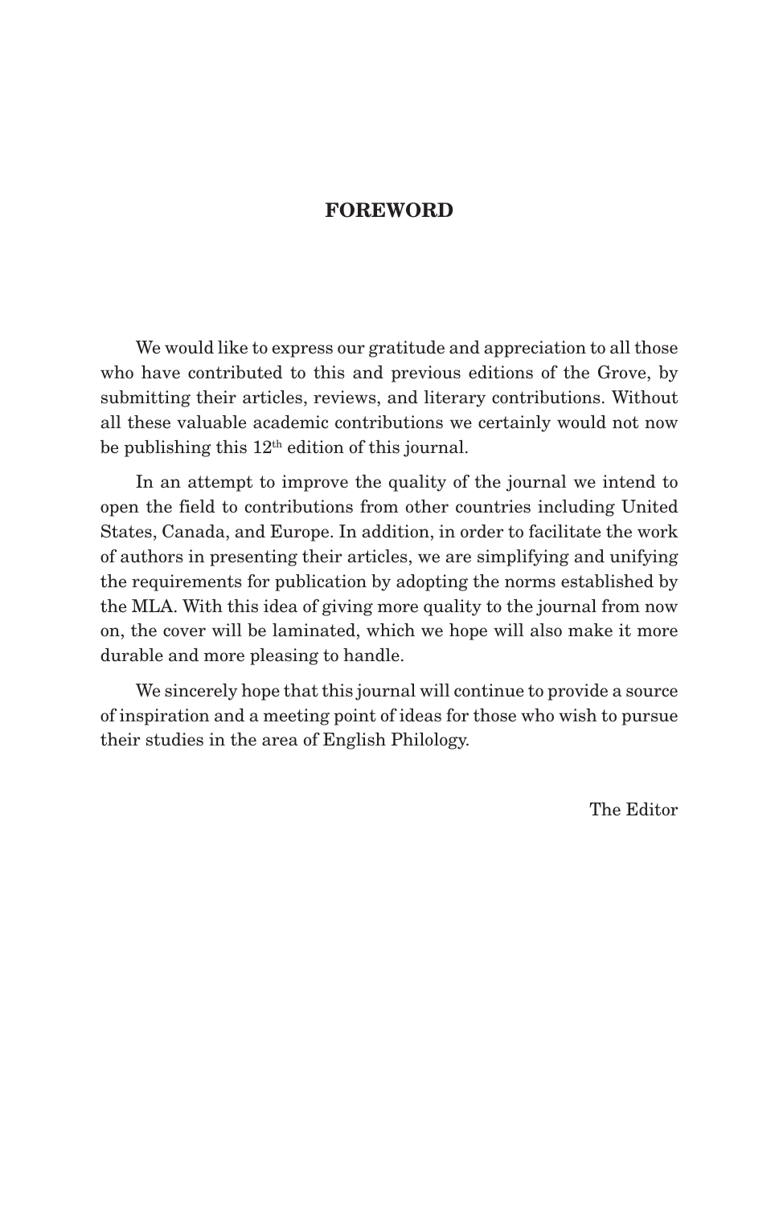## FOREWORD

We would like to express our gratitude and appreciation to all those who have contributed to this and previous editions of the Grove, by submitting their articles, reviews, and literary contributions. Without all these valuable academic contributions we certainly would not now be publishing this 12th edition of this journal.

In an attempt to improve the quality of the journal we intend to open the field to contributions from other countries including United States, Canada, and Europe. In addition, in order to facilitate the work of authors in presenting their articles, we are simplifying and unifying the requirements for publication by adopting the norms established by the MLA. With this idea of giving more quality to the journal from now on, the cover will be laminated, which we hope will also make it more durable and more pleasing to handle.

We sincerely hope that this journal will continue to provide a source of inspiration and a meeting point of ideas for those who wish to pursue their studies in the area of English Philology.

The Editor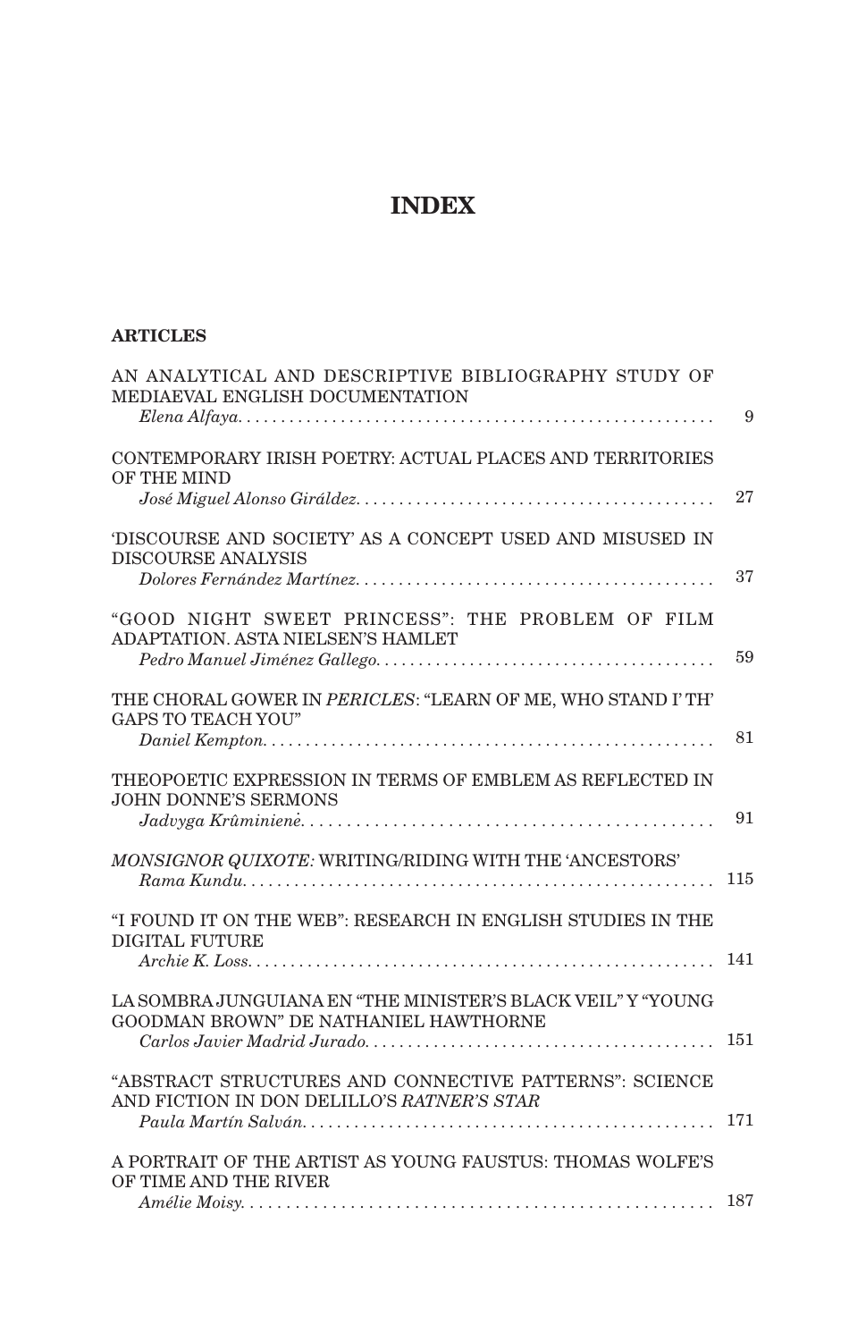# INDEX

## ARTICLES

AN ANALYTICAL AND DESCRIPTIVE BIBLIOGRAPHY STUDY OF MEDIAEVAL ENGLISH DOCUMENTATION
*Elena Alfaya*. . . . . . . . . . 9

CONTEMPORARY IRISH POETRY: ACTUAL PLACES AND TERRITORIES OF THE MIND
*José Miguel Alonso Giráldez*. . . . . . . . . . 27

'DISCOURSE AND SOCIETY' AS A CONCEPT USED AND MISUSED IN DISCOURSE ANALYSIS
*Dolores Fernández Martínez*. . . . . . . . . . 37

"GOOD NIGHT SWEET PRINCESS": THE PROBLEM OF FILM ADAPTATION. ASTA NIELSEN'S HAMLET
*Pedro Manuel Jiménez Gallego*. . . . . . . . . . 59

THE CHORAL GOWER IN *PERICLES*: "LEARN OF ME, WHO STAND I' TH' GAPS TO TEACH YOU"
*Daniel Kempton*. . . . . . . . . . 81

THEOPOETIC EXPRESSION IN TERMS OF EMBLEM AS REFLECTED IN JOHN DONNE'S SERMONS
*Jadvyga Krûminienė*. . . . . . . . . . 91

*MONSIGNOR QUIXOTE*: WRITING/RIDING WITH THE 'ANCESTORS'
*Rama Kundu*. . . . . . . . . . 115

"I FOUND IT ON THE WEB": RESEARCH IN ENGLISH STUDIES IN THE DIGITAL FUTURE
*Archie K. Loss*. . . . . . . . . . 141

LA SOMBRA JUNGUIANA EN "THE MINISTER'S BLACK VEIL" Y "YOUNG GOODMAN BROWN" DE NATHANIEL HAWTHORNE
*Carlos Javier Madrid Jurado*. . . . . . . . . . 151

"ABSTRACT STRUCTURES AND CONNECTIVE PATTERNS": SCIENCE AND FICTION IN DON DELILLO'S *RATNER'S STAR*
*Paula Martín Salván*. . . . . . . . . . 171

A PORTRAIT OF THE ARTIST AS YOUNG FAUSTUS: THOMAS WOLFE'S OF TIME AND THE RIVER
*Amélie Moisy*. . . . . . . . . . 187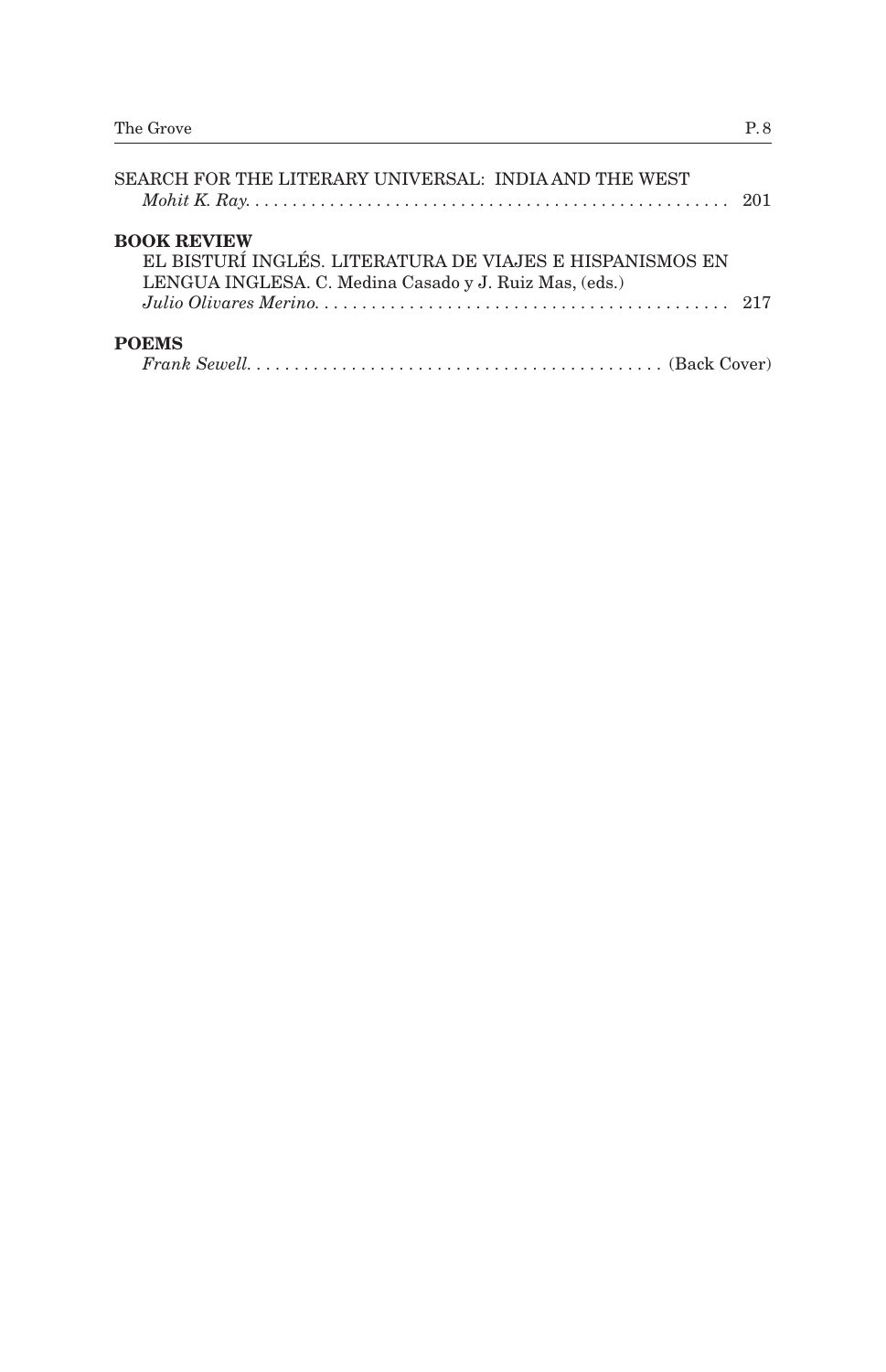SEARCH FOR THE LITERARY UNIVERSAL: INDIA AND THE WEST
*Mohit K. Ray*. . . . . . . . . . . . . . . . . . . . . . . . . . . . . . . . . . . . . . . . . . . . . . . . . . . 201

**BOOK REVIEW**

EL BISTURÍ INGLÉS. LITERATURA DE VIAJES E HISPANISMOS EN LENGUA INGLESA. C. Medina Casado y J. Ruiz Mas, (eds.)
*Julio Olivares Merino*. . . . . . . . . . . . . . . . . . . . . . . . . . . . . . . . . . . . . . . . . . . . 217

**POEMS**

*Frank Sewell*. . . . . . . . . . . . . . . . . . . . . . . . . . . . . . . . . . . . . . . . . . . (Back Cover)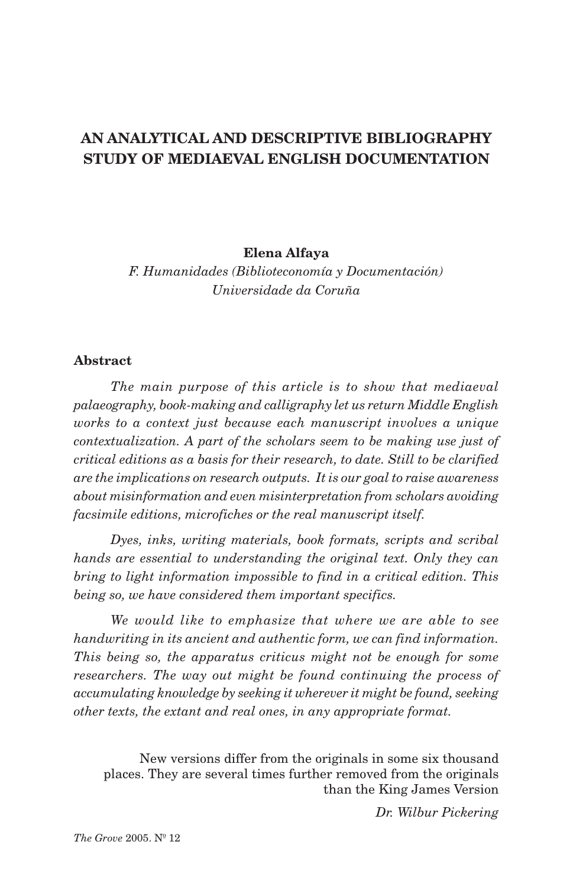# AN ANALYTICAL AND DESCRIPTIVE BIBLIOGRAPHY STUDY OF MEDIAEVAL ENGLISH DOCUMENTATION

**Elena Alfaya**
*F. Humanidades (Biblioteconomía y Documentación)*
*Universidade da Coruña*

## Abstract

*The main purpose of this article is to show that mediaeval palaeography, book-making and calligraphy let us return Middle English works to a context just because each manuscript involves a unique contextualization. A part of the scholars seem to be making use just of critical editions as a basis for their research, to date. Still to be clarified are the implications on research outputs. It is our goal to raise awareness about misinformation and even misinterpretation from scholars avoiding facsimile editions, microfiches or the real manuscript itself.*

*Dyes, inks, writing materials, book formats, scripts and scribal hands are essential to understanding the original text. Only they can bring to light information impossible to find in a critical edition. This being so, we have considered them important specifics.*

*We would like to emphasize that where we are able to see handwriting in its ancient and authentic form, we can find information. This being so, the apparatus criticus might not be enough for some researchers. The way out might be found continuing the process of accumulating knowledge by seeking it wherever it might be found, seeking other texts, the extant and real ones, in any appropriate format.*

> New versions differ from the originals in some six thousand places. They are several times further removed from the originals than the King James Version
>
> *Dr. Wilbur Pickering*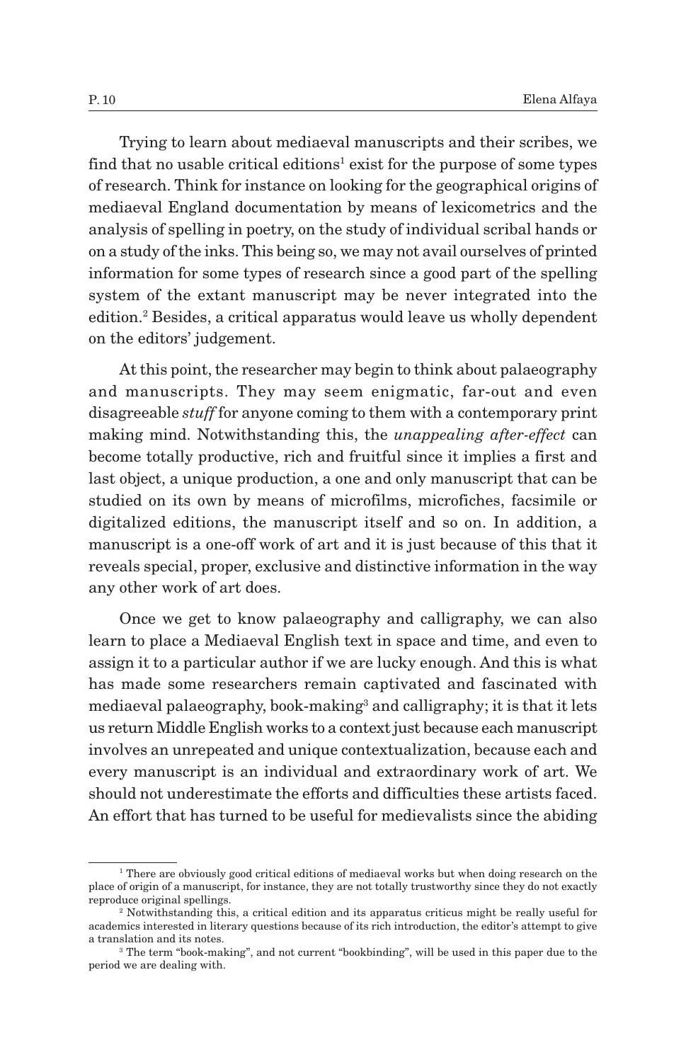Trying to learn about mediaeval manuscripts and their scribes, we find that no usable critical editions[1] exist for the purpose of some types of research. Think for instance on looking for the geographical origins of mediaeval England documentation by means of lexicometrics and the analysis of spelling in poetry, on the study of individual scribal hands or on a study of the inks. This being so, we may not avail ourselves of printed information for some types of research since a good part of the spelling system of the extant manuscript may be never integrated into the edition.[2] Besides, a critical apparatus would leave us wholly dependent on the editors' judgement.

At this point, the researcher may begin to think about palaeography and manuscripts. They may seem enigmatic, far-out and even disagreeable *stuff* for anyone coming to them with a contemporary print making mind. Notwithstanding this, the *unappealing after-effect* can become totally productive, rich and fruitful since it implies a first and last object, a unique production, a one and only manuscript that can be studied on its own by means of microfilms, microfiches, facsimile or digitalized editions, the manuscript itself and so on. In addition, a manuscript is a one-off work of art and it is just because of this that it reveals special, proper, exclusive and distinctive information in the way any other work of art does.

Once we get to know palaeography and calligraphy, we can also learn to place a Mediaeval English text in space and time, and even to assign it to a particular author if we are lucky enough. And this is what has made some researchers remain captivated and fascinated with mediaeval palaeography, book-making[3] and calligraphy; it is that it lets us return Middle English works to a context just because each manuscript involves an unrepeated and unique contextualization, because each and every manuscript is an individual and extraordinary work of art. We should not underestimate the efforts and difficulties these artists faced. An effort that has turned to be useful for medievalists since the abiding

---

[1] There are obviously good critical editions of mediaeval works but when doing research on the place of origin of a manuscript, for instance, they are not totally trustworthy since they do not exactly reproduce original spellings.

[2] Notwithstanding this, a critical edition and its apparatus criticus might be really useful for academics interested in literary questions because of its rich introduction, the editor's attempt to give a translation and its notes.

[3] The term "book-making", and not current "bookbinding", will be used in this paper due to the period we are dealing with.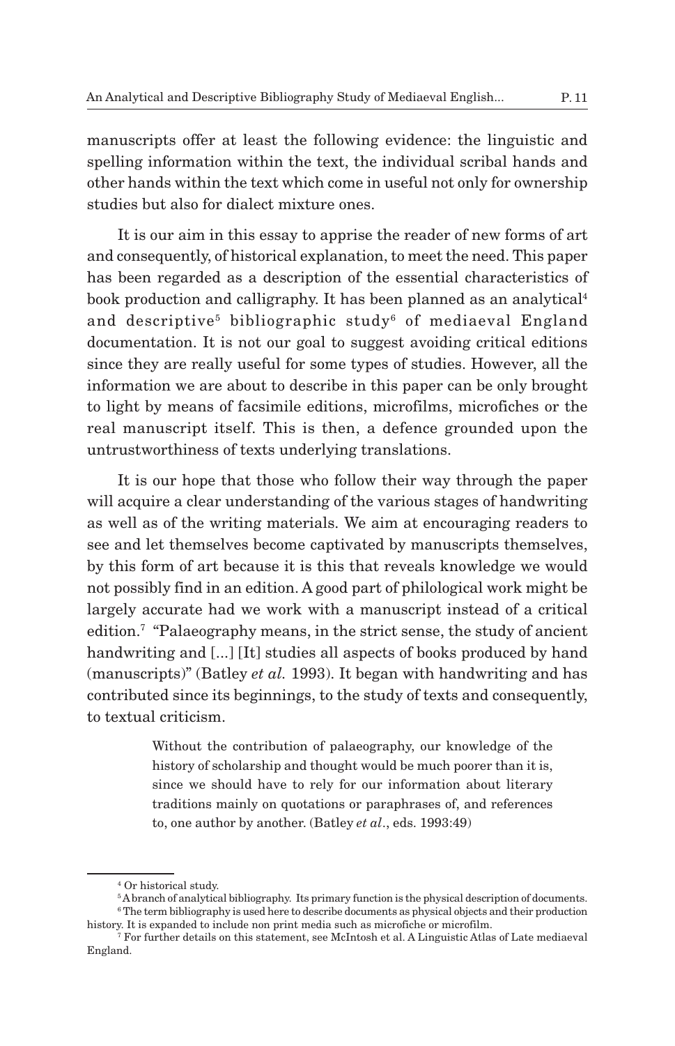manuscripts offer at least the following evidence: the linguistic and spelling information within the text, the individual scribal hands and other hands within the text which come in useful not only for ownership studies but also for dialect mixture ones.

It is our aim in this essay to apprise the reader of new forms of art and consequently, of historical explanation, to meet the need. This paper has been regarded as a description of the essential characteristics of book production and calligraphy. It has been planned as an analytical[4] and descriptive[5] bibliographic study[6] of mediaeval England documentation. It is not our goal to suggest avoiding critical editions since they are really useful for some types of studies. However, all the information we are about to describe in this paper can be only brought to light by means of facsimile editions, microfilms, microfiches or the real manuscript itself. This is then, a defence grounded upon the untrustworthiness of texts underlying translations.

It is our hope that those who follow their way through the paper will acquire a clear understanding of the various stages of handwriting as well as of the writing materials. We aim at encouraging readers to see and let themselves become captivated by manuscripts themselves, by this form of art because it is this that reveals knowledge we would not possibly find in an edition. A good part of philological work might be largely accurate had we work with a manuscript instead of a critical edition.[7] "Palaeography means, in the strict sense, the study of ancient handwriting and [...] [It] studies all aspects of books produced by hand (manuscripts)" (Batley *et al.* 1993). It began with handwriting and has contributed since its beginnings, to the study of texts and consequently, to textual criticism.

> Without the contribution of palaeography, our knowledge of the history of scholarship and thought would be much poorer than it is, since we should have to rely for our information about literary traditions mainly on quotations or paraphrases of, and references to, one author by another. (Batley *et al*., eds. 1993:49)

---

[4] Or historical study.

[5] A branch of analytical bibliography. Its primary function is the physical description of documents.

[6] The term bibliography is used here to describe documents as physical objects and their production history. It is expanded to include non print media such as microfiche or microfilm.

[7] For further details on this statement, see McIntosh et al. A Linguistic Atlas of Late mediaeval England.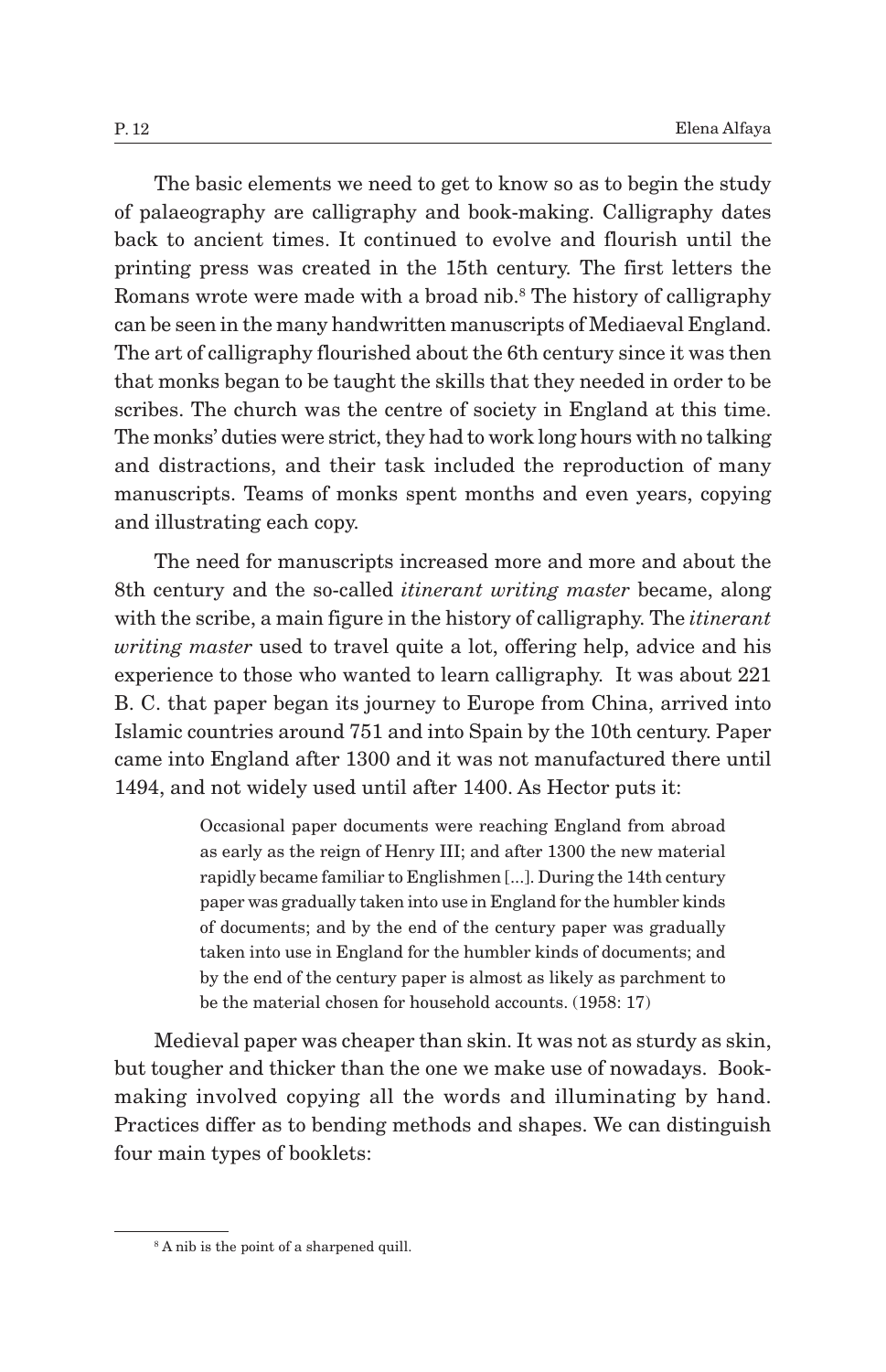The basic elements we need to get to know so as to begin the study of palaeography are calligraphy and book-making. Calligraphy dates back to ancient times. It continued to evolve and flourish until the printing press was created in the 15th century. The first letters the Romans wrote were made with a broad nib.[8] The history of calligraphy can be seen in the many handwritten manuscripts of Mediaeval England. The art of calligraphy flourished about the 6th century since it was then that monks began to be taught the skills that they needed in order to be scribes. The church was the centre of society in England at this time. The monks' duties were strict, they had to work long hours with no talking and distractions, and their task included the reproduction of many manuscripts. Teams of monks spent months and even years, copying and illustrating each copy.

The need for manuscripts increased more and more and about the 8th century and the so-called *itinerant writing master* became, along with the scribe, a main figure in the history of calligraphy. The *itinerant writing master* used to travel quite a lot, offering help, advice and his experience to those who wanted to learn calligraphy. It was about 221 B. C. that paper began its journey to Europe from China, arrived into Islamic countries around 751 and into Spain by the 10th century. Paper came into England after 1300 and it was not manufactured there until 1494, and not widely used until after 1400. As Hector puts it:

> Occasional paper documents were reaching England from abroad as early as the reign of Henry III; and after 1300 the new material rapidly became familiar to Englishmen [...]. During the 14th century paper was gradually taken into use in England for the humbler kinds of documents; and by the end of the century paper was gradually taken into use in England for the humbler kinds of documents; and by the end of the century paper is almost as likely as parchment to be the material chosen for household accounts. (1958: 17)

Medieval paper was cheaper than skin. It was not as sturdy as skin, but tougher and thicker than the one we make use of nowadays. Book-making involved copying all the words and illuminating by hand. Practices differ as to bending methods and shapes. We can distinguish four main types of booklets:

[8] A nib is the point of a sharpened quill.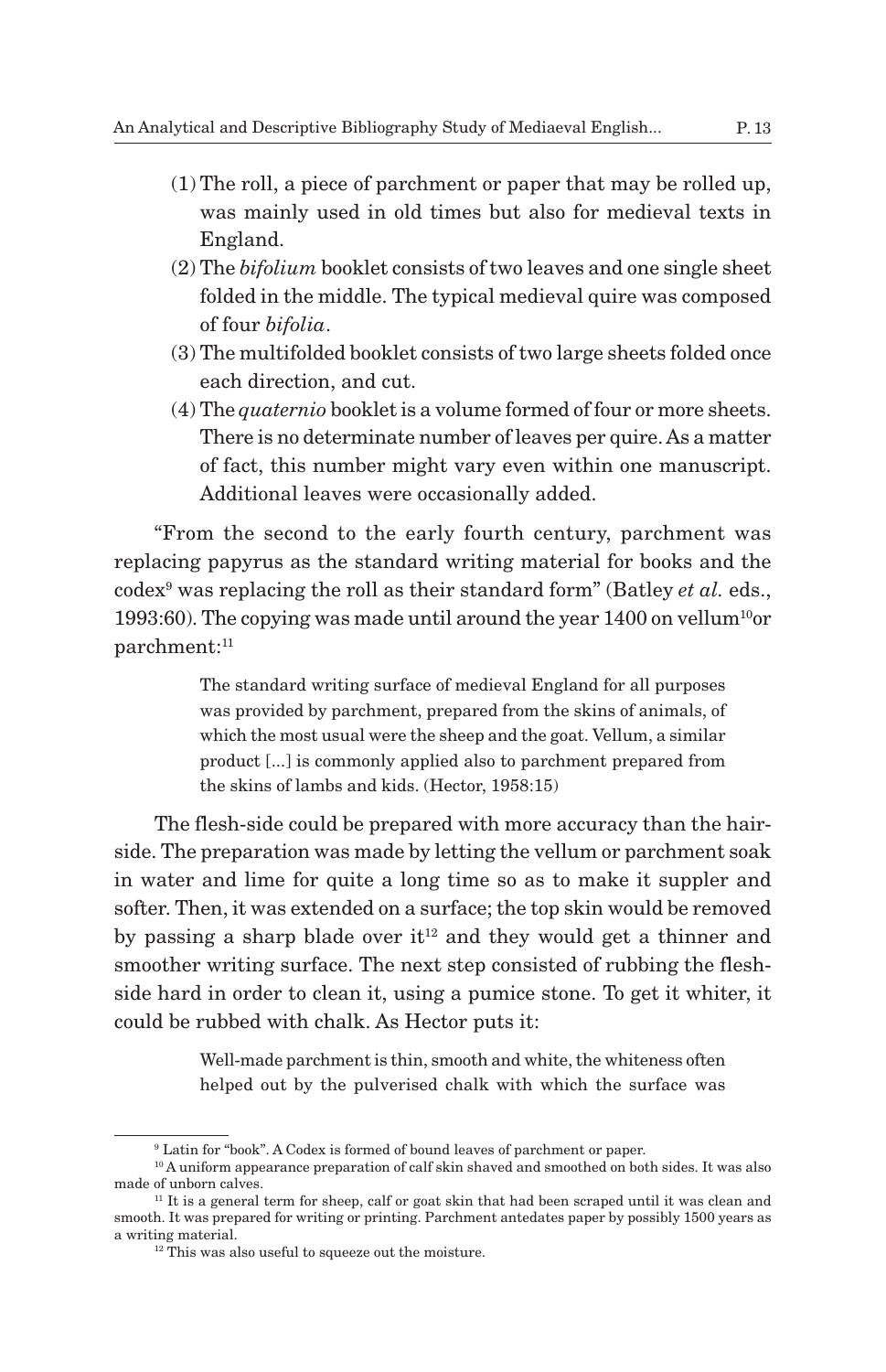(1) The roll, a piece of parchment or paper that may be rolled up, was mainly used in old times but also for medieval texts in England.

(2) The *bifolium* booklet consists of two leaves and one single sheet folded in the middle. The typical medieval quire was composed of four *bifolia*.

(3) The multifolded booklet consists of two large sheets folded once each direction, and cut.

(4) The *quaternio* booklet is a volume formed of four or more sheets. There is no determinate number of leaves per quire. As a matter of fact, this number might vary even within one manuscript. Additional leaves were occasionally added.

"From the second to the early fourth century, parchment was replacing papyrus as the standard writing material for books and the codex[9] was replacing the roll as their standard form" (Batley *et al.* eds., 1993:60). The copying was made until around the year 1400 on vellum[10]or parchment:[11]

> The standard writing surface of medieval England for all purposes was provided by parchment, prepared from the skins of animals, of which the most usual were the sheep and the goat. Vellum, a similar product [...] is commonly applied also to parchment prepared from the skins of lambs and kids. (Hector, 1958:15)

The flesh-side could be prepared with more accuracy than the hair-side. The preparation was made by letting the vellum or parchment soak in water and lime for quite a long time so as to make it suppler and softer. Then, it was extended on a surface; the top skin would be removed by passing a sharp blade over it[12] and they would get a thinner and smoother writing surface. The next step consisted of rubbing the flesh-side hard in order to clean it, using a pumice stone. To get it whiter, it could be rubbed with chalk. As Hector puts it:

> Well-made parchment is thin, smooth and white, the whiteness often helped out by the pulverised chalk with which the surface was

---

[9] Latin for "book". A Codex is formed of bound leaves of parchment or paper.

[10] A uniform appearance preparation of calf skin shaved and smoothed on both sides. It was also made of unborn calves.

[11] It is a general term for sheep, calf or goat skin that had been scraped until it was clean and smooth. It was prepared for writing or printing. Parchment antedates paper by possibly 1500 years as a writing material.

[12] This was also useful to squeeze out the moisture.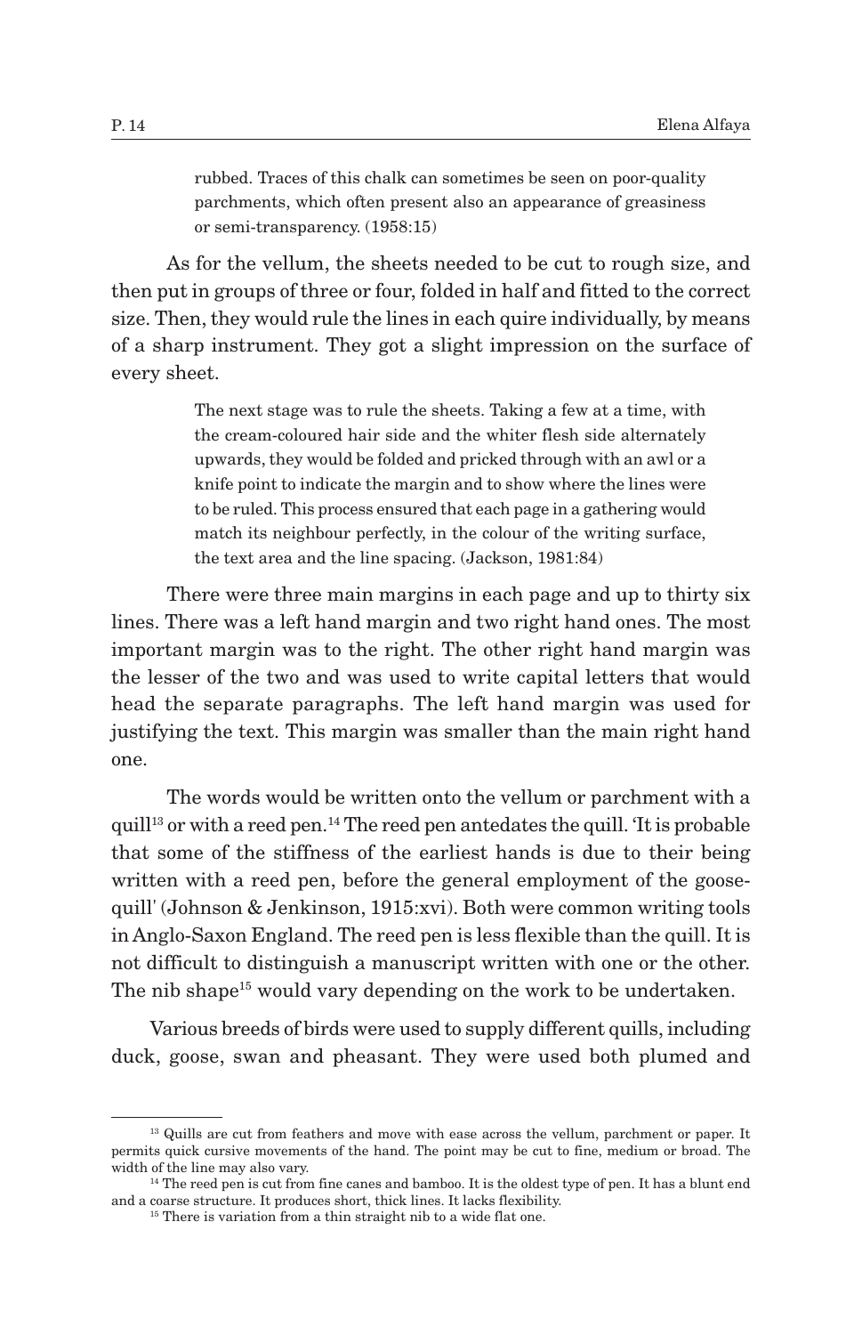> rubbed. Traces of this chalk can sometimes be seen on poor-quality parchments, which often present also an appearance of greasiness or semi-transparency. (1958:15)

As for the vellum, the sheets needed to be cut to rough size, and then put in groups of three or four, folded in half and fitted to the correct size. Then, they would rule the lines in each quire individually, by means of a sharp instrument. They got a slight impression on the surface of every sheet.

> The next stage was to rule the sheets. Taking a few at a time, with the cream-coloured hair side and the whiter flesh side alternately upwards, they would be folded and pricked through with an awl or a knife point to indicate the margin and to show where the lines were to be ruled. This process ensured that each page in a gathering would match its neighbour perfectly, in the colour of the writing surface, the text area and the line spacing. (Jackson, 1981:84)

There were three main margins in each page and up to thirty six lines. There was a left hand margin and two right hand ones. The most important margin was to the right. The other right hand margin was the lesser of the two and was used to write capital letters that would head the separate paragraphs. The left hand margin was used for justifying the text. This margin was smaller than the main right hand one.

The words would be written onto the vellum or parchment with a quill[13] or with a reed pen.[14] The reed pen antedates the quill. 'It is probable that some of the stiffness of the earliest hands is due to their being written with a reed pen, before the general employment of the goose-quill' (Johnson & Jenkinson, 1915:xvi). Both were common writing tools in Anglo-Saxon England. The reed pen is less flexible than the quill. It is not difficult to distinguish a manuscript written with one or the other. The nib shape[15] would vary depending on the work to be undertaken.

Various breeds of birds were used to supply different quills, including duck, goose, swan and pheasant. They were used both plumed and

---

[13] Quills are cut from feathers and move with ease across the vellum, parchment or paper. It permits quick cursive movements of the hand. The point may be cut to fine, medium or broad. The width of the line may also vary.

[14] The reed pen is cut from fine canes and bamboo. It is the oldest type of pen. It has a blunt end and a coarse structure. It produces short, thick lines. It lacks flexibility.

[15] There is variation from a thin straight nib to a wide flat one.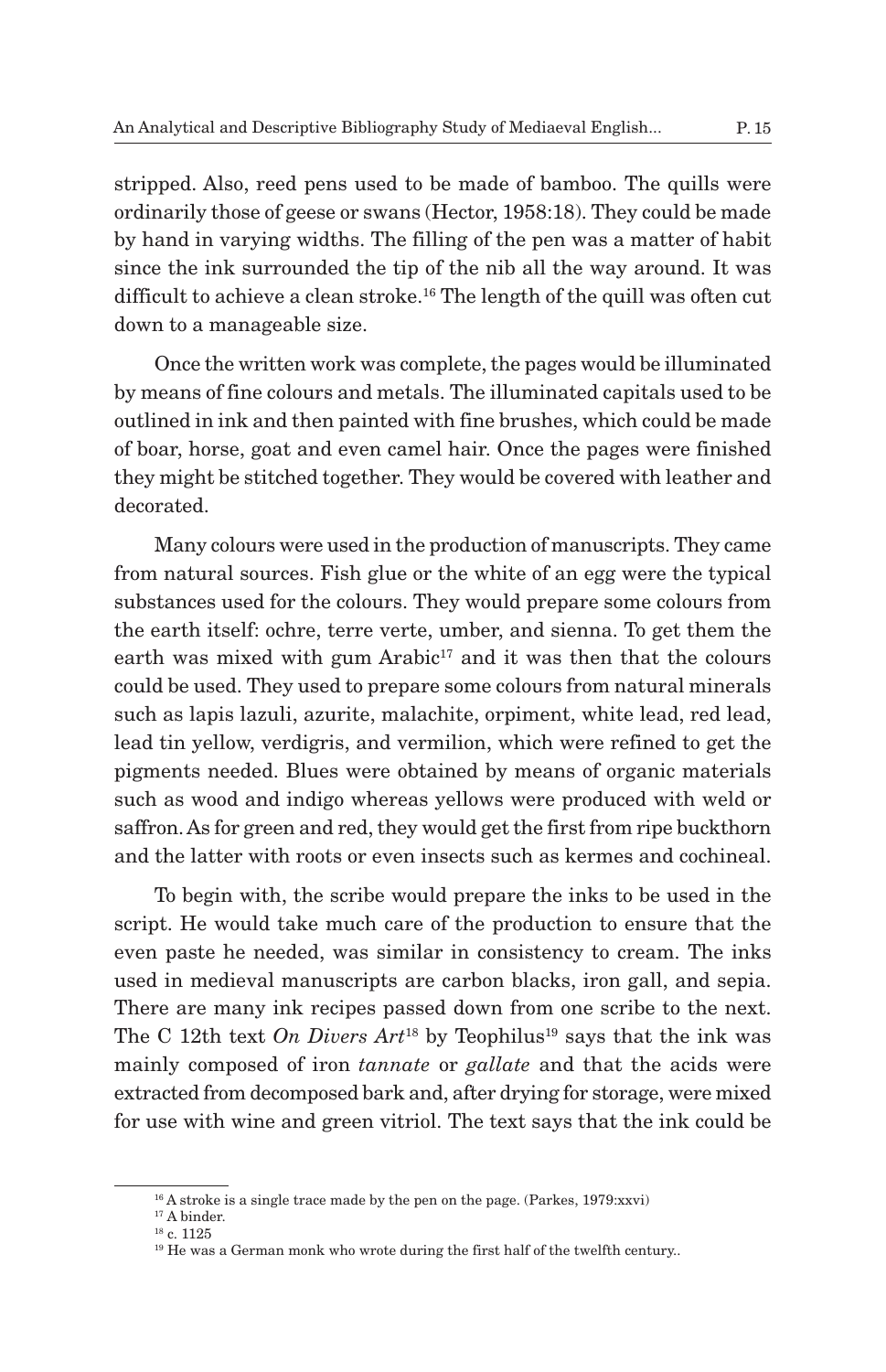stripped. Also, reed pens used to be made of bamboo. The quills were ordinarily those of geese or swans (Hector, 1958:18). They could be made by hand in varying widths. The filling of the pen was a matter of habit since the ink surrounded the tip of the nib all the way around. It was difficult to achieve a clean stroke.[16] The length of the quill was often cut down to a manageable size.

Once the written work was complete, the pages would be illuminated by means of fine colours and metals. The illuminated capitals used to be outlined in ink and then painted with fine brushes, which could be made of boar, horse, goat and even camel hair. Once the pages were finished they might be stitched together. They would be covered with leather and decorated.

Many colours were used in the production of manuscripts. They came from natural sources. Fish glue or the white of an egg were the typical substances used for the colours. They would prepare some colours from the earth itself: ochre, terre verte, umber, and sienna. To get them the earth was mixed with gum Arabic[17] and it was then that the colours could be used. They used to prepare some colours from natural minerals such as lapis lazuli, azurite, malachite, orpiment, white lead, red lead, lead tin yellow, verdigris, and vermilion, which were refined to get the pigments needed. Blues were obtained by means of organic materials such as wood and indigo whereas yellows were produced with weld or saffron. As for green and red, they would get the first from ripe buckthorn and the latter with roots or even insects such as kermes and cochineal.

To begin with, the scribe would prepare the inks to be used in the script. He would take much care of the production to ensure that the even paste he needed, was similar in consistency to cream. The inks used in medieval manuscripts are carbon blacks, iron gall, and sepia. There are many ink recipes passed down from one scribe to the next. The C 12th text *On Divers Art*[18] by Teophilus[19] says that the ink was mainly composed of iron *tannate* or *gallate* and that the acids were extracted from decomposed bark and, after drying for storage, were mixed for use with wine and green vitriol. The text says that the ink could be

---

[16] A stroke is a single trace made by the pen on the page. (Parkes, 1979:xxvi)

[17] A binder.

[18] c. 1125

[19] He was a German monk who wrote during the first half of the twelfth century..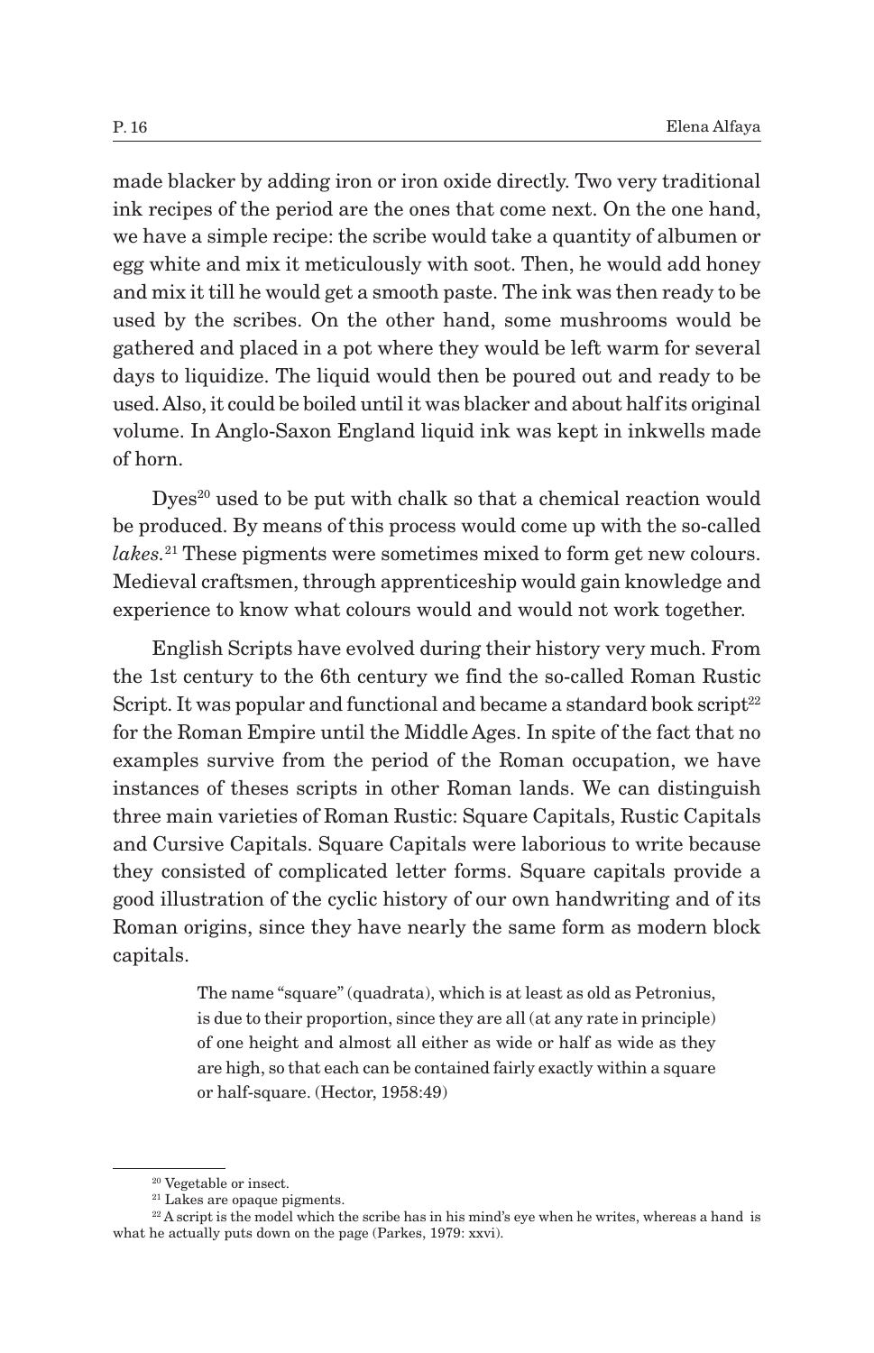made blacker by adding iron or iron oxide directly. Two very traditional ink recipes of the period are the ones that come next. On the one hand, we have a simple recipe: the scribe would take a quantity of albumen or egg white and mix it meticulously with soot. Then, he would add honey and mix it till he would get a smooth paste. The ink was then ready to be used by the scribes. On the other hand, some mushrooms would be gathered and placed in a pot where they would be left warm for several days to liquidize. The liquid would then be poured out and ready to be used. Also, it could be boiled until it was blacker and about half its original volume. In Anglo-Saxon England liquid ink was kept in inkwells made of horn.

Dyes[20] used to be put with chalk so that a chemical reaction would be produced. By means of this process would come up with the so-called *lakes.*[21] These pigments were sometimes mixed to form get new colours. Medieval craftsmen, through apprenticeship would gain knowledge and experience to know what colours would and would not work together.

English Scripts have evolved during their history very much. From the 1st century to the 6th century we find the so-called Roman Rustic Script. It was popular and functional and became a standard book script[22] for the Roman Empire until the Middle Ages. In spite of the fact that no examples survive from the period of the Roman occupation, we have instances of theses scripts in other Roman lands. We can distinguish three main varieties of Roman Rustic: Square Capitals, Rustic Capitals and Cursive Capitals. Square Capitals were laborious to write because they consisted of complicated letter forms. Square capitals provide a good illustration of the cyclic history of our own handwriting and of its Roman origins, since they have nearly the same form as modern block capitals.

> The name "square" (quadrata), which is at least as old as Petronius, is due to their proportion, since they are all (at any rate in principle) of one height and almost all either as wide or half as wide as they are high, so that each can be contained fairly exactly within a square or half-square. (Hector, 1958:49)

---

[20] Vegetable or insect.

[21] Lakes are opaque pigments.

[22] A script is the model which the scribe has in his mind's eye when he writes, whereas a hand is what he actually puts down on the page (Parkes, 1979: xxvi).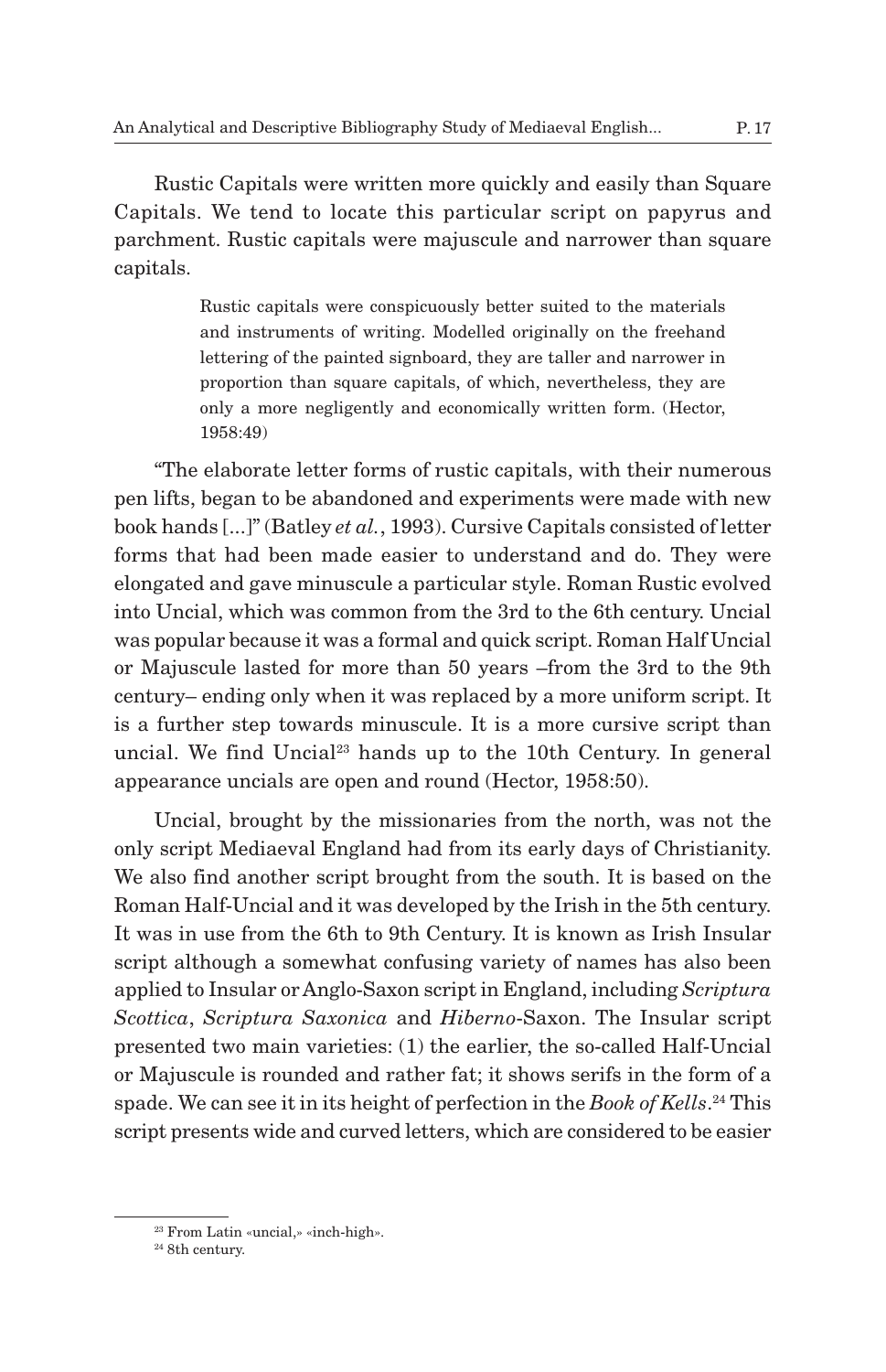Rustic Capitals were written more quickly and easily than Square Capitals. We tend to locate this particular script on papyrus and parchment. Rustic capitals were majuscule and narrower than square capitals.

> Rustic capitals were conspicuously better suited to the materials and instruments of writing. Modelled originally on the freehand lettering of the painted signboard, they are taller and narrower in proportion than square capitals, of which, nevertheless, they are only a more negligently and economically written form. (Hector, 1958:49)

"The elaborate letter forms of rustic capitals, with their numerous pen lifts, began to be abandoned and experiments were made with new book hands [...]" (Batley *et al.*, 1993). Cursive Capitals consisted of letter forms that had been made easier to understand and do. They were elongated and gave minuscule a particular style. Roman Rustic evolved into Uncial, which was common from the 3rd to the 6th century. Uncial was popular because it was a formal and quick script. Roman Half Uncial or Majuscule lasted for more than 50 years –from the 3rd to the 9th century– ending only when it was replaced by a more uniform script. It is a further step towards minuscule. It is a more cursive script than uncial. We find Uncial[23] hands up to the 10th Century. In general appearance uncials are open and round (Hector, 1958:50).

Uncial, brought by the missionaries from the north, was not the only script Mediaeval England had from its early days of Christianity. We also find another script brought from the south. It is based on the Roman Half-Uncial and it was developed by the Irish in the 5th century. It was in use from the 6th to 9th Century. It is known as Irish Insular script although a somewhat confusing variety of names has also been applied to Insular or Anglo-Saxon script in England, including *Scriptura Scottica*, *Scriptura Saxonica* and *Hiberno*-Saxon. The Insular script presented two main varieties: (1) the earlier, the so-called Half-Uncial or Majuscule is rounded and rather fat; it shows serifs in the form of a spade. We can see it in its height of perfection in the *Book of Kells*.[24] This script presents wide and curved letters, which are considered to be easier

---

[23] From Latin «uncial,» «inch-high».

[24] 8th century.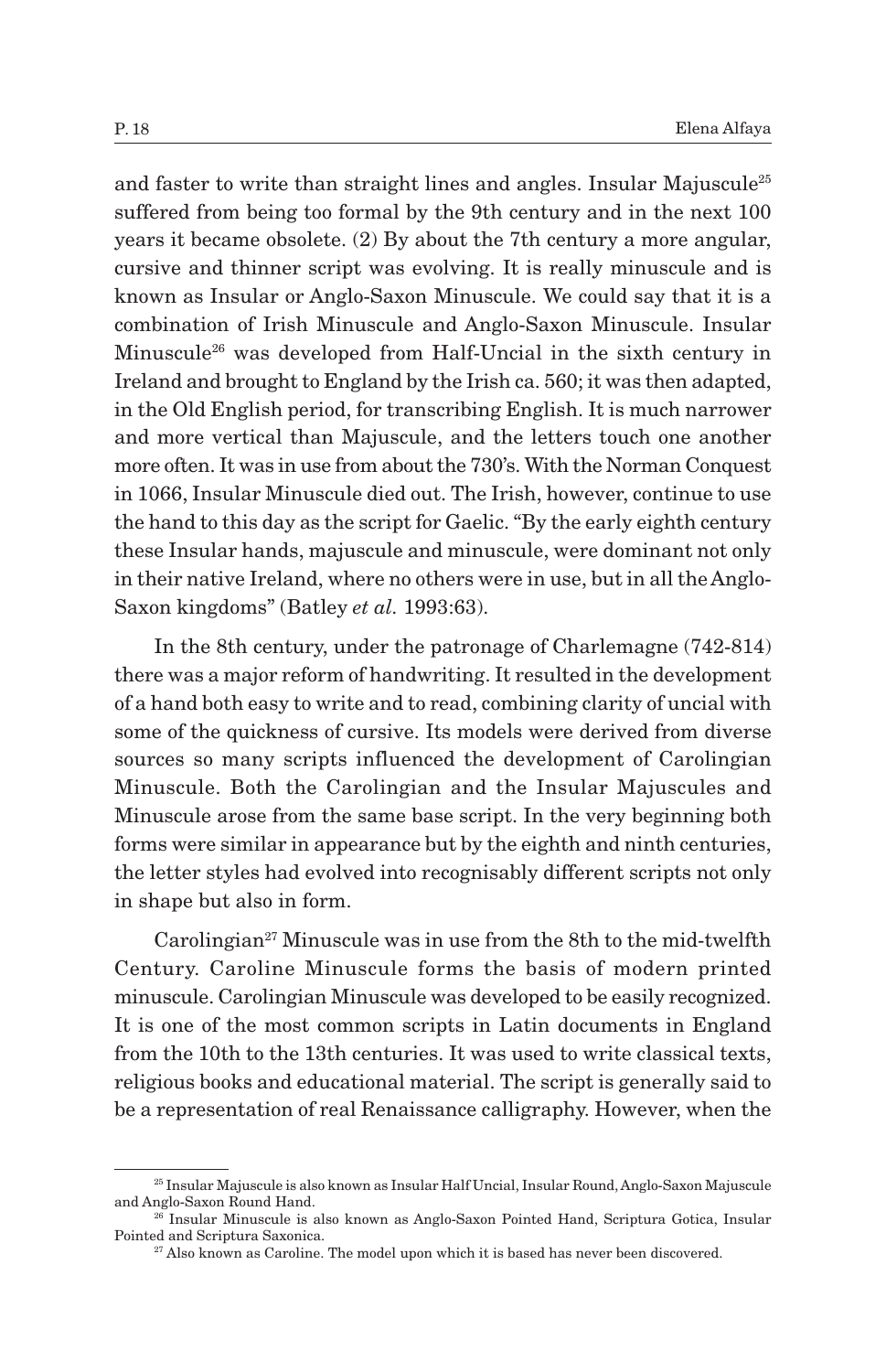and faster to write than straight lines and angles. Insular Majuscule[25] suffered from being too formal by the 9th century and in the next 100 years it became obsolete. (2) By about the 7th century a more angular, cursive and thinner script was evolving. It is really minuscule and is known as Insular or Anglo-Saxon Minuscule. We could say that it is a combination of Irish Minuscule and Anglo-Saxon Minuscule. Insular Minuscule[26] was developed from Half-Uncial in the sixth century in Ireland and brought to England by the Irish ca. 560; it was then adapted, in the Old English period, for transcribing English. It is much narrower and more vertical than Majuscule, and the letters touch one another more often. It was in use from about the 730's. With the Norman Conquest in 1066, Insular Minuscule died out. The Irish, however, continue to use the hand to this day as the script for Gaelic. "By the early eighth century these Insular hands, majuscule and minuscule, were dominant not only in their native Ireland, where no others were in use, but in all the Anglo-Saxon kingdoms" (Batley *et al*. 1993:63).

In the 8th century, under the patronage of Charlemagne (742-814) there was a major reform of handwriting. It resulted in the development of a hand both easy to write and to read, combining clarity of uncial with some of the quickness of cursive. Its models were derived from diverse sources so many scripts influenced the development of Carolingian Minuscule. Both the Carolingian and the Insular Majuscules and Minuscule arose from the same base script. In the very beginning both forms were similar in appearance but by the eighth and ninth centuries, the letter styles had evolved into recognisably different scripts not only in shape but also in form.

Carolingian[27] Minuscule was in use from the 8th to the mid-twelfth Century. Caroline Minuscule forms the basis of modern printed minuscule. Carolingian Minuscule was developed to be easily recognized. It is one of the most common scripts in Latin documents in England from the 10th to the 13th centuries. It was used to write classical texts, religious books and educational material. The script is generally said to be a representation of real Renaissance calligraphy. However, when the

[25] Insular Majuscule is also known as Insular Half Uncial, Insular Round, Anglo-Saxon Majuscule and Anglo-Saxon Round Hand.

[26] Insular Minuscule is also known as Anglo-Saxon Pointed Hand, Scriptura Gotica, Insular Pointed and Scriptura Saxonica.

[27] Also known as Caroline. The model upon which it is based has never been discovered.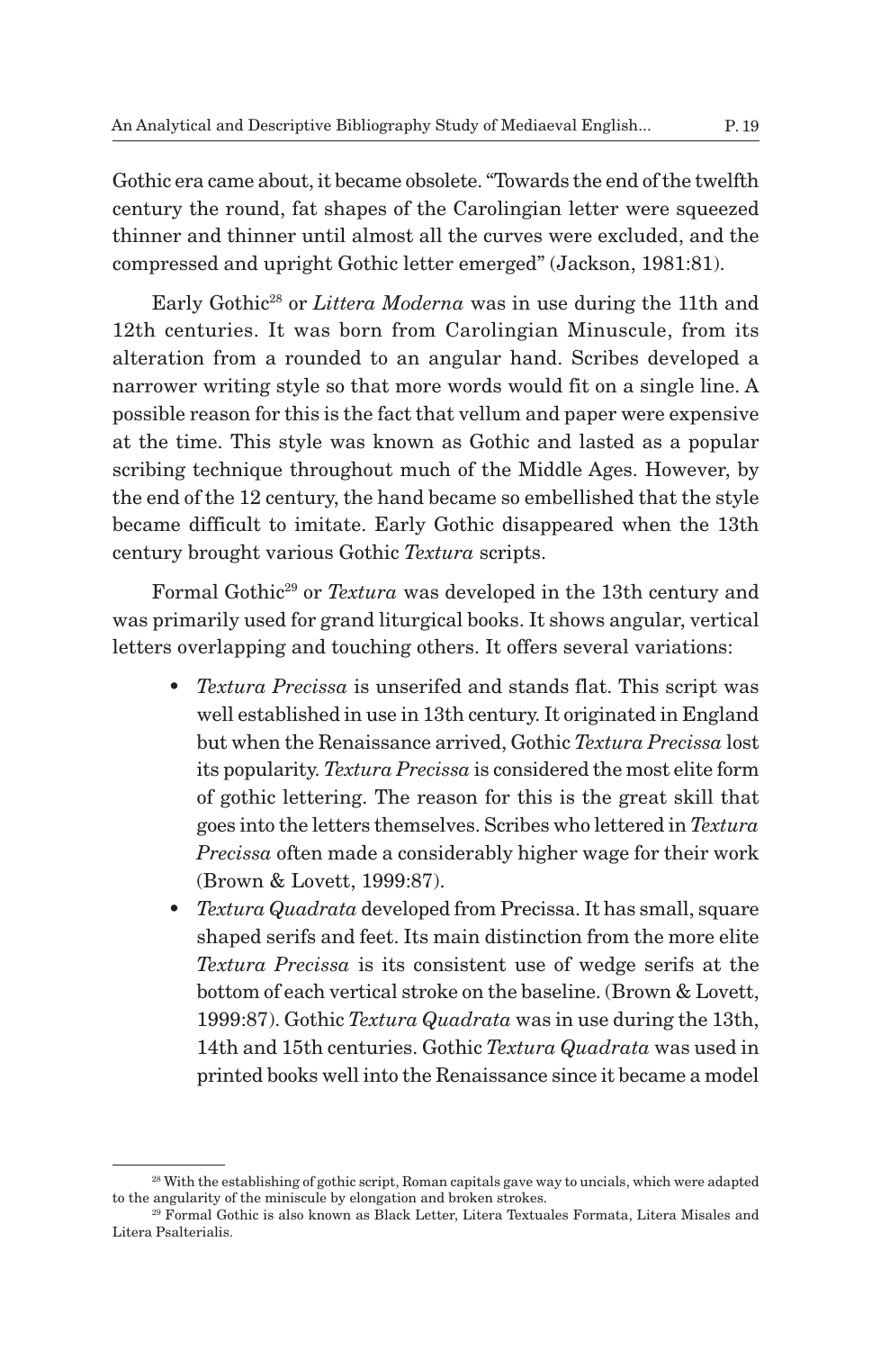Gothic era came about, it became obsolete. "Towards the end of the twelfth century the round, fat shapes of the Carolingian letter were squeezed thinner and thinner until almost all the curves were excluded, and the compressed and upright Gothic letter emerged" (Jackson, 1981:81).

Early Gothic[28] or *Littera Moderna* was in use during the 11th and 12th centuries. It was born from Carolingian Minuscule, from its alteration from a rounded to an angular hand. Scribes developed a narrower writing style so that more words would fit on a single line. A possible reason for this is the fact that vellum and paper were expensive at the time. This style was known as Gothic and lasted as a popular scribing technique throughout much of the Middle Ages. However, by the end of the 12 century, the hand became so embellished that the style became difficult to imitate. Early Gothic disappeared when the 13th century brought various Gothic *Textura* scripts.

Formal Gothic[29] or *Textura* was developed in the 13th century and was primarily used for grand liturgical books. It shows angular, vertical letters overlapping and touching others. It offers several variations:

- *Textura Precissa* is unserifed and stands flat. This script was well established in use in 13th century. It originated in England but when the Renaissance arrived, Gothic *Textura Precissa* lost its popularity. *Textura Precissa* is considered the most elite form of gothic lettering. The reason for this is the great skill that goes into the letters themselves. Scribes who lettered in *Textura Precissa* often made a considerably higher wage for their work (Brown & Lovett, 1999:87).
- *Textura Quadrata* developed from Precissa. It has small, square shaped serifs and feet. Its main distinction from the more elite *Textura Precissa* is its consistent use of wedge serifs at the bottom of each vertical stroke on the baseline. (Brown & Lovett, 1999:87). Gothic *Textura Quadrata* was in use during the 13th, 14th and 15th centuries. Gothic *Textura Quadrata* was used in printed books well into the Renaissance since it became a model

---

[28] With the establishing of gothic script, Roman capitals gave way to uncials, which were adapted to the angularity of the miniscule by elongation and broken strokes.

[29] Formal Gothic is also known as Black Letter, Litera Textuales Formata, Litera Misales and Litera Psalterialis.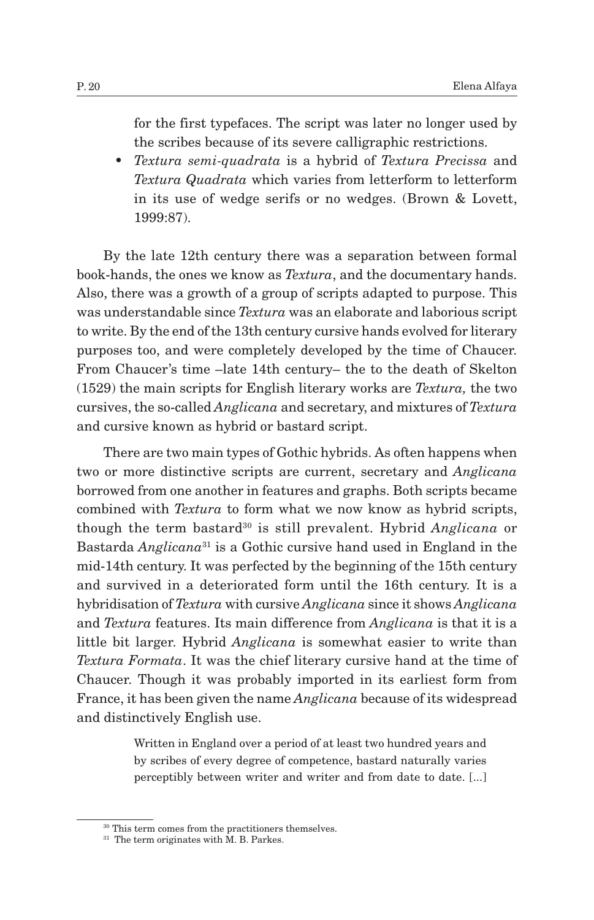for the first typefaces. The script was later no longer used by the scribes because of its severe calligraphic restrictions.

- *Textura semi-quadrata* is a hybrid of *Textura Precissa* and *Textura Quadrata* which varies from letterform to letterform in its use of wedge serifs or no wedges. (Brown & Lovett, 1999:87).

By the late 12th century there was a separation between formal book-hands, the ones we know as *Textura*, and the documentary hands. Also, there was a growth of a group of scripts adapted to purpose. This was understandable since *Textura* was an elaborate and laborious script to write. By the end of the 13th century cursive hands evolved for literary purposes too, and were completely developed by the time of Chaucer. From Chaucer's time –late 14th century– the to the death of Skelton (1529) the main scripts for English literary works are *Textura,* the two cursives, the so-called *Anglicana* and secretary, and mixtures of *Textura* and cursive known as hybrid or bastard script.

There are two main types of Gothic hybrids. As often happens when two or more distinctive scripts are current, secretary and *Anglicana* borrowed from one another in features and graphs. Both scripts became combined with *Textura* to form what we now know as hybrid scripts, though the term bastard[30] is still prevalent. Hybrid *Anglicana* or Bastarda *Anglicana*[31] is a Gothic cursive hand used in England in the mid-14th century. It was perfected by the beginning of the 15th century and survived in a deteriorated form until the 16th century. It is a hybridisation of *Textura* with cursive *Anglicana* since it shows *Anglicana* and *Textura* features. Its main difference from *Anglicana* is that it is a little bit larger. Hybrid *Anglicana* is somewhat easier to write than *Textura Formata*. It was the chief literary cursive hand at the time of Chaucer. Though it was probably imported in its earliest form from France, it has been given the name *Anglicana* because of its widespread and distinctively English use.

> Written in England over a period of at least two hundred years and by scribes of every degree of competence, bastard naturally varies perceptibly between writer and writer and from date to date. [...]

[30] This term comes from the practitioners themselves.

[31] The term originates with M. B. Parkes.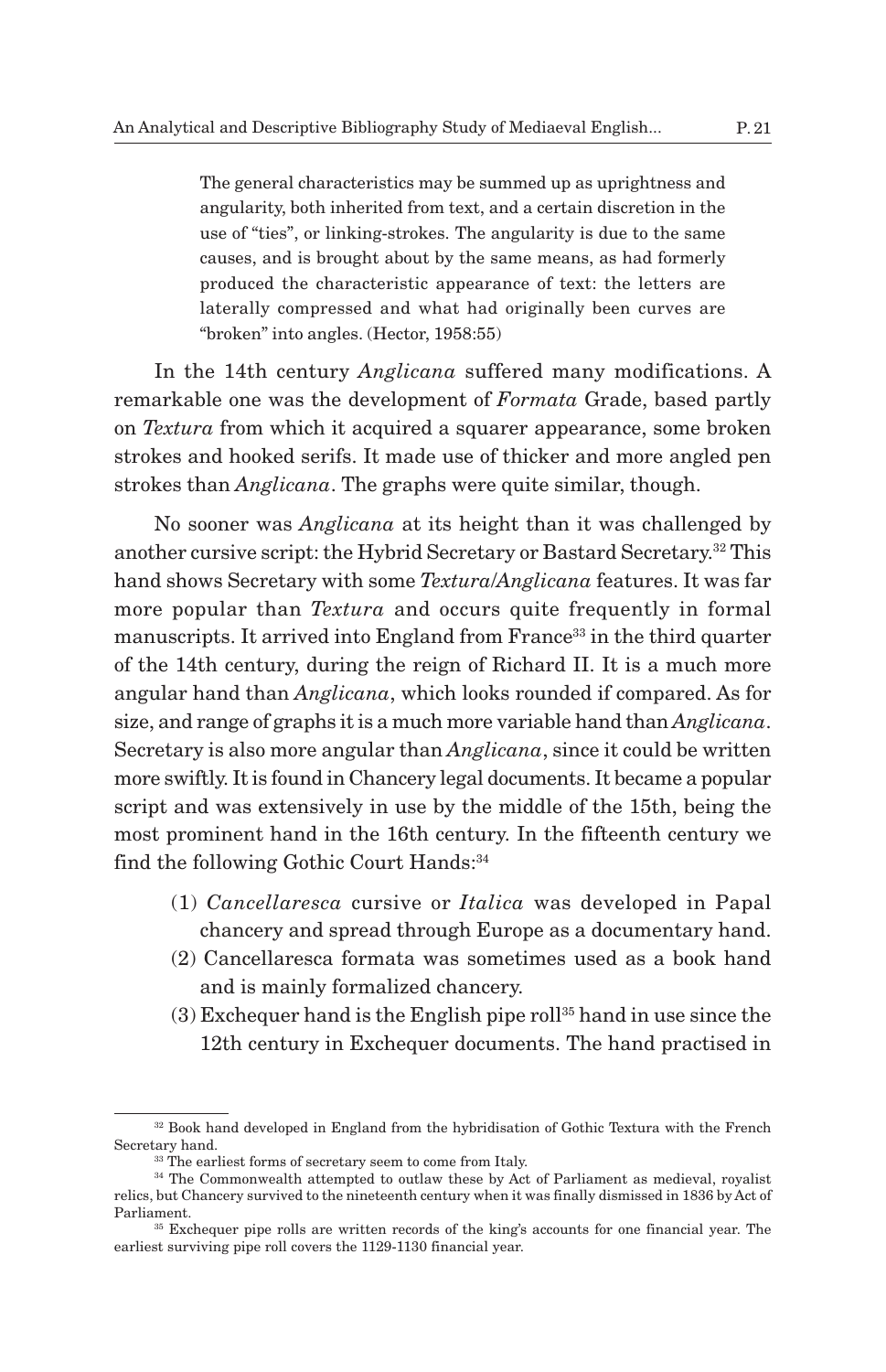> The general characteristics may be summed up as uprightness and angularity, both inherited from text, and a certain discretion in the use of "ties", or linking-strokes. The angularity is due to the same causes, and is brought about by the same means, as had formerly produced the characteristic appearance of text: the letters are laterally compressed and what had originally been curves are "broken" into angles. (Hector, 1958:55)

In the 14th century *Anglicana* suffered many modifications. A remarkable one was the development of *Formata* Grade, based partly on *Textura* from which it acquired a squarer appearance, some broken strokes and hooked serifs. It made use of thicker and more angled pen strokes than *Anglicana*. The graphs were quite similar, though.

No sooner was *Anglicana* at its height than it was challenged by another cursive script: the Hybrid Secretary or Bastard Secretary.[32] This hand shows Secretary with some *Textura*/*Anglicana* features. It was far more popular than *Textura* and occurs quite frequently in formal manuscripts. It arrived into England from France[33] in the third quarter of the 14th century, during the reign of Richard II. It is a much more angular hand than *Anglicana*, which looks rounded if compared. As for size, and range of graphs it is a much more variable hand than *Anglicana*. Secretary is also more angular than *Anglicana*, since it could be written more swiftly. It is found in Chancery legal documents. It became a popular script and was extensively in use by the middle of the 15th, being the most prominent hand in the 16th century. In the fifteenth century we find the following Gothic Court Hands:[34]

(1) *Cancellaresca* cursive or *Italica* was developed in Papal chancery and spread through Europe as a documentary hand.
(2) Cancellaresca formata was sometimes used as a book hand and is mainly formalized chancery.
(3) Exchequer hand is the English pipe roll[35] hand in use since the 12th century in Exchequer documents. The hand practised in

---

[32] Book hand developed in England from the hybridisation of Gothic Textura with the French Secretary hand.

[33] The earliest forms of secretary seem to come from Italy.

[34] The Commonwealth attempted to outlaw these by Act of Parliament as medieval, royalist relics, but Chancery survived to the nineteenth century when it was finally dismissed in 1836 by Act of Parliament.

[35] Exchequer pipe rolls are written records of the king's accounts for one financial year. The earliest surviving pipe roll covers the 1129-1130 financial year.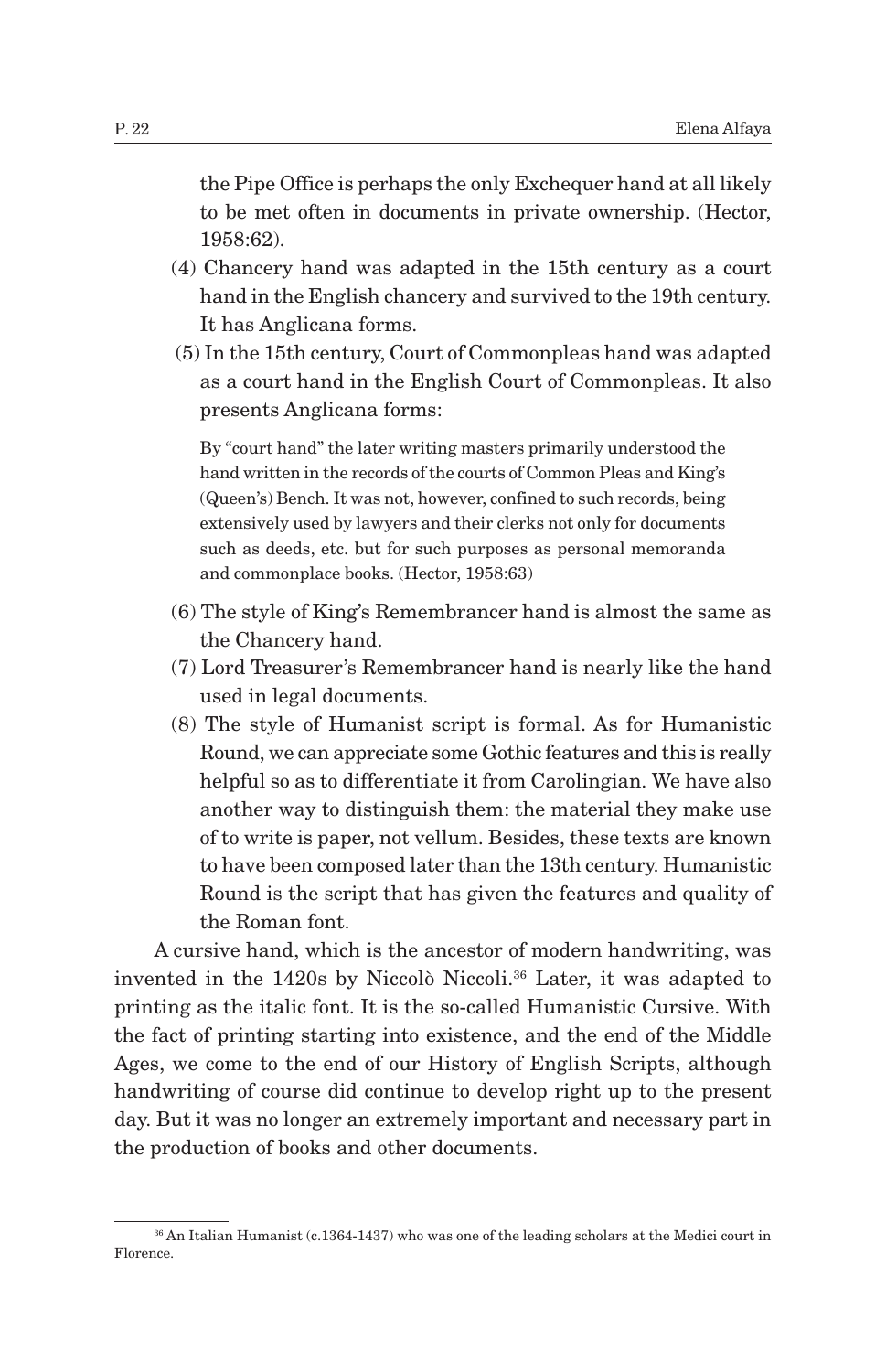the Pipe Office is perhaps the only Exchequer hand at all likely to be met often in documents in private ownership. (Hector, 1958:62).

(4) Chancery hand was adapted in the 15th century as a court hand in the English chancery and survived to the 19th century. It has Anglicana forms.

(5) In the 15th century, Court of Commonpleas hand was adapted as a court hand in the English Court of Commonpleas. It also presents Anglicana forms:

> By "court hand" the later writing masters primarily understood the hand written in the records of the courts of Common Pleas and King's (Queen's) Bench. It was not, however, confined to such records, being extensively used by lawyers and their clerks not only for documents such as deeds, etc. but for such purposes as personal memoranda and commonplace books. (Hector, 1958:63)

(6) The style of King's Remembrancer hand is almost the same as the Chancery hand.

(7) Lord Treasurer's Remembrancer hand is nearly like the hand used in legal documents.

(8) The style of Humanist script is formal. As for Humanistic Round, we can appreciate some Gothic features and this is really helpful so as to differentiate it from Carolingian. We have also another way to distinguish them: the material they make use of to write is paper, not vellum. Besides, these texts are known to have been composed later than the 13th century. Humanistic Round is the script that has given the features and quality of the Roman font.

A cursive hand, which is the ancestor of modern handwriting, was invented in the 1420s by Niccolò Niccoli.[36] Later, it was adapted to printing as the italic font. It is the so-called Humanistic Cursive. With the fact of printing starting into existence, and the end of the Middle Ages, we come to the end of our History of English Scripts, although handwriting of course did continue to develop right up to the present day. But it was no longer an extremely important and necessary part in the production of books and other documents.

[36] An Italian Humanist (c.1364-1437) who was one of the leading scholars at the Medici court in Florence.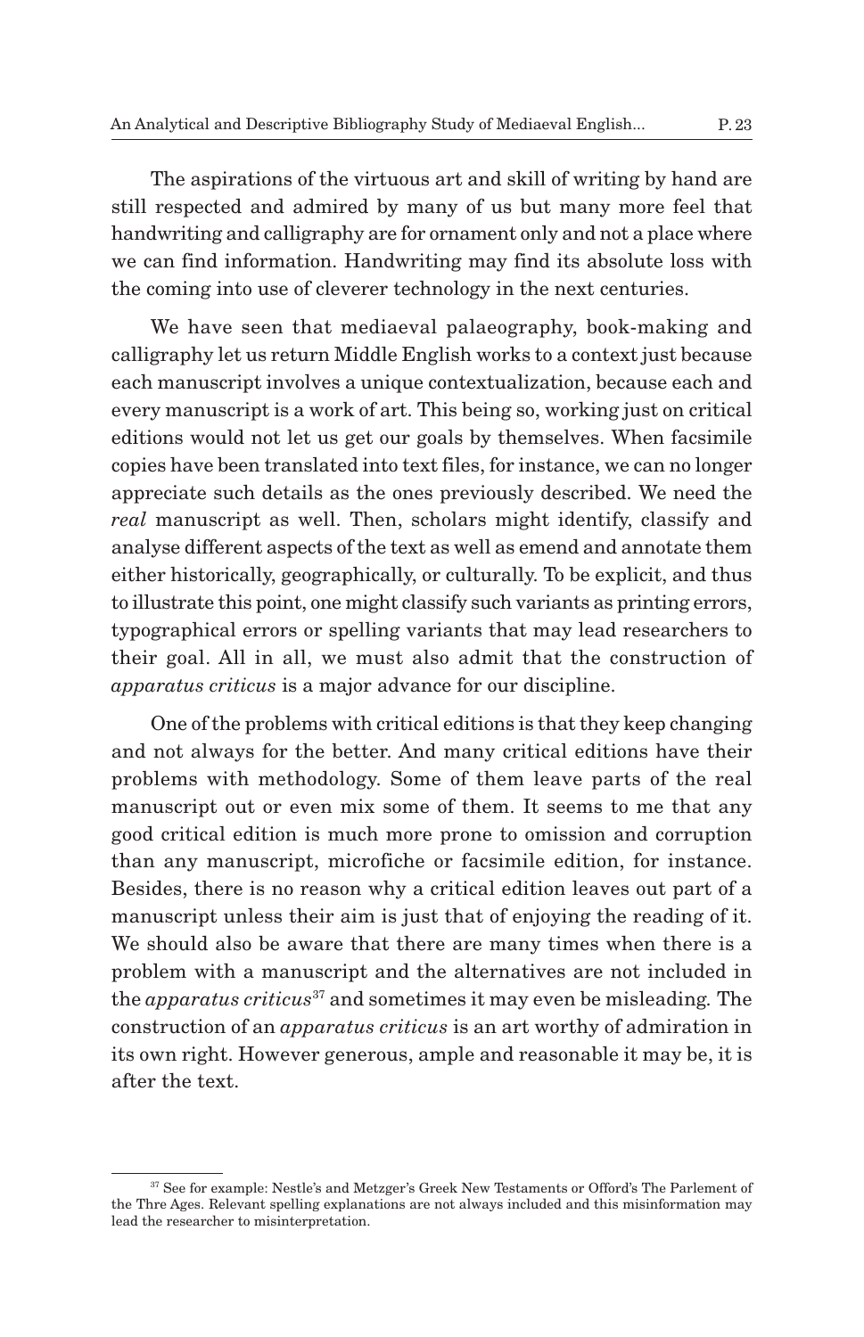The aspirations of the virtuous art and skill of writing by hand are still respected and admired by many of us but many more feel that handwriting and calligraphy are for ornament only and not a place where we can find information. Handwriting may find its absolute loss with the coming into use of cleverer technology in the next centuries.

We have seen that mediaeval palaeography, book-making and calligraphy let us return Middle English works to a context just because each manuscript involves a unique contextualization, because each and every manuscript is a work of art. This being so, working just on critical editions would not let us get our goals by themselves. When facsimile copies have been translated into text files, for instance, we can no longer appreciate such details as the ones previously described. We need the *real* manuscript as well. Then, scholars might identify, classify and analyse different aspects of the text as well as emend and annotate them either historically, geographically, or culturally. To be explicit, and thus to illustrate this point, one might classify such variants as printing errors, typographical errors or spelling variants that may lead researchers to their goal. All in all, we must also admit that the construction of *apparatus criticus* is a major advance for our discipline.

One of the problems with critical editions is that they keep changing and not always for the better. And many critical editions have their problems with methodology. Some of them leave parts of the real manuscript out or even mix some of them. It seems to me that any good critical edition is much more prone to omission and corruption than any manuscript, microfiche or facsimile edition, for instance. Besides, there is no reason why a critical edition leaves out part of a manuscript unless their aim is just that of enjoying the reading of it. We should also be aware that there are many times when there is a problem with a manuscript and the alternatives are not included in the *apparatus criticus*[37] and sometimes it may even be misleading. The construction of an *apparatus criticus* is an art worthy of admiration in its own right. However generous, ample and reasonable it may be, it is after the text.

---

[37] See for example: Nestle's and Metzger's Greek New Testaments or Offord's The Parlement of the Thre Ages. Relevant spelling explanations are not always included and this misinformation may lead the researcher to misinterpretation.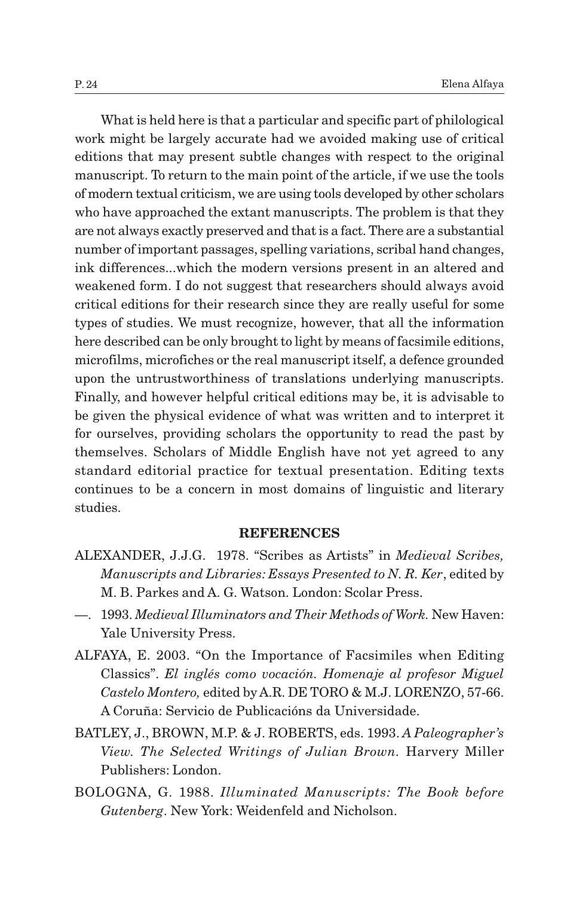What is held here is that a particular and specific part of philological work might be largely accurate had we avoided making use of critical editions that may present subtle changes with respect to the original manuscript. To return to the main point of the article, if we use the tools of modern textual criticism, we are using tools developed by other scholars who have approached the extant manuscripts. The problem is that they are not always exactly preserved and that is a fact. There are a substantial number of important passages, spelling variations, scribal hand changes, ink differences...which the modern versions present in an altered and weakened form. I do not suggest that researchers should always avoid critical editions for their research since they are really useful for some types of studies. We must recognize, however, that all the information here described can be only brought to light by means of facsimile editions, microfilms, microfiches or the real manuscript itself, a defence grounded upon the untrustworthiness of translations underlying manuscripts. Finally, and however helpful critical editions may be, it is advisable to be given the physical evidence of what was written and to interpret it for ourselves, providing scholars the opportunity to read the past by themselves. Scholars of Middle English have not yet agreed to any standard editorial practice for textual presentation. Editing texts continues to be a concern in most domains of linguistic and literary studies.

## REFERENCES

ALEXANDER, J.J.G. 1978. "Scribes as Artists" in *Medieval Scribes, Manuscripts and Libraries: Essays Presented to N. R. Ker*, edited by M. B. Parkes and A. G. Watson. London: Scolar Press.

—. 1993. *Medieval Illuminators and Their Methods of Work.* New Haven: Yale University Press.

ALFAYA, E. 2003. "On the Importance of Facsimiles when Editing Classics". *El inglés como vocación. Homenaje al profesor Miguel Castelo Montero,* edited by A.R. DE TORO & M.J. LORENZO, 57-66. A Coruña: Servicio de Publicacións da Universidade.

BATLEY, J., BROWN, M.P. & J. ROBERTS, eds. 1993. *A Paleographer's View. The Selected Writings of Julian Brown.* Harvery Miller Publishers: London.

BOLOGNA, G. 1988. *Illuminated Manuscripts: The Book before Gutenberg*. New York: Weidenfeld and Nicholson.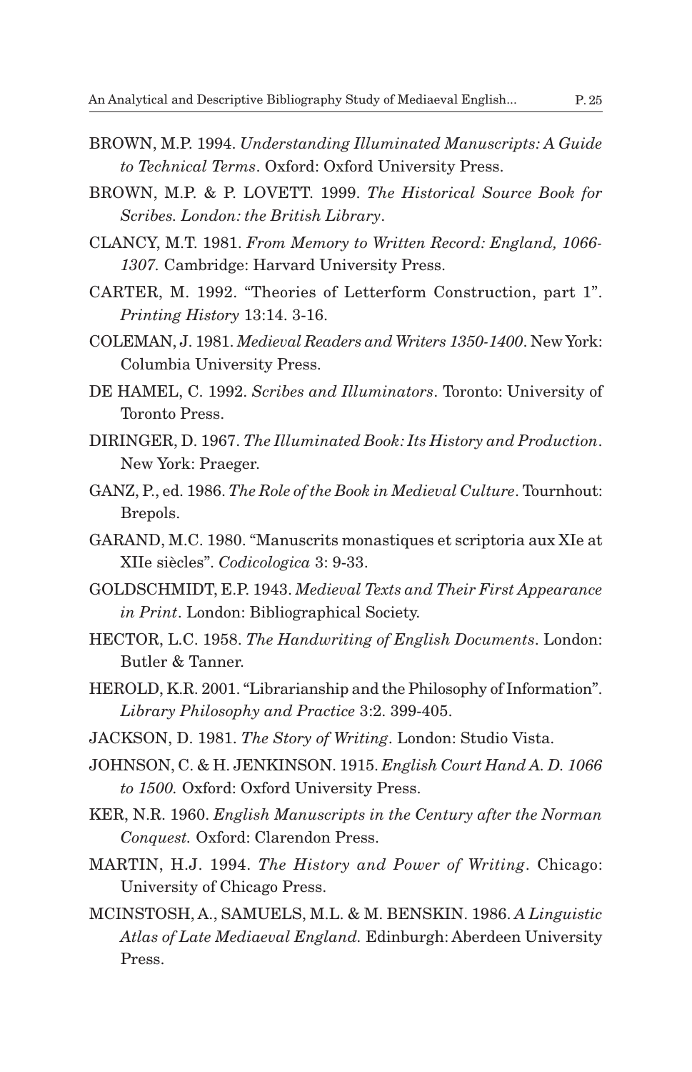BROWN, M.P. 1994. *Understanding Illuminated Manuscripts: A Guide to Technical Terms*. Oxford: Oxford University Press.

BROWN, M.P. & P. LOVETT. 1999. *The Historical Source Book for Scribes. London: the British Library*.

CLANCY, M.T. 1981. *From Memory to Written Record: England, 1066-1307.* Cambridge: Harvard University Press.

CARTER, M. 1992. "Theories of Letterform Construction, part 1". *Printing History* 13:14. 3-16.

COLEMAN, J. 1981. *Medieval Readers and Writers 1350-1400*. New York: Columbia University Press.

DE HAMEL, C. 1992. *Scribes and Illuminators*. Toronto: University of Toronto Press.

DIRINGER, D. 1967. *The Illuminated Book: Its History and Production*. New York: Praeger.

GANZ, P., ed. 1986. *The Role of the Book in Medieval Culture*. Tournhout: Brepols.

GARAND, M.C. 1980. "Manuscrits monastiques et scriptoria aux XIe at XIIe siècles". *Codicologica* 3: 9-33.

GOLDSCHMIDT, E.P. 1943. *Medieval Texts and Their First Appearance in Print*. London: Bibliographical Society.

HECTOR, L.C. 1958. *The Handwriting of English Documents*. London: Butler & Tanner.

HEROLD, K.R. 2001. "Librarianship and the Philosophy of Information". *Library Philosophy and Practice* 3:2. 399-405.

JACKSON, D. 1981. *The Story of Writing*. London: Studio Vista.

JOHNSON, C. & H. JENKINSON. 1915. *English Court Hand A. D. 1066 to 1500.* Oxford: Oxford University Press.

KER, N.R. 1960. *English Manuscripts in the Century after the Norman Conquest.* Oxford: Clarendon Press.

MARTIN, H.J. 1994. *The History and Power of Writing*. Chicago: University of Chicago Press.

MCINSTOSH, A., SAMUELS, M.L. & M. BENSKIN. 1986. *A Linguistic Atlas of Late Mediaeval England.* Edinburgh: Aberdeen University Press.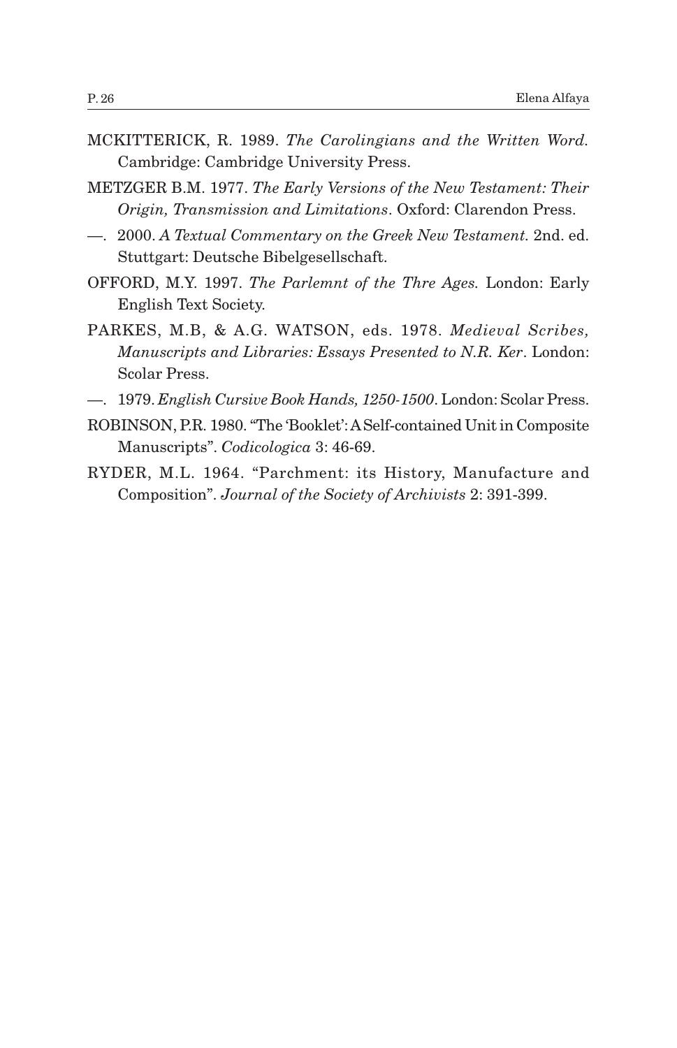MCKITTERICK, R. 1989. *The Carolingians and the Written Word.* Cambridge: Cambridge University Press.

METZGER B.M. 1977. *The Early Versions of the New Testament: Their Origin, Transmission and Limitations*. Oxford: Clarendon Press.

—. 2000. *A Textual Commentary on the Greek New Testament.* 2nd. ed. Stuttgart: Deutsche Bibelgesellschaft.

OFFORD, M.Y. 1997. *The Parlemnt of the Thre Ages.* London: Early English Text Society.

PARKES, M.B, & A.G. WATSON, eds. 1978. *Medieval Scribes, Manuscripts and Libraries: Essays Presented to N.R. Ker*. London: Scolar Press.

—. 1979. *English Cursive Book Hands, 1250-1500*. London: Scolar Press.

ROBINSON, P.R. 1980. "The 'Booklet': A Self-contained Unit in Composite Manuscripts". *Codicologica* 3: 46-69.

RYDER, M.L. 1964. "Parchment: its History, Manufacture and Composition". *Journal of the Society of Archivists* 2: 391-399.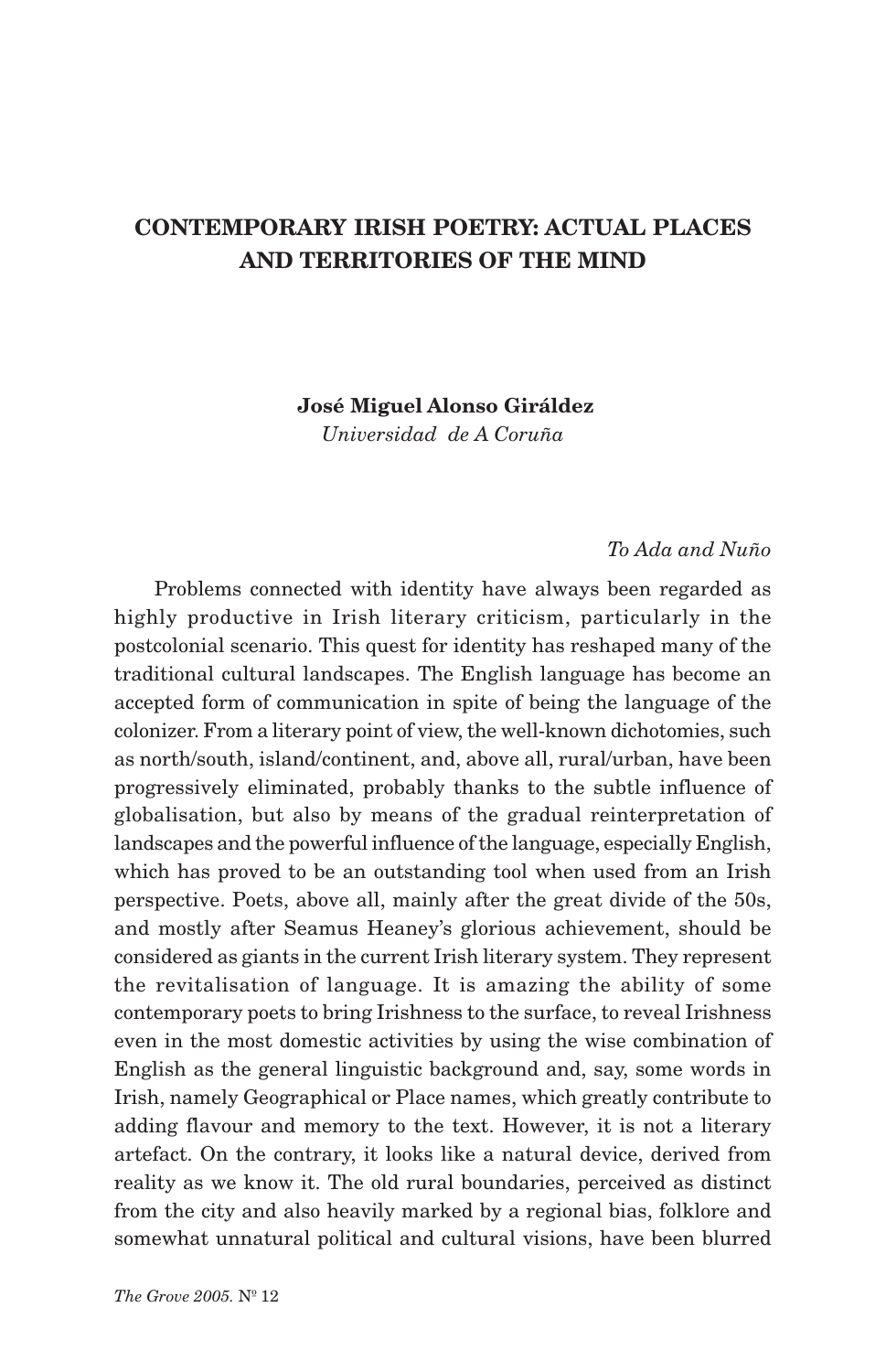# CONTEMPORARY IRISH POETRY: ACTUAL PLACES AND TERRITORIES OF THE MIND

**José Miguel Alonso Giráldez**
*Universidad de A Coruña*

*To Ada and Nuño*

Problems connected with identity have always been regarded as highly productive in Irish literary criticism, particularly in the postcolonial scenario. This quest for identity has reshaped many of the traditional cultural landscapes. The English language has become an accepted form of communication in spite of being the language of the colonizer. From a literary point of view, the well-known dichotomies, such as north/south, island/continent, and, above all, rural/urban, have been progressively eliminated, probably thanks to the subtle influence of globalisation, but also by means of the gradual reinterpretation of landscapes and the powerful influence of the language, especially English, which has proved to be an outstanding tool when used from an Irish perspective. Poets, above all, mainly after the great divide of the 50s, and mostly after Seamus Heaney's glorious achievement, should be considered as giants in the current Irish literary system. They represent the revitalisation of language. It is amazing the ability of some contemporary poets to bring Irishness to the surface, to reveal Irishness even in the most domestic activities by using the wise combination of English as the general linguistic background and, say, some words in Irish, namely Geographical or Place names, which greatly contribute to adding flavour and memory to the text. However, it is not a literary artefact. On the contrary, it looks like a natural device, derived from reality as we know it. The old rural boundaries, perceived as distinct from the city and also heavily marked by a regional bias, folklore and somewhat unnatural political and cultural visions, have been blurred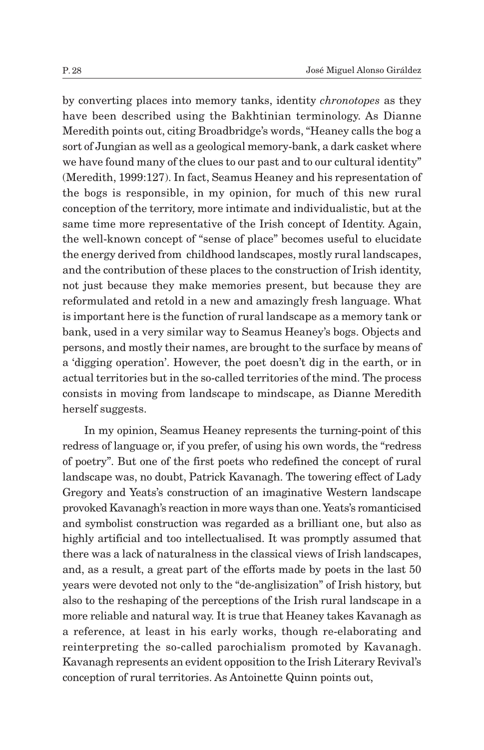by converting places into memory tanks, identity *chronotopes* as they have been described using the Bakhtinian terminology. As Dianne Meredith points out, citing Broadbridge's words, "Heaney calls the bog a sort of Jungian as well as a geological memory-bank, a dark casket where we have found many of the clues to our past and to our cultural identity" (Meredith, 1999:127). In fact, Seamus Heaney and his representation of the bogs is responsible, in my opinion, for much of this new rural conception of the territory, more intimate and individualistic, but at the same time more representative of the Irish concept of Identity. Again, the well-known concept of "sense of place" becomes useful to elucidate the energy derived from childhood landscapes, mostly rural landscapes, and the contribution of these places to the construction of Irish identity, not just because they make memories present, but because they are reformulated and retold in a new and amazingly fresh language. What is important here is the function of rural landscape as a memory tank or bank, used in a very similar way to Seamus Heaney's bogs. Objects and persons, and mostly their names, are brought to the surface by means of a 'digging operation'. However, the poet doesn't dig in the earth, or in actual territories but in the so-called territories of the mind. The process consists in moving from landscape to mindscape, as Dianne Meredith herself suggests.

In my opinion, Seamus Heaney represents the turning-point of this redress of language or, if you prefer, of using his own words, the "redress of poetry". But one of the first poets who redefined the concept of rural landscape was, no doubt, Patrick Kavanagh. The towering effect of Lady Gregory and Yeats's construction of an imaginative Western landscape provoked Kavanagh's reaction in more ways than one. Yeats's romanticised and symbolist construction was regarded as a brilliant one, but also as highly artificial and too intellectualised. It was promptly assumed that there was a lack of naturalness in the classical views of Irish landscapes, and, as a result, a great part of the efforts made by poets in the last 50 years were devoted not only to the "de-anglisization" of Irish history, but also to the reshaping of the perceptions of the Irish rural landscape in a more reliable and natural way. It is true that Heaney takes Kavanagh as a reference, at least in his early works, though re-elaborating and reinterpreting the so-called parochialism promoted by Kavanagh. Kavanagh represents an evident opposition to the Irish Literary Revival's conception of rural territories. As Antoinette Quinn points out,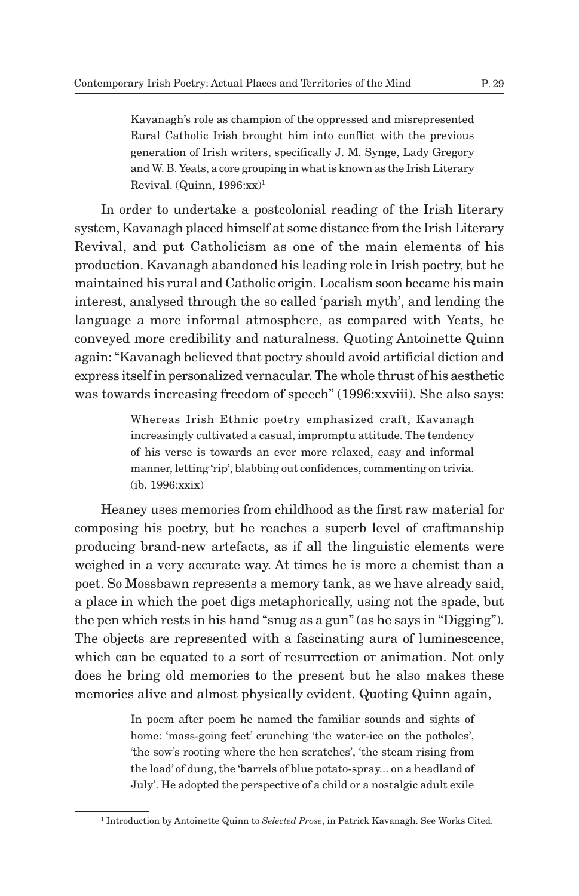> Kavanagh's role as champion of the oppressed and misrepresented Rural Catholic Irish brought him into conflict with the previous generation of Irish writers, specifically J. M. Synge, Lady Gregory and W. B. Yeats, a core grouping in what is known as the Irish Literary Revival. (Quinn, 1996:xx)[1]

In order to undertake a postcolonial reading of the Irish literary system, Kavanagh placed himself at some distance from the Irish Literary Revival, and put Catholicism as one of the main elements of his production. Kavanagh abandoned his leading role in Irish poetry, but he maintained his rural and Catholic origin. Localism soon became his main interest, analysed through the so called 'parish myth', and lending the language a more informal atmosphere, as compared with Yeats, he conveyed more credibility and naturalness. Quoting Antoinette Quinn again: "Kavanagh believed that poetry should avoid artificial diction and express itself in personalized vernacular. The whole thrust of his aesthetic was towards increasing freedom of speech" (1996:xxviii). She also says:

> Whereas Irish Ethnic poetry emphasized craft, Kavanagh increasingly cultivated a casual, impromptu attitude. The tendency of his verse is towards an ever more relaxed, easy and informal manner, letting 'rip', blabbing out confidences, commenting on trivia. (ib. 1996:xxix)

Heaney uses memories from childhood as the first raw material for composing his poetry, but he reaches a superb level of craftmanship producing brand-new artefacts, as if all the linguistic elements were weighed in a very accurate way. At times he is more a chemist than a poet. So Mossbawn represents a memory tank, as we have already said, a place in which the poet digs metaphorically, using not the spade, but the pen which rests in his hand "snug as a gun" (as he says in "Digging"). The objects are represented with a fascinating aura of luminescence, which can be equated to a sort of resurrection or animation. Not only does he bring old memories to the present but he also makes these memories alive and almost physically evident. Quoting Quinn again,

> In poem after poem he named the familiar sounds and sights of home: 'mass-going feet' crunching 'the water-ice on the potholes', 'the sow's rooting where the hen scratches', 'the steam rising from the load' of dung, the 'barrels of blue potato-spray... on a headland of July'. He adopted the perspective of a child or a nostalgic adult exile

---

[1] Introduction by Antoinette Quinn to *Selected Prose*, in Patrick Kavanagh. See Works Cited.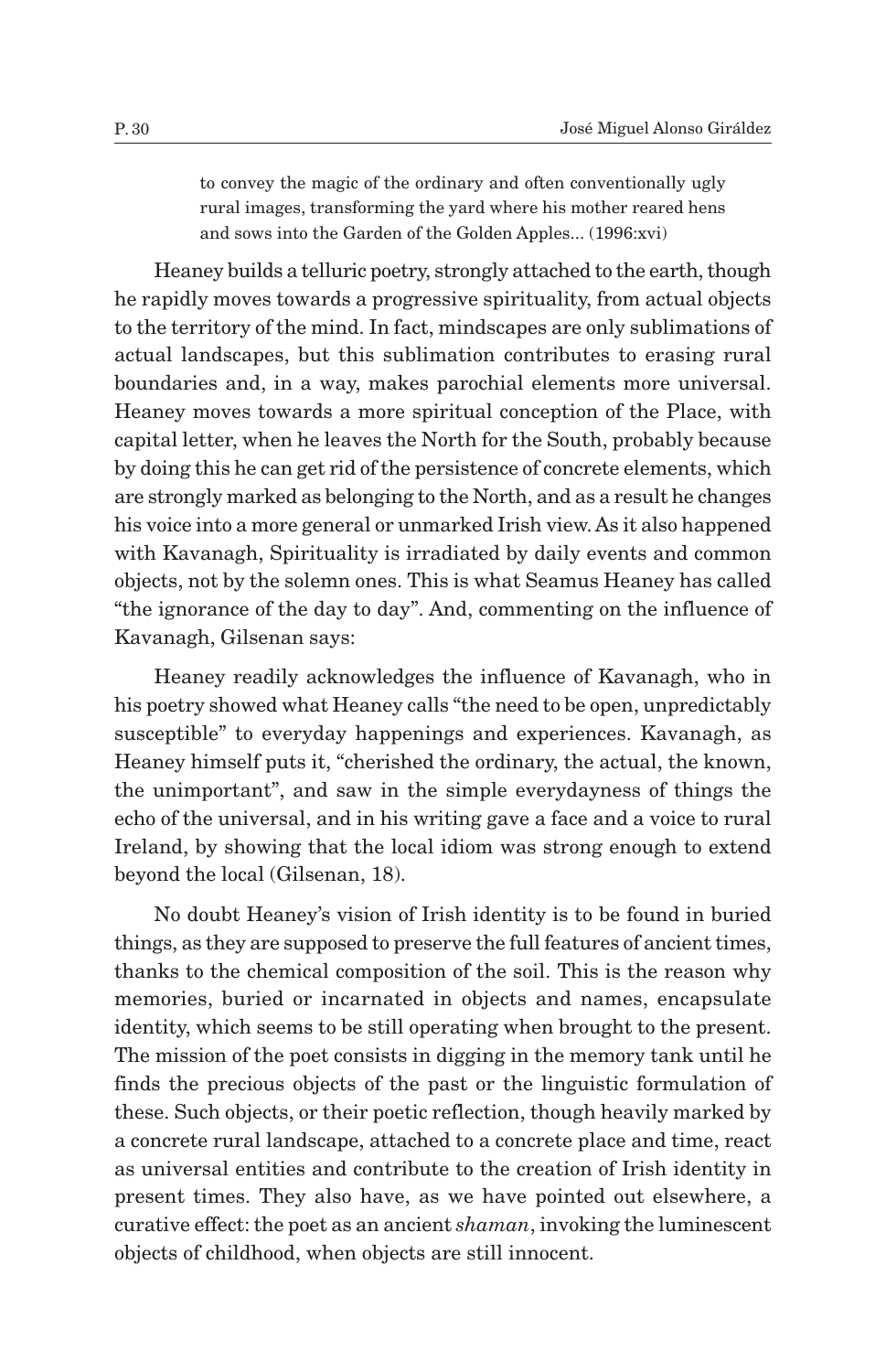> to convey the magic of the ordinary and often conventionally ugly rural images, transforming the yard where his mother reared hens and sows into the Garden of the Golden Apples... (1996:xvi)

Heaney builds a telluric poetry, strongly attached to the earth, though he rapidly moves towards a progressive spirituality, from actual objects to the territory of the mind. In fact, mindscapes are only sublimations of actual landscapes, but this sublimation contributes to erasing rural boundaries and, in a way, makes parochial elements more universal. Heaney moves towards a more spiritual conception of the Place, with capital letter, when he leaves the North for the South, probably because by doing this he can get rid of the persistence of concrete elements, which are strongly marked as belonging to the North, and as a result he changes his voice into a more general or unmarked Irish view. As it also happened with Kavanagh, Spirituality is irradiated by daily events and common objects, not by the solemn ones. This is what Seamus Heaney has called "the ignorance of the day to day". And, commenting on the influence of Kavanagh, Gilsenan says:

Heaney readily acknowledges the influence of Kavanagh, who in his poetry showed what Heaney calls "the need to be open, unpredictably susceptible" to everyday happenings and experiences. Kavanagh, as Heaney himself puts it, "cherished the ordinary, the actual, the known, the unimportant", and saw in the simple everydayness of things the echo of the universal, and in his writing gave a face and a voice to rural Ireland, by showing that the local idiom was strong enough to extend beyond the local (Gilsenan, 18).

No doubt Heaney's vision of Irish identity is to be found in buried things, as they are supposed to preserve the full features of ancient times, thanks to the chemical composition of the soil. This is the reason why memories, buried or incarnated in objects and names, encapsulate identity, which seems to be still operating when brought to the present. The mission of the poet consists in digging in the memory tank until he finds the precious objects of the past or the linguistic formulation of these. Such objects, or their poetic reflection, though heavily marked by a concrete rural landscape, attached to a concrete place and time, react as universal entities and contribute to the creation of Irish identity in present times. They also have, as we have pointed out elsewhere, a curative effect: the poet as an ancient *shaman*, invoking the luminescent objects of childhood, when objects are still innocent.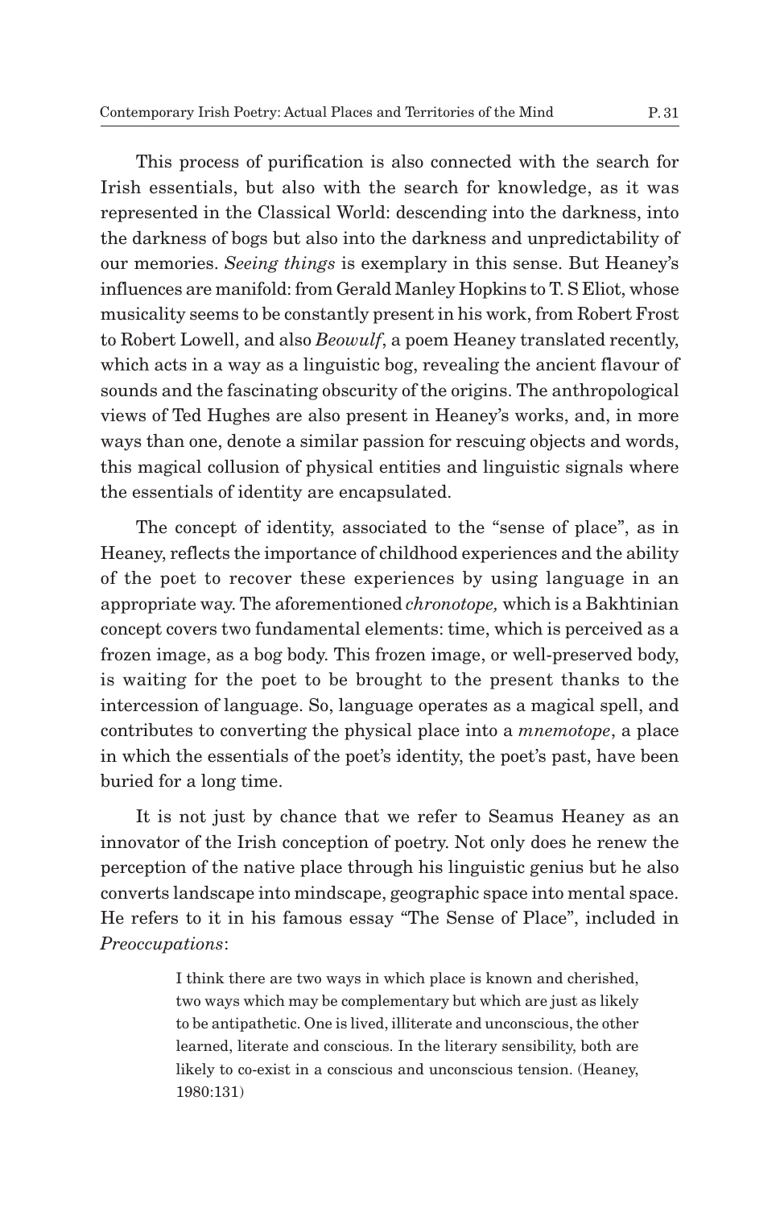This process of purification is also connected with the search for Irish essentials, but also with the search for knowledge, as it was represented in the Classical World: descending into the darkness, into the darkness of bogs but also into the darkness and unpredictability of our memories. *Seeing things* is exemplary in this sense. But Heaney's influences are manifold: from Gerald Manley Hopkins to T. S Eliot, whose musicality seems to be constantly present in his work, from Robert Frost to Robert Lowell, and also *Beowulf*, a poem Heaney translated recently, which acts in a way as a linguistic bog, revealing the ancient flavour of sounds and the fascinating obscurity of the origins. The anthropological views of Ted Hughes are also present in Heaney's works, and, in more ways than one, denote a similar passion for rescuing objects and words, this magical collusion of physical entities and linguistic signals where the essentials of identity are encapsulated.

The concept of identity, associated to the "sense of place", as in Heaney, reflects the importance of childhood experiences and the ability of the poet to recover these experiences by using language in an appropriate way. The aforementioned *chronotope,* which is a Bakhtinian concept covers two fundamental elements: time, which is perceived as a frozen image, as a bog body. This frozen image, or well-preserved body, is waiting for the poet to be brought to the present thanks to the intercession of language. So, language operates as a magical spell, and contributes to converting the physical place into a *mnemotope*, a place in which the essentials of the poet's identity, the poet's past, have been buried for a long time.

It is not just by chance that we refer to Seamus Heaney as an innovator of the Irish conception of poetry. Not only does he renew the perception of the native place through his linguistic genius but he also converts landscape into mindscape, geographic space into mental space. He refers to it in his famous essay "The Sense of Place", included in *Preoccupations*:

> I think there are two ways in which place is known and cherished, two ways which may be complementary but which are just as likely to be antipathetic. One is lived, illiterate and unconscious, the other learned, literate and conscious. In the literary sensibility, both are likely to co-exist in a conscious and unconscious tension. (Heaney, 1980:131)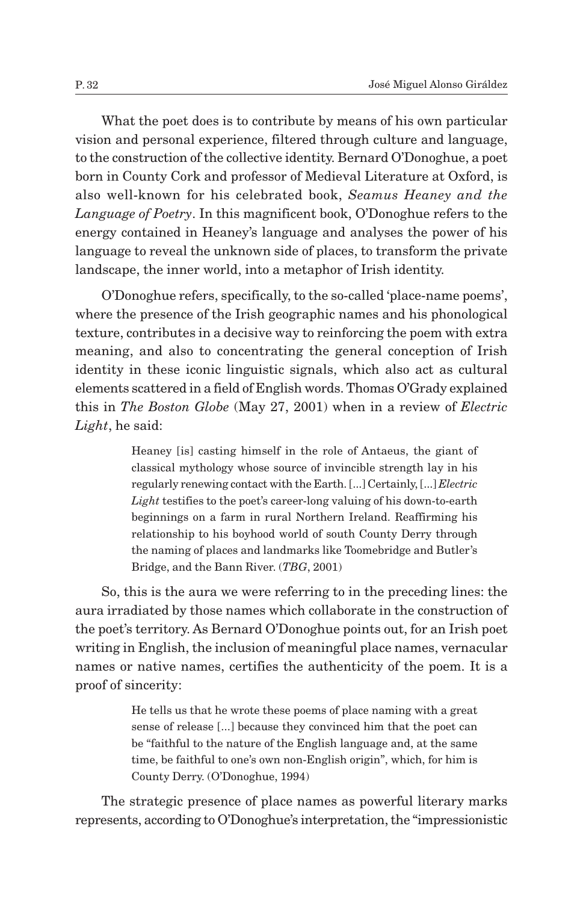What the poet does is to contribute by means of his own particular vision and personal experience, filtered through culture and language, to the construction of the collective identity. Bernard O'Donoghue, a poet born in County Cork and professor of Medieval Literature at Oxford, is also well-known for his celebrated book, *Seamus Heaney and the Language of Poetry*. In this magnificent book, O'Donoghue refers to the energy contained in Heaney's language and analyses the power of his language to reveal the unknown side of places, to transform the private landscape, the inner world, into a metaphor of Irish identity.

O'Donoghue refers, specifically, to the so-called 'place-name poems', where the presence of the Irish geographic names and his phonological texture, contributes in a decisive way to reinforcing the poem with extra meaning, and also to concentrating the general conception of Irish identity in these iconic linguistic signals, which also act as cultural elements scattered in a field of English words. Thomas O'Grady explained this in *The Boston Globe* (May 27, 2001) when in a review of *Electric Light*, he said:

> Heaney [is] casting himself in the role of Antaeus, the giant of classical mythology whose source of invincible strength lay in his regularly renewing contact with the Earth. [...] Certainly, [...] *Electric Light* testifies to the poet's career-long valuing of his down-to-earth beginnings on a farm in rural Northern Ireland. Reaffirming his relationship to his boyhood world of south County Derry through the naming of places and landmarks like Toomebridge and Butler's Bridge, and the Bann River. (*TBG*, 2001)

So, this is the aura we were referring to in the preceding lines: the aura irradiated by those names which collaborate in the construction of the poet's territory. As Bernard O'Donoghue points out, for an Irish poet writing in English, the inclusion of meaningful place names, vernacular names or native names, certifies the authenticity of the poem. It is a proof of sincerity:

> He tells us that he wrote these poems of place naming with a great sense of release [...] because they convinced him that the poet can be "faithful to the nature of the English language and, at the same time, be faithful to one's own non-English origin", which, for him is County Derry. (O'Donoghue, 1994)

The strategic presence of place names as powerful literary marks represents, according to O'Donoghue's interpretation, the "impressionistic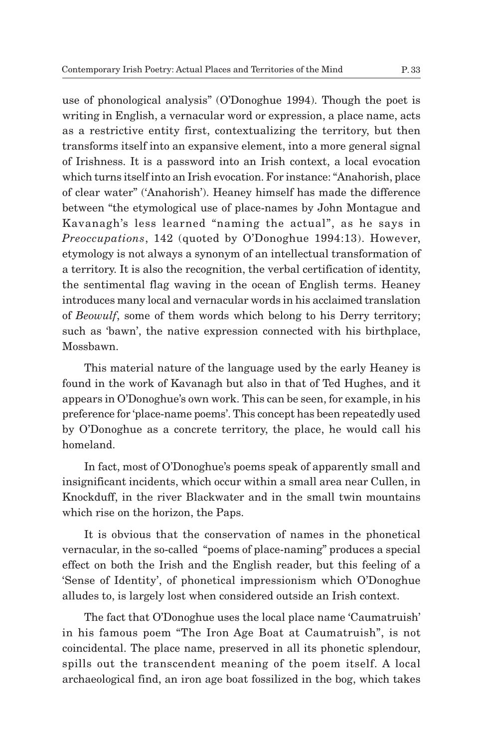use of phonological analysis" (O'Donoghue 1994). Though the poet is writing in English, a vernacular word or expression, a place name, acts as a restrictive entity first, contextualizing the territory, but then transforms itself into an expansive element, into a more general signal of Irishness. It is a password into an Irish context, a local evocation which turns itself into an Irish evocation. For instance: "Anahorish, place of clear water" ('Anahorish'). Heaney himself has made the difference between "the etymological use of place-names by John Montague and Kavanagh's less learned "naming the actual", as he says in *Preoccupations*, 142 (quoted by O'Donoghue 1994:13). However, etymology is not always a synonym of an intellectual transformation of a territory. It is also the recognition, the verbal certification of identity, the sentimental flag waving in the ocean of English terms. Heaney introduces many local and vernacular words in his acclaimed translation of *Beowulf*, some of them words which belong to his Derry territory; such as 'bawn', the native expression connected with his birthplace, Mossbawn.

This material nature of the language used by the early Heaney is found in the work of Kavanagh but also in that of Ted Hughes, and it appears in O'Donoghue's own work. This can be seen, for example, in his preference for 'place-name poems'. This concept has been repeatedly used by O'Donoghue as a concrete territory, the place, he would call his homeland.

In fact, most of O'Donoghue's poems speak of apparently small and insignificant incidents, which occur within a small area near Cullen, in Knockduff, in the river Blackwater and in the small twin mountains which rise on the horizon, the Paps.

It is obvious that the conservation of names in the phonetical vernacular, in the so-called "poems of place-naming" produces a special effect on both the Irish and the English reader, but this feeling of a 'Sense of Identity', of phonetical impressionism which O'Donoghue alludes to, is largely lost when considered outside an Irish context.

The fact that O'Donoghue uses the local place name 'Caumatruish' in his famous poem "The Iron Age Boat at Caumatruish", is not coincidental. The place name, preserved in all its phonetic splendour, spills out the transcendent meaning of the poem itself. A local archaeological find, an iron age boat fossilized in the bog, which takes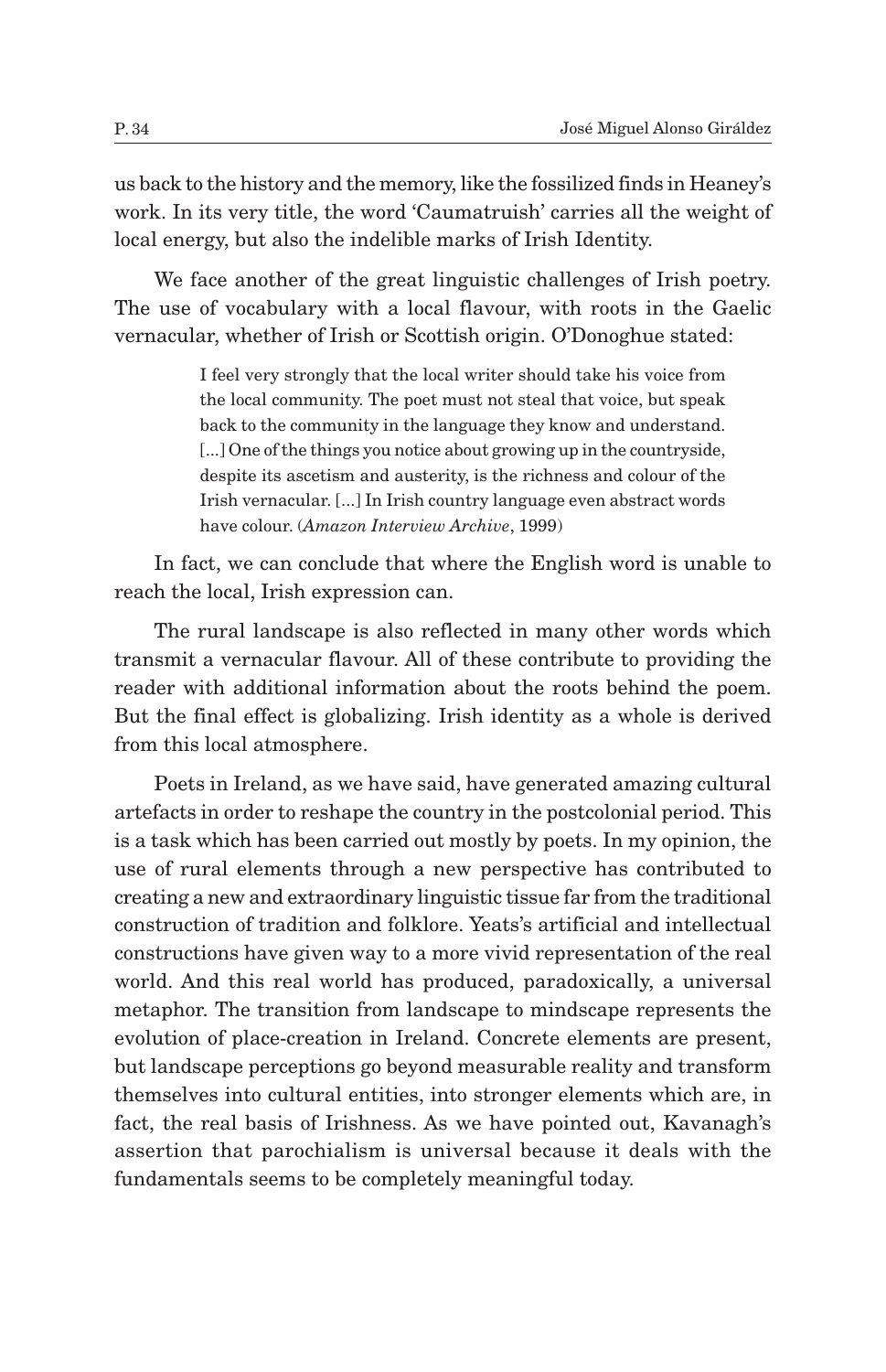us back to the history and the memory, like the fossilized finds in Heaney's work. In its very title, the word 'Caumatruish' carries all the weight of local energy, but also the indelible marks of Irish Identity.

We face another of the great linguistic challenges of Irish poetry. The use of vocabulary with a local flavour, with roots in the Gaelic vernacular, whether of Irish or Scottish origin. O'Donoghue stated:

> I feel very strongly that the local writer should take his voice from the local community. The poet must not steal that voice, but speak back to the community in the language they know and understand. [...] One of the things you notice about growing up in the countryside, despite its ascetism and austerity, is the richness and colour of the Irish vernacular. [...] In Irish country language even abstract words have colour. (*Amazon Interview Archive*, 1999)

In fact, we can conclude that where the English word is unable to reach the local, Irish expression can.

The rural landscape is also reflected in many other words which transmit a vernacular flavour. All of these contribute to providing the reader with additional information about the roots behind the poem. But the final effect is globalizing. Irish identity as a whole is derived from this local atmosphere.

Poets in Ireland, as we have said, have generated amazing cultural artefacts in order to reshape the country in the postcolonial period. This is a task which has been carried out mostly by poets. In my opinion, the use of rural elements through a new perspective has contributed to creating a new and extraordinary linguistic tissue far from the traditional construction of tradition and folklore. Yeats's artificial and intellectual constructions have given way to a more vivid representation of the real world. And this real world has produced, paradoxically, a universal metaphor. The transition from landscape to mindscape represents the evolution of place-creation in Ireland. Concrete elements are present, but landscape perceptions go beyond measurable reality and transform themselves into cultural entities, into stronger elements which are, in fact, the real basis of Irishness. As we have pointed out, Kavanagh's assertion that parochialism is universal because it deals with the fundamentals seems to be completely meaningful today.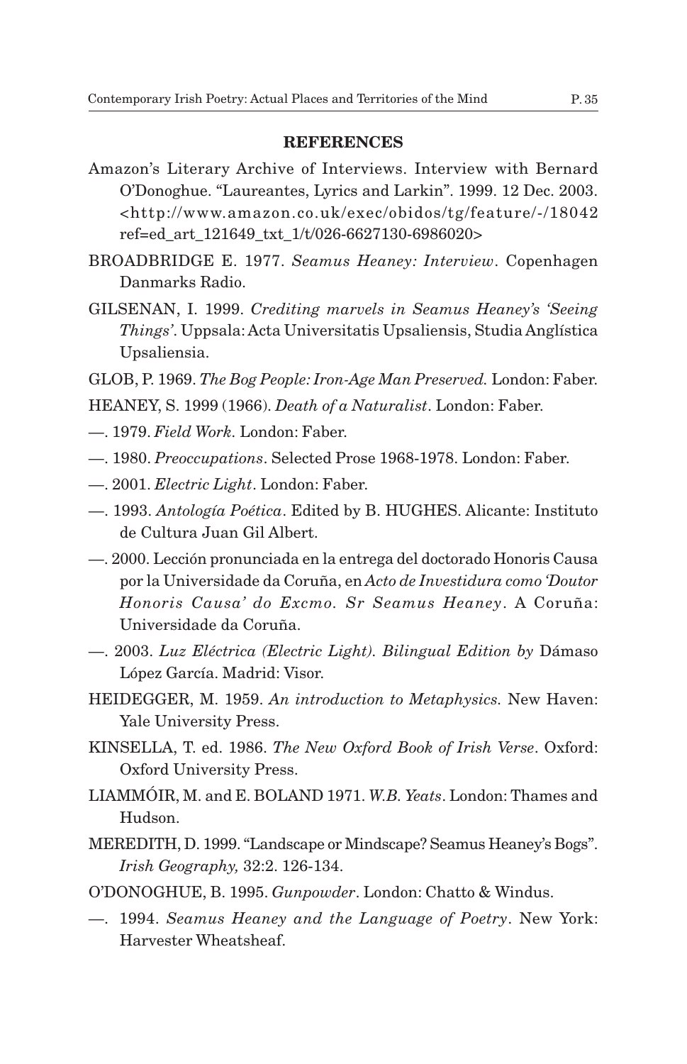**REFERENCES**

Amazon's Literary Archive of Interviews. Interview with Bernard O'Donoghue. "Laureantes, Lyrics and Larkin". 1999. 12 Dec. 2003. <http://www.amazon.co.uk/exec/obidos/tg/feature/-/18042 ref=ed_art_121649_txt_1/t/026-6627130-6986020>

BROADBRIDGE E. 1977. *Seamus Heaney: Interview*. Copenhagen Danmarks Radio.

GILSENAN, I. 1999. *Crediting marvels in Seamus Heaney's 'Seeing Things'*. Uppsala: Acta Universitatis Upsaliensis, Studia Anglística Upsaliensia.

GLOB, P. 1969. *The Bog People: Iron-Age Man Preserved.* London: Faber.

HEANEY, S. 1999 (1966). *Death of a Naturalist*. London: Faber.

—. 1979. *Field Work.* London: Faber.

—. 1980. *Preoccupations*. Selected Prose 1968-1978. London: Faber.

—. 2001. *Electric Light*. London: Faber.

—. 1993. *Antología Poética*. Edited by B. HUGHES. Alicante: Instituto de Cultura Juan Gil Albert.

—. 2000. Lección pronunciada en la entrega del doctorado Honoris Causa por la Universidade da Coruña, en *Acto de Investidura como 'Doutor Honoris Causa' do Excmo. Sr Seamus Heaney*. A Coruña: Universidade da Coruña.

—. 2003. *Luz Eléctrica (Electric Light). Bilingual Edition by* Dámaso López García. Madrid: Visor.

HEIDEGGER, M. 1959. *An introduction to Metaphysics.* New Haven: Yale University Press.

KINSELLA, T. ed. 1986. *The New Oxford Book of Irish Verse*. Oxford: Oxford University Press.

LIAMMÓIR, M. and E. BOLAND 1971. *W.B. Yeats*. London: Thames and Hudson.

MEREDITH, D. 1999. "Landscape or Mindscape? Seamus Heaney's Bogs". *Irish Geography,* 32:2. 126-134.

O'DONOGHUE, B. 1995. *Gunpowder*. London: Chatto & Windus.

—. 1994. *Seamus Heaney and the Language of Poetry*. New York: Harvester Wheatsheaf.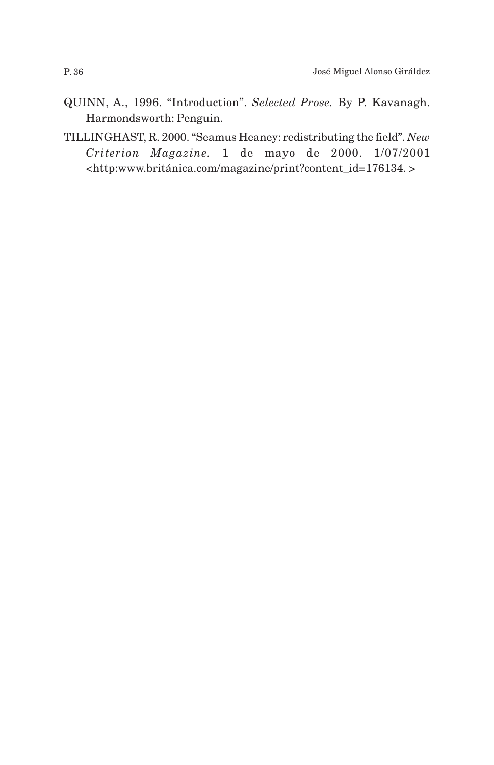QUINN, A., 1996. "Introduction". *Selected Prose.* By P. Kavanagh. Harmondsworth: Penguin.

TILLINGHAST, R. 2000. "Seamus Heaney: redistributing the field". *New Criterion Magazine*. 1 de mayo de 2000. 1/07/2001 <http:www.británica.com/magazine/print?content_id=176134. >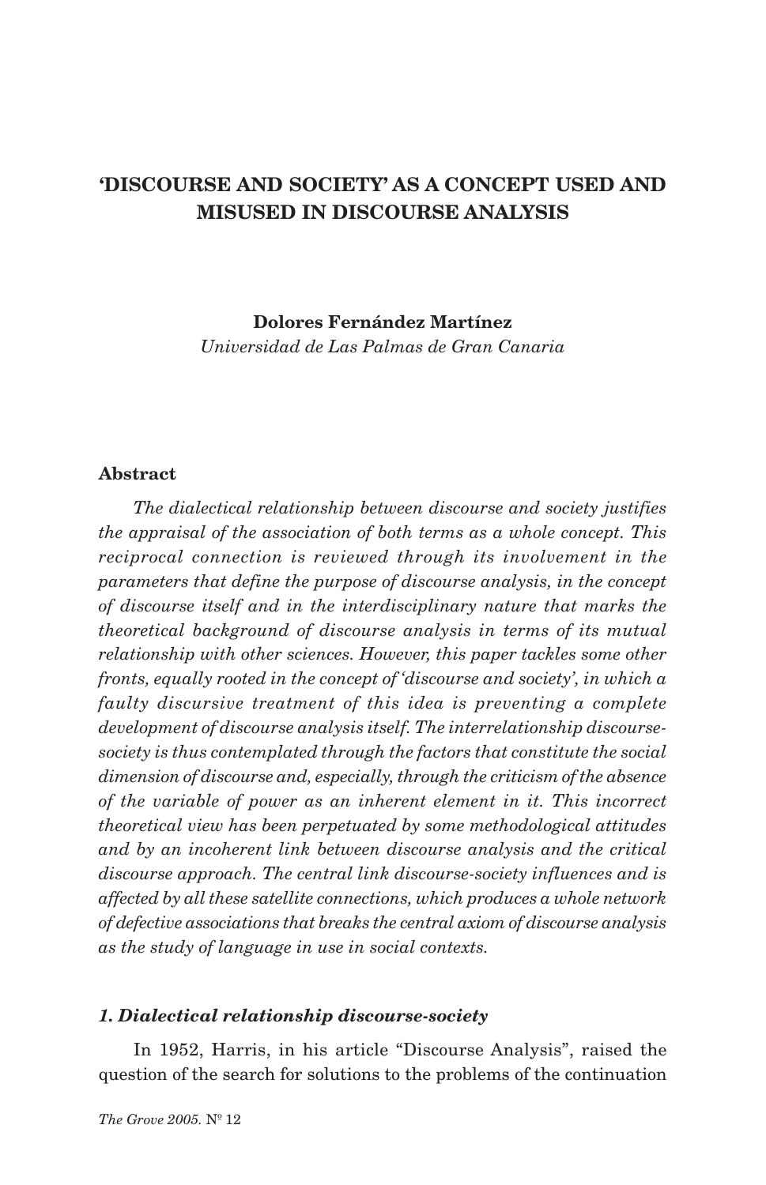# 'DISCOURSE AND SOCIETY' AS A CONCEPT USED AND MISUSED IN DISCOURSE ANALYSIS

**Dolores Fernández Martínez**
*Universidad de Las Palmas de Gran Canaria*

### Abstract

*The dialectical relationship between discourse and society justifies the appraisal of the association of both terms as a whole concept. This reciprocal connection is reviewed through its involvement in the parameters that define the purpose of discourse analysis, in the concept of discourse itself and in the interdisciplinary nature that marks the theoretical background of discourse analysis in terms of its mutual relationship with other sciences. However, this paper tackles some other fronts, equally rooted in the concept of 'discourse and society', in which a faulty discursive treatment of this idea is preventing a complete development of discourse analysis itself. The interrelationship discourse-society is thus contemplated through the factors that constitute the social dimension of discourse and, especially, through the criticism of the absence of the variable of power as an inherent element in it. This incorrect theoretical view has been perpetuated by some methodological attitudes and by an incoherent link between discourse analysis and the critical discourse approach. The central link discourse-society influences and is affected by all these satellite connections, which produces a whole network of defective associations that breaks the central axiom of discourse analysis as the study of language in use in social contexts.*

## *1. Dialectical relationship discourse-society*

In 1952, Harris, in his article "Discourse Analysis", raised the question of the search for solutions to the problems of the continuation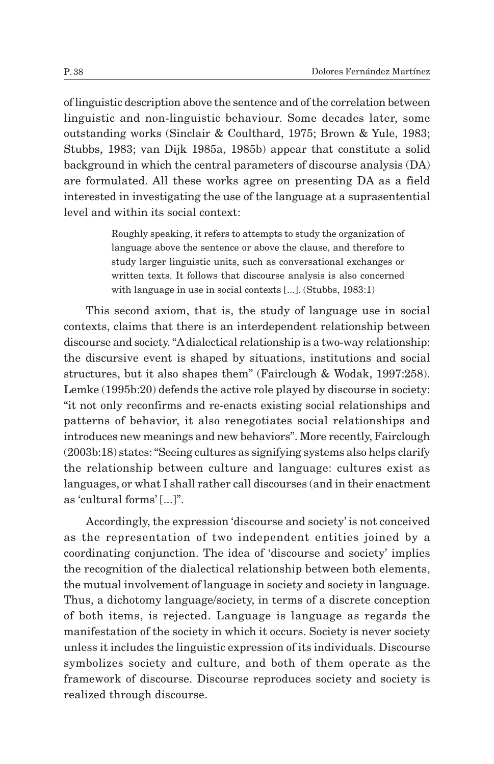of linguistic description above the sentence and of the correlation between linguistic and non-linguistic behaviour. Some decades later, some outstanding works (Sinclair & Coulthard, 1975; Brown & Yule, 1983; Stubbs, 1983; van Dijk 1985a, 1985b) appear that constitute a solid background in which the central parameters of discourse analysis (DA) are formulated. All these works agree on presenting DA as a field interested in investigating the use of the language at a suprasentential level and within its social context:

> Roughly speaking, it refers to attempts to study the organization of language above the sentence or above the clause, and therefore to study larger linguistic units, such as conversational exchanges or written texts. It follows that discourse analysis is also concerned with language in use in social contexts [...]. (Stubbs, 1983:1)

This second axiom, that is, the study of language use in social contexts, claims that there is an interdependent relationship between discourse and society. "A dialectical relationship is a two-way relationship: the discursive event is shaped by situations, institutions and social structures, but it also shapes them" (Fairclough & Wodak, 1997:258). Lemke (1995b:20) defends the active role played by discourse in society: "it not only reconfirms and re-enacts existing social relationships and patterns of behavior, it also renegotiates social relationships and introduces new meanings and new behaviors". More recently, Fairclough (2003b:18) states: "Seeing cultures as signifying systems also helps clarify the relationship between culture and language: cultures exist as languages, or what I shall rather call discourses (and in their enactment as 'cultural forms' [...]".

Accordingly, the expression 'discourse and society' is not conceived as the representation of two independent entities joined by a coordinating conjunction. The idea of 'discourse and society' implies the recognition of the dialectical relationship between both elements, the mutual involvement of language in society and society in language. Thus, a dichotomy language/society, in terms of a discrete conception of both items, is rejected. Language is language as regards the manifestation of the society in which it occurs. Society is never society unless it includes the linguistic expression of its individuals. Discourse symbolizes society and culture, and both of them operate as the framework of discourse. Discourse reproduces society and society is realized through discourse.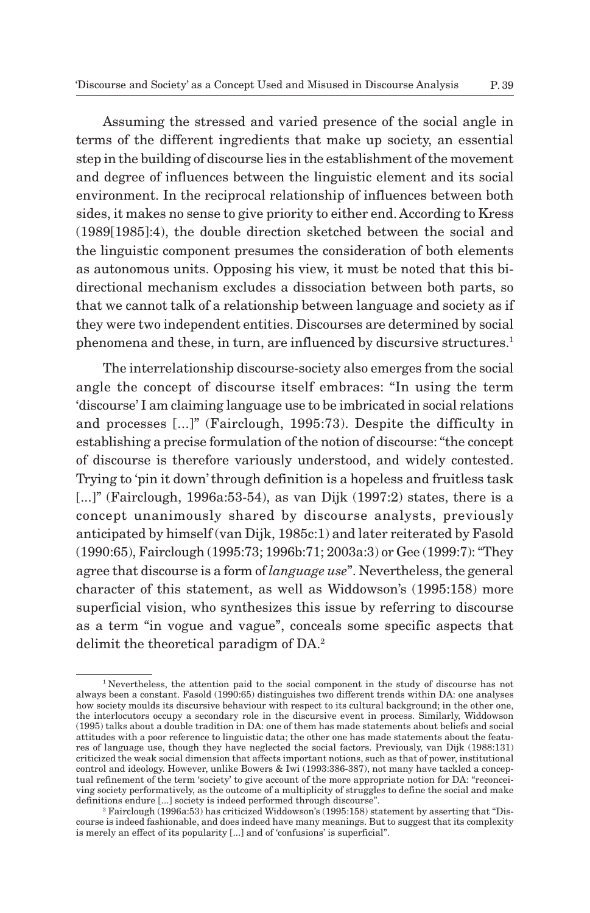Assuming the stressed and varied presence of the social angle in terms of the different ingredients that make up society, an essential step in the building of discourse lies in the establishment of the movement and degree of influences between the linguistic element and its social environment. In the reciprocal relationship of influences between both sides, it makes no sense to give priority to either end. According to Kress (1989[1985]:4), the double direction sketched between the social and the linguistic component presumes the consideration of both elements as autonomous units. Opposing his view, it must be noted that this bi-directional mechanism excludes a dissociation between both parts, so that we cannot talk of a relationship between language and society as if they were two independent entities. Discourses are determined by social phenomena and these, in turn, are influenced by discursive structures.[1]

The interrelationship discourse-society also emerges from the social angle the concept of discourse itself embraces: "In using the term 'discourse' I am claiming language use to be imbricated in social relations and processes [...]" (Fairclough, 1995:73). Despite the difficulty in establishing a precise formulation of the notion of discourse: "the concept of discourse is therefore variously understood, and widely contested. Trying to 'pin it down' through definition is a hopeless and fruitless task [...]" (Fairclough, 1996a:53-54), as van Dijk (1997:2) states, there is a concept unanimously shared by discourse analysts, previously anticipated by himself (van Dijk, 1985c:1) and later reiterated by Fasold (1990:65), Fairclough (1995:73; 1996b:71; 2003a:3) or Gee (1999:7): "They agree that discourse is a form of *language use*". Nevertheless, the general character of this statement, as well as Widdowson's (1995:158) more superficial vision, who synthesizes this issue by referring to discourse as a term "in vogue and vague", conceals some specific aspects that delimit the theoretical paradigm of DA.[2]

---

[1] Nevertheless, the attention paid to the social component in the study of discourse has not always been a constant. Fasold (1990:65) distinguishes two different trends within DA: one analyses how society moulds its discursive behaviour with respect to its cultural background; in the other one, the interlocutors occupy a secondary role in the discursive event in process. Similarly, Widdowson (1995) talks about a double tradition in DA: one of them has made statements about beliefs and social attitudes with a poor reference to linguistic data; the other one has made statements about the features of language use, though they have neglected the social factors. Previously, van Dijk (1988:131) criticized the weak social dimension that affects important notions, such as that of power, institutional control and ideology. However, unlike Bowers & Iwi (1993:386-387), not many have tackled a conceptual refinement of the term 'society' to give account of the more appropriate notion for DA: "reconceiving society performatively, as the outcome of a multiplicity of struggles to define the social and make definitions endure [...] society is indeed performed through discourse".

[2] Fairclough (1996a:53) has criticized Widdowson's (1995:158) statement by asserting that "Discourse is indeed fashionable, and does indeed have many meanings. But to suggest that its complexity is merely an effect of its popularity [...] and of 'confusions' is superficial".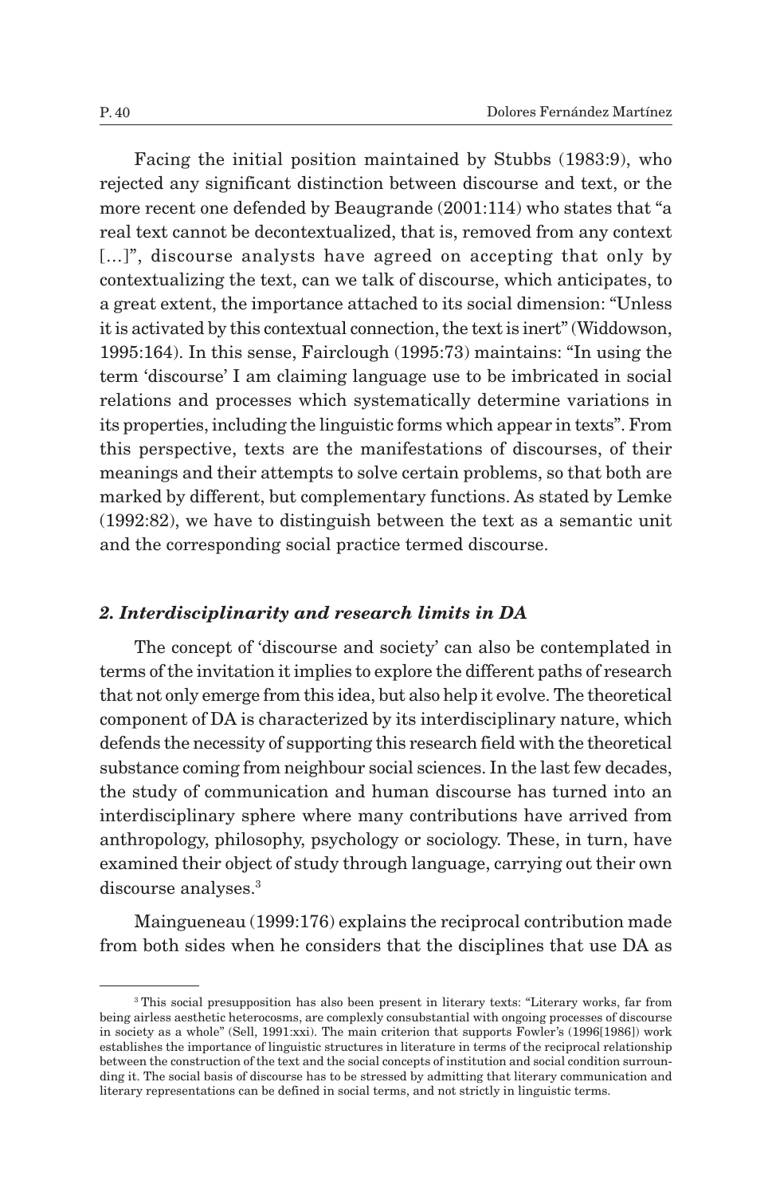Facing the initial position maintained by Stubbs (1983:9), who rejected any significant distinction between discourse and text, or the more recent one defended by Beaugrande (2001:114) who states that "a real text cannot be decontextualized, that is, removed from any context [...]", discourse analysts have agreed on accepting that only by contextualizing the text, can we talk of discourse, which anticipates, to a great extent, the importance attached to its social dimension: "Unless it is activated by this contextual connection, the text is inert" (Widdowson, 1995:164). In this sense, Fairclough (1995:73) maintains: "In using the term 'discourse' I am claiming language use to be imbricated in social relations and processes which systematically determine variations in its properties, including the linguistic forms which appear in texts". From this perspective, texts are the manifestations of discourses, of their meanings and their attempts to solve certain problems, so that both are marked by different, but complementary functions. As stated by Lemke (1992:82), we have to distinguish between the text as a semantic unit and the corresponding social practice termed discourse.

## ***2. Interdisciplinarity and research limits in DA***

The concept of 'discourse and society' can also be contemplated in terms of the invitation it implies to explore the different paths of research that not only emerge from this idea, but also help it evolve. The theoretical component of DA is characterized by its interdisciplinary nature, which defends the necessity of supporting this research field with the theoretical substance coming from neighbour social sciences. In the last few decades, the study of communication and human discourse has turned into an interdisciplinary sphere where many contributions have arrived from anthropology, philosophy, psychology or sociology. These, in turn, have examined their object of study through language, carrying out their own discourse analyses.[3]

Maingueneau (1999:176) explains the reciprocal contribution made from both sides when he considers that the disciplines that use DA as

[3] This social presupposition has also been present in literary texts: "Literary works, far from being airless aesthetic heterocosms, are complexly consubstantial with ongoing processes of discourse in society as a whole" (Sell, 1991:xxi). The main criterion that supports Fowler's (1996[1986]) work establishes the importance of linguistic structures in literature in terms of the reciprocal relationship between the construction of the text and the social concepts of institution and social condition surrounding it. The social basis of discourse has to be stressed by admitting that literary communication and literary representations can be defined in social terms, and not strictly in linguistic terms.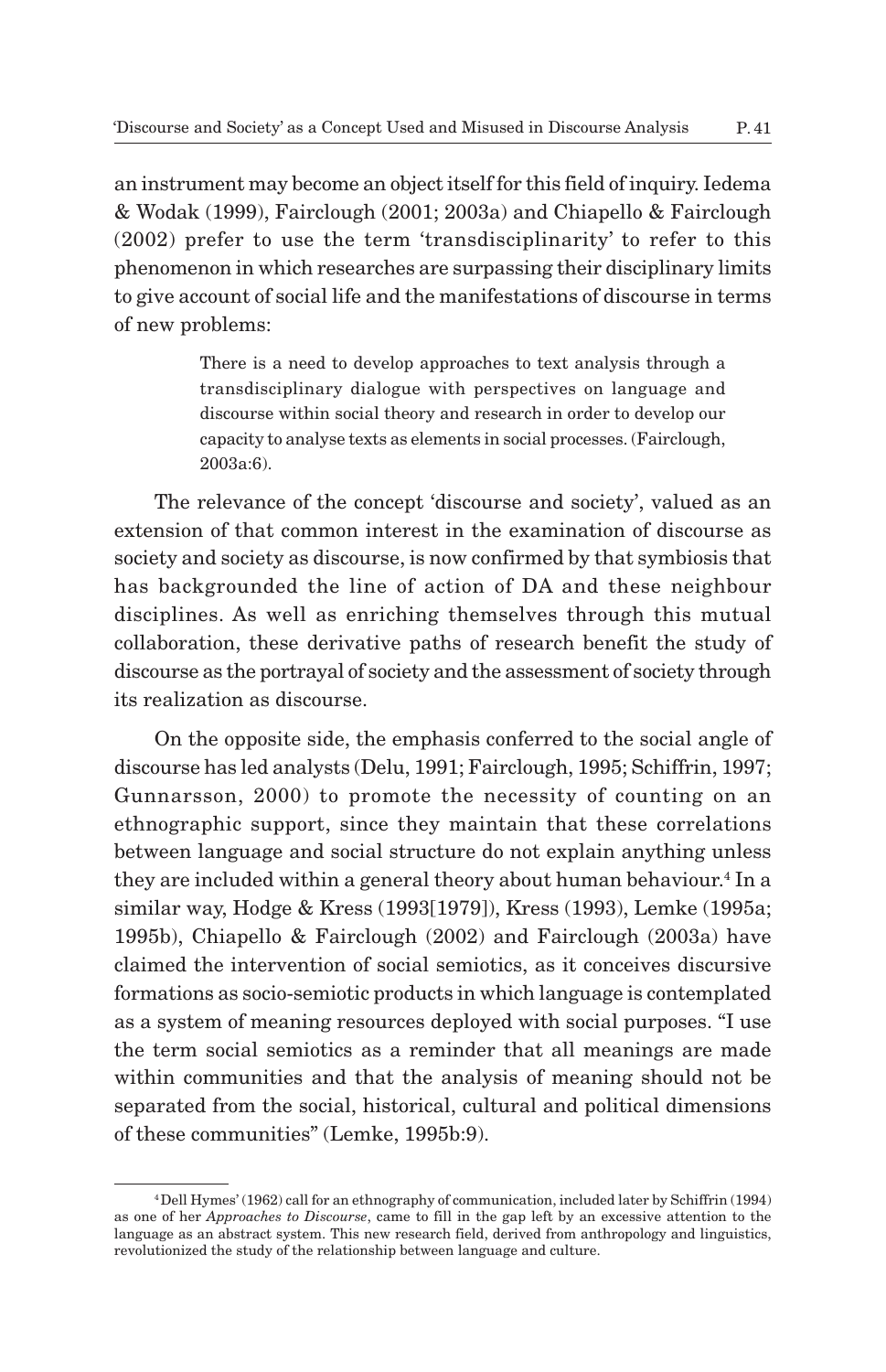an instrument may become an object itself for this field of inquiry. Iedema & Wodak (1999), Fairclough (2001; 2003a) and Chiapello & Fairclough (2002) prefer to use the term 'transdisciplinarity' to refer to this phenomenon in which researches are surpassing their disciplinary limits to give account of social life and the manifestations of discourse in terms of new problems:

> There is a need to develop approaches to text analysis through a transdisciplinary dialogue with perspectives on language and discourse within social theory and research in order to develop our capacity to analyse texts as elements in social processes. (Fairclough, 2003a:6).

The relevance of the concept 'discourse and society', valued as an extension of that common interest in the examination of discourse as society and society as discourse, is now confirmed by that symbiosis that has backgrounded the line of action of DA and these neighbour disciplines. As well as enriching themselves through this mutual collaboration, these derivative paths of research benefit the study of discourse as the portrayal of society and the assessment of society through its realization as discourse.

On the opposite side, the emphasis conferred to the social angle of discourse has led analysts (Delu, 1991; Fairclough, 1995; Schiffrin, 1997; Gunnarsson, 2000) to promote the necessity of counting on an ethnographic support, since they maintain that these correlations between language and social structure do not explain anything unless they are included within a general theory about human behaviour.[4] In a similar way, Hodge & Kress (1993[1979]), Kress (1993), Lemke (1995a; 1995b), Chiapello & Fairclough (2002) and Fairclough (2003a) have claimed the intervention of social semiotics, as it conceives discursive formations as socio-semiotic products in which language is contemplated as a system of meaning resources deployed with social purposes. "I use the term social semiotics as a reminder that all meanings are made within communities and that the analysis of meaning should not be separated from the social, historical, cultural and political dimensions of these communities" (Lemke, 1995b:9).

---

[4] Dell Hymes' (1962) call for an ethnography of communication, included later by Schiffrin (1994) as one of her *Approaches to Discourse*, came to fill in the gap left by an excessive attention to the language as an abstract system. This new research field, derived from anthropology and linguistics, revolutionized the study of the relationship between language and culture.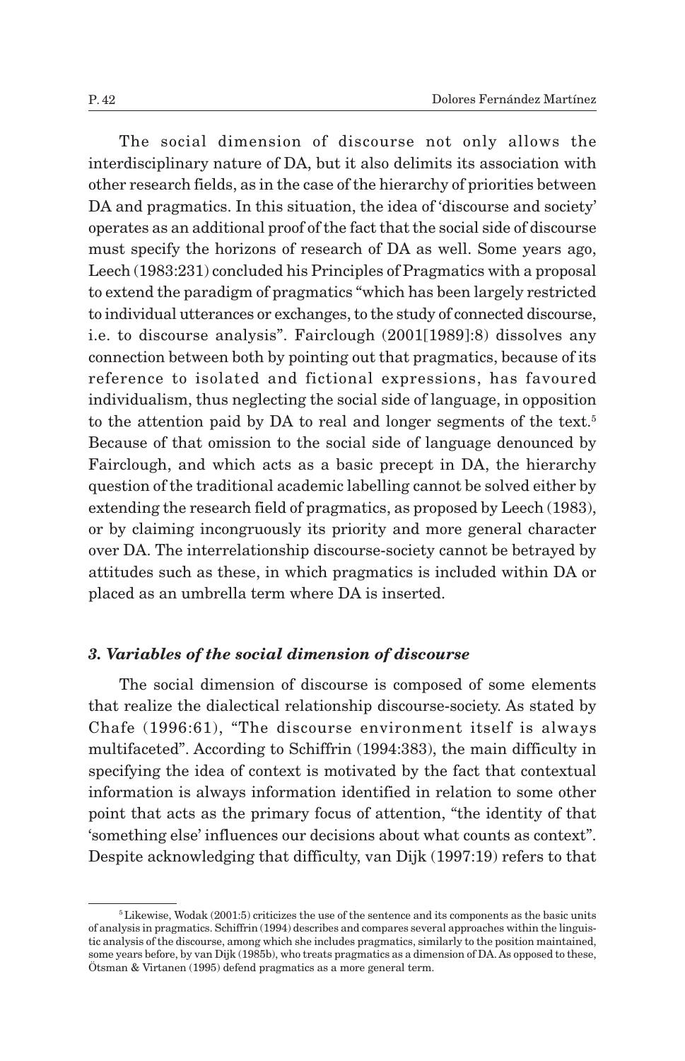The social dimension of discourse not only allows the interdisciplinary nature of DA, but it also delimits its association with other research fields, as in the case of the hierarchy of priorities between DA and pragmatics. In this situation, the idea of 'discourse and society' operates as an additional proof of the fact that the social side of discourse must specify the horizons of research of DA as well. Some years ago, Leech (1983:231) concluded his Principles of Pragmatics with a proposal to extend the paradigm of pragmatics "which has been largely restricted to individual utterances or exchanges, to the study of connected discourse, i.e. to discourse analysis". Fairclough (2001[1989]:8) dissolves any connection between both by pointing out that pragmatics, because of its reference to isolated and fictional expressions, has favoured individualism, thus neglecting the social side of language, in opposition to the attention paid by DA to real and longer segments of the text.[5] Because of that omission to the social side of language denounced by Fairclough, and which acts as a basic precept in DA, the hierarchy question of the traditional academic labelling cannot be solved either by extending the research field of pragmatics, as proposed by Leech (1983), or by claiming incongruously its priority and more general character over DA. The interrelationship discourse-society cannot be betrayed by attitudes such as these, in which pragmatics is included within DA or placed as an umbrella term where DA is inserted.

### *3. Variables of the social dimension of discourse*

The social dimension of discourse is composed of some elements that realize the dialectical relationship discourse-society. As stated by Chafe (1996:61), "The discourse environment itself is always multifaceted". According to Schiffrin (1994:383), the main difficulty in specifying the idea of context is motivated by the fact that contextual information is always information identified in relation to some other point that acts as the primary focus of attention, "the identity of that 'something else' influences our decisions about what counts as context". Despite acknowledging that difficulty, van Dijk (1997:19) refers to that

---

[5] Likewise, Wodak (2001:5) criticizes the use of the sentence and its components as the basic units of analysis in pragmatics. Schiffrin (1994) describes and compares several approaches within the linguistic analysis of the discourse, among which she includes pragmatics, similarly to the position maintained, some years before, by van Dijk (1985b), who treats pragmatics as a dimension of DA. As opposed to these, Ötsman & Virtanen (1995) defend pragmatics as a more general term.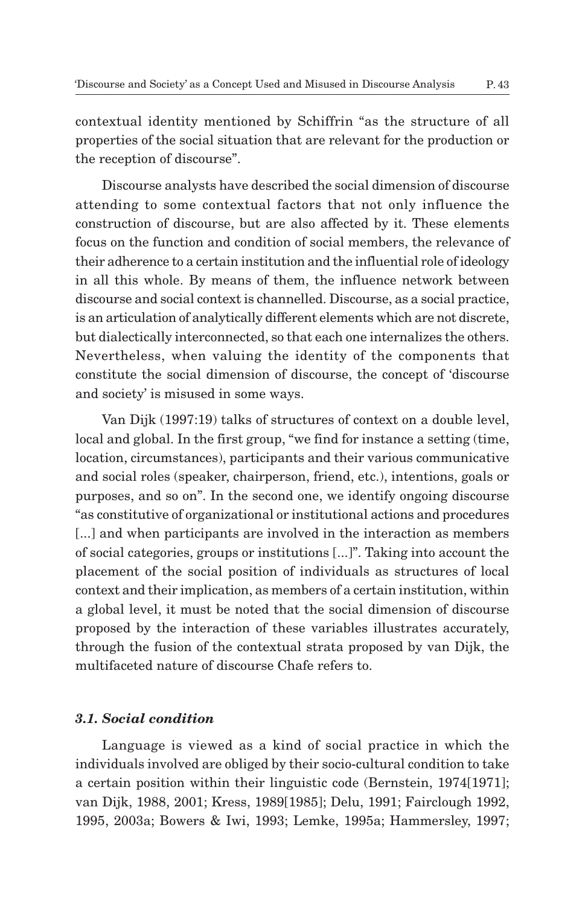contextual identity mentioned by Schiffrin "as the structure of all properties of the social situation that are relevant for the production or the reception of discourse".

Discourse analysts have described the social dimension of discourse attending to some contextual factors that not only influence the construction of discourse, but are also affected by it. These elements focus on the function and condition of social members, the relevance of their adherence to a certain institution and the influential role of ideology in all this whole. By means of them, the influence network between discourse and social context is channelled. Discourse, as a social practice, is an articulation of analytically different elements which are not discrete, but dialectically interconnected, so that each one internalizes the others. Nevertheless, when valuing the identity of the components that constitute the social dimension of discourse, the concept of 'discourse and society' is misused in some ways.

Van Dijk (1997:19) talks of structures of context on a double level, local and global. In the first group, "we find for instance a setting (time, location, circumstances), participants and their various communicative and social roles (speaker, chairperson, friend, etc.), intentions, goals or purposes, and so on". In the second one, we identify ongoing discourse "as constitutive of organizational or institutional actions and procedures [...] and when participants are involved in the interaction as members of social categories, groups or institutions [...]". Taking into account the placement of the social position of individuals as structures of local context and their implication, as members of a certain institution, within a global level, it must be noted that the social dimension of discourse proposed by the interaction of these variables illustrates accurately, through the fusion of the contextual strata proposed by van Dijk, the multifaceted nature of discourse Chafe refers to.

### *3.1. Social condition*

Language is viewed as a kind of social practice in which the individuals involved are obliged by their socio-cultural condition to take a certain position within their linguistic code (Bernstein, 1974[1971]; van Dijk, 1988, 2001; Kress, 1989[1985]; Delu, 1991; Fairclough 1992, 1995, 2003a; Bowers & Iwi, 1993; Lemke, 1995a; Hammersley, 1997;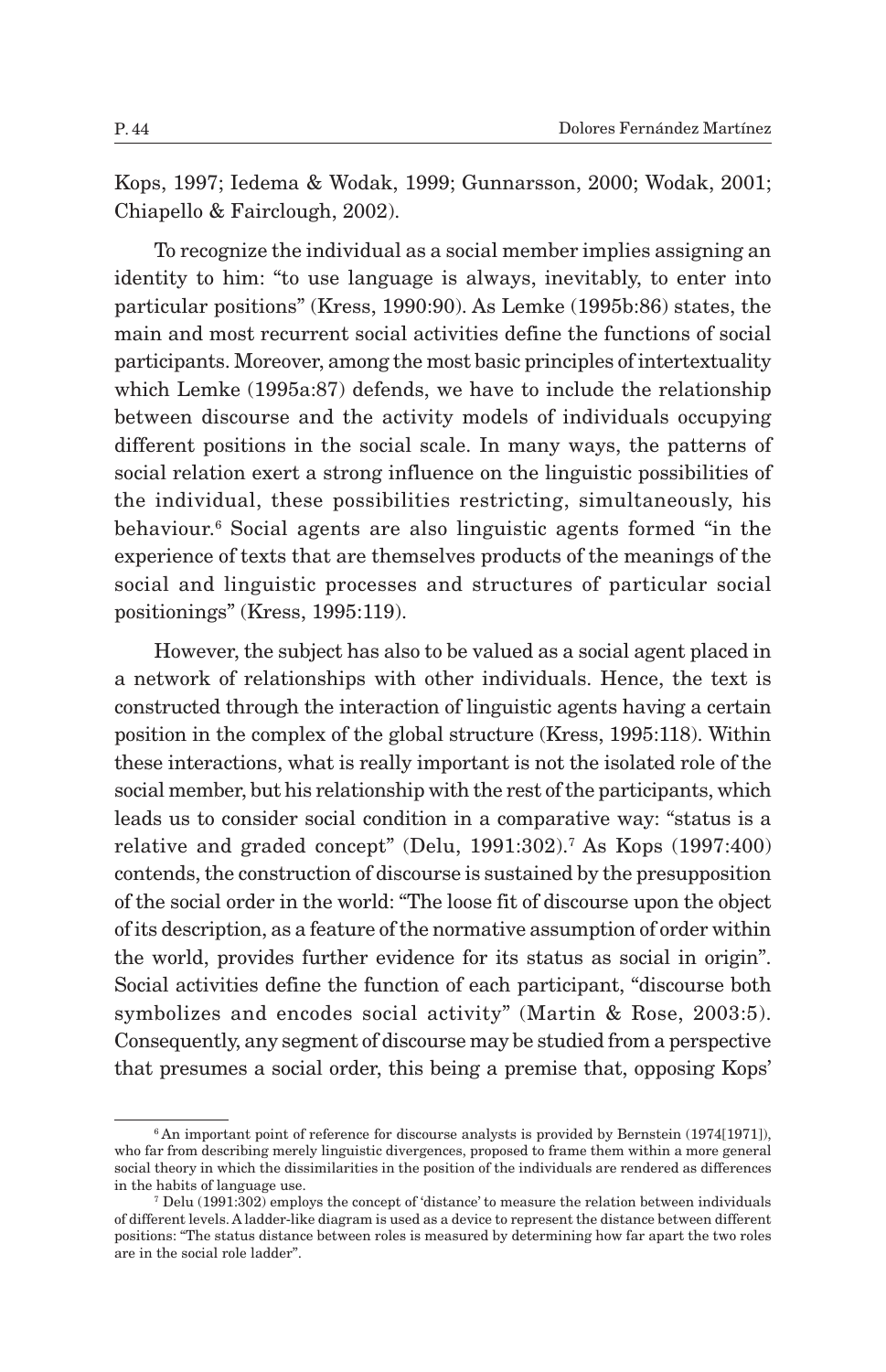Kops, 1997; Iedema & Wodak, 1999; Gunnarsson, 2000; Wodak, 2001; Chiapello & Fairclough, 2002).

To recognize the individual as a social member implies assigning an identity to him: "to use language is always, inevitably, to enter into particular positions" (Kress, 1990:90). As Lemke (1995b:86) states, the main and most recurrent social activities define the functions of social participants. Moreover, among the most basic principles of intertextuality which Lemke (1995a:87) defends, we have to include the relationship between discourse and the activity models of individuals occupying different positions in the social scale. In many ways, the patterns of social relation exert a strong influence on the linguistic possibilities of the individual, these possibilities restricting, simultaneously, his behaviour.[6] Social agents are also linguistic agents formed "in the experience of texts that are themselves products of the meanings of the social and linguistic processes and structures of particular social positionings" (Kress, 1995:119).

However, the subject has also to be valued as a social agent placed in a network of relationships with other individuals. Hence, the text is constructed through the interaction of linguistic agents having a certain position in the complex of the global structure (Kress, 1995:118). Within these interactions, what is really important is not the isolated role of the social member, but his relationship with the rest of the participants, which leads us to consider social condition in a comparative way: "status is a relative and graded concept" (Delu, 1991:302).[7] As Kops (1997:400) contends, the construction of discourse is sustained by the presupposition of the social order in the world: "The loose fit of discourse upon the object of its description, as a feature of the normative assumption of order within the world, provides further evidence for its status as social in origin". Social activities define the function of each participant, "discourse both symbolizes and encodes social activity" (Martin & Rose, 2003:5). Consequently, any segment of discourse may be studied from a perspective that presumes a social order, this being a premise that, opposing Kops'

---

[6] An important point of reference for discourse analysts is provided by Bernstein (1974[1971]), who far from describing merely linguistic divergences, proposed to frame them within a more general social theory in which the dissimilarities in the position of the individuals are rendered as differences in the habits of language use.

[7] Delu (1991:302) employs the concept of 'distance' to measure the relation between individuals of different levels. A ladder-like diagram is used as a device to represent the distance between different positions: "The status distance between roles is measured by determining how far apart the two roles are in the social role ladder".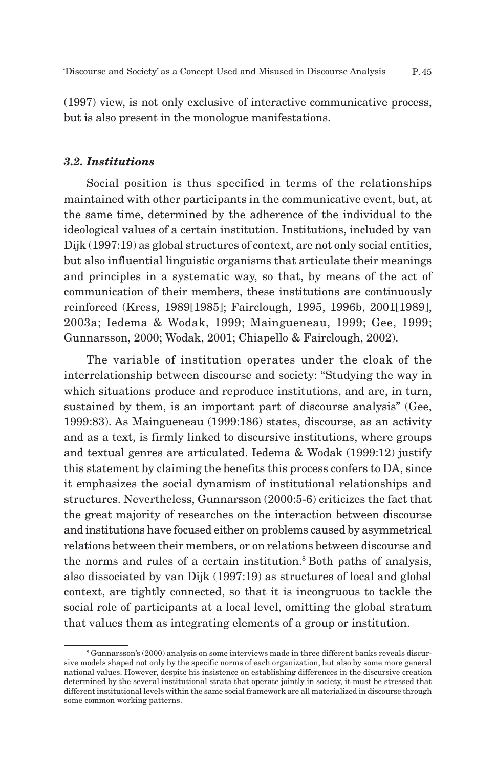(1997) view, is not only exclusive of interactive communicative process, but is also present in the monologue manifestations.

### *3.2. Institutions*

Social position is thus specified in terms of the relationships maintained with other participants in the communicative event, but, at the same time, determined by the adherence of the individual to the ideological values of a certain institution. Institutions, included by van Dijk (1997:19) as global structures of context, are not only social entities, but also influential linguistic organisms that articulate their meanings and principles in a systematic way, so that, by means of the act of communication of their members, these institutions are continuously reinforced (Kress, 1989[1985]; Fairclough, 1995, 1996b, 2001[1989], 2003a; Iedema & Wodak, 1999; Maingueneau, 1999; Gee, 1999; Gunnarsson, 2000; Wodak, 2001; Chiapello & Fairclough, 2002).

The variable of institution operates under the cloak of the interrelationship between discourse and society: "Studying the way in which situations produce and reproduce institutions, and are, in turn, sustained by them, is an important part of discourse analysis" (Gee, 1999:83). As Maingueneau (1999:186) states, discourse, as an activity and as a text, is firmly linked to discursive institutions, where groups and textual genres are articulated. Iedema & Wodak (1999:12) justify this statement by claiming the benefits this process confers to DA, since it emphasizes the social dynamism of institutional relationships and structures. Nevertheless, Gunnarsson (2000:5-6) criticizes the fact that the great majority of researches on the interaction between discourse and institutions have focused either on problems caused by asymmetrical relations between their members, or on relations between discourse and the norms and rules of a certain institution.[8] Both paths of analysis, also dissociated by van Dijk (1997:19) as structures of local and global context, are tightly connected, so that it is incongruous to tackle the social role of participants at a local level, omitting the global stratum that values them as integrating elements of a group or institution.

---

[8] Gunnarsson's (2000) analysis on some interviews made in three different banks reveals discursive models shaped not only by the specific norms of each organization, but also by some more general national values. However, despite his insistence on establishing differences in the discursive creation determined by the several institutional strata that operate jointly in society, it must be stressed that different institutional levels within the same social framework are all materialized in discourse through some common working patterns.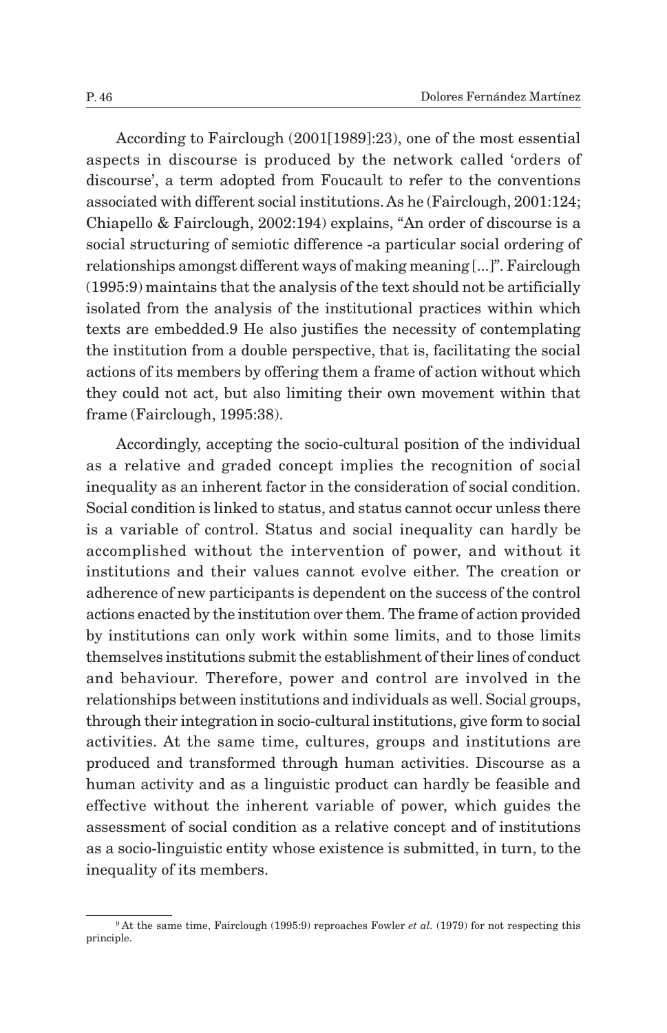According to Fairclough (2001[1989]:23), one of the most essential aspects in discourse is produced by the network called 'orders of discourse', a term adopted from Foucault to refer to the conventions associated with different social institutions. As he (Fairclough, 2001:124; Chiapello & Fairclough, 2002:194) explains, "An order of discourse is a social structuring of semiotic difference -a particular social ordering of relationships amongst different ways of making meaning [...]". Fairclough (1995:9) maintains that the analysis of the text should not be artificially isolated from the analysis of the institutional practices within which texts are embedded.[9] He also justifies the necessity of contemplating the institution from a double perspective, that is, facilitating the social actions of its members by offering them a frame of action without which they could not act, but also limiting their own movement within that frame (Fairclough, 1995:38).

Accordingly, accepting the socio-cultural position of the individual as a relative and graded concept implies the recognition of social inequality as an inherent factor in the consideration of social condition. Social condition is linked to status, and status cannot occur unless there is a variable of control. Status and social inequality can hardly be accomplished without the intervention of power, and without it institutions and their values cannot evolve either. The creation or adherence of new participants is dependent on the success of the control actions enacted by the institution over them. The frame of action provided by institutions can only work within some limits, and to those limits themselves institutions submit the establishment of their lines of conduct and behaviour. Therefore, power and control are involved in the relationships between institutions and individuals as well. Social groups, through their integration in socio-cultural institutions, give form to social activities. At the same time, cultures, groups and institutions are produced and transformed through human activities. Discourse as a human activity and as a linguistic product can hardly be feasible and effective without the inherent variable of power, which guides the assessment of social condition as a relative concept and of institutions as a socio-linguistic entity whose existence is submitted, in turn, to the inequality of its members.

---

[9] At the same time, Fairclough (1995:9) reproaches Fowler *et al.* (1979) for not respecting this principle.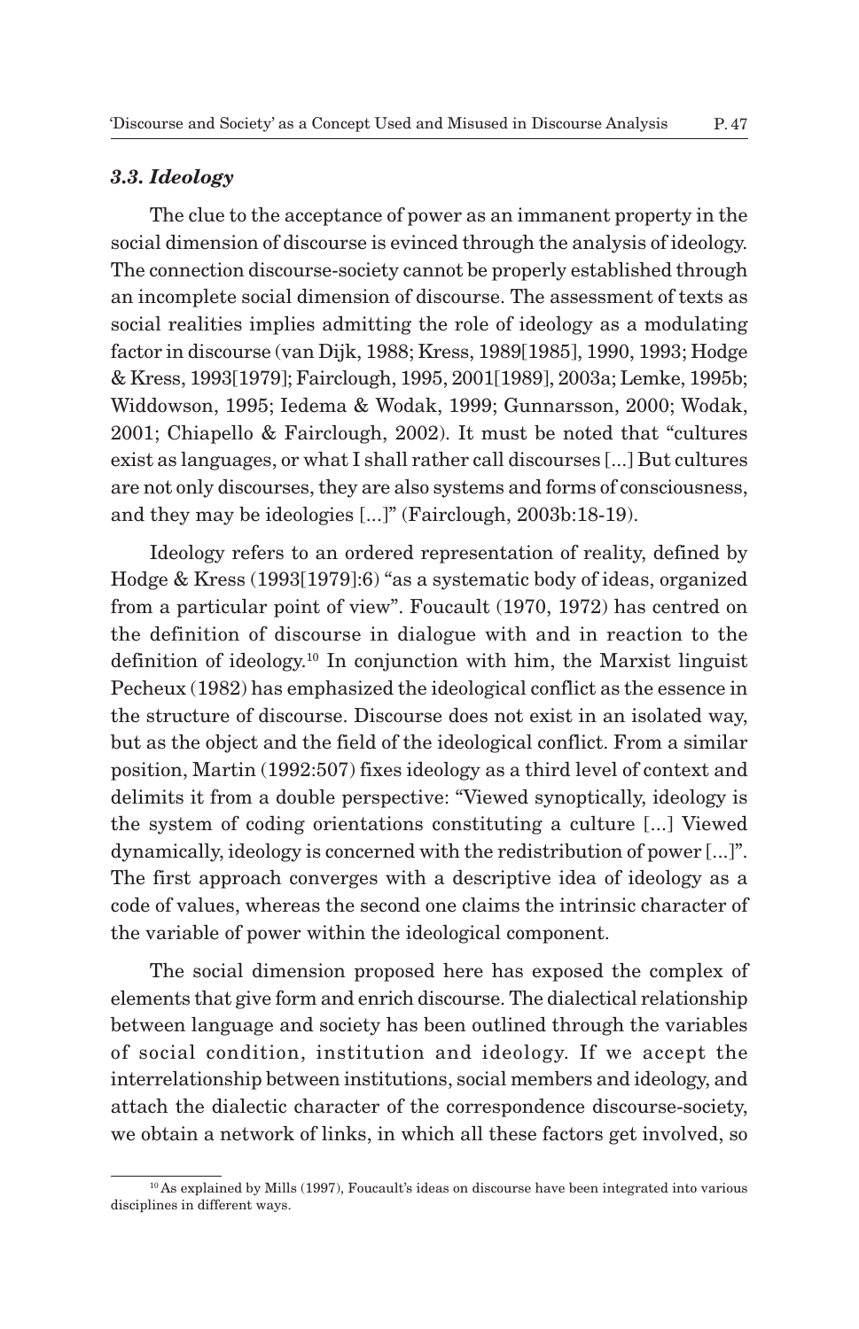### *3.3. Ideology*

The clue to the acceptance of power as an immanent property in the social dimension of discourse is evinced through the analysis of ideology. The connection discourse-society cannot be properly established through an incomplete social dimension of discourse. The assessment of texts as social realities implies admitting the role of ideology as a modulating factor in discourse (van Dijk, 1988; Kress, 1989[1985], 1990, 1993; Hodge & Kress, 1993[1979]; Fairclough, 1995, 2001[1989], 2003a; Lemke, 1995b; Widdowson, 1995; Iedema & Wodak, 1999; Gunnarsson, 2000; Wodak, 2001; Chiapello & Fairclough, 2002). It must be noted that "cultures exist as languages, or what I shall rather call discourses [...] But cultures are not only discourses, they are also systems and forms of consciousness, and they may be ideologies [...]" (Fairclough, 2003b:18-19).

Ideology refers to an ordered representation of reality, defined by Hodge & Kress (1993[1979]:6) "as a systematic body of ideas, organized from a particular point of view". Foucault (1970, 1972) has centred on the definition of discourse in dialogue with and in reaction to the definition of ideology.[10] In conjunction with him, the Marxist linguist Pecheux (1982) has emphasized the ideological conflict as the essence in the structure of discourse. Discourse does not exist in an isolated way, but as the object and the field of the ideological conflict. From a similar position, Martin (1992:507) fixes ideology as a third level of context and delimits it from a double perspective: "Viewed synoptically, ideology is the system of coding orientations constituting a culture [...] Viewed dynamically, ideology is concerned with the redistribution of power [...]". The first approach converges with a descriptive idea of ideology as a code of values, whereas the second one claims the intrinsic character of the variable of power within the ideological component.

The social dimension proposed here has exposed the complex of elements that give form and enrich discourse. The dialectical relationship between language and society has been outlined through the variables of social condition, institution and ideology. If we accept the interrelationship between institutions, social members and ideology, and attach the dialectic character of the correspondence discourse-society, we obtain a network of links, in which all these factors get involved, so

[10] As explained by Mills (1997), Foucault's ideas on discourse have been integrated into various disciplines in different ways.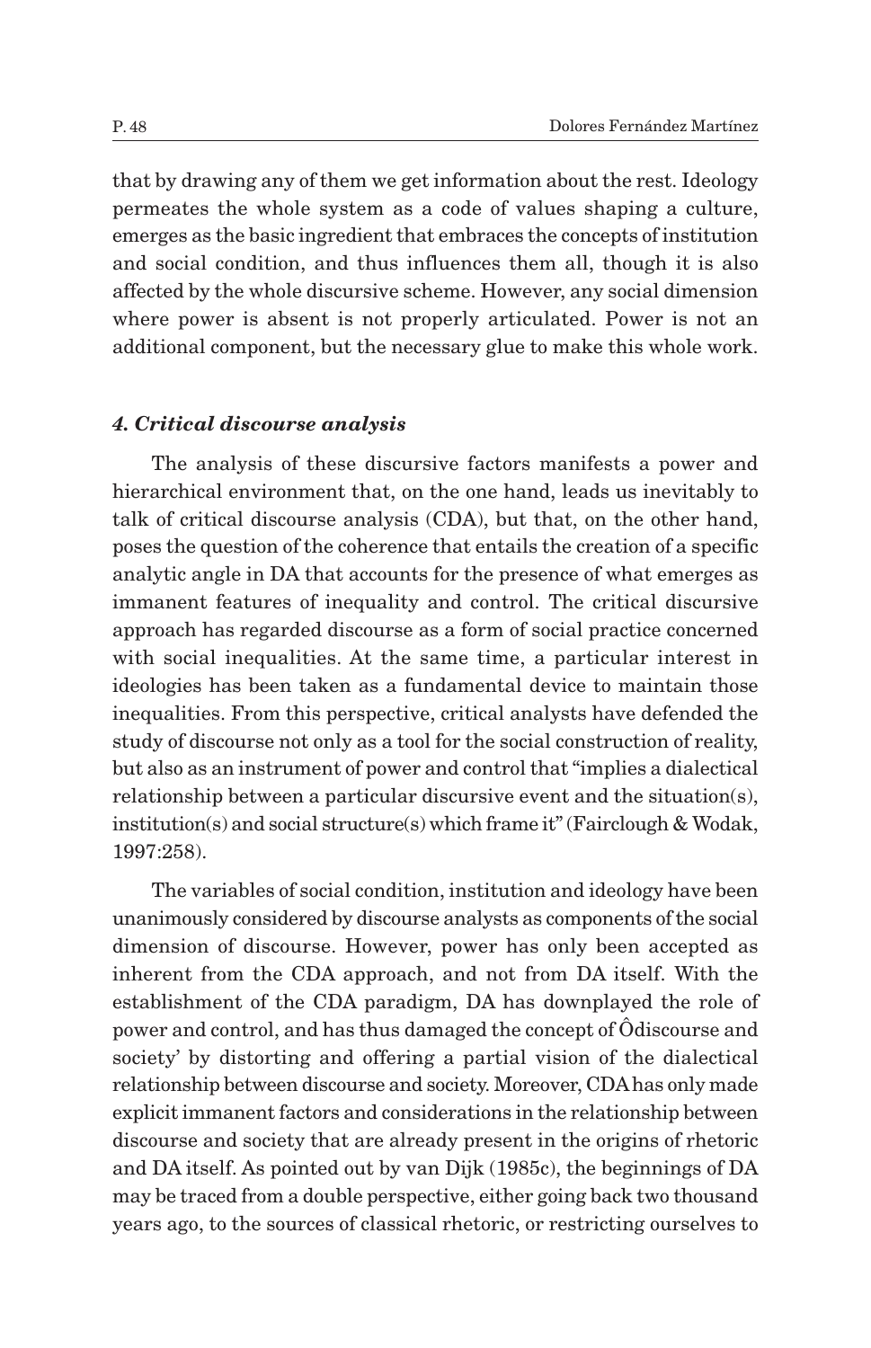that by drawing any of them we get information about the rest. Ideology permeates the whole system as a code of values shaping a culture, emerges as the basic ingredient that embraces the concepts of institution and social condition, and thus influences them all, though it is also affected by the whole discursive scheme. However, any social dimension where power is absent is not properly articulated. Power is not an additional component, but the necessary glue to make this whole work.

### *4. Critical discourse analysis*

The analysis of these discursive factors manifests a power and hierarchical environment that, on the one hand, leads us inevitably to talk of critical discourse analysis (CDA), but that, on the other hand, poses the question of the coherence that entails the creation of a specific analytic angle in DA that accounts for the presence of what emerges as immanent features of inequality and control. The critical discursive approach has regarded discourse as a form of social practice concerned with social inequalities. At the same time, a particular interest in ideologies has been taken as a fundamental device to maintain those inequalities. From this perspective, critical analysts have defended the study of discourse not only as a tool for the social construction of reality, but also as an instrument of power and control that "implies a dialectical relationship between a particular discursive event and the situation(s), institution(s) and social structure(s) which frame it" (Fairclough & Wodak, 1997:258).

The variables of social condition, institution and ideology have been unanimously considered by discourse analysts as components of the social dimension of discourse. However, power has only been accepted as inherent from the CDA approach, and not from DA itself. With the establishment of the CDA paradigm, DA has downplayed the role of power and control, and has thus damaged the concept of Ôdiscourse and society' by distorting and offering a partial vision of the dialectical relationship between discourse and society. Moreover, CDA has only made explicit immanent factors and considerations in the relationship between discourse and society that are already present in the origins of rhetoric and DA itself. As pointed out by van Dijk (1985c), the beginnings of DA may be traced from a double perspective, either going back two thousand years ago, to the sources of classical rhetoric, or restricting ourselves to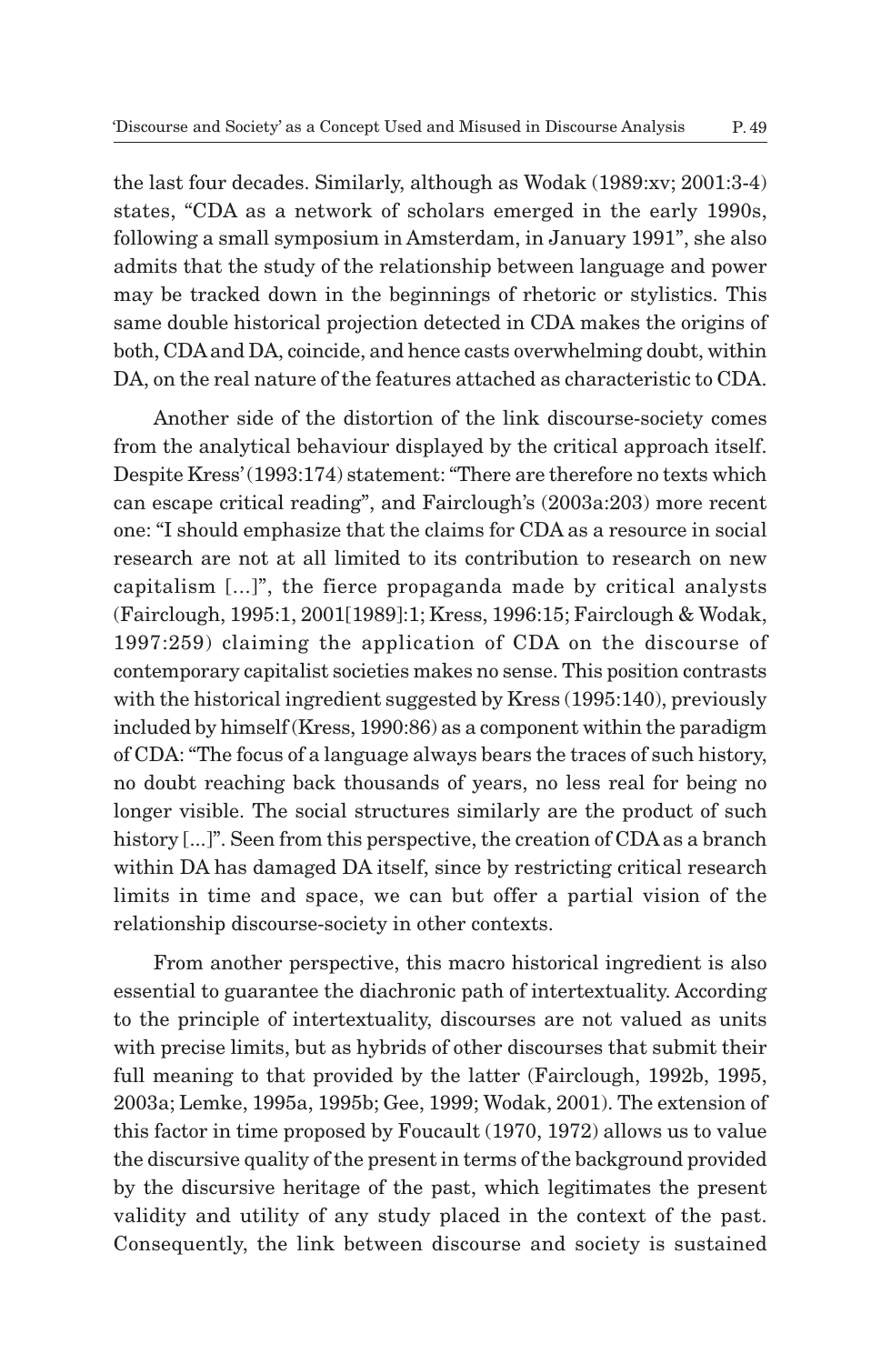the last four decades. Similarly, although as Wodak (1989:xv; 2001:3-4) states, "CDA as a network of scholars emerged in the early 1990s, following a small symposium in Amsterdam, in January 1991", she also admits that the study of the relationship between language and power may be tracked down in the beginnings of rhetoric or stylistics. This same double historical projection detected in CDA makes the origins of both, CDA and DA, coincide, and hence casts overwhelming doubt, within DA, on the real nature of the features attached as characteristic to CDA.

Another side of the distortion of the link discourse-society comes from the analytical behaviour displayed by the critical approach itself. Despite Kress' (1993:174) statement: "There are therefore no texts which can escape critical reading", and Fairclough's (2003a:203) more recent one: "I should emphasize that the claims for CDA as a resource in social research are not at all limited to its contribution to research on new capitalism [...]", the fierce propaganda made by critical analysts (Fairclough, 1995:1, 2001[1989]:1; Kress, 1996:15; Fairclough & Wodak, 1997:259) claiming the application of CDA on the discourse of contemporary capitalist societies makes no sense. This position contrasts with the historical ingredient suggested by Kress (1995:140), previously included by himself (Kress, 1990:86) as a component within the paradigm of CDA: "The focus of a language always bears the traces of such history, no doubt reaching back thousands of years, no less real for being no longer visible. The social structures similarly are the product of such history [...]". Seen from this perspective, the creation of CDA as a branch within DA has damaged DA itself, since by restricting critical research limits in time and space, we can but offer a partial vision of the relationship discourse-society in other contexts.

From another perspective, this macro historical ingredient is also essential to guarantee the diachronic path of intertextuality. According to the principle of intertextuality, discourses are not valued as units with precise limits, but as hybrids of other discourses that submit their full meaning to that provided by the latter (Fairclough, 1992b, 1995, 2003a; Lemke, 1995a, 1995b; Gee, 1999; Wodak, 2001). The extension of this factor in time proposed by Foucault (1970, 1972) allows us to value the discursive quality of the present in terms of the background provided by the discursive heritage of the past, which legitimates the present validity and utility of any study placed in the context of the past. Consequently, the link between discourse and society is sustained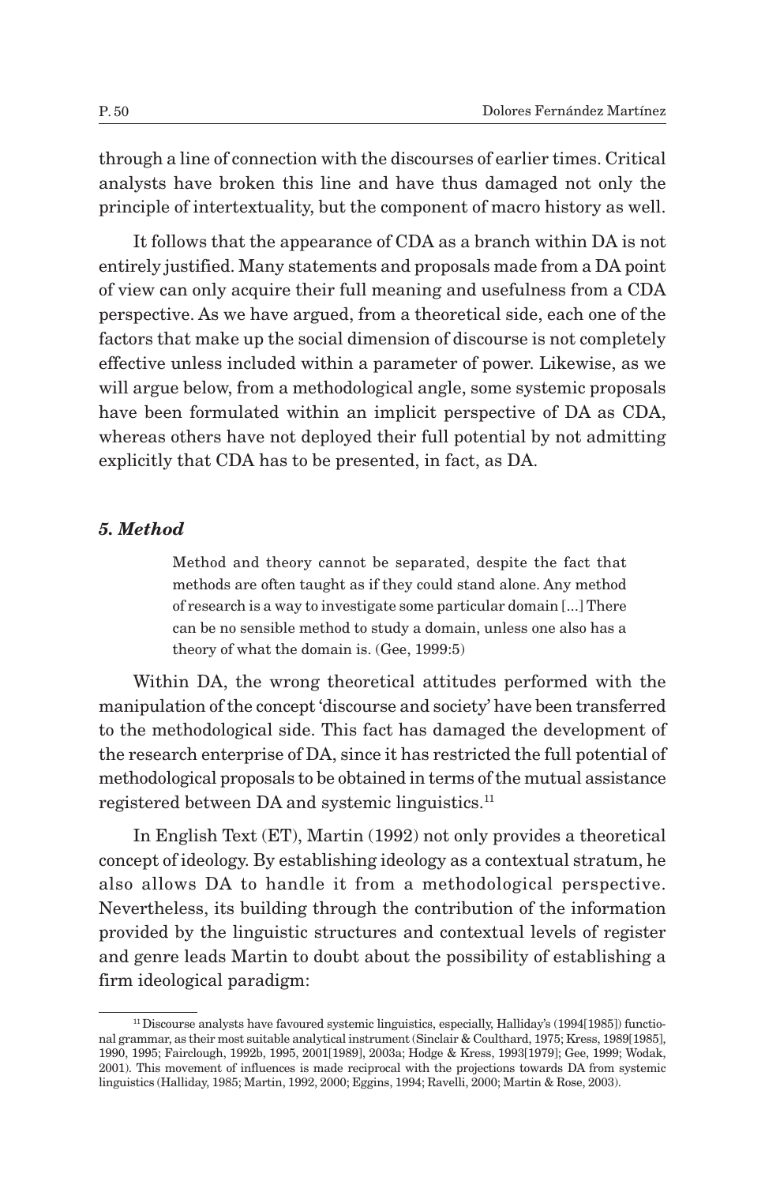through a line of connection with the discourses of earlier times. Critical analysts have broken this line and have thus damaged not only the principle of intertextuality, but the component of macro history as well.

It follows that the appearance of CDA as a branch within DA is not entirely justified. Many statements and proposals made from a DA point of view can only acquire their full meaning and usefulness from a CDA perspective. As we have argued, from a theoretical side, each one of the factors that make up the social dimension of discourse is not completely effective unless included within a parameter of power. Likewise, as we will argue below, from a methodological angle, some systemic proposals have been formulated within an implicit perspective of DA as CDA, whereas others have not deployed their full potential by not admitting explicitly that CDA has to be presented, in fact, as DA.

### *5. Method*

> Method and theory cannot be separated, despite the fact that methods are often taught as if they could stand alone. Any method of research is a way to investigate some particular domain [...] There can be no sensible method to study a domain, unless one also has a theory of what the domain is. (Gee, 1999:5)

Within DA, the wrong theoretical attitudes performed with the manipulation of the concept 'discourse and society' have been transferred to the methodological side. This fact has damaged the development of the research enterprise of DA, since it has restricted the full potential of methodological proposals to be obtained in terms of the mutual assistance registered between DA and systemic linguistics.[11]

In English Text (ET), Martin (1992) not only provides a theoretical concept of ideology. By establishing ideology as a contextual stratum, he also allows DA to handle it from a methodological perspective. Nevertheless, its building through the contribution of the information provided by the linguistic structures and contextual levels of register and genre leads Martin to doubt about the possibility of establishing a firm ideological paradigm:

---

[11] Discourse analysts have favoured systemic linguistics, especially, Halliday's (1994[1985]) functional grammar, as their most suitable analytical instrument (Sinclair & Coulthard, 1975; Kress, 1989[1985], 1990, 1995; Fairclough, 1992b, 1995, 2001[1989], 2003a; Hodge & Kress, 1993[1979]; Gee, 1999; Wodak, 2001). This movement of influences is made reciprocal with the projections towards DA from systemic linguistics (Halliday, 1985; Martin, 1992, 2000; Eggins, 1994; Ravelli, 2000; Martin & Rose, 2003).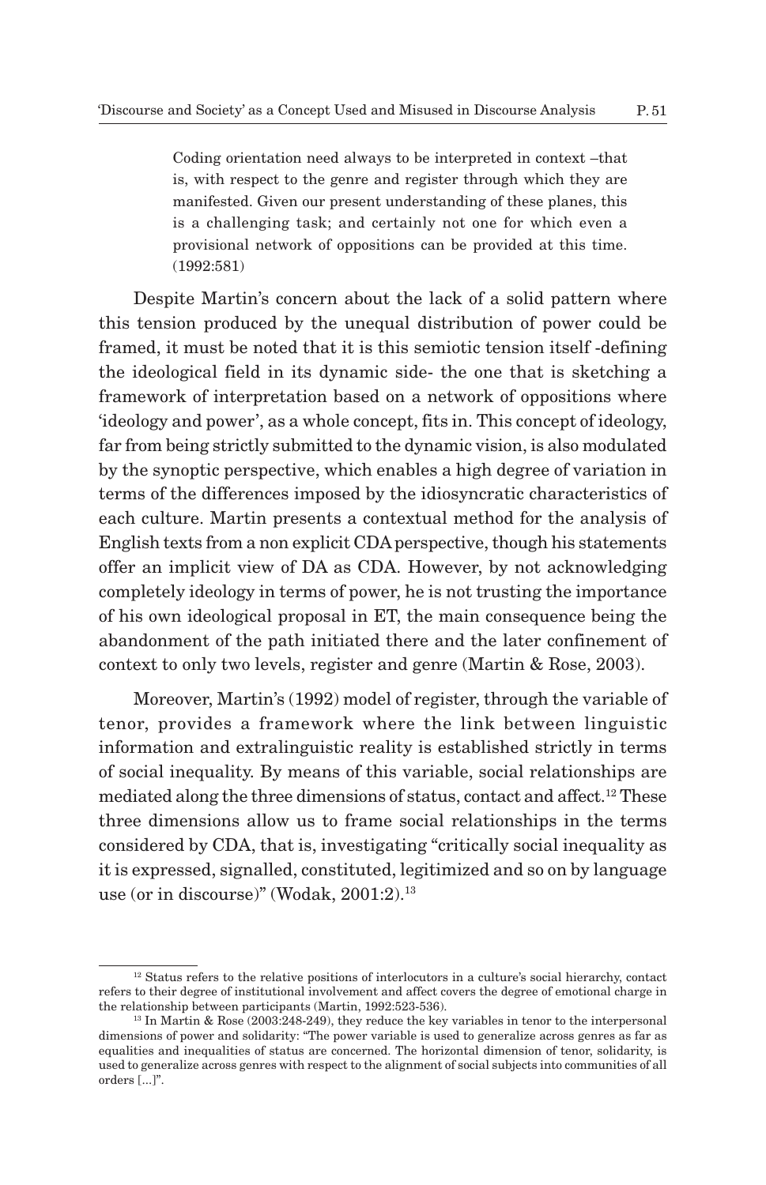> Coding orientation need always to be interpreted in context –that is, with respect to the genre and register through which they are manifested. Given our present understanding of these planes, this is a challenging task; and certainly not one for which even a provisional network of oppositions can be provided at this time. (1992:581)

Despite Martin's concern about the lack of a solid pattern where this tension produced by the unequal distribution of power could be framed, it must be noted that it is this semiotic tension itself -defining the ideological field in its dynamic side- the one that is sketching a framework of interpretation based on a network of oppositions where 'ideology and power', as a whole concept, fits in. This concept of ideology, far from being strictly submitted to the dynamic vision, is also modulated by the synoptic perspective, which enables a high degree of variation in terms of the differences imposed by the idiosyncratic characteristics of each culture. Martin presents a contextual method for the analysis of English texts from a non explicit CDA perspective, though his statements offer an implicit view of DA as CDA. However, by not acknowledging completely ideology in terms of power, he is not trusting the importance of his own ideological proposal in ET, the main consequence being the abandonment of the path initiated there and the later confinement of context to only two levels, register and genre (Martin & Rose, 2003).

Moreover, Martin's (1992) model of register, through the variable of tenor, provides a framework where the link between linguistic information and extralinguistic reality is established strictly in terms of social inequality. By means of this variable, social relationships are mediated along the three dimensions of status, contact and affect.[12] These three dimensions allow us to frame social relationships in the terms considered by CDA, that is, investigating "critically social inequality as it is expressed, signalled, constituted, legitimized and so on by language use (or in discourse)" (Wodak, 2001:2).[13]

---

[12] Status refers to the relative positions of interlocutors in a culture's social hierarchy, contact refers to their degree of institutional involvement and affect covers the degree of emotional charge in the relationship between participants (Martin, 1992:523-536).

[13] In Martin & Rose (2003:248-249), they reduce the key variables in tenor to the interpersonal dimensions of power and solidarity: "The power variable is used to generalize across genres as far as equalities and inequalities of status are concerned. The horizontal dimension of tenor, solidarity, is used to generalize across genres with respect to the alignment of social subjects into communities of all orders [...]".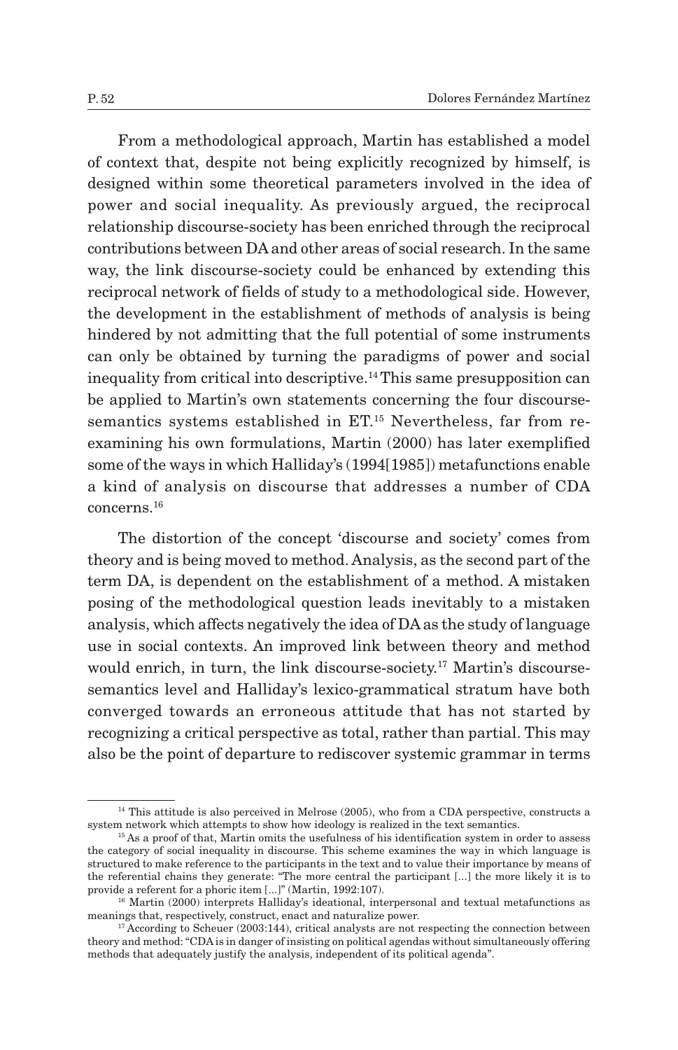From a methodological approach, Martin has established a model of context that, despite not being explicitly recognized by himself, is designed within some theoretical parameters involved in the idea of power and social inequality. As previously argued, the reciprocal relationship discourse-society has been enriched through the reciprocal contributions between DA and other areas of social research. In the same way, the link discourse-society could be enhanced by extending this reciprocal network of fields of study to a methodological side. However, the development in the establishment of methods of analysis is being hindered by not admitting that the full potential of some instruments can only be obtained by turning the paradigms of power and social inequality from critical into descriptive.[14] This same presupposition can be applied to Martin's own statements concerning the four discourse-semantics systems established in ET.[15] Nevertheless, far from re-examining his own formulations, Martin (2000) has later exemplified some of the ways in which Halliday's (1994[1985]) metafunctions enable a kind of analysis on discourse that addresses a number of CDA concerns.[16]

The distortion of the concept 'discourse and society' comes from theory and is being moved to method. Analysis, as the second part of the term DA, is dependent on the establishment of a method. A mistaken posing of the methodological question leads inevitably to a mistaken analysis, which affects negatively the idea of DA as the study of language use in social contexts. An improved link between theory and method would enrich, in turn, the link discourse-society.[17] Martin's discourse-semantics level and Halliday's lexico-grammatical stratum have both converged towards an erroneous attitude that has not started by recognizing a critical perspective as total, rather than partial. This may also be the point of departure to rediscover systemic grammar in terms

---

[14] This attitude is also perceived in Melrose (2005), who from a CDA perspective, constructs a system network which attempts to show how ideology is realized in the text semantics.

[15] As a proof of that, Martin omits the usefulness of his identification system in order to assess the category of social inequality in discourse. This scheme examines the way in which language is structured to make reference to the participants in the text and to value their importance by means of the referential chains they generate: "The more central the participant [...] the more likely it is to provide a referent for a phoric item [...]" (Martin, 1992:107).

[16] Martin (2000) interprets Halliday's ideational, interpersonal and textual metafunctions as meanings that, respectively, construct, enact and naturalize power.

[17] According to Scheuer (2003:144), critical analysts are not respecting the connection between theory and method: "CDA is in danger of insisting on political agendas without simultaneously offering methods that adequately justify the analysis, independent of its political agenda".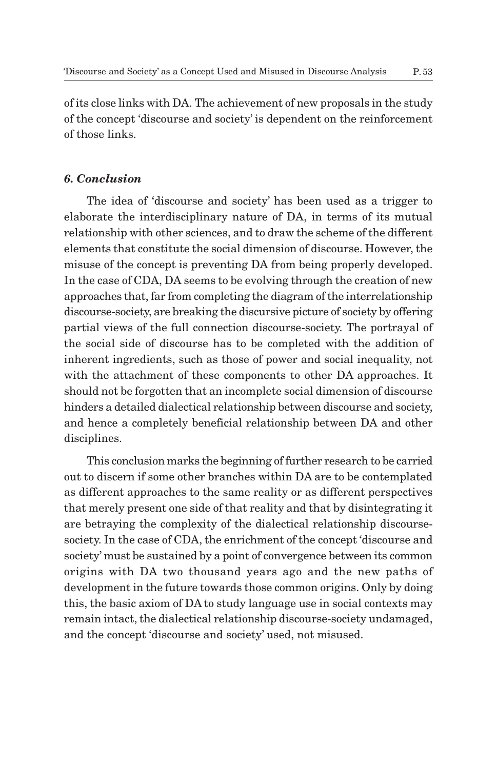of its close links with DA. The achievement of new proposals in the study of the concept 'discourse and society' is dependent on the reinforcement of those links.

### *6. Conclusion*

The idea of 'discourse and society' has been used as a trigger to elaborate the interdisciplinary nature of DA, in terms of its mutual relationship with other sciences, and to draw the scheme of the different elements that constitute the social dimension of discourse. However, the misuse of the concept is preventing DA from being properly developed. In the case of CDA, DA seems to be evolving through the creation of new approaches that, far from completing the diagram of the interrelationship discourse-society, are breaking the discursive picture of society by offering partial views of the full connection discourse-society. The portrayal of the social side of discourse has to be completed with the addition of inherent ingredients, such as those of power and social inequality, not with the attachment of these components to other DA approaches. It should not be forgotten that an incomplete social dimension of discourse hinders a detailed dialectical relationship between discourse and society, and hence a completely beneficial relationship between DA and other disciplines.

This conclusion marks the beginning of further research to be carried out to discern if some other branches within DA are to be contemplated as different approaches to the same reality or as different perspectives that merely present one side of that reality and that by disintegrating it are betraying the complexity of the dialectical relationship discourse-society. In the case of CDA, the enrichment of the concept 'discourse and society' must be sustained by a point of convergence between its common origins with DA two thousand years ago and the new paths of development in the future towards those common origins. Only by doing this, the basic axiom of DA to study language use in social contexts may remain intact, the dialectical relationship discourse-society undamaged, and the concept 'discourse and society' used, not misused.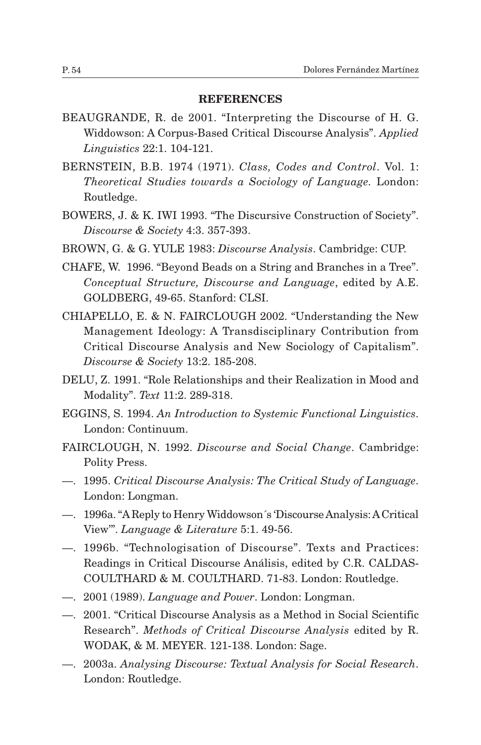**REFERENCES**

BEAUGRANDE, R. de 2001. "Interpreting the Discourse of H. G. Widdowson: A Corpus-Based Critical Discourse Analysis". *Applied Linguistics* 22:1. 104-121.

BERNSTEIN, B.B. 1974 (1971). *Class, Codes and Control*. Vol. 1: *Theoretical Studies towards a Sociology of Language.* London: Routledge.

BOWERS, J. & K. IWI 1993. "The Discursive Construction of Society". *Discourse & Society* 4:3. 357-393.

BROWN, G. & G. YULE 1983: *Discourse Analysis*. Cambridge: CUP.

CHAFE, W. 1996. "Beyond Beads on a String and Branches in a Tree". *Conceptual Structure, Discourse and Language*, edited by A.E. GOLDBERG, 49-65. Stanford: CLSI.

CHIAPELLO, E. & N. FAIRCLOUGH 2002. "Understanding the New Management Ideology: A Transdisciplinary Contribution from Critical Discourse Analysis and New Sociology of Capitalism". *Discourse & Society* 13:2. 185-208.

DELU, Z. 1991. "Role Relationships and their Realization in Mood and Modality". *Text* 11:2. 289-318.

EGGINS, S. 1994. *An Introduction to Systemic Functional Linguistics*. London: Continuum.

FAIRCLOUGH, N. 1992. *Discourse and Social Change*. Cambridge: Polity Press.

—. 1995. *Critical Discourse Analysis: The Critical Study of Language*. London: Longman.

—. 1996a. "A Reply to Henry Widdowson´s 'Discourse Analysis: A Critical View'". *Language & Literature* 5:1. 49-56.

—. 1996b. "Technologisation of Discourse". Texts and Practices: Readings in Critical Discourse Análisis, edited by C.R. CALDAS-COULTHARD & M. COULTHARD. 71-83. London: Routledge.

—. 2001 (1989). *Language and Power*. London: Longman.

—. 2001. "Critical Discourse Analysis as a Method in Social Scientific Research". *Methods of Critical Discourse Analysis* edited by R. WODAK, & M. MEYER. 121-138. London: Sage.

—. 2003a. *Analysing Discourse: Textual Analysis for Social Research*. London: Routledge.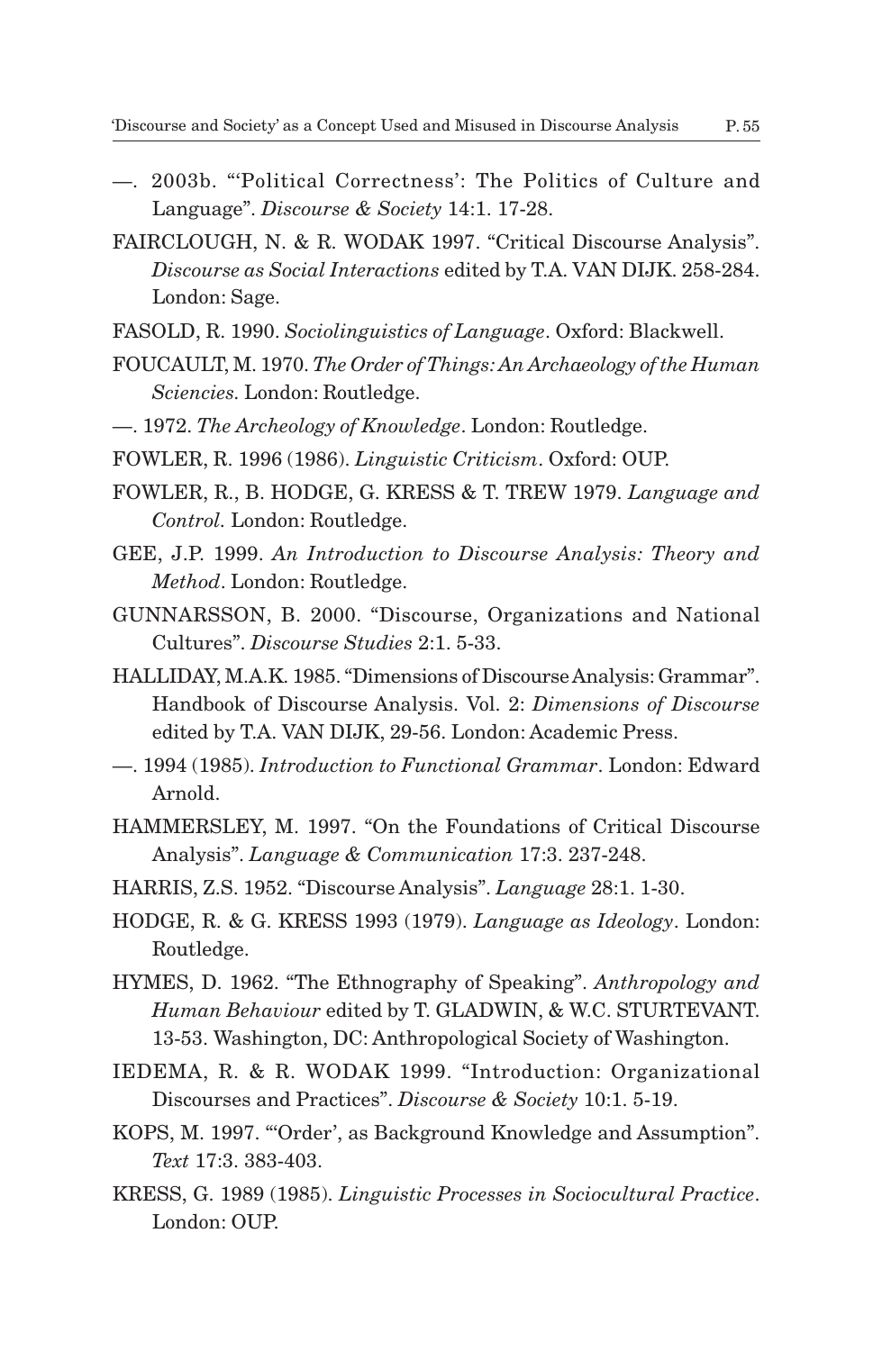—. 2003b. "'Political Correctness': The Politics of Culture and Language". *Discourse & Society* 14:1. 17-28.

FAIRCLOUGH, N. & R. WODAK 1997. "Critical Discourse Analysis". *Discourse as Social Interactions* edited by T.A. VAN DIJK. 258-284. London: Sage.

FASOLD, R. 1990. *Sociolinguistics of Language*. Oxford: Blackwell.

FOUCAULT, M. 1970. *The Order of Things: An Archaeology of the Human Sciencies*. London: Routledge.

—. 1972. *The Archeology of Knowledge*. London: Routledge.

FOWLER, R. 1996 (1986). *Linguistic Criticism*. Oxford: OUP.

FOWLER, R., B. HODGE, G. KRESS & T. TREW 1979. *Language and Control*. London: Routledge.

GEE, J.P. 1999. *An Introduction to Discourse Analysis: Theory and Method*. London: Routledge.

GUNNARSSON, B. 2000. "Discourse, Organizations and National Cultures". *Discourse Studies* 2:1. 5-33.

HALLIDAY, M.A.K. 1985. "Dimensions of Discourse Analysis: Grammar". Handbook of Discourse Analysis. Vol. 2: *Dimensions of Discourse* edited by T.A. VAN DIJK, 29-56. London: Academic Press.

—. 1994 (1985). *Introduction to Functional Grammar*. London: Edward Arnold.

HAMMERSLEY, M. 1997. "On the Foundations of Critical Discourse Analysis". *Language & Communication* 17:3. 237-248.

HARRIS, Z.S. 1952. "Discourse Analysis". *Language* 28:1. 1-30.

HODGE, R. & G. KRESS 1993 (1979). *Language as Ideology*. London: Routledge.

HYMES, D. 1962. "The Ethnography of Speaking". *Anthropology and Human Behaviour* edited by T. GLADWIN, & W.C. STURTEVANT. 13-53. Washington, DC: Anthropological Society of Washington.

IEDEMA, R. & R. WODAK 1999. "Introduction: Organizational Discourses and Practices". *Discourse & Society* 10:1. 5-19.

KOPS, M. 1997. "'Order', as Background Knowledge and Assumption". *Text* 17:3. 383-403.

KRESS, G. 1989 (1985). *Linguistic Processes in Sociocultural Practice*. London: OUP.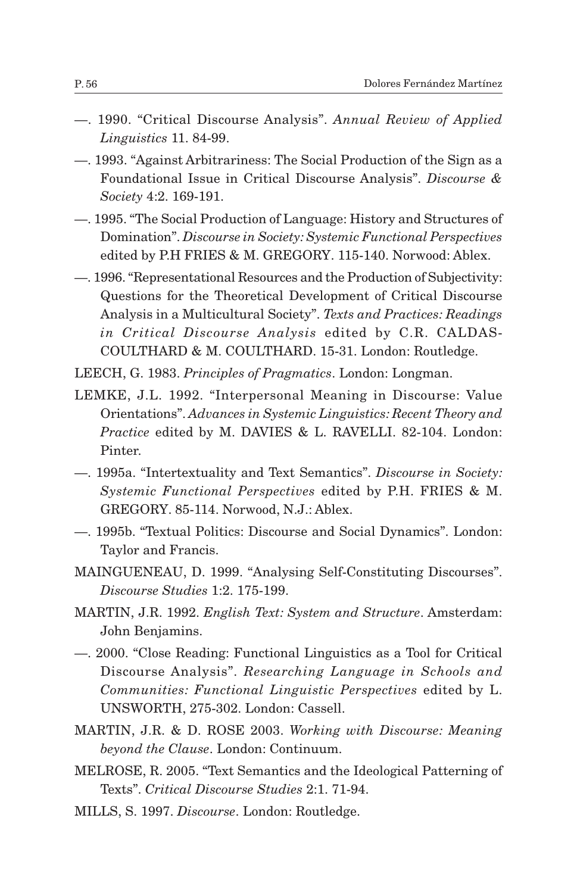—. 1990. "Critical Discourse Analysis". *Annual Review of Applied Linguistics* 11. 84-99.

—. 1993. "Against Arbitrariness: The Social Production of the Sign as a Foundational Issue in Critical Discourse Analysis". *Discourse & Society* 4:2. 169-191.

—. 1995. "The Social Production of Language: History and Structures of Domination". *Discourse in Society: Systemic Functional Perspectives* edited by P.H FRIES & M. GREGORY. 115-140. Norwood: Ablex.

—. 1996. "Representational Resources and the Production of Subjectivity: Questions for the Theoretical Development of Critical Discourse Analysis in a Multicultural Society". *Texts and Practices: Readings in Critical Discourse Analysis* edited by C.R. CALDAS-COULTHARD & M. COULTHARD. 15-31. London: Routledge.

LEECH, G. 1983. *Principles of Pragmatics*. London: Longman.

LEMKE, J.L. 1992. "Interpersonal Meaning in Discourse: Value Orientations". *Advances in Systemic Linguistics: Recent Theory and Practice* edited by M. DAVIES & L. RAVELLI. 82-104. London: Pinter.

—. 1995a. "Intertextuality and Text Semantics". *Discourse in Society: Systemic Functional Perspectives* edited by P.H. FRIES & M. GREGORY. 85-114. Norwood, N.J.: Ablex.

—. 1995b. "Textual Politics: Discourse and Social Dynamics". London: Taylor and Francis.

MAINGUENEAU, D. 1999. "Analysing Self-Constituting Discourses". *Discourse Studies* 1:2. 175-199.

MARTIN, J.R. 1992. *English Text: System and Structure*. Amsterdam: John Benjamins.

—. 2000. "Close Reading: Functional Linguistics as a Tool for Critical Discourse Analysis". *Researching Language in Schools and Communities: Functional Linguistic Perspectives* edited by L. UNSWORTH, 275-302. London: Cassell.

MARTIN, J.R. & D. ROSE 2003. *Working with Discourse: Meaning beyond the Clause*. London: Continuum.

MELROSE, R. 2005. "Text Semantics and the Ideological Patterning of Texts". *Critical Discourse Studies* 2:1. 71-94.

MILLS, S. 1997. *Discourse*. London: Routledge.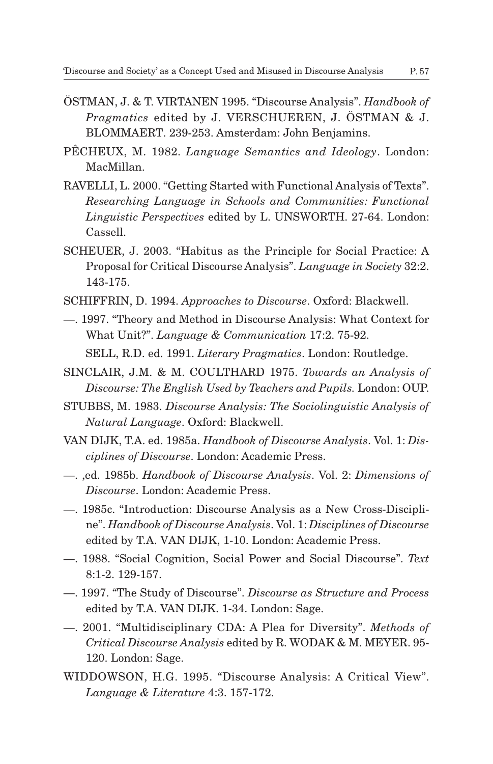ÖSTMAN, J. & T. VIRTANEN 1995. "Discourse Analysis". *Handbook of Pragmatics* edited by J. VERSCHUEREN, J. ÖSTMAN & J. BLOMMAERT. 239-253. Amsterdam: John Benjamins.

PÊCHEUX, M. 1982. *Language Semantics and Ideology*. London: MacMillan.

RAVELLI, L. 2000. "Getting Started with Functional Analysis of Texts". *Researching Language in Schools and Communities: Functional Linguistic Perspectives* edited by L. UNSWORTH. 27-64. London: Cassell.

SCHEUER, J. 2003. "Habitus as the Principle for Social Practice: A Proposal for Critical Discourse Analysis". *Language in Society* 32:2. 143-175.

SCHIFFRIN, D. 1994. *Approaches to Discourse*. Oxford: Blackwell.

—. 1997. "Theory and Method in Discourse Analysis: What Context for What Unit?". *Language & Communication* 17:2. 75-92.

SELL, R.D. ed. 1991. *Literary Pragmatics*. London: Routledge.

SINCLAIR, J.M. & M. COULTHARD 1975. *Towards an Analysis of Discourse: The English Used by Teachers and Pupils.* London: OUP.

STUBBS, M. 1983. *Discourse Analysis: The Sociolinguistic Analysis of Natural Language*. Oxford: Blackwell.

VAN DIJK, T.A. ed. 1985a. *Handbook of Discourse Analysis*. Vol. 1: *Disciplines of Discourse*. London: Academic Press.

—. ,ed. 1985b. *Handbook of Discourse Analysis*. Vol. 2: *Dimensions of Discourse*. London: Academic Press.

—. 1985c. "Introduction: Discourse Analysis as a New Cross-Discipline". *Handbook of Discourse Analysis*. Vol. 1: *Disciplines of Discourse* edited by T.A. VAN DIJK, 1-10. London: Academic Press.

—. 1988. "Social Cognition, Social Power and Social Discourse". *Text* 8:1-2. 129-157.

—. 1997. "The Study of Discourse". *Discourse as Structure and Process* edited by T.A. VAN DIJK. 1-34. London: Sage.

—. 2001. "Multidisciplinary CDA: A Plea for Diversity". *Methods of Critical Discourse Analysis* edited by R. WODAK & M. MEYER. 95-120. London: Sage.

WIDDOWSON, H.G. 1995. "Discourse Analysis: A Critical View". *Language & Literature* 4:3. 157-172.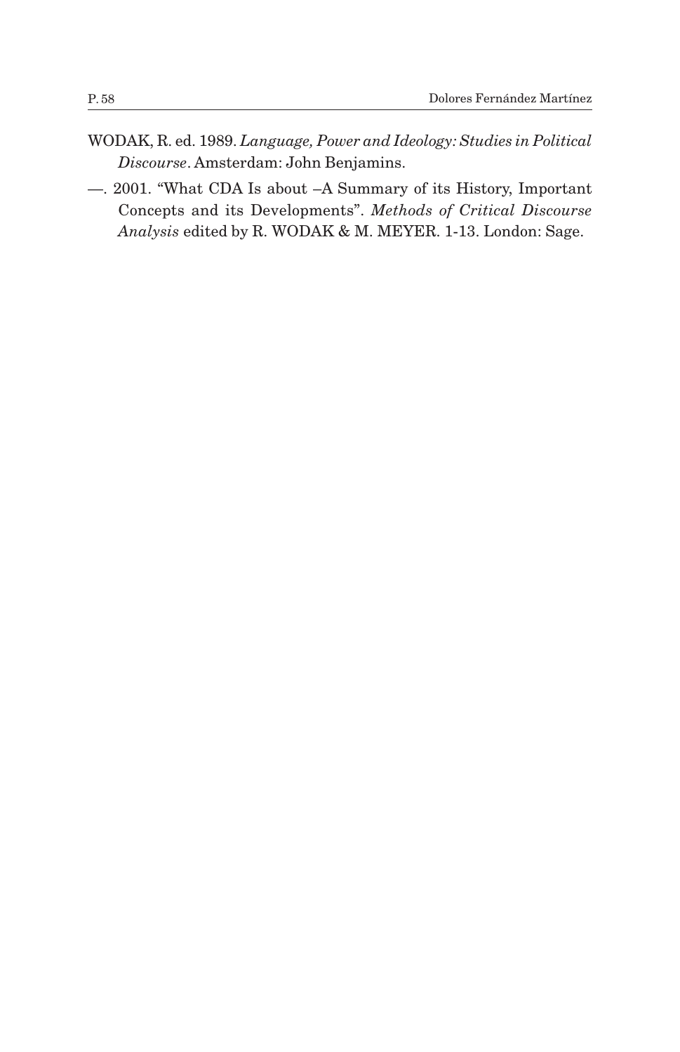WODAK, R. ed. 1989. *Language, Power and Ideology: Studies in Political Discourse*. Amsterdam: John Benjamins.

—. 2001. "What CDA Is about –A Summary of its History, Important Concepts and its Developments". *Methods of Critical Discourse Analysis* edited by R. WODAK & M. MEYER. 1-13. London: Sage.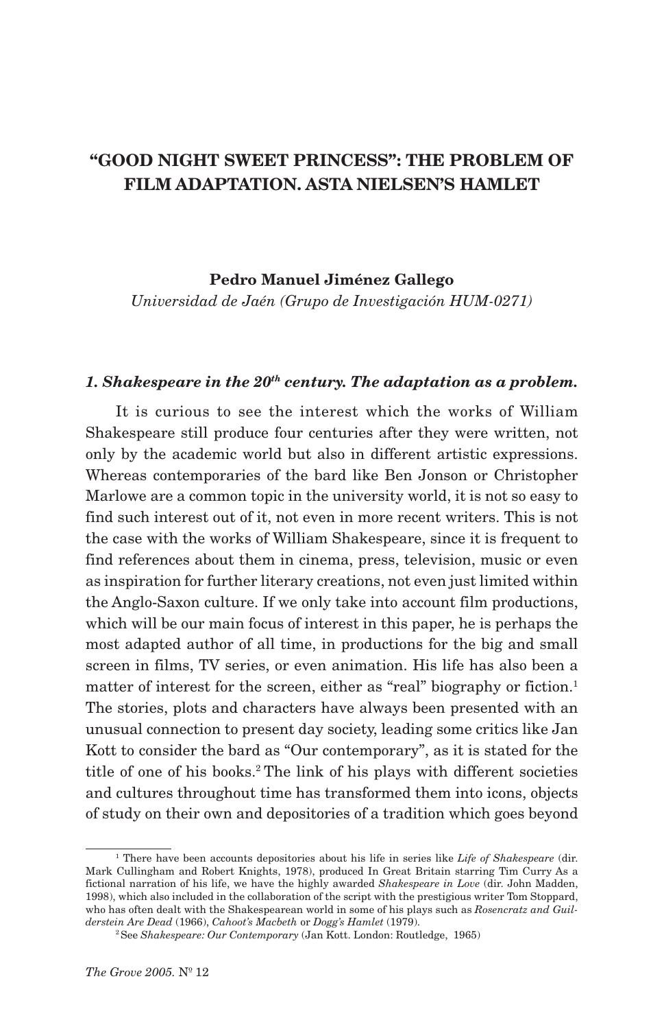# "GOOD NIGHT SWEET PRINCESS": THE PROBLEM OF FILM ADAPTATION. ASTA NIELSEN'S HAMLET

**Pedro Manuel Jiménez Gallego**

*Universidad de Jaén (Grupo de Investigación HUM-0271)*

### *1. Shakespeare in the 20th century. The adaptation as a problem.*

It is curious to see the interest which the works of William Shakespeare still produce four centuries after they were written, not only by the academic world but also in different artistic expressions. Whereas contemporaries of the bard like Ben Jonson or Christopher Marlowe are a common topic in the university world, it is not so easy to find such interest out of it, not even in more recent writers. This is not the case with the works of William Shakespeare, since it is frequent to find references about them in cinema, press, television, music or even as inspiration for further literary creations, not even just limited within the Anglo-Saxon culture. If we only take into account film productions, which will be our main focus of interest in this paper, he is perhaps the most adapted author of all time, in productions for the big and small screen in films, TV series, or even animation. His life has also been a matter of interest for the screen, either as "real" biography or fiction.[1] The stories, plots and characters have always been presented with an unusual connection to present day society, leading some critics like Jan Kott to consider the bard as "Our contemporary", as it is stated for the title of one of his books.[2] The link of his plays with different societies and cultures throughout time has transformed them into icons, objects of study on their own and depositories of a tradition which goes beyond

---

[1] There have been accounts depositories about his life in series like *Life of Shakespeare* (dir. Mark Cullingham and Robert Knights, 1978), produced In Great Britain starring Tim Curry As a fictional narration of his life, we have the highly awarded *Shakespeare in Love* (dir. John Madden, 1998), which also included in the collaboration of the script with the prestigious writer Tom Stoppard, who has often dealt with the Shakespearean world in some of his plays such as *Rosencratz and Guilderstein Are Dead* (1966), *Cahoot's Macbeth* or *Dogg's Hamlet* (1979).

[2] See *Shakespeare: Our Contemporary* (Jan Kott. London: Routledge, 1965)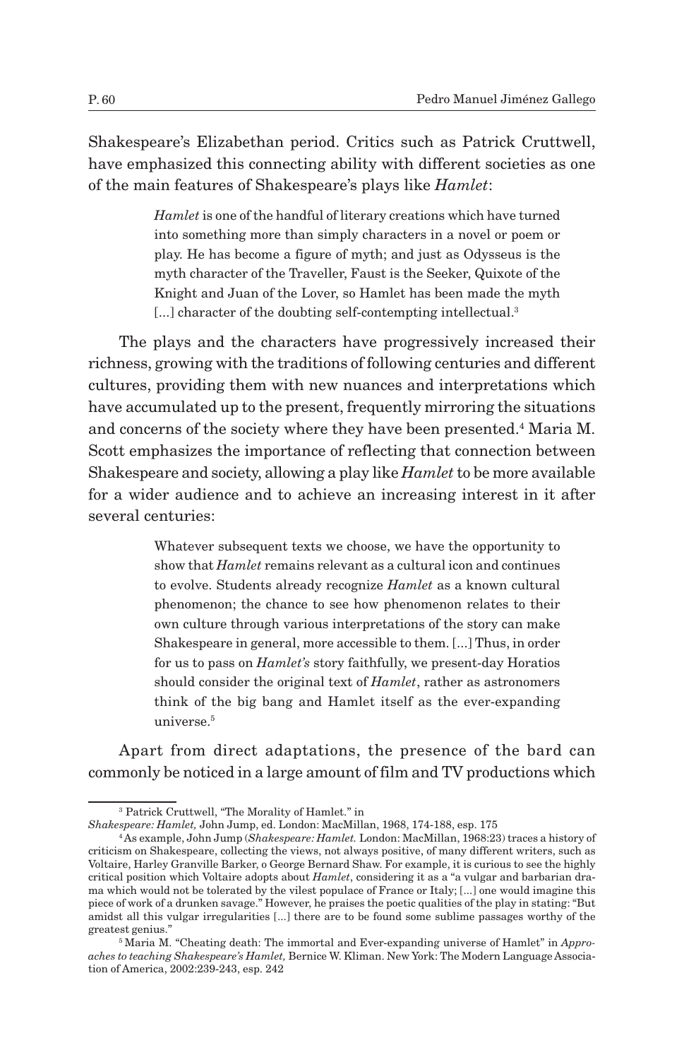Shakespeare's Elizabethan period. Critics such as Patrick Cruttwell, have emphasized this connecting ability with different societies as one of the main features of Shakespeare's plays like *Hamlet*:

> *Hamlet* is one of the handful of literary creations which have turned into something more than simply characters in a novel or poem or play. He has become a figure of myth; and just as Odysseus is the myth character of the Traveller, Faust is the Seeker, Quixote of the Knight and Juan of the Lover, so Hamlet has been made the myth [...] character of the doubting self-contempting intellectual.[3]

The plays and the characters have progressively increased their richness, growing with the traditions of following centuries and different cultures, providing them with new nuances and interpretations which have accumulated up to the present, frequently mirroring the situations and concerns of the society where they have been presented.[4] Maria M. Scott emphasizes the importance of reflecting that connection between Shakespeare and society, allowing a play like *Hamlet* to be more available for a wider audience and to achieve an increasing interest in it after several centuries:

> Whatever subsequent texts we choose, we have the opportunity to show that *Hamlet* remains relevant as a cultural icon and continues to evolve. Students already recognize *Hamlet* as a known cultural phenomenon; the chance to see how phenomenon relates to their own culture through various interpretations of the story can make Shakespeare in general, more accessible to them. [...] Thus, in order for us to pass on *Hamlet's* story faithfully, we present-day Horatios should consider the original text of *Hamlet*, rather as astronomers think of the big bang and Hamlet itself as the ever-expanding universe.[5]

Apart from direct adaptations, the presence of the bard can commonly be noticed in a large amount of film and TV productions which

---

[3] Patrick Cruttwell, "The Morality of Hamlet." in *Shakespeare: Hamlet,* John Jump, ed. London: MacMillan, 1968, 174-188, esp. 175

[4] As example, John Jump (*Shakespeare: Hamlet.* London: MacMillan, 1968:23) traces a history of criticism on Shakespeare, collecting the views, not always positive, of many different writers, such as Voltaire, Harley Granville Barker, o George Bernard Shaw. For example, it is curious to see the highly critical position which Voltaire adopts about *Hamlet*, considering it as a "a vulgar and barbarian drama which would not be tolerated by the vilest populace of France or Italy; [...] one would imagine this piece of work of a drunken savage." However, he praises the poetic qualities of the play in stating: "But amidst all this vulgar irregularities [...] there are to be found some sublime passages worthy of the greatest genius."

[5] Maria M. "Cheating death: The immortal and Ever-expanding universe of Hamlet" in *Approaches to teaching Shakespeare's Hamlet,* Bernice W. Kliman. New York: The Modern Language Association of America, 2002:239-243, esp. 242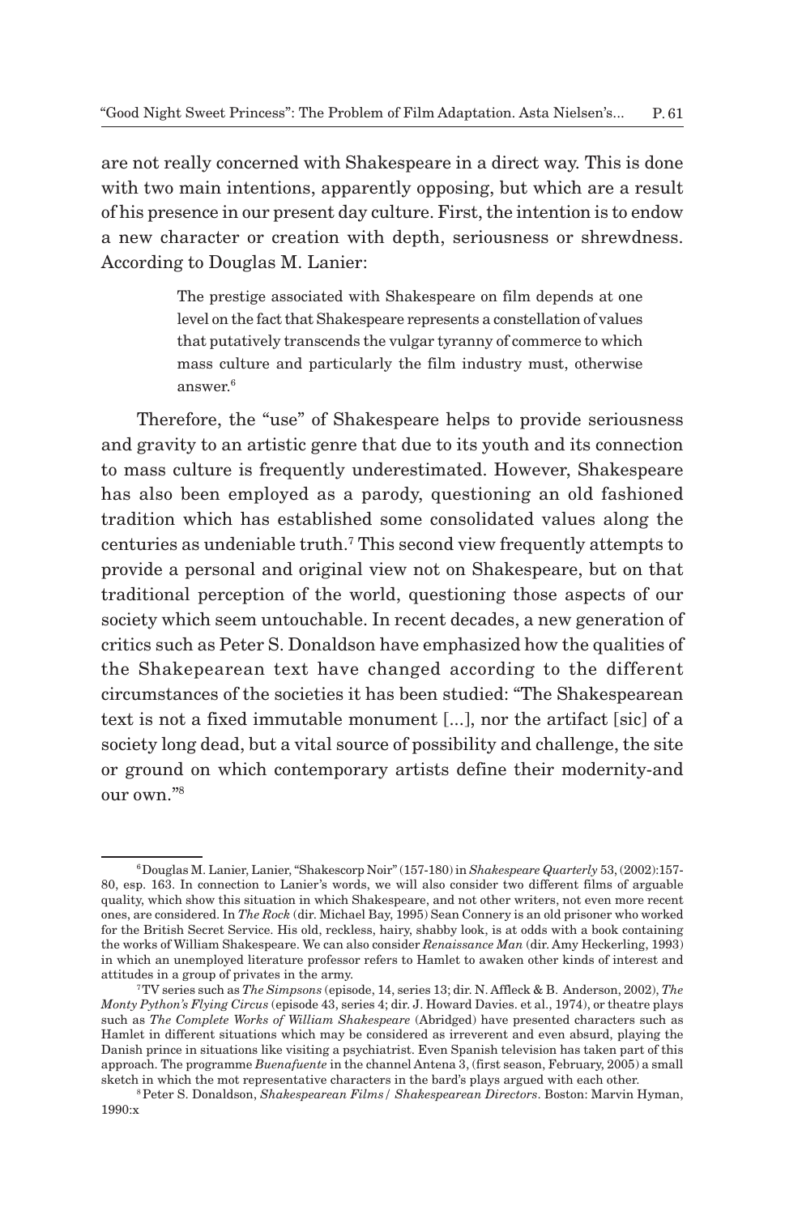are not really concerned with Shakespeare in a direct way. This is done with two main intentions, apparently opposing, but which are a result of his presence in our present day culture. First, the intention is to endow a new character or creation with depth, seriousness or shrewdness. According to Douglas M. Lanier:

> The prestige associated with Shakespeare on film depends at one level on the fact that Shakespeare represents a constellation of values that putatively transcends the vulgar tyranny of commerce to which mass culture and particularly the film industry must, otherwise answer.[6]

Therefore, the "use" of Shakespeare helps to provide seriousness and gravity to an artistic genre that due to its youth and its connection to mass culture is frequently underestimated. However, Shakespeare has also been employed as a parody, questioning an old fashioned tradition which has established some consolidated values along the centuries as undeniable truth.[7] This second view frequently attempts to provide a personal and original view not on Shakespeare, but on that traditional perception of the world, questioning those aspects of our society which seem untouchable. In recent decades, a new generation of critics such as Peter S. Donaldson have emphasized how the qualities of the Shakepearean text have changed according to the different circumstances of the societies it has been studied: "The Shakespearean text is not a fixed immutable monument [...], nor the artifact [sic] of a society long dead, but a vital source of possibility and challenge, the site or ground on which contemporary artists define their modernity-and our own."[8]

---

[6] Douglas M. Lanier, Lanier, "Shakescorp Noir" (157-180) in *Shakespeare Quarterly* 53, (2002):157-80, esp. 163. In connection to Lanier's words, we will also consider two different films of arguable quality, which show this situation in which Shakespeare, and not other writers, not even more recent ones, are considered. In *The Rock* (dir. Michael Bay, 1995) Sean Connery is an old prisoner who worked for the British Secret Service. His old, reckless, hairy, shabby look, is at odds with a book containing the works of William Shakespeare. We can also consider *Renaissance Man* (dir. Amy Heckerling, 1993) in which an unemployed literature professor refers to Hamlet to awaken other kinds of interest and attitudes in a group of privates in the army.

[7] TV series such as *The Simpsons* (episode, 14, series 13; dir. N. Affleck & B. Anderson, 2002), *The Monty Python's Flying Circus* (episode 43, series 4; dir. J. Howard Davies. et al., 1974), or theatre plays such as *The Complete Works of William Shakespeare* (Abridged) have presented characters such as Hamlet in different situations which may be considered as irreverent and even absurd, playing the Danish prince in situations like visiting a psychiatrist. Even Spanish television has taken part of this approach. The programme *Buenafuente* in the channel Antena 3, (first season, February, 2005) a small sketch in which the mot representative characters in the bard's plays argued with each other.

[8] Peter S. Donaldson, *Shakespearean Films / Shakespearean Directors*. Boston: Marvin Hyman, 1990:x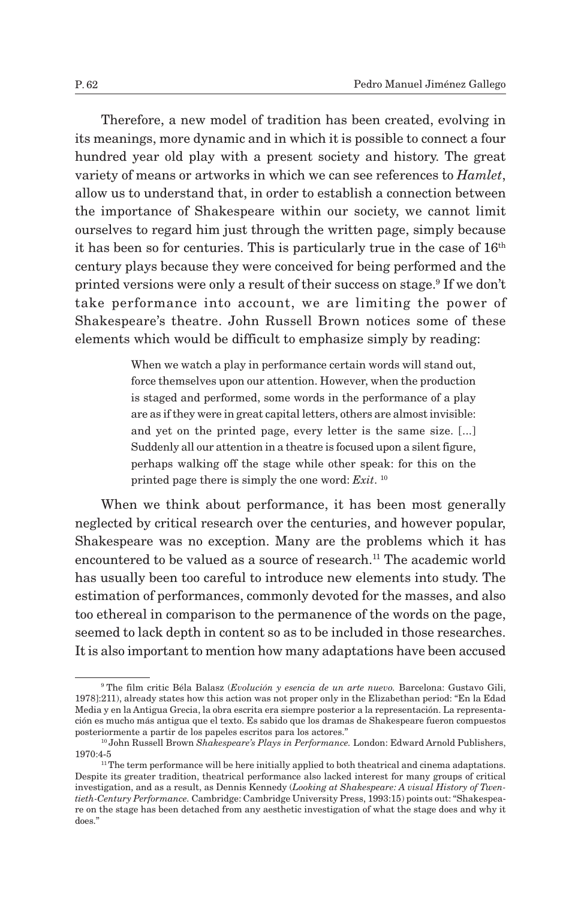Therefore, a new model of tradition has been created, evolving in its meanings, more dynamic and in which it is possible to connect a four hundred year old play with a present society and history. The great variety of means or artworks in which we can see references to *Hamlet*, allow us to understand that, in order to establish a connection between the importance of Shakespeare within our society, we cannot limit ourselves to regard him just through the written page, simply because it has been so for centuries. This is particularly true in the case of 16th century plays because they were conceived for being performed and the printed versions were only a result of their success on stage.[9] If we don't take performance into account, we are limiting the power of Shakespeare's theatre. John Russell Brown notices some of these elements which would be difficult to emphasize simply by reading:

> When we watch a play in performance certain words will stand out, force themselves upon our attention. However, when the production is staged and performed, some words in the performance of a play are as if they were in great capital letters, others are almost invisible: and yet on the printed page, every letter is the same size. [...] Suddenly all our attention in a theatre is focused upon a silent figure, perhaps walking off the stage while other speak: for this on the printed page there is simply the one word: *Exit*. [10]

When we think about performance, it has been most generally neglected by critical research over the centuries, and however popular, Shakespeare was no exception. Many are the problems which it has encountered to be valued as a source of research.[11] The academic world has usually been too careful to introduce new elements into study. The estimation of performances, commonly devoted for the masses, and also too ethereal in comparison to the permanence of the words on the page, seemed to lack depth in content so as to be included in those researches. It is also important to mention how many adaptations have been accused

---

[9] The film critic Béla Balasz (*Evolución y esencia de un arte nuevo*. Barcelona: Gustavo Gili, 1978]:211), already states how this action was not proper only in the Elizabethan period: "En la Edad Media y en la Antigua Grecia, la obra escrita era siempre posterior a la representación. La representación es mucho más antigua que el texto. Es sabido que los dramas de Shakespeare fueron compuestos posteriormente a partir de los papeles escritos para los actores."

[10] John Russell Brown *Shakespeare's Plays in Performance.* London: Edward Arnold Publishers, 1970:4-5

[11] The term performance will be here initially applied to both theatrical and cinema adaptations. Despite its greater tradition, theatrical performance also lacked interest for many groups of critical investigation, and as a result, as Dennis Kennedy (*Looking at Shakespeare: A visual History of Twentieth-Century Performance.* Cambridge: Cambridge University Press, 1993:15) points out: "Shakespeare on the stage has been detached from any aesthetic investigation of what the stage does and why it does."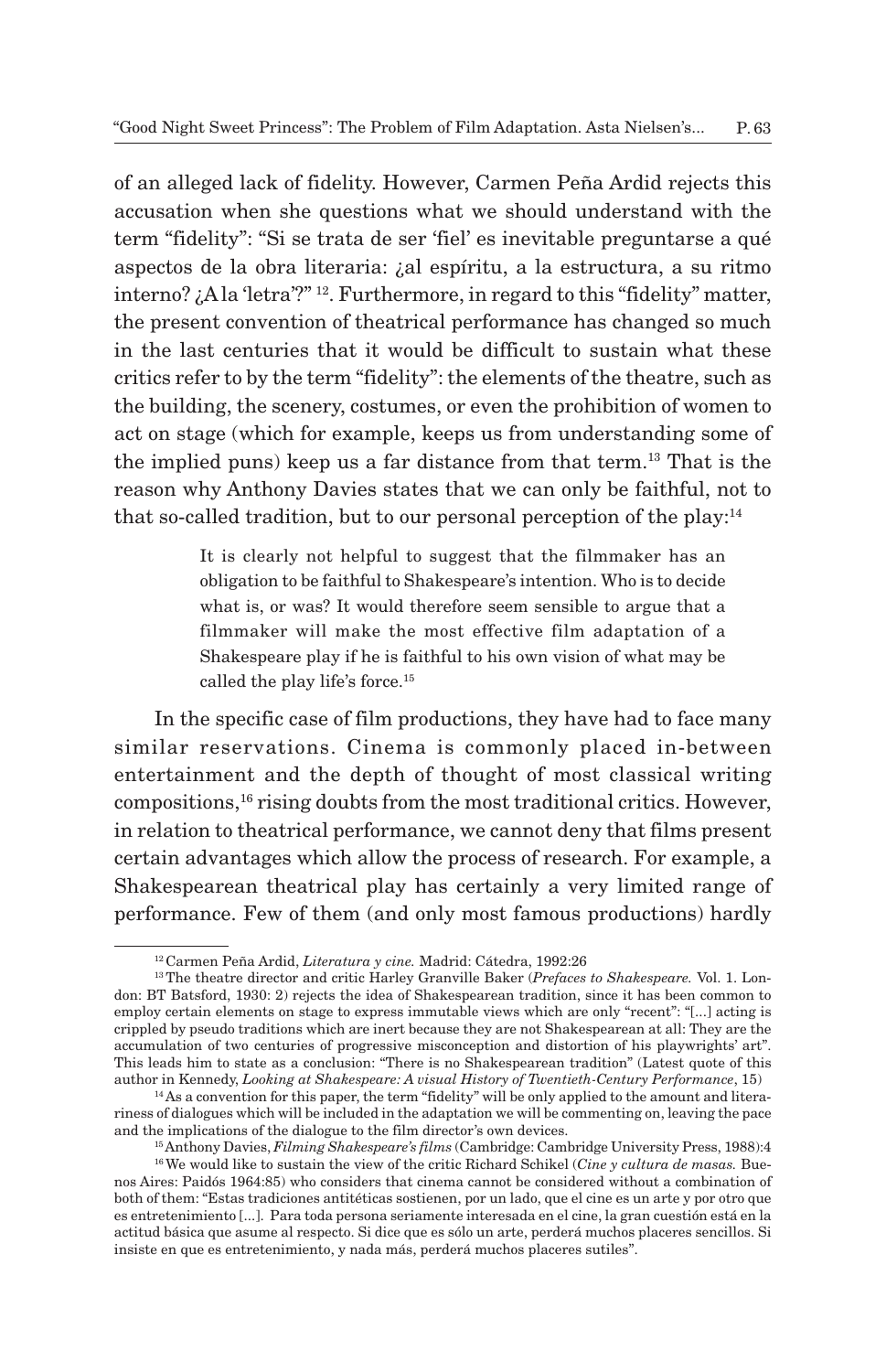of an alleged lack of fidelity. However, Carmen Peña Ardid rejects this accusation when she questions what we should understand with the term "fidelity": "Si se trata de ser 'fiel' es inevitable preguntarse a qué aspectos de la obra literaria: ¿al espíritu, a la estructura, a su ritmo interno? ¿A la 'letra'?" [12]. Furthermore, in regard to this "fidelity" matter, the present convention of theatrical performance has changed so much in the last centuries that it would be difficult to sustain what these critics refer to by the term "fidelity": the elements of the theatre, such as the building, the scenery, costumes, or even the prohibition of women to act on stage (which for example, keeps us from understanding some of the implied puns) keep us a far distance from that term.[13] That is the reason why Anthony Davies states that we can only be faithful, not to that so-called tradition, but to our personal perception of the play:[14]

> It is clearly not helpful to suggest that the filmmaker has an obligation to be faithful to Shakespeare's intention. Who is to decide what is, or was? It would therefore seem sensible to argue that a filmmaker will make the most effective film adaptation of a Shakespeare play if he is faithful to his own vision of what may be called the play life's force.[15]

In the specific case of film productions, they have had to face many similar reservations. Cinema is commonly placed in-between entertainment and the depth of thought of most classical writing compositions,[16] rising doubts from the most traditional critics. However, in relation to theatrical performance, we cannot deny that films present certain advantages which allow the process of research. For example, a Shakespearean theatrical play has certainly a very limited range of performance. Few of them (and only most famous productions) hardly

---

[12] Carmen Peña Ardid, *Literatura y cine.* Madrid: Cátedra, 1992:26

[13] The theatre director and critic Harley Granville Baker (*Prefaces to Shakespeare.* Vol. 1. London: BT Batsford, 1930: 2) rejects the idea of Shakespearean tradition, since it has been common to employ certain elements on stage to express immutable views which are only "recent": "[...] acting is crippled by pseudo traditions which are inert because they are not Shakespearean at all: They are the accumulation of two centuries of progressive misconception and distortion of his playwrights' art". This leads him to state as a conclusion: "There is no Shakespearean tradition" (Latest quote of this author in Kennedy, *Looking at Shakespeare: A visual History of Twentieth-Century Performance*, 15)

[14] As a convention for this paper, the term "fidelity" will be only applied to the amount and literariness of dialogues which will be included in the adaptation we will be commenting on, leaving the pace and the implications of the dialogue to the film director's own devices.

[15] Anthony Davies, *Filming Shakespeare's films* (Cambridge: Cambridge University Press, 1988):4

[16] We would like to sustain the view of the critic Richard Schikel (*Cine y cultura de masas.* Buenos Aires: Paidós 1964:85) who considers that cinema cannot be considered without a combination of both of them: "Estas tradiciones antitéticas sostienen, por un lado, que el cine es un arte y por otro que es entretenimiento [...]. Para toda persona seriamente interesada en el cine, la gran cuestión está en la actitud básica que asume al respecto. Si dice que es sólo un arte, perderá muchos placeres sencillos. Si insiste en que es entretenimiento, y nada más, perderá muchos placeres sutiles".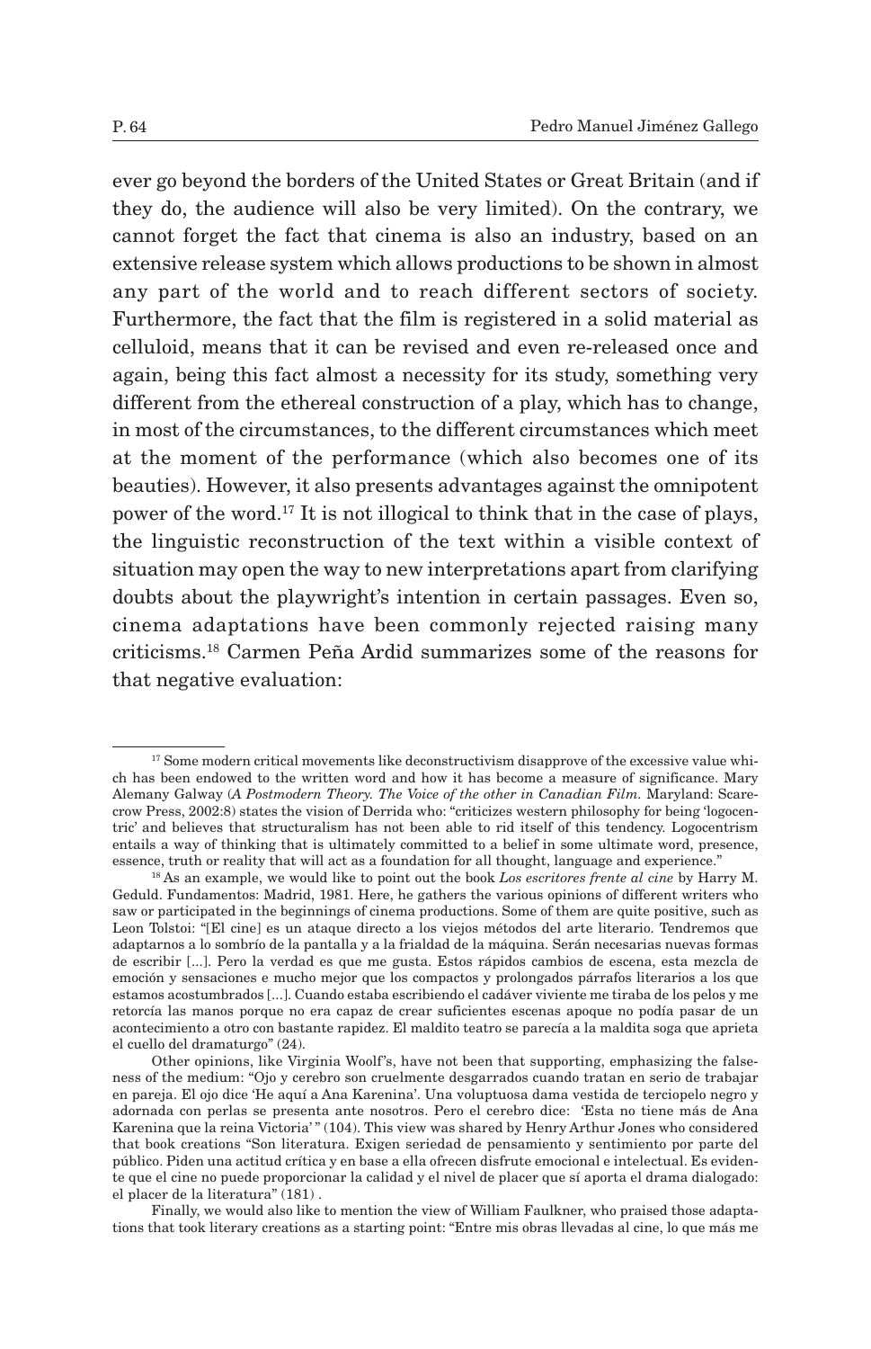ever go beyond the borders of the United States or Great Britain (and if they do, the audience will also be very limited). On the contrary, we cannot forget the fact that cinema is also an industry, based on an extensive release system which allows productions to be shown in almost any part of the world and to reach different sectors of society. Furthermore, the fact that the film is registered in a solid material as celluloid, means that it can be revised and even re-released once and again, being this fact almost a necessity for its study, something very different from the ethereal construction of a play, which has to change, in most of the circumstances, to the different circumstances which meet at the moment of the performance (which also becomes one of its beauties). However, it also presents advantages against the omnipotent power of the word.[17] It is not illogical to think that in the case of plays, the linguistic reconstruction of the text within a visible context of situation may open the way to new interpretations apart from clarifying doubts about the playwright's intention in certain passages. Even so, cinema adaptations have been commonly rejected raising many criticisms.[18] Carmen Peña Ardid summarizes some of the reasons for that negative evaluation:

---

[17] Some modern critical movements like deconstructivism disapprove of the excessive value which has been endowed to the written word and how it has become a measure of significance. Mary Alemany Galway (*A Postmodern Theory. The Voice of the other in Canadian Film.* Maryland: Scarecrow Press, 2002:8) states the vision of Derrida who: "criticizes western philosophy for being 'logocentric' and believes that structuralism has not been able to rid itself of this tendency. Logocentrism entails a way of thinking that is ultimately committed to a belief in some ultimate word, presence, essence, truth or reality that will act as a foundation for all thought, language and experience."

[18] As an example, we would like to point out the book *Los escritores frente al cine* by Harry M. Geduld. Fundamentos: Madrid, 1981. Here, he gathers the various opinions of different writers who saw or participated in the beginnings of cinema productions. Some of them are quite positive, such as Leon Tolstoi: "[El cine] es un ataque directo a los viejos métodos del arte literario. Tendremos que adaptarnos a lo sombrío de la pantalla y a la frialdad de la máquina. Serán necesarias nuevas formas de escribir [...]. Pero la verdad es que me gusta. Estos rápidos cambios de escena, esta mezcla de emoción y sensaciones e mucho mejor que los compactos y prolongados párrafos literarios a los que estamos acostumbrados [...]. Cuando estaba escribiendo el cadáver viviente me tiraba de los pelos y me retorcía las manos porque no era capaz de crear suficientes escenas apoque no podía pasar de un acontecimiento a otro con bastante rapidez. El maldito teatro se parecía a la maldita soga que aprieta el cuello del dramaturgo" (24).

Other opinions, like Virginia Woolf's, have not been that supporting, emphasizing the falseness of the medium: "Ojo y cerebro son cruelmente desgarrados cuando tratan en serio de trabajar en pareja. El ojo dice 'He aquí a Ana Karenina'. Una voluptuosa dama vestida de terciopelo negro y adornada con perlas se presenta ante nosotros. Pero el cerebro dice: 'Esta no tiene más de Ana Karenina que la reina Victoria' " (104). This view was shared by Henry Arthur Jones who considered that book creations "Son literatura. Exigen seriedad de pensamiento y sentimiento por parte del público. Piden una actitud crítica y en base a ella ofrecen disfrute emocional e intelectual. Es evidente que el cine no puede proporcionar la calidad y el nivel de placer que sí aporta el drama dialogado: el placer de la literatura" (181) .

Finally, we would also like to mention the view of William Faulkner, who praised those adaptations that took literary creations as a starting point: "Entre mis obras llevadas al cine, lo que más me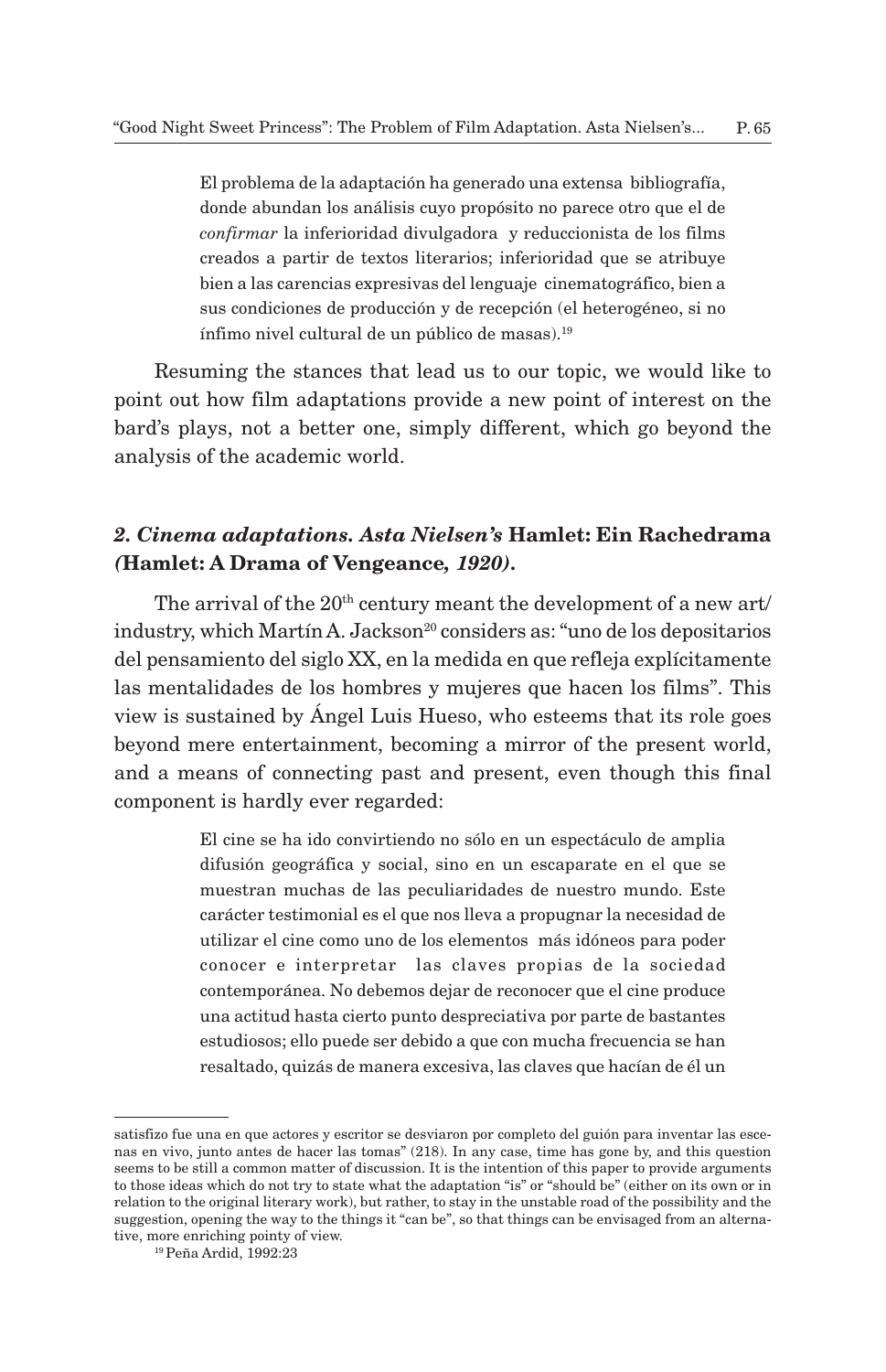> El problema de la adaptación ha generado una extensa bibliografía, donde abundan los análisis cuyo propósito no parece otro que el de *confirmar* la inferioridad divulgadora y reduccionista de los films creados a partir de textos literarios; inferioridad que se atribuye bien a las carencias expresivas del lenguaje cinematográfico, bien a sus condiciones de producción y de recepción (el heterogéneo, si no ínfimo nivel cultural de un público de masas).[19]

Resuming the stances that lead us to our topic, we would like to point out how film adaptations provide a new point of interest on the bard's plays, not a better one, simply different, which go beyond the analysis of the academic world.

## *2. Cinema adaptations. Asta Nielsen's* **Hamlet: Ein Rachedrama** *(***Hamlet: A Drama of Vengeance***, 1920)***.**

The arrival of the 20th century meant the development of a new art/industry, which Martín A. Jackson[20] considers as: "uno de los depositarios del pensamiento del siglo XX, en la medida en que refleja explícitamente las mentalidades de los hombres y mujeres que hacen los films". This view is sustained by Ángel Luis Hueso, who esteems that its role goes beyond mere entertainment, becoming a mirror of the present world, and a means of connecting past and present, even though this final component is hardly ever regarded:

> El cine se ha ido convirtiendo no sólo en un espectáculo de amplia difusión geográfica y social, sino en un escaparate en el que se muestran muchas de las peculiaridades de nuestro mundo. Este carácter testimonial es el que nos lleva a propugnar la necesidad de utilizar el cine como uno de los elementos más idóneos para poder conocer e interpretar las claves propias de la sociedad contemporánea. No debemos dejar de reconocer que el cine produce una actitud hasta cierto punto despreciativa por parte de bastantes estudiosos; ello puede ser debido a que con mucha frecuencia se han resaltado, quizás de manera excesiva, las claves que hacían de él un

---

satisfizo fue una en que actores y escritor se desviaron por completo del guión para inventar las escenas en vivo, junto antes de hacer las tomas" (218). In any case, time has gone by, and this question seems to be still a common matter of discussion. It is the intention of this paper to provide arguments to those ideas which do not try to state what the adaptation "is" or "should be" (either on its own or in relation to the original literary work), but rather, to stay in the unstable road of the possibility and the suggestion, opening the way to the things it "can be", so that things can be envisaged from an alternative, more enriching pointy of view.

[19] Peña Ardid, 1992:23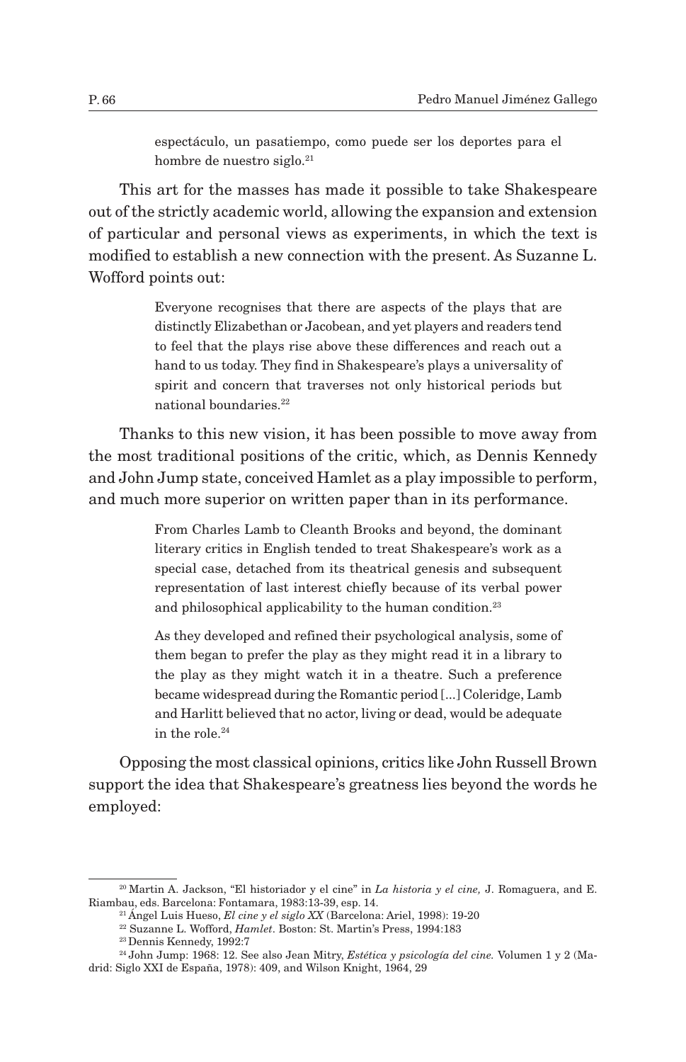> espectáculo, un pasatiempo, como puede ser los deportes para el hombre de nuestro siglo.[21]

This art for the masses has made it possible to take Shakespeare out of the strictly academic world, allowing the expansion and extension of particular and personal views as experiments, in which the text is modified to establish a new connection with the present. As Suzanne L. Wofford points out:

> Everyone recognises that there are aspects of the plays that are distinctly Elizabethan or Jacobean, and yet players and readers tend to feel that the plays rise above these differences and reach out a hand to us today. They find in Shakespeare's plays a universality of spirit and concern that traverses not only historical periods but national boundaries.[22]

Thanks to this new vision, it has been possible to move away from the most traditional positions of the critic, which, as Dennis Kennedy and John Jump state, conceived Hamlet as a play impossible to perform, and much more superior on written paper than in its performance.

> From Charles Lamb to Cleanth Brooks and beyond, the dominant literary critics in English tended to treat Shakespeare's work as a special case, detached from its theatrical genesis and subsequent representation of last interest chiefly because of its verbal power and philosophical applicability to the human condition.[23]
>
> As they developed and refined their psychological analysis, some of them began to prefer the play as they might read it in a library to the play as they might watch it in a theatre. Such a preference became widespread during the Romantic period [...] Coleridge, Lamb and Harlitt believed that no actor, living or dead, would be adequate in the role.[24]

Opposing the most classical opinions, critics like John Russell Brown support the idea that Shakespeare's greatness lies beyond the words he employed:

---

[20] Martin A. Jackson, "El historiador y el cine" in *La historia y el cine,* J. Romaguera, and E. Riambau, eds. Barcelona: Fontamara, 1983:13-39, esp. 14.

[21] Ángel Luis Hueso, *El cine y el siglo XX* (Barcelona: Ariel, 1998): 19-20

[22] Suzanne L. Wofford, *Hamlet*. Boston: St. Martin's Press, 1994:183

[23] Dennis Kennedy, 1992:7

[24] John Jump: 1968: 12. See also Jean Mitry, *Estética y psicología del cine.* Volumen 1 y 2 (Madrid: Siglo XXI de España, 1978): 409, and Wilson Knight, 1964, 29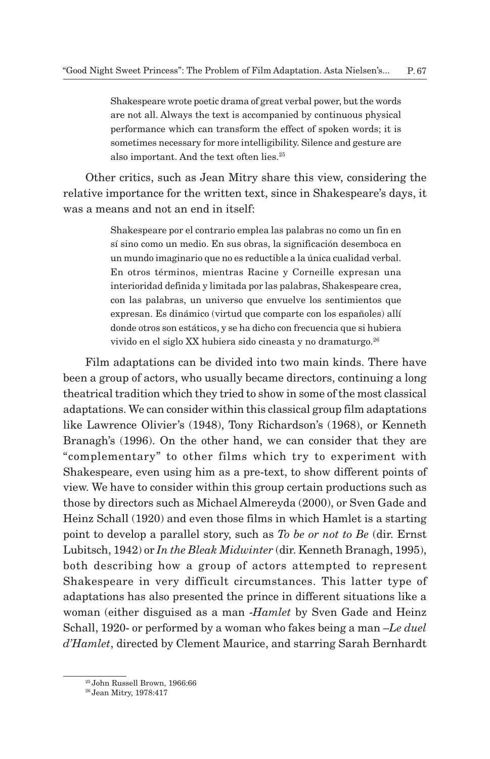> Shakespeare wrote poetic drama of great verbal power, but the words are not all. Always the text is accompanied by continuous physical performance which can transform the effect of spoken words; it is sometimes necessary for more intelligibility. Silence and gesture are also important. And the text often lies.[25]

Other critics, such as Jean Mitry share this view, considering the relative importance for the written text, since in Shakespeare's days, it was a means and not an end in itself:

> Shakespeare por el contrario emplea las palabras no como un fin en sí sino como un medio. En sus obras, la significación desemboca en un mundo imaginario que no es reductible a la única cualidad verbal. En otros términos, mientras Racine y Corneille expresan una interioridad definida y limitada por las palabras, Shakespeare crea, con las palabras, un universo que envuelve los sentimientos que expresan. Es dinámico (virtud que comparte con los españoles) allí donde otros son estáticos, y se ha dicho con frecuencia que si hubiera vivido en el siglo XX hubiera sido cineasta y no dramaturgo.[26]

Film adaptations can be divided into two main kinds. There have been a group of actors, who usually became directors, continuing a long theatrical tradition which they tried to show in some of the most classical adaptations. We can consider within this classical group film adaptations like Lawrence Olivier's (1948), Tony Richardson's (1968), or Kenneth Branagh's (1996). On the other hand, we can consider that they are "complementary" to other films which try to experiment with Shakespeare, even using him as a pre-text, to show different points of view. We have to consider within this group certain productions such as those by directors such as Michael Almereyda (2000), or Sven Gade and Heinz Schall (1920) and even those films in which Hamlet is a starting point to develop a parallel story, such as *To be or not to Be* (dir. Ernst Lubitsch, 1942) or *In the Bleak Midwinter* (dir. Kenneth Branagh, 1995), both describing how a group of actors attempted to represent Shakespeare in very difficult circumstances. This latter type of adaptations has also presented the prince in different situations like a woman (either disguised as a man -*Hamlet* by Sven Gade and Heinz Schall, 1920- or performed by a woman who fakes being a man –*Le duel d'Hamlet*, directed by Clement Maurice, and starring Sarah Bernhardt

[25] John Russell Brown, 1966:66

[26] Jean Mitry, 1978:417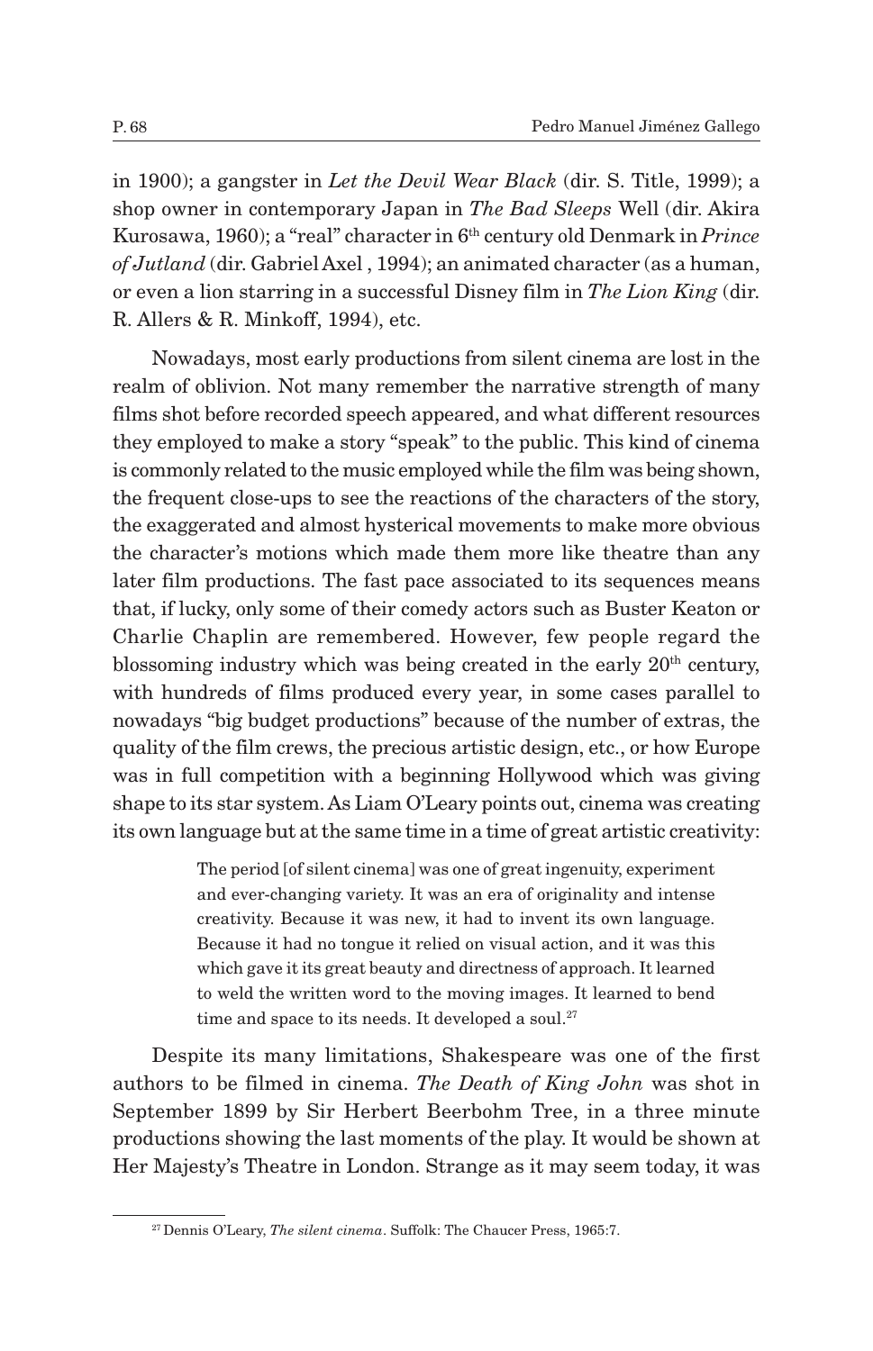in 1900); a gangster in *Let the Devil Wear Black* (dir. S. Title, 1999); a shop owner in contemporary Japan in *The Bad Sleeps* Well (dir. Akira Kurosawa, 1960); a "real" character in 6th century old Denmark in *Prince of Jutland* (dir. Gabriel Axel , 1994); an animated character (as a human, or even a lion starring in a successful Disney film in *The Lion King* (dir. R. Allers & R. Minkoff, 1994), etc.

Nowadays, most early productions from silent cinema are lost in the realm of oblivion. Not many remember the narrative strength of many films shot before recorded speech appeared, and what different resources they employed to make a story "speak" to the public. This kind of cinema is commonly related to the music employed while the film was being shown, the frequent close-ups to see the reactions of the characters of the story, the exaggerated and almost hysterical movements to make more obvious the character's motions which made them more like theatre than any later film productions. The fast pace associated to its sequences means that, if lucky, only some of their comedy actors such as Buster Keaton or Charlie Chaplin are remembered. However, few people regard the blossoming industry which was being created in the early 20th century, with hundreds of films produced every year, in some cases parallel to nowadays "big budget productions" because of the number of extras, the quality of the film crews, the precious artistic design, etc., or how Europe was in full competition with a beginning Hollywood which was giving shape to its star system. As Liam O'Leary points out, cinema was creating its own language but at the same time in a time of great artistic creativity:

> The period [of silent cinema] was one of great ingenuity, experiment and ever-changing variety. It was an era of originality and intense creativity. Because it was new, it had to invent its own language. Because it had no tongue it relied on visual action, and it was this which gave it its great beauty and directness of approach. It learned to weld the written word to the moving images. It learned to bend time and space to its needs. It developed a soul.[27]

Despite its many limitations, Shakespeare was one of the first authors to be filmed in cinema. *The Death of King John* was shot in September 1899 by Sir Herbert Beerbohm Tree, in a three minute productions showing the last moments of the play. It would be shown at Her Majesty's Theatre in London. Strange as it may seem today, it was

[27] Dennis O'Leary, *The silent cinema*. Suffolk: The Chaucer Press, 1965:7.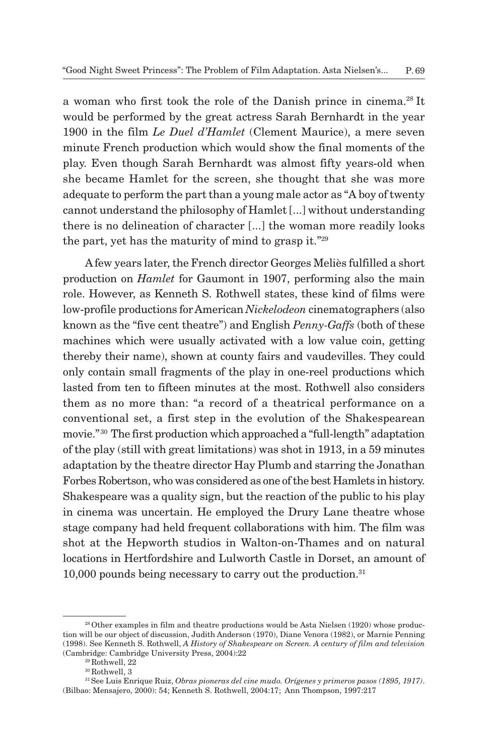a woman who first took the role of the Danish prince in cinema.[28] It would be performed by the great actress Sarah Bernhardt in the year 1900 in the film *Le Duel d'Hamlet* (Clement Maurice), a mere seven minute French production which would show the final moments of the play. Even though Sarah Bernhardt was almost fifty years-old when she became Hamlet for the screen, she thought that she was more adequate to perform the part than a young male actor as "A boy of twenty cannot understand the philosophy of Hamlet [...] without understanding there is no delineation of character [...] the woman more readily looks the part, yet has the maturity of mind to grasp it."[29]

A few years later, the French director Georges Meliès fulfilled a short production on *Hamlet* for Gaumont in 1907, performing also the main role. However, as Kenneth S. Rothwell states, these kind of films were low-profile productions for American *Nickelodeon* cinematographers (also known as the "five cent theatre") and English *Penny-Gaffs* (both of these machines which were usually activated with a low value coin, getting thereby their name), shown at county fairs and vaudevilles. They could only contain small fragments of the play in one-reel productions which lasted from ten to fifteen minutes at the most. Rothwell also considers them as no more than: "a record of a theatrical performance on a conventional set, a first step in the evolution of the Shakespearean movie."[30] The first production which approached a "full-length" adaptation of the play (still with great limitations) was shot in 1913, in a 59 minutes adaptation by the theatre director Hay Plumb and starring the Jonathan Forbes Robertson, who was considered as one of the best Hamlets in history. Shakespeare was a quality sign, but the reaction of the public to his play in cinema was uncertain. He employed the Drury Lane theatre whose stage company had held frequent collaborations with him. The film was shot at the Hepworth studios in Walton-on-Thames and on natural locations in Hertfordshire and Lulworth Castle in Dorset, an amount of 10,000 pounds being necessary to carry out the production.[31]

---

[28] Other examples in film and theatre productions would be Asta Nielsen (1920) whose production will be our object of discussion, Judith Anderson (1970), Diane Venora (1982), or Marnie Penning (1998). See Kenneth S. Rothwell, *A History of Shakespeare on Screen. A century of film and television* (Cambridge: Cambridge University Press, 2004):22

[29] Rothwell, 22

[30] Rothwell, 3

[31] See Luis Enrique Ruiz, *Obras pioneras del cine mudo. Orígenes y primeros pasos (1895, 1917)*. (Bilbao: Mensajero, 2000): 54; Kenneth S. Rothwell, 2004:17; Ann Thompson, 1997:217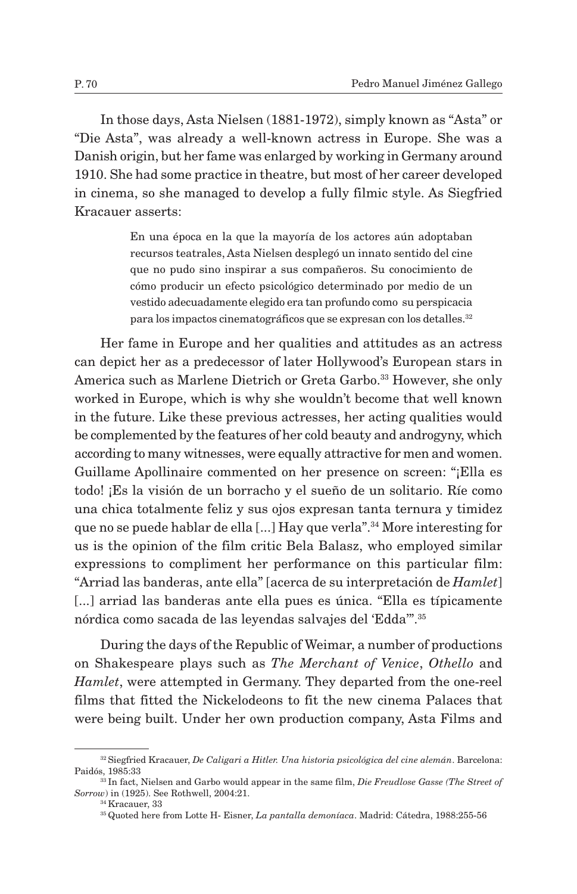In those days, Asta Nielsen (1881-1972), simply known as "Asta" or "Die Asta", was already a well-known actress in Europe. She was a Danish origin, but her fame was enlarged by working in Germany around 1910. She had some practice in theatre, but most of her career developed in cinema, so she managed to develop a fully filmic style. As Siegfried Kracauer asserts:

> En una época en la que la mayoría de los actores aún adoptaban recursos teatrales, Asta Nielsen desplegó un innato sentido del cine que no pudo sino inspirar a sus compañeros. Su conocimiento de cómo producir un efecto psicológico determinado por medio de un vestido adecuadamente elegido era tan profundo como su perspicacia para los impactos cinematográficos que se expresan con los detalles.[32]

Her fame in Europe and her qualities and attitudes as an actress can depict her as a predecessor of later Hollywood's European stars in America such as Marlene Dietrich or Greta Garbo.[33] However, she only worked in Europe, which is why she wouldn't become that well known in the future. Like these previous actresses, her acting qualities would be complemented by the features of her cold beauty and androgyny, which according to many witnesses, were equally attractive for men and women. Guillame Apollinaire commented on her presence on screen: "¡Ella es todo! ¡Es la visión de un borracho y el sueño de un solitario. Ríe como una chica totalmente feliz y sus ojos expresan tanta ternura y timidez que no se puede hablar de ella [...] Hay que verla".[34] More interesting for us is the opinion of the film critic Bela Balasz, who employed similar expressions to compliment her performance on this particular film: "Arriad las banderas, ante ella" [acerca de su interpretación de *Hamlet*] [...] arriad las banderas ante ella pues es única. "Ella es típicamente nórdica como sacada de las leyendas salvajes del 'Edda'".[35]

During the days of the Republic of Weimar, a number of productions on Shakespeare plays such as *The Merchant of Venice*, *Othello* and *Hamlet*, were attempted in Germany. They departed from the one-reel films that fitted the Nickelodeons to fit the new cinema Palaces that were being built. Under her own production company, Asta Films and

---

[32] Siegfried Kracauer, *De Caligari a Hitler. Una historia psicológica del cine alemán*. Barcelona: Paidós, 1985:33

[33] In fact, Nielsen and Garbo would appear in the same film, *Die Freudlose Gasse (The Street of Sorrow)* in (1925). See Rothwell, 2004:21.

[34] Kracauer, 33

[35] Quoted here from Lotte H- Eisner, *La pantalla demoníaca*. Madrid: Cátedra, 1988:255-56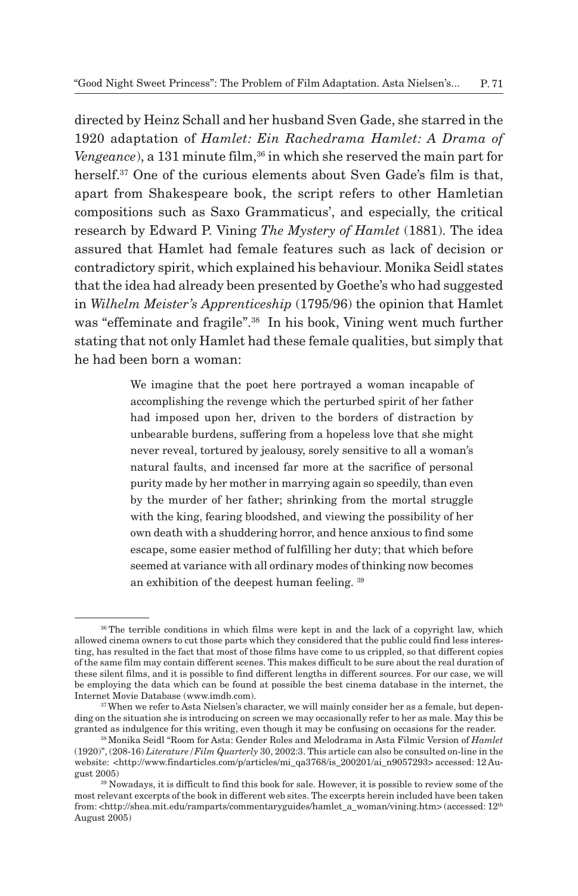directed by Heinz Schall and her husband Sven Gade, she starred in the 1920 adaptation of *Hamlet: Ein Rachedrama Hamlet: A Drama of Vengeance*), a 131 minute film,[36] in which she reserved the main part for herself.[37] One of the curious elements about Sven Gade's film is that, apart from Shakespeare book, the script refers to other Hamletian compositions such as Saxo Grammaticus', and especially, the critical research by Edward P. Vining *The Mystery of Hamlet* (1881). The idea assured that Hamlet had female features such as lack of decision or contradictory spirit, which explained his behaviour. Monika Seidl states that the idea had already been presented by Goethe's who had suggested in *Wilhelm Meister's Apprenticeship* (1795/96) the opinion that Hamlet was "effeminate and fragile".[38] In his book, Vining went much further stating that not only Hamlet had these female qualities, but simply that he had been born a woman:

> We imagine that the poet here portrayed a woman incapable of accomplishing the revenge which the perturbed spirit of her father had imposed upon her, driven to the borders of distraction by unbearable burdens, suffering from a hopeless love that she might never reveal, tortured by jealousy, sorely sensitive to all a woman's natural faults, and incensed far more at the sacrifice of personal purity made by her mother in marrying again so speedily, than even by the murder of her father; shrinking from the mortal struggle with the king, fearing bloodshed, and viewing the possibility of her own death with a shuddering horror, and hence anxious to find some escape, some easier method of fulfilling her duty; that which before seemed at variance with all ordinary modes of thinking now becomes an exhibition of the deepest human feeling. [39]

---

[36] The terrible conditions in which films were kept in and the lack of a copyright law, which allowed cinema owners to cut those parts which they considered that the public could find less interesting, has resulted in the fact that most of those films have come to us crippled, so that different copies of the same film may contain different scenes. This makes difficult to be sure about the real duration of these silent films, and it is possible to find different lengths in different sources. For our case, we will be employing the data which can be found at possible the best cinema database in the internet, the Internet Movie Database (www.imdb.com).

[37] When we refer to Asta Nielsen's character, we will mainly consider her as a female, but depending on the situation she is introducing on screen we may occasionally refer to her as male. May this be granted as indulgence for this writing, even though it may be confusing on occasions for the reader.

[38] Monika Seidl "Room for Asta: Gender Roles and Melodrama in Asta Filmic Version of *Hamlet* (1920)", (208-16) *Literature/Film Quarterly* 30, 2002:3. This article can also be consulted on-line in the website: <http://www.findarticles.com/p/articles/mi_qa3768/is_200201/ai_n9057293> accessed: 12 August 2005)

[39] Nowadays, it is difficult to find this book for sale. However, it is possible to review some of the most relevant excerpts of the book in different web sites. The excerpts herein included have been taken from: <http://shea.mit.edu/ramparts/commentaryguides/hamlet_a_woman/vining.htm> (accessed: 12th August 2005)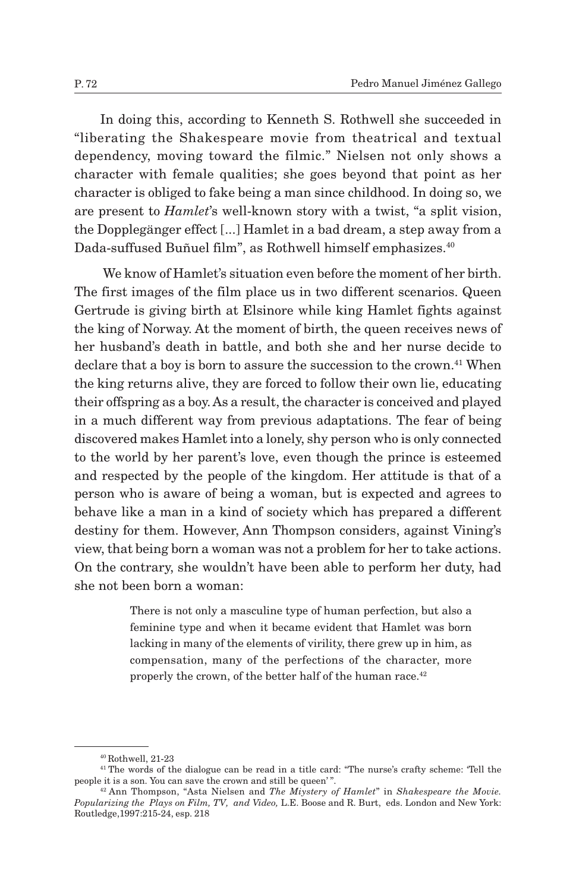In doing this, according to Kenneth S. Rothwell she succeeded in "liberating the Shakespeare movie from theatrical and textual dependency, moving toward the filmic." Nielsen not only shows a character with female qualities; she goes beyond that point as her character is obliged to fake being a man since childhood. In doing so, we are present to *Hamlet*'s well-known story with a twist, "a split vision, the Doppelgänger effect [...] Hamlet in a bad dream, a step away from a Dada-suffused Buñuel film", as Rothwell himself emphasizes.[40]

We know of Hamlet's situation even before the moment of her birth. The first images of the film place us in two different scenarios. Queen Gertrude is giving birth at Elsinore while king Hamlet fights against the king of Norway. At the moment of birth, the queen receives news of her husband's death in battle, and both she and her nurse decide to declare that a boy is born to assure the succession to the crown.[41] When the king returns alive, they are forced to follow their own lie, educating their offspring as a boy. As a result, the character is conceived and played in a much different way from previous adaptations. The fear of being discovered makes Hamlet into a lonely, shy person who is only connected to the world by her parent's love, even though the prince is esteemed and respected by the people of the kingdom. Her attitude is that of a person who is aware of being a woman, but is expected and agrees to behave like a man in a kind of society which has prepared a different destiny for them. However, Ann Thompson considers, against Vining's view, that being born a woman was not a problem for her to take actions. On the contrary, she wouldn't have been able to perform her duty, had she not been born a woman:

> There is not only a masculine type of human perfection, but also a feminine type and when it became evident that Hamlet was born lacking in many of the elements of virility, there grew up in him, as compensation, many of the perfections of the character, more properly the crown, of the better half of the human race.[42]

---

[40] Rothwell, 21-23

[41] The words of the dialogue can be read in a title card: "The nurse's crafty scheme: 'Tell the people it is a son. You can save the crown and still be queen' ".

[42] Ann Thompson, "Asta Nielsen and *The Miystery of Hamlet*" in *Shakespeare the Movie. Popularizing the Plays on Film, TV, and Video,* L.E. Boose and R. Burt, eds. London and New York: Routledge,1997:215-24, esp. 218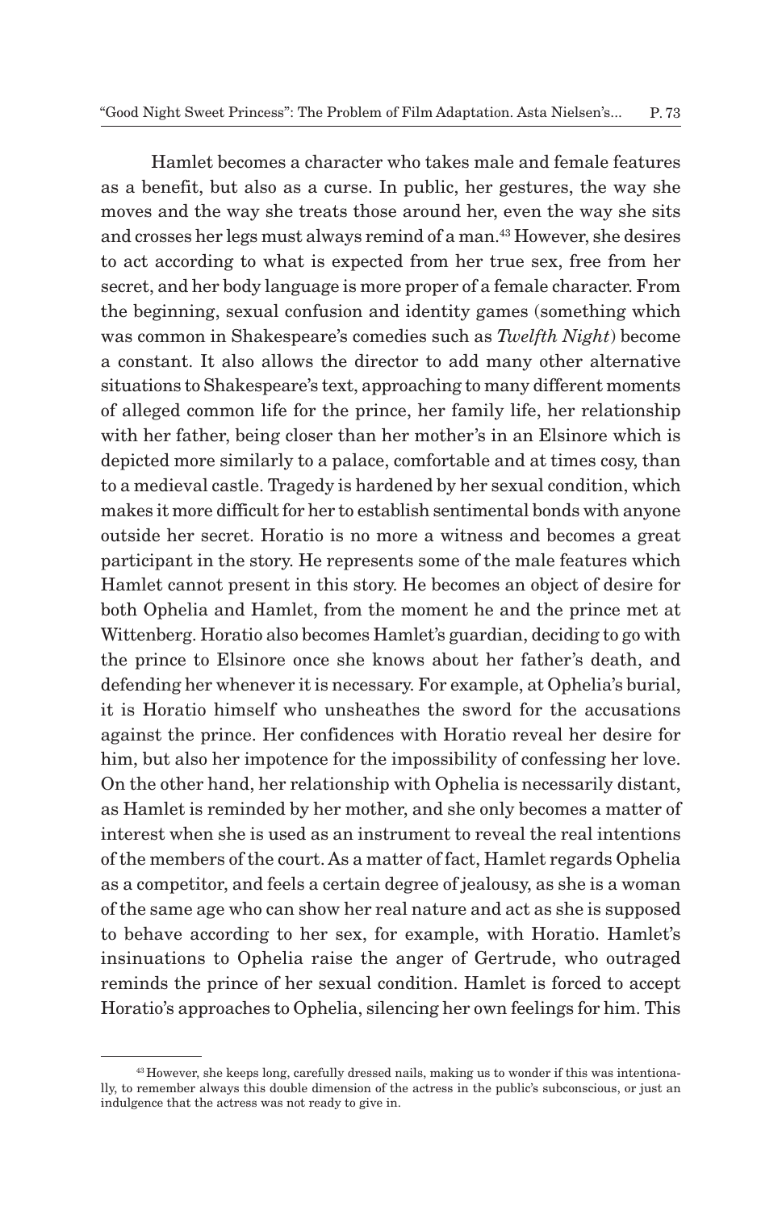Hamlet becomes a character who takes male and female features as a benefit, but also as a curse. In public, her gestures, the way she moves and the way she treats those around her, even the way she sits and crosses her legs must always remind of a man.[43] However, she desires to act according to what is expected from her true sex, free from her secret, and her body language is more proper of a female character. From the beginning, sexual confusion and identity games (something which was common in Shakespeare's comedies such as *Twelfth Night*) become a constant. It also allows the director to add many other alternative situations to Shakespeare's text, approaching to many different moments of alleged common life for the prince, her family life, her relationship with her father, being closer than her mother's in an Elsinore which is depicted more similarly to a palace, comfortable and at times cosy, than to a medieval castle. Tragedy is hardened by her sexual condition, which makes it more difficult for her to establish sentimental bonds with anyone outside her secret. Horatio is no more a witness and becomes a great participant in the story. He represents some of the male features which Hamlet cannot present in this story. He becomes an object of desire for both Ophelia and Hamlet, from the moment he and the prince met at Wittenberg. Horatio also becomes Hamlet's guardian, deciding to go with the prince to Elsinore once she knows about her father's death, and defending her whenever it is necessary. For example, at Ophelia's burial, it is Horatio himself who unsheathes the sword for the accusations against the prince. Her confidences with Horatio reveal her desire for him, but also her impotence for the impossibility of confessing her love. On the other hand, her relationship with Ophelia is necessarily distant, as Hamlet is reminded by her mother, and she only becomes a matter of interest when she is used as an instrument to reveal the real intentions of the members of the court. As a matter of fact, Hamlet regards Ophelia as a competitor, and feels a certain degree of jealousy, as she is a woman of the same age who can show her real nature and act as she is supposed to behave according to her sex, for example, with Horatio. Hamlet's insinuations to Ophelia raise the anger of Gertrude, who outraged reminds the prince of her sexual condition. Hamlet is forced to accept Horatio's approaches to Ophelia, silencing her own feelings for him. This

[43] However, she keeps long, carefully dressed nails, making us to wonder if this was intentionally, to remember always this double dimension of the actress in the public's subconscious, or just an indulgence that the actress was not ready to give in.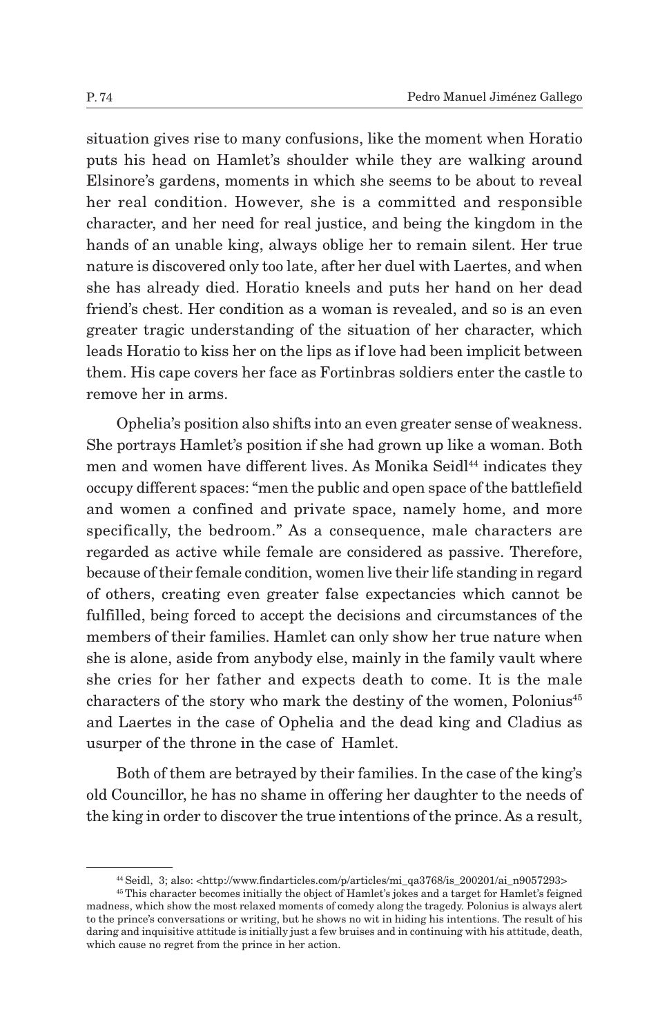situation gives rise to many confusions, like the moment when Horatio puts his head on Hamlet's shoulder while they are walking around Elsinore's gardens, moments in which she seems to be about to reveal her real condition. However, she is a committed and responsible character, and her need for real justice, and being the kingdom in the hands of an unable king, always oblige her to remain silent. Her true nature is discovered only too late, after her duel with Laertes, and when she has already died. Horatio kneels and puts her hand on her dead friend's chest. Her condition as a woman is revealed, and so is an even greater tragic understanding of the situation of her character, which leads Horatio to kiss her on the lips as if love had been implicit between them. His cape covers her face as Fortinbras soldiers enter the castle to remove her in arms.

Ophelia's position also shifts into an even greater sense of weakness. She portrays Hamlet's position if she had grown up like a woman. Both men and women have different lives. As Monika Seidl[44] indicates they occupy different spaces: "men the public and open space of the battlefield and women a confined and private space, namely home, and more specifically, the bedroom." As a consequence, male characters are regarded as active while female are considered as passive. Therefore, because of their female condition, women live their life standing in regard of others, creating even greater false expectancies which cannot be fulfilled, being forced to accept the decisions and circumstances of the members of their families. Hamlet can only show her true nature when she is alone, aside from anybody else, mainly in the family vault where she cries for her father and expects death to come. It is the male characters of the story who mark the destiny of the women, Polonius[45] and Laertes in the case of Ophelia and the dead king and Cladius as usurper of the throne in the case of Hamlet.

Both of them are betrayed by their families. In the case of the king's old Councillor, he has no shame in offering her daughter to the needs of the king in order to discover the true intentions of the prince. As a result,

---

[44] Seidl, 3; also: <http://www.findarticles.com/p/articles/mi_qa3768/is_200201/ai_n9057293>

[45] This character becomes initially the object of Hamlet's jokes and a target for Hamlet's feigned madness, which show the most relaxed moments of comedy along the tragedy. Polonius is always alert to the prince's conversations or writing, but he shows no wit in hiding his intentions. The result of his daring and inquisitive attitude is initially just a few bruises and in continuing with his attitude, death, which cause no regret from the prince in her action.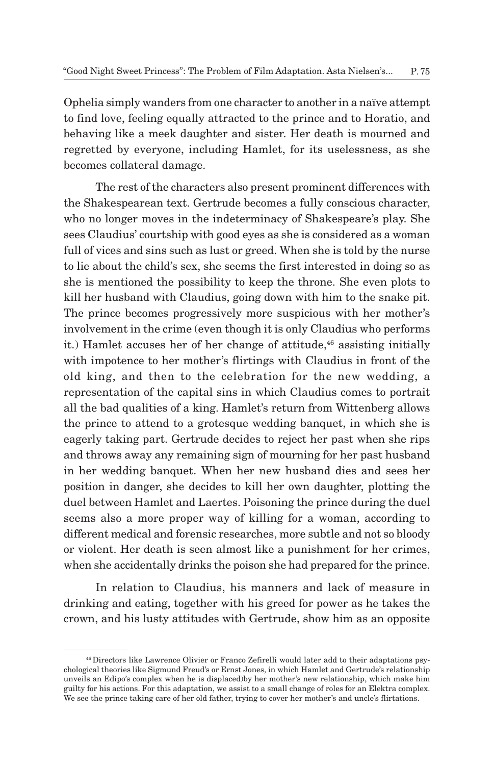Ophelia simply wanders from one character to another in a naïve attempt to find love, feeling equally attracted to the prince and to Horatio, and behaving like a meek daughter and sister. Her death is mourned and regretted by everyone, including Hamlet, for its uselessness, as she becomes collateral damage.

The rest of the characters also present prominent differences with the Shakespearean text. Gertrude becomes a fully conscious character, who no longer moves in the indeterminacy of Shakespeare's play. She sees Claudius' courtship with good eyes as she is considered as a woman full of vices and sins such as lust or greed. When she is told by the nurse to lie about the child's sex, she seems the first interested in doing so as she is mentioned the possibility to keep the throne. She even plots to kill her husband with Claudius, going down with him to the snake pit. The prince becomes progressively more suspicious with her mother's involvement in the crime (even though it is only Claudius who performs it.) Hamlet accuses her of her change of attitude,[46] assisting initially with impotence to her mother's flirtings with Claudius in front of the old king, and then to the celebration for the new wedding, a representation of the capital sins in which Claudius comes to portrait all the bad qualities of a king. Hamlet's return from Wittenberg allows the prince to attend to a grotesque wedding banquet, in which she is eagerly taking part. Gertrude decides to reject her past when she rips and throws away any remaining sign of mourning for her past husband in her wedding banquet. When her new husband dies and sees her position in danger, she decides to kill her own daughter, plotting the duel between Hamlet and Laertes. Poisoning the prince during the duel seems also a more proper way of killing for a woman, according to different medical and forensic researches, more subtle and not so bloody or violent. Her death is seen almost like a punishment for her crimes, when she accidentally drinks the poison she had prepared for the prince.

In relation to Claudius, his manners and lack of measure in drinking and eating, together with his greed for power as he takes the crown, and his lusty attitudes with Gertrude, show him as an opposite

[46] Directors like Lawrence Olivier or Franco Zefirelli would later add to their adaptations psychological theories like Sigmund Freud's or Ernst Jones, in which Hamlet and Gertrude's relationship unveils an Edipo's complex when he is displaced)by her mother's new relationship, which make him guilty for his actions. For this adaptation, we assist to a small change of roles for an Elektra complex. We see the prince taking care of her old father, trying to cover her mother's and uncle's flirtations.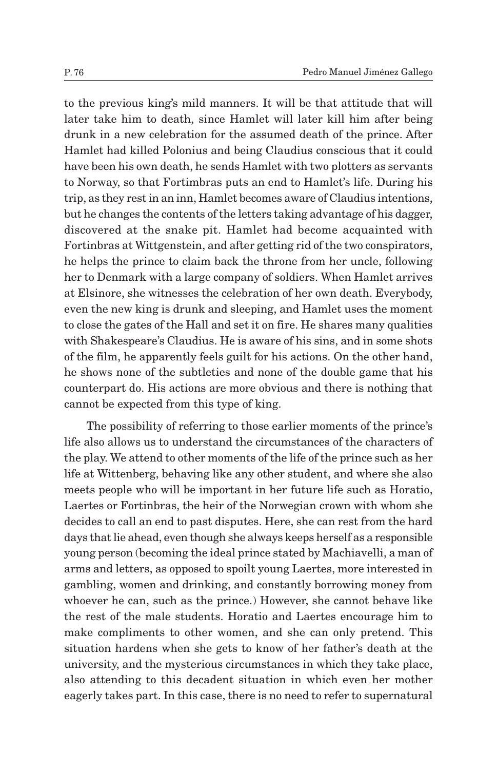to the previous king's mild manners. It will be that attitude that will later take him to death, since Hamlet will later kill him after being drunk in a new celebration for the assumed death of the prince. After Hamlet had killed Polonius and being Claudius conscious that it could have been his own death, he sends Hamlet with two plotters as servants to Norway, so that Fortimbras puts an end to Hamlet's life. During his trip, as they rest in an inn, Hamlet becomes aware of Claudius intentions, but he changes the contents of the letters taking advantage of his dagger, discovered at the snake pit. Hamlet had become acquainted with Fortinbras at Wittgenstein, and after getting rid of the two conspirators, he helps the prince to claim back the throne from her uncle, following her to Denmark with a large company of soldiers. When Hamlet arrives at Elsinore, she witnesses the celebration of her own death. Everybody, even the new king is drunk and sleeping, and Hamlet uses the moment to close the gates of the Hall and set it on fire. He shares many qualities with Shakespeare's Claudius. He is aware of his sins, and in some shots of the film, he apparently feels guilt for his actions. On the other hand, he shows none of the subtleties and none of the double game that his counterpart do. His actions are more obvious and there is nothing that cannot be expected from this type of king.

The possibility of referring to those earlier moments of the prince's life also allows us to understand the circumstances of the characters of the play. We attend to other moments of the life of the prince such as her life at Wittenberg, behaving like any other student, and where she also meets people who will be important in her future life such as Horatio, Laertes or Fortinbras, the heir of the Norwegian crown with whom she decides to call an end to past disputes. Here, she can rest from the hard days that lie ahead, even though she always keeps herself as a responsible young person (becoming the ideal prince stated by Machiavelli, a man of arms and letters, as opposed to spoilt young Laertes, more interested in gambling, women and drinking, and constantly borrowing money from whoever he can, such as the prince.) However, she cannot behave like the rest of the male students. Horatio and Laertes encourage him to make compliments to other women, and she can only pretend. This situation hardens when she gets to know of her father's death at the university, and the mysterious circumstances in which they take place, also attending to this decadent situation in which even her mother eagerly takes part. In this case, there is no need to refer to supernatural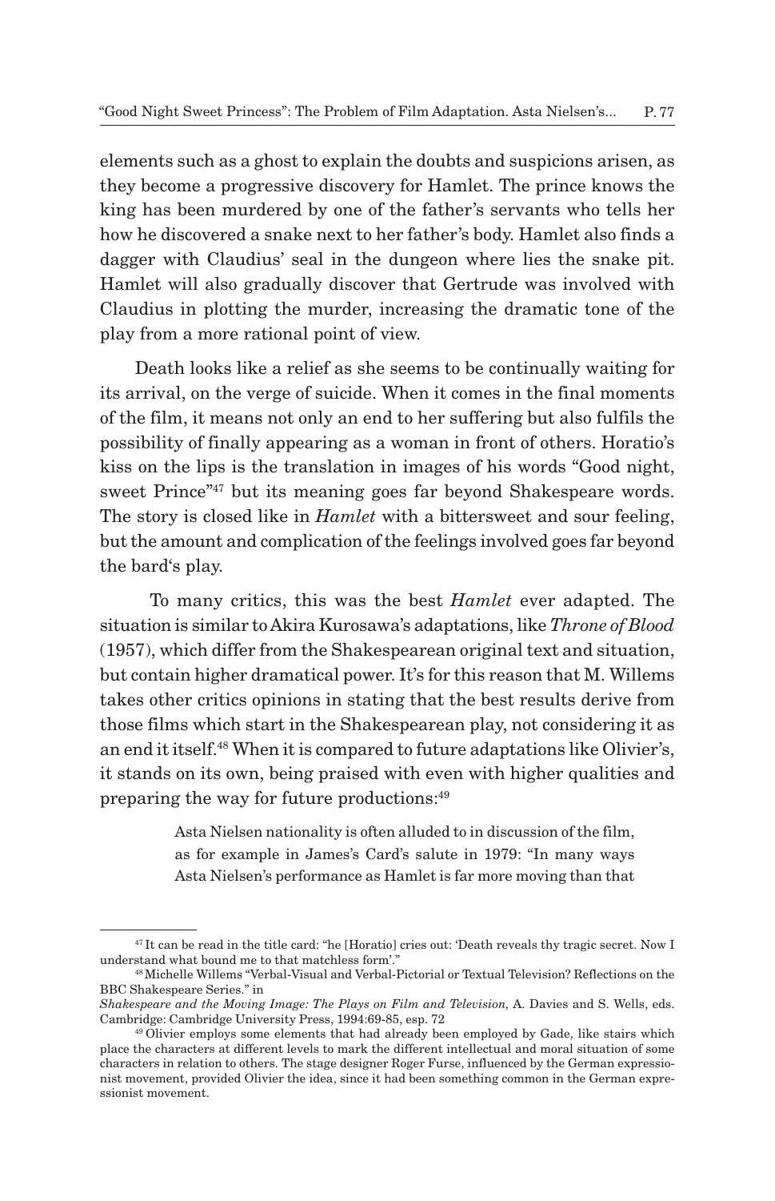elements such as a ghost to explain the doubts and suspicions arisen, as they become a progressive discovery for Hamlet. The prince knows the king has been murdered by one of the father's servants who tells her how he discovered a snake next to her father's body. Hamlet also finds a dagger with Claudius' seal in the dungeon where lies the snake pit. Hamlet will also gradually discover that Gertrude was involved with Claudius in plotting the murder, increasing the dramatic tone of the play from a more rational point of view.

Death looks like a relief as she seems to be continually waiting for its arrival, on the verge of suicide. When it comes in the final moments of the film, it means not only an end to her suffering but also fulfils the possibility of finally appearing as a woman in front of others. Horatio's kiss on the lips is the translation in images of his words "Good night, sweet Prince"[47] but its meaning goes far beyond Shakespeare words. The story is closed like in *Hamlet* with a bittersweet and sour feeling, but the amount and complication of the feelings involved goes far beyond the bard's play.

To many critics, this was the best *Hamlet* ever adapted. The situation is similar to Akira Kurosawa's adaptations, like *Throne of Blood* (1957), which differ from the Shakespearean original text and situation, but contain higher dramatical power. It's for this reason that M. Willems takes other critics opinions in stating that the best results derive from those films which start in the Shakespearean play, not considering it as an end it itself.[48] When it is compared to future adaptations like Olivier's, it stands on its own, being praised with even with higher qualities and preparing the way for future productions:[49]

> Asta Nielsen nationality is often alluded to in discussion of the film, as for example in James's Card's salute in 1979: "In many ways Asta Nielsen's performance as Hamlet is far more moving than that

---

[47] It can be read in the title card: "he [Horatio] cries out: 'Death reveals thy tragic secret. Now I understand what bound me to that matchless form'."

[48] Michelle Willems "Verbal-Visual and Verbal-Pictorial or Textual Television? Reflections on the BBC Shakespeare Series." in *Shakespeare and the Moving Image: The Plays on Film and Television,* A. Davies and S. Wells, eds. Cambridge: Cambridge University Press, 1994:69-85, esp. 72

[49] Olivier employs some elements that had already been employed by Gade, like stairs which place the characters at different levels to mark the different intellectual and moral situation of some characters in relation to others. The stage designer Roger Furse, influenced by the German expressionist movement, provided Olivier the idea, since it had been something common in the German expressionist movement.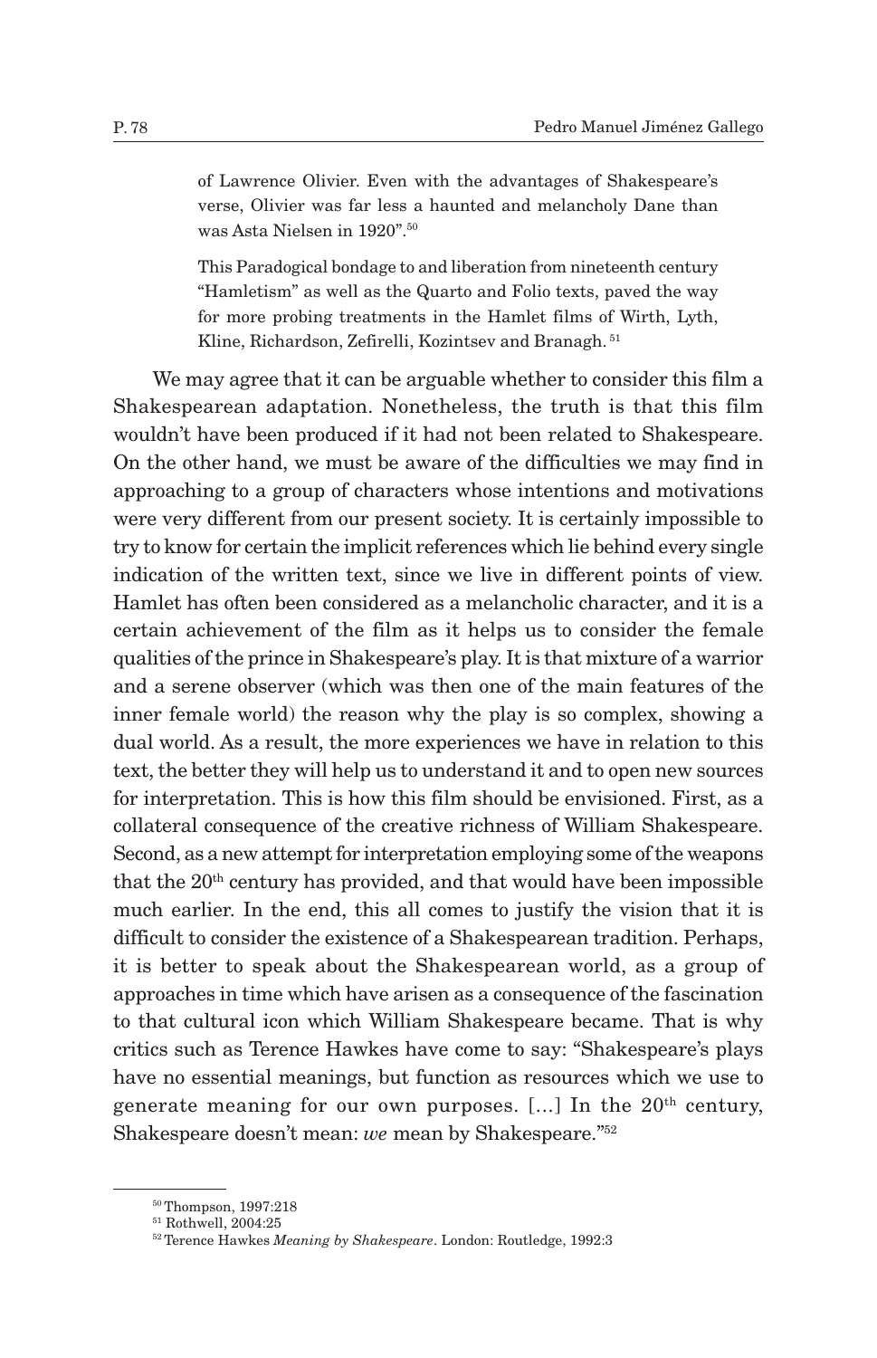> of Lawrence Olivier. Even with the advantages of Shakespeare's verse, Olivier was far less a haunted and melancholy Dane than was Asta Nielsen in 1920".[50]
>
> This Paradogical bondage to and liberation from nineteenth century "Hamletism" as well as the Quarto and Folio texts, paved the way for more probing treatments in the Hamlet films of Wirth, Lyth, Kline, Richardson, Zefirelli, Kozintsev and Branagh.[51]

We may agree that it can be arguable whether to consider this film a Shakespearean adaptation. Nonetheless, the truth is that this film wouldn't have been produced if it had not been related to Shakespeare. On the other hand, we must be aware of the difficulties we may find in approaching to a group of characters whose intentions and motivations were very different from our present society. It is certainly impossible to try to know for certain the implicit references which lie behind every single indication of the written text, since we live in different points of view. Hamlet has often been considered as a melancholic character, and it is a certain achievement of the film as it helps us to consider the female qualities of the prince in Shakespeare's play. It is that mixture of a warrior and a serene observer (which was then one of the main features of the inner female world) the reason why the play is so complex, showing a dual world. As a result, the more experiences we have in relation to this text, the better they will help us to understand it and to open new sources for interpretation. This is how this film should be envisioned. First, as a collateral consequence of the creative richness of William Shakespeare. Second, as a new attempt for interpretation employing some of the weapons that the 20th century has provided, and that would have been impossible much earlier. In the end, this all comes to justify the vision that it is difficult to consider the existence of a Shakespearean tradition. Perhaps, it is better to speak about the Shakespearean world, as a group of approaches in time which have arisen as a consequence of the fascination to that cultural icon which William Shakespeare became. That is why critics such as Terence Hawkes have come to say: "Shakespeare's plays have no essential meanings, but function as resources which we use to generate meaning for our own purposes. [...] In the 20th century, Shakespeare doesn't mean: *we* mean by Shakespeare."[52]

---

[50] Thompson, 1997:218

[51] Rothwell, 2004:25

[52] Terence Hawkes *Meaning by Shakespeare*. London: Routledge, 1992:3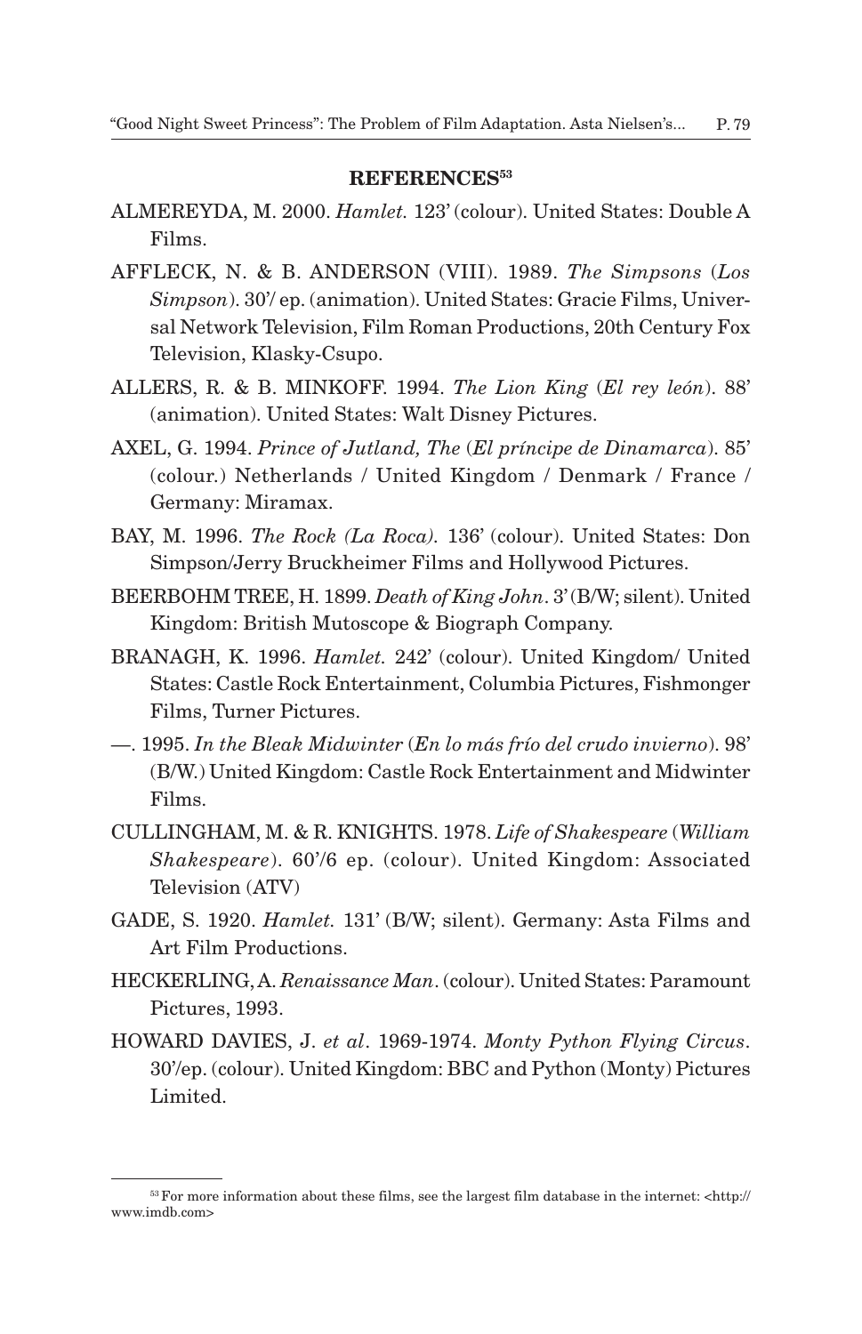## REFERENCES[53]

ALMEREYDA, M. 2000. *Hamlet.* 123' (colour). United States: Double A Films.

AFFLECK, N. & B. ANDERSON (VIII). 1989. *The Simpsons* (*Los Simpson*). 30'/ ep. (animation). United States: Gracie Films, Universal Network Television, Film Roman Productions, 20th Century Fox Television, Klasky-Csupo.

ALLERS, R. & B. MINKOFF. 1994. *The Lion King* (*El rey león*). 88' (animation). United States: Walt Disney Pictures.

AXEL, G. 1994. *Prince of Jutland, The* (*El príncipe de Dinamarca*). 85' (colour.) Netherlands / United Kingdom / Denmark / France / Germany: Miramax.

BAY, M. 1996. *The Rock (La Roca).* 136' (colour). United States: Don Simpson/Jerry Bruckheimer Films and Hollywood Pictures.

BEERBOHM TREE, H. 1899. *Death of King John*. 3' (B/W; silent). United Kingdom: British Mutoscope & Biograph Company.

BRANAGH, K. 1996. *Hamlet.* 242' (colour). United Kingdom/ United States: Castle Rock Entertainment, Columbia Pictures, Fishmonger Films, Turner Pictures.

—. 1995. *In the Bleak Midwinter* (*En lo más frío del crudo invierno*). 98' (B/W.) United Kingdom: Castle Rock Entertainment and Midwinter Films.

CULLINGHAM, M. & R. KNIGHTS. 1978. *Life of Shakespeare* (*William Shakespeare*). 60'/6 ep. (colour). United Kingdom: Associated Television (ATV)

GADE, S. 1920. *Hamlet.* 131' (B/W; silent). Germany: Asta Films and Art Film Productions.

HECKERLING, A. *Renaissance Man*. (colour). United States: Paramount Pictures, 1993.

HOWARD DAVIES, J. *et al*. 1969-1974. *Monty Python Flying Circus*. 30'/ep. (colour). United Kingdom: BBC and Python (Monty) Pictures Limited.

---

[53] For more information about these films, see the largest film database in the internet: <http://www.imdb.com>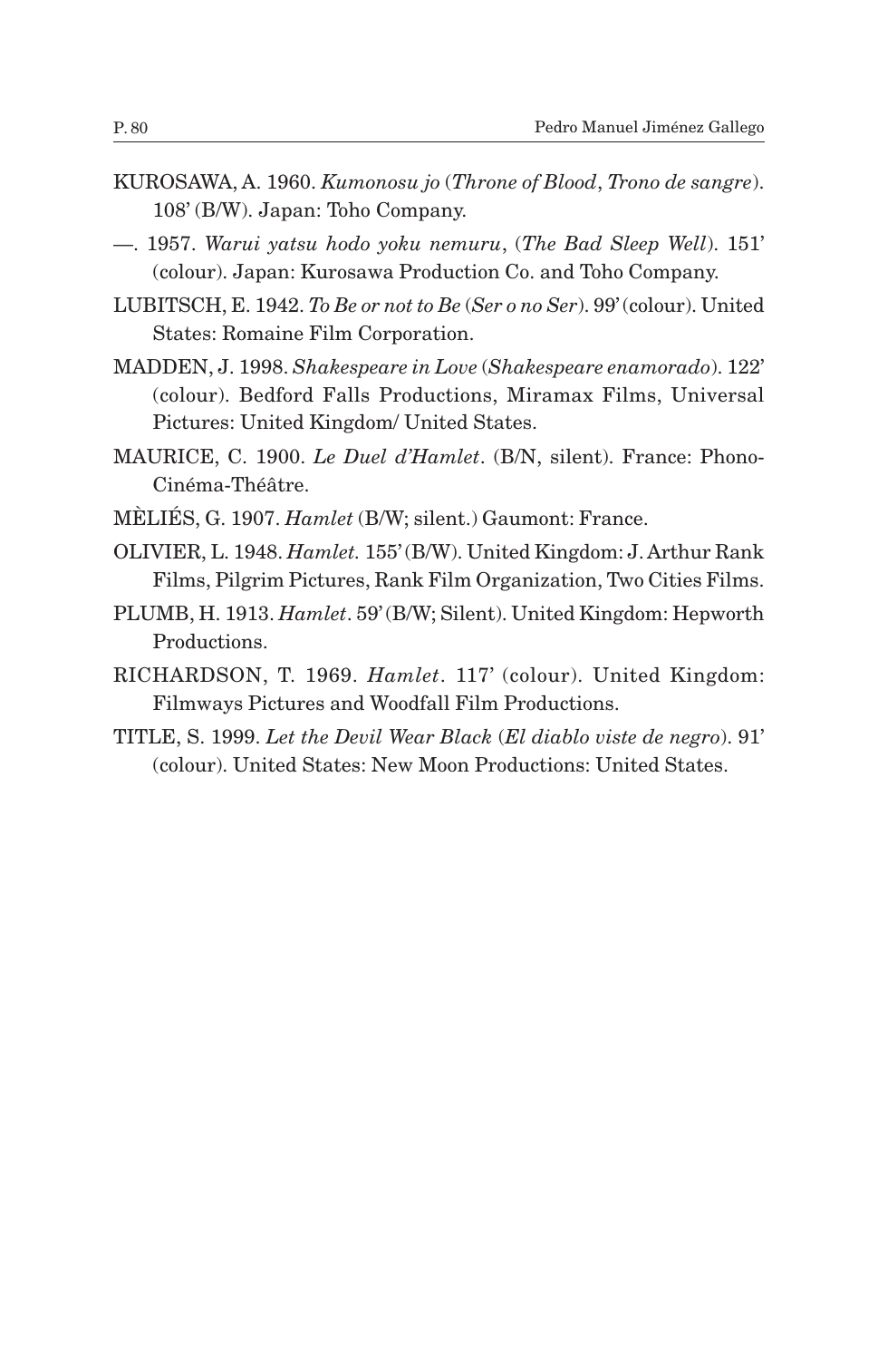KUROSAWA, A. 1960. *Kumonosu jo* (*Throne of Blood*, *Trono de sangre*). 108' (B/W). Japan: Toho Company.

—. 1957. *Warui yatsu hodo yoku nemuru*, (*The Bad Sleep Well*). 151' (colour). Japan: Kurosawa Production Co. and Toho Company.

LUBITSCH, E. 1942. *To Be or not to Be* (*Ser o no Ser*). 99' (colour). United States: Romaine Film Corporation.

MADDEN, J. 1998. *Shakespeare in Love* (*Shakespeare enamorado*). 122' (colour). Bedford Falls Productions, Miramax Films, Universal Pictures: United Kingdom/ United States.

MAURICE, C. 1900. *Le Duel d'Hamlet*. (B/N, silent). France: Phono-Cinéma-Théâtre.

MÈLIÉS, G. 1907. *Hamlet* (B/W; silent.) Gaumont: France.

OLIVIER, L. 1948. *Hamlet.* 155' (B/W). United Kingdom: J. Arthur Rank Films, Pilgrim Pictures, Rank Film Organization, Two Cities Films.

PLUMB, H. 1913. *Hamlet*. 59' (B/W; Silent). United Kingdom: Hepworth Productions.

RICHARDSON, T. 1969. *Hamlet*. 117' (colour). United Kingdom: Filmways Pictures and Woodfall Film Productions.

TITLE, S. 1999. *Let the Devil Wear Black* (*El diablo viste de negro*). 91' (colour). United States: New Moon Productions: United States.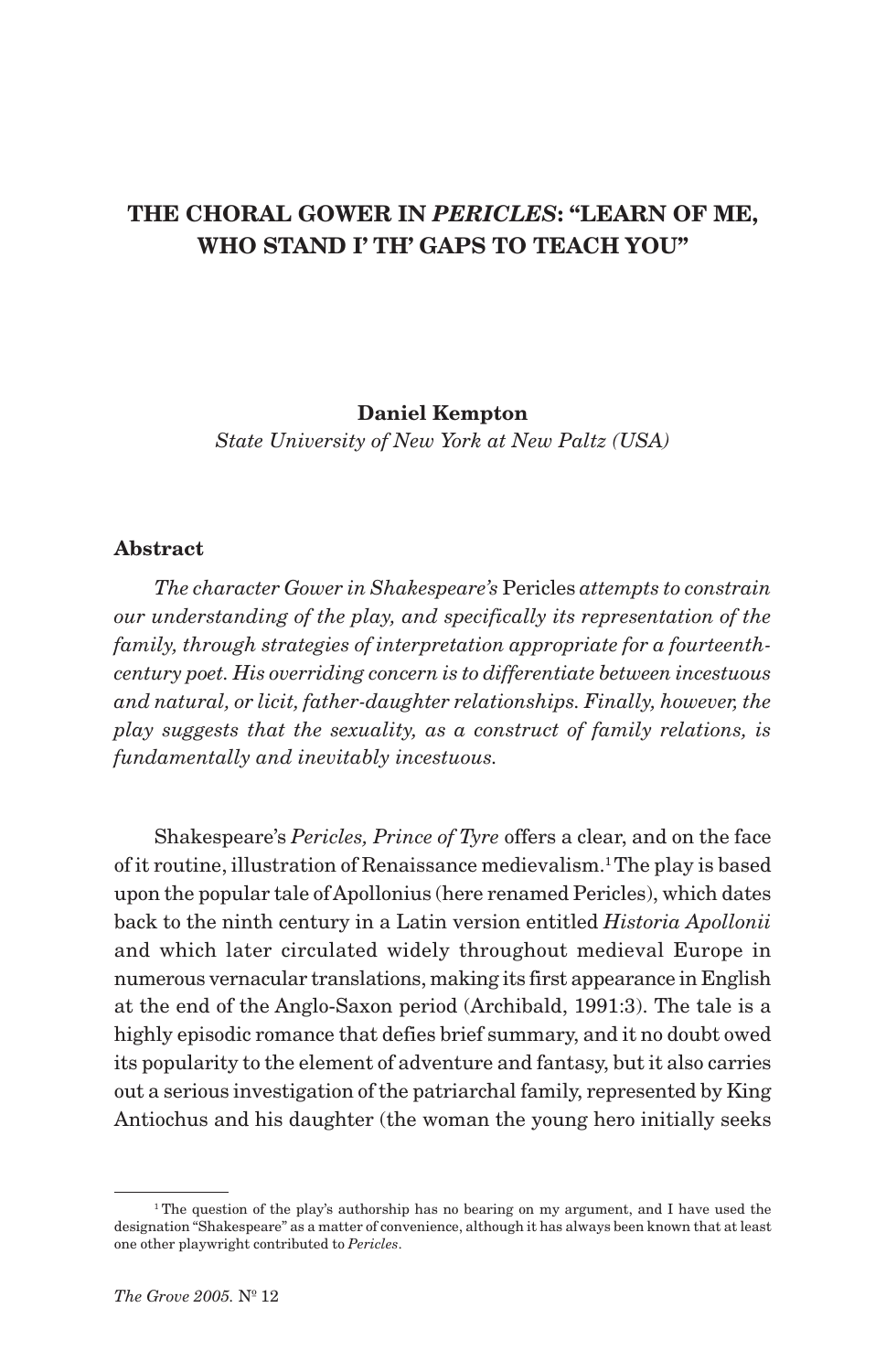# THE CHORAL GOWER IN *PERICLES*: "LEARN OF ME, WHO STAND I' TH' GAPS TO TEACH YOU"

**Daniel Kempton**
*State University of New York at New Paltz (USA)*

### Abstract

*The character Gower in Shakespeare's* Pericles *attempts to constrain our understanding of the play, and specifically its representation of the family, through strategies of interpretation appropriate for a fourteenth-century poet. His overriding concern is to differentiate between incestuous and natural, or licit, father-daughter relationships. Finally, however, the play suggests that the sexuality, as a construct of family relations, is fundamentally and inevitably incestuous.*

Shakespeare's *Pericles, Prince of Tyre* offers a clear, and on the face of it routine, illustration of Renaissance medievalism.[1] The play is based upon the popular tale of Apollonius (here renamed Pericles), which dates back to the ninth century in a Latin version entitled *Historia Apollonii* and which later circulated widely throughout medieval Europe in numerous vernacular translations, making its first appearance in English at the end of the Anglo-Saxon period (Archibald, 1991:3). The tale is a highly episodic romance that defies brief summary, and it no doubt owed its popularity to the element of adventure and fantasy, but it also carries out a serious investigation of the patriarchal family, represented by King Antiochus and his daughter (the woman the young hero initially seeks

[1] The question of the play's authorship has no bearing on my argument, and I have used the designation "Shakespeare" as a matter of convenience, although it has always been known that at least one other playwright contributed to *Pericles*.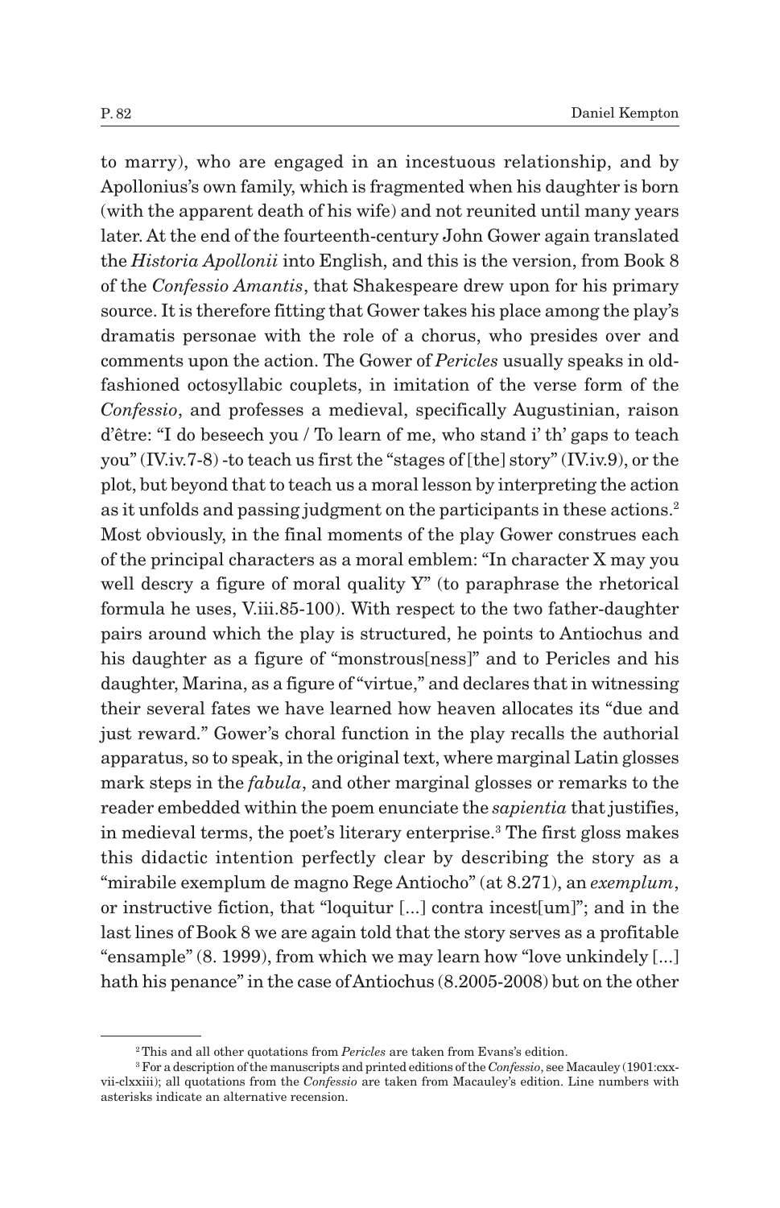to marry), who are engaged in an incestuous relationship, and by Apollonius's own family, which is fragmented when his daughter is born (with the apparent death of his wife) and not reunited until many years later. At the end of the fourteenth-century John Gower again translated the *Historia Apollonii* into English, and this is the version, from Book 8 of the *Confessio Amantis*, that Shakespeare drew upon for his primary source. It is therefore fitting that Gower takes his place among the play's dramatis personae with the role of a chorus, who presides over and comments upon the action. The Gower of *Pericles* usually speaks in old-fashioned octosyllabic couplets, in imitation of the verse form of the *Confessio*, and professes a medieval, specifically Augustinian, raison d'être: "I do beseech you / To learn of me, who stand i' th' gaps to teach you" (IV.iv.7-8) -to teach us first the "stages of [the] story" (IV.iv.9), or the plot, but beyond that to teach us a moral lesson by interpreting the action as it unfolds and passing judgment on the participants in these actions.[2] Most obviously, in the final moments of the play Gower construes each of the principal characters as a moral emblem: "In character X may you well descry a figure of moral quality Y" (to paraphrase the rhetorical formula he uses, V.iii.85-100). With respect to the two father-daughter pairs around which the play is structured, he points to Antiochus and his daughter as a figure of "monstrous[ness]" and to Pericles and his daughter, Marina, as a figure of "virtue," and declares that in witnessing their several fates we have learned how heaven allocates its "due and just reward." Gower's choral function in the play recalls the authorial apparatus, so to speak, in the original text, where marginal Latin glosses mark steps in the *fabula*, and other marginal glosses or remarks to the reader embedded within the poem enunciate the *sapientia* that justifies, in medieval terms, the poet's literary enterprise.[3] The first gloss makes this didactic intention perfectly clear by describing the story as a "mirabile exemplum de magno Rege Antiocho" (at 8.271), an *exemplum*, or instructive fiction, that "loquitur [...] contra incest[um]"; and in the last lines of Book 8 we are again told that the story serves as a profitable "ensample" (8. 1999), from which we may learn how "love unkindely [...] hath his penance" in the case of Antiochus (8.2005-2008) but on the other

---

[2] This and all other quotations from *Pericles* are taken from Evans's edition.

[3] For a description of the manuscripts and printed editions of the *Confessio*, see Macauley (1901:cxxvii-clxxiii); all quotations from the *Confessio* are taken from Macauley's edition. Line numbers with asterisks indicate an alternative recension.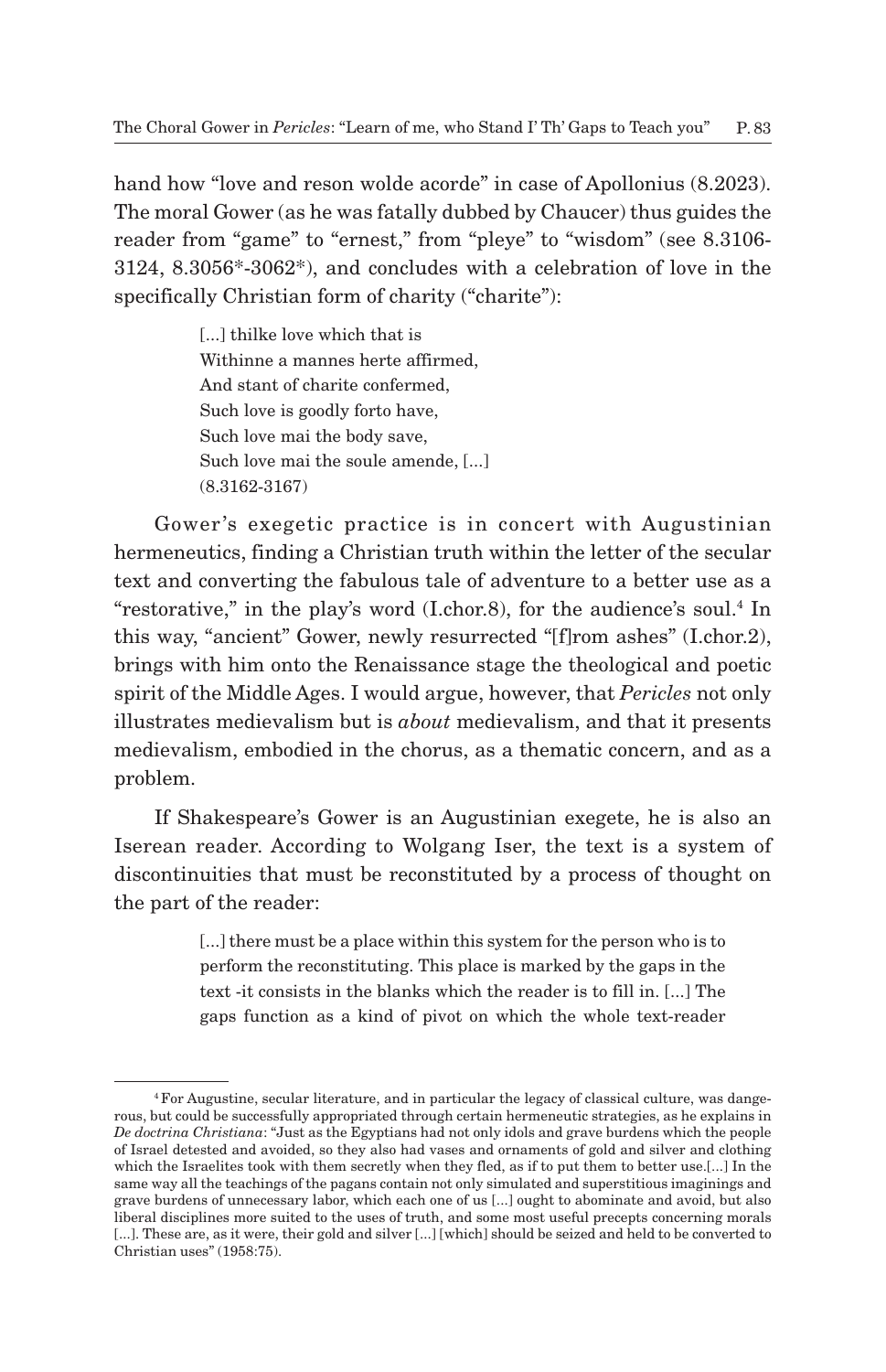hand how "love and reson wolde acorde" in case of Apollonius (8.2023). The moral Gower (as he was fatally dubbed by Chaucer) thus guides the reader from "game" to "ernest," from "pleye" to "wisdom" (see 8.3106-3124, 8.3056*-3062*), and concludes with a celebration of love in the specifically Christian form of charity ("charite"):

> [...] thilke love which that is
> Withinne a mannes herte affirmed,
> And stant of charite confermed,
> Such love is goodly forto have,
> Such love mai the body save,
> Such love mai the soule amende, [...]
> (8.3162-3167)

Gower's exegetic practice is in concert with Augustinian hermeneutics, finding a Christian truth within the letter of the secular text and converting the fabulous tale of adventure to a better use as a "restorative," in the play's word (I.chor.8), for the audience's soul.[4] In this way, "ancient" Gower, newly resurrected "[f]rom ashes" (I.chor.2), brings with him onto the Renaissance stage the theological and poetic spirit of the Middle Ages. I would argue, however, that *Pericles* not only illustrates medievalism but is *about* medievalism, and that it presents medievalism, embodied in the chorus, as a thematic concern, and as a problem.

If Shakespeare's Gower is an Augustinian exegete, he is also an Iserean reader. According to Wolgang Iser, the text is a system of discontinuities that must be reconstituted by a process of thought on the part of the reader:

> [...] there must be a place within this system for the person who is to perform the reconstituting. This place is marked by the gaps in the text -it consists in the blanks which the reader is to fill in. [...] The gaps function as a kind of pivot on which the whole text-reader

[4] For Augustine, secular literature, and in particular the legacy of classical culture, was dangerous, but could be successfully appropriated through certain hermeneutic strategies, as he explains in *De doctrina Christiana*: "Just as the Egyptians had not only idols and grave burdens which the people of Israel detested and avoided, so they also had vases and ornaments of gold and silver and clothing which the Israelites took with them secretly when they fled, as if to put them to better use.[...] In the same way all the teachings of the pagans contain not only simulated and superstitious imaginings and grave burdens of unnecessary labor, which each one of us [...] ought to abominate and avoid, but also liberal disciplines more suited to the uses of truth, and some most useful precepts concerning morals [...]. These are, as it were, their gold and silver [...] [which] should be seized and held to be converted to Christian uses" (1958:75).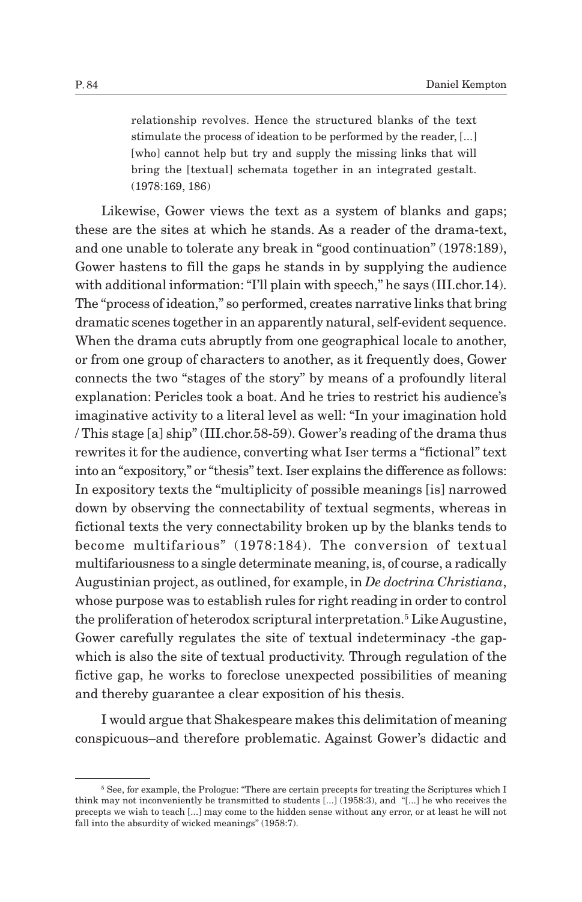> relationship revolves. Hence the structured blanks of the text stimulate the process of ideation to be performed by the reader, [...] [who] cannot help but try and supply the missing links that will bring the [textual] schemata together in an integrated gestalt. (1978:169, 186)

Likewise, Gower views the text as a system of blanks and gaps; these are the sites at which he stands. As a reader of the drama-text, and one unable to tolerate any break in "good continuation" (1978:189), Gower hastens to fill the gaps he stands in by supplying the audience with additional information: "I'll plain with speech," he says (III.chor.14). The "process of ideation," so performed, creates narrative links that bring dramatic scenes together in an apparently natural, self-evident sequence. When the drama cuts abruptly from one geographical locale to another, or from one group of characters to another, as it frequently does, Gower connects the two "stages of the story" by means of a profoundly literal explanation: Pericles took a boat. And he tries to restrict his audience's imaginative activity to a literal level as well: "In your imagination hold / This stage [a] ship" (III.chor.58-59). Gower's reading of the drama thus rewrites it for the audience, converting what Iser terms a "fictional" text into an "expository," or "thesis" text. Iser explains the difference as follows: In expository texts the "multiplicity of possible meanings [is] narrowed down by observing the connectability of textual segments, whereas in fictional texts the very connectability broken up by the blanks tends to become multifarious" (1978:184). The conversion of textual multifariousness to a single determinate meaning, is, of course, a radically Augustinian project, as outlined, for example, in *De doctrina Christiana*, whose purpose was to establish rules for right reading in order to control the proliferation of heterodox scriptural interpretation.[5] Like Augustine, Gower carefully regulates the site of textual indeterminacy -the gap- which is also the site of textual productivity. Through regulation of the fictive gap, he works to foreclose unexpected possibilities of meaning and thereby guarantee a clear exposition of his thesis.

I would argue that Shakespeare makes this delimitation of meaning conspicuous–and therefore problematic. Against Gower's didactic and

---

[5] See, for example, the Prologue: "There are certain precepts for treating the Scriptures which I think may not inconveniently be transmitted to students [...] (1958:3), and "[...] he who receives the precepts we wish to teach [...] may come to the hidden sense without any error, or at least he will not fall into the absurdity of wicked meanings" (1958:7).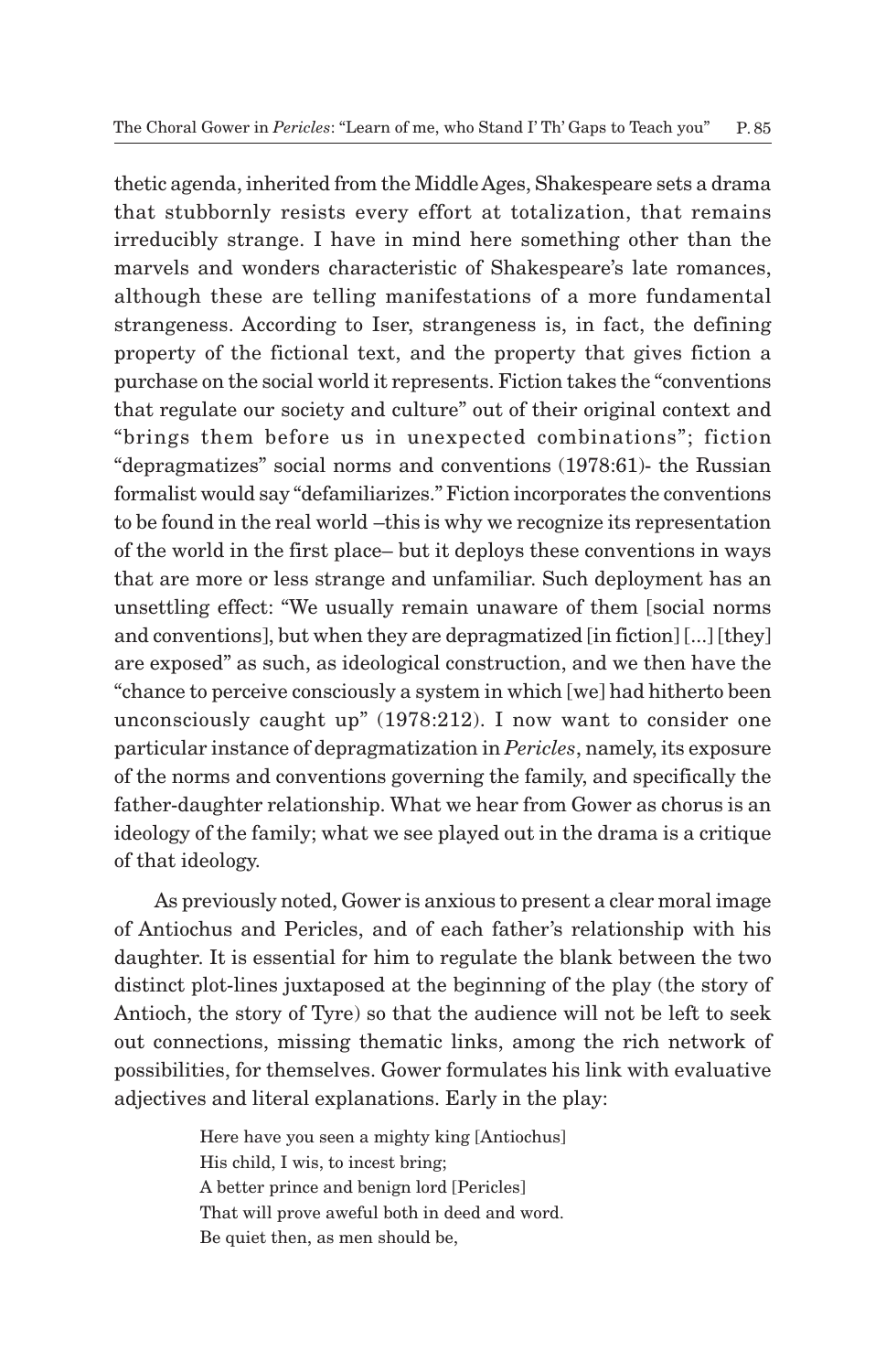thetic agenda, inherited from the Middle Ages, Shakespeare sets a drama that stubbornly resists every effort at totalization, that remains irreducibly strange. I have in mind here something other than the marvels and wonders characteristic of Shakespeare's late romances, although these are telling manifestations of a more fundamental strangeness. According to Iser, strangeness is, in fact, the defining property of the fictional text, and the property that gives fiction a purchase on the social world it represents. Fiction takes the "conventions that regulate our society and culture" out of their original context and "brings them before us in unexpected combinations"; fiction "depragmatizes" social norms and conventions (1978:61)- the Russian formalist would say "defamiliarizes." Fiction incorporates the conventions to be found in the real world –this is why we recognize its representation of the world in the first place– but it deploys these conventions in ways that are more or less strange and unfamiliar. Such deployment has an unsettling effect: "We usually remain unaware of them [social norms and conventions], but when they are depragmatized [in fiction] [...] [they] are exposed" as such, as ideological construction, and we then have the "chance to perceive consciously a system in which [we] had hitherto been unconsciously caught up" (1978:212). I now want to consider one particular instance of depragmatization in *Pericles*, namely, its exposure of the norms and conventions governing the family, and specifically the father-daughter relationship. What we hear from Gower as chorus is an ideology of the family; what we see played out in the drama is a critique of that ideology.

As previously noted, Gower is anxious to present a clear moral image of Antiochus and Pericles, and of each father's relationship with his daughter. It is essential for him to regulate the blank between the two distinct plot-lines juxtaposed at the beginning of the play (the story of Antioch, the story of Tyre) so that the audience will not be left to seek out connections, missing thematic links, among the rich network of possibilities, for themselves. Gower formulates his link with evaluative adjectives and literal explanations. Early in the play:

> Here have you seen a mighty king [Antiochus]
> His child, I wis, to incest bring;
> A better prince and benign lord [Pericles]
> That will prove aweful both in deed and word.
> Be quiet then, as men should be,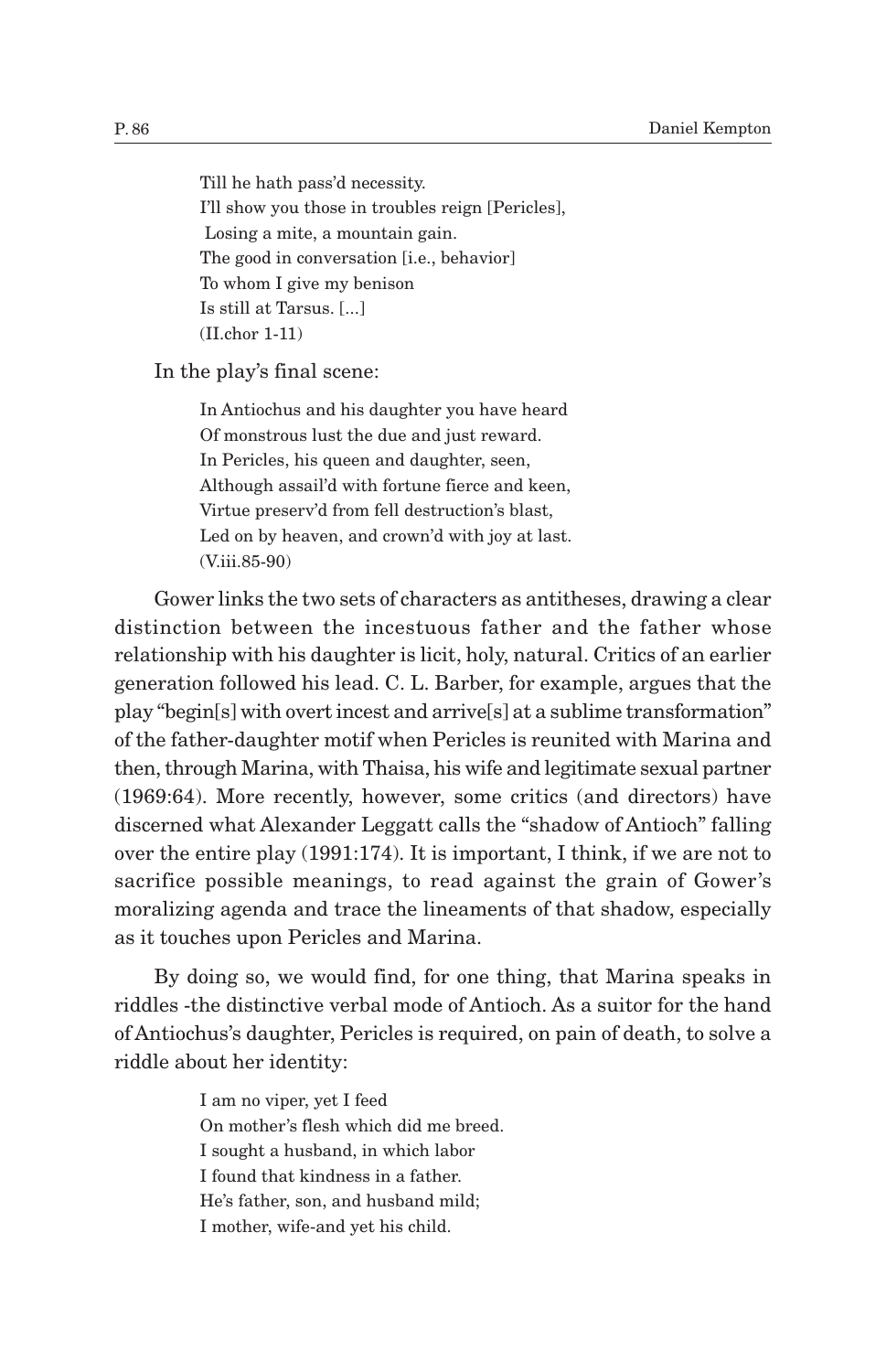> Till he hath pass'd necessity.
> I'll show you those in troubles reign [Pericles],
> Losing a mite, a mountain gain.
> The good in conversation [i.e., behavior]
> To whom I give my benison
> Is still at Tarsus. [...]
> (II.chor 1-11)

In the play's final scene:

> In Antiochus and his daughter you have heard
> Of monstrous lust the due and just reward.
> In Pericles, his queen and daughter, seen,
> Although assail'd with fortune fierce and keen,
> Virtue preserv'd from fell destruction's blast,
> Led on by heaven, and crown'd with joy at last.
> (V.iii.85-90)

Gower links the two sets of characters as antitheses, drawing a clear distinction between the incestuous father and the father whose relationship with his daughter is licit, holy, natural. Critics of an earlier generation followed his lead. C. L. Barber, for example, argues that the play "begin[s] with overt incest and arrive[s] at a sublime transformation" of the father-daughter motif when Pericles is reunited with Marina and then, through Marina, with Thaisa, his wife and legitimate sexual partner (1969:64). More recently, however, some critics (and directors) have discerned what Alexander Leggatt calls the "shadow of Antioch" falling over the entire play (1991:174). It is important, I think, if we are not to sacrifice possible meanings, to read against the grain of Gower's moralizing agenda and trace the lineaments of that shadow, especially as it touches upon Pericles and Marina.

By doing so, we would find, for one thing, that Marina speaks in riddles -the distinctive verbal mode of Antioch. As a suitor for the hand of Antiochus's daughter, Pericles is required, on pain of death, to solve a riddle about her identity:

> I am no viper, yet I feed
> On mother's flesh which did me breed.
> I sought a husband, in which labor
> I found that kindness in a father.
> He's father, son, and husband mild;
> I mother, wife-and yet his child.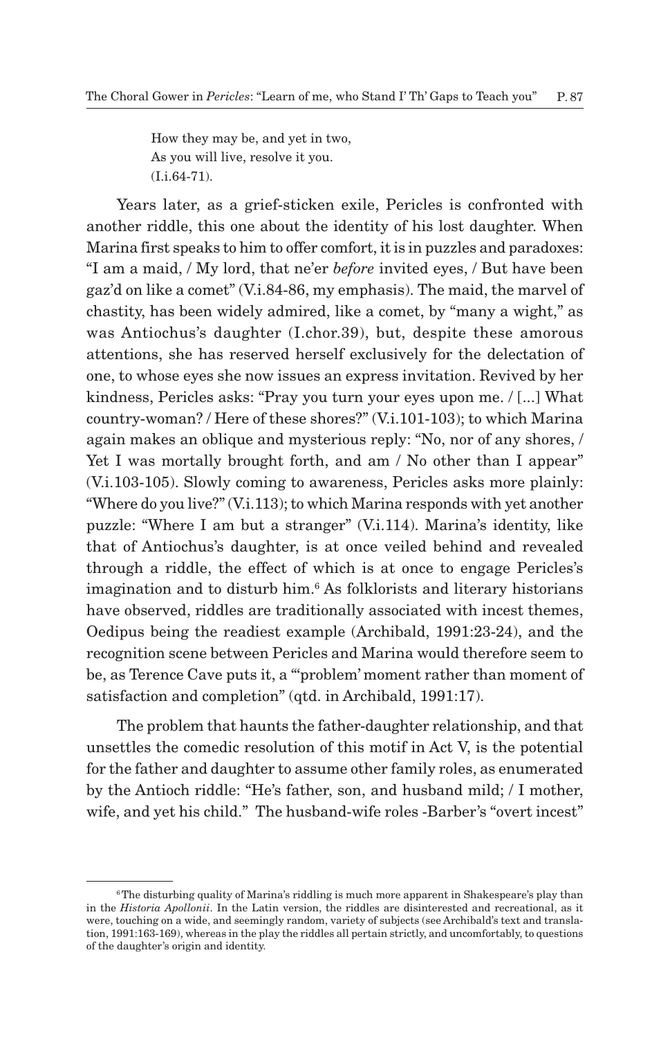> How they may be, and yet in two,
> As you will live, resolve it you.
> (I.i.64-71).

Years later, as a grief-sticken exile, Pericles is confronted with another riddle, this one about the identity of his lost daughter. When Marina first speaks to him to offer comfort, it is in puzzles and paradoxes: "I am a maid, / My lord, that ne'er *before* invited eyes, / But have been gaz'd on like a comet" (V.i.84-86, my emphasis). The maid, the marvel of chastity, has been widely admired, like a comet, by "many a wight," as was Antiochus's daughter (I.chor.39), but, despite these amorous attentions, she has reserved herself exclusively for the delectation of one, to whose eyes she now issues an express invitation. Revived by her kindness, Pericles asks: "Pray you turn your eyes upon me. / [...] What country-woman? / Here of these shores?" (V.i.101-103); to which Marina again makes an oblique and mysterious reply: "No, nor of any shores, / Yet I was mortally brought forth, and am / No other than I appear" (V.i.103-105). Slowly coming to awareness, Pericles asks more plainly: "Where do you live?" (V.i.113); to which Marina responds with yet another puzzle: "Where I am but a stranger" (V.i.114). Marina's identity, like that of Antiochus's daughter, is at once veiled behind and revealed through a riddle, the effect of which is at once to engage Pericles's imagination and to disturb him.[6] As folklorists and literary historians have observed, riddles are traditionally associated with incest themes, Oedipus being the readiest example (Archibald, 1991:23-24), and the recognition scene between Pericles and Marina would therefore seem to be, as Terence Cave puts it, a "'problem' moment rather than moment of satisfaction and completion" (qtd. in Archibald, 1991:17).

The problem that haunts the father-daughter relationship, and that unsettles the comedic resolution of this motif in Act V, is the potential for the father and daughter to assume other family roles, as enumerated by the Antioch riddle: "He's father, son, and husband mild; / I mother, wife, and yet his child." The husband-wife roles -Barber's "overt incest"

---

[6] The disturbing quality of Marina's riddling is much more apparent in Shakespeare's play than in the *Historia Apollonii*. In the Latin version, the riddles are disinterested and recreational, as it were, touching on a wide, and seemingly random, variety of subjects (see Archibald's text and translation, 1991:163-169), whereas in the play the riddles all pertain strictly, and uncomfortably, to questions of the daughter's origin and identity.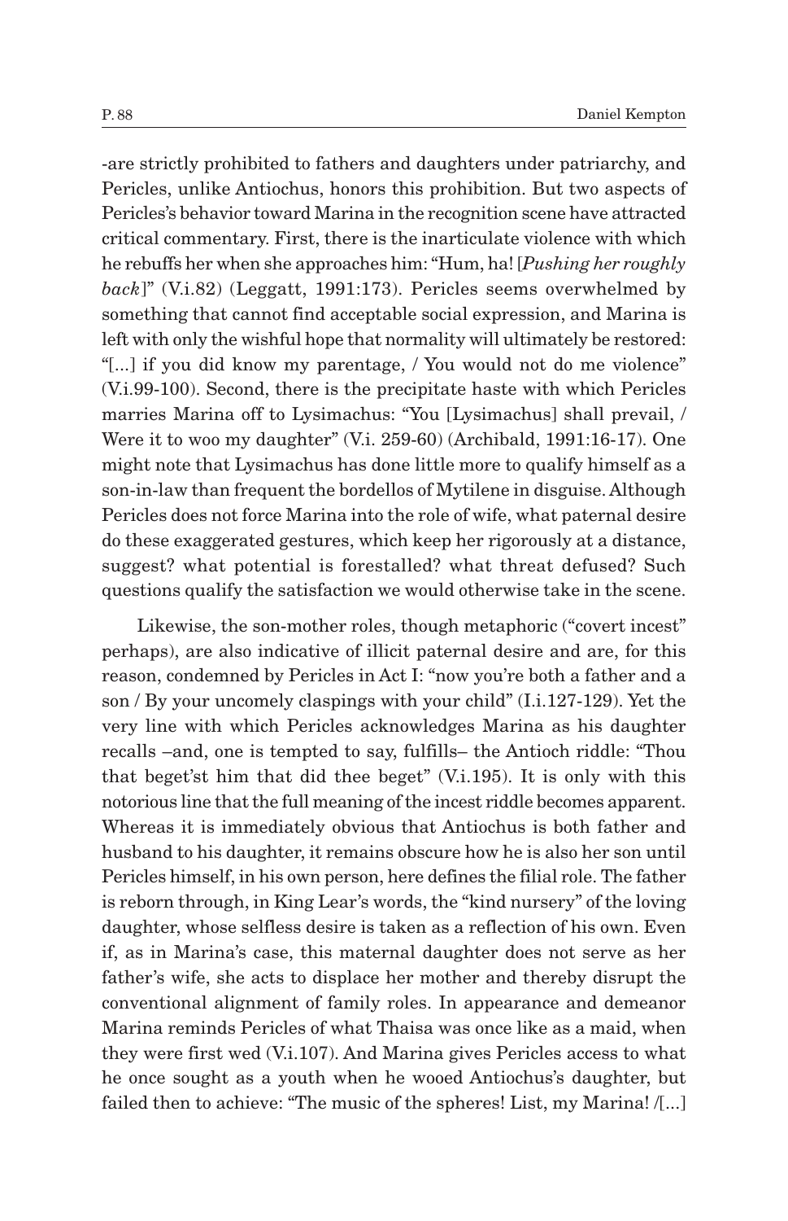-are strictly prohibited to fathers and daughters under patriarchy, and Pericles, unlike Antiochus, honors this prohibition. But two aspects of Pericles's behavior toward Marina in the recognition scene have attracted critical commentary. First, there is the inarticulate violence with which he rebuffs her when she approaches him: "Hum, ha! [*Pushing her roughly back*]" (V.i.82) (Leggatt, 1991:173). Pericles seems overwhelmed by something that cannot find acceptable social expression, and Marina is left with only the wishful hope that normality will ultimately be restored: "[...] if you did know my parentage, / You would not do me violence" (V.i.99-100). Second, there is the precipitate haste with which Pericles marries Marina off to Lysimachus: "You [Lysimachus] shall prevail, / Were it to woo my daughter" (V.i. 259-60) (Archibald, 1991:16-17). One might note that Lysimachus has done little more to qualify himself as a son-in-law than frequent the bordellos of Mytilene in disguise. Although Pericles does not force Marina into the role of wife, what paternal desire do these exaggerated gestures, which keep her rigorously at a distance, suggest? what potential is forestalled? what threat defused? Such questions qualify the satisfaction we would otherwise take in the scene.

Likewise, the son-mother roles, though metaphoric ("covert incest" perhaps), are also indicative of illicit paternal desire and are, for this reason, condemned by Pericles in Act I: "now you're both a father and a son / By your uncomely claspings with your child" (I.i.127-129). Yet the very line with which Pericles acknowledges Marina as his daughter recalls –and, one is tempted to say, fulfills– the Antioch riddle: "Thou that beget'st him that did thee beget" (V.i.195). It is only with this notorious line that the full meaning of the incest riddle becomes apparent. Whereas it is immediately obvious that Antiochus is both father and husband to his daughter, it remains obscure how he is also her son until Pericles himself, in his own person, here defines the filial role. The father is reborn through, in King Lear's words, the "kind nursery" of the loving daughter, whose selfless desire is taken as a reflection of his own. Even if, as in Marina's case, this maternal daughter does not serve as her father's wife, she acts to displace her mother and thereby disrupt the conventional alignment of family roles. In appearance and demeanor Marina reminds Pericles of what Thaisa was once like as a maid, when they were first wed (V.i.107). And Marina gives Pericles access to what he once sought as a youth when he wooed Antiochus's daughter, but failed then to achieve: "The music of the spheres! List, my Marina! /[...]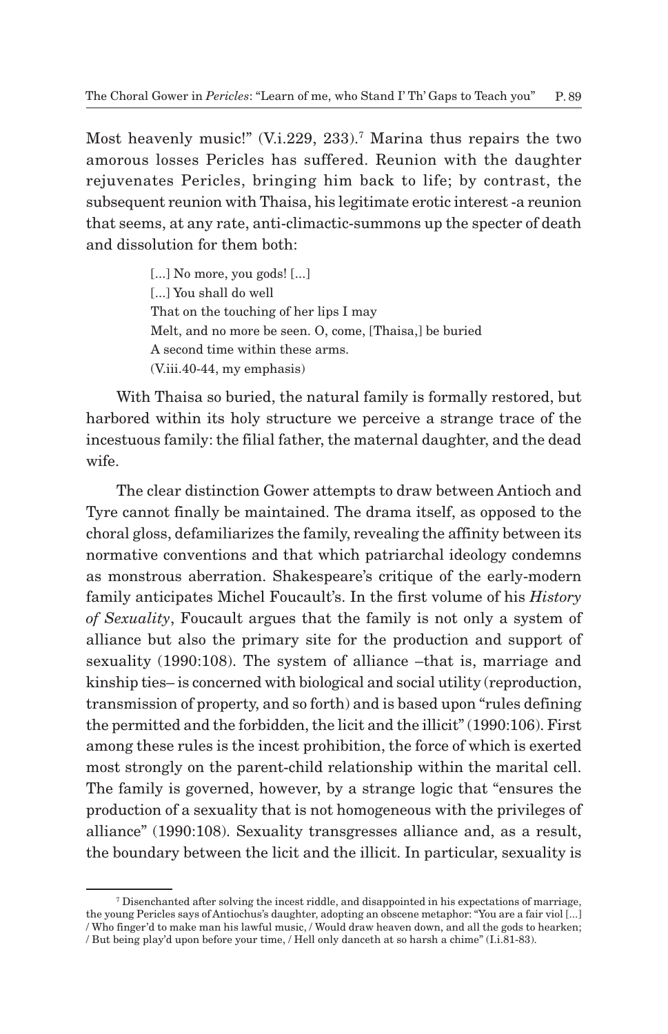Most heavenly music!" (V.i.229, 233).[7] Marina thus repairs the two amorous losses Pericles has suffered. Reunion with the daughter rejuvenates Pericles, bringing him back to life; by contrast, the subsequent reunion with Thaisa, his legitimate erotic interest -a reunion that seems, at any rate, anti-climactic-summons up the specter of death and dissolution for them both:

> [...] No more, you gods! [...]
> [...] You shall do well
> That on the touching of her lips I may
> Melt, and no more be seen. O, come, [Thaisa,] be buried
> A second time within these arms.
> (V.iii.40-44, my emphasis)

With Thaisa so buried, the natural family is formally restored, but harbored within its holy structure we perceive a strange trace of the incestuous family: the filial father, the maternal daughter, and the dead wife.

The clear distinction Gower attempts to draw between Antioch and Tyre cannot finally be maintained. The drama itself, as opposed to the choral gloss, defamiliarizes the family, revealing the affinity between its normative conventions and that which patriarchal ideology condemns as monstrous aberration. Shakespeare's critique of the early-modern family anticipates Michel Foucault's. In the first volume of his *History of Sexuality*, Foucault argues that the family is not only a system of alliance but also the primary site for the production and support of sexuality (1990:108). The system of alliance –that is, marriage and kinship ties– is concerned with biological and social utility (reproduction, transmission of property, and so forth) and is based upon "rules defining the permitted and the forbidden, the licit and the illicit" (1990:106). First among these rules is the incest prohibition, the force of which is exerted most strongly on the parent-child relationship within the marital cell. The family is governed, however, by a strange logic that "ensures the production of a sexuality that is not homogeneous with the privileges of alliance" (1990:108). Sexuality transgresses alliance and, as a result, the boundary between the licit and the illicit. In particular, sexuality is

---

[7] Disenchanted after solving the incest riddle, and disappointed in his expectations of marriage, the young Pericles says of Antiochus's daughter, adopting an obscene metaphor: "You are a fair viol [...] / Who finger'd to make man his lawful music, / Would draw heaven down, and all the gods to hearken; / But being play'd upon before your time, / Hell only danceth at so harsh a chime" (I.i.81-83).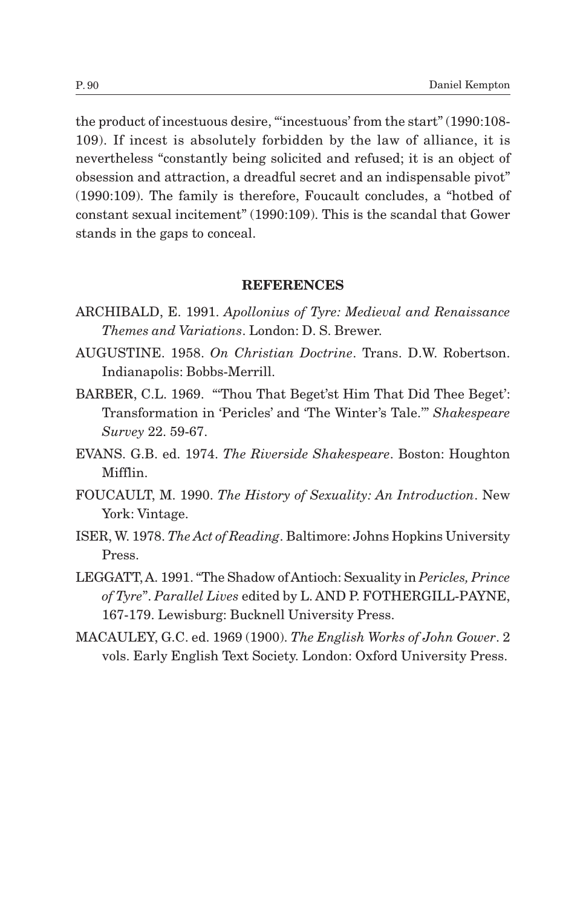the product of incestuous desire, "'incestuous' from the start" (1990:108-109). If incest is absolutely forbidden by the law of alliance, it is nevertheless "constantly being solicited and refused; it is an object of obsession and attraction, a dreadful secret and an indispensable pivot" (1990:109). The family is therefore, Foucault concludes, a "hotbed of constant sexual incitement" (1990:109). This is the scandal that Gower stands in the gaps to conceal.

## REFERENCES

ARCHIBALD, E. 1991. *Apollonius of Tyre: Medieval and Renaissance Themes and Variations*. London: D. S. Brewer.

AUGUSTINE. 1958. *On Christian Doctrine*. Trans. D.W. Robertson. Indianapolis: Bobbs-Merrill.

BARBER, C.L. 1969. "'Thou That Beget'st Him That Did Thee Beget': Transformation in 'Pericles' and 'The Winter's Tale.'" *Shakespeare Survey* 22. 59-67.

EVANS. G.B. ed. 1974. *The Riverside Shakespeare*. Boston: Houghton Mifflin.

FOUCAULT, M. 1990. *The History of Sexuality: An Introduction*. New York: Vintage.

ISER, W. 1978. *The Act of Reading*. Baltimore: Johns Hopkins University Press.

LEGGATT, A. 1991. "The Shadow of Antioch: Sexuality in *Pericles, Prince of Tyre*". *Parallel Lives* edited by L. AND P. FOTHERGILL-PAYNE, 167-179. Lewisburg: Bucknell University Press.

MACAULEY, G.C. ed. 1969 (1900). *The English Works of John Gower*. 2 vols. Early English Text Society. London: Oxford University Press.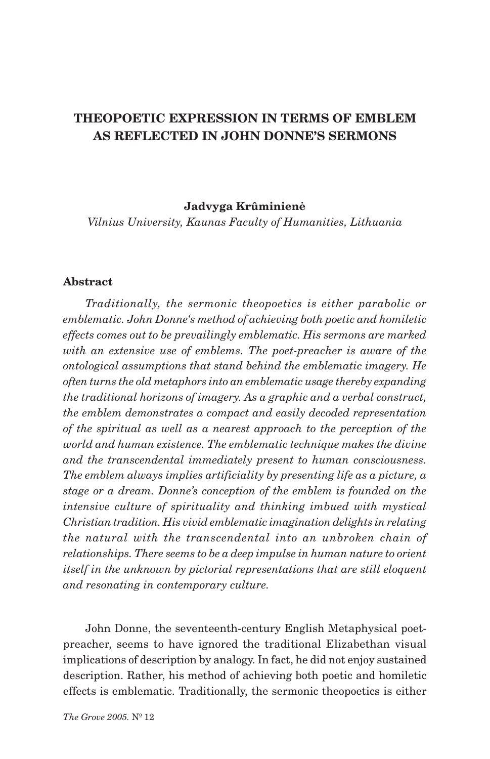# THEOPOETIC EXPRESSION IN TERMS OF EMBLEM AS REFLECTED IN JOHN DONNE'S SERMONS

**Jadvyga Krûminienė**

*Vilnius University, Kaunas Faculty of Humanities, Lithuania*

## Abstract

*Traditionally, the sermonic theopoetics is either parabolic or emblematic. John Donne's method of achieving both poetic and homiletic effects comes out to be prevailingly emblematic. His sermons are marked with an extensive use of emblems. The poet-preacher is aware of the ontological assumptions that stand behind the emblematic imagery. He often turns the old metaphors into an emblematic usage thereby expanding the traditional horizons of imagery. As a graphic and a verbal construct, the emblem demonstrates a compact and easily decoded representation of the spiritual as well as a nearest approach to the perception of the world and human existence. The emblematic technique makes the divine and the transcendental immediately present to human consciousness. The emblem always implies artificiality by presenting life as a picture, a stage or a dream. Donne's conception of the emblem is founded on the intensive culture of spirituality and thinking imbued with mystical Christian tradition. His vivid emblematic imagination delights in relating the natural with the transcendental into an unbroken chain of relationships. There seems to be a deep impulse in human nature to orient itself in the unknown by pictorial representations that are still eloquent and resonating in contemporary culture.*

John Donne, the seventeenth-century English Metaphysical poet-preacher, seems to have ignored the traditional Elizabethan visual implications of description by analogy. In fact, he did not enjoy sustained description. Rather, his method of achieving both poetic and homiletic effects is emblematic. Traditionally, the sermonic theopoetics is either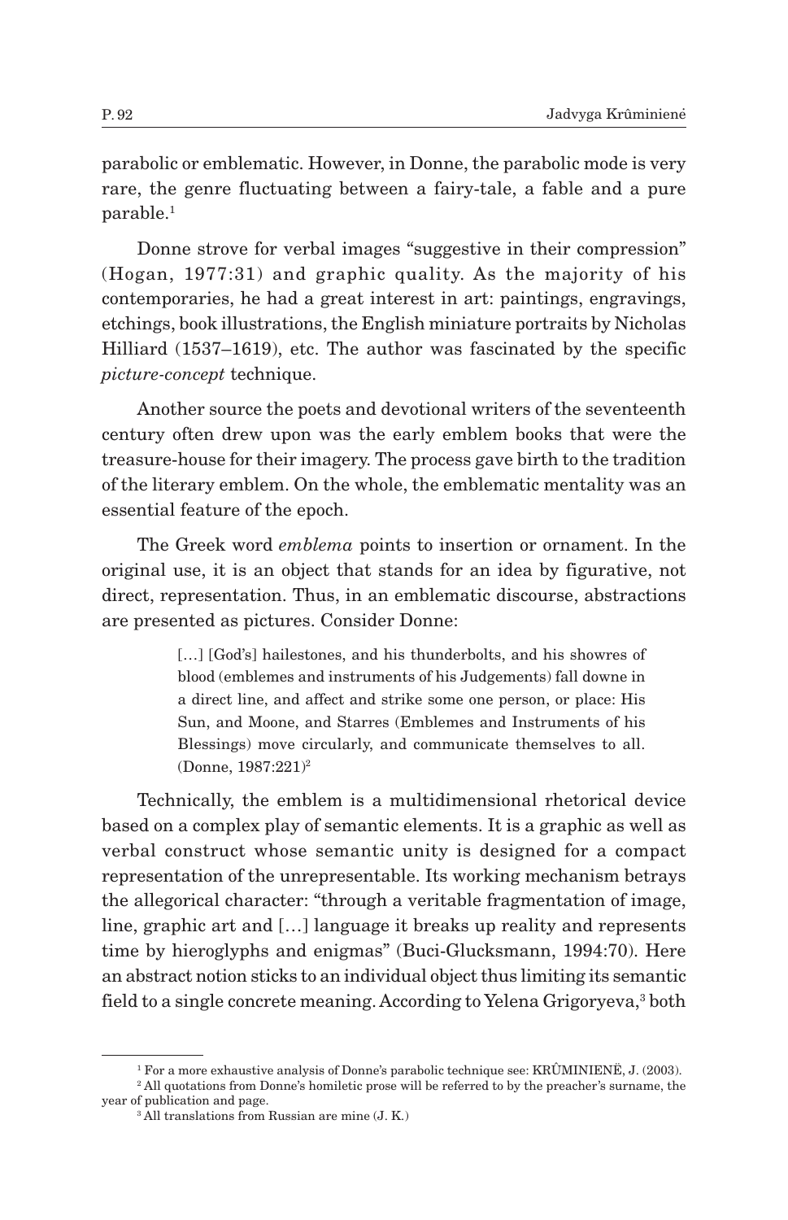parabolic or emblematic. However, in Donne, the parabolic mode is very rare, the genre fluctuating between a fairy-tale, a fable and a pure parable.[1]

Donne strove for verbal images "suggestive in their compression" (Hogan, 1977:31) and graphic quality. As the majority of his contemporaries, he had a great interest in art: paintings, engravings, etchings, book illustrations, the English miniature portraits by Nicholas Hilliard (1537–1619), etc. The author was fascinated by the specific *picture-concept* technique.

Another source the poets and devotional writers of the seventeenth century often drew upon was the early emblem books that were the treasure-house for their imagery. The process gave birth to the tradition of the literary emblem. On the whole, the emblematic mentality was an essential feature of the epoch.

The Greek word *emblema* points to insertion or ornament. In the original use, it is an object that stands for an idea by figurative, not direct, representation. Thus, in an emblematic discourse, abstractions are presented as pictures. Consider Donne:

> […] [God's] hailestones, and his thunderbolts, and his showres of blood (emblemes and instruments of his Judgements) fall downe in a direct line, and affect and strike some one person, or place: His Sun, and Moone, and Starres (Emblemes and Instruments of his Blessings) move circularly, and communicate themselves to all. (Donne, 1987:221)[2]

Technically, the emblem is a multidimensional rhetorical device based on a complex play of semantic elements. It is a graphic as well as verbal construct whose semantic unity is designed for a compact representation of the unrepresentable. Its working mechanism betrays the allegorical character: "through a veritable fragmentation of image, line, graphic art and […] language it breaks up reality and represents time by hieroglyphs and enigmas" (Buci-Glucksmann, 1994:70). Here an abstract notion sticks to an individual object thus limiting its semantic field to a single concrete meaning. According to Yelena Grigoryeva,[3] both

---

[1] For a more exhaustive analysis of Donne's parabolic technique see: KRŪMINIENĖ, J. (2003).

[2] All quotations from Donne's homiletic prose will be referred to by the preacher's surname, the year of publication and page.

[3] All translations from Russian are mine (J. K.)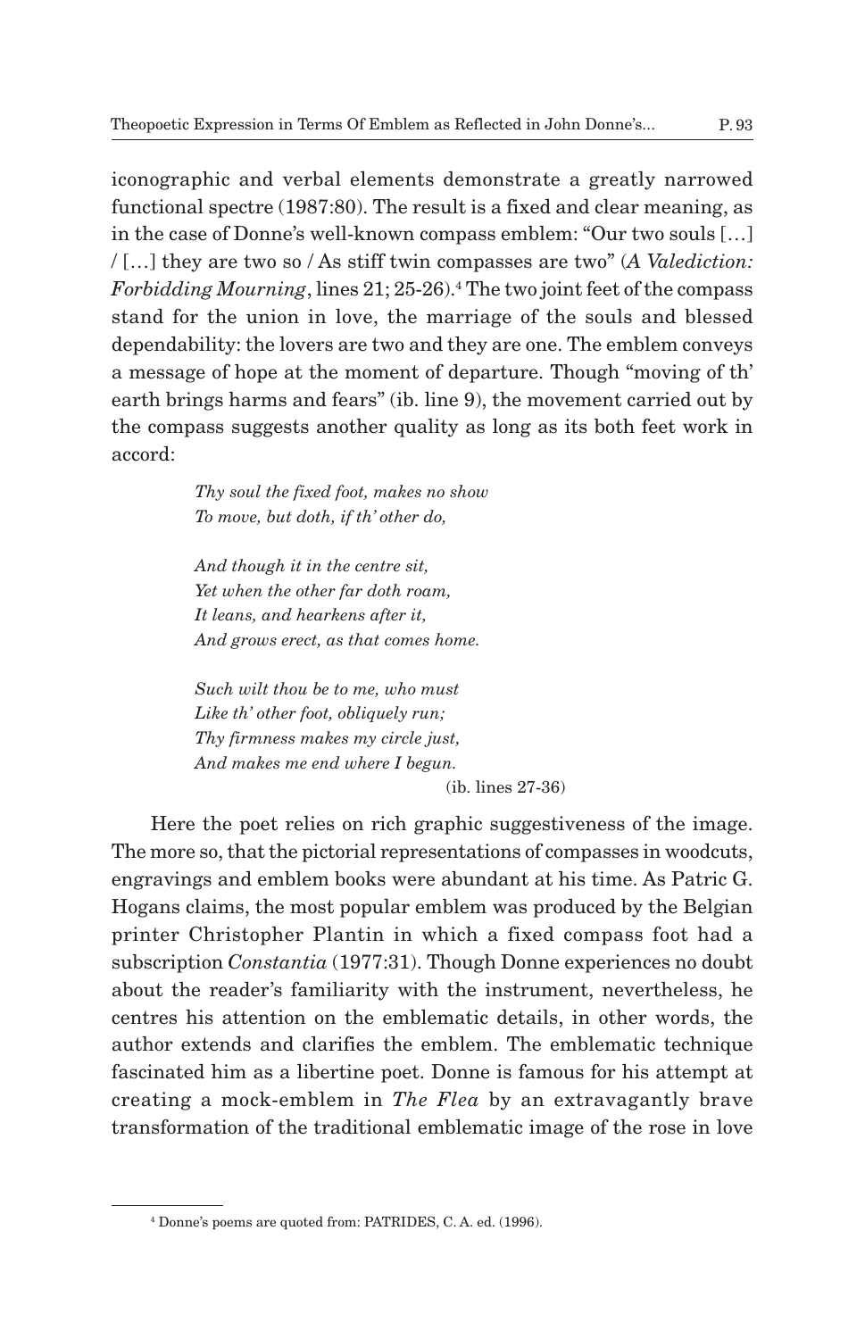iconographic and verbal elements demonstrate a greatly narrowed functional spectre (1987:80). The result is a fixed and clear meaning, as in the case of Donne's well-known compass emblem: "Our two souls […] / […] they are two so / As stiff twin compasses are two" (*A Valediction: Forbidding Mourning*, lines 21; 25-26).[4] The two joint feet of the compass stand for the union in love, the marriage of the souls and blessed dependability: the lovers are two and they are one. The emblem conveys a message of hope at the moment of departure. Though "moving of th' earth brings harms and fears" (ib. line 9), the movement carried out by the compass suggests another quality as long as its both feet work in accord:

> *Thy soul the fixed foot, makes no show*
> *To move, but doth, if th' other do,*
>
> *And though it in the centre sit,*
> *Yet when the other far doth roam,*
> *It leans, and hearkens after it,*
> *And grows erect, as that comes home.*
>
> *Such wilt thou be to me, who must*
> *Like th' other foot, obliquely run;*
> *Thy firmness makes my circle just,*
> *And makes me end where I begun.*
>
> (ib. lines 27-36)

Here the poet relies on rich graphic suggestiveness of the image. The more so, that the pictorial representations of compasses in woodcuts, engravings and emblem books were abundant at his time. As Patric G. Hogans claims, the most popular emblem was produced by the Belgian printer Christopher Plantin in which a fixed compass foot had a subscription *Constantia* (1977:31). Though Donne experiences no doubt about the reader's familiarity with the instrument, nevertheless, he centres his attention on the emblematic details, in other words, the author extends and clarifies the emblem. The emblematic technique fascinated him as a libertine poet. Donne is famous for his attempt at creating a mock-emblem in *The Flea* by an extravagantly brave transformation of the traditional emblematic image of the rose in love

---

[4] Donne's poems are quoted from: PATRIDES, C. A. ed. (1996).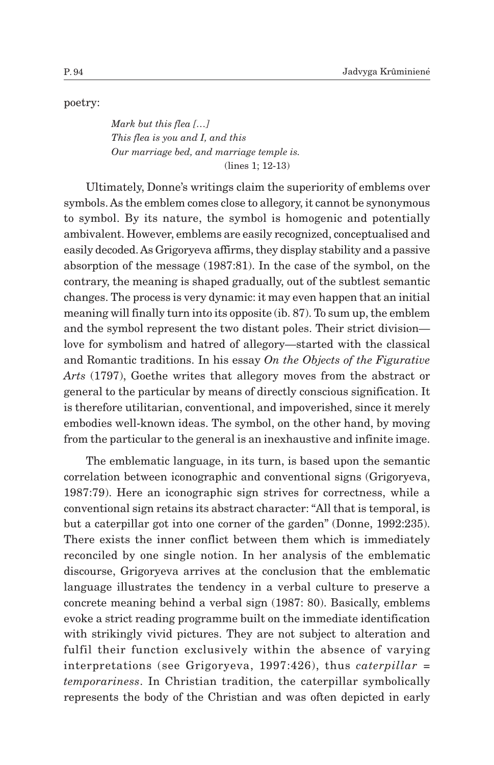poetry:

> *Mark but this flea […]*
> *This flea is you and I, and this*
> *Our marriage bed, and marriage temple is.*
> (lines 1; 12-13)

Ultimately, Donne's writings claim the superiority of emblems over symbols. As the emblem comes close to allegory, it cannot be synonymous to symbol. By its nature, the symbol is homogenic and potentially ambivalent. However, emblems are easily recognized, conceptualised and easily decoded. As Grigoryeva affirms, they display stability and a passive absorption of the message (1987:81). In the case of the symbol, on the contrary, the meaning is shaped gradually, out of the subtlest semantic changes. The process is very dynamic: it may even happen that an initial meaning will finally turn into its opposite (ib. 87). To sum up, the emblem and the symbol represent the two distant poles. Their strict division—love for symbolism and hatred of allegory—started with the classical and Romantic traditions. In his essay *On the Objects of the Figurative Arts* (1797), Goethe writes that allegory moves from the abstract or general to the particular by means of directly conscious signification. It is therefore utilitarian, conventional, and impoverished, since it merely embodies well-known ideas. The symbol, on the other hand, by moving from the particular to the general is an inexhaustive and infinite image.

The emblematic language, in its turn, is based upon the semantic correlation between iconographic and conventional signs (Grigoryeva, 1987:79). Here an iconographic sign strives for correctness, while a conventional sign retains its abstract character: "All that is temporal, is but a caterpillar got into one corner of the garden" (Donne, 1992:235). There exists the inner conflict between them which is immediately reconciled by one single notion. In her analysis of the emblematic discourse, Grigoryeva arrives at the conclusion that the emblematic language illustrates the tendency in a verbal culture to preserve a concrete meaning behind a verbal sign (1987: 80). Basically, emblems evoke a strict reading programme built on the immediate identification with strikingly vivid pictures. They are not subject to alteration and fulfil their function exclusively within the absence of varying interpretations (see Grigoryeva, 1997:426), thus *caterpillar = temporariness*. In Christian tradition, the caterpillar symbolically represents the body of the Christian and was often depicted in early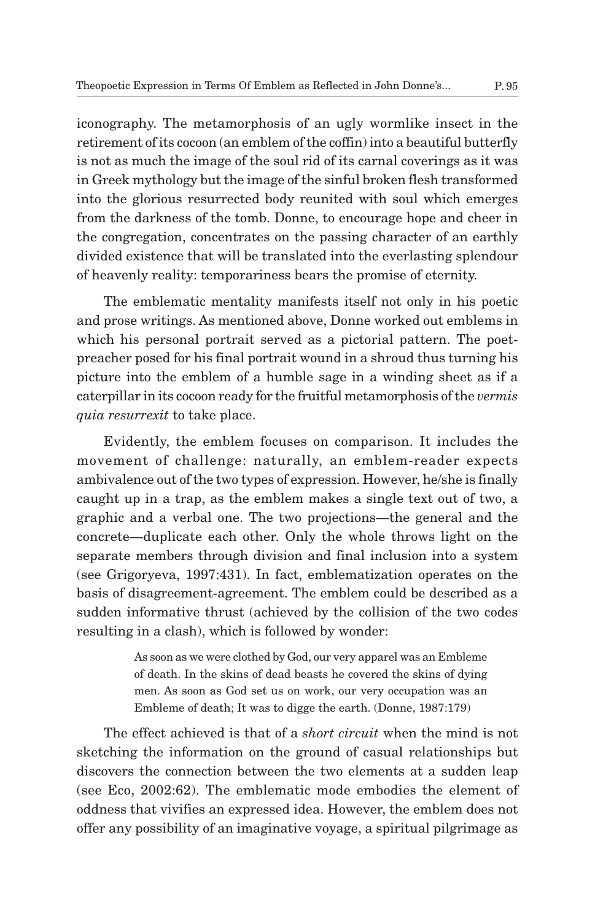iconography. The metamorphosis of an ugly wormlike insect in the retirement of its cocoon (an emblem of the coffin) into a beautiful butterfly is not as much the image of the soul rid of its carnal coverings as it was in Greek mythology but the image of the sinful broken flesh transformed into the glorious resurrected body reunited with soul which emerges from the darkness of the tomb. Donne, to encourage hope and cheer in the congregation, concentrates on the passing character of an earthly divided existence that will be translated into the everlasting splendour of heavenly reality: temporariness bears the promise of eternity.

The emblematic mentality manifests itself not only in his poetic and prose writings. As mentioned above, Donne worked out emblems in which his personal portrait served as a pictorial pattern. The poet-preacher posed for his final portrait wound in a shroud thus turning his picture into the emblem of a humble sage in a winding sheet as if a caterpillar in its cocoon ready for the fruitful metamorphosis of the *vermis quia resurrexit* to take place.

Evidently, the emblem focuses on comparison. It includes the movement of challenge: naturally, an emblem-reader expects ambivalence out of the two types of expression. However, he/she is finally caught up in a trap, as the emblem makes a single text out of two, a graphic and a verbal one. The two projections—the general and the concrete—duplicate each other. Only the whole throws light on the separate members through division and final inclusion into a system (see Grigoryeva, 1997:431). In fact, emblematization operates on the basis of disagreement-agreement. The emblem could be described as a sudden informative thrust (achieved by the collision of the two codes resulting in a clash), which is followed by wonder:

> As soon as we were clothed by God, our very apparel was an Embleme of death. In the skins of dead beasts he covered the skins of dying men. As soon as God set us on work, our very occupation was an Embleme of death; It was to digge the earth. (Donne, 1987:179)

The effect achieved is that of a *short circuit* when the mind is not sketching the information on the ground of casual relationships but discovers the connection between the two elements at a sudden leap (see Eco, 2002:62). The emblematic mode embodies the element of oddness that vivifies an expressed idea. However, the emblem does not offer any possibility of an imaginative voyage, a spiritual pilgrimage as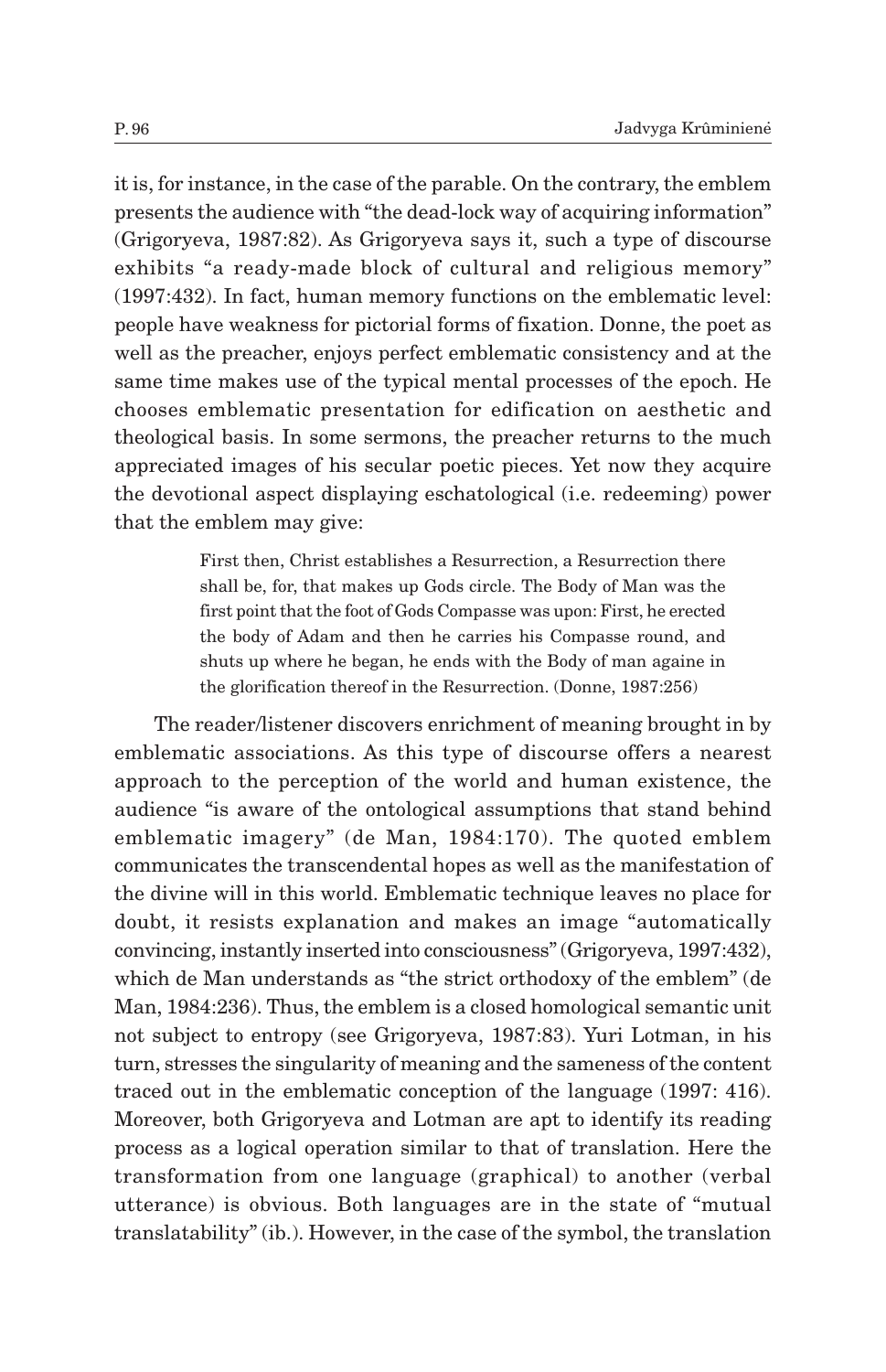it is, for instance, in the case of the parable. On the contrary, the emblem presents the audience with "the dead-lock way of acquiring information" (Grigoryeva, 1987:82). As Grigoryeva says it, such a type of discourse exhibits "a ready-made block of cultural and religious memory" (1997:432). In fact, human memory functions on the emblematic level: people have weakness for pictorial forms of fixation. Donne, the poet as well as the preacher, enjoys perfect emblematic consistency and at the same time makes use of the typical mental processes of the epoch. He chooses emblematic presentation for edification on aesthetic and theological basis. In some sermons, the preacher returns to the much appreciated images of his secular poetic pieces. Yet now they acquire the devotional aspect displaying eschatological (i.e. redeeming) power that the emblem may give:

> First then, Christ establishes a Resurrection, a Resurrection there shall be, for, that makes up Gods circle. The Body of Man was the first point that the foot of Gods Compasse was upon: First, he erected the body of Adam and then he carries his Compasse round, and shuts up where he began, he ends with the Body of man againe in the glorification thereof in the Resurrection. (Donne, 1987:256)

The reader/listener discovers enrichment of meaning brought in by emblematic associations. As this type of discourse offers a nearest approach to the perception of the world and human existence, the audience "is aware of the ontological assumptions that stand behind emblematic imagery" (de Man, 1984:170). The quoted emblem communicates the transcendental hopes as well as the manifestation of the divine will in this world. Emblematic technique leaves no place for doubt, it resists explanation and makes an image "automatically convincing, instantly inserted into consciousness" (Grigoryeva, 1997:432), which de Man understands as "the strict orthodoxy of the emblem" (de Man, 1984:236). Thus, the emblem is a closed homological semantic unit not subject to entropy (see Grigoryeva, 1987:83). Yuri Lotman, in his turn, stresses the singularity of meaning and the sameness of the content traced out in the emblematic conception of the language (1997: 416). Moreover, both Grigoryeva and Lotman are apt to identify its reading process as a logical operation similar to that of translation. Here the transformation from one language (graphical) to another (verbal utterance) is obvious. Both languages are in the state of "mutual translatability" (ib.). However, in the case of the symbol, the translation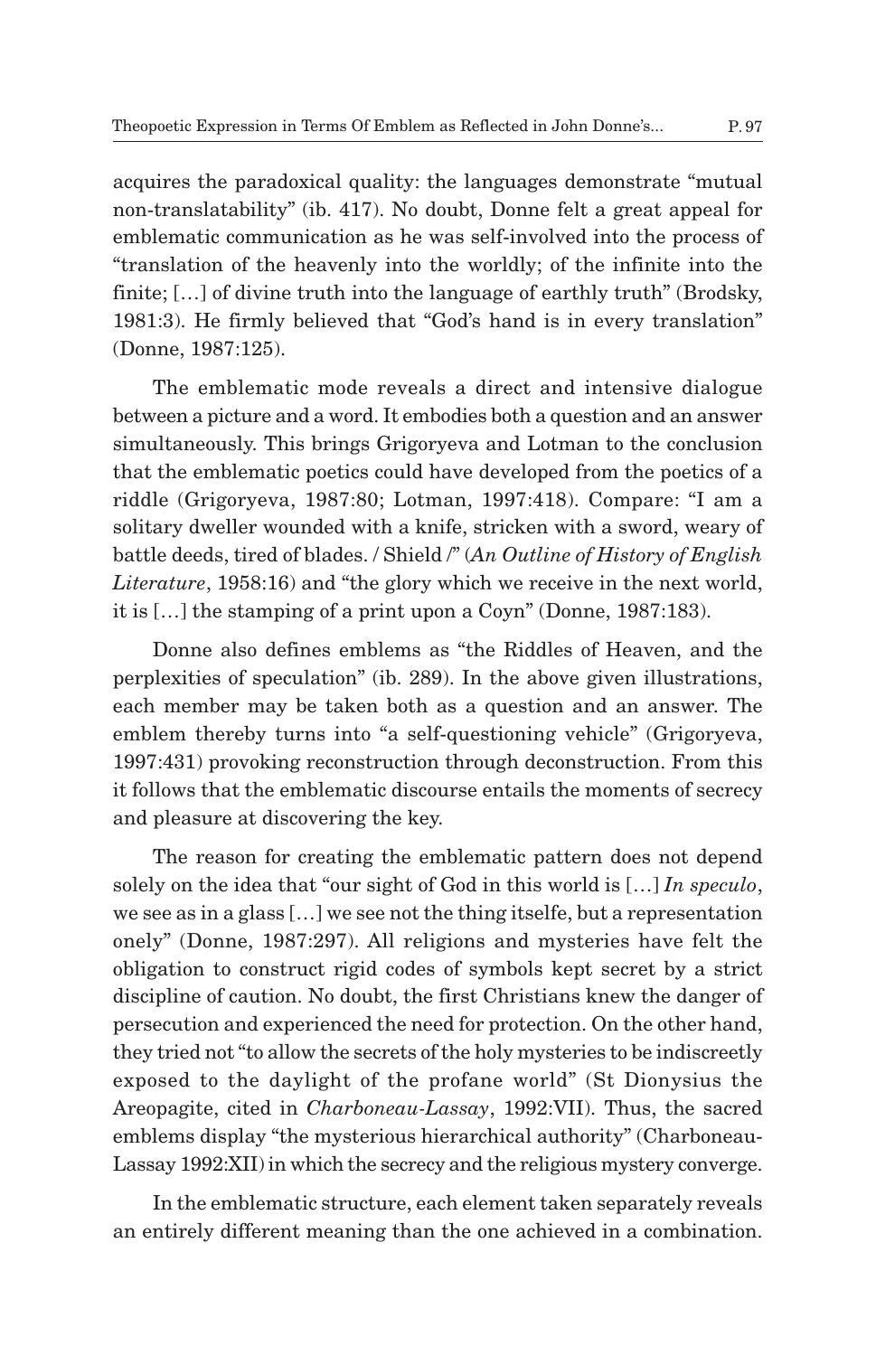acquires the paradoxical quality: the languages demonstrate "mutual non-translatability" (ib. 417). No doubt, Donne felt a great appeal for emblematic communication as he was self-involved into the process of "translation of the heavenly into the worldly; of the infinite into the finite; […] of divine truth into the language of earthly truth" (Brodsky, 1981:3). He firmly believed that "God's hand is in every translation" (Donne, 1987:125).

The emblematic mode reveals a direct and intensive dialogue between a picture and a word. It embodies both a question and an answer simultaneously. This brings Grigoryeva and Lotman to the conclusion that the emblematic poetics could have developed from the poetics of a riddle (Grigoryeva, 1987:80; Lotman, 1997:418). Compare: "I am a solitary dweller wounded with a knife, stricken with a sword, weary of battle deeds, tired of blades. / Shield /" (*An Outline of History of English Literature*, 1958:16) and "the glory which we receive in the next world, it is […] the stamping of a print upon a Coyn" (Donne, 1987:183).

Donne also defines emblems as "the Riddles of Heaven, and the perplexities of speculation" (ib. 289). In the above given illustrations, each member may be taken both as a question and an answer. The emblem thereby turns into "a self-questioning vehicle" (Grigoryeva, 1997:431) provoking reconstruction through deconstruction. From this it follows that the emblematic discourse entails the moments of secrecy and pleasure at discovering the key.

The reason for creating the emblematic pattern does not depend solely on the idea that "our sight of God in this world is […] *In speculo*, we see as in a glass […] we see not the thing itselfe, but a representation onely" (Donne, 1987:297). All religions and mysteries have felt the obligation to construct rigid codes of symbols kept secret by a strict discipline of caution. No doubt, the first Christians knew the danger of persecution and experienced the need for protection. On the other hand, they tried not "to allow the secrets of the holy mysteries to be indiscreetly exposed to the daylight of the profane world" (St Dionysius the Areopagite, cited in *Charboneau-Lassay*, 1992:VII). Thus, the sacred emblems display "the mysterious hierarchical authority" (Charboneau-Lassay 1992:XII) in which the secrecy and the religious mystery converge.

In the emblematic structure, each element taken separately reveals an entirely different meaning than the one achieved in a combination.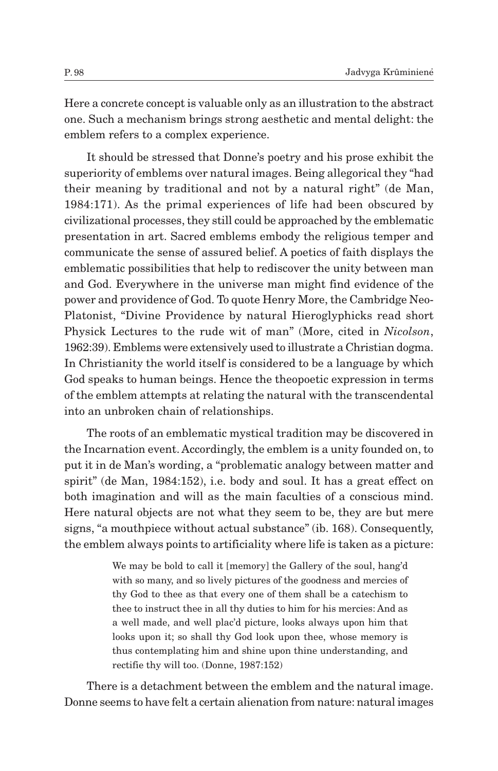Here a concrete concept is valuable only as an illustration to the abstract one. Such a mechanism brings strong aesthetic and mental delight: the emblem refers to a complex experience.

It should be stressed that Donne's poetry and his prose exhibit the superiority of emblems over natural images. Being allegorical they "had their meaning by traditional and not by a natural right" (de Man, 1984:171). As the primal experiences of life had been obscured by civilizational processes, they still could be approached by the emblematic presentation in art. Sacred emblems embody the religious temper and communicate the sense of assured belief. A poetics of faith displays the emblematic possibilities that help to rediscover the unity between man and God. Everywhere in the universe man might find evidence of the power and providence of God. To quote Henry More, the Cambridge Neo-Platonist, "Divine Providence by natural Hieroglyphicks read short Physick Lectures to the rude wit of man" (More, cited in *Nicolson*, 1962:39). Emblems were extensively used to illustrate a Christian dogma. In Christianity the world itself is considered to be a language by which God speaks to human beings. Hence the theopoetic expression in terms of the emblem attempts at relating the natural with the transcendental into an unbroken chain of relationships.

The roots of an emblematic mystical tradition may be discovered in the Incarnation event. Accordingly, the emblem is a unity founded on, to put it in de Man's wording, a "problematic analogy between matter and spirit" (de Man, 1984:152), i.e. body and soul. It has a great effect on both imagination and will as the main faculties of a conscious mind. Here natural objects are not what they seem to be, they are but mere signs, "a mouthpiece without actual substance" (ib. 168). Consequently, the emblem always points to artificiality where life is taken as a picture:

> We may be bold to call it [memory] the Gallery of the soul, hang'd with so many, and so lively pictures of the goodness and mercies of thy God to thee as that every one of them shall be a catechism to thee to instruct thee in all thy duties to him for his mercies: And as a well made, and well plac'd picture, looks always upon him that looks upon it; so shall thy God look upon thee, whose memory is thus contemplating him and shine upon thine understanding, and rectifie thy will too. (Donne, 1987:152)

There is a detachment between the emblem and the natural image. Donne seems to have felt a certain alienation from nature: natural images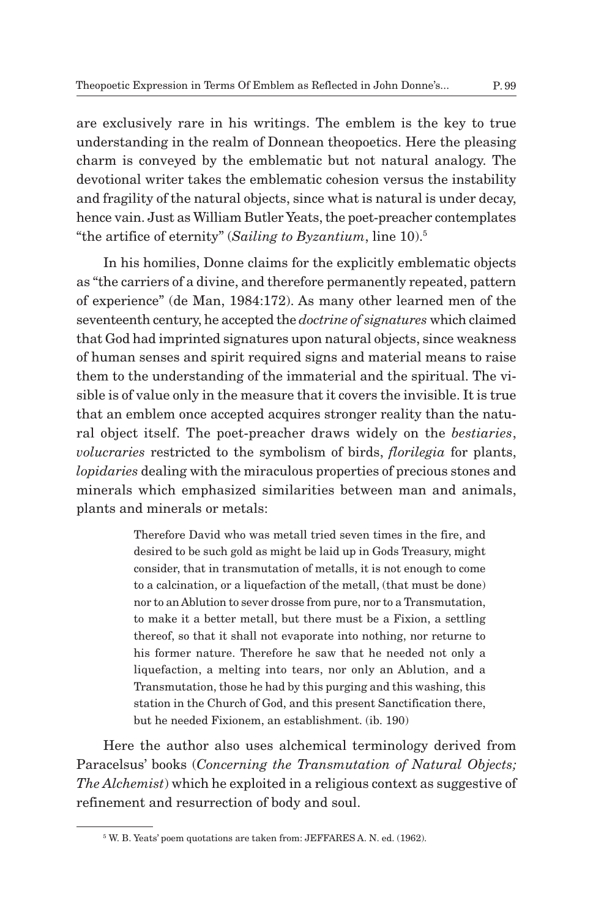are exclusively rare in his writings. The emblem is the key to true understanding in the realm of Donnean theopoetics. Here the pleasing charm is conveyed by the emblematic but not natural analogy. The devotional writer takes the emblematic cohesion versus the instability and fragility of the natural objects, since what is natural is under decay, hence vain. Just as William Butler Yeats, the poet-preacher contemplates "the artifice of eternity" (*Sailing to Byzantium*, line 10).[5]

In his homilies, Donne claims for the explicitly emblematic objects as "the carriers of a divine, and therefore permanently repeated, pattern of experience" (de Man, 1984:172). As many other learned men of the seventeenth century, he accepted the *doctrine of signatures* which claimed that God had imprinted signatures upon natural objects, since weakness of human senses and spirit required signs and material means to raise them to the understanding of the immaterial and the spiritual. The visible is of value only in the measure that it covers the invisible. It is true that an emblem once accepted acquires stronger reality than the natural object itself. The poet-preacher draws widely on the *bestiaries*, *volucraries* restricted to the symbolism of birds, *florilegia* for plants, *lopidaries* dealing with the miraculous properties of precious stones and minerals which emphasized similarities between man and animals, plants and minerals or metals:

> Therefore David who was metall tried seven times in the fire, and desired to be such gold as might be laid up in Gods Treasury, might consider, that in transmutation of metalls, it is not enough to come to a calcination, or a liquefaction of the metall, (that must be done) nor to an Ablution to sever drosse from pure, nor to a Transmutation, to make it a better metall, but there must be a Fixion, a settling thereof, so that it shall not evaporate into nothing, nor returne to his former nature. Therefore he saw that he needed not only a liquefaction, a melting into tears, nor only an Ablution, and a Transmutation, those he had by this purging and this washing, this station in the Church of God, and this present Sanctification there, but he needed Fixionem, an establishment. (ib. 190)

Here the author also uses alchemical terminology derived from Paracelsus' books (*Concerning the Transmutation of Natural Objects; The Alchemist*) which he exploited in a religious context as suggestive of refinement and resurrection of body and soul.

---

[5] W. B. Yeats' poem quotations are taken from: JEFFARES A. N. ed. (1962).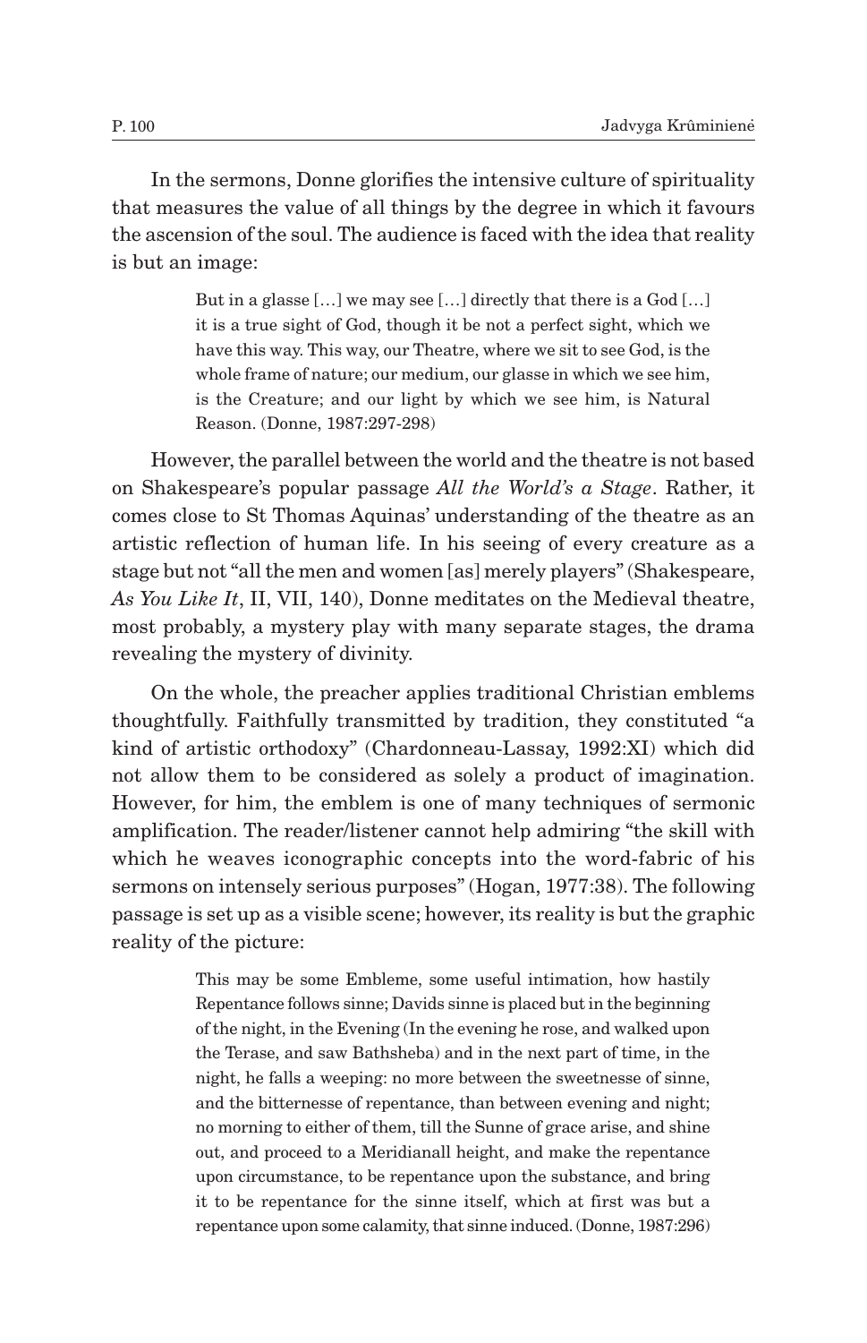In the sermons, Donne glorifies the intensive culture of spirituality that measures the value of all things by the degree in which it favours the ascension of the soul. The audience is faced with the idea that reality is but an image:

> But in a glasse […] we may see […] directly that there is a God […] it is a true sight of God, though it be not a perfect sight, which we have this way. This way, our Theatre, where we sit to see God, is the whole frame of nature; our medium, our glasse in which we see him, is the Creature; and our light by which we see him, is Natural Reason. (Donne, 1987:297-298)

However, the parallel between the world and the theatre is not based on Shakespeare's popular passage *All the World's a Stage*. Rather, it comes close to St Thomas Aquinas' understanding of the theatre as an artistic reflection of human life. In his seeing of every creature as a stage but not "all the men and women [as] merely players" (Shakespeare, *As You Like It*, II, VII, 140), Donne meditates on the Medieval theatre, most probably, a mystery play with many separate stages, the drama revealing the mystery of divinity.

On the whole, the preacher applies traditional Christian emblems thoughtfully. Faithfully transmitted by tradition, they constituted "a kind of artistic orthodoxy" (Chardonneau-Lassay, 1992:XI) which did not allow them to be considered as solely a product of imagination. However, for him, the emblem is one of many techniques of sermonic amplification. The reader/listener cannot help admiring "the skill with which he weaves iconographic concepts into the word-fabric of his sermons on intensely serious purposes" (Hogan, 1977:38). The following passage is set up as a visible scene; however, its reality is but the graphic reality of the picture:

> This may be some Embleme, some useful intimation, how hastily Repentance follows sinne; Davids sinne is placed but in the beginning of the night, in the Evening (In the evening he rose, and walked upon the Terase, and saw Bathsheba) and in the next part of time, in the night, he falls a weeping: no more between the sweetnesse of sinne, and the bitternesse of repentance, than between evening and night; no morning to either of them, till the Sunne of grace arise, and shine out, and proceed to a Meridianall height, and make the repentance upon circumstance, to be repentance upon the substance, and bring it to be repentance for the sinne itself, which at first was but a repentance upon some calamity, that sinne induced. (Donne, 1987:296)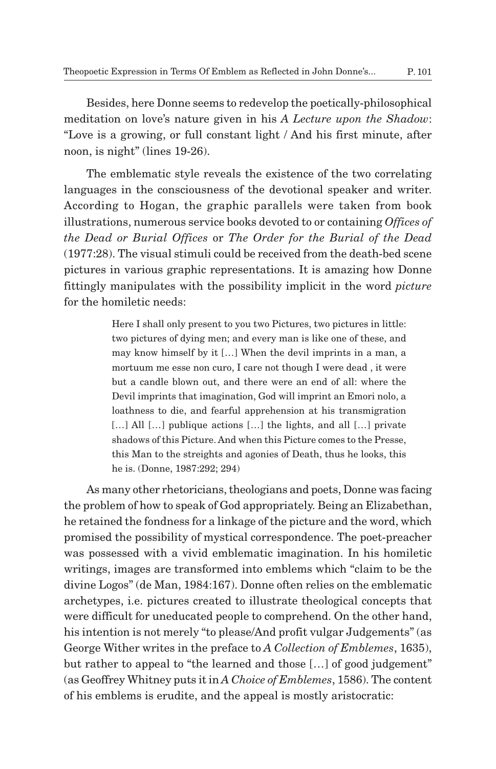Besides, here Donne seems to redevelop the poetically-philosophical meditation on love's nature given in his *A Lecture upon the Shadow*: "Love is a growing, or full constant light / And his first minute, after noon, is night" (lines 19-26).

The emblematic style reveals the existence of the two correlating languages in the consciousness of the devotional speaker and writer. According to Hogan, the graphic parallels were taken from book illustrations, numerous service books devoted to or containing *Offices of the Dead or Burial Offices* or *The Order for the Burial of the Dead* (1977:28). The visual stimuli could be received from the death-bed scene pictures in various graphic representations. It is amazing how Donne fittingly manipulates with the possibility implicit in the word *picture* for the homiletic needs:

> Here I shall only present to you two Pictures, two pictures in little: two pictures of dying men; and every man is like one of these, and may know himself by it […] When the devil imprints in a man, a mortuum me esse non curo, I care not though I were dead , it were but a candle blown out, and there were an end of all: where the Devil imprints that imagination, God will imprint an Emori nolo, a loathness to die, and fearful apprehension at his transmigration […] All […] publique actions […] the lights, and all […] private shadows of this Picture. And when this Picture comes to the Presse, this Man to the streights and agonies of Death, thus he looks, this he is. (Donne, 1987:292; 294)

As many other rhetoricians, theologians and poets, Donne was facing the problem of how to speak of God appropriately. Being an Elizabethan, he retained the fondness for a linkage of the picture and the word, which promised the possibility of mystical correspondence. The poet-preacher was possessed with a vivid emblematic imagination. In his homiletic writings, images are transformed into emblems which "claim to be the divine Logos" (de Man, 1984:167). Donne often relies on the emblematic archetypes, i.e. pictures created to illustrate theological concepts that were difficult for uneducated people to comprehend. On the other hand, his intention is not merely "to please/And profit vulgar Judgements" (as George Wither writes in the preface to *A Collection of Emblemes*, 1635), but rather to appeal to "the learned and those […] of good judgement" (as Geoffrey Whitney puts it in *A Choice of Emblemes*, 1586). The content of his emblems is erudite, and the appeal is mostly aristocratic: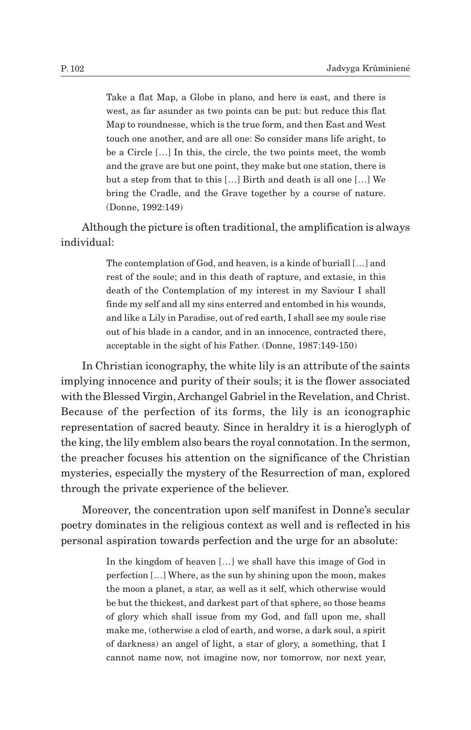> Take a flat Map, a Globe in plano, and here is east, and there is west, as far asunder as two points can be put: but reduce this flat Map to roundnesse, which is the true form, and then East and West touch one another, and are all one: So consider mans life aright, to be a Circle […] In this, the circle, the two points meet, the womb and the grave are but one point, they make but one station, there is but a step from that to this […] Birth and death is all one […] We bring the Cradle, and the Grave together by a course of nature. (Donne, 1992:149)

Although the picture is often traditional, the amplification is always individual:

> The contemplation of God, and heaven, is a kinde of buriall […] and rest of the soule; and in this death of rapture, and extasie, in this death of the Contemplation of my interest in my Saviour I shall finde my self and all my sins enterred and entombed in his wounds, and like a Lily in Paradise, out of red earth, I shall see my soule rise out of his blade in a candor, and in an innocence, contracted there, acceptable in the sight of his Father. (Donne, 1987:149-150)

In Christian iconography, the white lily is an attribute of the saints implying innocence and purity of their souls; it is the flower associated with the Blessed Virgin, Archangel Gabriel in the Revelation, and Christ. Because of the perfection of its forms, the lily is an iconographic representation of sacred beauty. Since in heraldry it is a hieroglyph of the king, the lily emblem also bears the royal connotation. In the sermon, the preacher focuses his attention on the significance of the Christian mysteries, especially the mystery of the Resurrection of man, explored through the private experience of the believer.

Moreover, the concentration upon self manifest in Donne's secular poetry dominates in the religious context as well and is reflected in his personal aspiration towards perfection and the urge for an absolute:

> In the kingdom of heaven […] we shall have this image of God in perfection […] Where, as the sun by shining upon the moon, makes the moon a planet, a star, as well as it self, which otherwise would be but the thickest, and darkest part of that sphere, so those beams of glory which shall issue from my God, and fall upon me, shall make me, (otherwise a clod of earth, and worse, a dark soul, a spirit of darkness) an angel of light, a star of glory, a something, that I cannot name now, not imagine now, nor tomorrow, nor next year,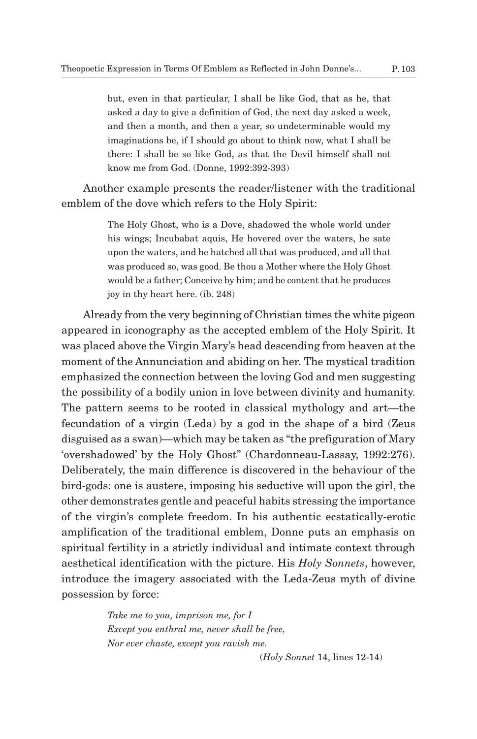> but, even in that particular, I shall be like God, that as he, that asked a day to give a definition of God, the next day asked a week, and then a month, and then a year, so undeterminable would my imaginations be, if I should go about to think now, what I shall be there: I shall be so like God, as that the Devil himself shall not know me from God. (Donne, 1992:392-393)

Another example presents the reader/listener with the traditional emblem of the dove which refers to the Holy Spirit:

> The Holy Ghost, who is a Dove, shadowed the whole world under his wings; Incubabat aquis, He hovered over the waters, he sate upon the waters, and he hatched all that was produced, and all that was produced so, was good. Be thou a Mother where the Holy Ghost would be a father; Conceive by him; and be content that he produces joy in thy heart here. (ib. 248)

Already from the very beginning of Christian times the white pigeon appeared in iconography as the accepted emblem of the Holy Spirit. It was placed above the Virgin Mary's head descending from heaven at the moment of the Annunciation and abiding on her. The mystical tradition emphasized the connection between the loving God and men suggesting the possibility of a bodily union in love between divinity and humanity. The pattern seems to be rooted in classical mythology and art—the fecundation of a virgin (Leda) by a god in the shape of a bird (Zeus disguised as a swan)—which may be taken as "the prefiguration of Mary 'overshadowed' by the Holy Ghost" (Chardonneau-Lassay, 1992:276). Deliberately, the main difference is discovered in the behaviour of the bird-gods: one is austere, imposing his seductive will upon the girl, the other demonstrates gentle and peaceful habits stressing the importance of the virgin's complete freedom. In his authentic ecstatically-erotic amplification of the traditional emblem, Donne puts an emphasis on spiritual fertility in a strictly individual and intimate context through aesthetical identification with the picture. His *Holy Sonnets*, however, introduce the imagery associated with the Leda-Zeus myth of divine possession by force:

> *Take me to you, imprison me, for I*
> *Except you enthral me, never shall be free,*
> *Nor ever chaste, except you ravish me.*
>
> (*Holy Sonnet* 14, lines 12-14)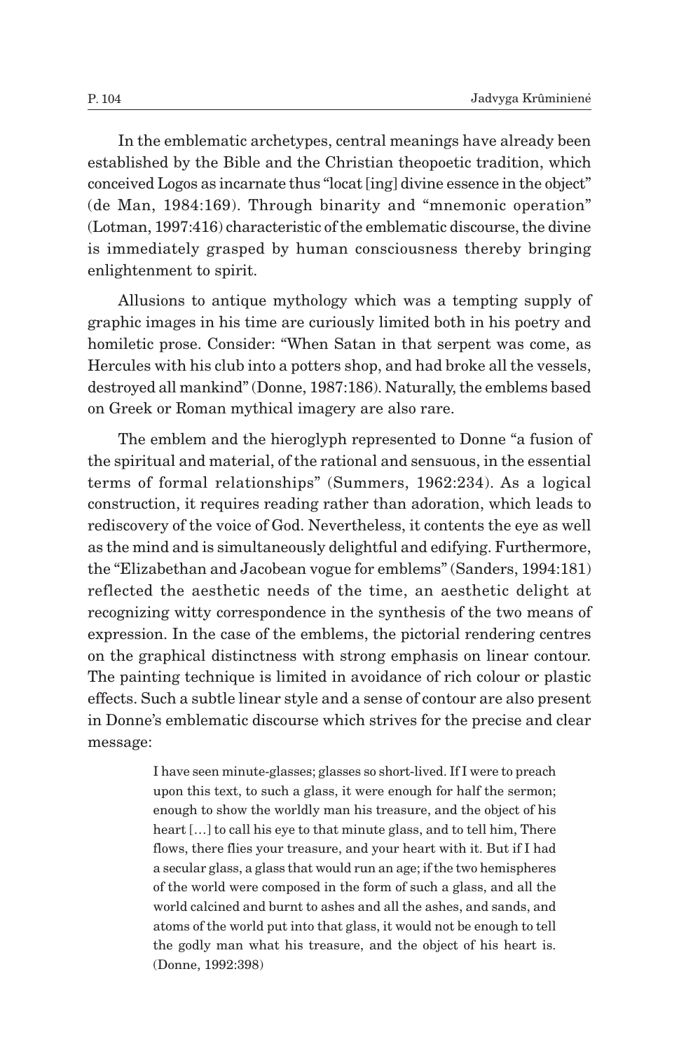In the emblematic archetypes, central meanings have already been established by the Bible and the Christian theopoetic tradition, which conceived Logos as incarnate thus "locat [ing] divine essence in the object" (de Man, 1984:169). Through binarity and "mnemonic operation" (Lotman, 1997:416) characteristic of the emblematic discourse, the divine is immediately grasped by human consciousness thereby bringing enlightenment to spirit.

Allusions to antique mythology which was a tempting supply of graphic images in his time are curiously limited both in his poetry and homiletic prose. Consider: "When Satan in that serpent was come, as Hercules with his club into a potters shop, and had broke all the vessels, destroyed all mankind" (Donne, 1987:186). Naturally, the emblems based on Greek or Roman mythical imagery are also rare.

The emblem and the hieroglyph represented to Donne "a fusion of the spiritual and material, of the rational and sensuous, in the essential terms of formal relationships" (Summers, 1962:234). As a logical construction, it requires reading rather than adoration, which leads to rediscovery of the voice of God. Nevertheless, it contents the eye as well as the mind and is simultaneously delightful and edifying. Furthermore, the "Elizabethan and Jacobean vogue for emblems" (Sanders, 1994:181) reflected the aesthetic needs of the time, an aesthetic delight at recognizing witty correspondence in the synthesis of the two means of expression. In the case of the emblems, the pictorial rendering centres on the graphical distinctness with strong emphasis on linear contour. The painting technique is limited in avoidance of rich colour or plastic effects. Such a subtle linear style and a sense of contour are also present in Donne's emblematic discourse which strives for the precise and clear message:

> I have seen minute-glasses; glasses so short-lived. If I were to preach upon this text, to such a glass, it were enough for half the sermon; enough to show the worldly man his treasure, and the object of his heart […] to call his eye to that minute glass, and to tell him, There flows, there flies your treasure, and your heart with it. But if I had a secular glass, a glass that would run an age; if the two hemispheres of the world were composed in the form of such a glass, and all the world calcined and burnt to ashes and all the ashes, and sands, and atoms of the world put into that glass, it would not be enough to tell the godly man what his treasure, and the object of his heart is. (Donne, 1992:398)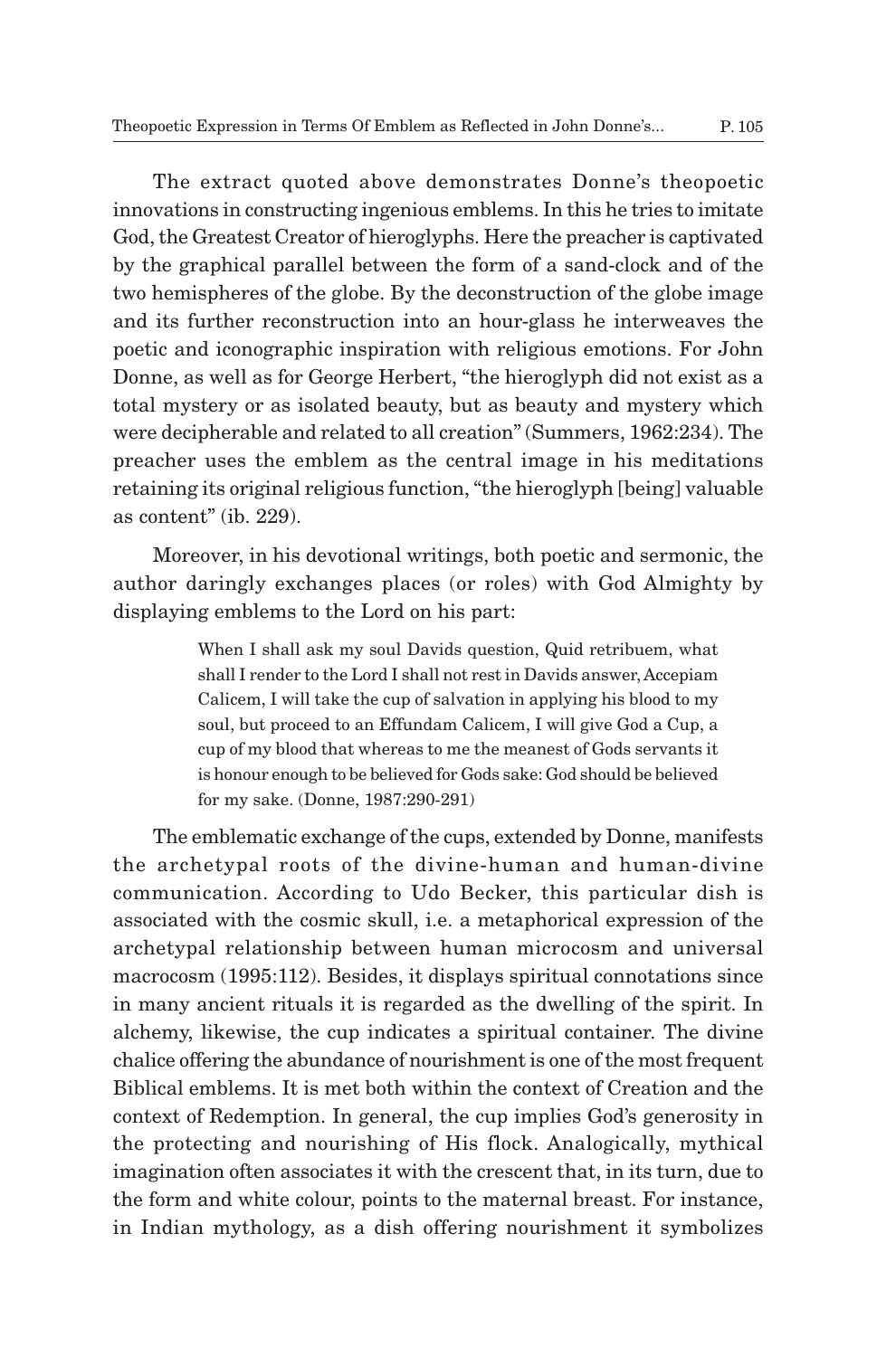The extract quoted above demonstrates Donne's theopoetic innovations in constructing ingenious emblems. In this he tries to imitate God, the Greatest Creator of hieroglyphs. Here the preacher is captivated by the graphical parallel between the form of a sand-clock and of the two hemispheres of the globe. By the deconstruction of the globe image and its further reconstruction into an hour-glass he interweaves the poetic and iconographic inspiration with religious emotions. For John Donne, as well as for George Herbert, "the hieroglyph did not exist as a total mystery or as isolated beauty, but as beauty and mystery which were decipherable and related to all creation" (Summers, 1962:234). The preacher uses the emblem as the central image in his meditations retaining its original religious function, "the hieroglyph [being] valuable as content" (ib. 229).

Moreover, in his devotional writings, both poetic and sermonic, the author daringly exchanges places (or roles) with God Almighty by displaying emblems to the Lord on his part:

> When I shall ask my soul Davids question, Quid retribuem, what shall I render to the Lord I shall not rest in Davids answer, Accepiam Calicem, I will take the cup of salvation in applying his blood to my soul, but proceed to an Effundam Calicem, I will give God a Cup, a cup of my blood that whereas to me the meanest of Gods servants it is honour enough to be believed for Gods sake: God should be believed for my sake. (Donne, 1987:290-291)

The emblematic exchange of the cups, extended by Donne, manifests the archetypal roots of the divine-human and human-divine communication. According to Udo Becker, this particular dish is associated with the cosmic skull, i.e. a metaphorical expression of the archetypal relationship between human microcosm and universal macrocosm (1995:112). Besides, it displays spiritual connotations since in many ancient rituals it is regarded as the dwelling of the spirit. In alchemy, likewise, the cup indicates a spiritual container. The divine chalice offering the abundance of nourishment is one of the most frequent Biblical emblems. It is met both within the context of Creation and the context of Redemption. In general, the cup implies God's generosity in the protecting and nourishing of His flock. Analogically, mythical imagination often associates it with the crescent that, in its turn, due to the form and white colour, points to the maternal breast. For instance, in Indian mythology, as a dish offering nourishment it symbolizes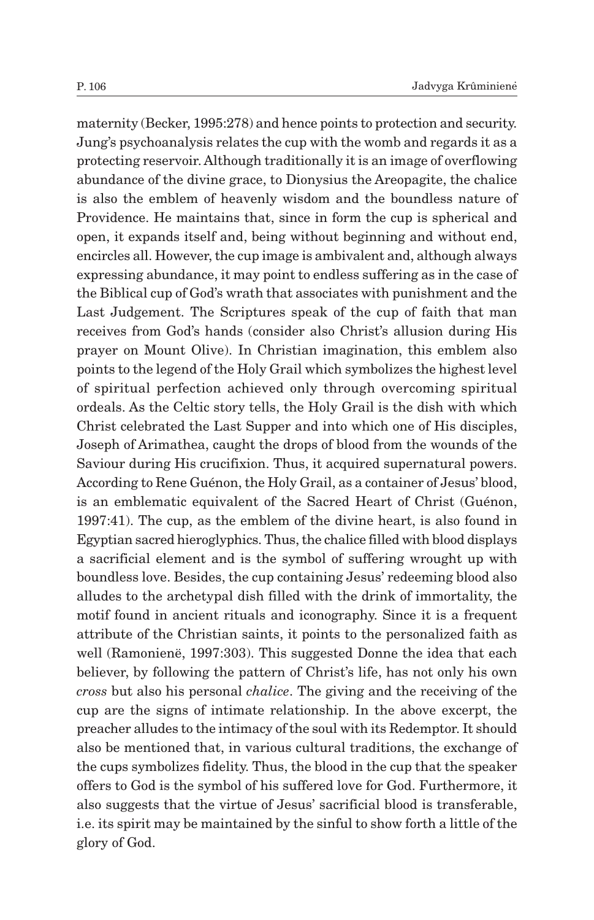maternity (Becker, 1995:278) and hence points to protection and security. Jung's psychoanalysis relates the cup with the womb and regards it as a protecting reservoir. Although traditionally it is an image of overflowing abundance of the divine grace, to Dionysius the Areopagite, the chalice is also the emblem of heavenly wisdom and the boundless nature of Providence. He maintains that, since in form the cup is spherical and open, it expands itself and, being without beginning and without end, encircles all. However, the cup image is ambivalent and, although always expressing abundance, it may point to endless suffering as in the case of the Biblical cup of God's wrath that associates with punishment and the Last Judgement. The Scriptures speak of the cup of faith that man receives from God's hands (consider also Christ's allusion during His prayer on Mount Olive). In Christian imagination, this emblem also points to the legend of the Holy Grail which symbolizes the highest level of spiritual perfection achieved only through overcoming spiritual ordeals. As the Celtic story tells, the Holy Grail is the dish with which Christ celebrated the Last Supper and into which one of His disciples, Joseph of Arimathea, caught the drops of blood from the wounds of the Saviour during His crucifixion. Thus, it acquired supernatural powers. According to Rene Guénon, the Holy Grail, as a container of Jesus' blood, is an emblematic equivalent of the Sacred Heart of Christ (Guénon, 1997:41). The cup, as the emblem of the divine heart, is also found in Egyptian sacred hieroglyphics. Thus, the chalice filled with blood displays a sacrificial element and is the symbol of suffering wrought up with boundless love. Besides, the cup containing Jesus' redeeming blood also alludes to the archetypal dish filled with the drink of immortality, the motif found in ancient rituals and iconography. Since it is a frequent attribute of the Christian saints, it points to the personalized faith as well (Ramonienë, 1997:303). This suggested Donne the idea that each believer, by following the pattern of Christ's life, has not only his own *cross* but also his personal *chalice*. The giving and the receiving of the cup are the signs of intimate relationship. In the above excerpt, the preacher alludes to the intimacy of the soul with its Redemptor. It should also be mentioned that, in various cultural traditions, the exchange of the cups symbolizes fidelity. Thus, the blood in the cup that the speaker offers to God is the symbol of his suffered love for God. Furthermore, it also suggests that the virtue of Jesus' sacrificial blood is transferable, i.e. its spirit may be maintained by the sinful to show forth a little of the glory of God.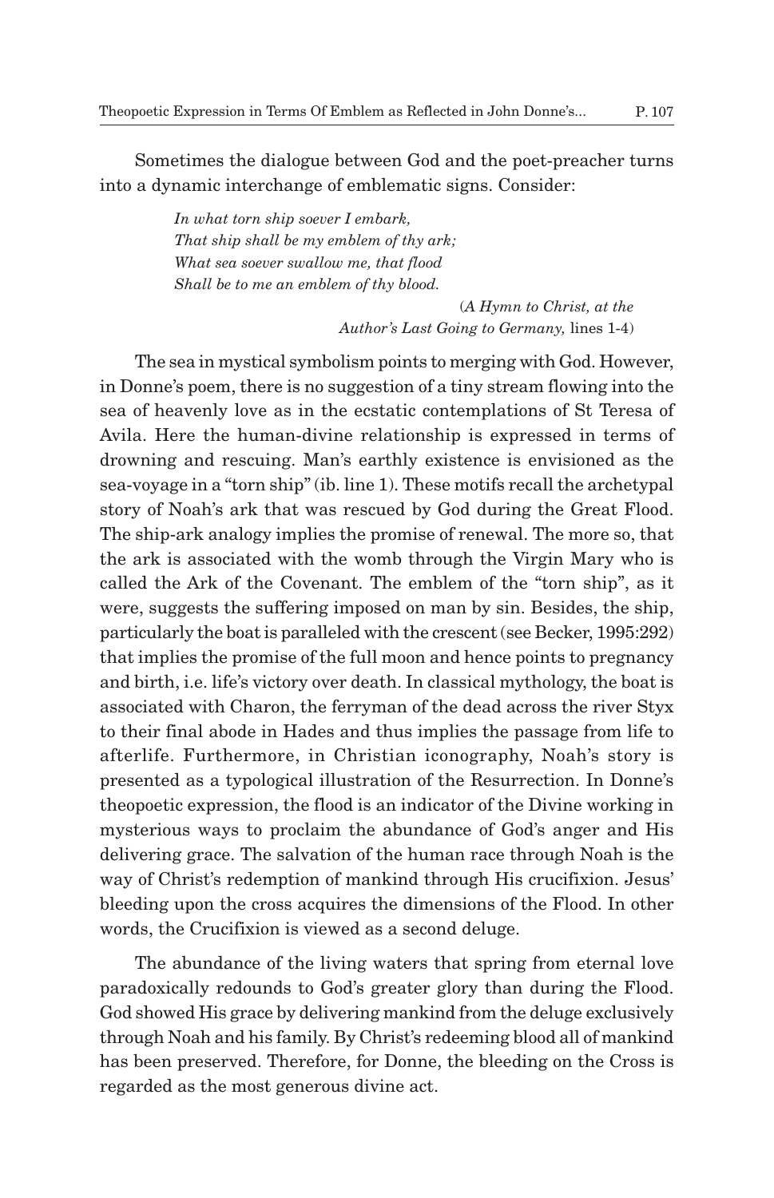Sometimes the dialogue between God and the poet-preacher turns into a dynamic interchange of emblematic signs. Consider:

> *In what torn ship soever I embark,*
> *That ship shall be my emblem of thy ark;*
> *What sea soever swallow me, that flood*
> *Shall be to me an emblem of thy blood.*
>
> (*A Hymn to Christ, at the Author's Last Going to Germany,* lines 1-4)

The sea in mystical symbolism points to merging with God. However, in Donne's poem, there is no suggestion of a tiny stream flowing into the sea of heavenly love as in the ecstatic contemplations of St Teresa of Avila. Here the human-divine relationship is expressed in terms of drowning and rescuing. Man's earthly existence is envisioned as the sea-voyage in a "torn ship" (ib. line 1). These motifs recall the archetypal story of Noah's ark that was rescued by God during the Great Flood. The ship-ark analogy implies the promise of renewal. The more so, that the ark is associated with the womb through the Virgin Mary who is called the Ark of the Covenant. The emblem of the "torn ship", as it were, suggests the suffering imposed on man by sin. Besides, the ship, particularly the boat is paralleled with the crescent (see Becker, 1995:292) that implies the promise of the full moon and hence points to pregnancy and birth, i.e. life's victory over death. In classical mythology, the boat is associated with Charon, the ferryman of the dead across the river Styx to their final abode in Hades and thus implies the passage from life to afterlife. Furthermore, in Christian iconography, Noah's story is presented as a typological illustration of the Resurrection. In Donne's theopoetic expression, the flood is an indicator of the Divine working in mysterious ways to proclaim the abundance of God's anger and His delivering grace. The salvation of the human race through Noah is the way of Christ's redemption of mankind through His crucifixion. Jesus' bleeding upon the cross acquires the dimensions of the Flood. In other words, the Crucifixion is viewed as a second deluge.

The abundance of the living waters that spring from eternal love paradoxically redounds to God's greater glory than during the Flood. God showed His grace by delivering mankind from the deluge exclusively through Noah and his family. By Christ's redeeming blood all of mankind has been preserved. Therefore, for Donne, the bleeding on the Cross is regarded as the most generous divine act.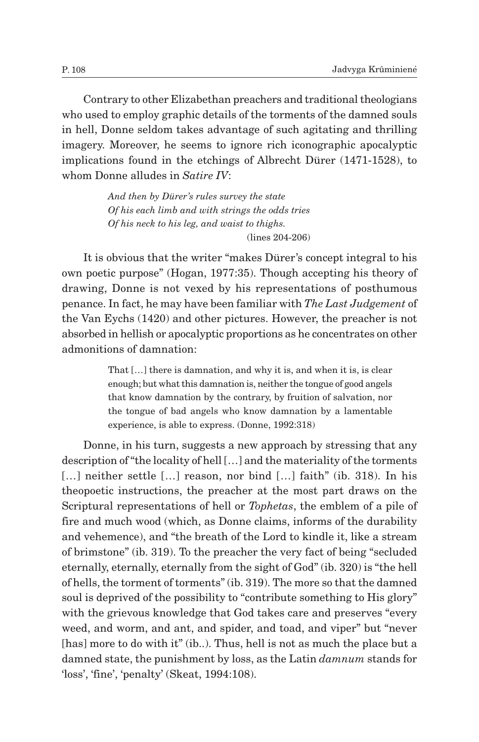Contrary to other Elizabethan preachers and traditional theologians who used to employ graphic details of the torments of the damned souls in hell, Donne seldom takes advantage of such agitating and thrilling imagery. Moreover, he seems to ignore rich iconographic apocalyptic implications found in the etchings of Albrecht Dürer (1471-1528), to whom Donne alludes in *Satire IV*:

> *And then by Dürer's rules survey the state*
> *Of his each limb and with strings the odds tries*
> *Of his neck to his leg, and waist to thighs.*
> (lines 204-206)

It is obvious that the writer "makes Dürer's concept integral to his own poetic purpose" (Hogan, 1977:35). Though accepting his theory of drawing, Donne is not vexed by his representations of posthumous penance. In fact, he may have been familiar with *The Last Judgement* of the Van Eychs (1420) and other pictures. However, the preacher is not absorbed in hellish or apocalyptic proportions as he concentrates on other admonitions of damnation:

> That […] there is damnation, and why it is, and when it is, is clear enough; but what this damnation is, neither the tongue of good angels that know damnation by the contrary, by fruition of salvation, nor the tongue of bad angels who know damnation by a lamentable experience, is able to express. (Donne, 1992:318)

Donne, in his turn, suggests a new approach by stressing that any description of "the locality of hell […] and the materiality of the torments […] neither settle […] reason, nor bind […] faith" (ib. 318). In his theopoetic instructions, the preacher at the most part draws on the Scriptural representations of hell or *Tophetas*, the emblem of a pile of fire and much wood (which, as Donne claims, informs of the durability and vehemence), and "the breath of the Lord to kindle it, like a stream of brimstone" (ib. 319). To the preacher the very fact of being "secluded eternally, eternally, eternally from the sight of God" (ib. 320) is "the hell of hells, the torment of torments" (ib. 319). The more so that the damned soul is deprived of the possibility to "contribute something to His glory" with the grievous knowledge that God takes care and preserves "every weed, and worm, and ant, and spider, and toad, and viper" but "never [has] more to do with it" (ib..). Thus, hell is not as much the place but a damned state, the punishment by loss, as the Latin *damnum* stands for 'loss', 'fine', 'penalty' (Skeat, 1994:108).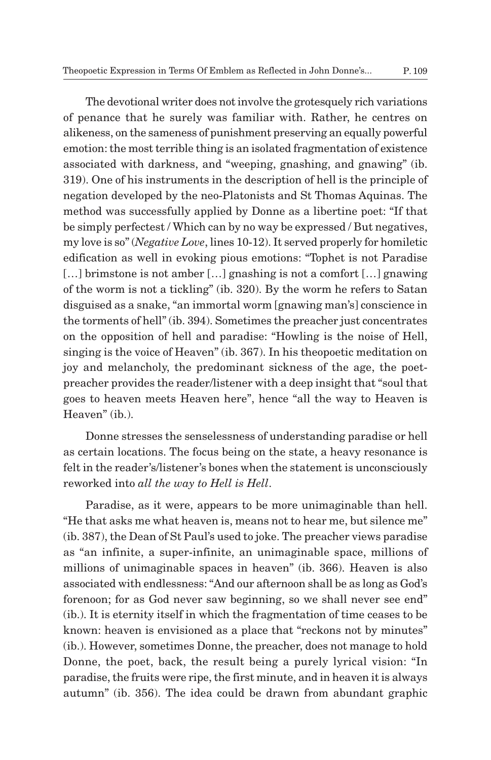The devotional writer does not involve the grotesquely rich variations of penance that he surely was familiar with. Rather, he centres on alikeness, on the sameness of punishment preserving an equally powerful emotion: the most terrible thing is an isolated fragmentation of existence associated with darkness, and "weeping, gnashing, and gnawing" (ib. 319). One of his instruments in the description of hell is the principle of negation developed by the neo-Platonists and St Thomas Aquinas. The method was successfully applied by Donne as a libertine poet: "If that be simply perfectest / Which can by no way be expressed / But negatives, my love is so" (*Negative Love*, lines 10-12). It served properly for homiletic edification as well in evoking pious emotions: "Tophet is not Paradise […] brimstone is not amber […] gnashing is not a comfort […] gnawing of the worm is not a tickling" (ib. 320). By the worm he refers to Satan disguised as a snake, "an immortal worm [gnawing man's] conscience in the torments of hell" (ib. 394). Sometimes the preacher just concentrates on the opposition of hell and paradise: "Howling is the noise of Hell, singing is the voice of Heaven" (ib. 367). In his theopoetic meditation on joy and melancholy, the predominant sickness of the age, the poet-preacher provides the reader/listener with a deep insight that "soul that goes to heaven meets Heaven here", hence "all the way to Heaven is Heaven" (ib.).

Donne stresses the senselessness of understanding paradise or hell as certain locations. The focus being on the state, a heavy resonance is felt in the reader's/listener's bones when the statement is unconsciously reworked into *all the way to Hell is Hell*.

Paradise, as it were, appears to be more unimaginable than hell. "He that asks me what heaven is, means not to hear me, but silence me" (ib. 387), the Dean of St Paul's used to joke. The preacher views paradise as "an infinite, a super-infinite, an unimaginable space, millions of millions of unimaginable spaces in heaven" (ib. 366). Heaven is also associated with endlessness: "And our afternoon shall be as long as God's forenoon; for as God never saw beginning, so we shall never see end" (ib.). It is eternity itself in which the fragmentation of time ceases to be known: heaven is envisioned as a place that "reckons not by minutes" (ib.). However, sometimes Donne, the preacher, does not manage to hold Donne, the poet, back, the result being a purely lyrical vision: "In paradise, the fruits were ripe, the first minute, and in heaven it is always autumn" (ib. 356). The idea could be drawn from abundant graphic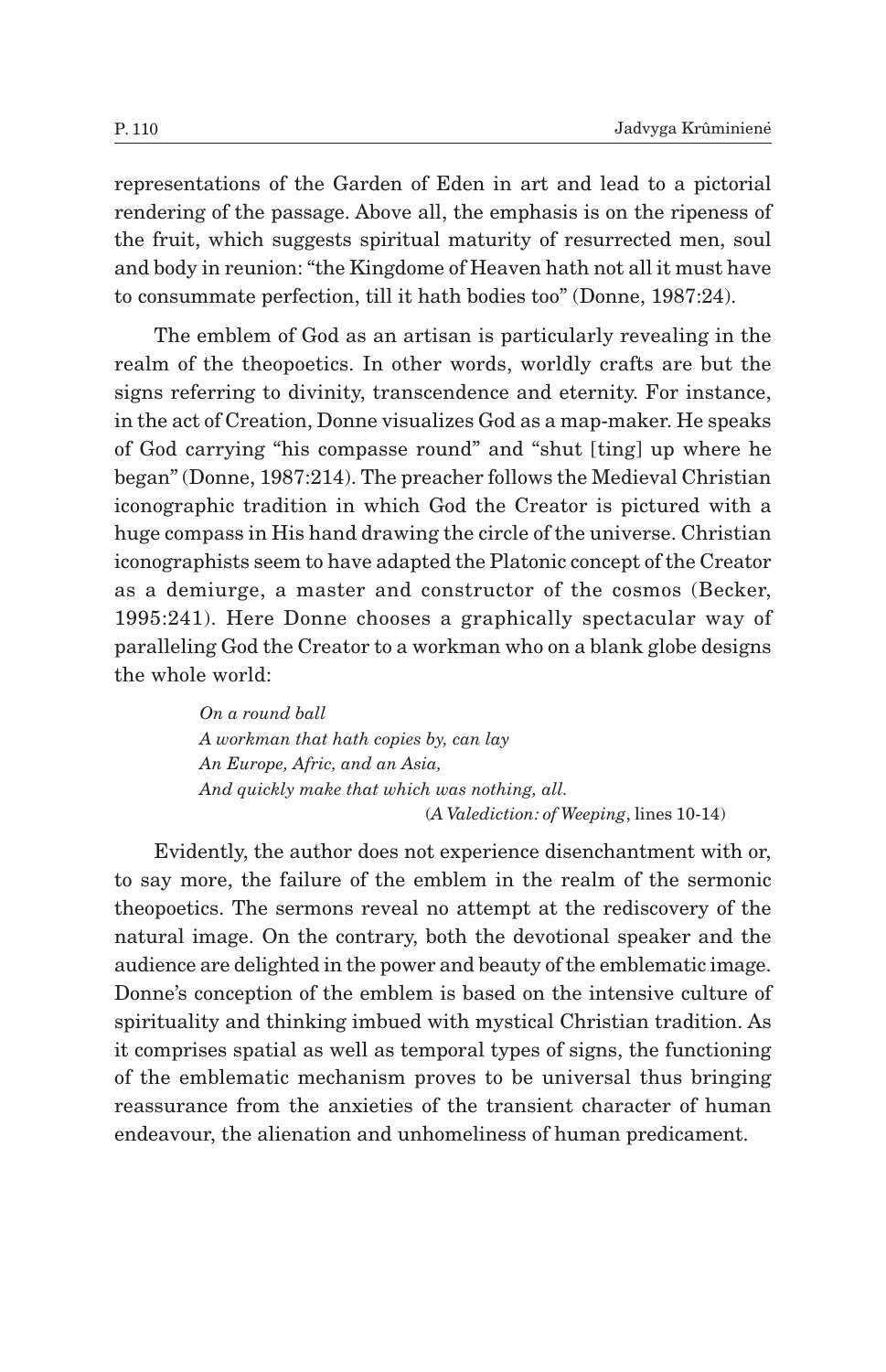representations of the Garden of Eden in art and lead to a pictorial rendering of the passage. Above all, the emphasis is on the ripeness of the fruit, which suggests spiritual maturity of resurrected men, soul and body in reunion: "the Kingdome of Heaven hath not all it must have to consummate perfection, till it hath bodies too" (Donne, 1987:24).

The emblem of God as an artisan is particularly revealing in the realm of the theopoetics. In other words, worldly crafts are but the signs referring to divinity, transcendence and eternity. For instance, in the act of Creation, Donne visualizes God as a map-maker. He speaks of God carrying "his compasse round" and "shut [ting] up where he began" (Donne, 1987:214). The preacher follows the Medieval Christian iconographic tradition in which God the Creator is pictured with a huge compass in His hand drawing the circle of the universe. Christian iconographists seem to have adapted the Platonic concept of the Creator as a demiurge, a master and constructor of the cosmos (Becker, 1995:241). Here Donne chooses a graphically spectacular way of paralleling God the Creator to a workman who on a blank globe designs the whole world:

> *On a round ball*
> *A workman that hath copies by, can lay*
> *An Europe, Afric, and an Asia,*
> *And quickly make that which was nothing, all.*
>
> (*A Valediction: of Weeping*, lines 10-14)

Evidently, the author does not experience disenchantment with or, to say more, the failure of the emblem in the realm of the sermonic theopoetics. The sermons reveal no attempt at the rediscovery of the natural image. On the contrary, both the devotional speaker and the audience are delighted in the power and beauty of the emblematic image. Donne's conception of the emblem is based on the intensive culture of spirituality and thinking imbued with mystical Christian tradition. As it comprises spatial as well as temporal types of signs, the functioning of the emblematic mechanism proves to be universal thus bringing reassurance from the anxieties of the transient character of human endeavour, the alienation and unhomeliness of human predicament.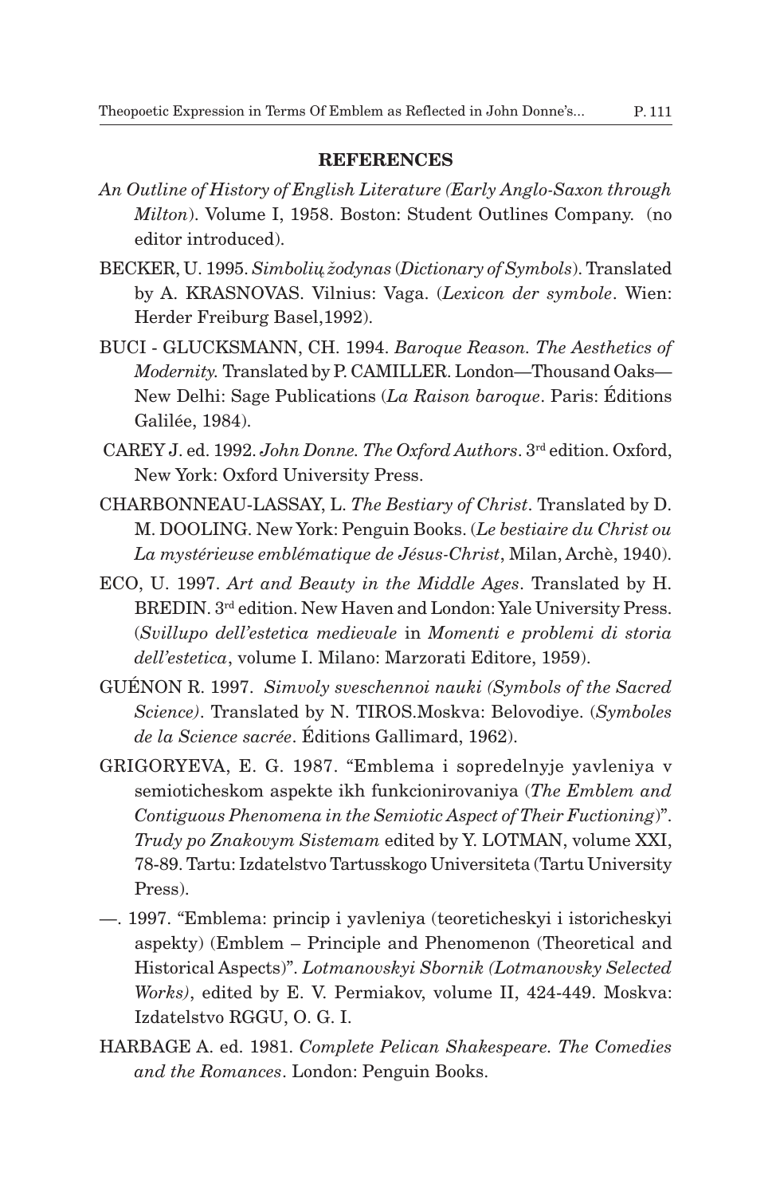## REFERENCES

*An Outline of History of English Literature (Early Anglo-Saxon through Milton*). Volume I, 1958. Boston: Student Outlines Company. (no editor introduced).

BECKER, U. 1995. *Simbolių žodynas* (*Dictionary of Symbols*). Translated by A. KRASNOVAS. Vilnius: Vaga. (*Lexicon der symbole*. Wien: Herder Freiburg Basel,1992).

BUCI - GLUCKSMANN, CH. 1994. *Baroque Reason. The Aesthetics of Modernity.* Translated by P. CAMILLER. London—Thousand Oaks—New Delhi: Sage Publications (*La Raison baroque*. Paris: Éditions Galilée, 1984).

CAREY J. ed. 1992. *John Donne. The Oxford Authors*. 3rd edition. Oxford, New York: Oxford University Press.

CHARBONNEAU-LASSAY, L. *The Bestiary of Christ*. Translated by D. M. DOOLING. New York: Penguin Books. (*Le bestiaire du Christ ou La mystérieuse emblématique de Jésus-Christ*, Milan, Archè, 1940).

ECO, U. 1997. *Art and Beauty in the Middle Ages*. Translated by H. BREDIN. 3rd edition. New Haven and London: Yale University Press. (*Svillupo dell'estetica medievale* in *Momenti e problemi di storia dell'estetica*, volume I. Milano: Marzorati Editore, 1959).

GUÉNON R. 1997. *Simvoly sveschennoi nauki (Symbols of the Sacred Science)*. Translated by N. TIROS.Moskva: Belovodiye. (*Symboles de la Science sacrée*. Éditions Gallimard, 1962).

GRIGORYEVA, E. G. 1987. "Emblema i sopredelnyje yavleniya v semioticheskom aspekte ikh funkcionirovaniya (*The Emblem and Contiguous Phenomena in the Semiotic Aspect of Their Fuctioning*)". *Trudy po Znakovym Sistemam* edited by Y. LOTMAN, volume XXI, 78-89. Tartu: Izdatelstvo Tartusskogo Universiteta (Tartu University Press).

—. 1997. "Emblema: princip i yavleniya (teoreticheskyi i istoricheskyi aspekty) (Emblem – Principle and Phenomenon (Theoretical and Historical Aspects)". *Lotmanovskyi Sbornik (Lotmanovsky Selected Works)*, edited by E. V. Permiakov, volume II, 424-449. Moskva: Izdatelstvo RGGU, O. G. I.

HARBAGE A. ed. 1981. *Complete Pelican Shakespeare. The Comedies and the Romances*. London: Penguin Books.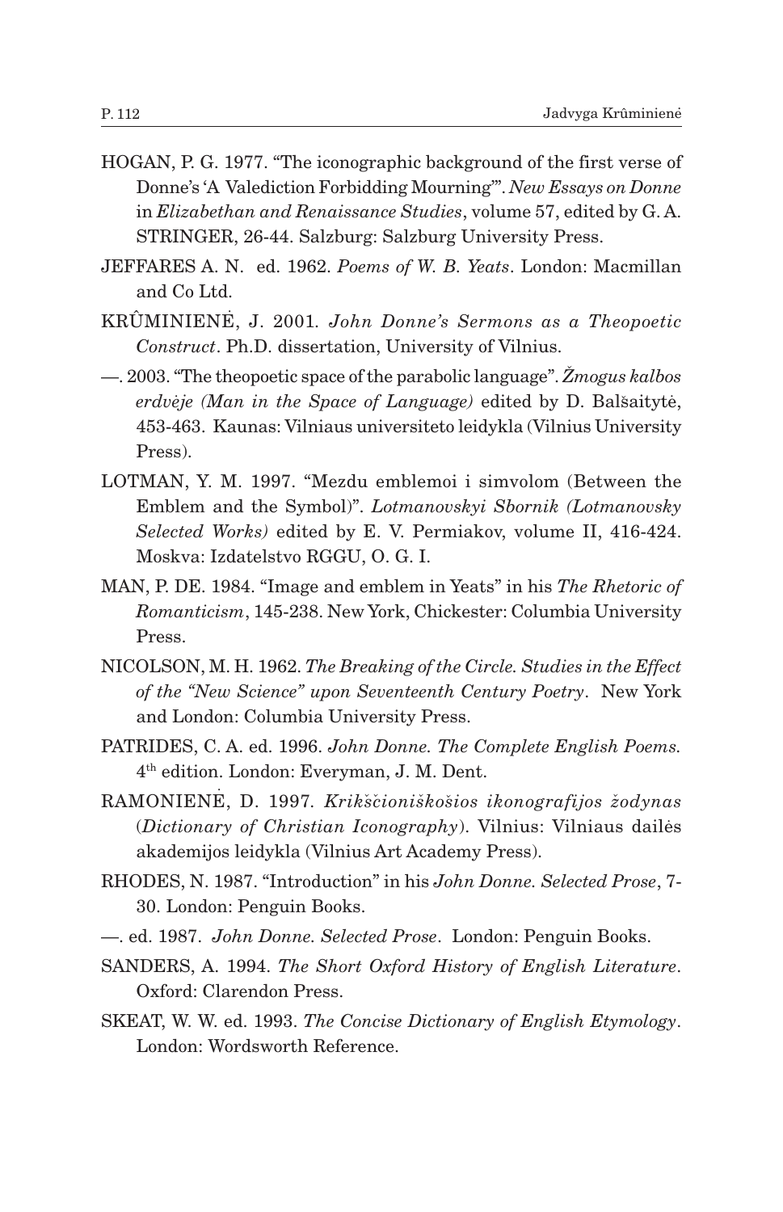HOGAN, P. G. 1977. "The iconographic background of the first verse of Donne's 'A Valediction Forbidding Mourning'". *New Essays on Donne* in *Elizabethan and Renaissance Studies*, volume 57, edited by G. A. STRINGER, 26-44. Salzburg: Salzburg University Press.

JEFFARES A. N. ed. 1962. *Poems of W. B. Yeats*. London: Macmillan and Co Ltd.

KRÛMINIENĖ, J. 2001. *John Donne's Sermons as a Theopoetic Construct*. Ph.D. dissertation, University of Vilnius.

—. 2003. "The theopoetic space of the parabolic language". *Žmogus kalbos erdvėje (Man in the Space of Language)* edited by D. Balšaitytė, 453-463. Kaunas: Vilniaus universiteto leidykla (Vilnius University Press).

LOTMAN, Y. M. 1997. "Mezdu emblemoi i simvolom (Between the Emblem and the Symbol)". *Lotmanovskyi Sbornik (Lotmanovsky Selected Works)* edited by E. V. Permiakov, volume II, 416-424. Moskva: Izdatelstvo RGGU, O. G. I.

MAN, P. DE. 1984. "Image and emblem in Yeats" in his *The Rhetoric of Romanticism*, 145-238. New York, Chickester: Columbia University Press.

NICOLSON, M. H. 1962. *The Breaking of the Circle. Studies in the Effect of the "New Science" upon Seventeenth Century Poetry*. New York and London: Columbia University Press.

PATRIDES, C. A. ed. 1996. *John Donne. The Complete English Poems.* 4th edition. London: Everyman, J. M. Dent.

RAMONIENĖ, D. 1997. *Krikščioniškošios ikonografijos žodynas* (*Dictionary of Christian Iconography*). Vilnius: Vilniaus dailės akademijos leidykla (Vilnius Art Academy Press).

RHODES, N. 1987. "Introduction" in his *John Donne. Selected Prose*, 7-30. London: Penguin Books.

—. ed. 1987. *John Donne. Selected Prose*. London: Penguin Books.

SANDERS, A. 1994. *The Short Oxford History of English Literature*. Oxford: Clarendon Press.

SKEAT, W. W. ed. 1993. *The Concise Dictionary of English Etymology*. London: Wordsworth Reference.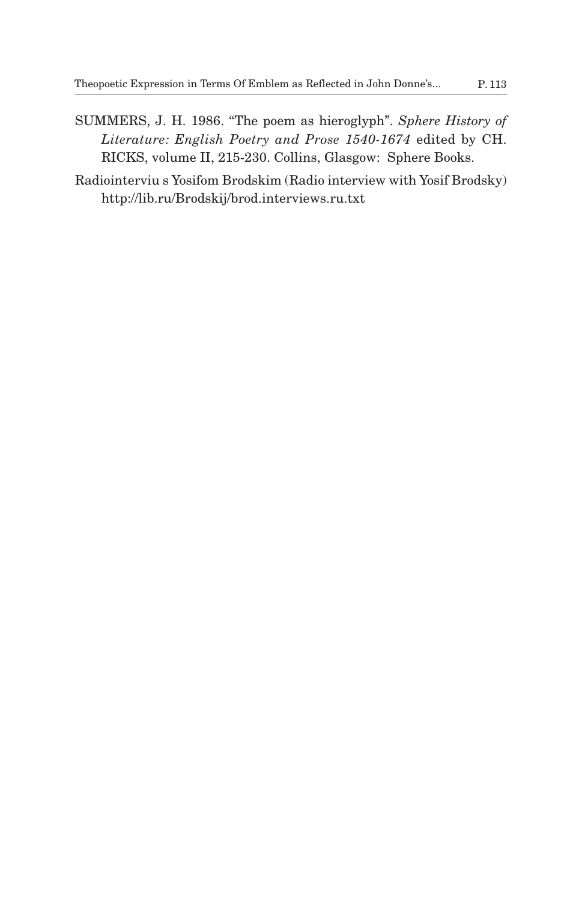SUMMERS, J. H. 1986. "The poem as hieroglyph". *Sphere History of Literature: English Poetry and Prose 1540-1674* edited by CH. RICKS, volume II, 215-230. Collins, Glasgow: Sphere Books.

Radiointerviu s Yosifom Brodskim (Radio interview with Yosif Brodsky) http://lib.ru/Brodskij/brod.interviews.ru.txt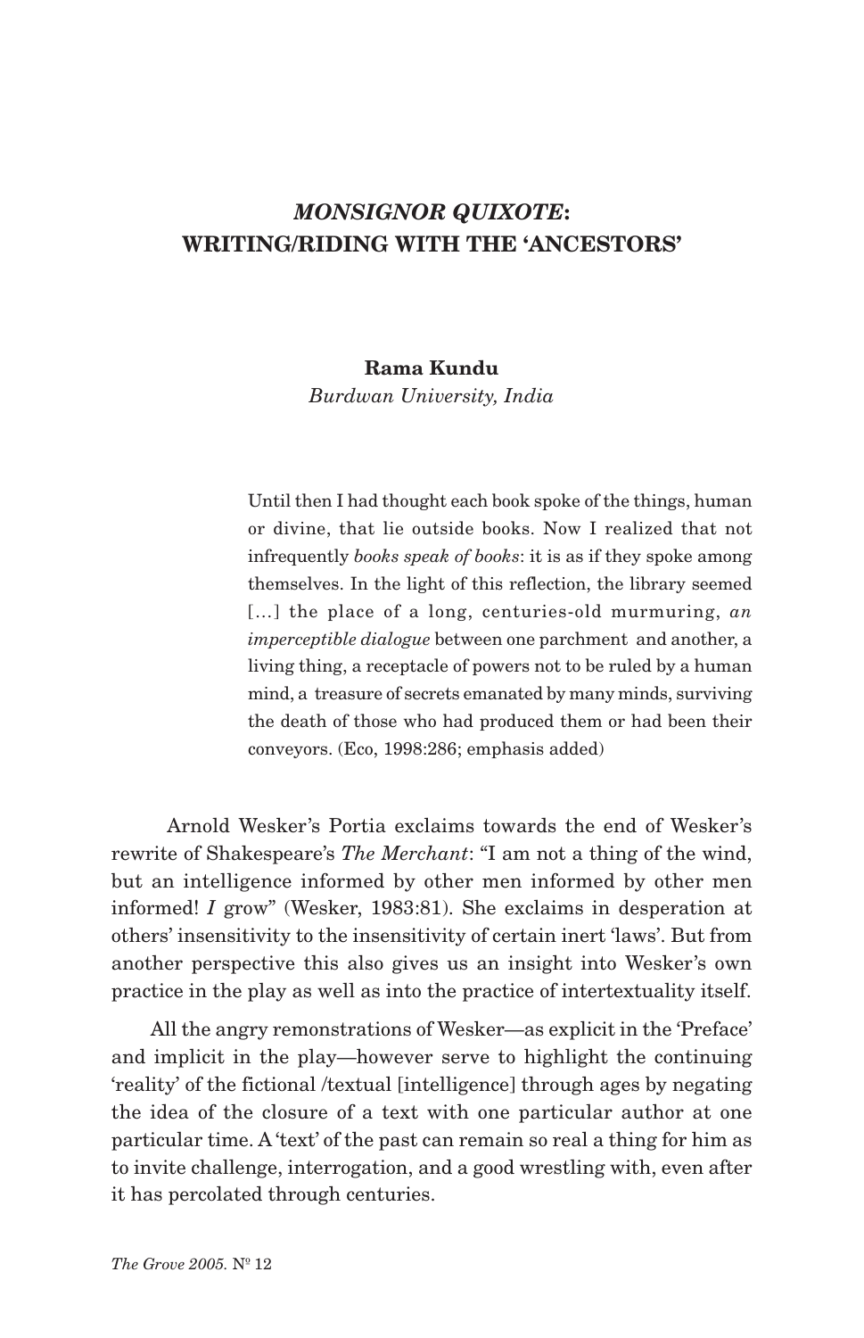# *MONSIGNOR QUIXOTE*: WRITING/RIDING WITH THE 'ANCESTORS'

**Rama Kundu**
*Burdwan University, India*

> Until then I had thought each book spoke of the things, human or divine, that lie outside books. Now I realized that not infrequently *books speak of books*: it is as if they spoke among themselves. In the light of this reflection, the library seemed [...] the place of a long, centuries-old murmuring, *an imperceptible dialogue* between one parchment and another, a living thing, a receptacle of powers not to be ruled by a human mind, a treasure of secrets emanated by many minds, surviving the death of those who had produced them or had been their conveyors. (Eco, 1998:286; emphasis added)

Arnold Wesker's Portia exclaims towards the end of Wesker's rewrite of Shakespeare's *The Merchant*: "I am not a thing of the wind, but an intelligence informed by other men informed by other men informed! *I* grow" (Wesker, 1983:81). She exclaims in desperation at others' insensitivity to the insensitivity of certain inert 'laws'. But from another perspective this also gives us an insight into Wesker's own practice in the play as well as into the practice of intertextuality itself.

All the angry remonstrations of Wesker—as explicit in the 'Preface' and implicit in the play—however serve to highlight the continuing 'reality' of the fictional /textual [intelligence] through ages by negating the idea of the closure of a text with one particular author at one particular time. A 'text' of the past can remain so real a thing for him as to invite challenge, interrogation, and a good wrestling with, even after it has percolated through centuries.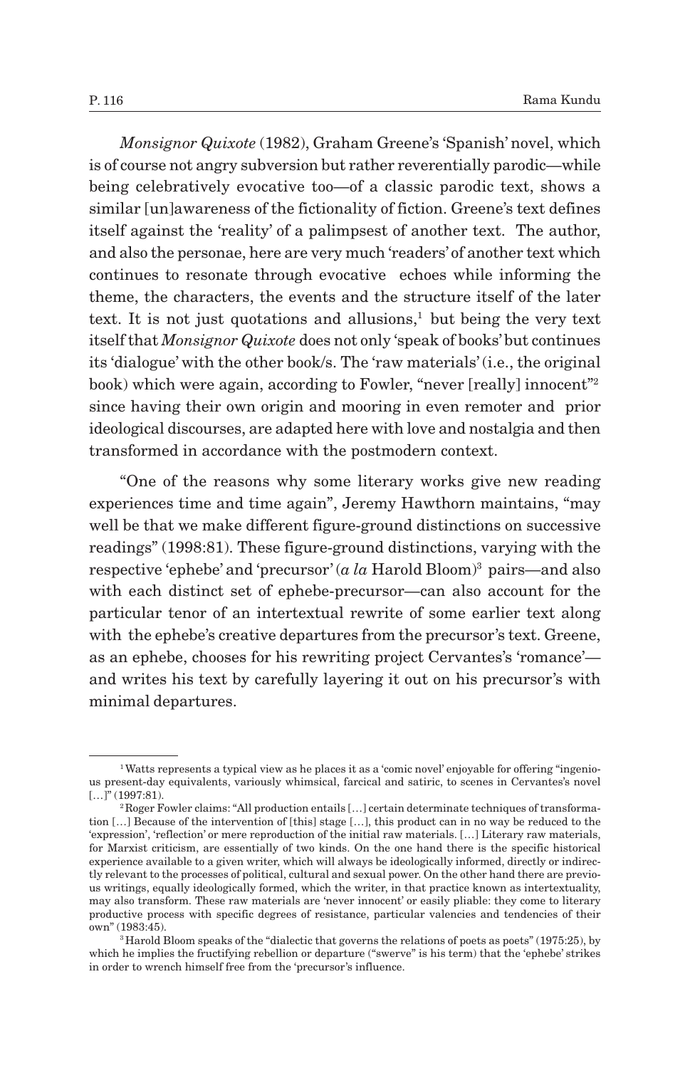*Monsignor Quixote* (1982), Graham Greene's 'Spanish' novel, which is of course not angry subversion but rather reverentially parodic—while being celebratively evocative too—of a classic parodic text, shows a similar [un]awareness of the fictionality of fiction. Greene's text defines itself against the 'reality' of a palimpsest of another text. The author, and also the personae, here are very much 'readers' of another text which continues to resonate through evocative echoes while informing the theme, the characters, the events and the structure itself of the later text. It is not just quotations and allusions,[1] but being the very text itself that *Monsignor Quixote* does not only 'speak of books' but continues its 'dialogue' with the other book/s. The 'raw materials' (i.e., the original book) which were again, according to Fowler, "never [really] innocent"[2] since having their own origin and mooring in even remoter and prior ideological discourses, are adapted here with love and nostalgia and then transformed in accordance with the postmodern context.

"One of the reasons why some literary works give new reading experiences time and time again", Jeremy Hawthorn maintains, "may well be that we make different figure-ground distinctions on successive readings" (1998:81). These figure-ground distinctions, varying with the respective 'ephebe' and 'precursor' (*a la* Harold Bloom)[3] pairs—and also with each distinct set of ephebe-precursor—can also account for the particular tenor of an intertextual rewrite of some earlier text along with the ephebe's creative departures from the precursor's text. Greene, as an ephebe, chooses for his rewriting project Cervantes's 'romance'—and writes his text by carefully layering it out on his precursor's with minimal departures.

---

[1] Watts represents a typical view as he places it as a 'comic novel' enjoyable for offering "ingenious present-day equivalents, variously whimsical, farcical and satiric, to scenes in Cervantes's novel […]" (1997:81).

[2] Roger Fowler claims: "All production entails […] certain determinate techniques of transformation […] Because of the intervention of [this] stage […], this product can in no way be reduced to the 'expression', 'reflection' or mere reproduction of the initial raw materials. […] Literary raw materials, for Marxist criticism, are essentially of two kinds. On the one hand there is the specific historical experience available to a given writer, which will always be ideologically informed, directly or indirectly relevant to the processes of political, cultural and sexual power. On the other hand there are previous writings, equally ideologically formed, which the writer, in that practice known as intertextuality, may also transform. These raw materials are 'never innocent' or easily pliable: they come to literary productive process with specific degrees of resistance, particular valencies and tendencies of their own" (1983:45).

[3] Harold Bloom speaks of the "dialectic that governs the relations of poets as poets" (1975:25), by which he implies the fructifying rebellion or departure ("swerve" is his term) that the 'ephebe' strikes in order to wrench himself free from the 'precursor's influence.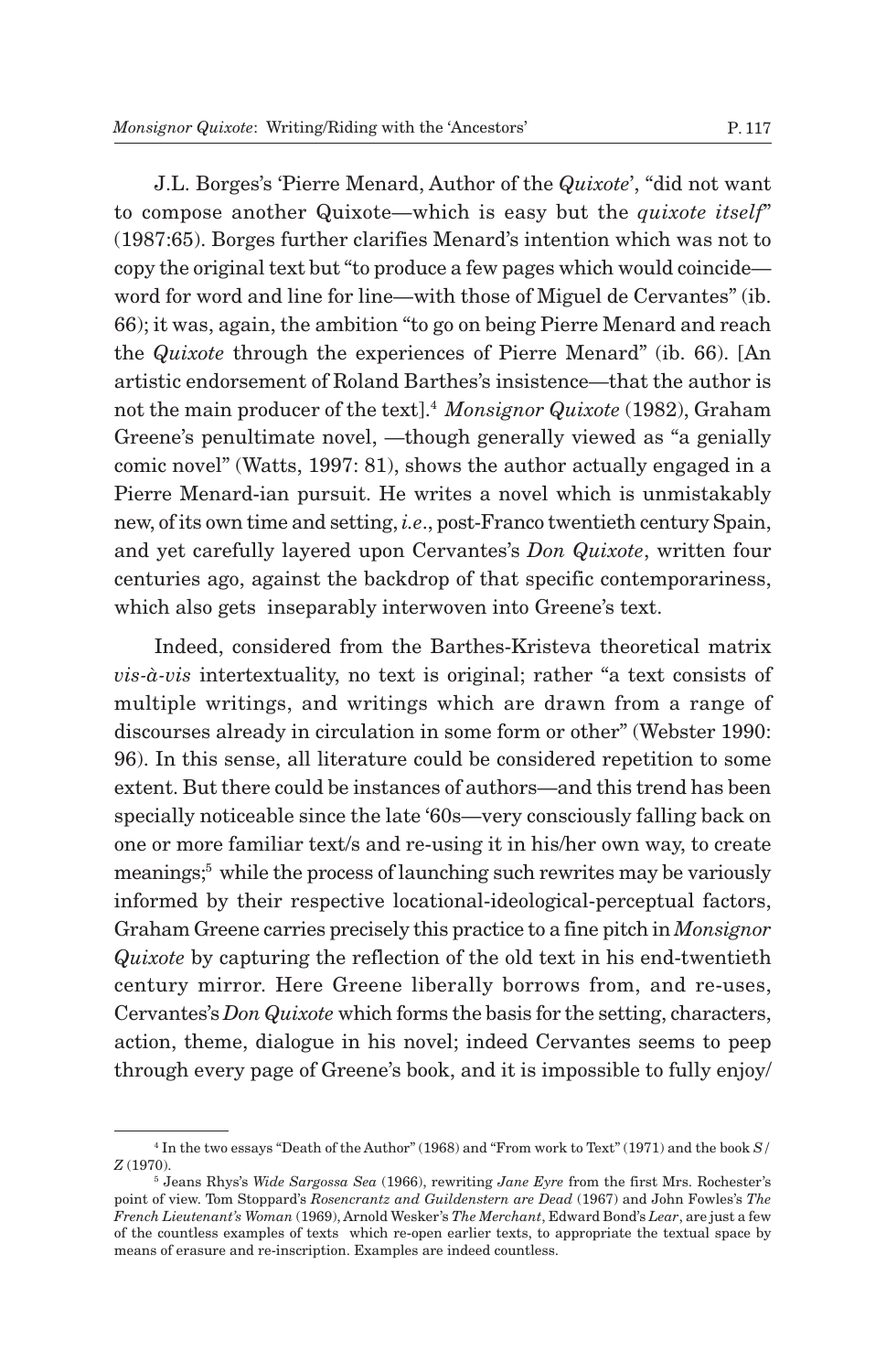J.L. Borges's 'Pierre Menard, Author of the *Quixote*', "did not want to compose another Quixote—which is easy but the *quixote itself*" (1987:65). Borges further clarifies Menard's intention which was not to copy the original text but "to produce a few pages which would coincide—word for word and line for line—with those of Miguel de Cervantes" (ib. 66); it was, again, the ambition "to go on being Pierre Menard and reach the *Quixote* through the experiences of Pierre Menard" (ib. 66). [An artistic endorsement of Roland Barthes's insistence—that the author is not the main producer of the text].[4] *Monsignor Quixote* (1982), Graham Greene's penultimate novel, —though generally viewed as "a genially comic novel" (Watts, 1997: 81), shows the author actually engaged in a Pierre Menard-ian pursuit. He writes a novel which is unmistakably new, of its own time and setting, *i.e*., post-Franco twentieth century Spain, and yet carefully layered upon Cervantes's *Don Quixote*, written four centuries ago, against the backdrop of that specific contemporariness, which also gets inseparably interwoven into Greene's text.

Indeed, considered from the Barthes-Kristeva theoretical matrix *vis-à-vis* intertextuality, no text is original; rather "a text consists of multiple writings, and writings which are drawn from a range of discourses already in circulation in some form or other" (Webster 1990: 96). In this sense, all literature could be considered repetition to some extent. But there could be instances of authors—and this trend has been specially noticeable since the late '60s—very consciously falling back on one or more familiar text/s and re-using it in his/her own way, to create meanings;[5] while the process of launching such rewrites may be variously informed by their respective locational-ideological-perceptual factors, Graham Greene carries precisely this practice to a fine pitch in *Monsignor Quixote* by capturing the reflection of the old text in his end-twentieth century mirror. Here Greene liberally borrows from, and re-uses, Cervantes's *Don Quixote* which forms the basis for the setting, characters, action, theme, dialogue in his novel; indeed Cervantes seems to peep through every page of Greene's book, and it is impossible to fully enjoy/

---

[4] In the two essays "Death of the Author" (1968) and "From work to Text" (1971) and the book *S/Z* (1970).

[5] Jeans Rhys's *Wide Sargossa Sea* (1966), rewriting *Jane Eyre* from the first Mrs. Rochester's point of view. Tom Stoppard's *Rosencrantz and Guildenstern are Dead* (1967) and John Fowles's *The French Lieutenant's Woman* (1969), Arnold Wesker's *The Merchant*, Edward Bond's *Lear*, are just a few of the countless examples of texts which re-open earlier texts, to appropriate the textual space by means of erasure and re-inscription. Examples are indeed countless.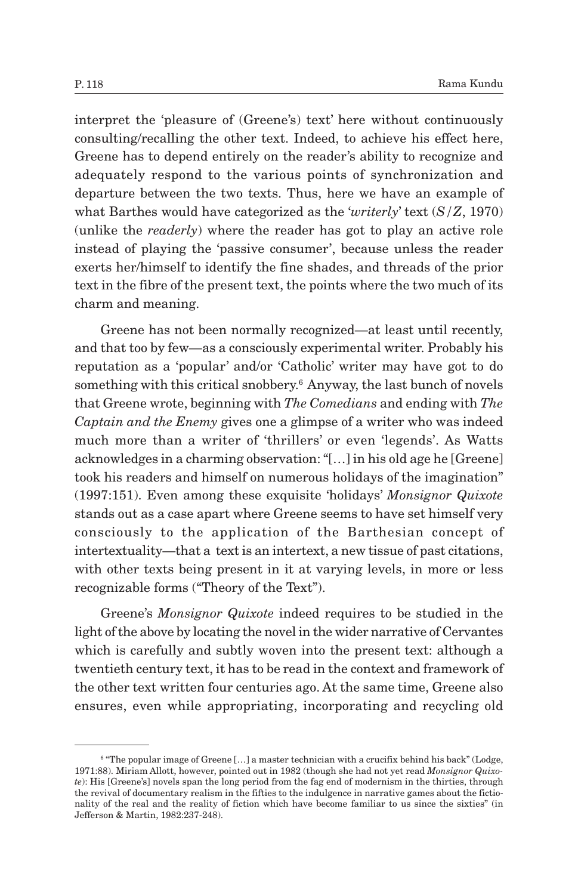interpret the 'pleasure of (Greene's) text' here without continuously consulting/recalling the other text. Indeed, to achieve his effect here, Greene has to depend entirely on the reader's ability to recognize and adequately respond to the various points of synchronization and departure between the two texts. Thus, here we have an example of what Barthes would have categorized as the '*writerly*' text (*S/Z*, 1970) (unlike the *readerly*) where the reader has got to play an active role instead of playing the 'passive consumer', because unless the reader exerts her/himself to identify the fine shades, and threads of the prior text in the fibre of the present text, the points where the two much of its charm and meaning.

Greene has not been normally recognized—at least until recently, and that too by few—as a consciously experimental writer. Probably his reputation as a 'popular' and/or 'Catholic' writer may have got to do something with this critical snobbery.[6] Anyway, the last bunch of novels that Greene wrote, beginning with *The Comedians* and ending with *The Captain and the Enemy* gives one a glimpse of a writer who was indeed much more than a writer of 'thrillers' or even 'legends'. As Watts acknowledges in a charming observation: "[…] in his old age he [Greene] took his readers and himself on numerous holidays of the imagination" (1997:151). Even among these exquisite 'holidays' *Monsignor Quixote* stands out as a case apart where Greene seems to have set himself very consciously to the application of the Barthesian concept of intertextuality—that a text is an intertext, a new tissue of past citations, with other texts being present in it at varying levels, in more or less recognizable forms ("Theory of the Text").

Greene's *Monsignor Quixote* indeed requires to be studied in the light of the above by locating the novel in the wider narrative of Cervantes which is carefully and subtly woven into the present text: although a twentieth century text, it has to be read in the context and framework of the other text written four centuries ago. At the same time, Greene also ensures, even while appropriating, incorporating and recycling old

---

[6] "The popular image of Greene […] a master technician with a crucifix behind his back" (Lodge, 1971:88). Miriam Allott, however, pointed out in 1982 (though she had not yet read *Monsignor Quixote*): His [Greene's] novels span the long period from the fag end of modernism in the thirties, through the revival of documentary realism in the fifties to the indulgence in narrative games about the fictionality of the real and the reality of fiction which have become familiar to us since the sixties" (in Jefferson & Martin, 1982:237-248).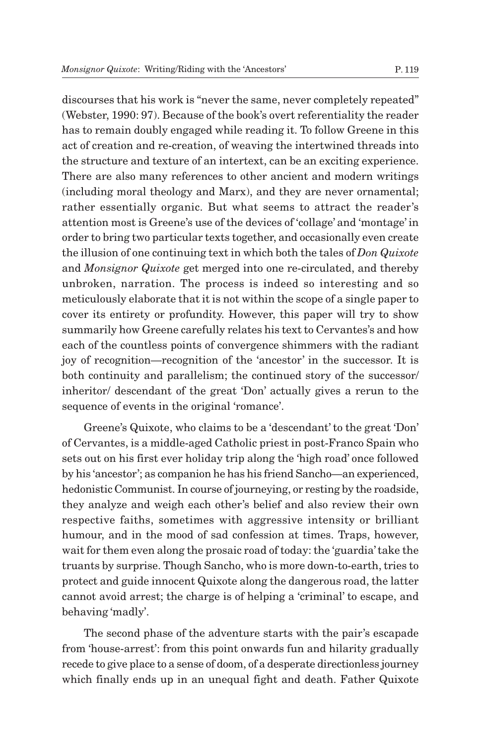discourses that his work is "never the same, never completely repeated" (Webster, 1990: 97). Because of the book's overt referentiality the reader has to remain doubly engaged while reading it. To follow Greene in this act of creation and re-creation, of weaving the intertwined threads into the structure and texture of an intertext, can be an exciting experience. There are also many references to other ancient and modern writings (including moral theology and Marx), and they are never ornamental; rather essentially organic. But what seems to attract the reader's attention most is Greene's use of the devices of 'collage' and 'montage' in order to bring two particular texts together, and occasionally even create the illusion of one continuing text in which both the tales of *Don Quixote* and *Monsignor Quixote* get merged into one re-circulated, and thereby unbroken, narration. The process is indeed so interesting and so meticulously elaborate that it is not within the scope of a single paper to cover its entirety or profundity. However, this paper will try to show summarily how Greene carefully relates his text to Cervantes's and how each of the countless points of convergence shimmers with the radiant joy of recognition—recognition of the 'ancestor' in the successor. It is both continuity and parallelism; the continued story of the successor/ inheritor/ descendant of the great 'Don' actually gives a rerun to the sequence of events in the original 'romance'.

Greene's Quixote, who claims to be a 'descendant' to the great 'Don' of Cervantes, is a middle-aged Catholic priest in post-Franco Spain who sets out on his first ever holiday trip along the 'high road' once followed by his 'ancestor'; as companion he has his friend Sancho—an experienced, hedonistic Communist. In course of journeying, or resting by the roadside, they analyze and weigh each other's belief and also review their own respective faiths, sometimes with aggressive intensity or brilliant humour, and in the mood of sad confession at times. Traps, however, wait for them even along the prosaic road of today: the 'guardia' take the truants by surprise. Though Sancho, who is more down-to-earth, tries to protect and guide innocent Quixote along the dangerous road, the latter cannot avoid arrest; the charge is of helping a 'criminal' to escape, and behaving 'madly'.

The second phase of the adventure starts with the pair's escapade from 'house-arrest': from this point onwards fun and hilarity gradually recede to give place to a sense of doom, of a desperate directionless journey which finally ends up in an unequal fight and death. Father Quixote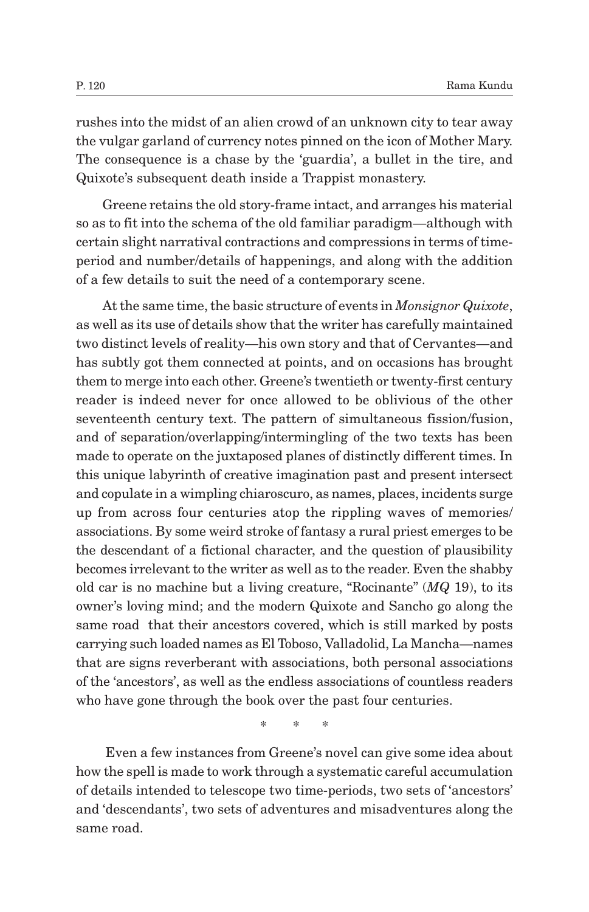rushes into the midst of an alien crowd of an unknown city to tear away the vulgar garland of currency notes pinned on the icon of Mother Mary. The consequence is a chase by the 'guardia', a bullet in the tire, and Quixote's subsequent death inside a Trappist monastery.

Greene retains the old story-frame intact, and arranges his material so as to fit into the schema of the old familiar paradigm—although with certain slight narrative contractions and compressions in terms of time-period and number/details of happenings, and along with the addition of a few details to suit the need of a contemporary scene.

At the same time, the basic structure of events in *Monsignor Quixote*, as well as its use of details show that the writer has carefully maintained two distinct levels of reality—his own story and that of Cervantes—and has subtly got them connected at points, and on occasions has brought them to merge into each other. Greene's twentieth or twenty-first century reader is indeed never for once allowed to be oblivious of the other seventeenth century text. The pattern of simultaneous fission/fusion, and of separation/overlapping/intermingling of the two texts has been made to operate on the juxtaposed planes of distinctly different times. In this unique labyrinth of creative imagination past and present intersect and copulate in a wimpling chiaroscuro, as names, places, incidents surge up from across four centuries atop the rippling waves of memories/associations. By some weird stroke of fantasy a rural priest emerges to be the descendant of a fictional character, and the question of plausibility becomes irrelevant to the writer as well as to the reader. Even the shabby old car is no machine but a living creature, "Rocinante" (***MQ*** 19), to its owner's loving mind; and the modern Quixote and Sancho go along the same road that their ancestors covered, which is still marked by posts carrying such loaded names as El Toboso, Valladolid, La Mancha—names that are signs reverberant with associations, both personal associations of the 'ancestors', as well as the endless associations of countless readers who have gone through the book over the past four centuries.

\* \* \*

Even a few instances from Greene's novel can give some idea about how the spell is made to work through a systematic careful accumulation of details intended to telescope two time-periods, two sets of 'ancestors' and 'descendants', two sets of adventures and misadventures along the same road.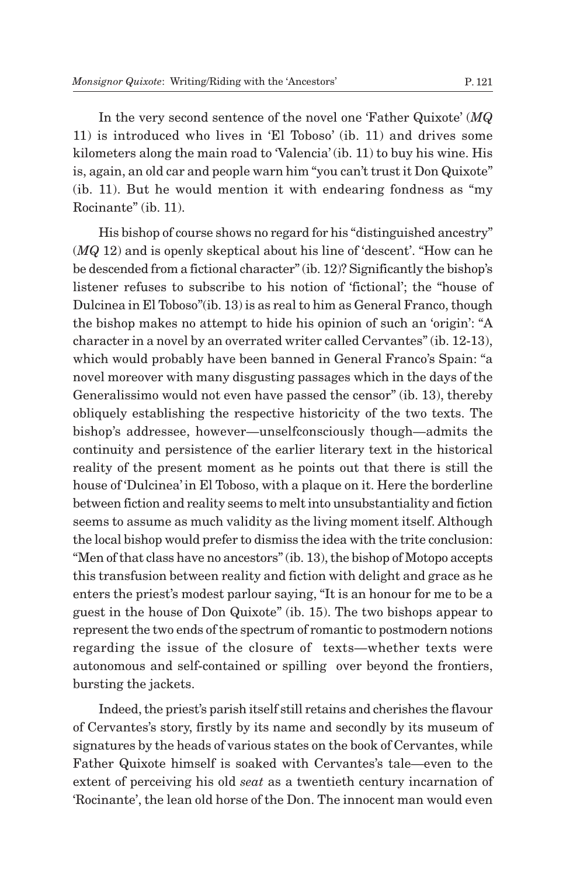In the very second sentence of the novel one 'Father Quixote' (*MQ* 11) is introduced who lives in 'El Toboso' (ib. 11) and drives some kilometers along the main road to 'Valencia' (ib. 11) to buy his wine. His is, again, an old car and people warn him "you can't trust it Don Quixote" (ib. 11). But he would mention it with endearing fondness as "my Rocinante" (ib. 11).

His bishop of course shows no regard for his "distinguished ancestry" (*MQ* 12) and is openly skeptical about his line of 'descent'. "How can he be descended from a fictional character" (ib. 12)? Significantly the bishop's listener refuses to subscribe to his notion of 'fictional'; the "house of Dulcinea in El Toboso"(ib. 13) is as real to him as General Franco, though the bishop makes no attempt to hide his opinion of such an 'origin': "A character in a novel by an overrated writer called Cervantes" (ib. 12-13), which would probably have been banned in General Franco's Spain: "a novel moreover with many disgusting passages which in the days of the Generalissimo would not even have passed the censor" (ib. 13), thereby obliquely establishing the respective historicity of the two texts. The bishop's addressee, however—unselfconsciously though—admits the continuity and persistence of the earlier literary text in the historical reality of the present moment as he points out that there is still the house of 'Dulcinea' in El Toboso, with a plaque on it. Here the borderline between fiction and reality seems to melt into unsubstantiality and fiction seems to assume as much validity as the living moment itself. Although the local bishop would prefer to dismiss the idea with the trite conclusion: "Men of that class have no ancestors" (ib. 13), the bishop of Motopo accepts this transfusion between reality and fiction with delight and grace as he enters the priest's modest parlour saying, "It is an honour for me to be a guest in the house of Don Quixote" (ib. 15). The two bishops appear to represent the two ends of the spectrum of romantic to postmodern notions regarding the issue of the closure of texts—whether texts were autonomous and self-contained or spilling over beyond the frontiers, bursting the jackets.

Indeed, the priest's parish itself still retains and cherishes the flavour of Cervantes's story, firstly by its name and secondly by its museum of signatures by the heads of various states on the book of Cervantes, while Father Quixote himself is soaked with Cervantes's tale—even to the extent of perceiving his old *seat* as a twentieth century incarnation of 'Rocinante', the lean old horse of the Don. The innocent man would even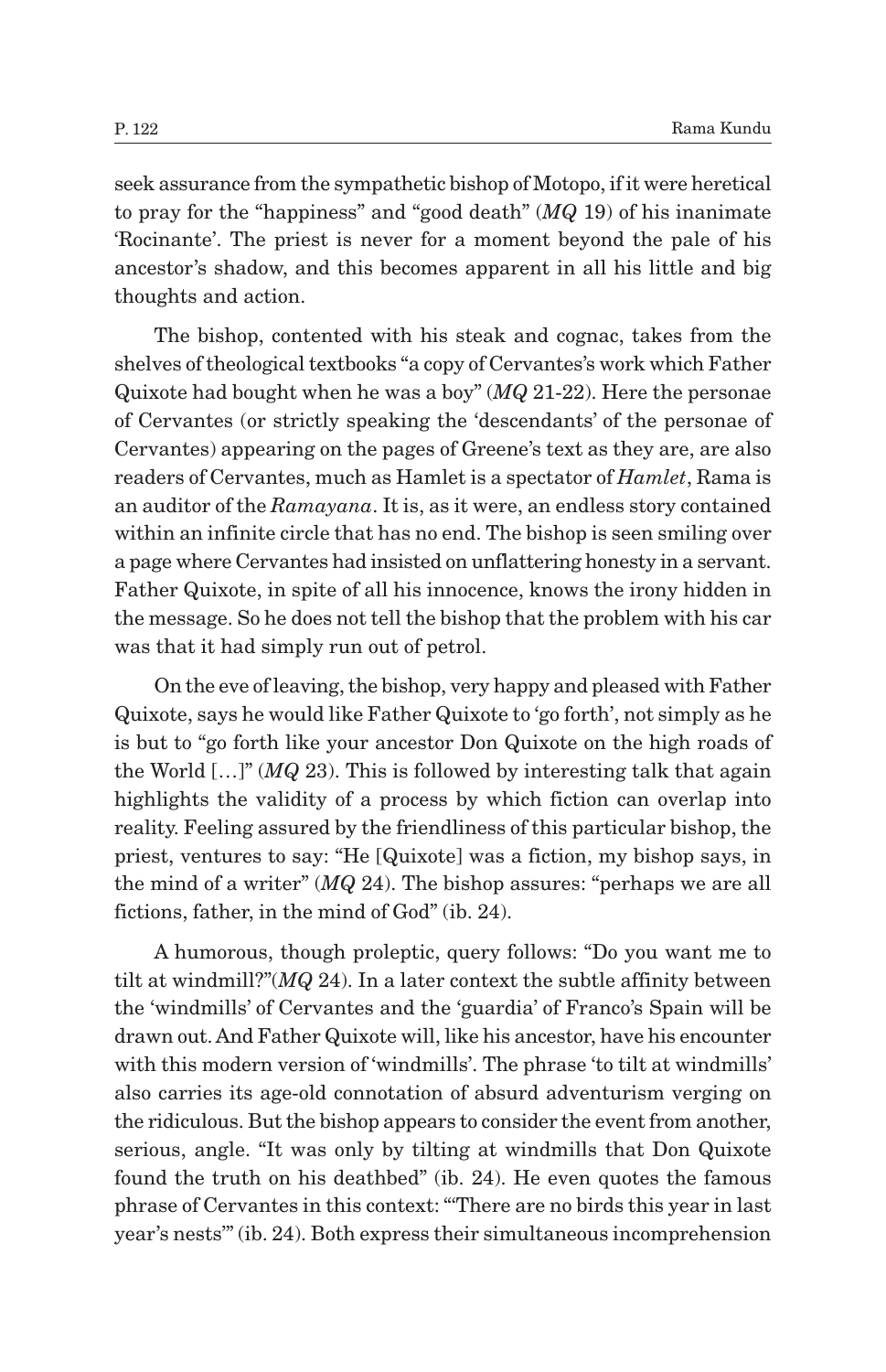seek assurance from the sympathetic bishop of Motopo, if it were heretical to pray for the "happiness" and "good death" (*MQ* 19) of his inanimate 'Rocinante'. The priest is never for a moment beyond the pale of his ancestor's shadow, and this becomes apparent in all his little and big thoughts and action.

The bishop, contented with his steak and cognac, takes from the shelves of theological textbooks "a copy of Cervantes's work which Father Quixote had bought when he was a boy" (*MQ* 21-22). Here the personae of Cervantes (or strictly speaking the 'descendants' of the personae of Cervantes) appearing on the pages of Greene's text as they are, are also readers of Cervantes, much as Hamlet is a spectator of *Hamlet*, Rama is an auditor of the *Ramayana*. It is, as it were, an endless story contained within an infinite circle that has no end. The bishop is seen smiling over a page where Cervantes had insisted on unflattering honesty in a servant. Father Quixote, in spite of all his innocence, knows the irony hidden in the message. So he does not tell the bishop that the problem with his car was that it had simply run out of petrol.

On the eve of leaving, the bishop, very happy and pleased with Father Quixote, says he would like Father Quixote to 'go forth', not simply as he is but to "go forth like your ancestor Don Quixote on the high roads of the World […]" (*MQ* 23). This is followed by interesting talk that again highlights the validity of a process by which fiction can overlap into reality. Feeling assured by the friendliness of this particular bishop, the priest, ventures to say: "He [Quixote] was a fiction, my bishop says, in the mind of a writer" (*MQ* 24). The bishop assures: "perhaps we are all fictions, father, in the mind of God" (ib. 24).

A humorous, though proleptic, query follows: "Do you want me to tilt at windmill?"(*MQ* 24). In a later context the subtle affinity between the 'windmills' of Cervantes and the 'guardia' of Franco's Spain will be drawn out. And Father Quixote will, like his ancestor, have his encounter with this modern version of 'windmills'. The phrase 'to tilt at windmills' also carries its age-old connotation of absurd adventurism verging on the ridiculous. But the bishop appears to consider the event from another, serious, angle. "It was only by tilting at windmills that Don Quixote found the truth on his deathbed" (ib. 24). He even quotes the famous phrase of Cervantes in this context: "'There are no birds this year in last year's nests'" (ib. 24). Both express their simultaneous incomprehension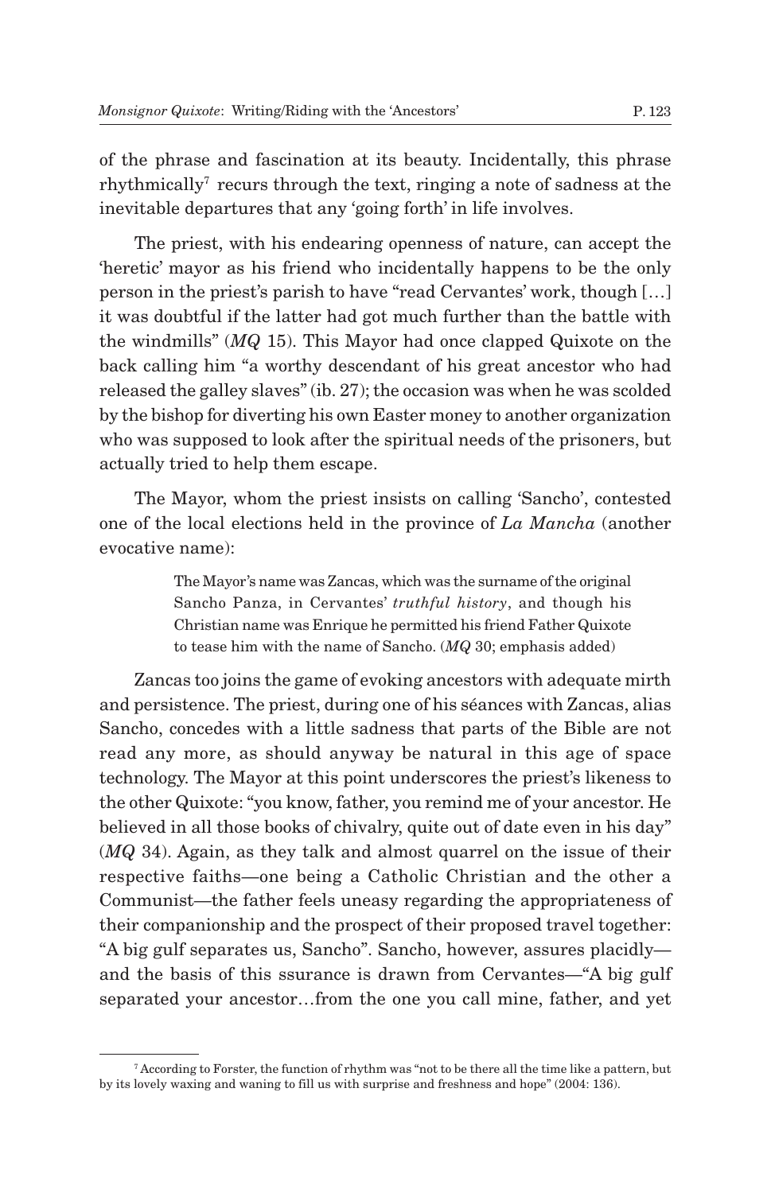of the phrase and fascination at its beauty. Incidentally, this phrase rhythmically[7] recurs through the text, ringing a note of sadness at the inevitable departures that any 'going forth' in life involves.

The priest, with his endearing openness of nature, can accept the 'heretic' mayor as his friend who incidentally happens to be the only person in the priest's parish to have "read Cervantes' work, though […] it was doubtful if the latter had got much further than the battle with the windmills" (*MQ* 15). This Mayor had once clapped Quixote on the back calling him "a worthy descendant of his great ancestor who had released the galley slaves" (ib. 27); the occasion was when he was scolded by the bishop for diverting his own Easter money to another organization who was supposed to look after the spiritual needs of the prisoners, but actually tried to help them escape.

The Mayor, whom the priest insists on calling 'Sancho', contested one of the local elections held in the province of *La Mancha* (another evocative name):

> The Mayor's name was Zancas, which was the surname of the original Sancho Panza, in Cervantes' *truthful history*, and though his Christian name was Enrique he permitted his friend Father Quixote to tease him with the name of Sancho. (*MQ* 30; emphasis added)

Zancas too joins the game of evoking ancestors with adequate mirth and persistence. The priest, during one of his séances with Zancas, alias Sancho, concedes with a little sadness that parts of the Bible are not read any more, as should anyway be natural in this age of space technology. The Mayor at this point underscores the priest's likeness to the other Quixote: "you know, father, you remind me of your ancestor. He believed in all those books of chivalry, quite out of date even in his day" (*MQ* 34). Again, as they talk and almost quarrel on the issue of their respective faiths—one being a Catholic Christian and the other a Communist—the father feels uneasy regarding the appropriateness of their companionship and the prospect of their proposed travel together: "A big gulf separates us, Sancho". Sancho, however, assures placidly—and the basis of this ssurance is drawn from Cervantes—"A big gulf separated your ancestor…from the one you call mine, father, and yet

[7] According to Forster, the function of rhythm was "not to be there all the time like a pattern, but by its lovely waxing and waning to fill us with surprise and freshness and hope" (2004: 136).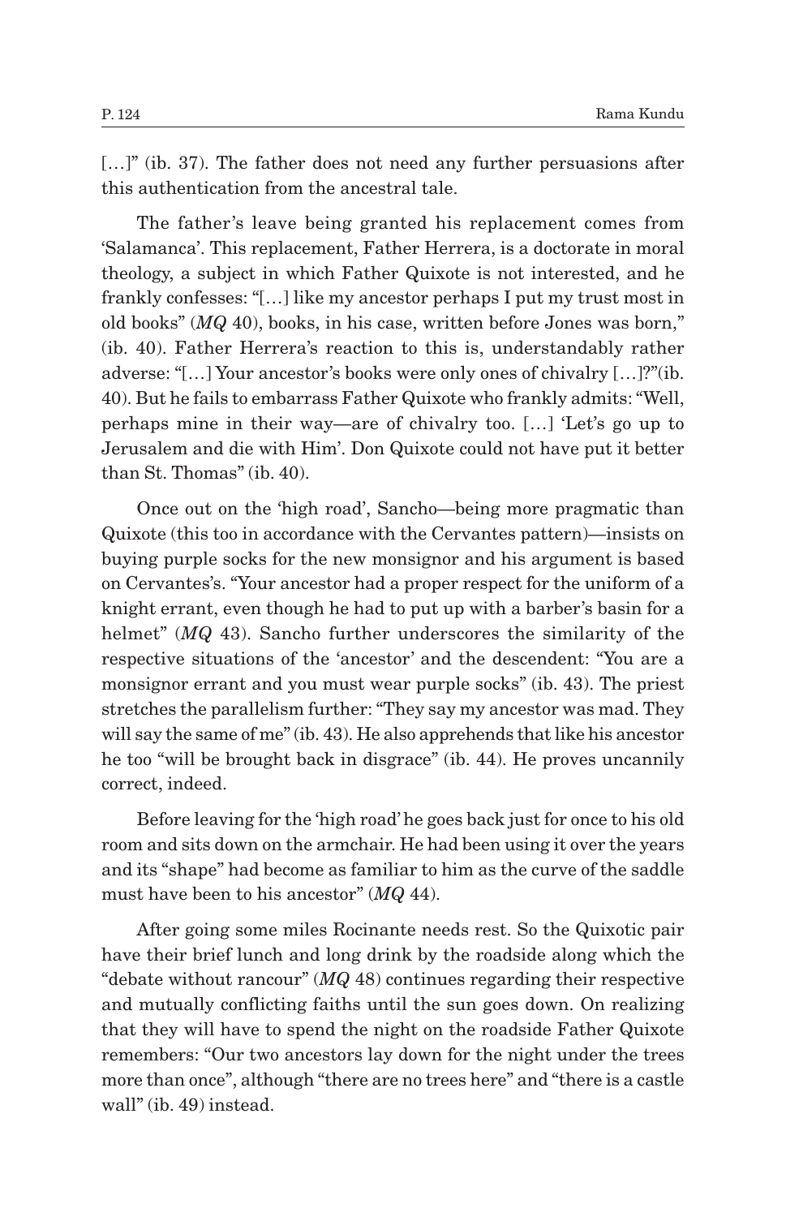[…]" (ib. 37). The father does not need any further persuasions after this authentication from the ancestral tale.

The father's leave being granted his replacement comes from 'Salamanca'. This replacement, Father Herrera, is a doctorate in moral theology, a subject in which Father Quixote is not interested, and he frankly confesses: "[…] like my ancestor perhaps I put my trust most in old books" (*MQ* 40), books, in his case, written before Jones was born," (ib. 40). Father Herrera's reaction to this is, understandably rather adverse: "[…] Your ancestor's books were only ones of chivalry […]?"(ib. 40). But he fails to embarrass Father Quixote who frankly admits: "Well, perhaps mine in their way—are of chivalry too. […] 'Let's go up to Jerusalem and die with Him'. Don Quixote could not have put it better than St. Thomas" (ib. 40).

Once out on the 'high road', Sancho—being more pragmatic than Quixote (this too in accordance with the Cervantes pattern)—insists on buying purple socks for the new monsignor and his argument is based on Cervantes's. "Your ancestor had a proper respect for the uniform of a knight errant, even though he had to put up with a barber's basin for a helmet" (*MQ* 43). Sancho further underscores the similarity of the respective situations of the 'ancestor' and the descendent: "You are a monsignor errant and you must wear purple socks" (ib. 43). The priest stretches the parallelism further: "They say my ancestor was mad. They will say the same of me" (ib. 43). He also apprehends that like his ancestor he too "will be brought back in disgrace" (ib. 44). He proves uncannily correct, indeed.

Before leaving for the 'high road' he goes back just for once to his old room and sits down on the armchair. He had been using it over the years and its "shape" had become as familiar to him as the curve of the saddle must have been to his ancestor" (*MQ* 44).

After going some miles Rocinante needs rest. So the Quixotic pair have their brief lunch and long drink by the roadside along which the "debate without rancour" (*MQ* 48) continues regarding their respective and mutually conflicting faiths until the sun goes down. On realizing that they will have to spend the night on the roadside Father Quixote remembers: "Our two ancestors lay down for the night under the trees more than once", although "there are no trees here" and "there is a castle wall" (ib. 49) instead.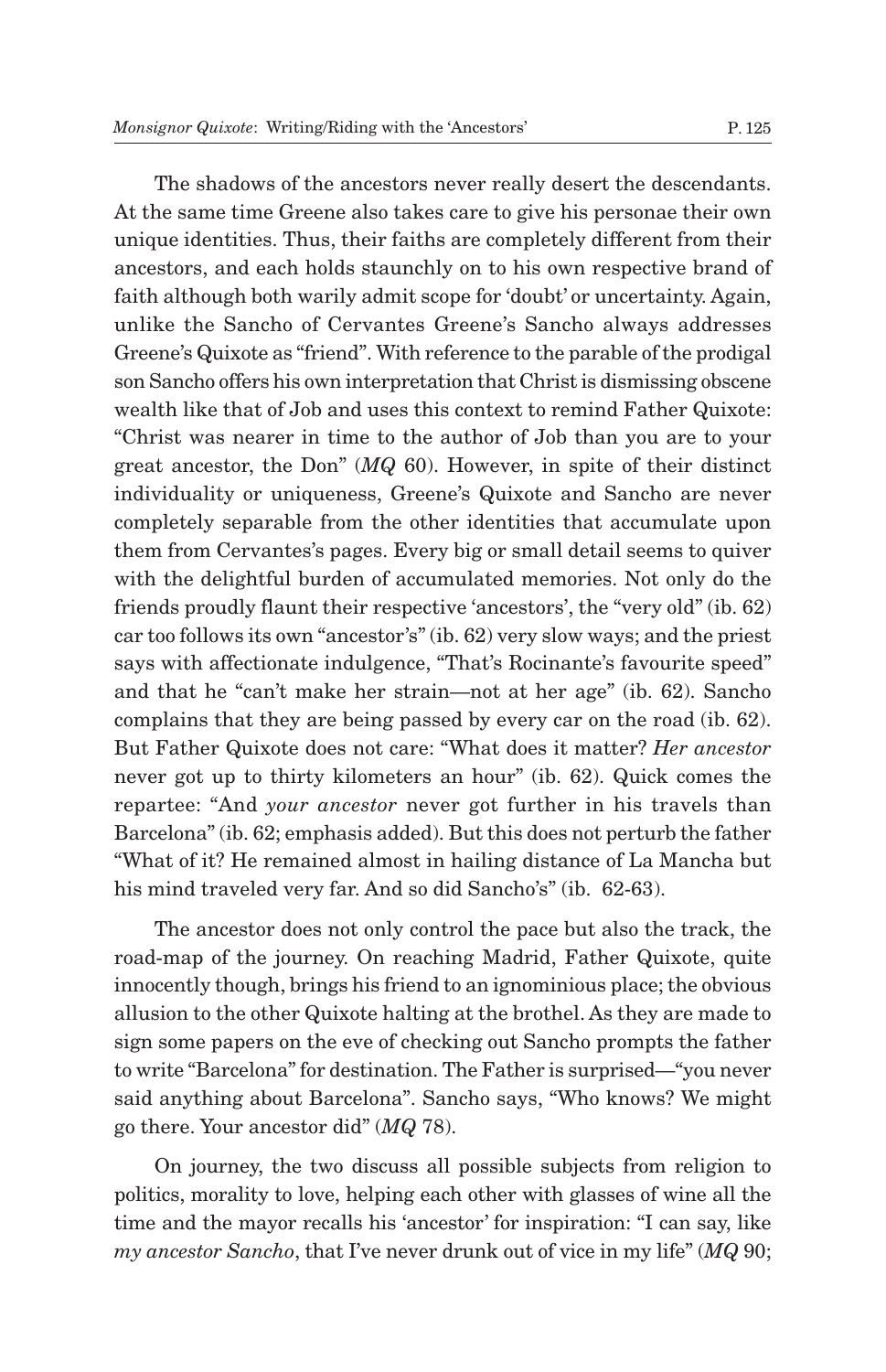The shadows of the ancestors never really desert the descendants. At the same time Greene also takes care to give his personae their own unique identities. Thus, their faiths are completely different from their ancestors, and each holds staunchly on to his own respective brand of faith although both warily admit scope for 'doubt' or uncertainty. Again, unlike the Sancho of Cervantes Greene's Sancho always addresses Greene's Quixote as "friend". With reference to the parable of the prodigal son Sancho offers his own interpretation that Christ is dismissing obscene wealth like that of Job and uses this context to remind Father Quixote: "Christ was nearer in time to the author of Job than you are to your great ancestor, the Don" (*MQ* 60). However, in spite of their distinct individuality or uniqueness, Greene's Quixote and Sancho are never completely separable from the other identities that accumulate upon them from Cervantes's pages. Every big or small detail seems to quiver with the delightful burden of accumulated memories. Not only do the friends proudly flaunt their respective 'ancestors', the "very old" (ib. 62) car too follows its own "ancestor's" (ib. 62) very slow ways; and the priest says with affectionate indulgence, "That's Rocinante's favourite speed" and that he "can't make her strain—not at her age" (ib. 62). Sancho complains that they are being passed by every car on the road (ib. 62). But Father Quixote does not care: "What does it matter? *Her ancestor* never got up to thirty kilometers an hour" (ib. 62). Quick comes the repartee: "And *your ancestor* never got further in his travels than Barcelona" (ib. 62; emphasis added). But this does not perturb the father "What of it? He remained almost in hailing distance of La Mancha but his mind traveled very far. And so did Sancho's" (ib. 62-63).

The ancestor does not only control the pace but also the track, the road-map of the journey. On reaching Madrid, Father Quixote, quite innocently though, brings his friend to an ignominious place; the obvious allusion to the other Quixote halting at the brothel. As they are made to sign some papers on the eve of checking out Sancho prompts the father to write "Barcelona" for destination. The Father is surprised—"you never said anything about Barcelona". Sancho says, "Who knows? We might go there. Your ancestor did" (*MQ* 78).

On journey, the two discuss all possible subjects from religion to politics, morality to love, helping each other with glasses of wine all the time and the mayor recalls his 'ancestor' for inspiration: "I can say, like *my ancestor Sancho*, that I've never drunk out of vice in my life" (*MQ* 90;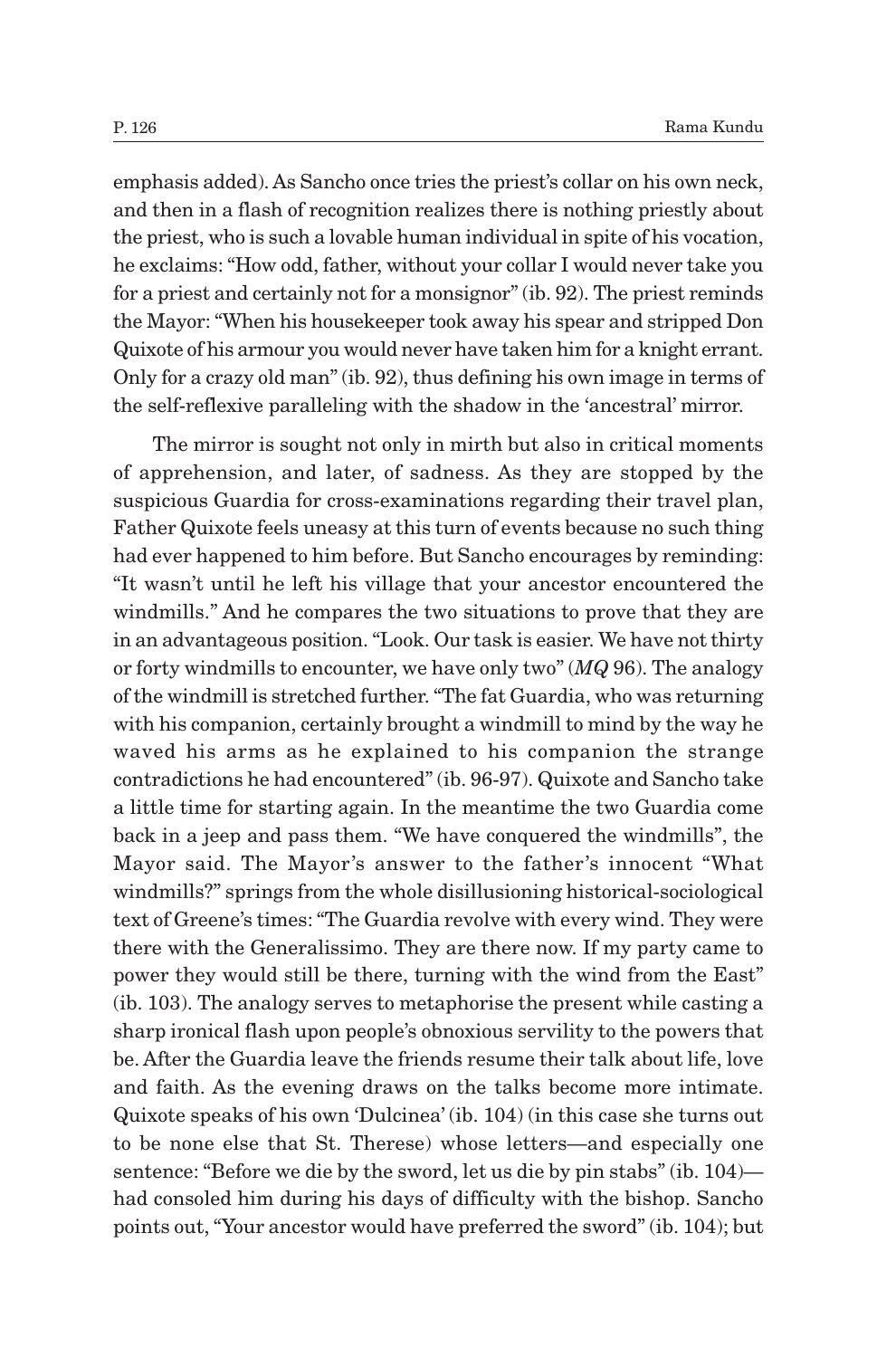emphasis added). As Sancho once tries the priest's collar on his own neck, and then in a flash of recognition realizes there is nothing priestly about the priest, who is such a lovable human individual in spite of his vocation, he exclaims: "How odd, father, without your collar I would never take you for a priest and certainly not for a monsignor" (ib. 92). The priest reminds the Mayor: "When his housekeeper took away his spear and stripped Don Quixote of his armour you would never have taken him for a knight errant. Only for a crazy old man" (ib. 92), thus defining his own image in terms of the self-reflexive paralleling with the shadow in the 'ancestral' mirror.

The mirror is sought not only in mirth but also in critical moments of apprehension, and later, of sadness. As they are stopped by the suspicious Guardia for cross-examinations regarding their travel plan, Father Quixote feels uneasy at this turn of events because no such thing had ever happened to him before. But Sancho encourages by reminding: "It wasn't until he left his village that your ancestor encountered the windmills." And he compares the two situations to prove that they are in an advantageous position. "Look. Our task is easier. We have not thirty or forty windmills to encounter, we have only two" (*MQ* 96). The analogy of the windmill is stretched further. "The fat Guardia, who was returning with his companion, certainly brought a windmill to mind by the way he waved his arms as he explained to his companion the strange contradictions he had encountered" (ib. 96-97). Quixote and Sancho take a little time for starting again. In the meantime the two Guardia come back in a jeep and pass them. "We have conquered the windmills", the Mayor said. The Mayor's answer to the father's innocent "What windmills?" springs from the whole disillusioning historical-sociological text of Greene's times: "The Guardia revolve with every wind. They were there with the Generalissimo. They are there now. If my party came to power they would still be there, turning with the wind from the East" (ib. 103). The analogy serves to metaphorise the present while casting a sharp ironical flash upon people's obnoxious servility to the powers that be. After the Guardia leave the friends resume their talk about life, love and faith. As the evening draws on the talks become more intimate. Quixote speaks of his own 'Dulcinea' (ib. 104) (in this case she turns out to be none else that St. Therese) whose letters—and especially one sentence: "Before we die by the sword, let us die by pin stabs" (ib. 104)—had consoled him during his days of difficulty with the bishop. Sancho points out, "Your ancestor would have preferred the sword" (ib. 104); but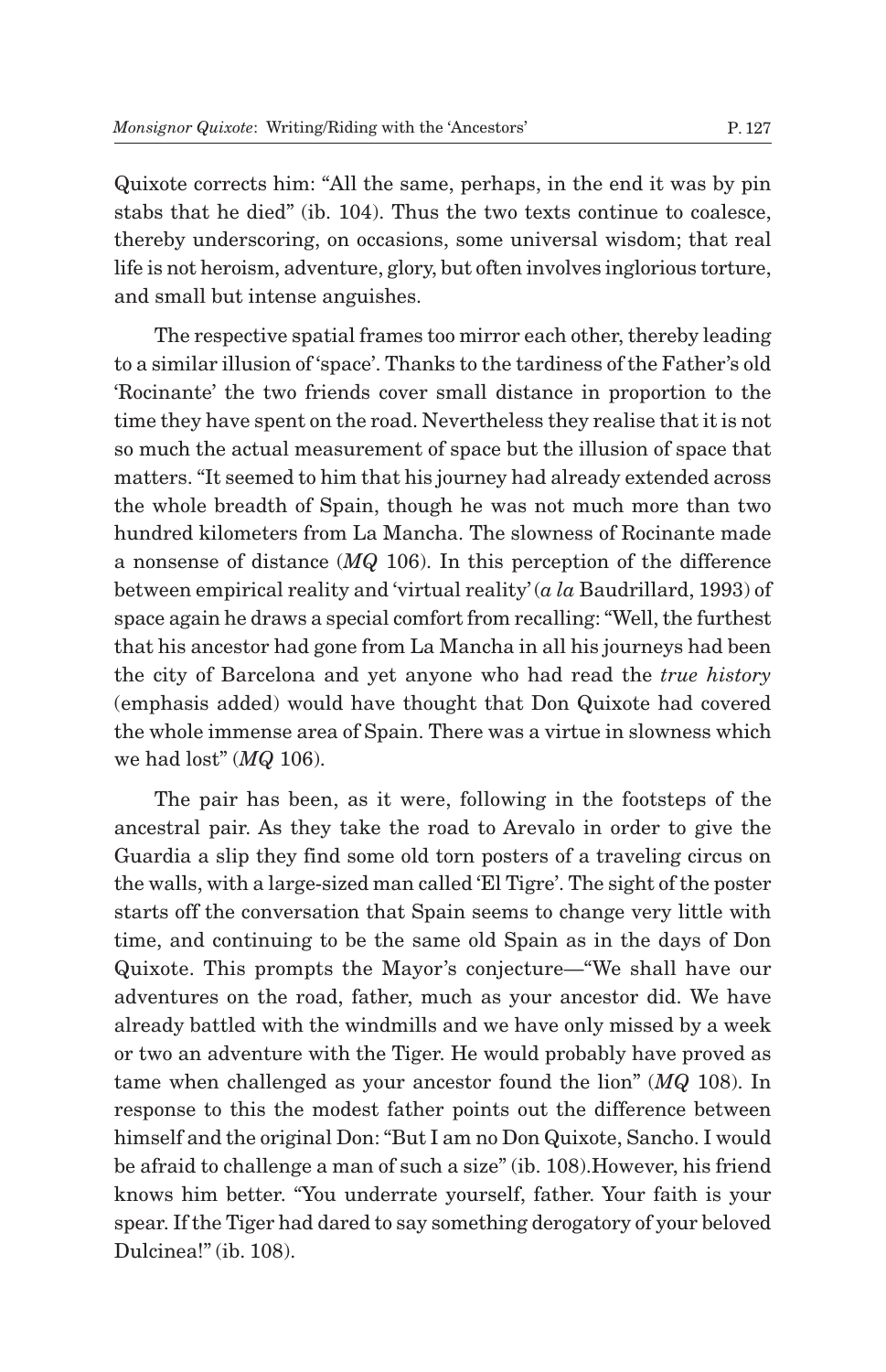Quixote corrects him: "All the same, perhaps, in the end it was by pin stabs that he died" (ib. 104). Thus the two texts continue to coalesce, thereby underscoring, on occasions, some universal wisdom; that real life is not heroism, adventure, glory, but often involves inglorious torture, and small but intense anguishes.

The respective spatial frames too mirror each other, thereby leading to a similar illusion of 'space'. Thanks to the tardiness of the Father's old 'Rocinante' the two friends cover small distance in proportion to the time they have spent on the road. Nevertheless they realise that it is not so much the actual measurement of space but the illusion of space that matters. "It seemed to him that his journey had already extended across the whole breadth of Spain, though he was not much more than two hundred kilometers from La Mancha. The slowness of Rocinante made a nonsense of distance (*MQ* 106). In this perception of the difference between empirical reality and 'virtual reality' (*a la* Baudrillard, 1993) of space again he draws a special comfort from recalling: "Well, the furthest that his ancestor had gone from La Mancha in all his journeys had been the city of Barcelona and yet anyone who had read the *true history* (emphasis added) would have thought that Don Quixote had covered the whole immense area of Spain. There was a virtue in slowness which we had lost" (*MQ* 106).

The pair has been, as it were, following in the footsteps of the ancestral pair. As they take the road to Arevalo in order to give the Guardia a slip they find some old torn posters of a traveling circus on the walls, with a large-sized man called 'El Tigre'. The sight of the poster starts off the conversation that Spain seems to change very little with time, and continuing to be the same old Spain as in the days of Don Quixote. This prompts the Mayor's conjecture—"We shall have our adventures on the road, father, much as your ancestor did. We have already battled with the windmills and we have only missed by a week or two an adventure with the Tiger. He would probably have proved as tame when challenged as your ancestor found the lion" (*MQ* 108). In response to this the modest father points out the difference between himself and the original Don: "But I am no Don Quixote, Sancho. I would be afraid to challenge a man of such a size" (ib. 108).However, his friend knows him better. "You underrate yourself, father. Your faith is your spear. If the Tiger had dared to say something derogatory of your beloved Dulcinea!" (ib. 108).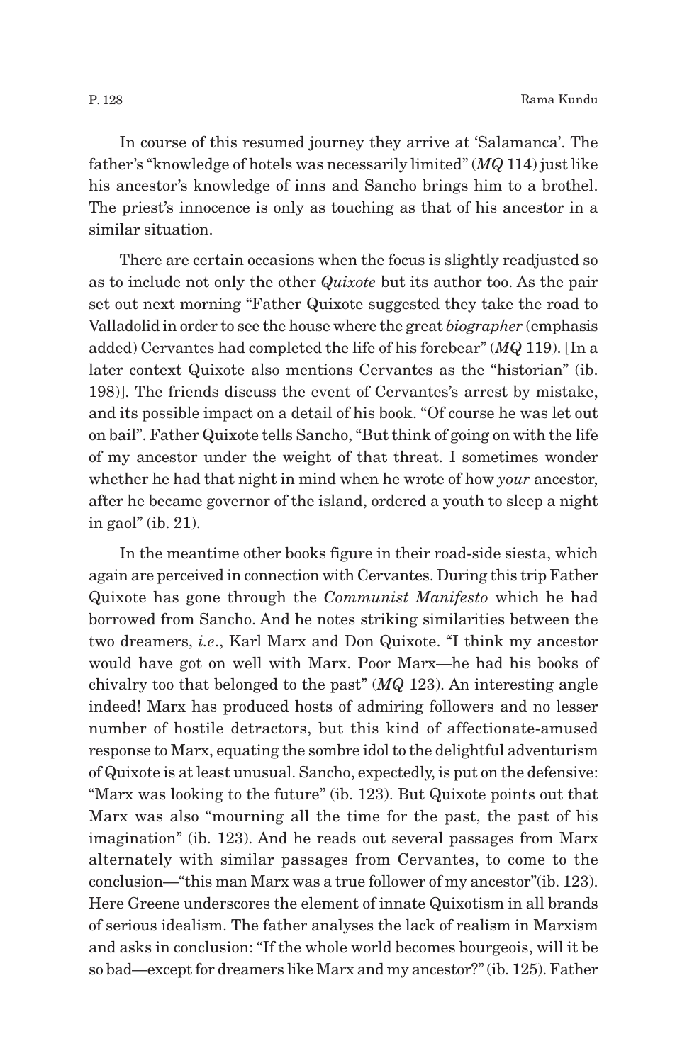In course of this resumed journey they arrive at 'Salamanca'. The father's "knowledge of hotels was necessarily limited" (*MQ* 114) just like his ancestor's knowledge of inns and Sancho brings him to a brothel. The priest's innocence is only as touching as that of his ancestor in a similar situation.

There are certain occasions when the focus is slightly readjusted so as to include not only the other *Quixote* but its author too. As the pair set out next morning "Father Quixote suggested they take the road to Valladolid in order to see the house where the great *biographer* (emphasis added) Cervantes had completed the life of his forebear" (*MQ* 119). [In a later context Quixote also mentions Cervantes as the "historian" (ib. 198)]. The friends discuss the event of Cervantes's arrest by mistake, and its possible impact on a detail of his book. "Of course he was let out on bail". Father Quixote tells Sancho, "But think of going on with the life of my ancestor under the weight of that threat. I sometimes wonder whether he had that night in mind when he wrote of how *your* ancestor, after he became governor of the island, ordered a youth to sleep a night in gaol" (ib. 21).

In the meantime other books figure in their road-side siesta, which again are perceived in connection with Cervantes. During this trip Father Quixote has gone through the *Communist Manifesto* which he had borrowed from Sancho. And he notes striking similarities between the two dreamers, *i.e*., Karl Marx and Don Quixote. "I think my ancestor would have got on well with Marx. Poor Marx—he had his books of chivalry too that belonged to the past" (*MQ* 123). An interesting angle indeed! Marx has produced hosts of admiring followers and no lesser number of hostile detractors, but this kind of affectionate-amused response to Marx, equating the sombre idol to the delightful adventurism of Quixote is at least unusual. Sancho, expectedly, is put on the defensive: "Marx was looking to the future" (ib. 123). But Quixote points out that Marx was also "mourning all the time for the past, the past of his imagination" (ib. 123). And he reads out several passages from Marx alternately with similar passages from Cervantes, to come to the conclusion—"this man Marx was a true follower of my ancestor"(ib. 123). Here Greene underscores the element of innate Quixotism in all brands of serious idealism. The father analyses the lack of realism in Marxism and asks in conclusion: "If the whole world becomes bourgeois, will it be so bad—except for dreamers like Marx and my ancestor?" (ib. 125). Father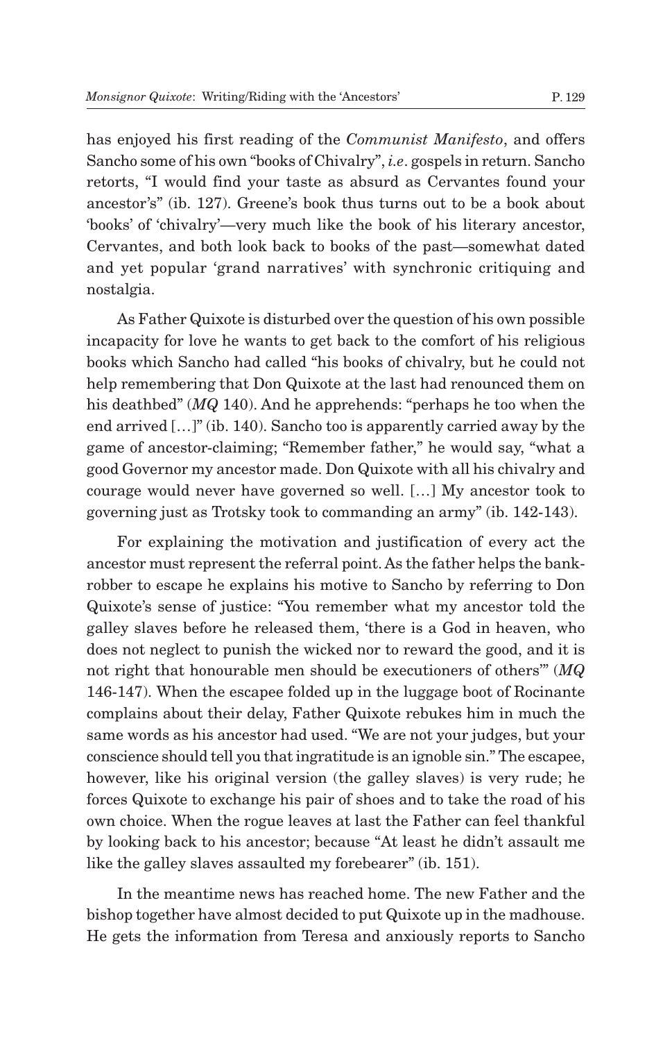has enjoyed his first reading of the *Communist Manifesto*, and offers Sancho some of his own "books of Chivalry", *i.e*. gospels in return. Sancho retorts, "I would find your taste as absurd as Cervantes found your ancestor's" (ib. 127). Greene's book thus turns out to be a book about 'books' of 'chivalry'—very much like the book of his literary ancestor, Cervantes, and both look back to books of the past—somewhat dated and yet popular 'grand narratives' with synchronic critiquing and nostalgia.

As Father Quixote is disturbed over the question of his own possible incapacity for love he wants to get back to the comfort of his religious books which Sancho had called "his books of chivalry, but he could not help remembering that Don Quixote at the last had renounced them on his deathbed" (*MQ* 140). And he apprehends: "perhaps he too when the end arrived […]" (ib. 140). Sancho too is apparently carried away by the game of ancestor-claiming; "Remember father," he would say, "what a good Governor my ancestor made. Don Quixote with all his chivalry and courage would never have governed so well. […] My ancestor took to governing just as Trotsky took to commanding an army" (ib. 142-143).

For explaining the motivation and justification of every act the ancestor must represent the referral point. As the father helps the bank-robber to escape he explains his motive to Sancho by referring to Don Quixote's sense of justice: "You remember what my ancestor told the galley slaves before he released them, 'there is a God in heaven, who does not neglect to punish the wicked nor to reward the good, and it is not right that honourable men should be executioners of others'" (*MQ* 146-147). When the escapee folded up in the luggage boot of Rocinante complains about their delay, Father Quixote rebukes him in much the same words as his ancestor had used. "We are not your judges, but your conscience should tell you that ingratitude is an ignoble sin." The escapee, however, like his original version (the galley slaves) is very rude; he forces Quixote to exchange his pair of shoes and to take the road of his own choice. When the rogue leaves at last the Father can feel thankful by looking back to his ancestor; because "At least he didn't assault me like the galley slaves assaulted my forebearer" (ib. 151).

In the meantime news has reached home. The new Father and the bishop together have almost decided to put Quixote up in the madhouse. He gets the information from Teresa and anxiously reports to Sancho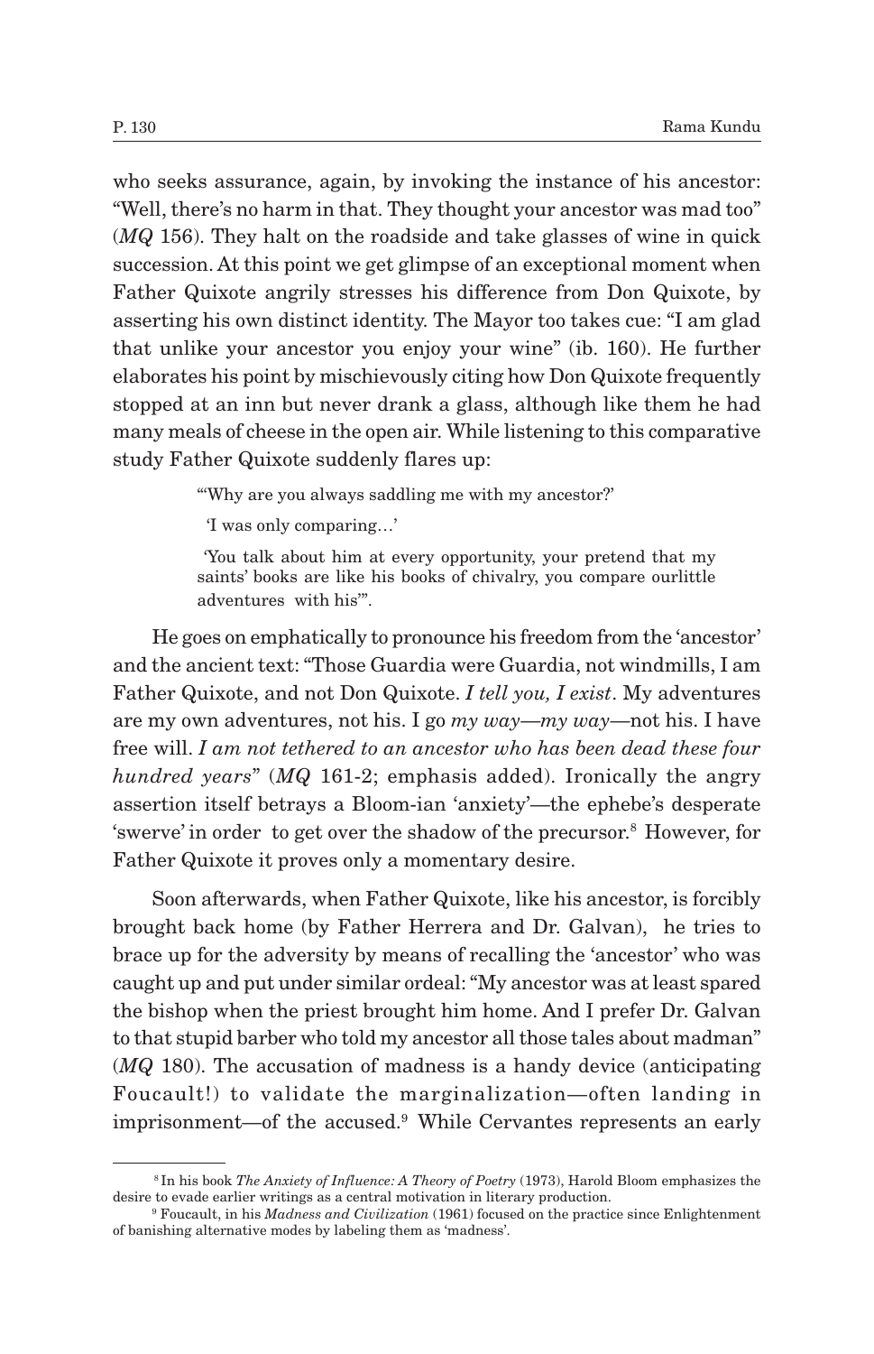who seeks assurance, again, by invoking the instance of his ancestor: "Well, there's no harm in that. They thought your ancestor was mad too" (*MQ* 156). They halt on the roadside and take glasses of wine in quick succession. At this point we get glimpse of an exceptional moment when Father Quixote angrily stresses his difference from Don Quixote, by asserting his own distinct identity. The Mayor too takes cue: "I am glad that unlike your ancestor you enjoy your wine" (ib. 160). He further elaborates his point by mischievously citing how Don Quixote frequently stopped at an inn but never drank a glass, although like them he had many meals of cheese in the open air. While listening to this comparative study Father Quixote suddenly flares up:

> "'Why are you always saddling me with my ancestor?'
>
> 'I was only comparing…'
>
> 'You talk about him at every opportunity, your pretend that my saints' books are like his books of chivalry, you compare ourlittle adventures with his'".

He goes on emphatically to pronounce his freedom from the 'ancestor' and the ancient text: "Those Guardia were Guardia, not windmills, I am Father Quixote, and not Don Quixote. *I tell you, I exist*. My adventures are my own adventures, not his. I go *my way—my way*—not his. I have free will. *I am not tethered to an ancestor who has been dead these four hundred years*" (*MQ* 161-2; emphasis added). Ironically the angry assertion itself betrays a Bloom-ian 'anxiety'—the ephebe's desperate 'swerve' in order to get over the shadow of the precursor.[8] However, for Father Quixote it proves only a momentary desire.

Soon afterwards, when Father Quixote, like his ancestor, is forcibly brought back home (by Father Herrera and Dr. Galvan), he tries to brace up for the adversity by means of recalling the 'ancestor' who was caught up and put under similar ordeal: "My ancestor was at least spared the bishop when the priest brought him home. And I prefer Dr. Galvan to that stupid barber who told my ancestor all those tales about madman" (*MQ* 180). The accusation of madness is a handy device (anticipating Foucault!) to validate the marginalization—often landing in imprisonment—of the accused.[9] While Cervantes represents an early

---

[8] In his book *The Anxiety of Influence: A Theory of Poetry* (1973), Harold Bloom emphasizes the desire to evade earlier writings as a central motivation in literary production.

[9] Foucault, in his *Madness and Civilization* (1961) focused on the practice since Enlightenment of banishing alternative modes by labeling them as 'madness'.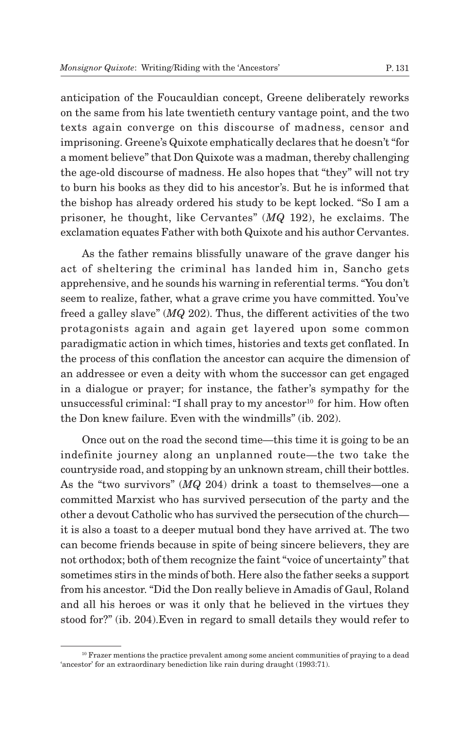anticipation of the Foucauldian concept, Greene deliberately reworks on the same from his late twentieth century vantage point, and the two texts again converge on this discourse of madness, censor and imprisoning. Greene's Quixote emphatically declares that he doesn't "for a moment believe" that Don Quixote was a madman, thereby challenging the age-old discourse of madness. He also hopes that "they" will not try to burn his books as they did to his ancestor's. But he is informed that the bishop has already ordered his study to be kept locked. "So I am a prisoner, he thought, like Cervantes" (*MQ* 192), he exclaims. The exclamation equates Father with both Quixote and his author Cervantes.

As the father remains blissfully unaware of the grave danger his act of sheltering the criminal has landed him in, Sancho gets apprehensive, and he sounds his warning in referential terms. "You don't seem to realize, father, what a grave crime you have committed. You've freed a galley slave" (*MQ* 202). Thus, the different activities of the two protagonists again and again get layered upon some common paradigmatic action in which times, histories and texts get conflated. In the process of this conflation the ancestor can acquire the dimension of an addressee or even a deity with whom the successor can get engaged in a dialogue or prayer; for instance, the father's sympathy for the unsuccessful criminal: "I shall pray to my ancestor[10] for him. How often the Don knew failure. Even with the windmills" (ib. 202).

Once out on the road the second time—this time it is going to be an indefinite journey along an unplanned route—the two take the countryside road, and stopping by an unknown stream, chill their bottles. As the "two survivors" (*MQ* 204) drink a toast to themselves—one a committed Marxist who has survived persecution of the party and the other a devout Catholic who has survived the persecution of the church—it is also a toast to a deeper mutual bond they have arrived at. The two can become friends because in spite of being sincere believers, they are not orthodox; both of them recognize the faint "voice of uncertainty" that sometimes stirs in the minds of both. Here also the father seeks a support from his ancestor. "Did the Don really believe in Amadis of Gaul, Roland and all his heroes or was it only that he believed in the virtues they stood for?" (ib. 204).Even in regard to small details they would refer to

[10] Frazer mentions the practice prevalent among some ancient communities of praying to a dead 'ancestor' for an extraordinary benediction like rain during draught (1993:71).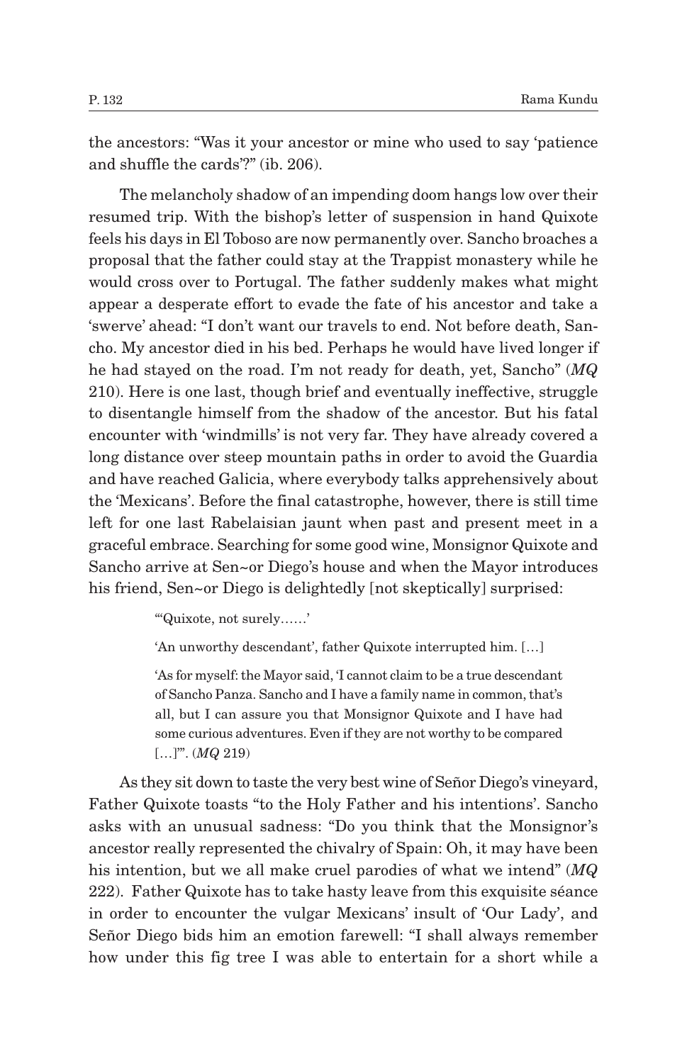the ancestors: "Was it your ancestor or mine who used to say 'patience and shuffle the cards'?" (ib. 206).

The melancholy shadow of an impending doom hangs low over their resumed trip. With the bishop's letter of suspension in hand Quixote feels his days in El Toboso are now permanently over. Sancho broaches a proposal that the father could stay at the Trappist monastery while he would cross over to Portugal. The father suddenly makes what might appear a desperate effort to evade the fate of his ancestor and take a 'swerve' ahead: "I don't want our travels to end. Not before death, Sancho. My ancestor died in his bed. Perhaps he would have lived longer if he had stayed on the road. I'm not ready for death, yet, Sancho" (*MQ* 210). Here is one last, though brief and eventually ineffective, struggle to disentangle himself from the shadow of the ancestor. But his fatal encounter with 'windmills' is not very far. They have already covered a long distance over steep mountain paths in order to avoid the Guardia and have reached Galicia, where everybody talks apprehensively about the 'Mexicans'. Before the final catastrophe, however, there is still time left for one last Rabelaisian jaunt when past and present meet in a graceful embrace. Searching for some good wine, Monsignor Quixote and Sancho arrive at Sen~or Diego's house and when the Mayor introduces his friend, Sen~or Diego is delightedly [not skeptically] surprised:

> "'Quixote, not surely……'
>
> 'An unworthy descendant', father Quixote interrupted him. […]
>
> 'As for myself: the Mayor said, 'I cannot claim to be a true descendant of Sancho Panza. Sancho and I have a family name in common, that's all, but I can assure you that Monsignor Quixote and I have had some curious adventures. Even if they are not worthy to be compared […]'". (*MQ* 219)

As they sit down to taste the very best wine of Señor Diego's vineyard, Father Quixote toasts "to the Holy Father and his intentions'. Sancho asks with an unusual sadness: "Do you think that the Monsignor's ancestor really represented the chivalry of Spain: Oh, it may have been his intention, but we all make cruel parodies of what we intend" (*MQ* 222). Father Quixote has to take hasty leave from this exquisite séance in order to encounter the vulgar Mexicans' insult of 'Our Lady', and Señor Diego bids him an emotion farewell: "I shall always remember how under this fig tree I was able to entertain for a short while a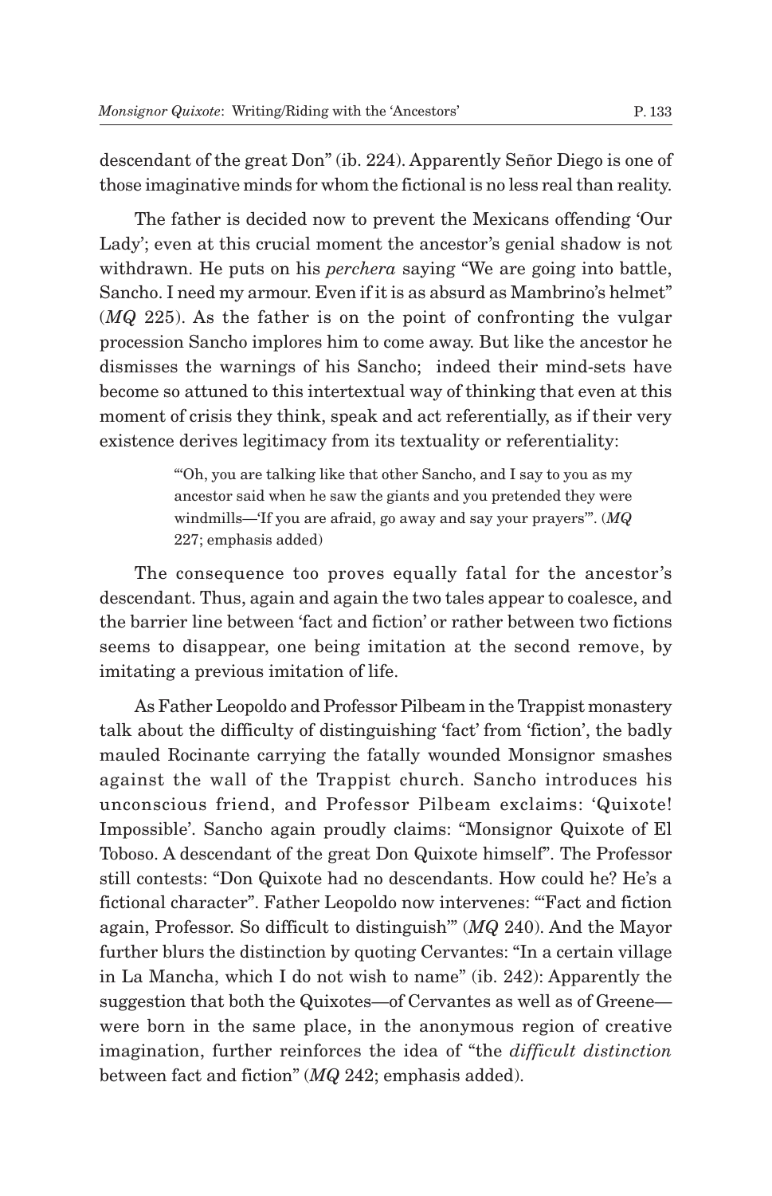descendant of the great Don" (ib. 224). Apparently Señor Diego is one of those imaginative minds for whom the fictional is no less real than reality.

The father is decided now to prevent the Mexicans offending 'Our Lady'; even at this crucial moment the ancestor's genial shadow is not withdrawn. He puts on his *perchera* saying "We are going into battle, Sancho. I need my armour. Even if it is as absurd as Mambrino's helmet" (*MQ* 225). As the father is on the point of confronting the vulgar procession Sancho implores him to come away. But like the ancestor he dismisses the warnings of his Sancho; indeed their mind-sets have become so attuned to this intertextual way of thinking that even at this moment of crisis they think, speak and act referentially, as if their very existence derives legitimacy from its textuality or referentiality:

> "'Oh, you are talking like that other Sancho, and I say to you as my ancestor said when he saw the giants and you pretended they were windmills—'If you are afraid, go away and say your prayers'". (*MQ* 227; emphasis added)

The consequence too proves equally fatal for the ancestor's descendant. Thus, again and again the two tales appear to coalesce, and the barrier line between 'fact and fiction' or rather between two fictions seems to disappear, one being imitation at the second remove, by imitating a previous imitation of life.

As Father Leopoldo and Professor Pilbeam in the Trappist monastery talk about the difficulty of distinguishing 'fact' from 'fiction', the badly mauled Rocinante carrying the fatally wounded Monsignor smashes against the wall of the Trappist church. Sancho introduces his unconscious friend, and Professor Pilbeam exclaims: 'Quixote! Impossible'. Sancho again proudly claims: "Monsignor Quixote of El Toboso. A descendant of the great Don Quixote himself". The Professor still contests: "Don Quixote had no descendants. How could he? He's a fictional character". Father Leopoldo now intervenes: "'Fact and fiction again, Professor. So difficult to distinguish'" (*MQ* 240). And the Mayor further blurs the distinction by quoting Cervantes: "In a certain village in La Mancha, which I do not wish to name" (ib. 242): Apparently the suggestion that both the Quixotes—of Cervantes as well as of Greene—were born in the same place, in the anonymous region of creative imagination, further reinforces the idea of "the *difficult distinction* between fact and fiction" (*MQ* 242; emphasis added).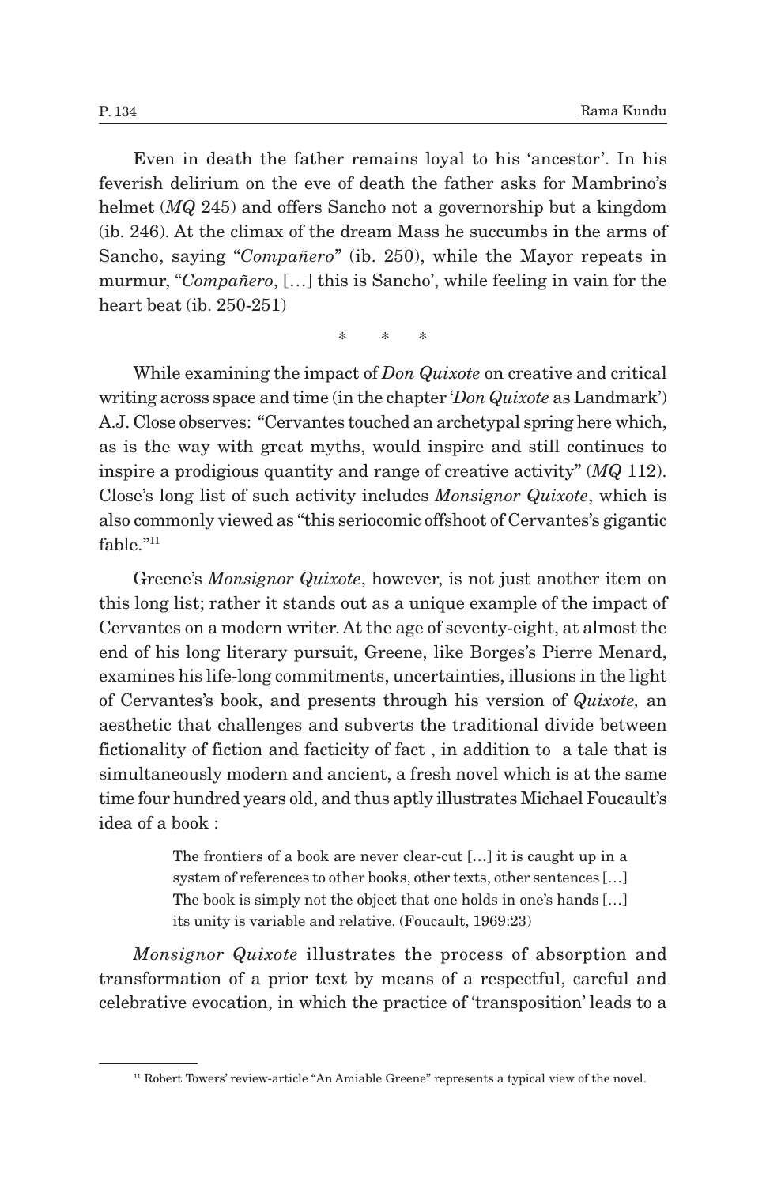Even in death the father remains loyal to his 'ancestor'. In his feverish delirium on the eve of death the father asks for Mambrino's helmet (*MQ* 245) and offers Sancho not a governorship but a kingdom (ib. 246). At the climax of the dream Mass he succumbs in the arms of Sancho, saying "*Compañero*" (ib. 250), while the Mayor repeats in murmur, "*Compañero*, […] this is Sancho', while feeling in vain for the heart beat (ib. 250-251)

\* \* \*

While examining the impact of *Don Quixote* on creative and critical writing across space and time (in the chapter '*Don Quixote* as Landmark') A.J. Close observes: "Cervantes touched an archetypal spring here which, as is the way with great myths, would inspire and still continues to inspire a prodigious quantity and range of creative activity" (*MQ* 112). Close's long list of such activity includes *Monsignor Quixote*, which is also commonly viewed as "this seriocomic offshoot of Cervantes's gigantic fable."[11]

Greene's *Monsignor Quixote*, however, is not just another item on this long list; rather it stands out as a unique example of the impact of Cervantes on a modern writer. At the age of seventy-eight, at almost the end of his long literary pursuit, Greene, like Borges's Pierre Menard, examines his life-long commitments, uncertainties, illusions in the light of Cervantes's book, and presents through his version of *Quixote,* an aesthetic that challenges and subverts the traditional divide between fictionality of fiction and facticity of fact , in addition to a tale that is simultaneously modern and ancient, a fresh novel which is at the same time four hundred years old, and thus aptly illustrates Michael Foucault's idea of a book :

> The frontiers of a book are never clear-cut […] it is caught up in a system of references to other books, other texts, other sentences […] The book is simply not the object that one holds in one's hands […] its unity is variable and relative. (Foucault, 1969:23)

*Monsignor Quixote* illustrates the process of absorption and transformation of a prior text by means of a respectful, careful and celebrative evocation, in which the practice of 'transposition' leads to a

---

[11] Robert Towers' review-article "An Amiable Greene" represents a typical view of the novel.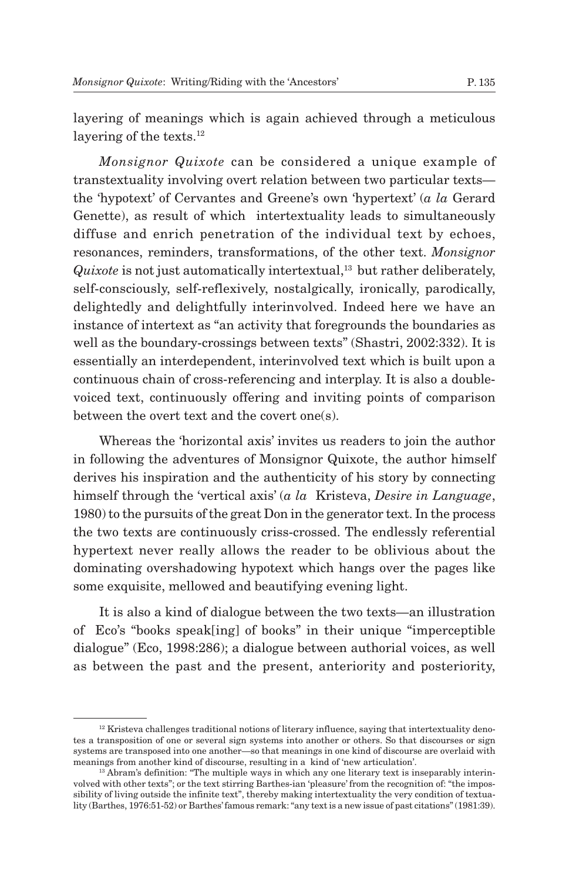layering of meanings which is again achieved through a meticulous layering of the texts.[12]

*Monsignor Quixote* can be considered a unique example of transtextuality involving overt relation between two particular texts—the 'hypotext' of Cervantes and Greene's own 'hypertext' (*a la* Gerard Genette), as result of which intertextuality leads to simultaneously diffuse and enrich penetration of the individual text by echoes, resonances, reminders, transformations, of the other text. *Monsignor Quixote* is not just automatically intertextual,[13] but rather deliberately, self-consciously, self-reflexively, nostalgically, ironically, parodically, delightedly and delightfully interinvolved. Indeed here we have an instance of intertext as "an activity that foregrounds the boundaries as well as the boundary-crossings between texts" (Shastri, 2002:332). It is essentially an interdependent, interinvolved text which is built upon a continuous chain of cross-referencing and interplay. It is also a double-voiced text, continuously offering and inviting points of comparison between the overt text and the covert one(s).

Whereas the 'horizontal axis' invites us readers to join the author in following the adventures of Monsignor Quixote, the author himself derives his inspiration and the authenticity of his story by connecting himself through the 'vertical axis' (*a la* Kristeva, *Desire in Language*, 1980) to the pursuits of the great Don in the generator text. In the process the two texts are continuously criss-crossed. The endlessly referential hypertext never really allows the reader to be oblivious about the dominating overshadowing hypotext which hangs over the pages like some exquisite, mellowed and beautifying evening light.

It is also a kind of dialogue between the two texts—an illustration of Eco's "books speak[ing] of books" in their unique "imperceptible dialogue" (Eco, 1998:286); a dialogue between authorial voices, as well as between the past and the present, anteriority and posteriority,

---

[12] Kristeva challenges traditional notions of literary influence, saying that intertextuality denotes a transposition of one or several sign systems into another or others. So that discourses or sign systems are transposed into one another—so that meanings in one kind of discourse are overlaid with meanings from another kind of discourse, resulting in a kind of 'new articulation'.

[13] Abram's definition: "The multiple ways in which any one literary text is inseparably interinvolved with other texts"; or the text stirring Barthes-ian 'pleasure' from the recognition of: "the impossibility of living outside the infinite text", thereby making intertextuality the very condition of textuality (Barthes, 1976:51-52) or Barthes' famous remark: "any text is a new issue of past citations" (1981:39).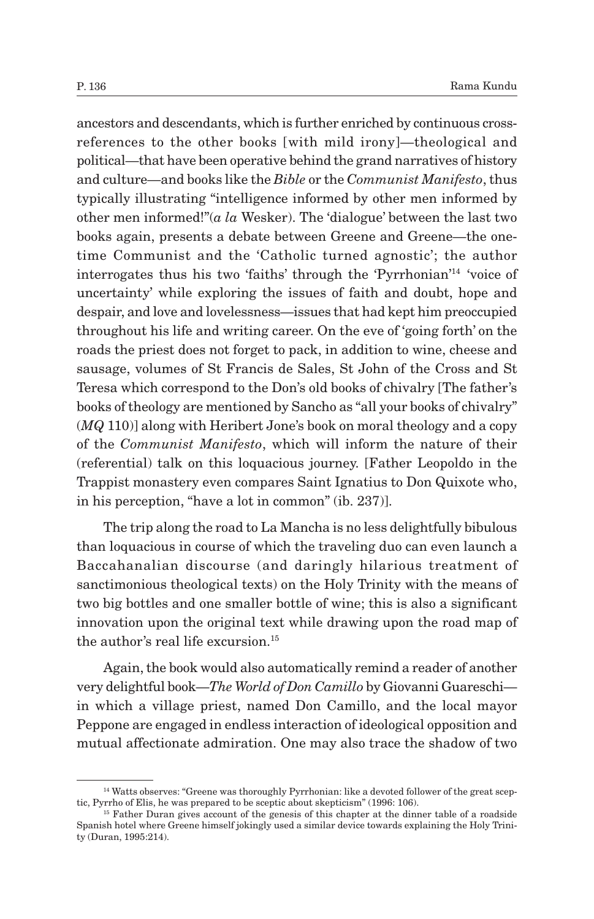ancestors and descendants, which is further enriched by continuous cross-references to the other books [with mild irony]—theological and political—that have been operative behind the grand narratives of history and culture—and books like the *Bible* or the *Communist Manifesto*, thus typically illustrating "intelligence informed by other men informed by other men informed!"(*a la* Wesker). The 'dialogue' between the last two books again, presents a debate between Greene and Greene—the one-time Communist and the 'Catholic turned agnostic'; the author interrogates thus his two 'faiths' through the 'Pyrrhonian'[14] 'voice of uncertainty' while exploring the issues of faith and doubt, hope and despair, and love and lovelessness—issues that had kept him preoccupied throughout his life and writing career. On the eve of 'going forth' on the roads the priest does not forget to pack, in addition to wine, cheese and sausage, volumes of St Francis de Sales, St John of the Cross and St Teresa which correspond to the Don's old books of chivalry [The father's books of theology are mentioned by Sancho as "all your books of chivalry" (*MQ* 110)] along with Heribert Jone's book on moral theology and a copy of the *Communist Manifesto*, which will inform the nature of their (referential) talk on this loquacious journey. [Father Leopoldo in the Trappist monastery even compares Saint Ignatius to Don Quixote who, in his perception, "have a lot in common" (ib. 237)].

The trip along the road to La Mancha is no less delightfully bibulous than loquacious in course of which the traveling duo can even launch a Baccahanalian discourse (and daringly hilarious treatment of sanctimonious theological texts) on the Holy Trinity with the means of two big bottles and one smaller bottle of wine; this is also a significant innovation upon the original text while drawing upon the road map of the author's real life excursion.[15]

Again, the book would also automatically remind a reader of another very delightful book—*The World of Don Camillo* by Giovanni Guareschi—in which a village priest, named Don Camillo, and the local mayor Peppone are engaged in endless interaction of ideological opposition and mutual affectionate admiration. One may also trace the shadow of two

---

[14] Watts observes: "Greene was thoroughly Pyrrhonian: like a devoted follower of the great sceptic, Pyrrho of Elis, he was prepared to be sceptic about skepticism" (1996: 106).

[15] Father Duran gives account of the genesis of this chapter at the dinner table of a roadside Spanish hotel where Greene himself jokingly used a similar device towards explaining the Holy Trinity (Duran, 1995:214).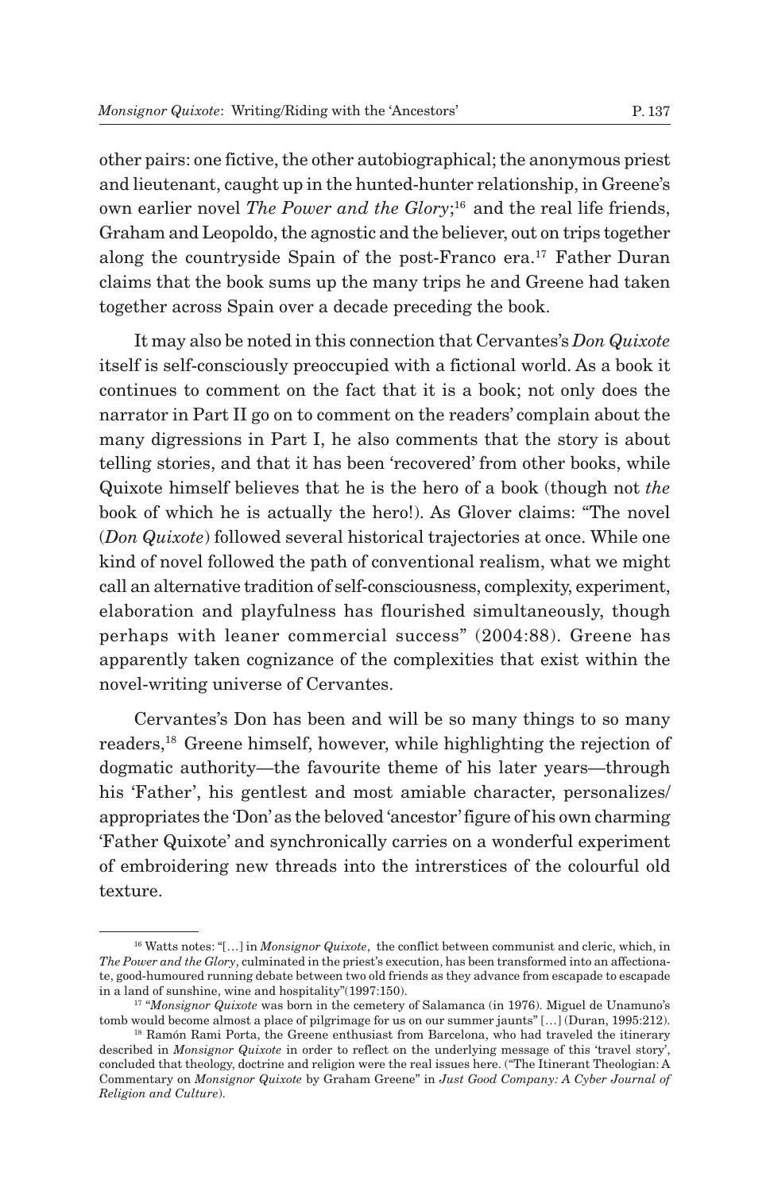other pairs: one fictive, the other autobiographical; the anonymous priest and lieutenant, caught up in the hunted-hunter relationship, in Greene's own earlier novel *The Power and the Glory*;[16] and the real life friends, Graham and Leopoldo, the agnostic and the believer, out on trips together along the countryside Spain of the post-Franco era.[17] Father Duran claims that the book sums up the many trips he and Greene had taken together across Spain over a decade preceding the book.

It may also be noted in this connection that Cervantes's *Don Quixote* itself is self-consciously preoccupied with a fictional world. As a book it continues to comment on the fact that it is a book; not only does the narrator in Part II go on to comment on the readers' complain about the many digressions in Part I, he also comments that the story is about telling stories, and that it has been 'recovered' from other books, while Quixote himself believes that he is the hero of a book (though not *the* book of which he is actually the hero!). As Glover claims: "The novel (*Don Quixote*) followed several historical trajectories at once. While one kind of novel followed the path of conventional realism, what we might call an alternative tradition of self-consciousness, complexity, experiment, elaboration and playfulness has flourished simultaneously, though perhaps with leaner commercial success" (2004:88). Greene has apparently taken cognizance of the complexities that exist within the novel-writing universe of Cervantes.

Cervantes's Don has been and will be so many things to so many readers,[18] Greene himself, however, while highlighting the rejection of dogmatic authority—the favourite theme of his later years—through his 'Father', his gentlest and most amiable character, personalizes/appropriates the 'Don' as the beloved 'ancestor' figure of his own charming 'Father Quixote' and synchronically carries on a wonderful experiment of embroidering new threads into the intrerstices of the colourful old texture.

---

[16] Watts notes: "[…] in *Monsignor Quixote*, the conflict between communist and cleric, which, in *The Power and the Glory*, culminated in the priest's execution, has been transformed into an affectionate, good-humoured running debate between two old friends as they advance from escapade to escapade in a land of sunshine, wine and hospitality"(1997:150).

[17] "*Monsignor Quixote* was born in the cemetery of Salamanca (in 1976). Miguel de Unamuno's tomb would become almost a place of pilgrimage for us on our summer jaunts" […] (Duran, 1995:212).

[18] Ramón Rami Porta, the Greene enthusiast from Barcelona, who had traveled the itinerary described in *Monsignor Quixote* in order to reflect on the underlying message of this 'travel story', concluded that theology, doctrine and religion were the real issues here. ("The Itinerant Theologian: A Commentary on *Monsignor Quixote* by Graham Greene" in *Just Good Company: A Cyber Journal of Religion and Culture*).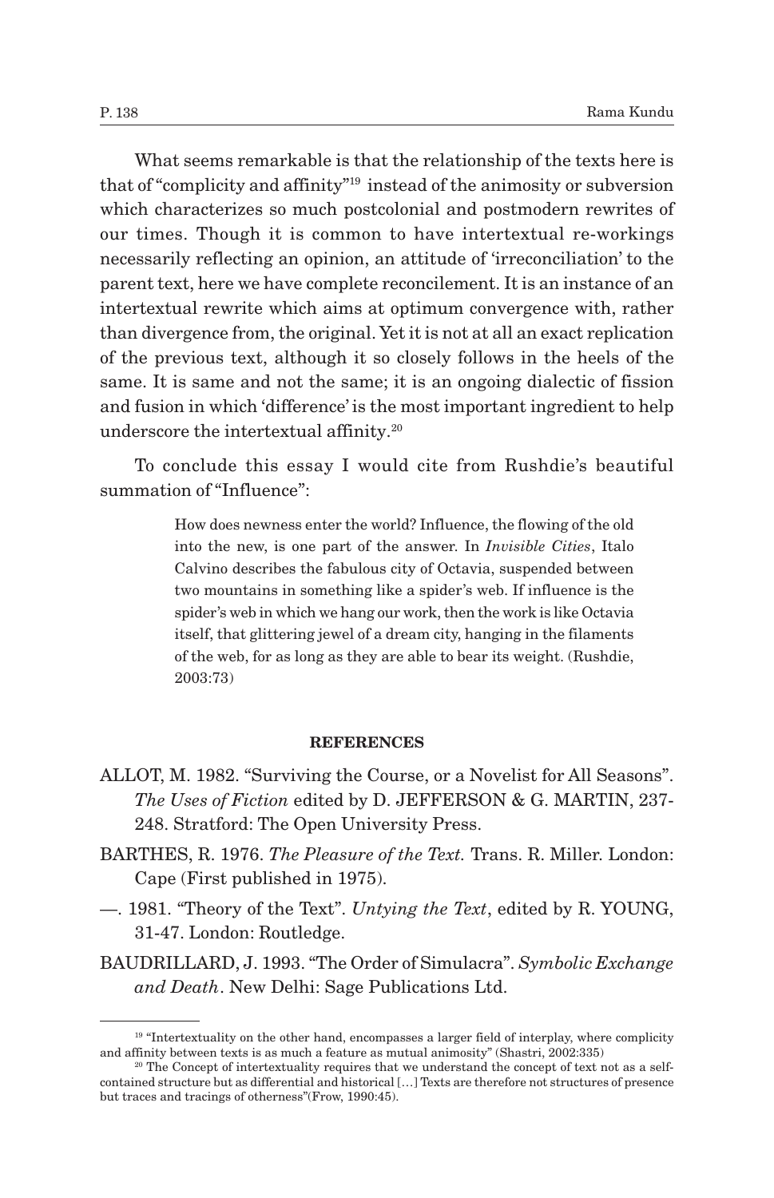What seems remarkable is that the relationship of the texts here is that of "complicity and affinity"[19] instead of the animosity or subversion which characterizes so much postcolonial and postmodern rewrites of our times. Though it is common to have intertextual re-workings necessarily reflecting an opinion, an attitude of 'irreconciliation' to the parent text, here we have complete reconcilement. It is an instance of an intertextual rewrite which aims at optimum convergence with, rather than divergence from, the original. Yet it is not at all an exact replication of the previous text, although it so closely follows in the heels of the same. It is same and not the same; it is an ongoing dialectic of fission and fusion in which 'difference' is the most important ingredient to help underscore the intertextual affinity.[20]

To conclude this essay I would cite from Rushdie's beautiful summation of "Influence":

> How does newness enter the world? Influence, the flowing of the old into the new, is one part of the answer. In *Invisible Cities*, Italo Calvino describes the fabulous city of Octavia, suspended between two mountains in something like a spider's web. If influence is the spider's web in which we hang our work, then the work is like Octavia itself, that glittering jewel of a dream city, hanging in the filaments of the web, for as long as they are able to bear its weight. (Rushdie, 2003:73)

#### REFERENCES

ALLOT, M. 1982. "Surviving the Course, or a Novelist for All Seasons". *The Uses of Fiction* edited by D. JEFFERSON & G. MARTIN, 237-248. Stratford: The Open University Press.

BARTHES, R. 1976. *The Pleasure of the Text.* Trans. R. Miller. London: Cape (First published in 1975).

—. 1981. "Theory of the Text". *Untying the Text*, edited by R. YOUNG, 31-47. London: Routledge.

BAUDRILLARD, J. 1993. "The Order of Simulacra". *Symbolic Exchange and Death*. New Delhi: Sage Publications Ltd.

---

[19] "Intertextuality on the other hand, encompasses a larger field of interplay, where complicity and affinity between texts is as much a feature as mutual animosity" (Shastri, 2002:335)

[20] The Concept of intertextuality requires that we understand the concept of text not as a self-contained structure but as differential and historical […] Texts are therefore not structures of presence but traces and tracings of otherness"(Frow, 1990:45).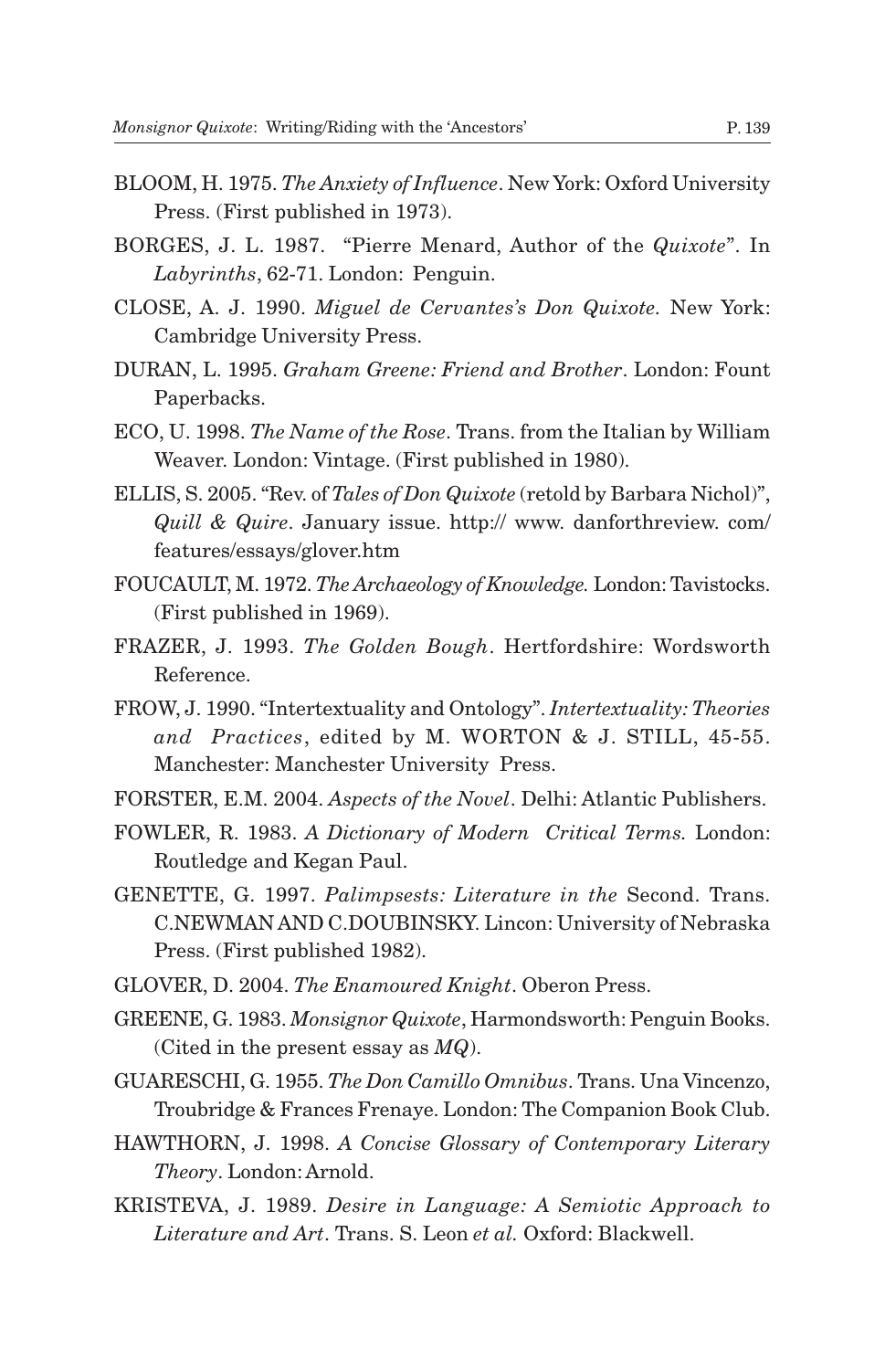BLOOM, H. 1975. *The Anxiety of Influence*. New York: Oxford University Press. (First published in 1973).

BORGES, J. L. 1987. "Pierre Menard, Author of the *Quixote*". In *Labyrinths*, 62-71. London: Penguin.

CLOSE, A. J. 1990. *Miguel de Cervantes's Don Quixote*. New York: Cambridge University Press.

DURAN, L. 1995. *Graham Greene: Friend and Brother*. London: Fount Paperbacks.

ECO, U. 1998. *The Name of the Rose*. Trans. from the Italian by William Weaver. London: Vintage. (First published in 1980).

ELLIS, S. 2005. "Rev. of *Tales of Don Quixote* (retold by Barbara Nichol)", *Quill & Quire*. January issue. http:// www. danforthreview. com/ features/essays/glover.htm

FOUCAULT, M. 1972. *The Archaeology of Knowledge.* London: Tavistocks. (First published in 1969).

FRAZER, J. 1993. *The Golden Bough*. Hertfordshire: Wordsworth Reference.

FROW, J. 1990. "Intertextuality and Ontology". *Intertextuality: Theories and Practices*, edited by M. WORTON & J. STILL, 45-55. Manchester: Manchester University Press.

FORSTER, E.M. 2004. *Aspects of the Novel*. Delhi: Atlantic Publishers.

FOWLER, R. 1983. *A Dictionary of Modern Critical Terms.* London: Routledge and Kegan Paul.

GENETTE, G. 1997. *Palimpsests: Literature in the* Second. Trans. C.NEWMAN AND C.DOUBINSKY. Lincon: University of Nebraska Press. (First published 1982).

GLOVER, D. 2004. *The Enamoured Knight*. Oberon Press.

GREENE, G. 1983. *Monsignor Quixote*, Harmondsworth: Penguin Books. (Cited in the present essay as *MQ*).

GUARESCHI, G. 1955. *The Don Camillo Omnibus*. Trans. Una Vincenzo, Troubridge & Frances Frenaye. London: The Companion Book Club.

HAWTHORN, J. 1998. *A Concise Glossary of Contemporary Literary Theory*. London: Arnold.

KRISTEVA, J. 1989. *Desire in Language: A Semiotic Approach to Literature and Art*. Trans. S. Leon *et al.* Oxford: Blackwell.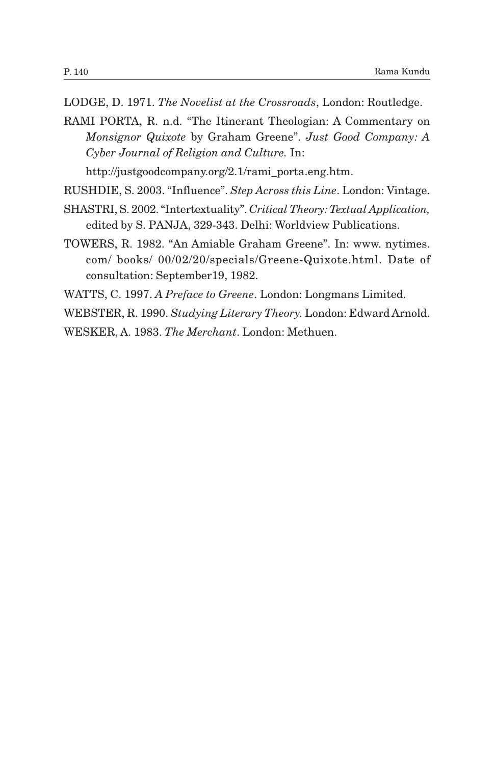LODGE, D. 1971. *The Novelist at the Crossroads*, London: Routledge.

RAMI PORTA, R. n.d. "The Itinerant Theologian: A Commentary on *Monsignor Quixote* by Graham Greene". *Just Good Company: A Cyber Journal of Religion and Culture.* In:

http://justgoodcompany.org/2.1/rami_porta.eng.htm.

RUSHDIE, S. 2003. "Influence". *Step Across this Line*. London: Vintage.

SHASTRI, S. 2002. "Intertextuality". *Critical Theory: Textual Application,* edited by S. PANJA, 329-343. Delhi: Worldview Publications.

TOWERS, R. 1982. "An Amiable Graham Greene". In: www. nytimes. com/ books/ 00/02/20/specials/Greene-Quixote.html. Date of consultation: September19, 1982.

WATTS, C. 1997. *A Preface to Greene*. London: Longmans Limited.

WEBSTER, R. 1990. *Studying Literary Theory.* London: Edward Arnold.

WESKER, A. 1983. *The Merchant*. London: Methuen.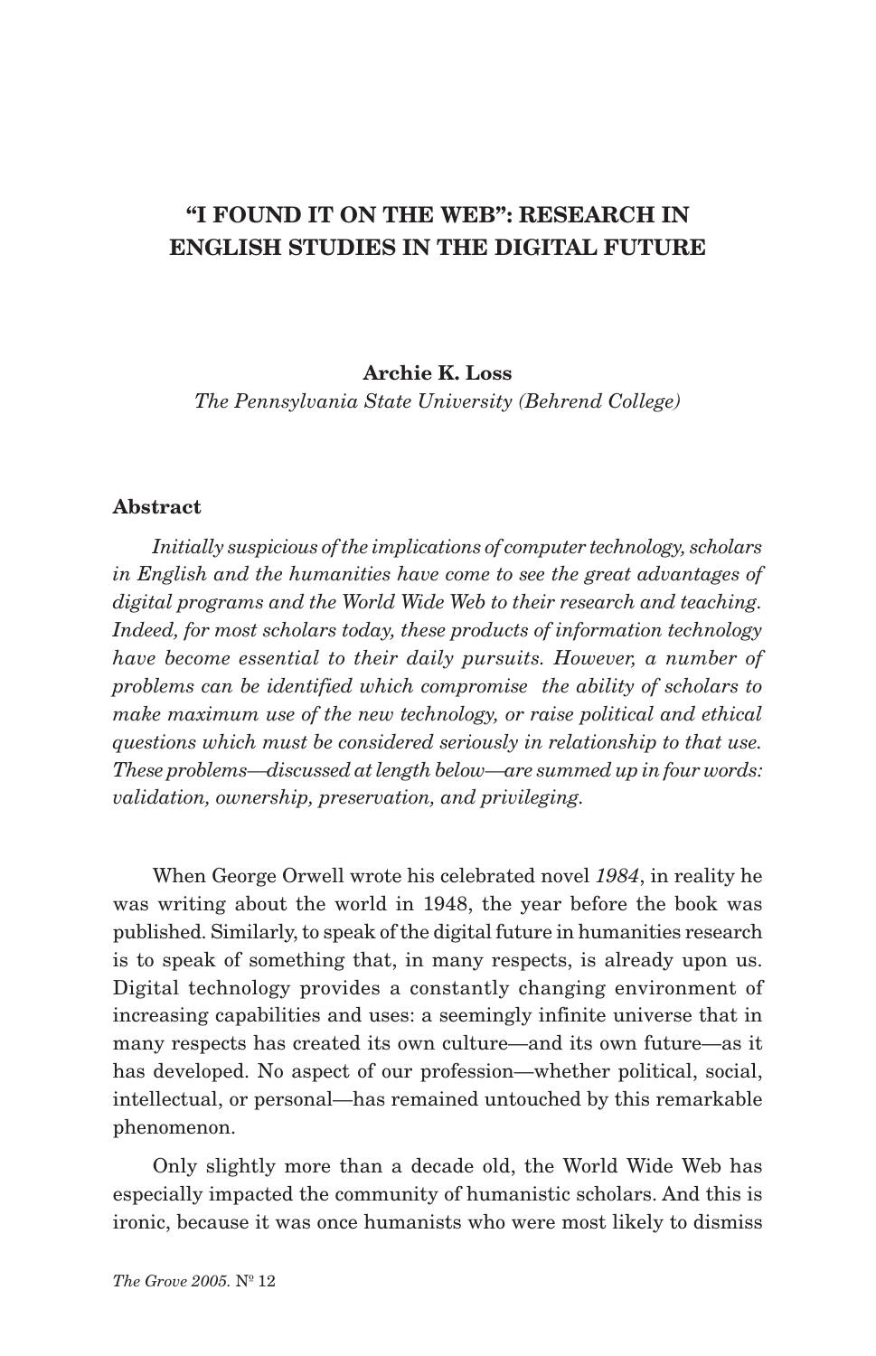# "I FOUND IT ON THE WEB": RESEARCH IN ENGLISH STUDIES IN THE DIGITAL FUTURE

**Archie K. Loss**

*The Pennsylvania State University (Behrend College)*

## Abstract

*Initially suspicious of the implications of computer technology, scholars in English and the humanities have come to see the great advantages of digital programs and the World Wide Web to their research and teaching. Indeed, for most scholars today, these products of information technology have become essential to their daily pursuits. However, a number of problems can be identified which compromise the ability of scholars to make maximum use of the new technology, or raise political and ethical questions which must be considered seriously in relationship to that use. These problems—discussed at length below—are summed up in four words: validation, ownership, preservation, and privileging.*

When George Orwell wrote his celebrated novel *1984*, in reality he was writing about the world in 1948, the year before the book was published. Similarly, to speak of the digital future in humanities research is to speak of something that, in many respects, is already upon us. Digital technology provides a constantly changing environment of increasing capabilities and uses: a seemingly infinite universe that in many respects has created its own culture—and its own future—as it has developed. No aspect of our profession—whether political, social, intellectual, or personal—has remained untouched by this remarkable phenomenon.

Only slightly more than a decade old, the World Wide Web has especially impacted the community of humanistic scholars. And this is ironic, because it was once humanists who were most likely to dismiss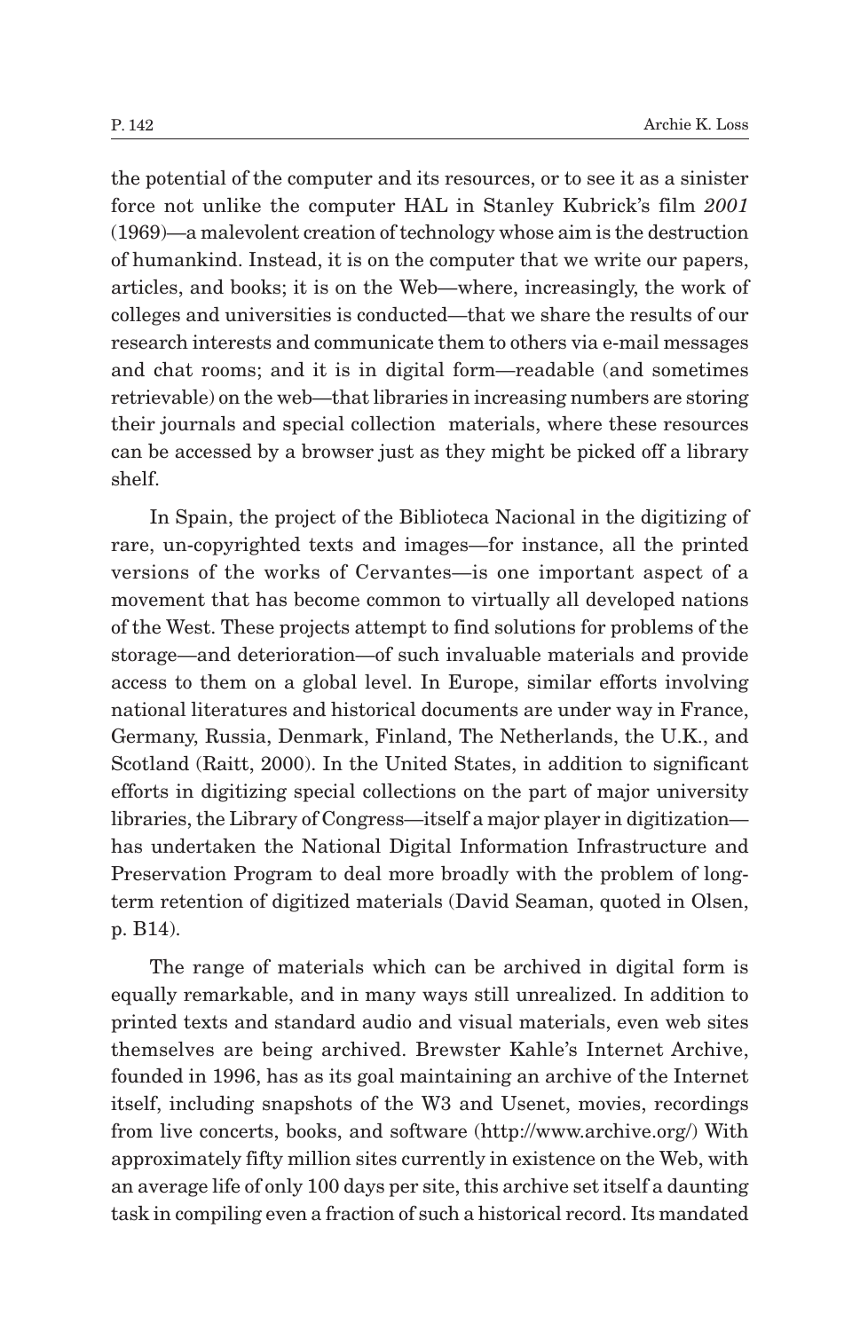the potential of the computer and its resources, or to see it as a sinister force not unlike the computer HAL in Stanley Kubrick's film *2001* (1969)—a malevolent creation of technology whose aim is the destruction of humankind. Instead, it is on the computer that we write our papers, articles, and books; it is on the Web—where, increasingly, the work of colleges and universities is conducted—that we share the results of our research interests and communicate them to others via e-mail messages and chat rooms; and it is in digital form—readable (and sometimes retrievable) on the web—that libraries in increasing numbers are storing their journals and special collection materials, where these resources can be accessed by a browser just as they might be picked off a library shelf.

In Spain, the project of the Biblioteca Nacional in the digitizing of rare, un-copyrighted texts and images—for instance, all the printed versions of the works of Cervantes—is one important aspect of a movement that has become common to virtually all developed nations of the West. These projects attempt to find solutions for problems of the storage—and deterioration—of such invaluable materials and provide access to them on a global level. In Europe, similar efforts involving national literatures and historical documents are under way in France, Germany, Russia, Denmark, Finland, The Netherlands, the U.K., and Scotland (Raitt, 2000). In the United States, in addition to significant efforts in digitizing special collections on the part of major university libraries, the Library of Congress—itself a major player in digitization—has undertaken the National Digital Information Infrastructure and Preservation Program to deal more broadly with the problem of long-term retention of digitized materials (David Seaman, quoted in Olsen, p. B14).

The range of materials which can be archived in digital form is equally remarkable, and in many ways still unrealized. In addition to printed texts and standard audio and visual materials, even web sites themselves are being archived. Brewster Kahle's Internet Archive, founded in 1996, has as its goal maintaining an archive of the Internet itself, including snapshots of the W3 and Usenet, movies, recordings from live concerts, books, and software (http://www.archive.org/) With approximately fifty million sites currently in existence on the Web, with an average life of only 100 days per site, this archive set itself a daunting task in compiling even a fraction of such a historical record. Its mandated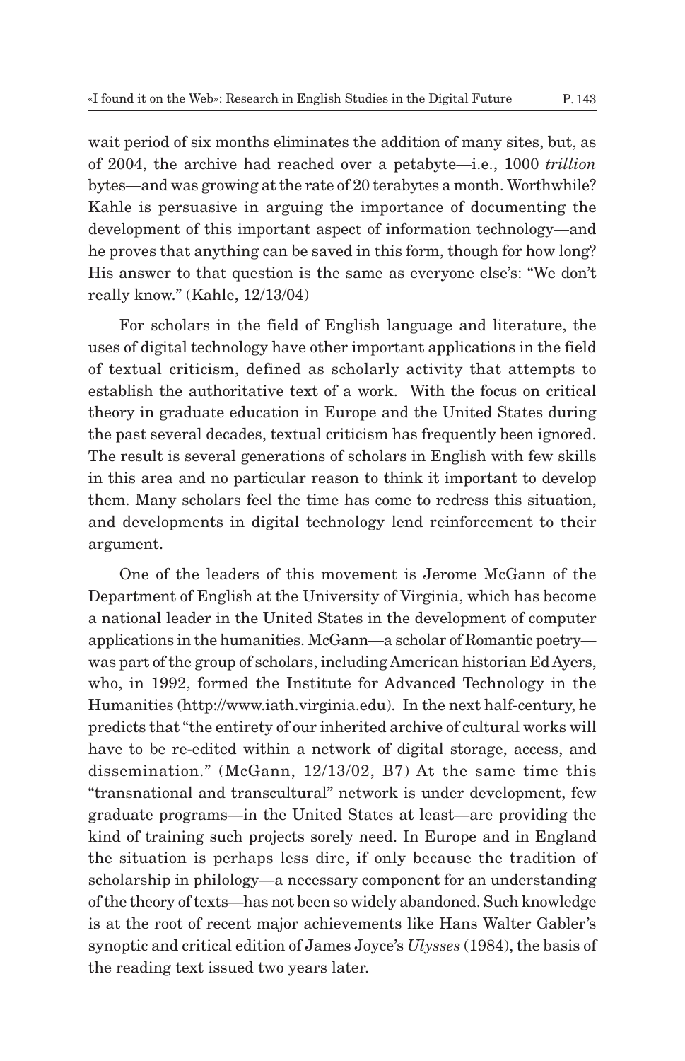wait period of six months eliminates the addition of many sites, but, as of 2004, the archive had reached over a petabyte—i.e., 1000 *trillion* bytes—and was growing at the rate of 20 terabytes a month. Worthwhile? Kahle is persuasive in arguing the importance of documenting the development of this important aspect of information technology—and he proves that anything can be saved in this form, though for how long? His answer to that question is the same as everyone else's: "We don't really know." (Kahle, 12/13/04)

For scholars in the field of English language and literature, the uses of digital technology have other important applications in the field of textual criticism, defined as scholarly activity that attempts to establish the authoritative text of a work. With the focus on critical theory in graduate education in Europe and the United States during the past several decades, textual criticism has frequently been ignored. The result is several generations of scholars in English with few skills in this area and no particular reason to think it important to develop them. Many scholars feel the time has come to redress this situation, and developments in digital technology lend reinforcement to their argument.

One of the leaders of this movement is Jerome McGann of the Department of English at the University of Virginia, which has become a national leader in the United States in the development of computer applications in the humanities. McGann—a scholar of Romantic poetry—was part of the group of scholars, including American historian Ed Ayers, who, in 1992, formed the Institute for Advanced Technology in the Humanities (http://www.iath.virginia.edu). In the next half-century, he predicts that "the entirety of our inherited archive of cultural works will have to be re-edited within a network of digital storage, access, and dissemination." (McGann, 12/13/02, B7) At the same time this "transnational and transcultural" network is under development, few graduate programs—in the United States at least—are providing the kind of training such projects sorely need. In Europe and in England the situation is perhaps less dire, if only because the tradition of scholarship in philology—a necessary component for an understanding of the theory of texts—has not been so widely abandoned. Such knowledge is at the root of recent major achievements like Hans Walter Gabler's synoptic and critical edition of James Joyce's *Ulysses* (1984), the basis of the reading text issued two years later.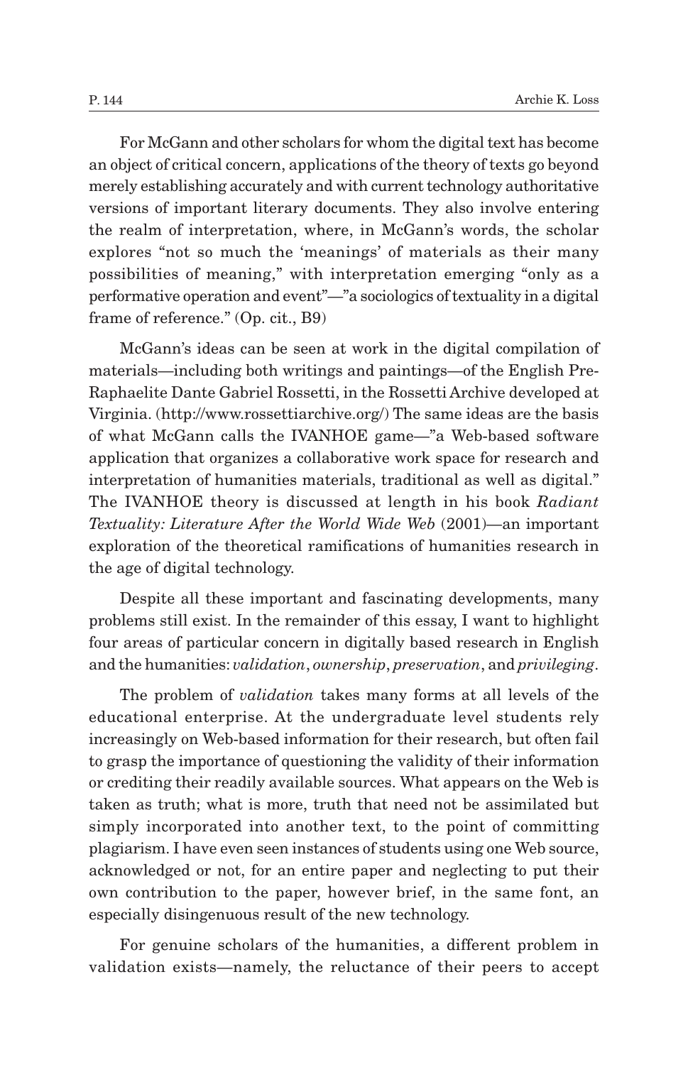For McGann and other scholars for whom the digital text has become an object of critical concern, applications of the theory of texts go beyond merely establishing accurately and with current technology authoritative versions of important literary documents. They also involve entering the realm of interpretation, where, in McGann's words, the scholar explores "not so much the 'meanings' of materials as their many possibilities of meaning," with interpretation emerging "only as a performative operation and event"—"a sociologics of textuality in a digital frame of reference." (Op. cit., B9)

McGann's ideas can be seen at work in the digital compilation of materials—including both writings and paintings—of the English Pre-Raphaelite Dante Gabriel Rossetti, in the Rossetti Archive developed at Virginia. (http://www.rossettiarchive.org/) The same ideas are the basis of what McGann calls the IVANHOE game—"a Web-based software application that organizes a collaborative work space for research and interpretation of humanities materials, traditional as well as digital." The IVANHOE theory is discussed at length in his book *Radiant Textuality: Literature After the World Wide Web* (2001)—an important exploration of the theoretical ramifications of humanities research in the age of digital technology.

Despite all these important and fascinating developments, many problems still exist. In the remainder of this essay, I want to highlight four areas of particular concern in digitally based research in English and the humanities: *validation*, *ownership*, *preservation*, and *privileging*.

The problem of *validation* takes many forms at all levels of the educational enterprise. At the undergraduate level students rely increasingly on Web-based information for their research, but often fail to grasp the importance of questioning the validity of their information or crediting their readily available sources. What appears on the Web is taken as truth; what is more, truth that need not be assimilated but simply incorporated into another text, to the point of committing plagiarism. I have even seen instances of students using one Web source, acknowledged or not, for an entire paper and neglecting to put their own contribution to the paper, however brief, in the same font, an especially disingenuous result of the new technology.

For genuine scholars of the humanities, a different problem in validation exists—namely, the reluctance of their peers to accept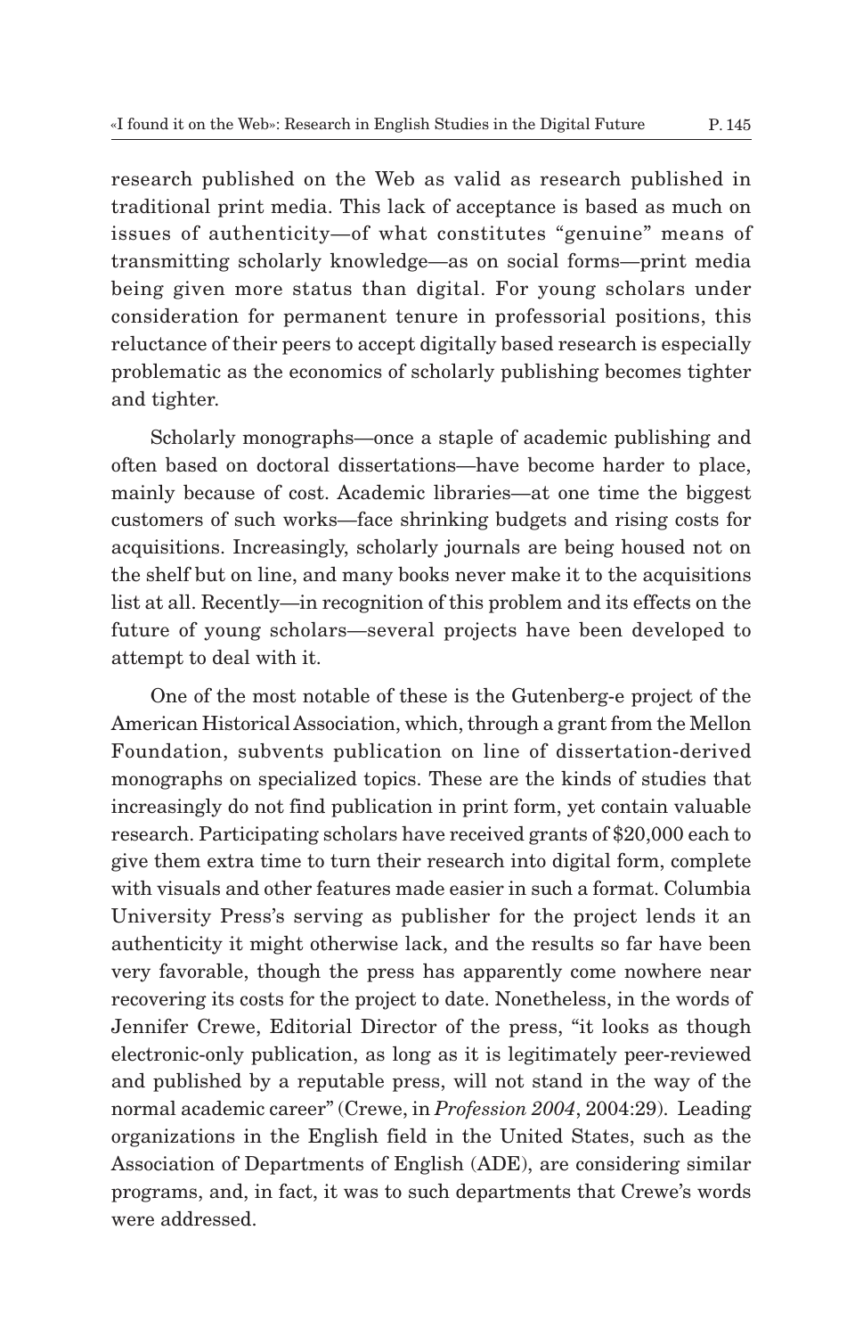research published on the Web as valid as research published in traditional print media. This lack of acceptance is based as much on issues of authenticity—of what constitutes "genuine" means of transmitting scholarly knowledge—as on social forms—print media being given more status than digital. For young scholars under consideration for permanent tenure in professorial positions, this reluctance of their peers to accept digitally based research is especially problematic as the economics of scholarly publishing becomes tighter and tighter.

Scholarly monographs—once a staple of academic publishing and often based on doctoral dissertations—have become harder to place, mainly because of cost. Academic libraries—at one time the biggest customers of such works—face shrinking budgets and rising costs for acquisitions. Increasingly, scholarly journals are being housed not on the shelf but on line, and many books never make it to the acquisitions list at all. Recently—in recognition of this problem and its effects on the future of young scholars—several projects have been developed to attempt to deal with it.

One of the most notable of these is the Gutenberg-e project of the American Historical Association, which, through a grant from the Mellon Foundation, subvents publication on line of dissertation-derived monographs on specialized topics. These are the kinds of studies that increasingly do not find publication in print form, yet contain valuable research. Participating scholars have received grants of $20,000 each to give them extra time to turn their research into digital form, complete with visuals and other features made easier in such a format. Columbia University Press's serving as publisher for the project lends it an authenticity it might otherwise lack, and the results so far have been very favorable, though the press has apparently come nowhere near recovering its costs for the project to date. Nonetheless, in the words of Jennifer Crewe, Editorial Director of the press, "it looks as though electronic-only publication, as long as it is legitimately peer-reviewed and published by a reputable press, will not stand in the way of the normal academic career" (Crewe, in *Profession 2004*, 2004:29). Leading organizations in the English field in the United States, such as the Association of Departments of English (ADE), are considering similar programs, and, in fact, it was to such departments that Crewe's words were addressed.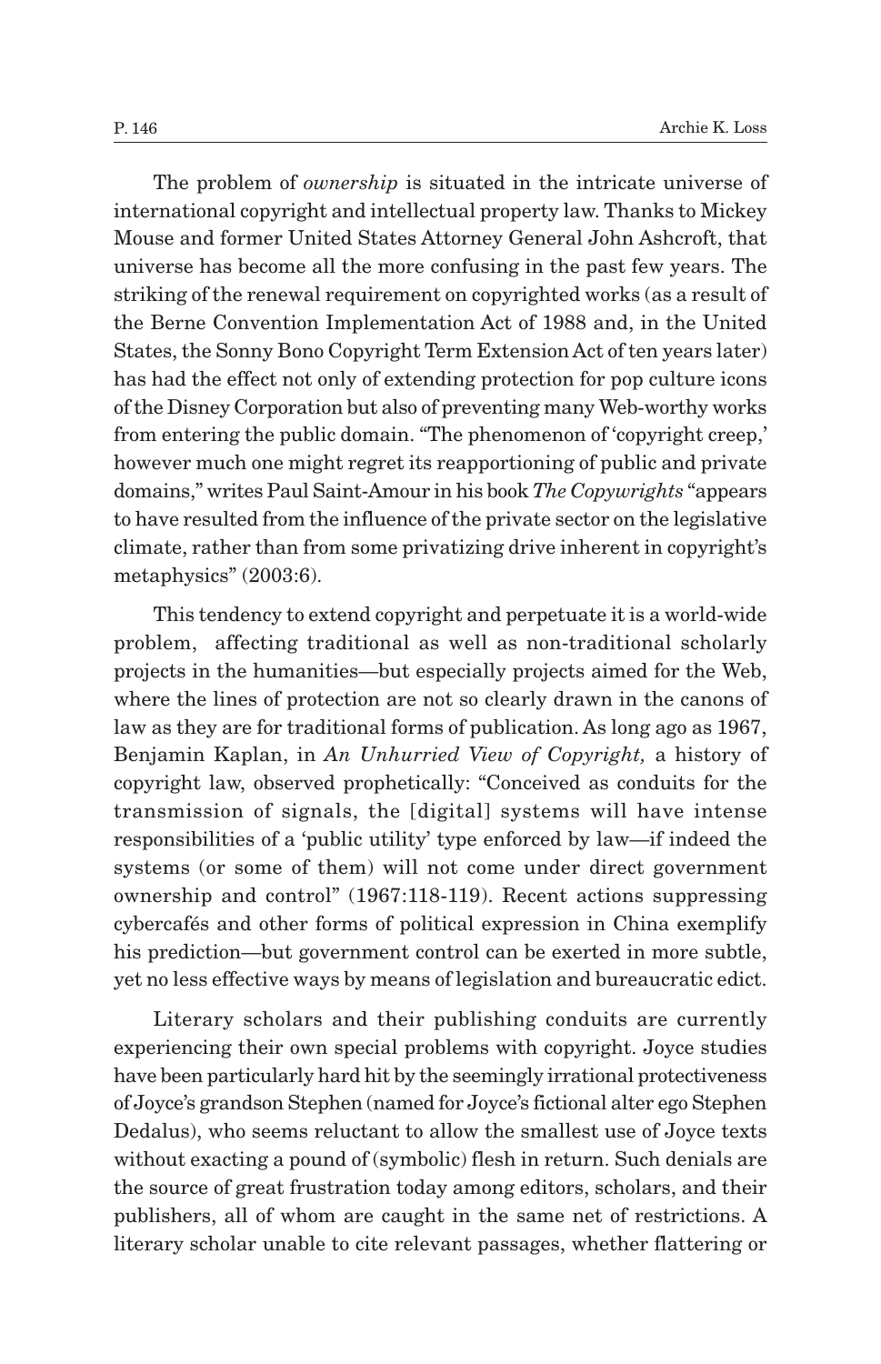The problem of *ownership* is situated in the intricate universe of international copyright and intellectual property law. Thanks to Mickey Mouse and former United States Attorney General John Ashcroft, that universe has become all the more confusing in the past few years. The striking of the renewal requirement on copyrighted works (as a result of the Berne Convention Implementation Act of 1988 and, in the United States, the Sonny Bono Copyright Term Extension Act of ten years later) has had the effect not only of extending protection for pop culture icons of the Disney Corporation but also of preventing many Web-worthy works from entering the public domain. "The phenomenon of 'copyright creep,' however much one might regret its reapportioning of public and private domains," writes Paul Saint-Amour in his book *The Copywrights* "appears to have resulted from the influence of the private sector on the legislative climate, rather than from some privatizing drive inherent in copyright's metaphysics" (2003:6).

This tendency to extend copyright and perpetuate it is a world-wide problem, affecting traditional as well as non-traditional scholarly projects in the humanities—but especially projects aimed for the Web, where the lines of protection are not so clearly drawn in the canons of law as they are for traditional forms of publication. As long ago as 1967, Benjamin Kaplan, in *An Unhurried View of Copyright,* a history of copyright law, observed prophetically: "Conceived as conduits for the transmission of signals, the [digital] systems will have intense responsibilities of a 'public utility' type enforced by law—if indeed the systems (or some of them) will not come under direct government ownership and control" (1967:118-119). Recent actions suppressing cybercafés and other forms of political expression in China exemplify his prediction—but government control can be exerted in more subtle, yet no less effective ways by means of legislation and bureaucratic edict.

Literary scholars and their publishing conduits are currently experiencing their own special problems with copyright. Joyce studies have been particularly hard hit by the seemingly irrational protectiveness of Joyce's grandson Stephen (named for Joyce's fictional alter ego Stephen Dedalus), who seems reluctant to allow the smallest use of Joyce texts without exacting a pound of (symbolic) flesh in return. Such denials are the source of great frustration today among editors, scholars, and their publishers, all of whom are caught in the same net of restrictions. A literary scholar unable to cite relevant passages, whether flattering or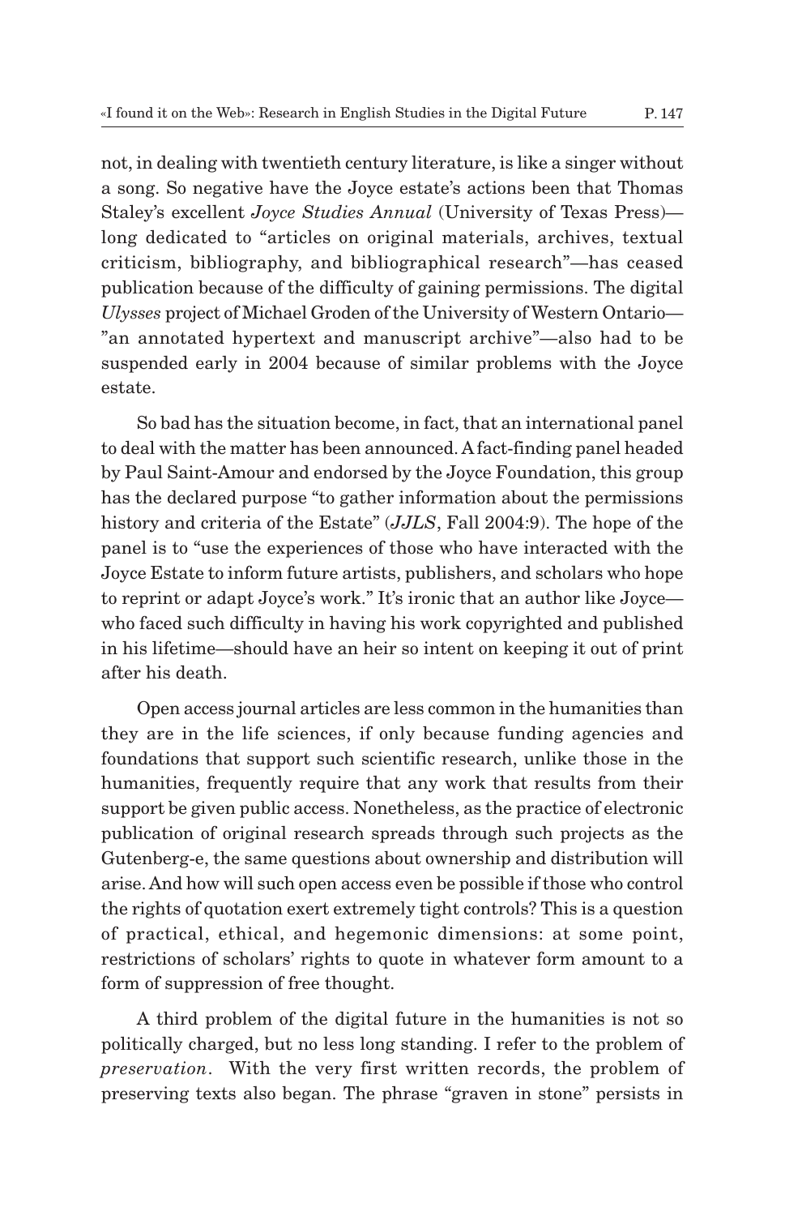not, in dealing with twentieth century literature, is like a singer without a song. So negative have the Joyce estate's actions been that Thomas Staley's excellent *Joyce Studies Annual* (University of Texas Press)—long dedicated to "articles on original materials, archives, textual criticism, bibliography, and bibliographical research"—has ceased publication because of the difficulty of gaining permissions. The digital *Ulysses* project of Michael Groden of the University of Western Ontario—"an annotated hypertext and manuscript archive"—also had to be suspended early in 2004 because of similar problems with the Joyce estate.

So bad has the situation become, in fact, that an international panel to deal with the matter has been announced. A fact-finding panel headed by Paul Saint-Amour and endorsed by the Joyce Foundation, this group has the declared purpose "to gather information about the permissions history and criteria of the Estate" (*JJLS*, Fall 2004:9). The hope of the panel is to "use the experiences of those who have interacted with the Joyce Estate to inform future artists, publishers, and scholars who hope to reprint or adapt Joyce's work." It's ironic that an author like Joyce—who faced such difficulty in having his work copyrighted and published in his lifetime—should have an heir so intent on keeping it out of print after his death.

Open access journal articles are less common in the humanities than they are in the life sciences, if only because funding agencies and foundations that support such scientific research, unlike those in the humanities, frequently require that any work that results from their support be given public access. Nonetheless, as the practice of electronic publication of original research spreads through such projects as the Gutenberg-e, the same questions about ownership and distribution will arise. And how will such open access even be possible if those who control the rights of quotation exert extremely tight controls? This is a question of practical, ethical, and hegemonic dimensions: at some point, restrictions of scholars' rights to quote in whatever form amount to a form of suppression of free thought.

A third problem of the digital future in the humanities is not so politically charged, but no less long standing. I refer to the problem of *preservation*. With the very first written records, the problem of preserving texts also began. The phrase "graven in stone" persists in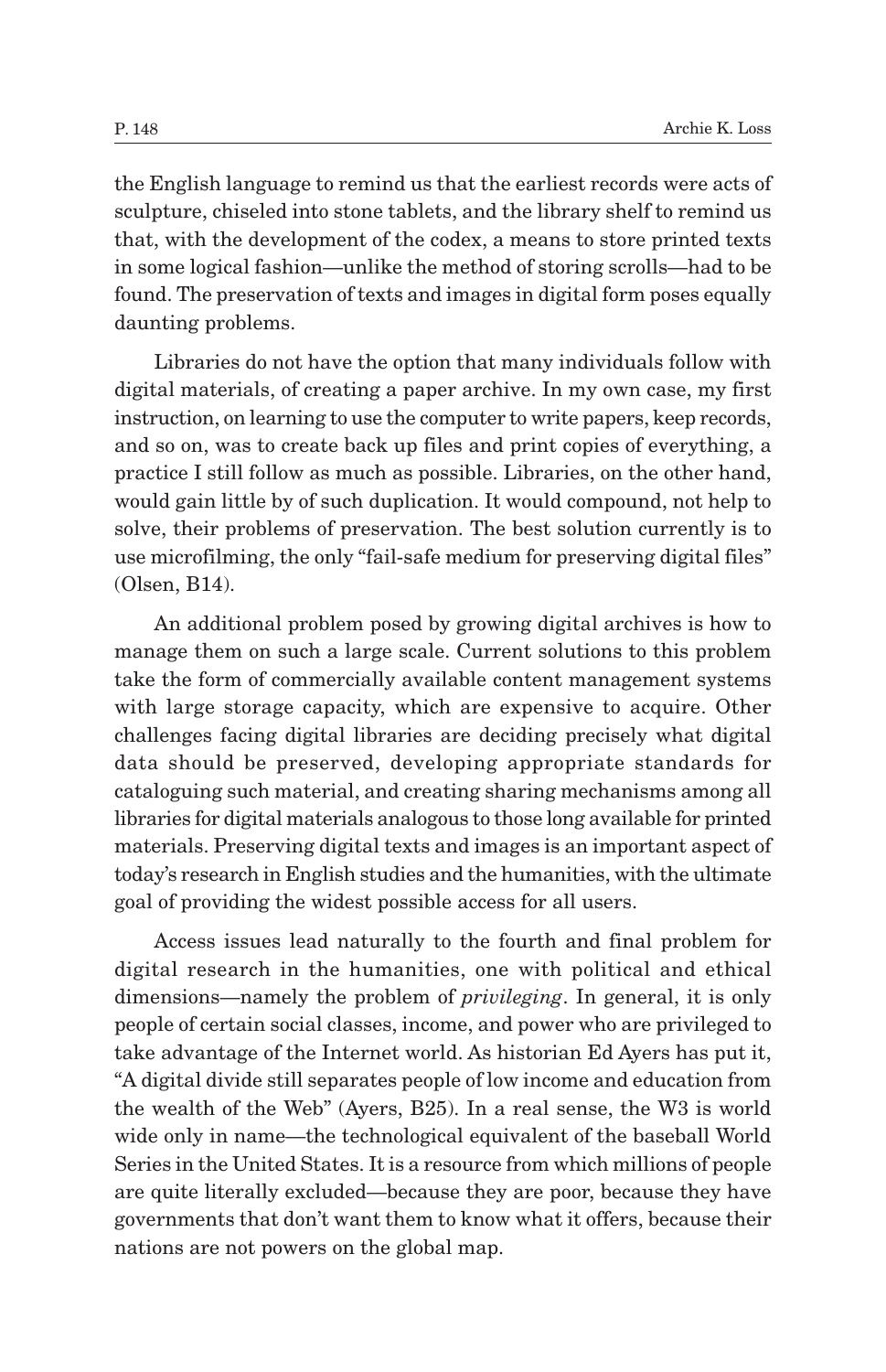the English language to remind us that the earliest records were acts of sculpture, chiseled into stone tablets, and the library shelf to remind us that, with the development of the codex, a means to store printed texts in some logical fashion—unlike the method of storing scrolls—had to be found. The preservation of texts and images in digital form poses equally daunting problems.

Libraries do not have the option that many individuals follow with digital materials, of creating a paper archive. In my own case, my first instruction, on learning to use the computer to write papers, keep records, and so on, was to create back up files and print copies of everything, a practice I still follow as much as possible. Libraries, on the other hand, would gain little by of such duplication. It would compound, not help to solve, their problems of preservation. The best solution currently is to use microfilming, the only "fail-safe medium for preserving digital files" (Olsen, B14).

An additional problem posed by growing digital archives is how to manage them on such a large scale. Current solutions to this problem take the form of commercially available content management systems with large storage capacity, which are expensive to acquire. Other challenges facing digital libraries are deciding precisely what digital data should be preserved, developing appropriate standards for cataloguing such material, and creating sharing mechanisms among all libraries for digital materials analogous to those long available for printed materials. Preserving digital texts and images is an important aspect of today's research in English studies and the humanities, with the ultimate goal of providing the widest possible access for all users.

Access issues lead naturally to the fourth and final problem for digital research in the humanities, one with political and ethical dimensions—namely the problem of *privileging*. In general, it is only people of certain social classes, income, and power who are privileged to take advantage of the Internet world. As historian Ed Ayers has put it, "A digital divide still separates people of low income and education from the wealth of the Web" (Ayers, B25). In a real sense, the W3 is world wide only in name—the technological equivalent of the baseball World Series in the United States. It is a resource from which millions of people are quite literally excluded—because they are poor, because they have governments that don't want them to know what it offers, because their nations are not powers on the global map.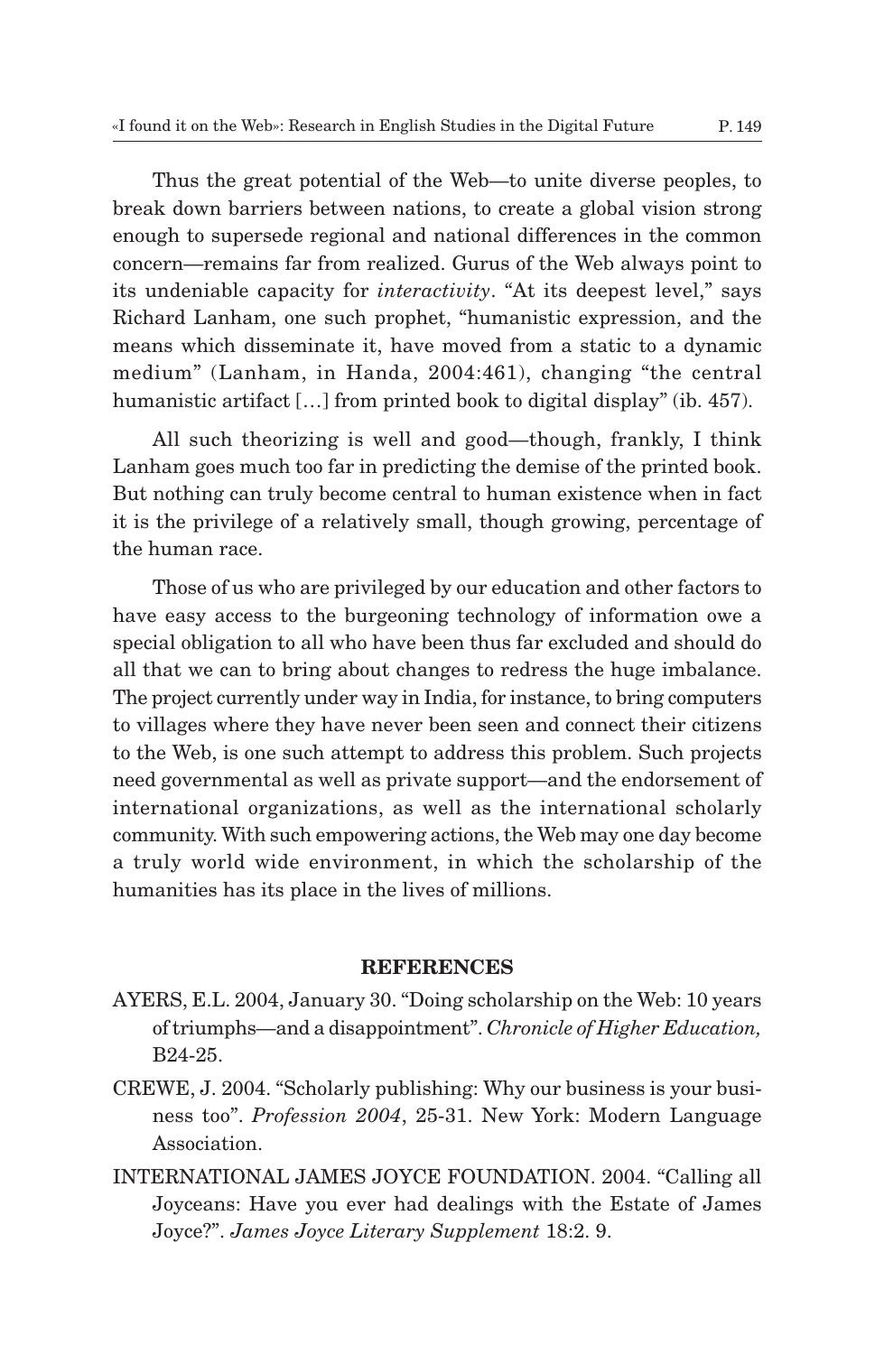Thus the great potential of the Web—to unite diverse peoples, to break down barriers between nations, to create a global vision strong enough to supersede regional and national differences in the common concern—remains far from realized. Gurus of the Web always point to its undeniable capacity for *interactivity*. "At its deepest level," says Richard Lanham, one such prophet, "humanistic expression, and the means which disseminate it, have moved from a static to a dynamic medium" (Lanham, in Handa, 2004:461), changing "the central humanistic artifact […] from printed book to digital display" (ib. 457).

All such theorizing is well and good—though, frankly, I think Lanham goes much too far in predicting the demise of the printed book. But nothing can truly become central to human existence when in fact it is the privilege of a relatively small, though growing, percentage of the human race.

Those of us who are privileged by our education and other factors to have easy access to the burgeoning technology of information owe a special obligation to all who have been thus far excluded and should do all that we can to bring about changes to redress the huge imbalance. The project currently under way in India, for instance, to bring computers to villages where they have never been seen and connect their citizens to the Web, is one such attempt to address this problem. Such projects need governmental as well as private support—and the endorsement of international organizations, as well as the international scholarly community. With such empowering actions, the Web may one day become a truly world wide environment, in which the scholarship of the humanities has its place in the lives of millions.

## REFERENCES

AYERS, E.L. 2004, January 30. "Doing scholarship on the Web: 10 years of triumphs—and a disappointment". *Chronicle of Higher Education,* B24-25.

CREWE, J. 2004. "Scholarly publishing: Why our business is your business too". *Profession 2004*, 25-31. New York: Modern Language Association.

INTERNATIONAL JAMES JOYCE FOUNDATION. 2004. "Calling all Joyceans: Have you ever had dealings with the Estate of James Joyce?". *James Joyce Literary Supplement* 18:2. 9.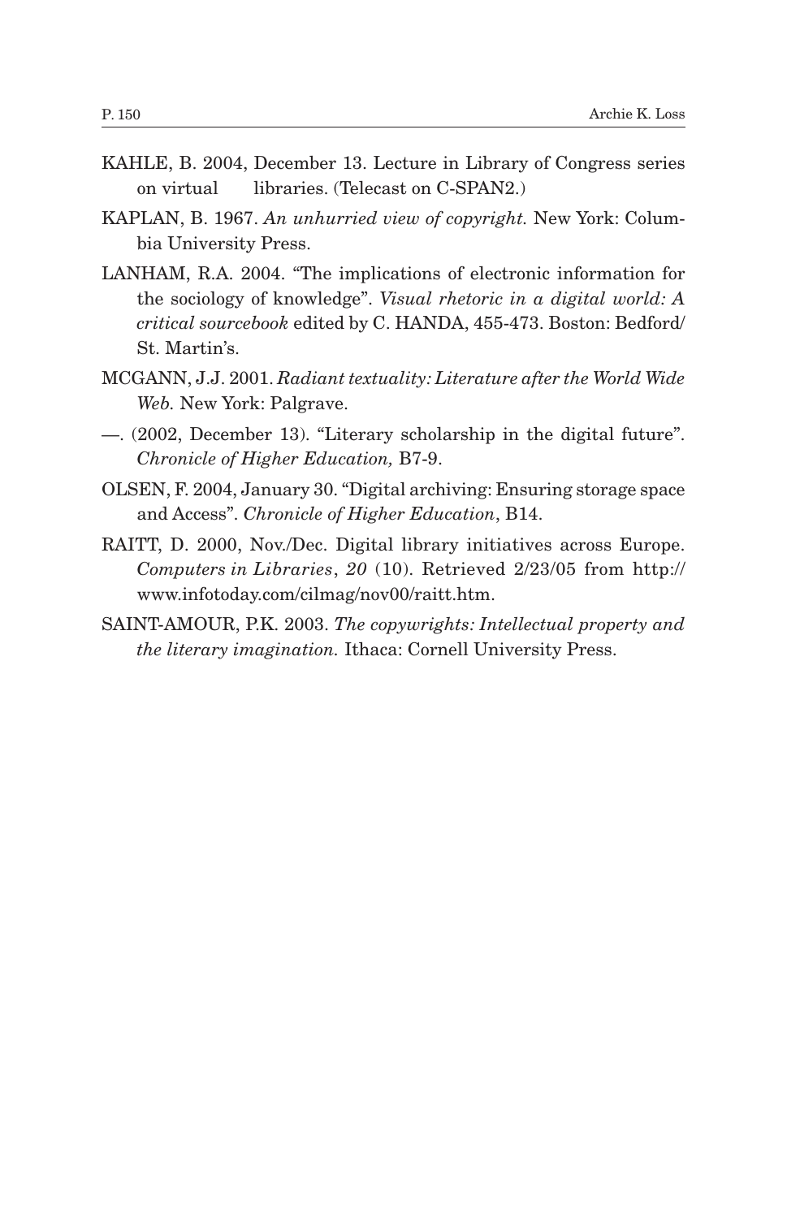KAHLE, B. 2004, December 13. Lecture in Library of Congress series on virtual libraries. (Telecast on C-SPAN2.)

KAPLAN, B. 1967. *An unhurried view of copyright.* New York: Columbia University Press.

LANHAM, R.A. 2004. "The implications of electronic information for the sociology of knowledge". *Visual rhetoric in a digital world: A critical sourcebook* edited by C. HANDA, 455-473. Boston: Bedford/St. Martin's.

MCGANN, J.J. 2001. *Radiant textuality: Literature after the World Wide Web.* New York: Palgrave.

—. (2002, December 13). "Literary scholarship in the digital future". *Chronicle of Higher Education,* B7-9.

OLSEN, F. 2004, January 30. "Digital archiving: Ensuring storage space and Access". *Chronicle of Higher Education*, B14.

RAITT, D. 2000, Nov./Dec. Digital library initiatives across Europe. *Computers in Libraries*, *20* (10). Retrieved 2/23/05 from http://www.infotoday.com/cilmag/nov00/raitt.htm.

SAINT-AMOUR, P.K. 2003. *The copywrights: Intellectual property and the literary imagination.* Ithaca: Cornell University Press.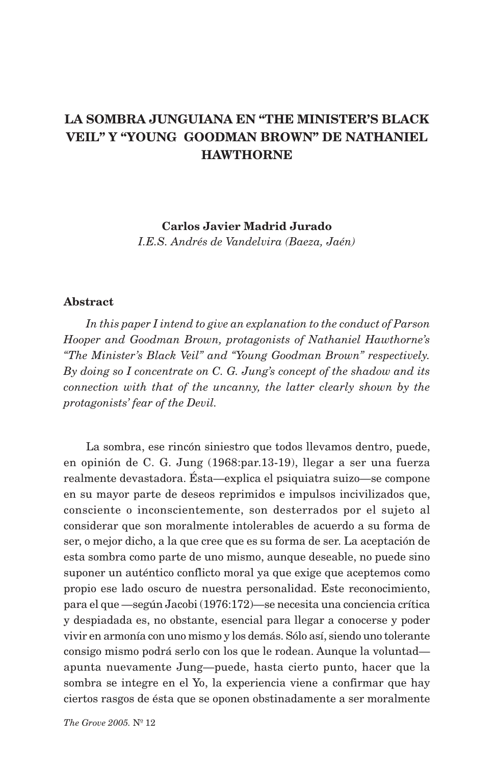# LA SOMBRA JUNGUIANA EN "THE MINISTER'S BLACK VEIL" Y "YOUNG GOODMAN BROWN" DE NATHANIEL HAWTHORNE

**Carlos Javier Madrid Jurado**
*I.E.S. Andrés de Vandelvira (Baeza, Jaén)*

## Abstract

*In this paper I intend to give an explanation to the conduct of Parson Hooper and Goodman Brown, protagonists of Nathaniel Hawthorne's "The Minister's Black Veil" and "Young Goodman Brown" respectively. By doing so I concentrate on C. G. Jung's concept of the shadow and its connection with that of the uncanny, the latter clearly shown by the protagonists' fear of the Devil.*

La sombra, ese rincón siniestro que todos llevamos dentro, puede, en opinión de C. G. Jung (1968:par.13-19), llegar a ser una fuerza realmente devastadora. Ésta—explica el psiquiatra suizo—se compone en su mayor parte de deseos reprimidos e impulsos inciviIizados que, consciente o inconscientemente, son desterrados por el sujeto al considerar que son moralmente intolerables de acuerdo a su forma de ser, o mejor dicho, a la que cree que es su forma de ser. La aceptación de esta sombra como parte de uno mismo, aunque deseable, no puede sino suponer un auténtico conflicto moral ya que exige que aceptemos como propio ese lado oscuro de nuestra personalidad. Este reconocimiento, para el que —según Jacobi (1976:172)—se necesita una conciencia crítica y despiadada es, no obstante, esencial para llegar a conocerse y poder vivir en armonía con uno mismo y los demás. Sólo así, siendo uno tolerante consigo mismo podrá serlo con los que le rodean. Aunque la voluntad—apunta nuevamente Jung—puede, hasta cierto punto, hacer que la sombra se integre en el Yo, la experiencia viene a confirmar que hay ciertos rasgos de ésta que se oponen obstinadamente a ser moralmente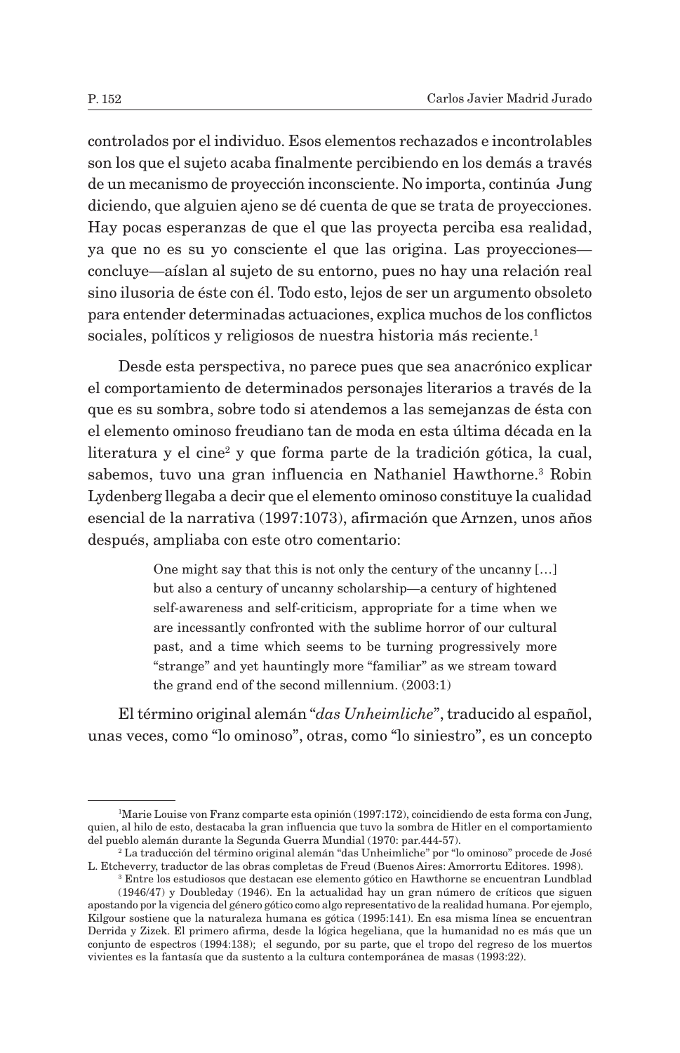controlados por el individuo. Esos elementos rechazados e incontrolables son los que el sujeto acaba finalmente percibiendo en los demás a través de un mecanismo de proyección inconsciente. No importa, continúa Jung diciendo, que alguien ajeno se dé cuenta de que se trata de proyecciones. Hay pocas esperanzas de que el que las proyecta perciba esa realidad, ya que no es su yo consciente el que las origina. Las proyecciones—concluye—aíslan al sujeto de su entorno, pues no hay una relación real sino ilusoria de éste con él. Todo esto, lejos de ser un argumento obsoleto para entender determinadas actuaciones, explica muchos de los conflictos sociales, políticos y religiosos de nuestra historia más reciente.[1]

Desde esta perspectiva, no parece pues que sea anacrónico explicar el comportamiento de determinados personajes literarios a través de la que es su sombra, sobre todo si atendemos a las semejanzas de ésta con el elemento ominoso freudiano tan de moda en esta última década en la literatura y el cine[2] y que forma parte de la tradición gótica, la cual, sabemos, tuvo una gran influencia en Nathaniel Hawthorne.[3] Robin Lydenberg llegaba a decir que el elemento ominoso constituye la cualidad esencial de la narrativa (1997:1073), afirmación que Arnzen, unos años después, ampliaba con este otro comentario:

> One might say that this is not only the century of the uncanny […] but also a century of uncanny scholarship—a century of hightened self-awareness and self-criticism, appropriate for a time when we are incessantly confronted with the sublime horror of our cultural past, and a time which seems to be turning progressively more "strange" and yet hauntingly more "familiar" as we stream toward the grand end of the second millennium. (2003:1)

El término original alemán "*das Unheimliche*", traducido al español, unas veces, como "lo ominoso", otras, como "lo siniestro", es un concepto

---

[1] Marie Louise von Franz comparte esta opinión (1997:172), coincidiendo de esta forma con Jung, quien, al hilo de esto, destacaba la gran influencia que tuvo la sombra de Hitler en el comportamiento del pueblo alemán durante la Segunda Guerra Mundial (1970: par.444-57).

[2] La traducción del término original alemán "das Unheimliche" por "lo ominoso" procede de José L. Etcheverry, traductor de las obras completas de Freud (Buenos Aires: Amorrortu Editores. 1998).

[3] Entre los estudiosos que destacan ese elemento gótico en Hawthorne se encuentran Lundblad (1946/47) y Doubleday (1946). En la actualidad hay un gran número de críticos que siguen apostando por la vigencia del género gótico como algo representativo de la realidad humana. Por ejemplo, Kilgour sostiene que la naturaleza humana es gótica (1995:141). En esa misma línea se encuentran Derrida y Zizek. El primero afirma, desde la lógica hegeliana, que la humanidad no es más que un conjunto de espectros (1994:138); el segundo, por su parte, que el tropo del regreso de los muertos vivientes es la fantasía que da sustento a la cultura contemporánea de masas (1993:22).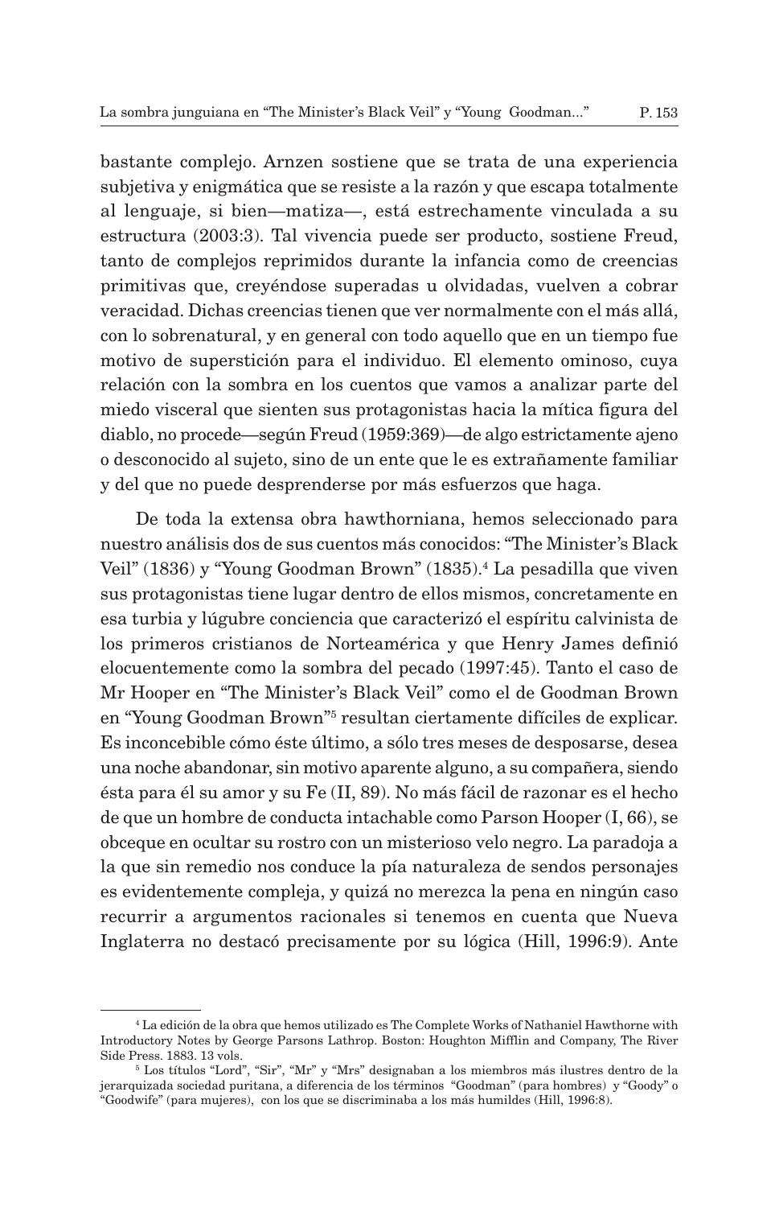bastante complejo. Arnzen sostiene que se trata de una experiencia subjetiva y enigmática que se resiste a la razón y que escapa totalmente al lenguaje, si bien—matiza—, está estrechamente vinculada a su estructura (2003:3). Tal vivencia puede ser producto, sostiene Freud, tanto de complejos reprimidos durante la infancia como de creencias primitivas que, creyéndose superadas u olvidadas, vuelven a cobrar veracidad. Dichas creencias tienen que ver normalmente con el más allá, con lo sobrenatural, y en general con todo aquello que en un tiempo fue motivo de superstición para el individuo. El elemento ominoso, cuya relación con la sombra en los cuentos que vamos a analizar parte del miedo visceral que sienten sus protagonistas hacia la mítica figura del diablo, no procede—según Freud (1959:369)—de algo estrictamente ajeno o desconocido al sujeto, sino de un ente que le es extrañamente familiar y del que no puede desprenderse por más esfuerzos que haga.

De toda la extensa obra hawthorniana, hemos seleccionado para nuestro análisis dos de sus cuentos más conocidos: "The Minister's Black Veil" (1836) y "Young Goodman Brown" (1835).[4] La pesadilla que viven sus protagonistas tiene lugar dentro de ellos mismos, concretamente en esa turbia y lúgubre conciencia que caracterizó el espíritu calvinista de los primeros cristianos de Norteamérica y que Henry James definió elocuentemente como la sombra del pecado (1997:45). Tanto el caso de Mr Hooper en "The Minister's Black Veil" como el de Goodman Brown en "Young Goodman Brown"[5] resultan ciertamente difíciles de explicar. Es inconcebible cómo éste último, a sólo tres meses de desposarse, desea una noche abandonar, sin motivo aparente alguno, a su compañera, siendo ésta para él su amor y su Fe (II, 89). No más fácil de razonar es el hecho de que un hombre de conducta intachable como Parson Hooper (I, 66), se obceque en ocultar su rostro con un misterioso velo negro. La paradoja a la que sin remedio nos conduce la pía naturaleza de sendos personajes es evidentemente compleja, y quizá no merezca la pena en ningún caso recurrir a argumentos racionales si tenemos en cuenta que Nueva Inglaterra no destacó precisamente por su lógica (Hill, 1996:9). Ante

---

[4] La edición de la obra que hemos utilizado es The Complete Works of Nathaniel Hawthorne with Introductory Notes by George Parsons Lathrop. Boston: Houghton Mifflin and Company, The River Side Press. 1883. 13 vols.

[5] Los títulos "Lord", "Sir", "Mr" y "Mrs" designaban a los miembros más ilustres dentro de la jerarquizada sociedad puritana, a diferencia de los términos "Goodman" (para hombres) y "Goody" o "Goodwife" (para mujeres), con los que se discriminaba a los más humildes (Hill, 1996:8).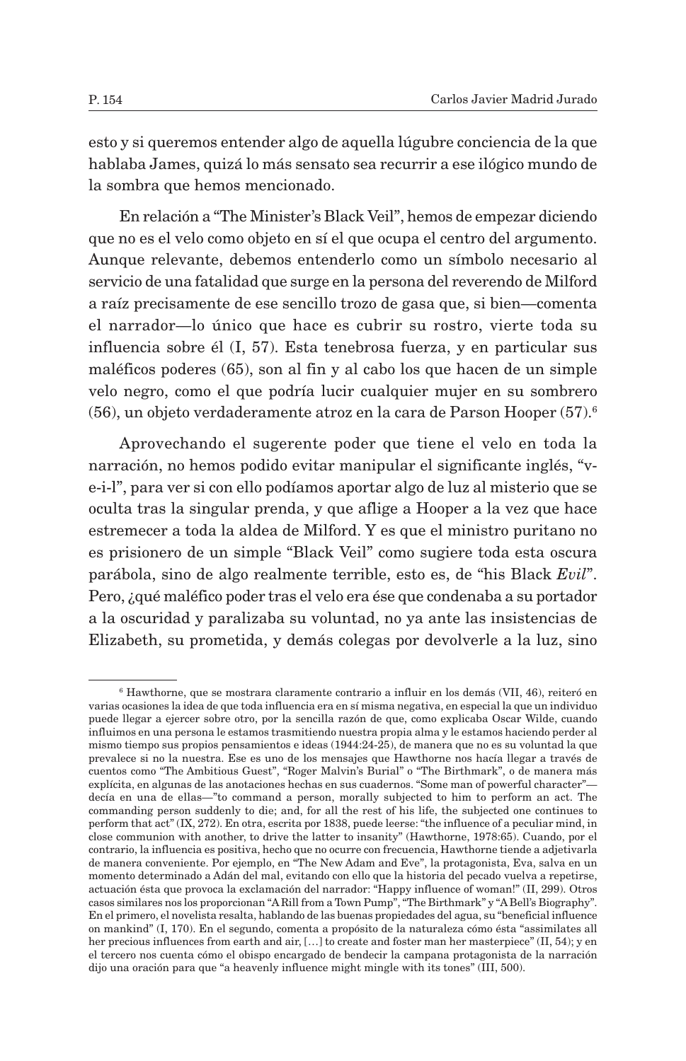esto y si queremos entender algo de aquella lúgubre conciencia de la que hablaba James, quizá lo más sensato sea recurrir a ese ilógico mundo de la sombra que hemos mencionado.

En relación a "The Minister's Black Veil", hemos de empezar diciendo que no es el velo como objeto en sí el que ocupa el centro del argumento. Aunque relevante, debemos entenderlo como un símbolo necesario al servicio de una fatalidad que surge en la persona del reverendo de Milford a raíz precisamente de ese sencillo trozo de gasa que, si bien—comenta el narrador—lo único que hace es cubrir su rostro, vierte toda su influencia sobre él (I, 57). Esta tenebrosa fuerza, y en particular sus maléficos poderes (65), son al fin y al cabo los que hacen de un simple velo negro, como el que podría lucir cualquier mujer en su sombrero (56), un objeto verdaderamente atroz en la cara de Parson Hooper (57).[6]

Aprovechando el sugerente poder que tiene el velo en toda la narración, no hemos podido evitar manipular el significante inglés, "v-e-i-l", para ver si con ello podíamos aportar algo de luz al misterio que se oculta tras la singular prenda, y que aflige a Hooper a la vez que hace estremecer a toda la aldea de Milford. Y es que el ministro puritano no es prisionero de un simple "Black Veil" como sugiere toda esta oscura parábola, sino de algo realmente terrible, esto es, de "his Black *Evil*". Pero, ¿qué maléfico poder tras el velo era ése que condenaba a su portador a la oscuridad y paralizaba su voluntad, no ya ante las insistencias de Elizabeth, su prometida, y demás colegas por devolverle a la luz, sino

---

[6] Hawthorne, que se mostrara claramente contrario a influir en los demás (VII, 46), reiteró en varias ocasiones la idea de que toda influencia era en sí misma negativa, en especial la que un individuo puede llegar a ejercer sobre otro, por la sencilla razón de que, como explicaba Oscar Wilde, cuando influimos en una persona le estamos trasmitiendo nuestra propia alma y le estamos haciendo perder al mismo tiempo sus propios pensamientos e ideas (1944:24-25), de manera que no es su voluntad la que prevalece si no la nuestra. Ese es uno de los mensajes que Hawthorne nos hacía llegar a través de cuentos como "The Ambitious Guest", "Roger Malvin's Burial" o "The Birthmark", o de manera más explícita, en algunas de las anotaciones hechas en sus cuadernos. "Some man of powerful character"—decía en una de ellas—"to command a person, morally subjected to him to perform an act. The commanding person suddenly to die; and, for all the rest of his life, the subjected one continues to perform that act" (IX, 272). En otra, escrita por 1838, puede leerse: "the influence of a peculiar mind, in close communion with another, to drive the latter to insanity" (Hawthorne, 1978:65). Cuando, por el contrario, la influencia es positiva, hecho que no ocurre con frecuencia, Hawthorne tiende a adjetivarla de manera conveniente. Por ejemplo, en "The New Adam and Eve", la protagonista, Eva, salva en un momento determinado a Adán del mal, evitando con ello que la historia del pecado vuelva a repetirse, actuación ésta que provoca la exclamación del narrador: "Happy influence of woman!" (II, 299). Otros casos similares nos los proporcionan "A Rill from a Town Pump", "The Birthmark" y "A Bell's Biography". En el primero, el novelista resalta, hablando de las buenas propiedades del agua, su "beneficial influence on mankind" (I, 170). En el segundo, comenta a propósito de la naturaleza cómo ésta "assimilates all her precious influences from earth and air, […] to create and foster man her masterpiece" (II, 54); y en el tercero nos cuenta cómo el obispo encargado de bendecir la campana protagonista de la narración dijo una oración para que "a heavenly influence might mingle with its tones" (III, 500).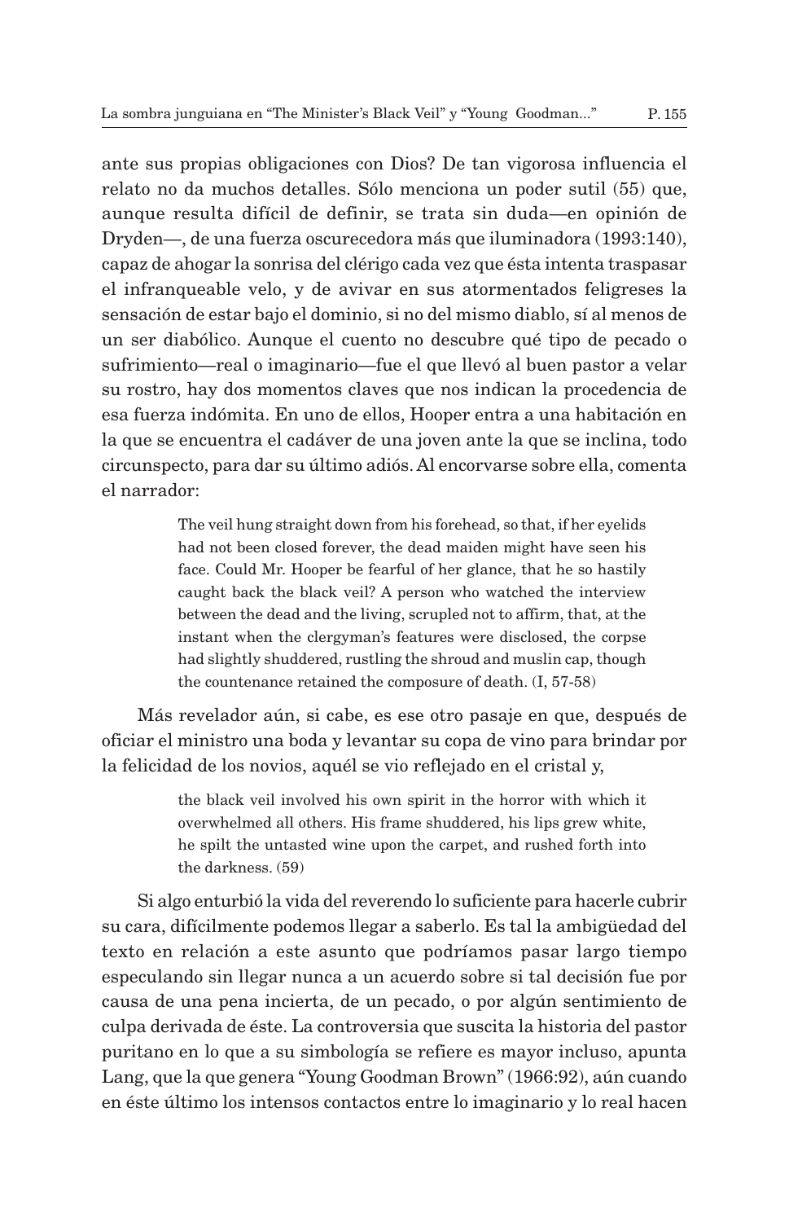ante sus propias obligaciones con Dios? De tan vigorosa influencia el relato no da muchos detalles. Sólo menciona un poder sutil (55) que, aunque resulta difícil de definir, se trata sin duda—en opinión de Dryden—, de una fuerza oscurecedora más que iluminadora (1993:140), capaz de ahogar la sonrisa del clérigo cada vez que ésta intenta traspasar el infranqueable velo, y de avivar en sus atormentados feligreses la sensación de estar bajo el dominio, si no del mismo diablo, sí al menos de un ser diabólico. Aunque el cuento no descubre qué tipo de pecado o sufrimiento—real o imaginario—fue el que llevó al buen pastor a velar su rostro, hay dos momentos claves que nos indican la procedencia de esa fuerza indómita. En uno de ellos, Hooper entra a una habitación en la que se encuentra el cadáver de una joven ante la que se inclina, todo circunspecto, para dar su último adiós. Al encorvarse sobre ella, comenta el narrador:

> The veil hung straight down from his forehead, so that, if her eyelids had not been closed forever, the dead maiden might have seen his face. Could Mr. Hooper be fearful of her glance, that he so hastily caught back the black veil? A person who watched the interview between the dead and the living, scrupled not to affirm, that, at the instant when the clergyman's features were disclosed, the corpse had slightly shuddered, rustling the shroud and muslin cap, though the countenance retained the composure of death. (I, 57-58)

Más revelador aún, si cabe, es ese otro pasaje en que, después de oficiar el ministro una boda y levantar su copa de vino para brindar por la felicidad de los novios, aquél se vio reflejado en el cristal y,

> the black veil involved his own spirit in the horror with which it overwhelmed all others. His frame shuddered, his lips grew white, he spilt the untasted wine upon the carpet, and rushed forth into the darkness. (59)

Si algo enturbió la vida del reverendo lo suficiente para hacerle cubrir su cara, difícilmente podemos llegar a saberlo. Es tal la ambigüedad del texto en relación a este asunto que podríamos pasar largo tiempo especulando sin llegar nunca a un acuerdo sobre si tal decisión fue por causa de una pena incierta, de un pecado, o por algún sentimiento de culpa derivada de éste. La controversia que suscita la historia del pastor puritano en lo que a su simbología se refiere es mayor incluso, apunta Lang, que la que genera "Young Goodman Brown" (1966:92), aún cuando en éste último los intensos contactos entre lo imaginario y lo real hacen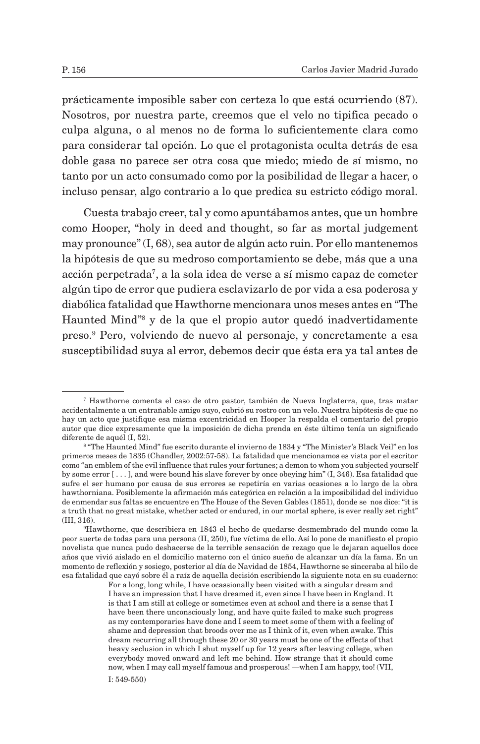prácticamente imposible saber con certeza lo que está ocurriendo (87). Nosotros, por nuestra parte, creemos que el velo no tipifica pecado o culpa alguna, o al menos no de forma lo suficientemente clara como para considerar tal opción. Lo que el protagonista oculta detrás de esa doble gasa no parece ser otra cosa que miedo; miedo de sí mismo, no tanto por un acto consumado como por la posibilidad de llegar a hacer, o incluso pensar, algo contrario a lo que predica su estricto código moral.

Cuesta trabajo creer, tal y como apuntábamos antes, que un hombre como Hooper, "holy in deed and thought, so far as mortal judgement may pronounce" (I, 68), sea autor de algún acto ruin. Por ello mantenemos la hipótesis de que su medroso comportamiento se debe, más que a una acción perpetrada[7], a la sola idea de verse a sí mismo capaz de cometer algún tipo de error que pudiera esclavizarlo de por vida a esa poderosa y diabólica fatalidad que Hawthorne mencionara unos meses antes en "The Haunted Mind"[8] y de la que el propio autor quedó inadvertidamente preso.[9] Pero, volviendo de nuevo al personaje, y concretamente a esa susceptibilidad suya al error, debemos decir que ésta era ya tal antes de

---

[7] Hawthorne comenta el caso de otro pastor, también de Nueva Inglaterra, que, tras matar accidentalmente a un entrañable amigo suyo, cubrió su rostro con un velo. Nuestra hipótesis de que no hay un acto que justifique esa misma excentricidad en Hooper la respalda el comentario del propio autor que dice expresamente que la imposición de dicha prenda en éste último tenía un significado diferente de aquél (I, 52).

[8] "The Haunted Mind" fue escrito durante el invierno de 1834 y "The Minister's Black Veil" en los primeros meses de 1835 (Chandler, 2002:57-58). La fatalidad que mencionamos es vista por el escritor como "an emblem of the evil influence that rules your fortunes; a demon to whom you subjected yourself by some error [ . . . ], and were bound his slave forever by once obeying him" (I, 346). Esa fatalidad que sufre el ser humano por causa de sus errores se repetiría en varias ocasiones a lo largo de la obra hawthorniana. Posiblemente la afirmación más categórica en relación a la imposibilidad del individuo de enmendar sus faltas se encuentre en The House of the Seven Gables (1851), donde se nos dice: "it is a truth that no great mistake, whether acted or endured, in our mortal sphere, is ever really set right" (III, 316).

[9] Hawthorne, que describiera en 1843 el hecho de quedarse desmembrado del mundo como la peor suerte de todas para una persona (II, 250), fue víctima de ello. Así lo pone de manifiesto el propio novelista que nunca pudo deshacerse de la terrible sensación de rezago que le dejaran aquellos doce años que vivió aislado en el domicilio materno con el único sueño de alcanzar un día la fama. En un momento de reflexión y sosiego, posterior al día de Navidad de 1854, Hawthorne se sinceraba al hilo de esa fatalidad que cayó sobre él a raíz de aquella decisión escribiendo la siguiente nota en su cuaderno:

> For a long, long while, I have ocassionally been visited with a singular dream and I have an impression that I have dreamed it, even since I have been in England. It is that I am still at college or sometimes even at school and there is a sense that I have been there unconsciously long, and have quite failed to make such progress as my contemporaries have done and I seem to meet some of them with a feeling of shame and depression that broods over me as I think of it, even when awake. This dream recurring all through these 20 or 30 years must be one of the effects of that heavy seclusion in which I shut myself up for 12 years after leaving college, when everybody moved onward and left me behind. How strange that it should come now, when I may call myself famous and prosperous! —when I am happy, too! (VII, I: 549-550)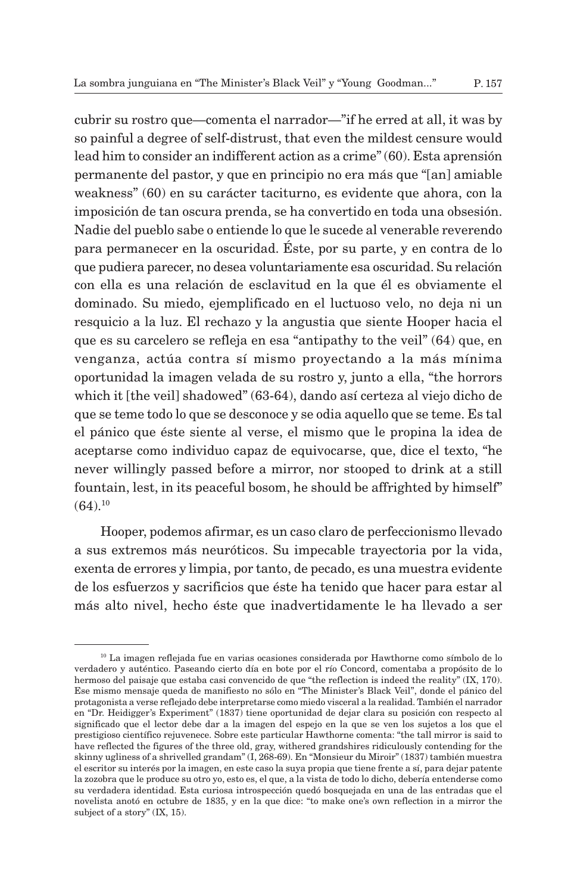cubrir su rostro que—comenta el narrador—"if he erred at all, it was by so painful a degree of self-distrust, that even the mildest censure would lead him to consider an indifferent action as a crime" (60). Esta aprensión permanente del pastor, y que en principio no era más que "[an] amiable weakness" (60) en su carácter taciturno, es evidente que ahora, con la imposición de tan oscura prenda, se ha convertido en toda una obsesión. Nadie del pueblo sabe o entiende lo que le sucede al venerable reverendo para permanecer en la oscuridad. Éste, por su parte, y en contra de lo que pudiera parecer, no desea voluntariamente esa oscuridad. Su relación con ella es una relación de esclavitud en la que él es obviamente el dominado. Su miedo, ejemplificado en el luctuoso velo, no deja ni un resquicio a la luz. El rechazo y la angustia que siente Hooper hacia el que es su carcelero se refleja en esa "antipathy to the veil" (64) que, en venganza, actúa contra sí mismo proyectando a la más mínima oportunidad la imagen velada de su rostro y, junto a ella, "the horrors which it [the veil] shadowed" (63-64), dando así certeza al viejo dicho de que se teme todo lo que se desconoce y se odia aquello que se teme. Es tal el pánico que éste siente al verse, el mismo que le propina la idea de aceptarse como individuo capaz de equivocarse, que, dice el texto, "he never willingly passed before a mirror, nor stooped to drink at a still fountain, lest, in its peaceful bosom, he should be affrighted by himself" (64).[10]

Hooper, podemos afirmar, es un caso claro de perfeccionismo llevado a sus extremos más neuróticos. Su impecable trayectoria por la vida, exenta de errores y limpia, por tanto, de pecado, es una muestra evidente de los esfuerzos y sacrificios que éste ha tenido que hacer para estar al más alto nivel, hecho éste que inadvertidamente le ha llevado a ser

---

[10] La imagen reflejada fue en varias ocasiones considerada por Hawthorne como símbolo de lo verdadero y auténtico. Paseando cierto día en bote por el río Concord, comentaba a propósito de lo hermoso del paisaje que estaba casi convencido de que "the reflection is indeed the reality" (IX, 170). Ese mismo mensaje queda de manifiesto no sólo en "The Minister's Black Veil", donde el pánico del protagonista a verse reflejado debe interpretarse como miedo visceral a la realidad. También el narrador en "Dr. Heidigger's Experiment" (1837) tiene oportunidad de dejar clara su posición con respecto al significado que el lector debe dar a la imagen del espejo en la que se ven los sujetos a los que el prestigioso científico rejuvenece. Sobre este particular Hawthorne comenta: "the tall mirror is said to have reflected the figures of the three old, gray, withered grandshires ridiculously contending for the skinny ugliness of a shrivelled grandam" (I, 268-69). En "Monsieur du Miroir" (1837) también muestra el escritor su interés por la imagen, en este caso la suya propia que tiene frente a sí, para dejar patente la zozobra que le produce su otro yo, esto es, el que, a la vista de todo lo dicho, debería entenderse como su verdadera identidad. Esta curiosa introspección quedó bosquejada en una de las entradas que el novelista anotó en octubre de 1835, y en la que dice: "to make one's own reflection in a mirror the subject of a story" (IX, 15).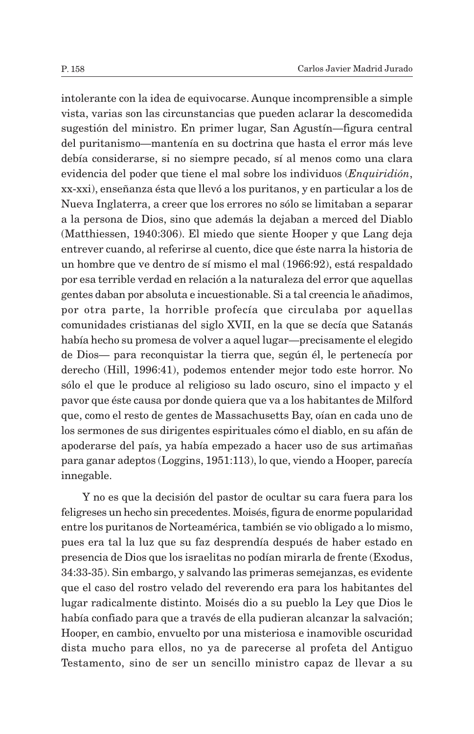intolerante con la idea de equivocarse. Aunque incomprensible a simple vista, varias son las circunstancias que pueden aclarar la descomedida sugestión del ministro. En primer lugar, San Agustín—figura central del puritanismo—mantenía en su doctrina que hasta el error más leve debía considerarse, si no siempre pecado, sí al menos como una clara evidencia del poder que tiene el mal sobre los individuos (*Enquiridión*, xx-xxi), enseñanza ésta que llevó a los puritanos, y en particular a los de Nueva Inglaterra, a creer que los errores no sólo se limitaban a separar a la persona de Dios, sino que además la dejaban a merced del Diablo (Matthiessen, 1940:306). El miedo que siente Hooper y que Lang deja entrever cuando, al referirse al cuento, dice que éste narra la historia de un hombre que ve dentro de sí mismo el mal (1966:92), está respaldado por esa terrible verdad en relación a la naturaleza del error que aquellas gentes daban por absoluta e incuestionable. Si a tal creencia le añadimos, por otra parte, la horrible profecía que circulaba por aquellas comunidades cristianas del siglo XVII, en la que se decía que Satanás había hecho su promesa de volver a aquel lugar—precisamente el elegido de Dios— para reconquistar la tierra que, según él, le pertenecía por derecho (Hill, 1996:41), podemos entender mejor todo este horror. No sólo el que le produce al religioso su lado oscuro, sino el impacto y el pavor que éste causa por donde quiera que va a los habitantes de Milford que, como el resto de gentes de Massachusetts Bay, oían en cada uno de los sermones de sus dirigentes espirituales cómo el diablo, en su afán de apoderarse del país, ya había empezado a hacer uso de sus artimañas para ganar adeptos (Loggins, 1951:113), lo que, viendo a Hooper, parecía innegable.

Y no es que la decisión del pastor de ocultar su cara fuera para los feligreses un hecho sin precedentes. Moisés, figura de enorme popularidad entre los puritanos de Norteamérica, también se vio obligado a lo mismo, pues era tal la luz que su faz desprendía después de haber estado en presencia de Dios que los israelitas no podían mirarla de frente (Exodus, 34:33-35). Sin embargo, y salvando las primeras semejanzas, es evidente que el caso del rostro velado del reverendo era para los habitantes del lugar radicalmente distinto. Moisés dio a su pueblo la Ley que Dios le había confiado para que a través de ella pudieran alcanzar la salvación; Hooper, en cambio, envuelto por una misteriosa e inamovible oscuridad dista mucho para ellos, no ya de parecerse al profeta del Antiguo Testamento, sino de ser un sencillo ministro capaz de llevar a su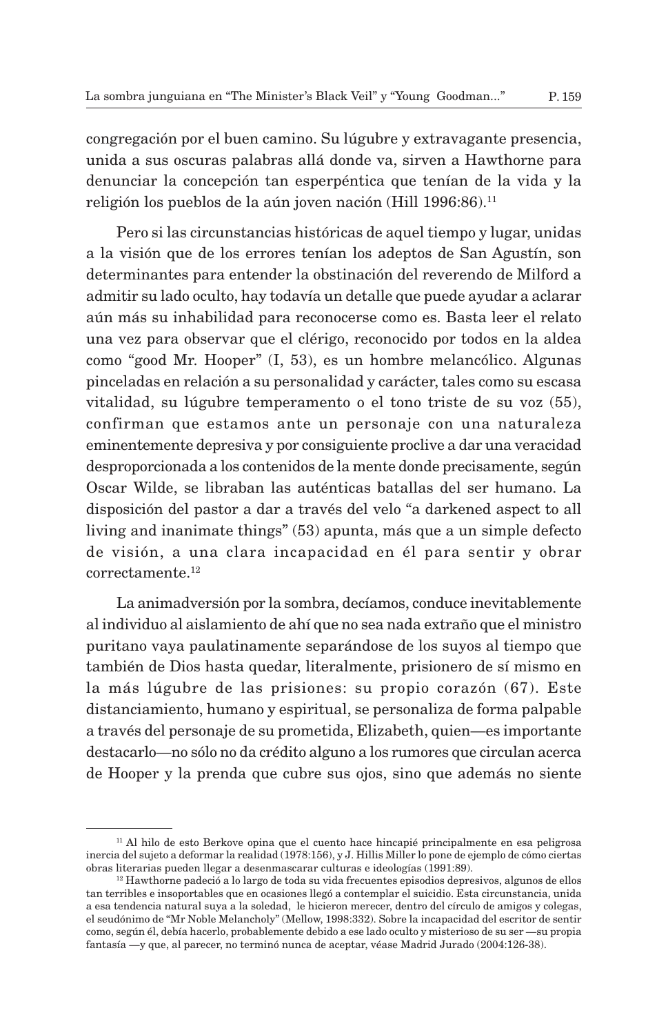congregación por el buen camino. Su lúgubre y extravagante presencia, unida a sus oscuras palabras allá donde va, sirven a Hawthorne para denunciar la concepción tan esperpéntica que tenían de la vida y la religión los pueblos de la aún joven nación (Hill 1996:86).[11]

Pero si las circunstancias históricas de aquel tiempo y lugar, unidas a la visión que de los errores tenían los adeptos de San Agustín, son determinantes para entender la obstinación del reverendo de Milford a admitir su lado oculto, hay todavía un detalle que puede ayudar a aclarar aún más su inhabilidad para reconocerse como es. Basta leer el relato una vez para observar que el clérigo, reconocido por todos en la aldea como "good Mr. Hooper" (I, 53), es un hombre melancólico. Algunas pinceladas en relación a su personalidad y carácter, tales como su escasa vitalidad, su lúgubre temperamento o el tono triste de su voz (55), confirman que estamos ante un personaje con una naturaleza eminentemente depresiva y por consiguiente proclive a dar una veracidad desproporcionada a los contenidos de la mente donde precisamente, según Oscar Wilde, se libraban las auténticas batallas del ser humano. La disposición del pastor a dar a través del velo "a darkened aspect to all living and inanimate things" (53) apunta, más que a un simple defecto de visión, a una clara incapacidad en él para sentir y obrar correctamente.[12]

La animadversión por la sombra, decíamos, conduce inevitablemente al individuo al aislamiento de ahí que no sea nada extraño que el ministro puritano vaya paulatinamente separándose de los suyos al tiempo que también de Dios hasta quedar, literalmente, prisionero de sí mismo en la más lúgubre de las prisiones: su propio corazón (67). Este distanciamiento, humano y espiritual, se personaliza de forma palpable a través del personaje de su prometida, Elizabeth, quien—es importante destacarlo—no sólo no da crédito alguno a los rumores que circulan acerca de Hooper y la prenda que cubre sus ojos, sino que además no siente

---

[11] Al hilo de esto Berkove opina que el cuento hace hincapié principalmente en esa peligrosa inercia del sujeto a deformar la realidad (1978:156), y J. Hillis Miller lo pone de ejemplo de cómo ciertas obras literarias pueden llegar a desenmascarar culturas e ideologías (1991:89).

[12] Hawthorne padeció a lo largo de toda su vida frecuentes episodios depresivos, algunos de ellos tan terribles e insoportables que en ocasiones llegó a contemplar el suicidio. Esta circunstancia, unida a esa tendencia natural suya a la soledad, le hicieron merecer, dentro del círculo de amigos y colegas, el seudónimo de "Mr Noble Melancholy" (Mellow, 1998:332). Sobre la incapacidad del escritor de sentir como, según él, debía hacerlo, probablemente debido a ese lado oculto y misterioso de su ser —su propia fantasía —y que, al parecer, no terminó nunca de aceptar, véase Madrid Jurado (2004:126-38).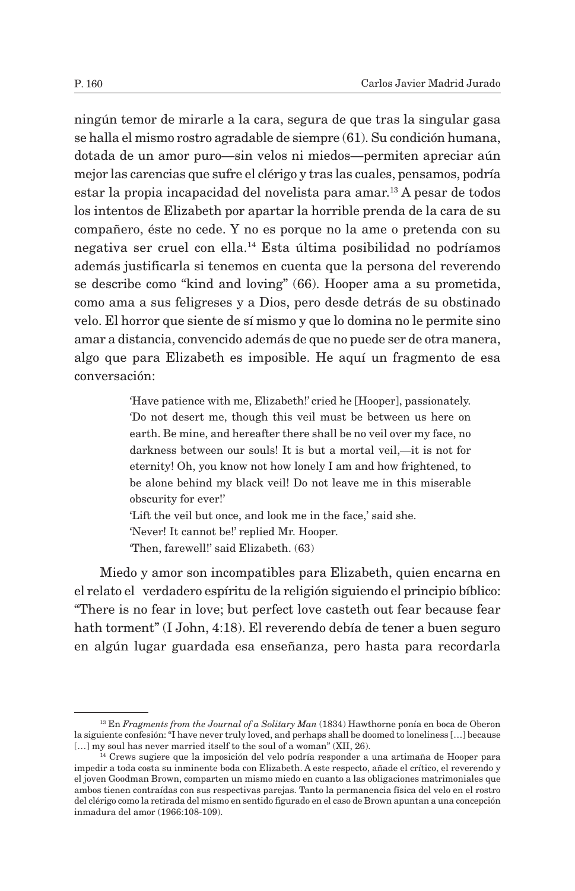ningún temor de mirarle a la cara, segura de que tras la singular gasa se halla el mismo rostro agradable de siempre (61). Su condición humana, dotada de un amor puro—sin velos ni miedos—permiten apreciar aún mejor las carencias que sufre el clérigo y tras las cuales, pensamos, podría estar la propia incapacidad del novelista para amar.[13] A pesar de todos los intentos de Elizabeth por apartar la horrible prenda de la cara de su compañero, éste no cede. Y no es porque no la ame o pretenda con su negativa ser cruel con ella.[14] Esta última posibilidad no podríamos además justificarla si tenemos en cuenta que la persona del reverendo se describe como "kind and loving" (66). Hooper ama a su prometida, como ama a sus feligreses y a Dios, pero desde detrás de su obstinado velo. El horror que siente de sí mismo y que lo domina no le permite sino amar a distancia, convencido además de que no puede ser de otra manera, algo que para Elizabeth es imposible. He aquí un fragmento de esa conversación:

> 'Have patience with me, Elizabeth!' cried he [Hooper], passionately. 'Do not desert me, though this veil must be between us here on earth. Be mine, and hereafter there shall be no veil over my face, no darkness between our souls! It is but a mortal veil,—it is not for eternity! Oh, you know not how lonely I am and how frightened, to be alone behind my black veil! Do not leave me in this miserable obscurity for ever!'
>
> 'Lift the veil but once, and look me in the face,' said she.
>
> 'Never! It cannot be!' replied Mr. Hooper.
>
> 'Then, farewell!' said Elizabeth. (63)

Miedo y amor son incompatibles para Elizabeth, quien encarna en el relato el verdadero espíritu de la religión siguiendo el principio bíblico: "There is no fear in love; but perfect love casteth out fear because fear hath torment" (I John, 4:18). El reverendo debía de tener a buen seguro en algún lugar guardada esa enseñanza, pero hasta para recordarla

---

[13] En *Fragments from the Journal of a Solitary Man* (1834) Hawthorne ponía en boca de Oberon la siguiente confesión: "I have never truly loved, and perhaps shall be doomed to loneliness […] because […] my soul has never married itself to the soul of a woman" (XII, 26).

[14] Crews sugiere que la imposición del velo podría responder a una artimaña de Hooper para impedir a toda costa su inminente boda con Elizabeth. A este respecto, añade el crítico, el reverendo y el joven Goodman Brown, comparten un mismo miedo en cuanto a las obligaciones matrimoniales que ambos tienen contraídas con sus respectivas parejas. Tanto la permanencia física del velo en el rostro del clérigo como la retirada del mismo en sentido figurado en el caso de Brown apuntan a una concepción inmadura del amor (1966:108-109).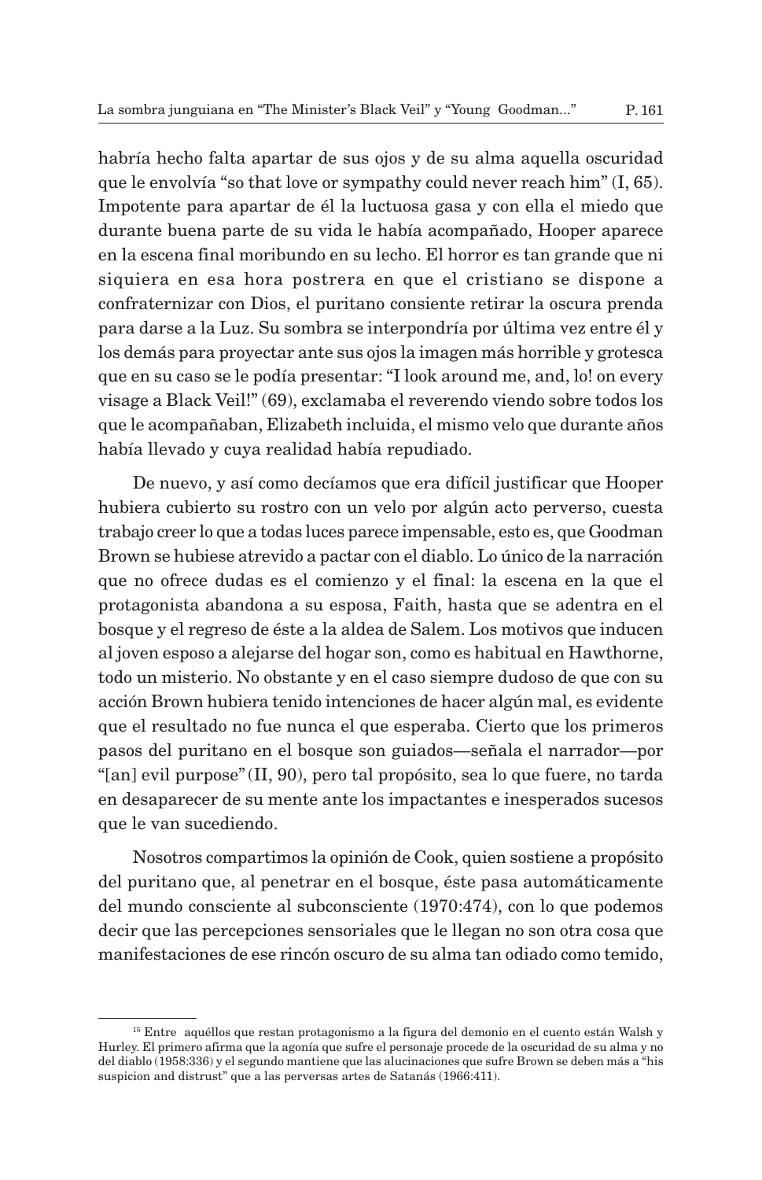habría hecho falta apartar de sus ojos y de su alma aquella oscuridad que le envolvía "so that love or sympathy could never reach him" (I, 65). Impotente para apartar de él la luctuosa gasa y con ella el miedo que durante buena parte de su vida le había acompañado, Hooper aparece en la escena final moribundo en su lecho. El horror es tan grande que ni siquiera en esa hora postrera en que el cristiano se dispone a confraternizar con Dios, el puritano consiente retirar la oscura prenda para darse a la Luz. Su sombra se interpondría por última vez entre él y los demás para proyectar ante sus ojos la imagen más horrible y grotesca que en su caso se le podía presentar: "I look around me, and, lo! on every visage a Black Veil!" (69), exclamaba el reverendo viendo sobre todos los que le acompañaban, Elizabeth incluida, el mismo velo que durante años había llevado y cuya realidad había repudiado.

De nuevo, y así como decíamos que era difícil justificar que Hooper hubiera cubierto su rostro con un velo por algún acto perverso, cuesta trabajo creer lo que a todas luces parece impensable, esto es, que Goodman Brown se hubiese atrevido a pactar con el diablo. Lo único de la narración que no ofrece dudas es el comienzo y el final: la escena en la que el protagonista abandona a su esposa, Faith, hasta que se adentra en el bosque y el regreso de éste a la aldea de Salem. Los motivos que inducen al joven esposo a alejarse del hogar son, como es habitual en Hawthorne, todo un misterio. No obstante y en el caso siempre dudoso de que con su acción Brown hubiera tenido intenciones de hacer algún mal, es evidente que el resultado no fue nunca el que esperaba. Cierto que los primeros pasos del puritano en el bosque son guiados—señala el narrador—por "[an] evil purpose" (II, 90), pero tal propósito, sea lo que fuere, no tarda en desaparecer de su mente ante los impactantes e inesperados sucesos que le van sucediendo.

Nosotros compartimos la opinión de Cook, quien sostiene a propósito del puritano que, al penetrar en el bosque, éste pasa automáticamente del mundo consciente al subconsciente (1970:474), con lo que podemos decir que las percepciones sensoriales que le llegan no son otra cosa que manifestaciones de ese rincón oscuro de su alma tan odiado como temido,

---

[15] Entre aquéllos que restan protagonismo a la figura del demonio en el cuento están Walsh y Hurley. El primero afirma que la agonía que sufre el personaje procede de la oscuridad de su alma y no del diablo (1958:336) y el segundo mantiene que las alucinaciones que sufre Brown se deben más a "his suspicion and distrust" que a las perversas artes de Satanás (1966:411).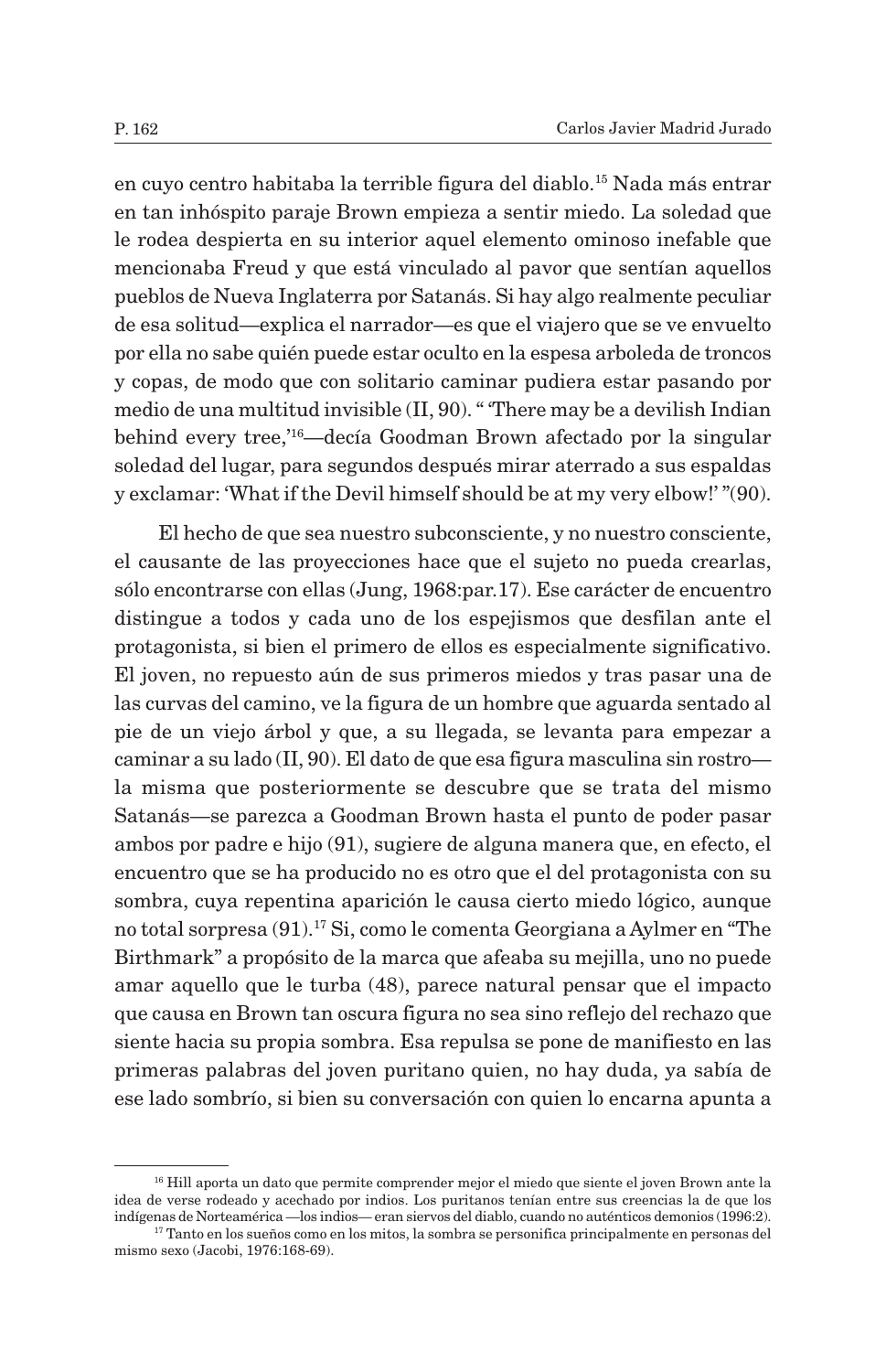en cuyo centro habitaba la terrible figura del diablo.[15] Nada más entrar en tan inhóspito paraje Brown empieza a sentir miedo. La soledad que le rodea despierta en su interior aquel elemento ominoso inefable que mencionaba Freud y que está vinculado al pavor que sentían aquellos pueblos de Nueva Inglaterra por Satanás. Si hay algo realmente peculiar de esa solitud—explica el narrador—es que el viajero que se ve envuelto por ella no sabe quién puede estar oculto en la espesa arboleda de troncos y copas, de modo que con solitario caminar pudiera estar pasando por medio de una multitud invisible (II, 90). " 'There may be a devilish Indian behind every tree,'[16]—decía Goodman Brown afectado por la singular soledad del lugar, para segundos después mirar aterrado a sus espaldas y exclamar: 'What if the Devil himself should be at my very elbow!' "(90).

El hecho de que sea nuestro subconsciente, y no nuestro consciente, el causante de las proyecciones hace que el sujeto no pueda crearlas, sólo encontrarse con ellas (Jung, 1968:par.17). Ese carácter de encuentro distingue a todos y cada uno de los espejismos que desfilan ante el protagonista, si bien el primero de ellos es especialmente significativo. El joven, no repuesto aún de sus primeros miedos y tras pasar una de las curvas del camino, ve la figura de un hombre que aguarda sentado al pie de un viejo árbol y que, a su llegada, se levanta para empezar a caminar a su lado (II, 90). El dato de que esa figura masculina sin rostro—la misma que posteriormente se descubre que se trata del mismo Satanás—se parezca a Goodman Brown hasta el punto de poder pasar ambos por padre e hijo (91), sugiere de alguna manera que, en efecto, el encuentro que se ha producido no es otro que el del protagonista con su sombra, cuya repentina aparición le causa cierto miedo lógico, aunque no total sorpresa (91).[17] Si, como le comenta Georgiana a Aylmer en "The Birthmark" a propósito de la marca que afeaba su mejilla, uno no puede amar aquello que le turba (48), parece natural pensar que el impacto que causa en Brown tan oscura figura no sea sino reflejo del rechazo que siente hacia su propia sombra. Esa repulsa se pone de manifiesto en las primeras palabras del joven puritano quien, no hay duda, ya sabía de ese lado sombrío, si bien su conversación con quien lo encarna apunta a

---

[16] Hill aporta un dato que permite comprender mejor el miedo que siente el joven Brown ante la idea de verse rodeado y acechado por indios. Los puritanos tenían entre sus creencias la de que los indígenas de Norteamérica —los indios— eran siervos del diablo, cuando no auténticos demonios (1996:2).

[17] Tanto en los sueños como en los mitos, la sombra se personifica principalmente en personas del mismo sexo (Jacobi, 1976:168-69).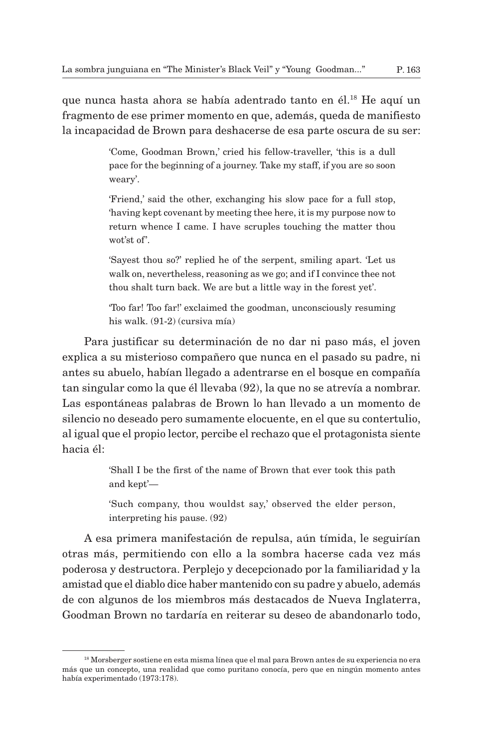que nunca hasta ahora se había adentrado tanto en él.[18] He aquí un fragmento de ese primer momento en que, además, queda de manifiesto la incapacidad de Brown para deshacerse de esa parte oscura de su ser:

> 'Come, Goodman Brown,' cried his fellow-traveller, 'this is a dull pace for the beginning of a journey. Take my staff, if you are so soon weary'.
>
> 'Friend,' said the other, exchanging his slow pace for a full stop, 'having kept covenant by meeting thee here, it is my purpose now to return whence I came. I have scruples touching the matter thou wot'st of'.
>
> 'Sayest thou so?' replied he of the serpent, smiling apart. 'Let us walk on, nevertheless, reasoning as we go; and if I convince thee not thou shalt turn back. We are but a little way in the forest yet'.
>
> 'Too far! Too far!' exclaimed the goodman, unconsciously resuming his walk. (91-2) (cursiva mía)

Para justificar su determinación de no dar ni paso más, el joven explica a su misterioso compañero que nunca en el pasado su padre, ni antes su abuelo, habían llegado a adentrarse en el bosque en compañía tan singular como la que él llevaba (92), la que no se atrevía a nombrar. Las espontáneas palabras de Brown lo han llevado a un momento de silencio no deseado pero sumamente elocuente, en el que su contertulio, al igual que el propio lector, percibe el rechazo que el protagonista siente hacia él:

> 'Shall I be the first of the name of Brown that ever took this path and kept'—
>
> 'Such company, thou wouldst say,' observed the elder person, interpreting his pause. (92)

A esa primera manifestación de repulsa, aún tímida, le seguirían otras más, permitiendo con ello a la sombra hacerse cada vez más poderosa y destructora. Perplejo y decepcionado por la familiaridad y la amistad que el diablo dice haber mantenido con su padre y abuelo, además de con algunos de los miembros más destacados de Nueva Inglaterra, Goodman Brown no tardaría en reiterar su deseo de abandonarlo todo,

---

[18] Morsberger sostiene en esta misma línea que el mal para Brown antes de su experiencia no era más que un concepto, una realidad que como puritano conocía, pero que en ningún momento antes había experimentado (1973:178).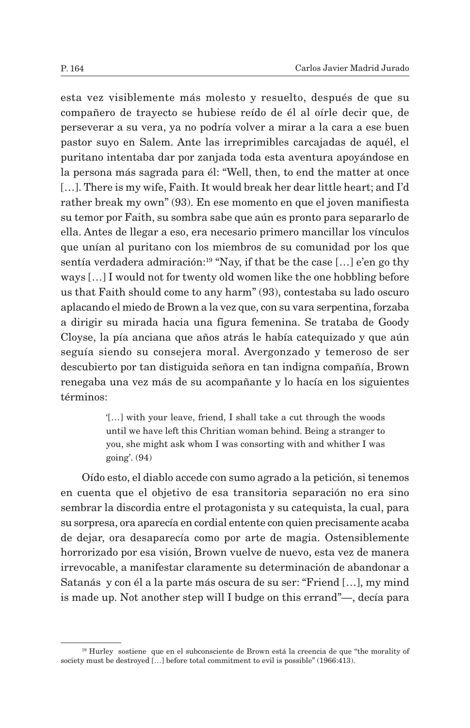esta vez visiblemente más molesto y resuelto, después de que su compañero de trayecto se hubiese reído de él al oírle decir que, de perseverar a su vera, ya no podría volver a mirar a la cara a ese buen pastor suyo en Salem. Ante las irreprimibles carcajadas de aquél, el puritano intentaba dar por zanjada toda esta aventura apoyándose en la persona más sagrada para él: "Well, then, to end the matter at once […]. There is my wife, Faith. It would break her dear little heart; and I'd rather break my own" (93). En ese momento en que el joven manifiesta su temor por Faith, su sombra sabe que aún es pronto para separarlo de ella. Antes de llegar a eso, era necesario primero mancillar los vínculos que unían al puritano con los miembros de su comunidad por los que sentía verdadera admiración:[19] "Nay, if that be the case […] e'en go thy ways […] I would not for twenty old women like the one hobbling before us that Faith should come to any harm" (93), contestaba su lado oscuro aplacando el miedo de Brown a la vez que, con su vara serpentina, forzaba a dirigir su mirada hacia una figura femenina. Se trataba de Goody Cloyse, la pía anciana que años atrás le había catequizado y que aún seguía siendo su consejera moral. Avergonzado y temeroso de ser descubierto por tan distiguida señora en tan indigna compañía, Brown renegaba una vez más de su acompañante y lo hacía en los siguientes términos:

> '[…] with your leave, friend, I shall take a cut through the woods until we have left this Chritian woman behind. Being a stranger to you, she might ask whom I was consorting with and whither I was going'. (94)

Oído esto, el diablo accede con sumo agrado a la petición, si tenemos en cuenta que el objetivo de esa transitoria separación no era sino sembrar la discordia entre el protagonista y su catequista, la cual, para su sorpresa, ora aparecía en cordial entente con quien precisamente acaba de dejar, ora desaparecía como por arte de magia. Ostensiblemente horrorizado por esa visión, Brown vuelve de nuevo, esta vez de manera irrevocable, a manifestar claramente su determinación de abandonar a Satanás y con él a la parte más oscura de su ser: "Friend […], my mind is made up. Not another step will I budge on this errand"—, decía para

---

[19] Hurley sostiene que en el subconsciente de Brown está la creencia de que "the morality of society must be destroyed […] before total commitment to evil is possible" (1966:413).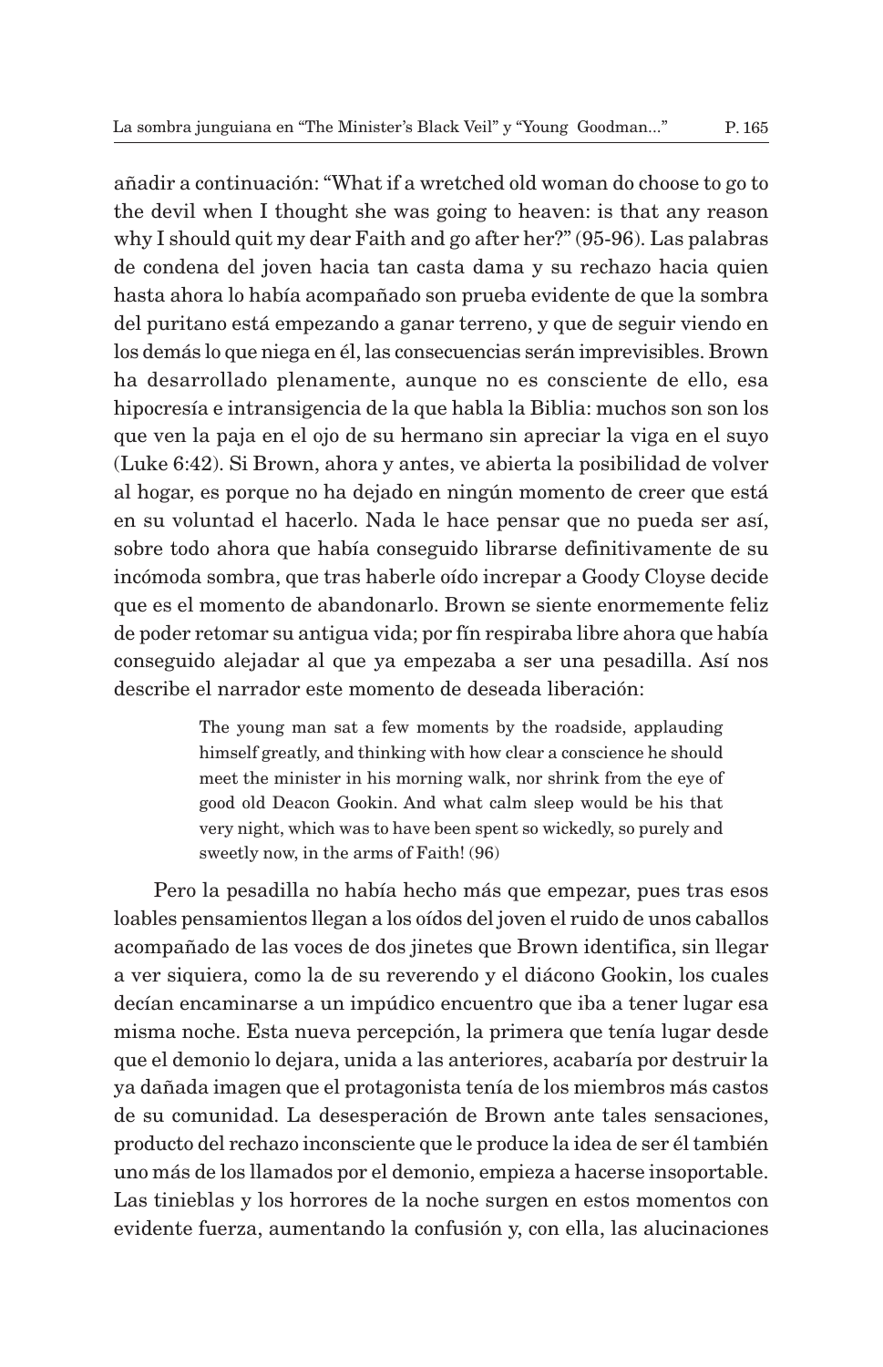añadir a continuación: "What if a wretched old woman do choose to go to the devil when I thought she was going to heaven: is that any reason why I should quit my dear Faith and go after her?" (95-96). Las palabras de condena del joven hacia tan casta dama y su rechazo hacia quien hasta ahora lo había acompañado son prueba evidente de que la sombra del puritano está empezando a ganar terreno, y que de seguir viendo en los demás lo que niega en él, las consecuencias serán imprevisibles. Brown ha desarrollado plenamente, aunque no es consciente de ello, esa hipocresía e intransigencia de la que habla la Biblia: muchos son son los que ven la paja en el ojo de su hermano sin apreciar la viga en el suyo (Luke 6:42). Si Brown, ahora y antes, ve abierta la posibilidad de volver al hogar, es porque no ha dejado en ningún momento de creer que está en su voluntad el hacerlo. Nada le hace pensar que no pueda ser así, sobre todo ahora que había conseguido librarse definitivamente de su incómoda sombra, que tras haberle oído increpar a Goody Cloyse decide que es el momento de abandonarlo. Brown se siente enormemente feliz de poder retomar su antigua vida; por fín respiraba libre ahora que había conseguido alejadar al que ya empezaba a ser una pesadilla. Así nos describe el narrador este momento de deseada liberación:

> The young man sat a few moments by the roadside, applauding himself greatly, and thinking with how clear a conscience he should meet the minister in his morning walk, nor shrink from the eye of good old Deacon Gookin. And what calm sleep would be his that very night, which was to have been spent so wickedly, so purely and sweetly now, in the arms of Faith! (96)

Pero la pesadilla no había hecho más que empezar, pues tras esos loables pensamientos llegan a los oídos del joven el ruido de unos caballos acompañado de las voces de dos jinetes que Brown identifica, sin llegar a ver siquiera, como la de su reverendo y el diácono Gookin, los cuales decían encaminarse a un impúdico encuentro que iba a tener lugar esa misma noche. Esta nueva percepción, la primera que tenía lugar desde que el demonio lo dejara, unida a las anteriores, acabaría por destruir la ya dañada imagen que el protagonista tenía de los miembros más castos de su comunidad. La desesperación de Brown ante tales sensaciones, producto del rechazo inconsciente que le produce la idea de ser él también uno más de los llamados por el demonio, empieza a hacerse insoportable. Las tinieblas y los horrores de la noche surgen en estos momentos con evidente fuerza, aumentando la confusión y, con ella, las alucinaciones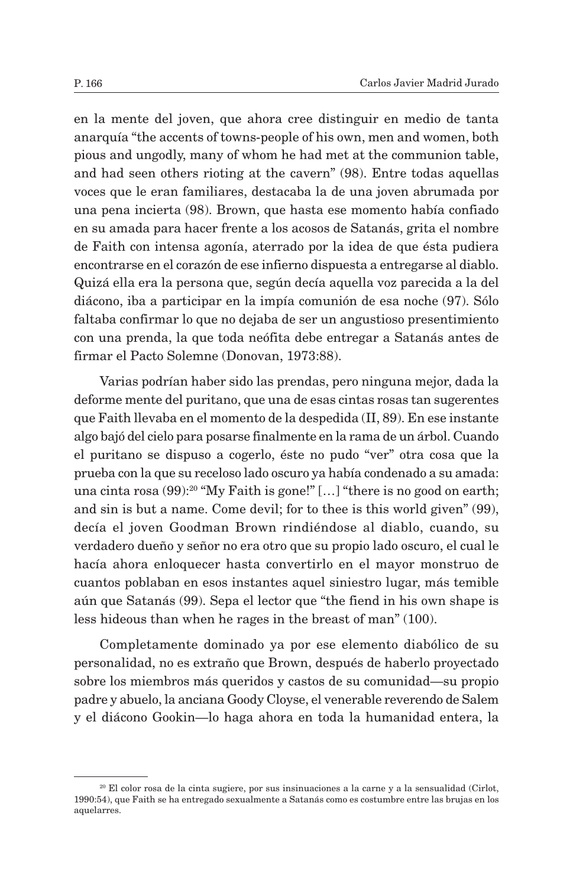en la mente del joven, que ahora cree distinguir en medio de tanta anarquía "the accents of towns-people of his own, men and women, both pious and ungodly, many of whom he had met at the communion table, and had seen others rioting at the cavern" (98). Entre todas aquellas voces que le eran familiares, destacaba la de una joven abrumada por una pena incierta (98). Brown, que hasta ese momento había confiado en su amada para hacer frente a los acosos de Satanás, grita el nombre de Faith con intensa agonía, aterrado por la idea de que ésta pudiera encontrarse en el corazón de ese infierno dispuesta a entregarse al diablo. Quizá ella era la persona que, según decía aquella voz parecida a la del diácono, iba a participar en la impía comunión de esa noche (97). Sólo faltaba confirmar lo que no dejaba de ser un angustioso presentimiento con una prenda, la que toda neófita debe entregar a Satanás antes de firmar el Pacto Solemne (Donovan, 1973:88).

Varias podrían haber sido las prendas, pero ninguna mejor, dada la deforme mente del puritano, que una de esas cintas rosas tan sugerentes que Faith llevaba en el momento de la despedida (II, 89). En ese instante algo bajó del cielo para posarse finalmente en la rama de un árbol. Cuando el puritano se dispuso a cogerlo, éste no pudo "ver" otra cosa que la prueba con la que su receloso lado oscuro ya había condenado a su amada: una cinta rosa (99):[20] "My Faith is gone!" […] "there is no good on earth; and sin is but a name. Come devil; for to thee is this world given" (99), decía el joven Goodman Brown rindiéndose al diablo, cuando, su verdadero dueño y señor no era otro que su propio lado oscuro, el cual le hacía ahora enloquecer hasta convertirlo en el mayor monstruo de cuantos poblaban en esos instantes aquel siniestro lugar, más temible aún que Satanás (99). Sepa el lector que "the fiend in his own shape is less hideous than when he rages in the breast of man" (100).

Completamente dominado ya por ese elemento diabólico de su personalidad, no es extraño que Brown, después de haberlo proyectado sobre los miembros más queridos y castos de su comunidad—su propio padre y abuelo, la anciana Goody Cloyse, el venerable reverendo de Salem y el diácono Gookin—lo haga ahora en toda la humanidad entera, la

---

[20] El color rosa de la cinta sugiere, por sus insinuaciones a la carne y a la sensualidad (Cirlot, 1990:54), que Faith se ha entregado sexualmente a Satanás como es costumbre entre las brujas en los aquelarres.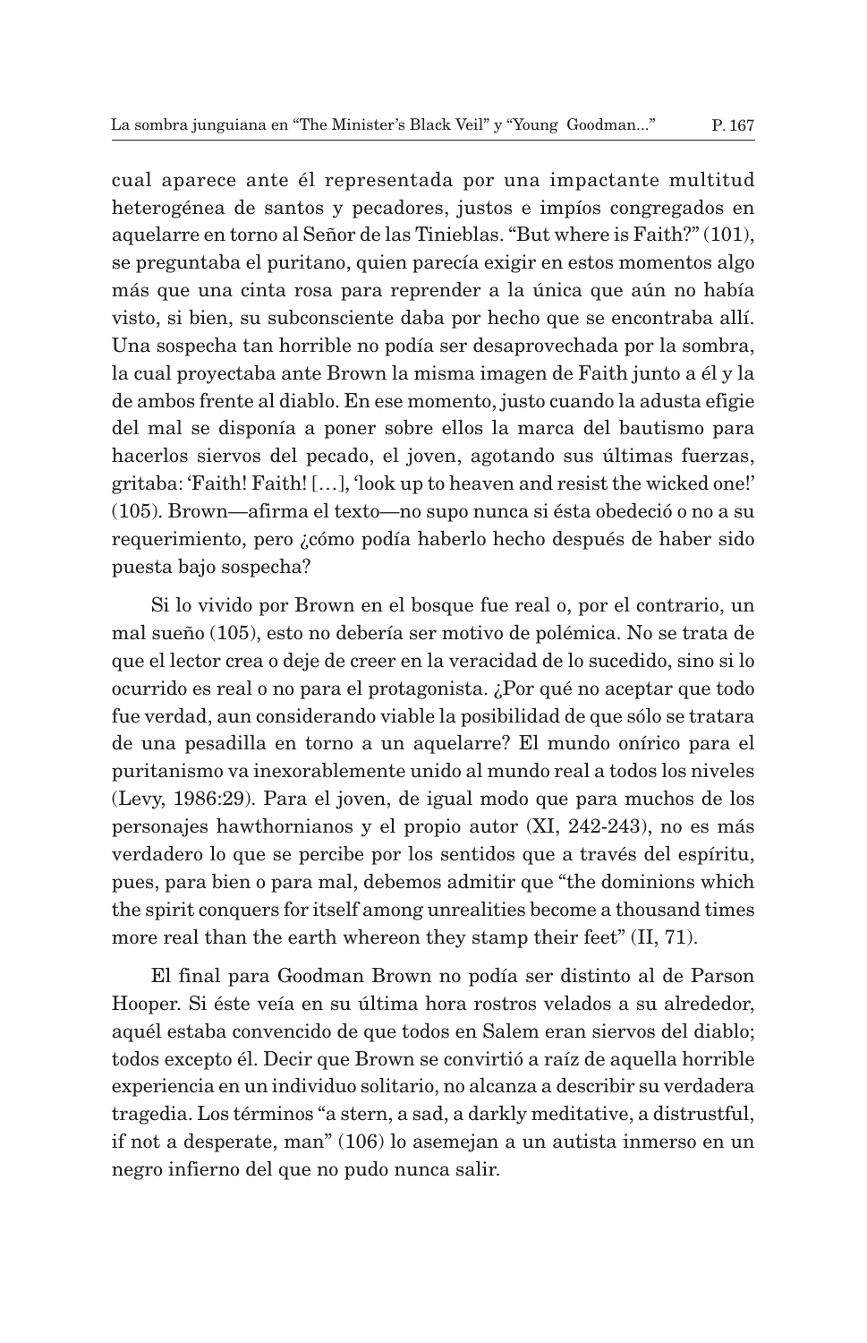cual aparece ante él representada por una impactante multitud heterogénea de santos y pecadores, justos e impíos congregados en aquelarre en torno al Señor de las Tinieblas. "But where is Faith?" (101), se preguntaba el puritano, quien parecía exigir en estos momentos algo más que una cinta rosa para reprender a la única que aún no había visto, si bien, su subconsciente daba por hecho que se encontraba allí. Una sospecha tan horrible no podía ser desaprovechada por la sombra, la cual proyectaba ante Brown la misma imagen de Faith junto a él y la de ambos frente al diablo. En ese momento, justo cuando la adusta efigie del mal se disponía a poner sobre ellos la marca del bautismo para hacerlos siervos del pecado, el joven, agotando sus últimas fuerzas, gritaba: 'Faith! Faith! […], 'look up to heaven and resist the wicked one!' (105). Brown—afirma el texto—no supo nunca si ésta obedeció o no a su requerimiento, pero ¿cómo podía haberlo hecho después de haber sido puesta bajo sospecha?

Si lo vivido por Brown en el bosque fue real o, por el contrario, un mal sueño (105), esto no debería ser motivo de polémica. No se trata de que el lector crea o deje de creer en la veracidad de lo sucedido, sino si lo ocurrido es real o no para el protagonista. ¿Por qué no aceptar que todo fue verdad, aun considerando viable la posibilidad de que sólo se tratara de una pesadilla en torno a un aquelarre? El mundo onírico para el puritanismo va inexorablemente unido al mundo real a todos los niveles (Levy, 1986:29). Para el joven, de igual modo que para muchos de los personajes hawthornianos y el propio autor (XI, 242-243), no es más verdadero lo que se percibe por los sentidos que a través del espíritu, pues, para bien o para mal, debemos admitir que "the dominions which the spirit conquers for itself among unrealities become a thousand times more real than the earth whereon they stamp their feet" (II, 71).

El final para Goodman Brown no podía ser distinto al de Parson Hooper. Si éste veía en su última hora rostros velados a su alrededor, aquél estaba convencido de que todos en Salem eran siervos del diablo; todos excepto él. Decir que Brown se convirtió a raíz de aquella horrible experiencia en un individuo solitario, no alcanza a describir su verdadera tragedia. Los términos "a stern, a sad, a darkly meditative, a distrustful, if not a desperate, man" (106) lo asemejan a un autista inmerso en un negro infierno del que no pudo nunca salir.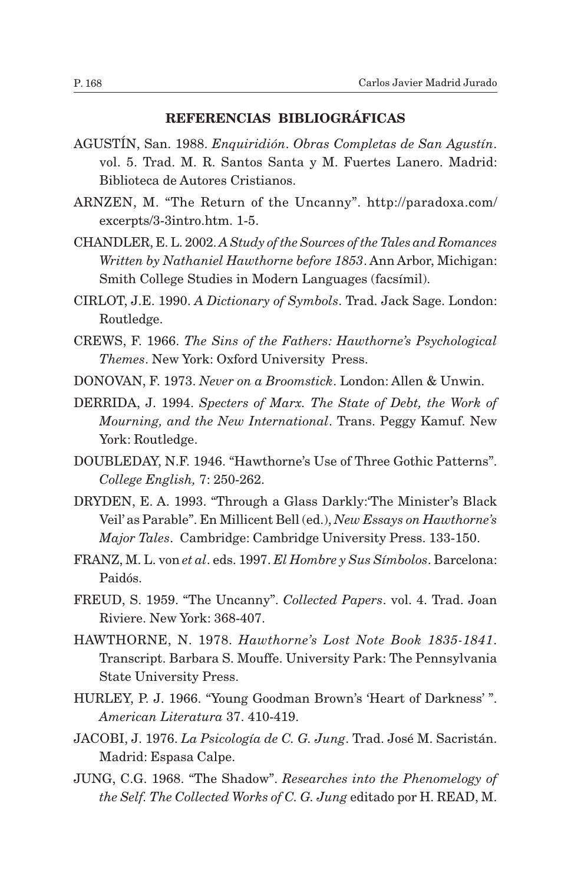## REFERENCIAS BIBLIOGRÁFICAS

AGUSTÍN, San. 1988. *Enquiridión*. *Obras Completas de San Agustín*. vol. 5. Trad. M. R. Santos Santa y M. Fuertes Lanero. Madrid: Biblioteca de Autores Cristianos.

ARNZEN, M. "The Return of the Uncanny". http://paradoxa.com/excerpts/3-3intro.htm. 1-5.

CHANDLER, E. L. 2002. *A Study of the Sources of the Tales and Romances Written by Nathaniel Hawthorne before 1853*. Ann Arbor, Michigan: Smith College Studies in Modern Languages (facsímil).

CIRLOT, J.E. 1990. *A Dictionary of Symbols*. Trad. Jack Sage. London: Routledge.

CREWS, F. 1966. *The Sins of the Fathers: Hawthorne's Psychological Themes*. New York: Oxford University Press.

DONOVAN, F. 1973. *Never on a Broomstick*. London: Allen & Unwin.

DERRIDA, J. 1994. *Specters of Marx. The State of Debt, the Work of Mourning, and the New International*. Trans. Peggy Kamuf. New York: Routledge.

DOUBLEDAY, N.F. 1946. "Hawthorne's Use of Three Gothic Patterns". *College English,* 7: 250-262.

DRYDEN, E. A. 1993. "Through a Glass Darkly:'The Minister's Black Veil' as Parable". En Millicent Bell (ed.), *New Essays on Hawthorne's Major Tales*. Cambridge: Cambridge University Press. 133-150.

FRANZ, M. L. von *et al*. eds. 1997. *El Hombre y Sus Símbolos*. Barcelona: Paidós.

FREUD, S. 1959. "The Uncanny". *Collected Papers*. vol. 4. Trad. Joan Riviere. New York: 368-407.

HAWTHORNE, N. 1978. *Hawthorne's Lost Note Book 1835-1841*. Transcript. Barbara S. Mouffe. University Park: The Pennsylvania State University Press.

HURLEY, P. J. 1966. "Young Goodman Brown's 'Heart of Darkness' ". *American Literatura* 37. 410-419.

JACOBI, J. 1976. *La Psicología de C. G. Jung*. Trad. José M. Sacristán. Madrid: Espasa Calpe.

JUNG, C.G. 1968. "The Shadow". *Researches into the Phenomelogy of the Self. The Collected Works of C. G. Jung* editado por H. READ, M.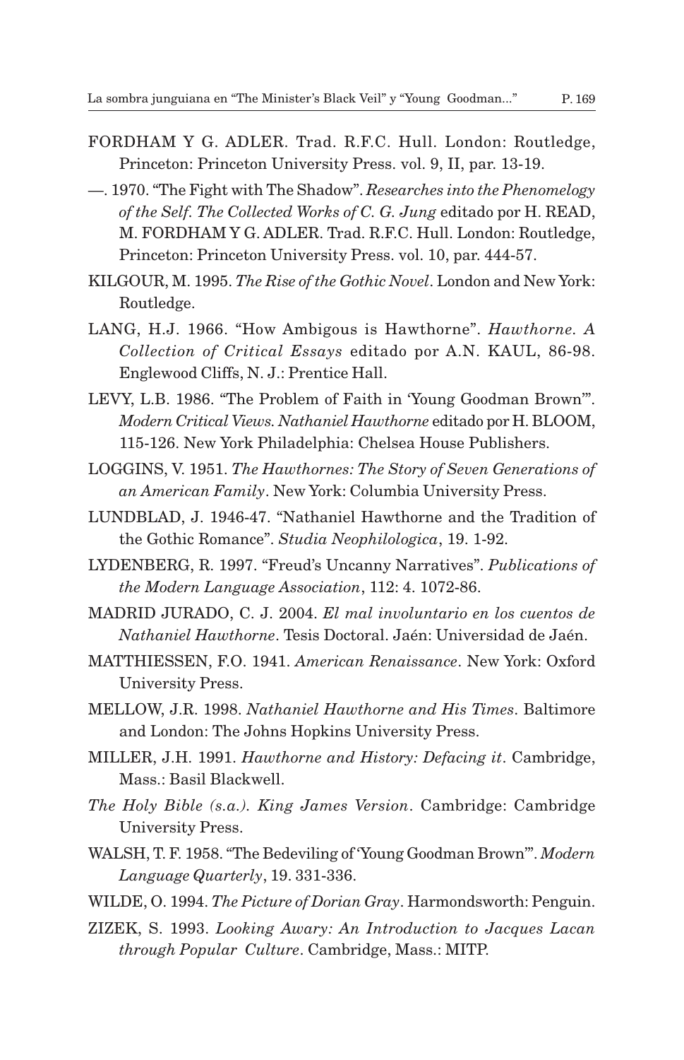FORDHAM Y G. ADLER. Trad. R.F.C. Hull. London: Routledge, Princeton: Princeton University Press. vol. 9, II, par. 13-19.

—. 1970. "The Fight with The Shadow". *Researches into the Phenomelogy of the Self. The Collected Works of C. G. Jung* editado por H. READ, M. FORDHAM Y G. ADLER. Trad. R.F.C. Hull. London: Routledge, Princeton: Princeton University Press. vol. 10, par. 444-57.

KILGOUR, M. 1995. *The Rise of the Gothic Novel*. London and New York: Routledge.

LANG, H.J. 1966. "How Ambigous is Hawthorne". *Hawthorne. A Collection of Critical Essays* editado por A.N. KAUL, 86-98. Englewood Cliffs, N. J.: Prentice Hall.

LEVY, L.B. 1986. "The Problem of Faith in 'Young Goodman Brown'". *Modern Critical Views. Nathaniel Hawthorne* editado por H. BLOOM, 115-126. New York Philadelphia: Chelsea House Publishers.

LOGGINS, V. 1951. *The Hawthornes: The Story of Seven Generations of an American Family*. New York: Columbia University Press.

LUNDBLAD, J. 1946-47. "Nathaniel Hawthorne and the Tradition of the Gothic Romance". *Studia Neophilologica*, 19. 1-92.

LYDENBERG, R. 1997. "Freud's Uncanny Narratives". *Publications of the Modern Language Association*, 112: 4. 1072-86.

MADRID JURADO, C. J. 2004. *El mal involuntario en los cuentos de Nathaniel Hawthorne*. Tesis Doctoral. Jaén: Universidad de Jaén.

MATTHIESSEN, F.O. 1941. *American Renaissance*. New York: Oxford University Press.

MELLOW, J.R. 1998. *Nathaniel Hawthorne and His Times*. Baltimore and London: The Johns Hopkins University Press.

MILLER, J.H. 1991. *Hawthorne and History: Defacing it*. Cambridge, Mass.: Basil Blackwell.

*The Holy Bible (s.a.). King James Version*. Cambridge: Cambridge University Press.

WALSH, T. F. 1958. "The Bedeviling of 'Young Goodman Brown'". *Modern Language Quarterly*, 19. 331-336.

WILDE, O. 1994. *The Picture of Dorian Gray*. Harmondsworth: Penguin.

ZIZEK, S. 1993. *Looking Awary: An Introduction to Jacques Lacan through Popular Culture*. Cambridge, Mass.: MITP.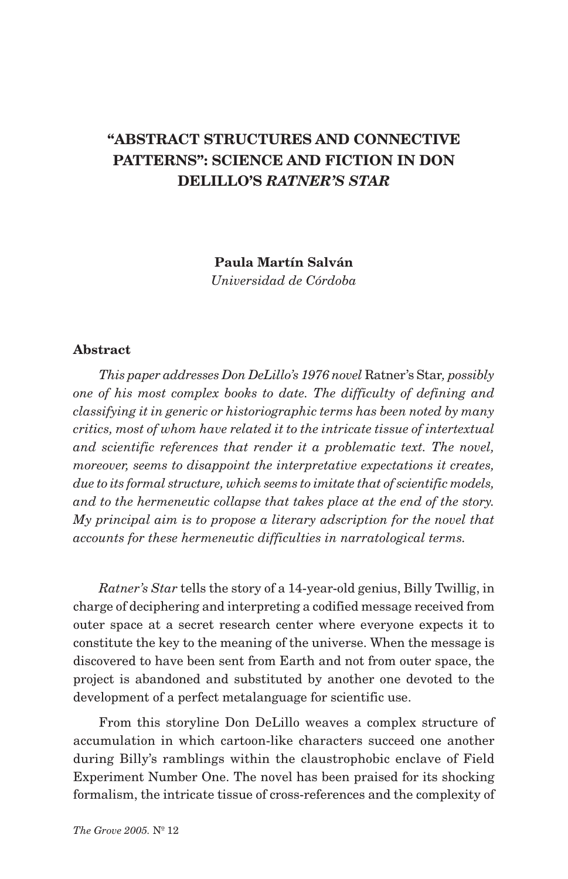# "ABSTRACT STRUCTURES AND CONNECTIVE PATTERNS": SCIENCE AND FICTION IN DON DELILLO'S *RATNER'S STAR*

**Paula Martín Salván**
*Universidad de Córdoba*

### Abstract

*This paper addresses Don DeLillo's 1976 novel* Ratner's Star*, possibly one of his most complex books to date. The difficulty of defining and classifying it in generic or historiographic terms has been noted by many critics, most of whom have related it to the intricate tissue of intertextual and scientific references that render it a problematic text. The novel, moreover, seems to disappoint the interpretative expectations it creates, due to its formal structure, which seems to imitate that of scientific models, and to the hermeneutic collapse that takes place at the end of the story. My principal aim is to propose a literary adscription for the novel that accounts for these hermeneutic difficulties in narratological terms.*

*Ratner's Star* tells the story of a 14-year-old genius, Billy Twillig, in charge of deciphering and interpreting a codified message received from outer space at a secret research center where everyone expects it to constitute the key to the meaning of the universe. When the message is discovered to have been sent from Earth and not from outer space, the project is abandoned and substituted by another one devoted to the development of a perfect metalanguage for scientific use.

From this storyline Don DeLillo weaves a complex structure of accumulation in which cartoon-like characters succeed one another during Billy's ramblings within the claustrophobic enclave of Field Experiment Number One. The novel has been praised for its shocking formalism, the intricate tissue of cross-references and the complexity of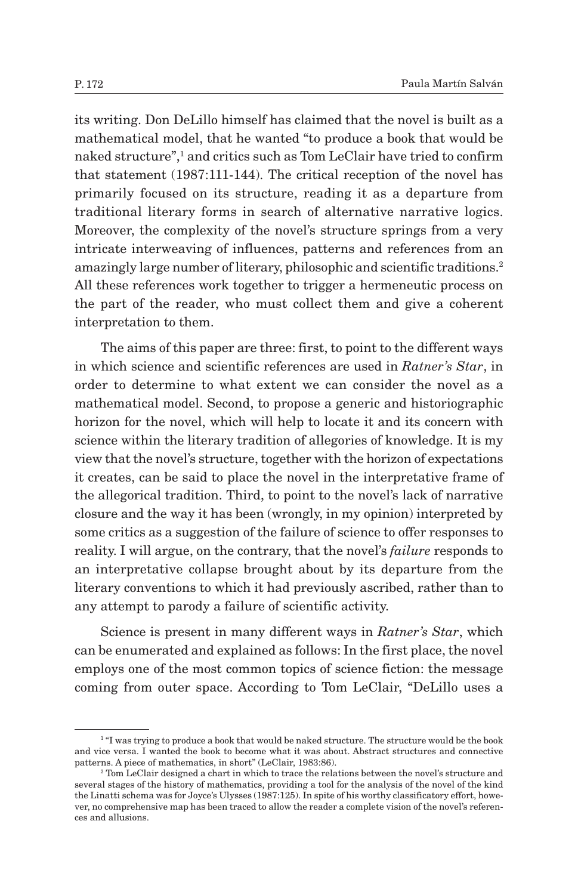its writing. Don DeLillo himself has claimed that the novel is built as a mathematical model, that he wanted "to produce a book that would be naked structure",[1] and critics such as Tom LeClair have tried to confirm that statement (1987:111-144). The critical reception of the novel has primarily focused on its structure, reading it as a departure from traditional literary forms in search of alternative narrative logics. Moreover, the complexity of the novel's structure springs from a very intricate interweaving of influences, patterns and references from an amazingly large number of literary, philosophic and scientific traditions.[2] All these references work together to trigger a hermeneutic process on the part of the reader, who must collect them and give a coherent interpretation to them.

The aims of this paper are three: first, to point to the different ways in which science and scientific references are used in *Ratner's Star*, in order to determine to what extent we can consider the novel as a mathematical model. Second, to propose a generic and historiographic horizon for the novel, which will help to locate it and its concern with science within the literary tradition of allegories of knowledge. It is my view that the novel's structure, together with the horizon of expectations it creates, can be said to place the novel in the interpretative frame of the allegorical tradition. Third, to point to the novel's lack of narrative closure and the way it has been (wrongly, in my opinion) interpreted by some critics as a suggestion of the failure of science to offer responses to reality. I will argue, on the contrary, that the novel's *failure* responds to an interpretative collapse brought about by its departure from the literary conventions to which it had previously ascribed, rather than to any attempt to parody a failure of scientific activity.

Science is present in many different ways in *Ratner's Star*, which can be enumerated and explained as follows: In the first place, the novel employs one of the most common topics of science fiction: the message coming from outer space. According to Tom LeClair, "DeLillo uses a

---

[1] "I was trying to produce a book that would be naked structure. The structure would be the book and vice versa. I wanted the book to become what it was about. Abstract structures and connective patterns. A piece of mathematics, in short" (LeClair, 1983:86).

[2] Tom LeClair designed a chart in which to trace the relations between the novel's structure and several stages of the history of mathematics, providing a tool for the analysis of the novel of the kind the Linatti schema was for Joyce's Ulysses (1987:125). In spite of his worthy classificatory effort, however, no comprehensive map has been traced to allow the reader a complete vision of the novel's references and allusions.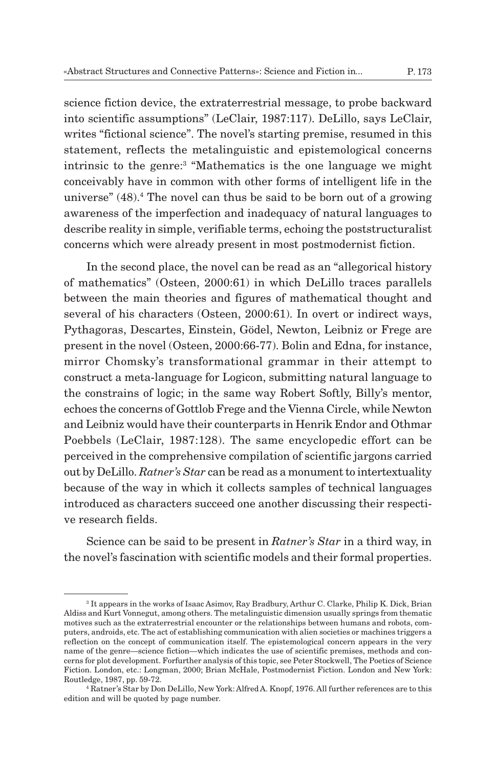science fiction device, the extraterrestrial message, to probe backward into scientific assumptions" (LeClair, 1987:117). DeLillo, says LeClair, writes "fictional science". The novel's starting premise, resumed in this statement, reflects the metalinguistic and epistemological concerns intrinsic to the genre:[3] "Mathematics is the one language we might conceivably have in common with other forms of intelligent life in the universe" (48).[4] The novel can thus be said to be born out of a growing awareness of the imperfection and inadequacy of natural languages to describe reality in simple, verifiable terms, echoing the poststructuralist concerns which were already present in most postmodernist fiction.

In the second place, the novel can be read as an "allegorical history of mathematics" (Osteen, 2000:61) in which DeLillo traces parallels between the main theories and figures of mathematical thought and several of his characters (Osteen, 2000:61). In overt or indirect ways, Pythagoras, Descartes, Einstein, Gödel, Newton, Leibniz or Frege are present in the novel (Osteen, 2000:66-77). Bolin and Edna, for instance, mirror Chomsky's transformational grammar in their attempt to construct a meta-language for Logicon, submitting natural language to the constrains of logic; in the same way Robert Softly, Billy's mentor, echoes the concerns of Gottlob Frege and the Vienna Circle, while Newton and Leibniz would have their counterparts in Henrik Endor and Othmar Poebbels (LeClair, 1987:128). The same encyclopedic effort can be perceived in the comprehensive compilation of scientific jargons carried out by DeLillo. *Ratner's Star* can be read as a monument to intertextuality because of the way in which it collects samples of technical languages introduced as characters succeed one another discussing their respective research fields.

Science can be said to be present in *Ratner's Star* in a third way, in the novel's fascination with scientific models and their formal properties.

---

[3] It appears in the works of Isaac Asimov, Ray Bradbury, Arthur C. Clarke, Philip K. Dick, Brian Aldiss and Kurt Vonnegut, among others. The metalinguistic dimension usually springs from thematic motives such as the extraterrestrial encounter or the relationships between humans and robots, computers, androids, etc. The act of establishing communication with alien societies or machines triggers a reflection on the concept of communication itself. The epistemological concern appears in the very name of the genre—science fiction—which indicates the use of scientific premises, methods and concerns for plot development. Forfurther analysis of this topic, see Peter Stockwell, The Poetics of Science Fiction. London, etc.: Longman, 2000; Brian McHale, Postmodernist Fiction. London and New York: Routledge, 1987, pp. 59-72.

[4] Ratner's Star by Don DeLillo, New York: Alfred A. Knopf, 1976. All further references are to this edition and will be quoted by page number.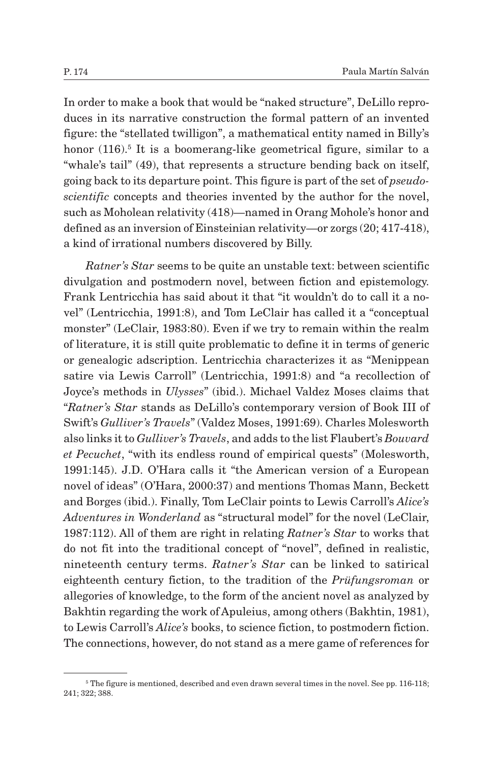In order to make a book that would be "naked structure", DeLillo reproduces in its narrative construction the formal pattern of an invented figure: the "stellated twilligon", a mathematical entity named in Billy's honor (116).[5] It is a boomerang-like geometrical figure, similar to a "whale's tail" (49), that represents a structure bending back on itself, going back to its departure point. This figure is part of the set of *pseudo-scientific* concepts and theories invented by the author for the novel, such as Moholean relativity (418)—named in Orang Mohole's honor and defined as an inversion of Einsteinian relativity—or zorgs (20; 417-418), a kind of irrational numbers discovered by Billy.

*Ratner's Star* seems to be quite an unstable text: between scientific divulgation and postmodern novel, between fiction and epistemology. Frank Lentricchia has said about it that "it wouldn't do to call it a novel" (Lentricchia, 1991:8), and Tom LeClair has called it a "conceptual monster" (LeClair, 1983:80). Even if we try to remain within the realm of literature, it is still quite problematic to define it in terms of generic or genealogic adscription. Lentricchia characterizes it as "Menippean satire via Lewis Carroll" (Lentricchia, 1991:8) and "a recollection of Joyce's methods in *Ulysses*" (ibid.). Michael Valdez Moses claims that "*Ratner's Star* stands as DeLillo's contemporary version of Book III of Swift's *Gulliver's Travels*" (Valdez Moses, 1991:69). Charles Molesworth also links it to *Gulliver's Travels*, and adds to the list Flaubert's *Bouvard et Pecuchet*, "with its endless round of empirical quests" (Molesworth, 1991:145). J.D. O'Hara calls it "the American version of a European novel of ideas" (O'Hara, 2000:37) and mentions Thomas Mann, Beckett and Borges (ibid.). Finally, Tom LeClair points to Lewis Carroll's *Alice's Adventures in Wonderland* as "structural model" for the novel (LeClair, 1987:112). All of them are right in relating *Ratner's Star* to works that do not fit into the traditional concept of "novel", defined in realistic, nineteenth century terms. *Ratner's Star* can be linked to satirical eighteenth century fiction, to the tradition of the *Prüfungsroman* or allegories of knowledge, to the form of the ancient novel as analyzed by Bakhtin regarding the work of Apuleius, among others (Bakhtin, 1981), to Lewis Carroll's *Alice's* books, to science fiction, to postmodern fiction. The connections, however, do not stand as a mere game of references for

---

[5] The figure is mentioned, described and even drawn several times in the novel. See pp. 116-118; 241; 322; 388.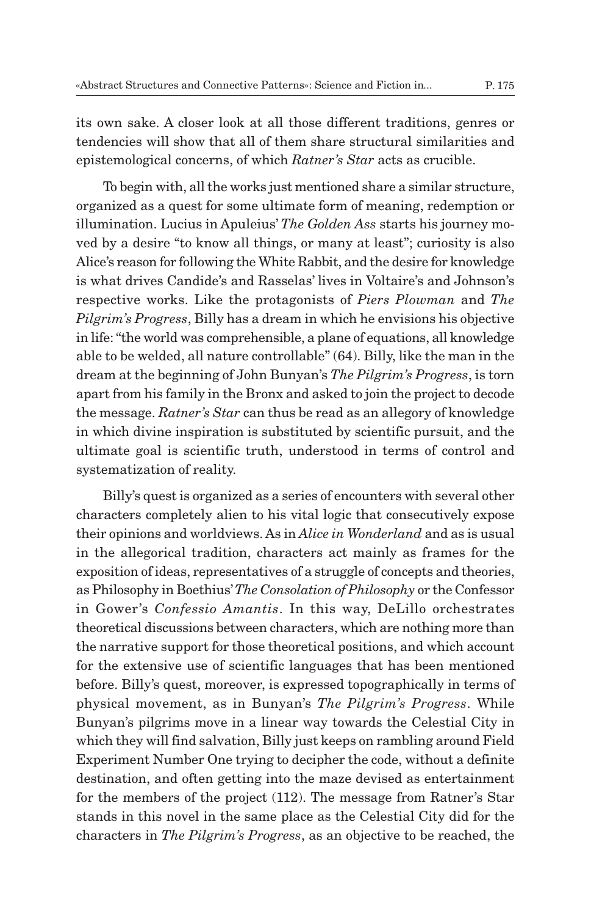its own sake. A closer look at all those different traditions, genres or tendencies will show that all of them share structural similarities and epistemological concerns, of which *Ratner's Star* acts as crucible.

To begin with, all the works just mentioned share a similar structure, organized as a quest for some ultimate form of meaning, redemption or illumination. Lucius in Apuleius' *The Golden Ass* starts his journey moved by a desire "to know all things, or many at least"; curiosity is also Alice's reason for following the White Rabbit, and the desire for knowledge is what drives Candide's and Rasselas' lives in Voltaire's and Johnson's respective works. Like the protagonists of *Piers Plowman* and *The Pilgrim's Progress*, Billy has a dream in which he envisions his objective in life: "the world was comprehensible, a plane of equations, all knowledge able to be welded, all nature controllable" (64). Billy, like the man in the dream at the beginning of John Bunyan's *The Pilgrim's Progress*, is torn apart from his family in the Bronx and asked to join the project to decode the message. *Ratner's Star* can thus be read as an allegory of knowledge in which divine inspiration is substituted by scientific pursuit, and the ultimate goal is scientific truth, understood in terms of control and systematization of reality.

Billy's quest is organized as a series of encounters with several other characters completely alien to his vital logic that consecutively expose their opinions and worldviews. As in *Alice in Wonderland* and as is usual in the allegorical tradition, characters act mainly as frames for the exposition of ideas, representatives of a struggle of concepts and theories, as Philosophy in Boethius' *The Consolation of Philosophy* or the Confessor in Gower's *Confessio Amantis*. In this way, DeLillo orchestrates theoretical discussions between characters, which are nothing more than the narrative support for those theoretical positions, and which account for the extensive use of scientific languages that has been mentioned before. Billy's quest, moreover, is expressed topographically in terms of physical movement, as in Bunyan's *The Pilgrim's Progress*. While Bunyan's pilgrims move in a linear way towards the Celestial City in which they will find salvation, Billy just keeps on rambling around Field Experiment Number One trying to decipher the code, without a definite destination, and often getting into the maze devised as entertainment for the members of the project (112). The message from Ratner's Star stands in this novel in the same place as the Celestial City did for the characters in *The Pilgrim's Progress*, as an objective to be reached, the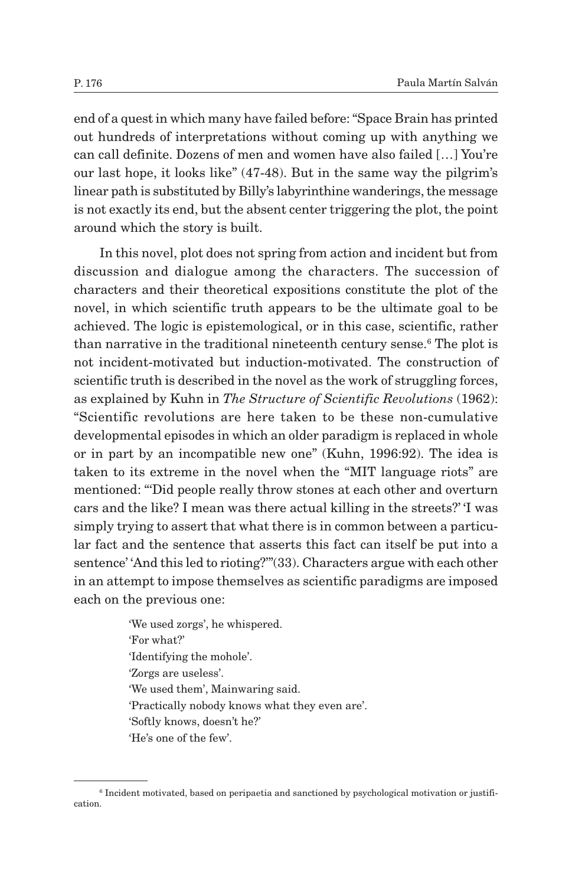end of a quest in which many have failed before: “Space Brain has printed out hundreds of interpretations without coming up with anything we can call definite. Dozens of men and women have also failed […] You’re our last hope, it looks like” (47-48). But in the same way the pilgrim’s linear path is substituted by Billy’s labyrinthine wanderings, the message is not exactly its end, but the absent center triggering the plot, the point around which the story is built.

In this novel, plot does not spring from action and incident but from discussion and dialogue among the characters. The succession of characters and their theoretical expositions constitute the plot of the novel, in which scientific truth appears to be the ultimate goal to be achieved. The logic is epistemological, or in this case, scientific, rather than narrative in the traditional nineteenth century sense.[6] The plot is not incident-motivated but induction-motivated. The construction of scientific truth is described in the novel as the work of struggling forces, as explained by Kuhn in *The Structure of Scientific Revolutions* (1962): “Scientific revolutions are here taken to be these non-cumulative developmental episodes in which an older paradigm is replaced in whole or in part by an incompatible new one” (Kuhn, 1996:92). The idea is taken to its extreme in the novel when the “MIT language riots” are mentioned: “‘Did people really throw stones at each other and overturn cars and the like? I mean was there actual killing in the streets?’ ‘I was simply trying to assert that what there is in common between a particular fact and the sentence that asserts this fact can itself be put into a sentence’ ‘And this led to rioting?’”(33). Characters argue with each other in an attempt to impose themselves as scientific paradigms are imposed each on the previous one:

> ‘We used zorgs’, he whispered.
> ‘For what?’
> ‘Identifying the mohole’.
> ‘Zorgs are useless’.
> ‘We used them’, Mainwaring said.
> ‘Practically nobody knows what they even are’.
> ‘Softly knows, doesn’t he?’
> ‘He’s one of the few’.

---

[6] Incident motivated, based on peripaetia and sanctioned by psychological motivation or justification.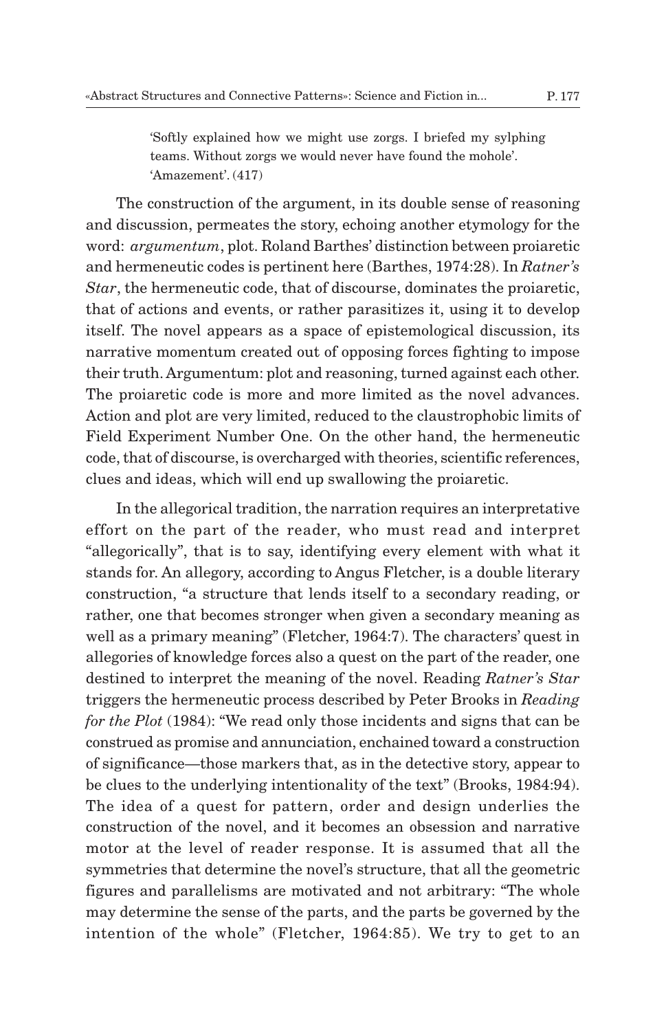> 'Softly explained how we might use zorgs. I briefed my sylphing teams. Without zorgs we would never have found the mohole'.
> 'Amazement'. (417)

The construction of the argument, in its double sense of reasoning and discussion, permeates the story, echoing another etymology for the word: *argumentum*, plot. Roland Barthes' distinction between proiaretic and hermeneutic codes is pertinent here (Barthes, 1974:28). In *Ratner's Star*, the hermeneutic code, that of discourse, dominates the proiaretic, that of actions and events, or rather parasitizes it, using it to develop itself. The novel appears as a space of epistemological discussion, its narrative momentum created out of opposing forces fighting to impose their truth. Argumentum: plot and reasoning, turned against each other. The proiaretic code is more and more limited as the novel advances. Action and plot are very limited, reduced to the claustrophobic limits of Field Experiment Number One. On the other hand, the hermeneutic code, that of discourse, is overcharged with theories, scientific references, clues and ideas, which will end up swallowing the proiaretic.

In the allegorical tradition, the narration requires an interpretative effort on the part of the reader, who must read and interpret "allegorically", that is to say, identifying every element with what it stands for. An allegory, according to Angus Fletcher, is a double literary construction, "a structure that lends itself to a secondary reading, or rather, one that becomes stronger when given a secondary meaning as well as a primary meaning" (Fletcher, 1964:7). The characters' quest in allegories of knowledge forces also a quest on the part of the reader, one destined to interpret the meaning of the novel. Reading *Ratner's Star* triggers the hermeneutic process described by Peter Brooks in *Reading for the Plot* (1984): "We read only those incidents and signs that can be construed as promise and annunciation, enchained toward a construction of significance—those markers that, as in the detective story, appear to be clues to the underlying intentionality of the text" (Brooks, 1984:94). The idea of a quest for pattern, order and design underlies the construction of the novel, and it becomes an obsession and narrative motor at the level of reader response. It is assumed that all the symmetries that determine the novel's structure, that all the geometric figures and parallelisms are motivated and not arbitrary: "The whole may determine the sense of the parts, and the parts be governed by the intention of the whole" (Fletcher, 1964:85). We try to get to an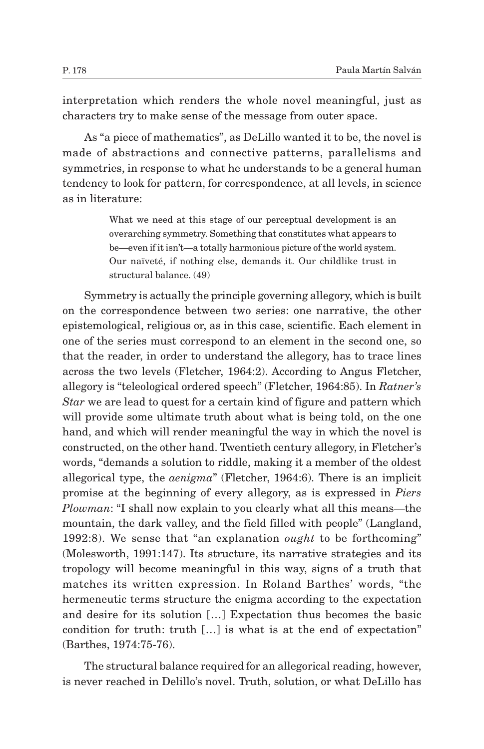interpretation which renders the whole novel meaningful, just as characters try to make sense of the message from outer space.

As "a piece of mathematics", as DeLillo wanted it to be, the novel is made of abstractions and connective patterns, parallelisms and symmetries, in response to what he understands to be a general human tendency to look for pattern, for correspondence, at all levels, in science as in literature:

> What we need at this stage of our perceptual development is an overarching symmetry. Something that constitutes what appears to be—even if it isn't—a totally harmonious picture of the world system. Our naïveté, if nothing else, demands it. Our childlike trust in structural balance. (49)

Symmetry is actually the principle governing allegory, which is built on the correspondence between two series: one narrative, the other epistemological, religious or, as in this case, scientific. Each element in one of the series must correspond to an element in the second one, so that the reader, in order to understand the allegory, has to trace lines across the two levels (Fletcher, 1964:2). According to Angus Fletcher, allegory is "teleological ordered speech" (Fletcher, 1964:85). In *Ratner's Star* we are lead to quest for a certain kind of figure and pattern which will provide some ultimate truth about what is being told, on the one hand, and which will render meaningful the way in which the novel is constructed, on the other hand. Twentieth century allegory, in Fletcher's words, "demands a solution to riddle, making it a member of the oldest allegorical type, the *aenigma*" (Fletcher, 1964:6). There is an implicit promise at the beginning of every allegory, as is expressed in *Piers Plowman*: "I shall now explain to you clearly what all this means—the mountain, the dark valley, and the field filled with people" (Langland, 1992:8). We sense that "an explanation *ought* to be forthcoming" (Molesworth, 1991:147). Its structure, its narrative strategies and its tropology will become meaningful in this way, signs of a truth that matches its written expression. In Roland Barthes' words, "the hermeneutic terms structure the enigma according to the expectation and desire for its solution […] Expectation thus becomes the basic condition for truth: truth […] is what is at the end of expectation" (Barthes, 1974:75-76).

The structural balance required for an allegorical reading, however, is never reached in Delillo's novel. Truth, solution, or what DeLillo has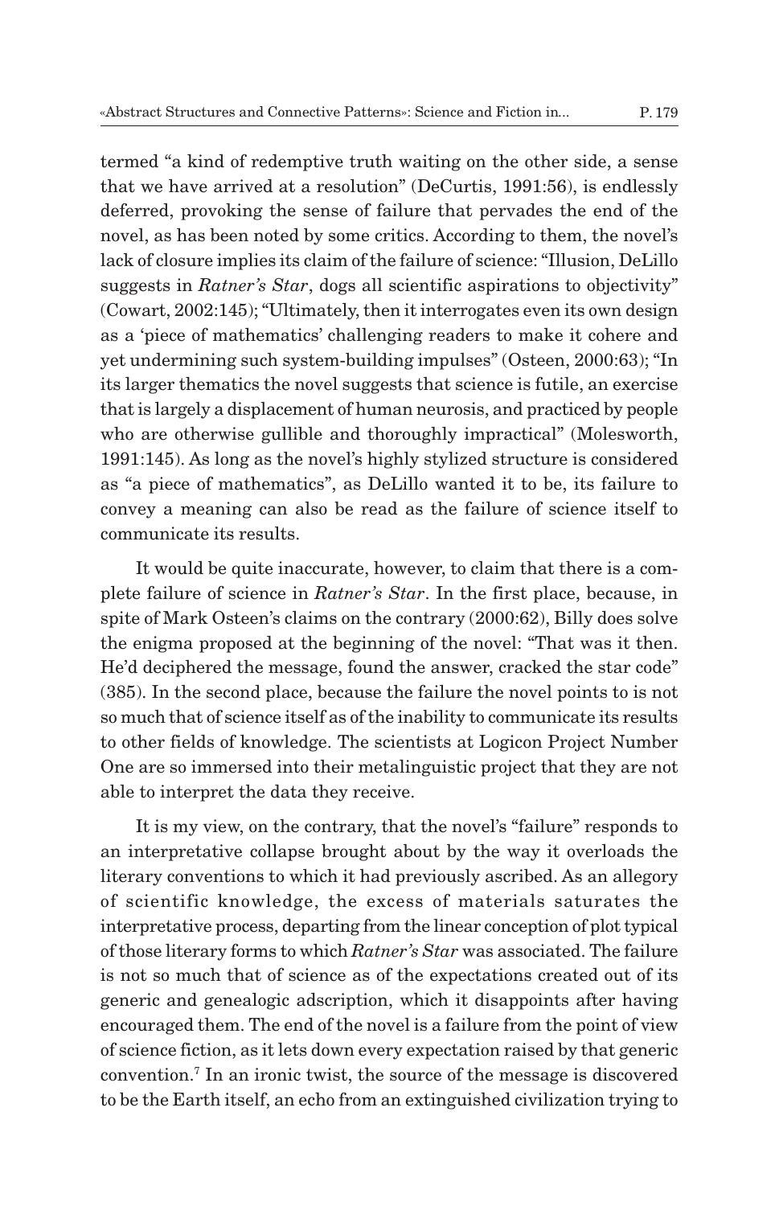termed "a kind of redemptive truth waiting on the other side, a sense that we have arrived at a resolution" (DeCurtis, 1991:56), is endlessly deferred, provoking the sense of failure that pervades the end of the novel, as has been noted by some critics. According to them, the novel's lack of closure implies its claim of the failure of science: "Illusion, DeLillo suggests in *Ratner's Star*, dogs all scientific aspirations to objectivity" (Cowart, 2002:145); "Ultimately, then it interrogates even its own design as a 'piece of mathematics' challenging readers to make it cohere and yet undermining such system-building impulses" (Osteen, 2000:63); "In its larger thematics the novel suggests that science is futile, an exercise that is largely a displacement of human neurosis, and practiced by people who are otherwise gullible and thoroughly impractical" (Molesworth, 1991:145). As long as the novel's highly stylized structure is considered as "a piece of mathematics", as DeLillo wanted it to be, its failure to convey a meaning can also be read as the failure of science itself to communicate its results.

It would be quite inaccurate, however, to claim that there is a complete failure of science in *Ratner's Star*. In the first place, because, in spite of Mark Osteen's claims on the contrary (2000:62), Billy does solve the enigma proposed at the beginning of the novel: "That was it then. He'd deciphered the message, found the answer, cracked the star code" (385). In the second place, because the failure the novel points to is not so much that of science itself as of the inability to communicate its results to other fields of knowledge. The scientists at Logicon Project Number One are so immersed into their metalinguistic project that they are not able to interpret the data they receive.

It is my view, on the contrary, that the novel's "failure" responds to an interpretative collapse brought about by the way it overloads the literary conventions to which it had previously ascribed. As an allegory of scientific knowledge, the excess of materials saturates the interpretative process, departing from the linear conception of plot typical of those literary forms to which *Ratner's Star* was associated. The failure is not so much that of science as of the expectations created out of its generic and genealogic adscription, which it disappoints after having encouraged them. The end of the novel is a failure from the point of view of science fiction, as it lets down every expectation raised by that generic convention.[7] In an ironic twist, the source of the message is discovered to be the Earth itself, an echo from an extinguished civilization trying to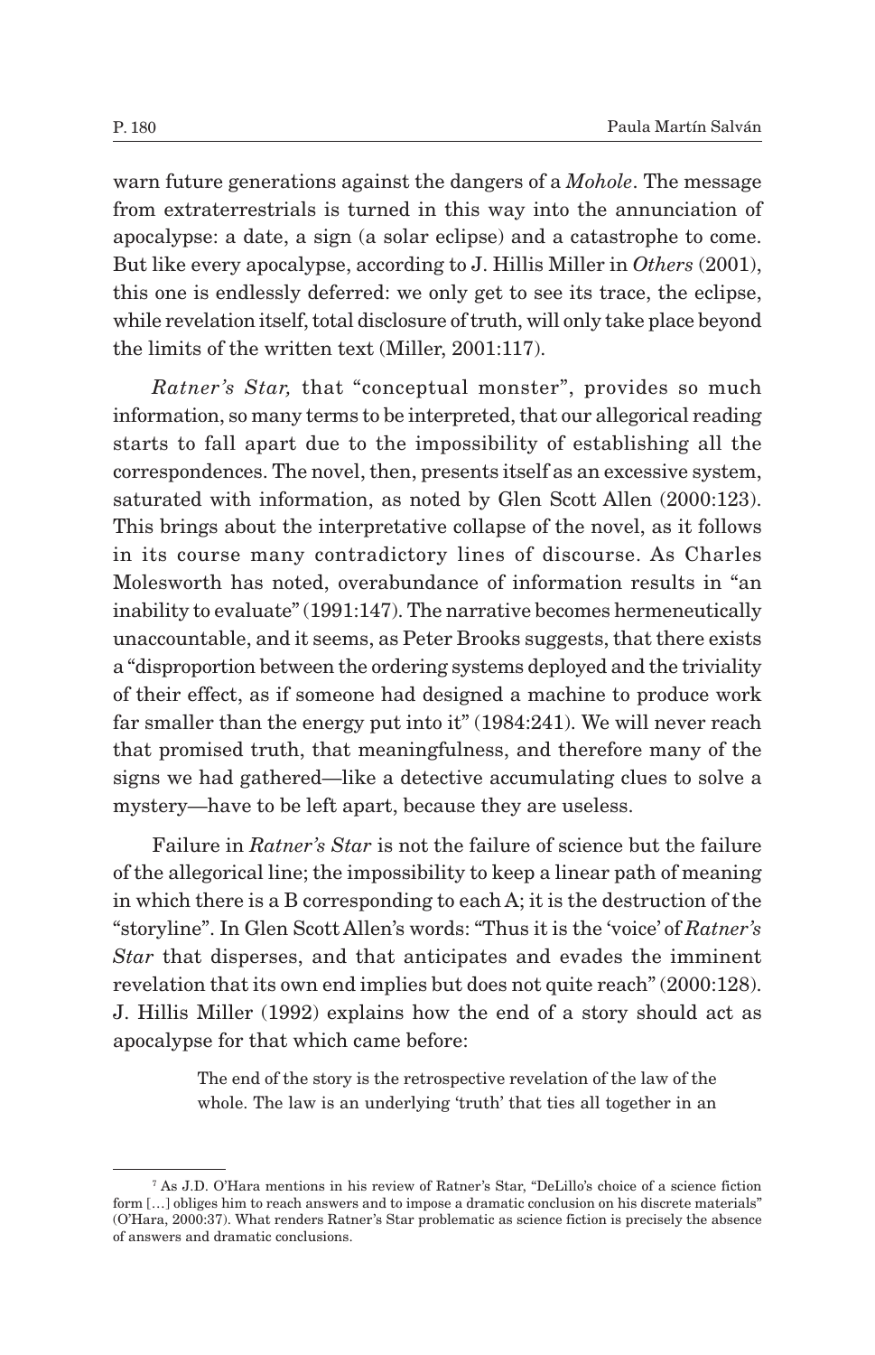warn future generations against the dangers of a *Mohole*. The message from extraterrestrials is turned in this way into the annunciation of apocalypse: a date, a sign (a solar eclipse) and a catastrophe to come. But like every apocalypse, according to J. Hillis Miller in *Others* (2001), this one is endlessly deferred: we only get to see its trace, the eclipse, while revelation itself, total disclosure of truth, will only take place beyond the limits of the written text (Miller, 2001:117).

*Ratner's Star,* that "conceptual monster", provides so much information, so many terms to be interpreted, that our allegorical reading starts to fall apart due to the impossibility of establishing all the correspondences. The novel, then, presents itself as an excessive system, saturated with information, as noted by Glen Scott Allen (2000:123). This brings about the interpretative collapse of the novel, as it follows in its course many contradictory lines of discourse. As Charles Molesworth has noted, overabundance of information results in "an inability to evaluate" (1991:147). The narrative becomes hermeneutically unaccountable, and it seems, as Peter Brooks suggests, that there exists a "disproportion between the ordering systems deployed and the triviality of their effect, as if someone had designed a machine to produce work far smaller than the energy put into it" (1984:241). We will never reach that promised truth, that meaningfulness, and therefore many of the signs we had gathered—like a detective accumulating clues to solve a mystery—have to be left apart, because they are useless.

Failure in *Ratner's Star* is not the failure of science but the failure of the allegorical line; the impossibility to keep a linear path of meaning in which there is a B corresponding to each A; it is the destruction of the "storyline". In Glen Scott Allen's words: "Thus it is the 'voice' of *Ratner's Star* that disperses, and that anticipates and evades the imminent revelation that its own end implies but does not quite reach" (2000:128). J. Hillis Miller (1992) explains how the end of a story should act as apocalypse for that which came before:

> The end of the story is the retrospective revelation of the law of the whole. The law is an underlying 'truth' that ties all together in an

[7] As J.D. O'Hara mentions in his review of Ratner's Star, "DeLillo's choice of a science fiction form […] obliges him to reach answers and to impose a dramatic conclusion on his discrete materials" (O'Hara, 2000:37). What renders Ratner's Star problematic as science fiction is precisely the absence of answers and dramatic conclusions.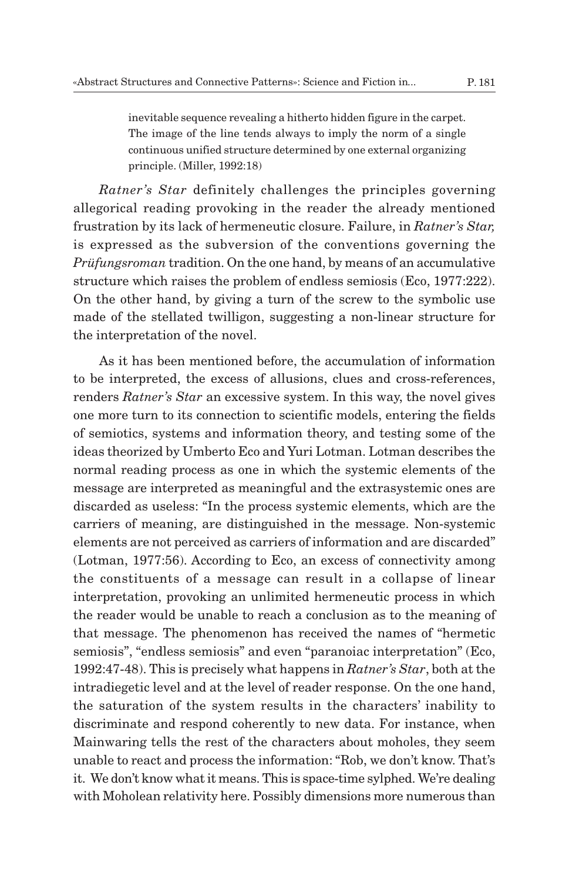> inevitable sequence revealing a hitherto hidden figure in the carpet. The image of the line tends always to imply the norm of a single continuous unified structure determined by one external organizing principle. (Miller, 1992:18)

*Ratner's Star* definitely challenges the principles governing allegorical reading provoking in the reader the already mentioned frustration by its lack of hermeneutic closure. Failure, in *Ratner's Star,* is expressed as the subversion of the conventions governing the *Prüfungsroman* tradition. On the one hand, by means of an accumulative structure which raises the problem of endless semiosis (Eco, 1977:222). On the other hand, by giving a turn of the screw to the symbolic use made of the stellated twilligon, suggesting a non-linear structure for the interpretation of the novel.

As it has been mentioned before, the accumulation of information to be interpreted, the excess of allusions, clues and cross-references, renders *Ratner's Star* an excessive system. In this way, the novel gives one more turn to its connection to scientific models, entering the fields of semiotics, systems and information theory, and testing some of the ideas theorized by Umberto Eco and Yuri Lotman. Lotman describes the normal reading process as one in which the systemic elements of the message are interpreted as meaningful and the extrasystemic ones are discarded as useless: "In the process systemic elements, which are the carriers of meaning, are distinguished in the message. Non-systemic elements are not perceived as carriers of information and are discarded" (Lotman, 1977:56). According to Eco, an excess of connectivity among the constituents of a message can result in a collapse of linear interpretation, provoking an unlimited hermeneutic process in which the reader would be unable to reach a conclusion as to the meaning of that message. The phenomenon has received the names of "hermetic semiosis", "endless semiosis" and even "paranoiac interpretation" (Eco, 1992:47-48). This is precisely what happens in *Ratner's Star*, both at the intradiegetic level and at the level of reader response. On the one hand, the saturation of the system results in the characters' inability to discriminate and respond coherently to new data. For instance, when Mainwaring tells the rest of the characters about moholes, they seem unable to react and process the information: "Rob, we don't know. That's it. We don't know what it means. This is space-time sylphed. We're dealing with Moholean relativity here. Possibly dimensions more numerous than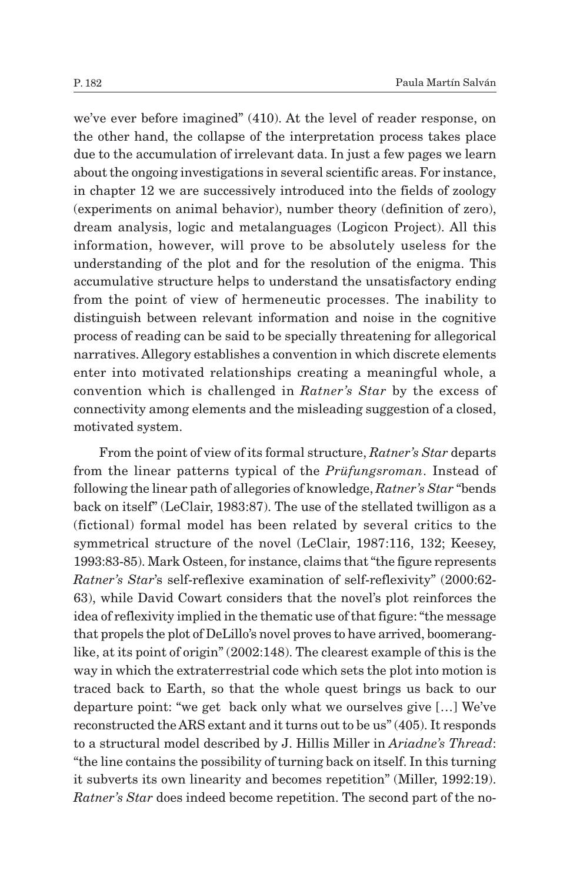we've ever before imagined" (410). At the level of reader response, on the other hand, the collapse of the interpretation process takes place due to the accumulation of irrelevant data. In just a few pages we learn about the ongoing investigations in several scientific areas. For instance, in chapter 12 we are successively introduced into the fields of zoology (experiments on animal behavior), number theory (definition of zero), dream analysis, logic and metalanguages (Logicon Project). All this information, however, will prove to be absolutely useless for the understanding of the plot and for the resolution of the enigma. This accumulative structure helps to understand the unsatisfactory ending from the point of view of hermeneutic processes. The inability to distinguish between relevant information and noise in the cognitive process of reading can be said to be specially threatening for allegorical narratives. Allegory establishes a convention in which discrete elements enter into motivated relationships creating a meaningful whole, a convention which is challenged in *Ratner's Star* by the excess of connectivity among elements and the misleading suggestion of a closed, motivated system.

From the point of view of its formal structure, *Ratner's Star* departs from the linear patterns typical of the *Prüfungsroman*. Instead of following the linear path of allegories of knowledge, *Ratner's Star* "bends back on itself" (LeClair, 1983:87). The use of the stellated twilligon as a (fictional) formal model has been related by several critics to the symmetrical structure of the novel (LeClair, 1987:116, 132; Keesey, 1993:83-85). Mark Osteen, for instance, claims that "the figure represents *Ratner's Star*'s self-reflexive examination of self-reflexivity" (2000:62-63), while David Cowart considers that the novel's plot reinforces the idea of reflexivity implied in the thematic use of that figure: "the message that propels the plot of DeLillo's novel proves to have arrived, boomerang-like, at its point of origin" (2002:148). The clearest example of this is the way in which the extraterrestrial code which sets the plot into motion is traced back to Earth, so that the whole quest brings us back to our departure point: "we get back only what we ourselves give […] We've reconstructed the ARS extant and it turns out to be us" (405). It responds to a structural model described by J. Hillis Miller in *Ariadne's Thread*: "the line contains the possibility of turning back on itself. In this turning it subverts its own linearity and becomes repetition" (Miller, 1992:19). *Ratner's Star* does indeed become repetition. The second part of the no-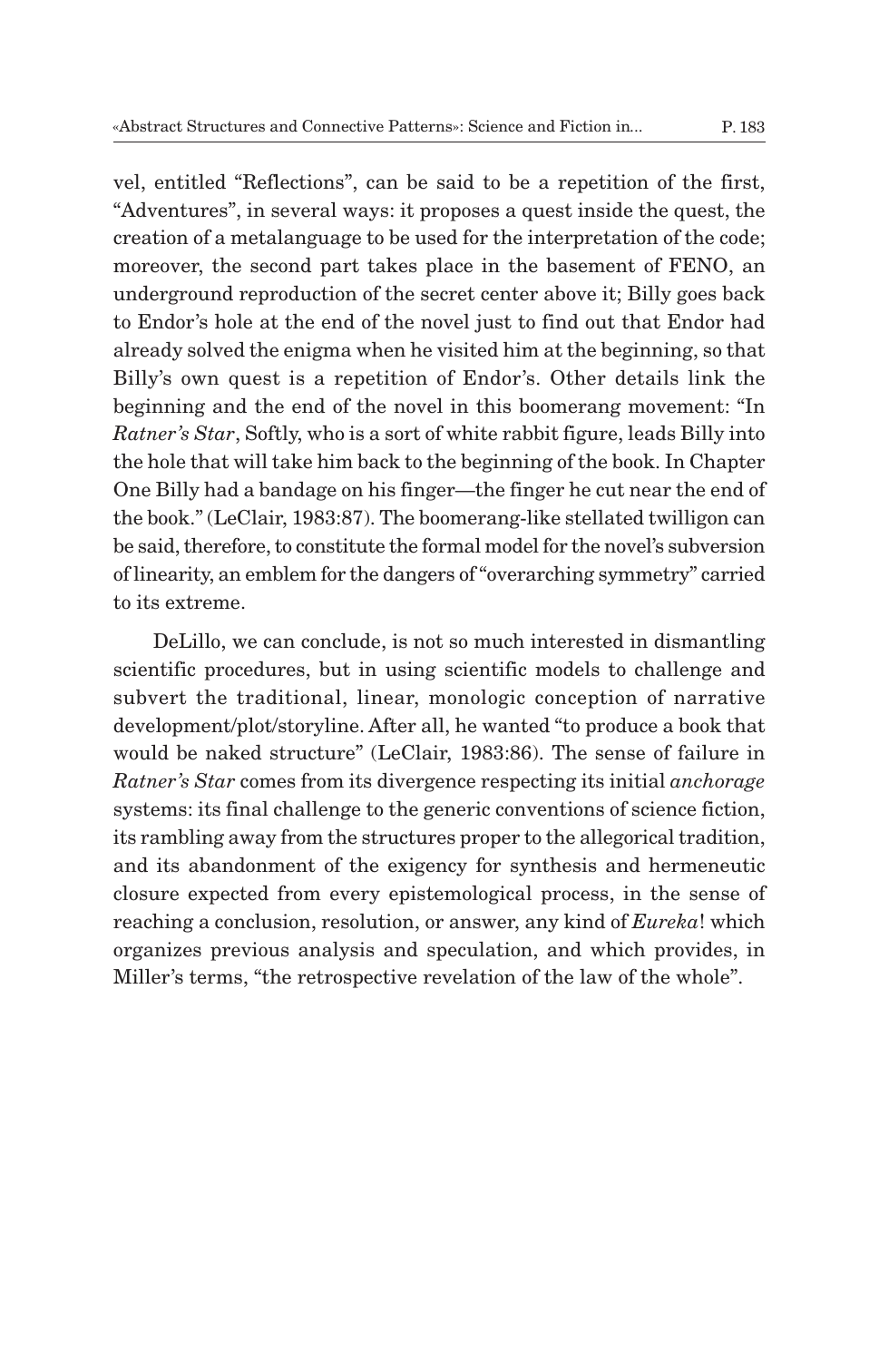vel, entitled “Reflections”, can be said to be a repetition of the first, “Adventures”, in several ways: it proposes a quest inside the quest, the creation of a metalanguage to be used for the interpretation of the code; moreover, the second part takes place in the basement of FENO, an underground reproduction of the secret center above it; Billy goes back to Endor’s hole at the end of the novel just to find out that Endor had already solved the enigma when he visited him at the beginning, so that Billy’s own quest is a repetition of Endor’s. Other details link the beginning and the end of the novel in this boomerang movement: “In *Ratner’s Star*, Softly, who is a sort of white rabbit figure, leads Billy into the hole that will take him back to the beginning of the book. In Chapter One Billy had a bandage on his finger—the finger he cut near the end of the book.” (LeClair, 1983:87). The boomerang-like stellated twilligon can be said, therefore, to constitute the formal model for the novel’s subversion of linearity, an emblem for the dangers of “overarching symmetry” carried to its extreme.

DeLillo, we can conclude, is not so much interested in dismantling scientific procedures, but in using scientific models to challenge and subvert the traditional, linear, monologic conception of narrative development/plot/storyline. After all, he wanted “to produce a book that would be naked structure” (LeClair, 1983:86). The sense of failure in *Ratner’s Star* comes from its divergence respecting its initial *anchorage* systems: its final challenge to the generic conventions of science fiction, its rambling away from the structures proper to the allegorical tradition, and its abandonment of the exigency for synthesis and hermeneutic closure expected from every epistemological process, in the sense of reaching a conclusion, resolution, or answer, any kind of *Eureka*! which organizes previous analysis and speculation, and which provides, in Miller’s terms, “the retrospective revelation of the law of the whole”.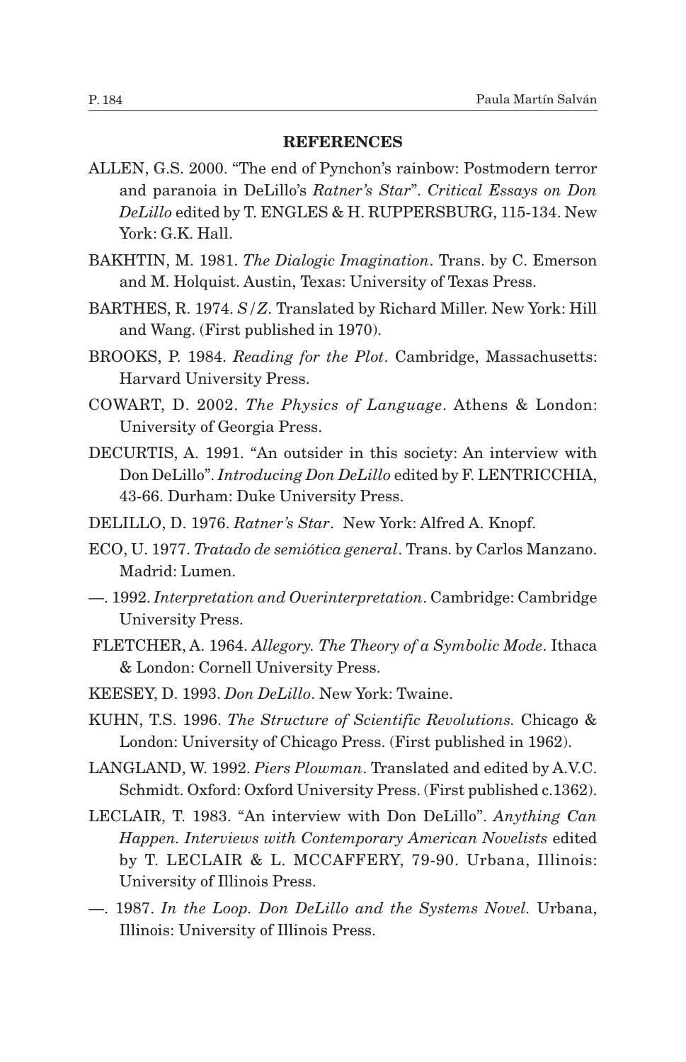## REFERENCES

ALLEN, G.S. 2000. "The end of Pynchon's rainbow: Postmodern terror and paranoia in DeLillo's *Ratner's Star*". *Critical Essays on Don DeLillo* edited by T. ENGLES & H. RUPPERSBURG, 115-134. New York: G.K. Hall.

BAKHTIN, M. 1981. *The Dialogic Imagination*. Trans. by C. Emerson and M. Holquist. Austin, Texas: University of Texas Press.

BARTHES, R. 1974. *S/Z*. Translated by Richard Miller. New York: Hill and Wang. (First published in 1970).

BROOKS, P. 1984. *Reading for the Plot*. Cambridge, Massachusetts: Harvard University Press.

COWART, D. 2002. *The Physics of Language*. Athens & London: University of Georgia Press.

DECURTIS, A. 1991. "An outsider in this society: An interview with Don DeLillo". *Introducing Don DeLillo* edited by F. LENTRICCHIA, 43-66. Durham: Duke University Press.

DELILLO, D. 1976. *Ratner's Star*. New York: Alfred A. Knopf.

ECO, U. 1977. *Tratado de semiótica general*. Trans. by Carlos Manzano. Madrid: Lumen.

—. 1992. *Interpretation and Overinterpretation*. Cambridge: Cambridge University Press.

FLETCHER, A. 1964. *Allegory. The Theory of a Symbolic Mode*. Ithaca & London: Cornell University Press.

KEESEY, D. 1993. *Don DeLillo*. New York: Twaine.

KUHN, T.S. 1996. *The Structure of Scientific Revolutions.* Chicago & London: University of Chicago Press. (First published in 1962).

LANGLAND, W. 1992. *Piers Plowman*. Translated and edited by A.V.C. Schmidt. Oxford: Oxford University Press. (First published c.1362).

LECLAIR, T. 1983. "An interview with Don DeLillo". *Anything Can Happen. Interviews with Contemporary American Novelists* edited by T. LECLAIR & L. MCCAFFERY, 79-90. Urbana, Illinois: University of Illinois Press.

—. 1987. *In the Loop. Don DeLillo and the Systems Novel.* Urbana, Illinois: University of Illinois Press.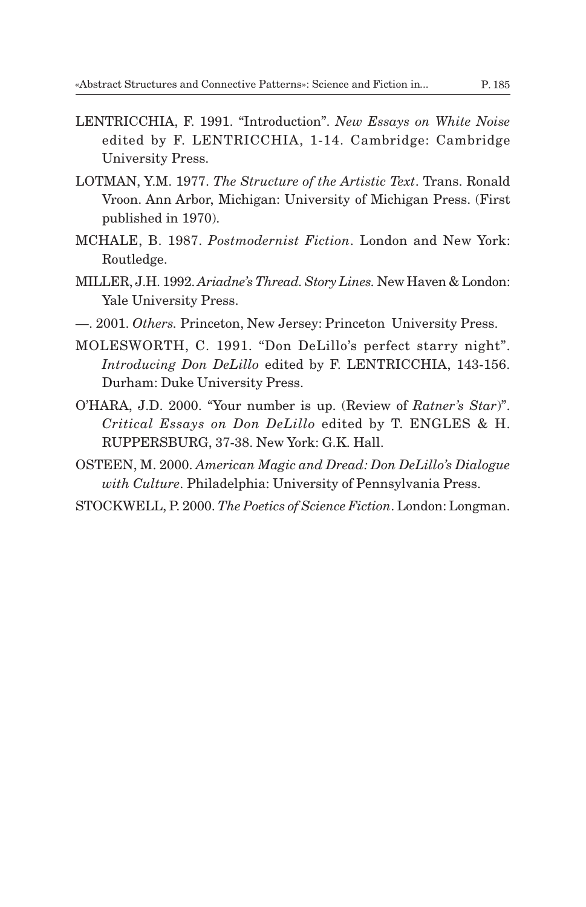LENTRICCHIA, F. 1991. "Introduction". *New Essays on White Noise* edited by F. LENTRICCHIA, 1-14. Cambridge: Cambridge University Press.

LOTMAN, Y.M. 1977. *The Structure of the Artistic Text*. Trans. Ronald Vroon. Ann Arbor, Michigan: University of Michigan Press. (First published in 1970).

MCHALE, B. 1987. *Postmodernist Fiction*. London and New York: Routledge.

MILLER, J.H. 1992. *Ariadne's Thread. Story Lines.* New Haven & London: Yale University Press.

—. 2001. *Others.* Princeton, New Jersey: Princeton University Press.

MOLESWORTH, C. 1991. "Don DeLillo's perfect starry night". *Introducing Don DeLillo* edited by F. LENTRICCHIA, 143-156. Durham: Duke University Press.

O'HARA, J.D. 2000. "Your number is up. (Review of *Ratner's Star*)". *Critical Essays on Don DeLillo* edited by T. ENGLES & H. RUPPERSBURG, 37-38. New York: G.K. Hall.

OSTEEN, M. 2000. *American Magic and Dread: Don DeLillo's Dialogue with Culture*. Philadelphia: University of Pennsylvania Press.

STOCKWELL, P. 2000. *The Poetics of Science Fiction*. London: Longman.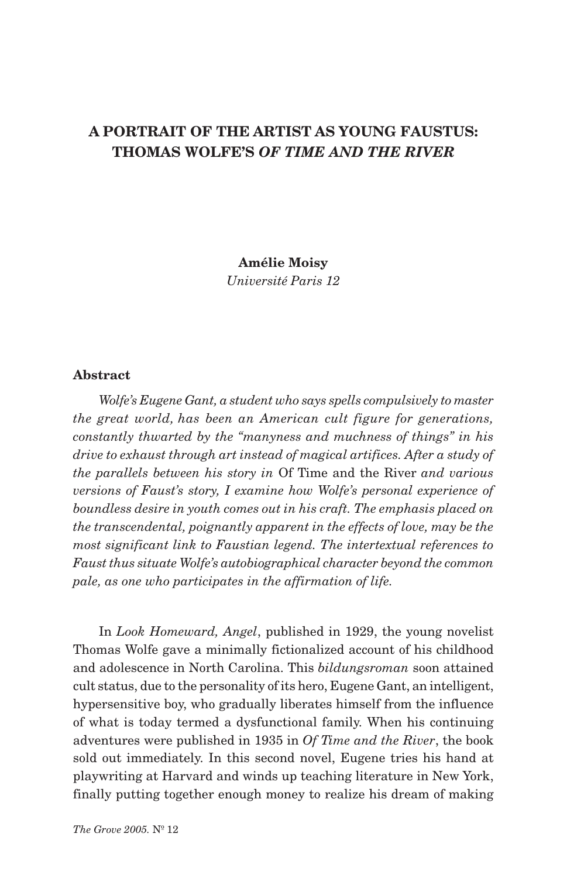# A PORTRAIT OF THE ARTIST AS YOUNG FAUSTUS: THOMAS WOLFE'S *OF TIME AND THE RIVER*

**Amélie Moisy**
*Université Paris 12*

### Abstract

*Wolfe's Eugene Gant, a student who says spells compulsively to master the great world, has been an American cult figure for generations, constantly thwarted by the "manyness and muchness of things" in his drive to exhaust through art instead of magical artifices. After a study of the parallels between his story in* Of Time and the River *and various versions of Faust's story, I examine how Wolfe's personal experience of boundless desire in youth comes out in his craft. The emphasis placed on the transcendental, poignantly apparent in the effects of love, may be the most significant link to Faustian legend. The intertextual references to Faust thus situate Wolfe's autobiographical character beyond the common pale, as one who participates in the affirmation of life.*

In *Look Homeward, Angel*, published in 1929, the young novelist Thomas Wolfe gave a minimally fictionalized account of his childhood and adolescence in North Carolina. This *bildungsroman* soon attained cult status, due to the personality of its hero, Eugene Gant, an intelligent, hypersensitive boy, who gradually liberates himself from the influence of what is today termed a dysfunctional family. When his continuing adventures were published in 1935 in *Of Time and the River*, the book sold out immediately. In this second novel, Eugene tries his hand at playwriting at Harvard and winds up teaching literature in New York, finally putting together enough money to realize his dream of making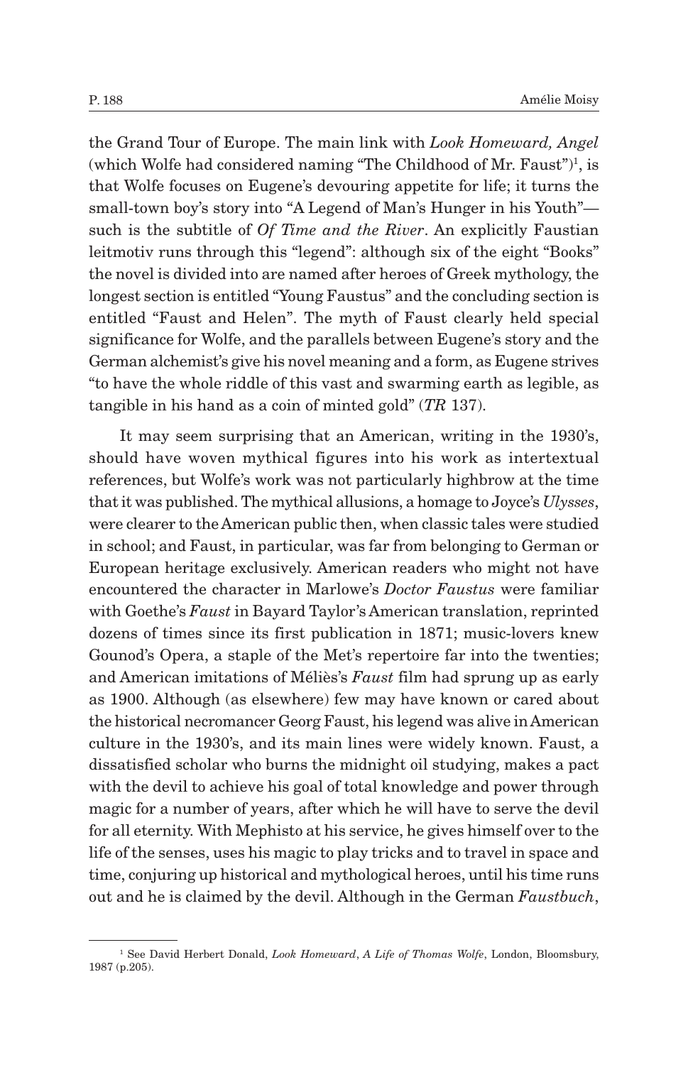the Grand Tour of Europe. The main link with *Look Homeward, Angel* (which Wolfe had considered naming "The Childhood of Mr. Faust")[1], is that Wolfe focuses on Eugene's devouring appetite for life; it turns the small-town boy's story into "A Legend of Man's Hunger in his Youth"—such is the subtitle of *Of Time and the River*. An explicitly Faustian leitmotiv runs through this "legend": although six of the eight "Books" the novel is divided into are named after heroes of Greek mythology, the longest section is entitled "Young Faustus" and the concluding section is entitled "Faust and Helen". The myth of Faust clearly held special significance for Wolfe, and the parallels between Eugene's story and the German alchemist's give his novel meaning and a form, as Eugene strives "to have the whole riddle of this vast and swarming earth as legible, as tangible in his hand as a coin of minted gold" (*TR* 137).

It may seem surprising that an American, writing in the 1930's, should have woven mythical figures into his work as intertextual references, but Wolfe's work was not particularly highbrow at the time that it was published. The mythical allusions, a homage to Joyce's *Ulysses*, were clearer to the American public then, when classic tales were studied in school; and Faust, in particular, was far from belonging to German or European heritage exclusively. American readers who might not have encountered the character in Marlowe's *Doctor Faustus* were familiar with Goethe's *Faust* in Bayard Taylor's American translation, reprinted dozens of times since its first publication in 1871; music-lovers knew Gounod's Opera, a staple of the Met's repertoire far into the twenties; and American imitations of Méliès's *Faust* film had sprung up as early as 1900. Although (as elsewhere) few may have known or cared about the historical necromancer Georg Faust, his legend was alive in American culture in the 1930's, and its main lines were widely known. Faust, a dissatisfied scholar who burns the midnight oil studying, makes a pact with the devil to achieve his goal of total knowledge and power through magic for a number of years, after which he will have to serve the devil for all eternity. With Mephisto at his service, he gives himself over to the life of the senses, uses his magic to play tricks and to travel in space and time, conjuring up historical and mythological heroes, until his time runs out and he is claimed by the devil. Although in the German *Faustbuch*,

---

[1] See David Herbert Donald, *Look Homeward*, *A Life of Thomas Wolfe*, London, Bloomsbury, 1987 (p.205).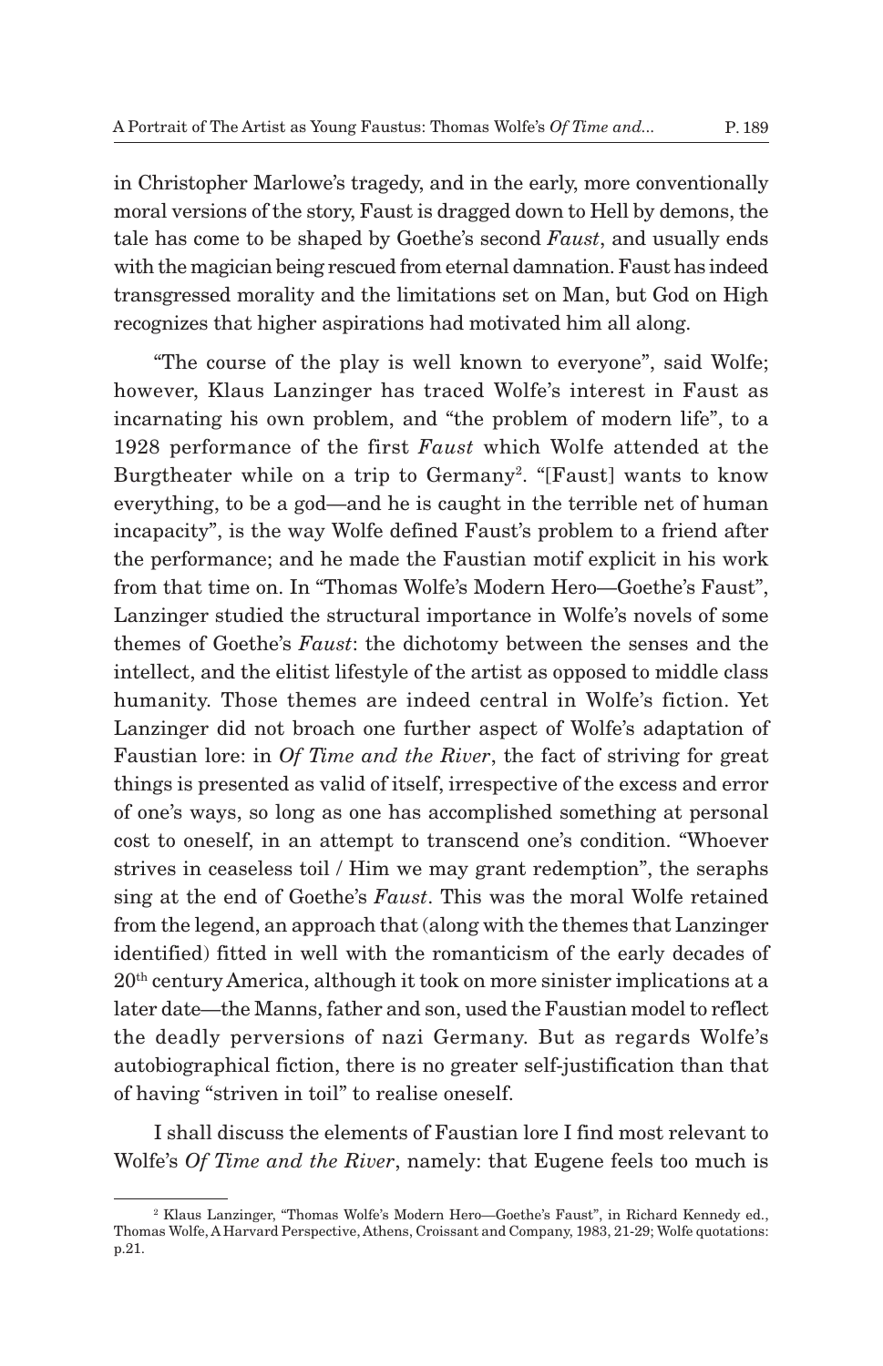in Christopher Marlowe's tragedy, and in the early, more conventionally moral versions of the story, Faust is dragged down to Hell by demons, the tale has come to be shaped by Goethe's second *Faust*, and usually ends with the magician being rescued from eternal damnation. Faust has indeed transgressed morality and the limitations set on Man, but God on High recognizes that higher aspirations had motivated him all along.

"The course of the play is well known to everyone", said Wolfe; however, Klaus Lanzinger has traced Wolfe's interest in Faust as incarnating his own problem, and "the problem of modern life", to a 1928 performance of the first *Faust* which Wolfe attended at the Burgtheater while on a trip to Germany[2]. "[Faust] wants to know everything, to be a god—and he is caught in the terrible net of human incapacity", is the way Wolfe defined Faust's problem to a friend after the performance; and he made the Faustian motif explicit in his work from that time on. In "Thomas Wolfe's Modern Hero—Goethe's Faust", Lanzinger studied the structural importance in Wolfe's novels of some themes of Goethe's *Faust*: the dichotomy between the senses and the intellect, and the elitist lifestyle of the artist as opposed to middle class humanity. Those themes are indeed central in Wolfe's fiction. Yet Lanzinger did not broach one further aspect of Wolfe's adaptation of Faustian lore: in *Of Time and the River*, the fact of striving for great things is presented as valid of itself, irrespective of the excess and error of one's ways, so long as one has accomplished something at personal cost to oneself, in an attempt to transcend one's condition. "Whoever strives in ceaseless toil / Him we may grant redemption", the seraphs sing at the end of Goethe's *Faust*. This was the moral Wolfe retained from the legend, an approach that (along with the themes that Lanzinger identified) fitted in well with the romanticism of the early decades of 20th century America, although it took on more sinister implications at a later date—the Manns, father and son, used the Faustian model to reflect the deadly perversions of nazi Germany. But as regards Wolfe's autobiographical fiction, there is no greater self-justification than that of having "striven in toil" to realise oneself.

I shall discuss the elements of Faustian lore I find most relevant to Wolfe's *Of Time and the River*, namely: that Eugene feels too much is

---

[2] Klaus Lanzinger, "Thomas Wolfe's Modern Hero—Goethe's Faust", in Richard Kennedy ed., Thomas Wolfe, A Harvard Perspective, Athens, Croissant and Company, 1983, 21-29; Wolfe quotations: p.21.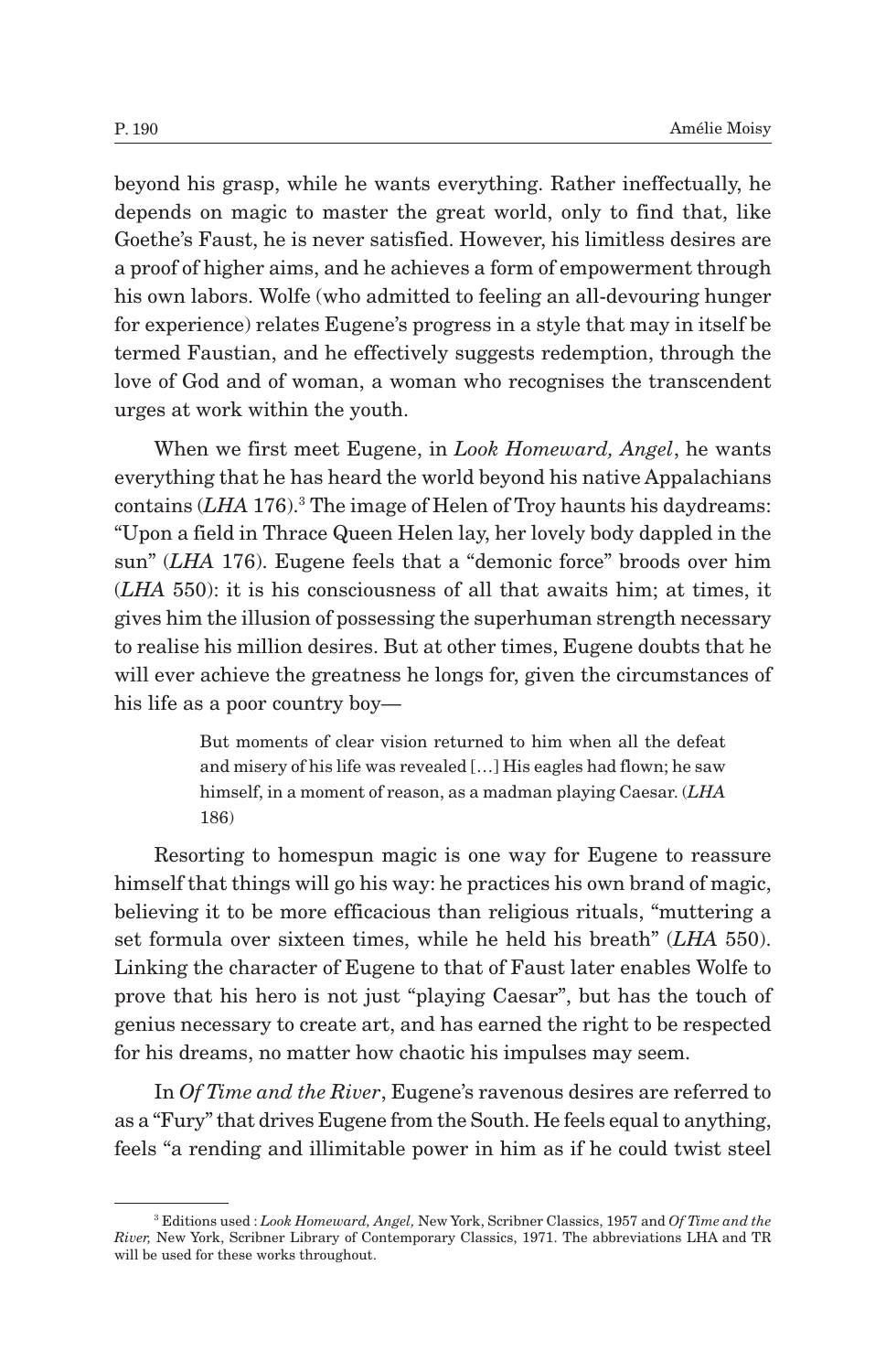beyond his grasp, while he wants everything. Rather ineffectually, he depends on magic to master the great world, only to find that, like Goethe's Faust, he is never satisfied. However, his limitless desires are a proof of higher aims, and he achieves a form of empowerment through his own labors. Wolfe (who admitted to feeling an all-devouring hunger for experience) relates Eugene's progress in a style that may in itself be termed Faustian, and he effectively suggests redemption, through the love of God and of woman, a woman who recognises the transcendent urges at work within the youth.

When we first meet Eugene, in *Look Homeward, Angel*, he wants everything that he has heard the world beyond his native Appalachians contains (*LHA* 176).[3] The image of Helen of Troy haunts his daydreams: "Upon a field in Thrace Queen Helen lay, her lovely body dappled in the sun" (*LHA* 176). Eugene feels that a "demonic force" broods over him (*LHA* 550): it is his consciousness of all that awaits him; at times, it gives him the illusion of possessing the superhuman strength necessary to realise his million desires. But at other times, Eugene doubts that he will ever achieve the greatness he longs for, given the circumstances of his life as a poor country boy—

> But moments of clear vision returned to him when all the defeat and misery of his life was revealed […] His eagles had flown; he saw himself, in a moment of reason, as a madman playing Caesar. (*LHA* 186)

Resorting to homespun magic is one way for Eugene to reassure himself that things will go his way: he practices his own brand of magic, believing it to be more efficacious than religious rituals, "muttering a set formula over sixteen times, while he held his breath" (*LHA* 550). Linking the character of Eugene to that of Faust later enables Wolfe to prove that his hero is not just "playing Caesar", but has the touch of genius necessary to create art, and has earned the right to be respected for his dreams, no matter how chaotic his impulses may seem.

In *Of Time and the River*, Eugene's ravenous desires are referred to as a "Fury" that drives Eugene from the South. He feels equal to anything, feels "a rending and illimitable power in him as if he could twist steel

---

[3] Editions used : *Look Homeward, Angel,* New York, Scribner Classics, 1957 and *Of Time and the River,* New York, Scribner Library of Contemporary Classics, 1971. The abbreviations LHA and TR will be used for these works throughout.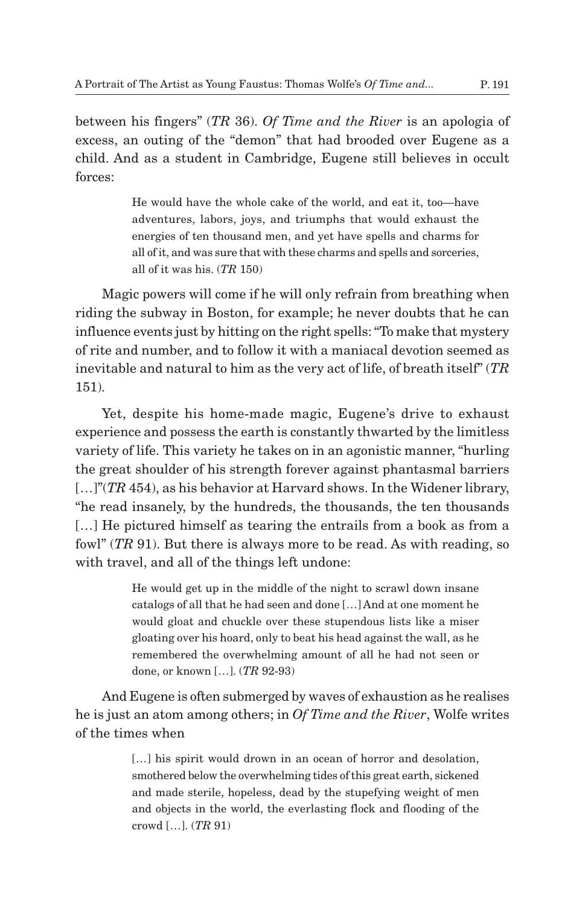between his fingers" (*TR* 36). *Of Time and the River* is an apologia of excess, an outing of the "demon" that had brooded over Eugene as a child. And as a student in Cambridge, Eugene still believes in occult forces:

> He would have the whole cake of the world, and eat it, too—have adventures, labors, joys, and triumphs that would exhaust the energies of ten thousand men, and yet have spells and charms for all of it, and was sure that with these charms and spells and sorceries, all of it was his. (*TR* 150)

Magic powers will come if he will only refrain from breathing when riding the subway in Boston, for example; he never doubts that he can influence events just by hitting on the right spells: "To make that mystery of rite and number, and to follow it with a maniacal devotion seemed as inevitable and natural to him as the very act of life, of breath itself" (*TR* 151).

Yet, despite his home-made magic, Eugene's drive to exhaust experience and possess the earth is constantly thwarted by the limitless variety of life. This variety he takes on in an agonistic manner, "hurling the great shoulder of his strength forever against phantasmal barriers […]"(*TR* 454), as his behavior at Harvard shows. In the Widener library, "he read insanely, by the hundreds, the thousands, the ten thousands […] He pictured himself as tearing the entrails from a book as from a fowl" (*TR* 91). But there is always more to be read. As with reading, so with travel, and all of the things left undone:

> He would get up in the middle of the night to scrawl down insane catalogs of all that he had seen and done […] And at one moment he would gloat and chuckle over these stupendous lists like a miser gloating over his hoard, only to beat his head against the wall, as he remembered the overwhelming amount of all he had not seen or done, or known […]. (*TR* 92-93)

And Eugene is often submerged by waves of exhaustion as he realises he is just an atom among others; in *Of Time and the River*, Wolfe writes of the times when

> […] his spirit would drown in an ocean of horror and desolation, smothered below the overwhelming tides of this great earth, sickened and made sterile, hopeless, dead by the stupefying weight of men and objects in the world, the everlasting flock and flooding of the crowd […]. (*TR* 91)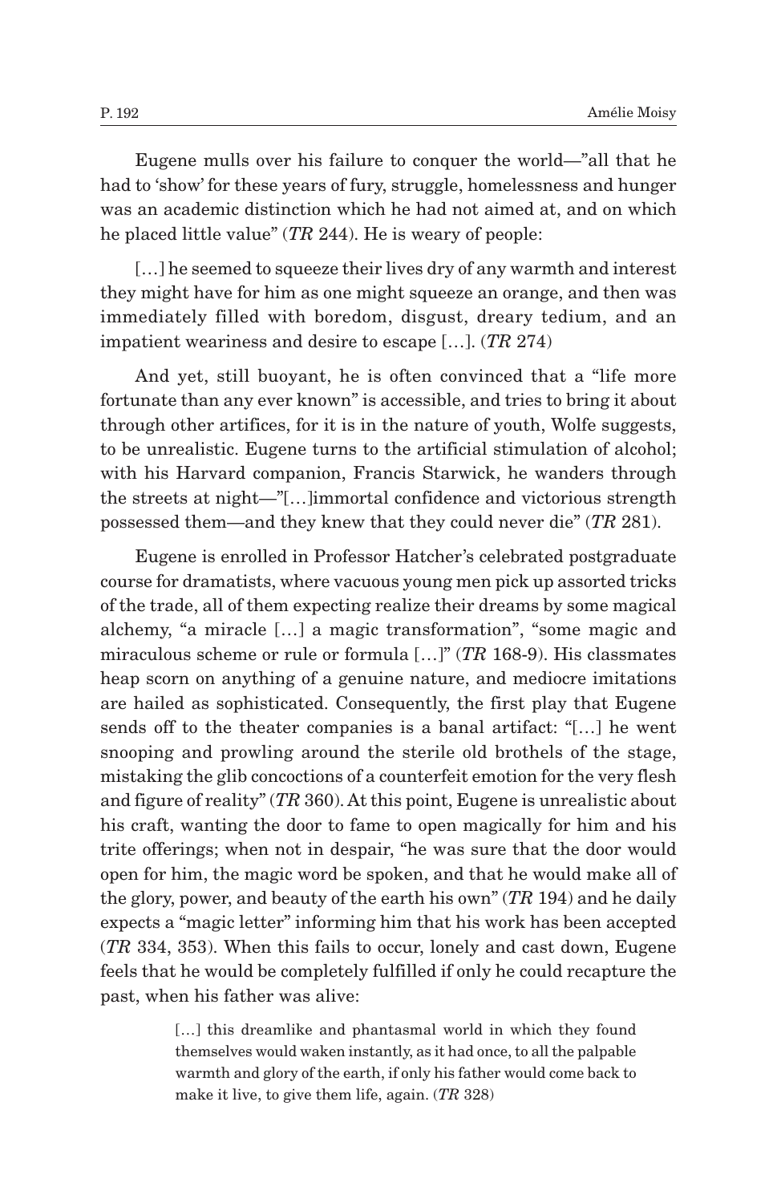Eugene mulls over his failure to conquer the world—"all that he had to 'show' for these years of fury, struggle, homelessness and hunger was an academic distinction which he had not aimed at, and on which he placed little value" (*TR* 244). He is weary of people:

> […] he seemed to squeeze their lives dry of any warmth and interest they might have for him as one might squeeze an orange, and then was immediately filled with boredom, disgust, dreary tedium, and an impatient weariness and desire to escape […]. (*TR* 274)

And yet, still buoyant, he is often convinced that a "life more fortunate than any ever known" is accessible, and tries to bring it about through other artifices, for it is in the nature of youth, Wolfe suggests, to be unrealistic. Eugene turns to the artificial stimulation of alcohol; with his Harvard companion, Francis Starwick, he wanders through the streets at night—"[…]immortal confidence and victorious strength possessed them—and they knew that they could never die" (*TR* 281).

Eugene is enrolled in Professor Hatcher's celebrated postgraduate course for dramatists, where vacuous young men pick up assorted tricks of the trade, all of them expecting realize their dreams by some magical alchemy, "a miracle […] a magic transformation", "some magic and miraculous scheme or rule or formula […]" (*TR* 168-9). His classmates heap scorn on anything of a genuine nature, and mediocre imitations are hailed as sophisticated. Consequently, the first play that Eugene sends off to the theater companies is a banal artifact: "[…] he went snooping and prowling around the sterile old brothels of the stage, mistaking the glib concoctions of a counterfeit emotion for the very flesh and figure of reality" (*TR* 360). At this point, Eugene is unrealistic about his craft, wanting the door to fame to open magically for him and his trite offerings; when not in despair, "he was sure that the door would open for him, the magic word be spoken, and that he would make all of the glory, power, and beauty of the earth his own" (*TR* 194) and he daily expects a "magic letter" informing him that his work has been accepted (*TR* 334, 353). When this fails to occur, lonely and cast down, Eugene feels that he would be completely fulfilled if only he could recapture the past, when his father was alive:

> […] this dreamlike and phantasmal world in which they found themselves would waken instantly, as it had once, to all the palpable warmth and glory of the earth, if only his father would come back to make it live, to give them life, again. (*TR* 328)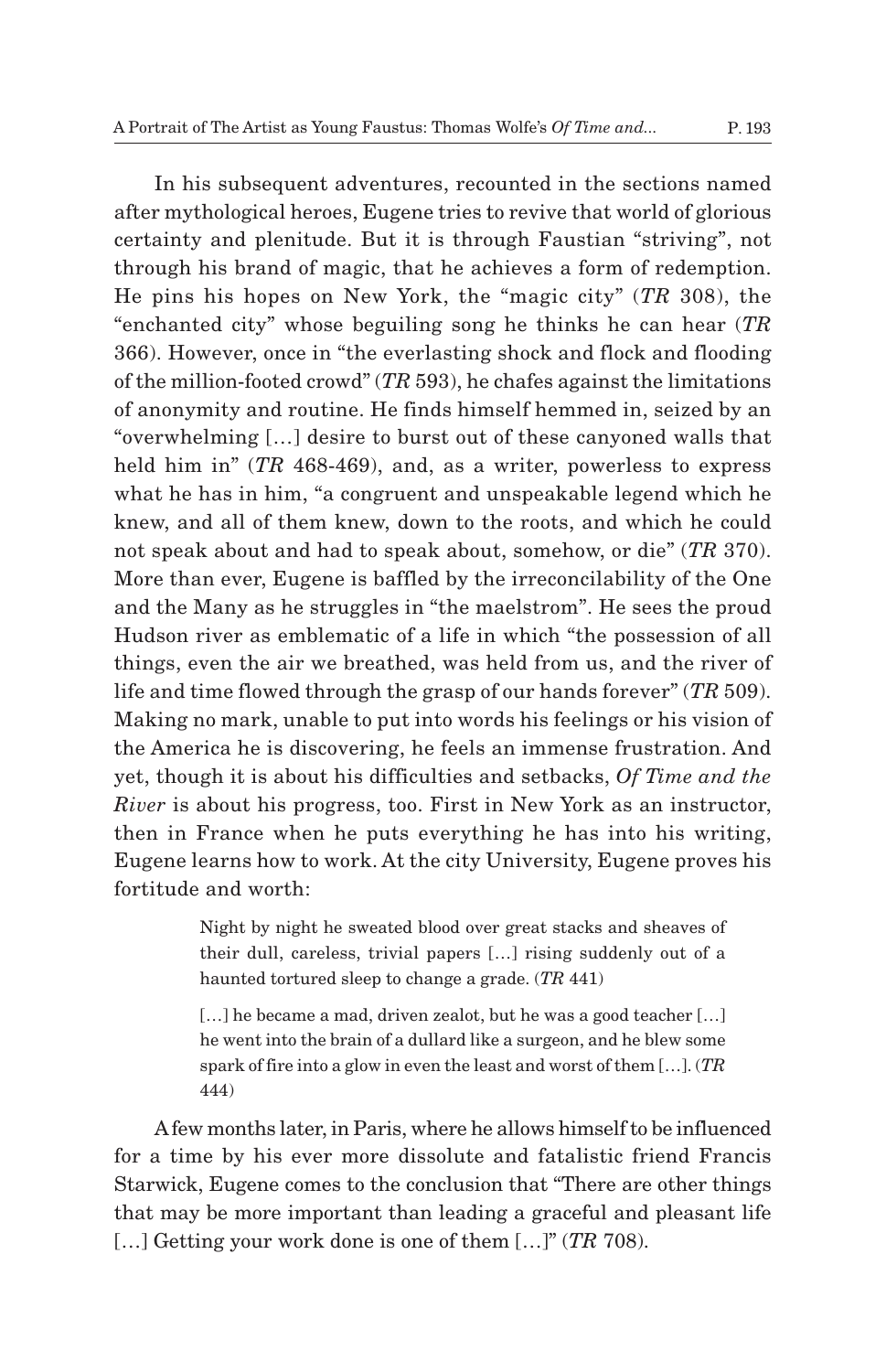In his subsequent adventures, recounted in the sections named after mythological heroes, Eugene tries to revive that world of glorious certainty and plenitude. But it is through Faustian "striving", not through his brand of magic, that he achieves a form of redemption. He pins his hopes on New York, the "magic city" (*TR* 308), the "enchanted city" whose beguiling song he thinks he can hear (*TR* 366). However, once in "the everlasting shock and flock and flooding of the million-footed crowd" (*TR* 593), he chafes against the limitations of anonymity and routine. He finds himself hemmed in, seized by an "overwhelming [...] desire to burst out of these canyoned walls that held him in" (*TR* 468-469), and, as a writer, powerless to express what he has in him, "a congruent and unspeakable legend which he knew, and all of them knew, down to the roots, and which he could not speak about and had to speak about, somehow, or die" (*TR* 370). More than ever, Eugene is baffled by the irreconcilability of the One and the Many as he struggles in "the maelstrom". He sees the proud Hudson river as emblematic of a life in which "the possession of all things, even the air we breathed, was held from us, and the river of life and time flowed through the grasp of our hands forever" (*TR* 509). Making no mark, unable to put into words his feelings or his vision of the America he is discovering, he feels an immense frustration. And yet, though it is about his difficulties and setbacks, *Of Time and the River* is about his progress, too. First in New York as an instructor, then in France when he puts everything he has into his writing, Eugene learns how to work. At the city University, Eugene proves his fortitude and worth:

> Night by night he sweated blood over great stacks and sheaves of their dull, careless, trivial papers [...] rising suddenly out of a haunted tortured sleep to change a grade. (*TR* 441)
>
> [...] he became a mad, driven zealot, but he was a good teacher [...] he went into the brain of a dullard like a surgeon, and he blew some spark of fire into a glow in even the least and worst of them [...]. (*TR* 444)

A few months later, in Paris, where he allows himself to be influenced for a time by his ever more dissolute and fatalistic friend Francis Starwick, Eugene comes to the conclusion that "There are other things that may be more important than leading a graceful and pleasant life [...] Getting your work done is one of them [...]" (*TR* 708).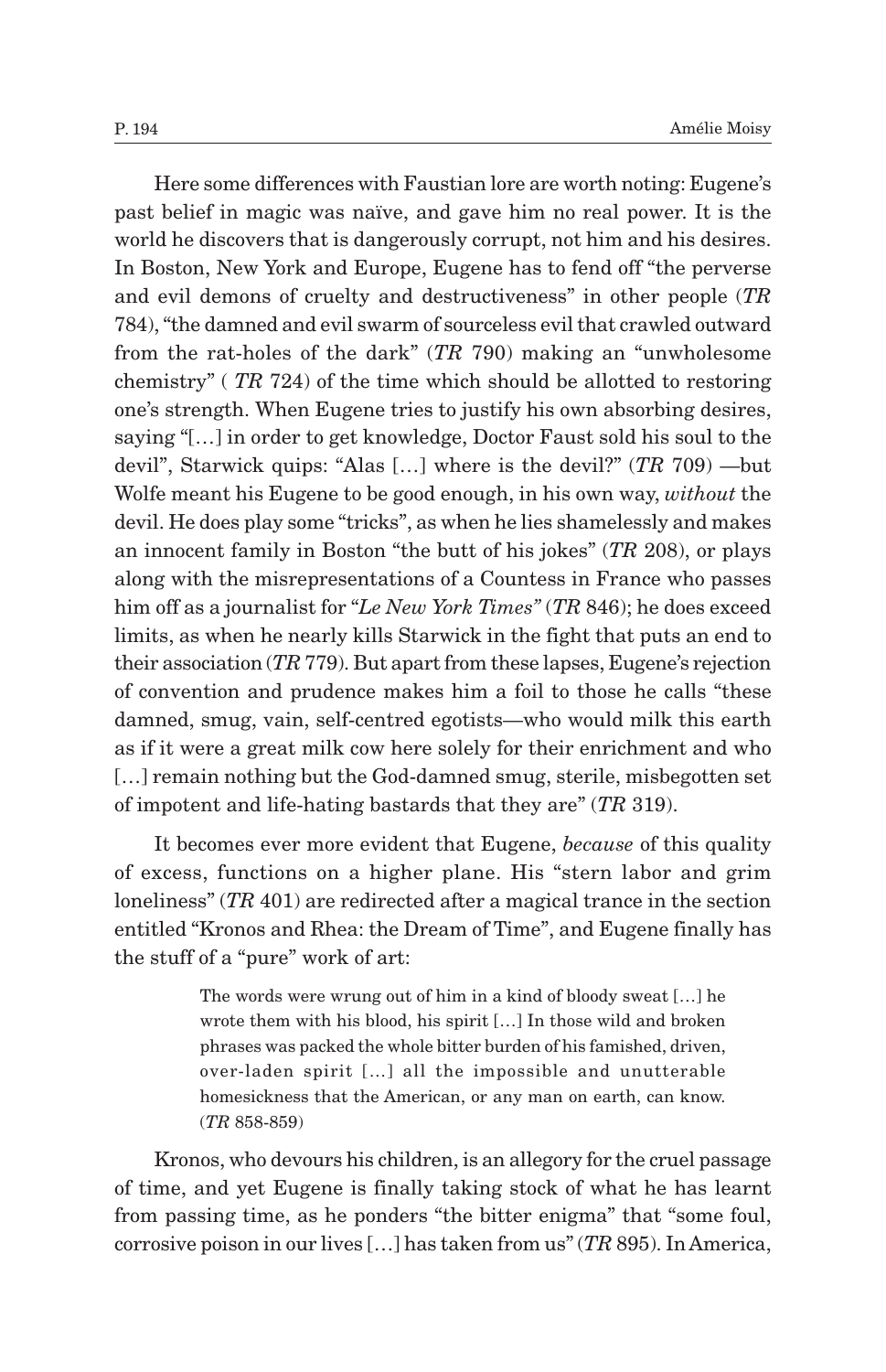Here some differences with Faustian lore are worth noting: Eugene's past belief in magic was naïve, and gave him no real power. It is the world he discovers that is dangerously corrupt, not him and his desires. In Boston, New York and Europe, Eugene has to fend off "the perverse and evil demons of cruelty and destructiveness" in other people (*TR* 784), "the damned and evil swarm of sourceless evil that crawled outward from the rat-holes of the dark" (*TR* 790) making an "unwholesome chemistry" ( *TR* 724) of the time which should be allotted to restoring one's strength. When Eugene tries to justify his own absorbing desires, saying "[…] in order to get knowledge, Doctor Faust sold his soul to the devil", Starwick quips: "Alas […] where is the devil?" (*TR* 709) —but Wolfe meant his Eugene to be good enough, in his own way, *without* the devil. He does play some "tricks", as when he lies shamelessly and makes an innocent family in Boston "the butt of his jokes" (*TR* 208), or plays along with the misrepresentations of a Countess in France who passes him off as a journalist for "*Le New York Times"* (*TR* 846); he does exceed limits, as when he nearly kills Starwick in the fight that puts an end to their association (*TR* 779). But apart from these lapses, Eugene's rejection of convention and prudence makes him a foil to those he calls "these damned, smug, vain, self-centred egotists—who would milk this earth as if it were a great milk cow here solely for their enrichment and who […] remain nothing but the God-damned smug, sterile, misbegotten set of impotent and life-hating bastards that they are" (*TR* 319).

It becomes ever more evident that Eugene, *because* of this quality of excess, functions on a higher plane. His "stern labor and grim loneliness" (*TR* 401) are redirected after a magical trance in the section entitled "Kronos and Rhea: the Dream of Time", and Eugene finally has the stuff of a "pure" work of art:

> The words were wrung out of him in a kind of bloody sweat […] he wrote them with his blood, his spirit […] In those wild and broken phrases was packed the whole bitter burden of his famished, driven, over-laden spirit […] all the impossible and unutterable homesickness that the American, or any man on earth, can know. (*TR* 858-859)

Kronos, who devours his children, is an allegory for the cruel passage of time, and yet Eugene is finally taking stock of what he has learnt from passing time, as he ponders "the bitter enigma" that "some foul, corrosive poison in our lives […] has taken from us" (*TR* 895). In America,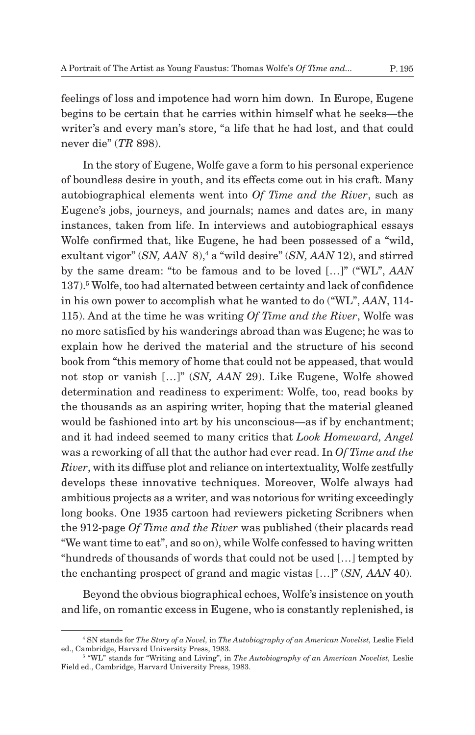feelings of loss and impotence had worn him down. In Europe, Eugene begins to be certain that he carries within himself what he seeks—the writer's and every man's store, "a life that he had lost, and that could never die" (*TR* 898).

In the story of Eugene, Wolfe gave a form to his personal experience of boundless desire in youth, and its effects come out in his craft. Many autobiographical elements went into *Of Time and the River*, such as Eugene's jobs, journeys, and journals; names and dates are, in many instances, taken from life. In interviews and autobiographical essays Wolfe confirmed that, like Eugene, he had been possessed of a "wild, exultant vigor" (*SN, AAN* 8),[4] a "wild desire" (*SN, AAN* 12), and stirred by the same dream: "to be famous and to be loved […]" ("WL", *AAN* 137).[5] Wolfe, too had alternated between certainty and lack of confidence in his own power to accomplish what he wanted to do ("WL", *AAN*, 114-115). And at the time he was writing *Of Time and the River*, Wolfe was no more satisfied by his wanderings abroad than was Eugene; he was to explain how he derived the material and the structure of his second book from "this memory of home that could not be appeased, that would not stop or vanish […]" (*SN, AAN* 29). Like Eugene, Wolfe showed determination and readiness to experiment: Wolfe, too, read books by the thousands as an aspiring writer, hoping that the material gleaned would be fashioned into art by his unconscious—as if by enchantment; and it had indeed seemed to many critics that *Look Homeward, Angel* was a reworking of all that the author had ever read. In *Of Time and the River*, with its diffuse plot and reliance on intertextuality, Wolfe zestfully develops these innovative techniques. Moreover, Wolfe always had ambitious projects as a writer, and was notorious for writing exceedingly long books. One 1935 cartoon had reviewers picketing Scribners when the 912-page *Of Time and the River* was published (their placards read "We want time to eat", and so on), while Wolfe confessed to having written "hundreds of thousands of words that could not be used […] tempted by the enchanting prospect of grand and magic vistas […]" (*SN, AAN* 40).

Beyond the obvious biographical echoes, Wolfe's insistence on youth and life, on romantic excess in Eugene, who is constantly replenished, is

---

[4] SN stands for *The Story of a Novel,* in *The Autobiography of an American Novelist,* Leslie Field ed., Cambridge, Harvard University Press, 1983.

[5] "WL" stands for "Writing and Living", in *The Autobiography of an American Novelist,* Leslie Field ed., Cambridge, Harvard University Press, 1983.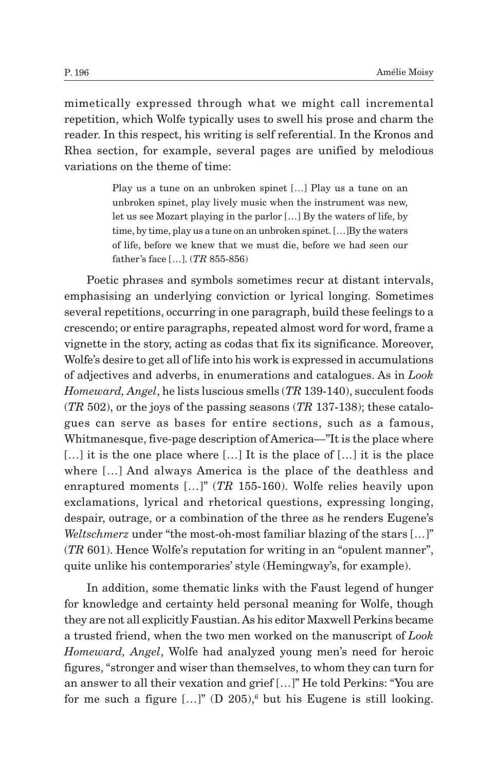mimetically expressed through what we might call incremental repetition, which Wolfe typically uses to swell his prose and charm the reader. In this respect, his writing is self referential. In the Kronos and Rhea section, for example, several pages are unified by melodious variations on the theme of time:

> Play us a tune on an unbroken spinet […] Play us a tune on an unbroken spinet, play lively music when the instrument was new, let us see Mozart playing in the parlor […] By the waters of life, by time, by time, play us a tune on an unbroken spinet. […]By the waters of life, before we knew that we must die, before we had seen our father's face […]. (*TR* 855-856)

Poetic phrases and symbols sometimes recur at distant intervals, emphasising an underlying conviction or lyrical longing. Sometimes several repetitions, occurring in one paragraph, build these feelings to a crescendo; or entire paragraphs, repeated almost word for word, frame a vignette in the story, acting as codas that fix its significance. Moreover, Wolfe's desire to get all of life into his work is expressed in accumulations of adjectives and adverbs, in enumerations and catalogues. As in *Look Homeward, Angel*, he lists luscious smells (*TR* 139-140), succulent foods (*TR* 502), or the joys of the passing seasons (*TR* 137-138); these catalogues can serve as bases for entire sections, such as a famous, Whitmanesque, five-page description of America—"It is the place where […] it is the one place where […] It is the place of […] it is the place where […] And always America is the place of the deathless and enraptured moments […]" (*TR* 155-160). Wolfe relies heavily upon exclamations, lyrical and rhetorical questions, expressing longing, despair, outrage, or a combination of the three as he renders Eugene's *Weltschmerz* under "the most-oh-most familiar blazing of the stars […]" (*TR* 601). Hence Wolfe's reputation for writing in an "opulent manner", quite unlike his contemporaries' style (Hemingway's, for example).

In addition, some thematic links with the Faust legend of hunger for knowledge and certainty held personal meaning for Wolfe, though they are not all explicitly Faustian. As his editor Maxwell Perkins became a trusted friend, when the two men worked on the manuscript of *Look Homeward, Angel*, Wolfe had analyzed young men's need for heroic figures, "stronger and wiser than themselves, to whom they can turn for an answer to all their vexation and grief […]" He told Perkins: "You are for me such a figure […]" (D 205),[6] but his Eugene is still looking.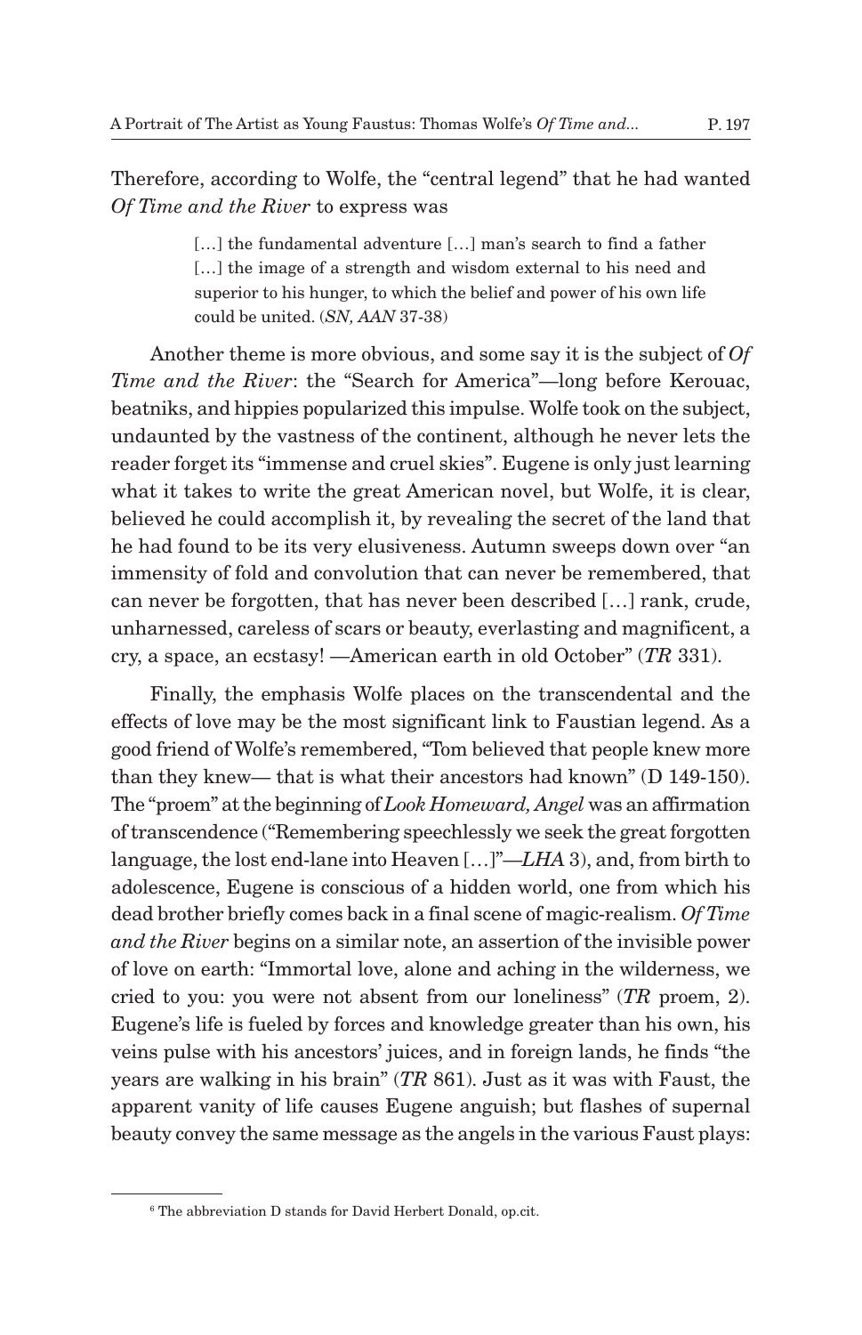Therefore, according to Wolfe, the "central legend" that he had wanted *Of Time and the River* to express was

> […] the fundamental adventure […] man's search to find a father […] the image of a strength and wisdom external to his need and superior to his hunger, to which the belief and power of his own life could be united. (*SN, AAN* 37-38)

Another theme is more obvious, and some say it is the subject of *Of Time and the River*: the "Search for America"—long before Kerouac, beatniks, and hippies popularized this impulse. Wolfe took on the subject, undaunted by the vastness of the continent, although he never lets the reader forget its "immense and cruel skies". Eugene is only just learning what it takes to write the great American novel, but Wolfe, it is clear, believed he could accomplish it, by revealing the secret of the land that he had found to be its very elusiveness. Autumn sweeps down over "an immensity of fold and convolution that can never be remembered, that can never be forgotten, that has never been described […] rank, crude, unharnessed, careless of scars or beauty, everlasting and magnificent, a cry, a space, an ecstasy! —American earth in old October" (*TR* 331).

Finally, the emphasis Wolfe places on the transcendental and the effects of love may be the most significant link to Faustian legend. As a good friend of Wolfe's remembered, "Tom believed that people knew more than they knew— that is what their ancestors had known" (D 149-150). The "proem" at the beginning of *Look Homeward, Angel* was an affirmation of transcendence ("Remembering speechlessly we seek the great forgotten language, the lost end-lane into Heaven […]"—*LHA* 3), and, from birth to adolescence, Eugene is conscious of a hidden world, one from which his dead brother briefly comes back in a final scene of magic-realism. *Of Time and the River* begins on a similar note, an assertion of the invisible power of love on earth: "Immortal love, alone and aching in the wilderness, we cried to you: you were not absent from our loneliness" (*TR* proem, 2). Eugene's life is fueled by forces and knowledge greater than his own, his veins pulse with his ancestors' juices, and in foreign lands, he finds "the years are walking in his brain" (*TR* 861). Just as it was with Faust, the apparent vanity of life causes Eugene anguish; but flashes of supernal beauty convey the same message as the angels in the various Faust plays:

---

[6] The abbreviation D stands for David Herbert Donald, op.cit.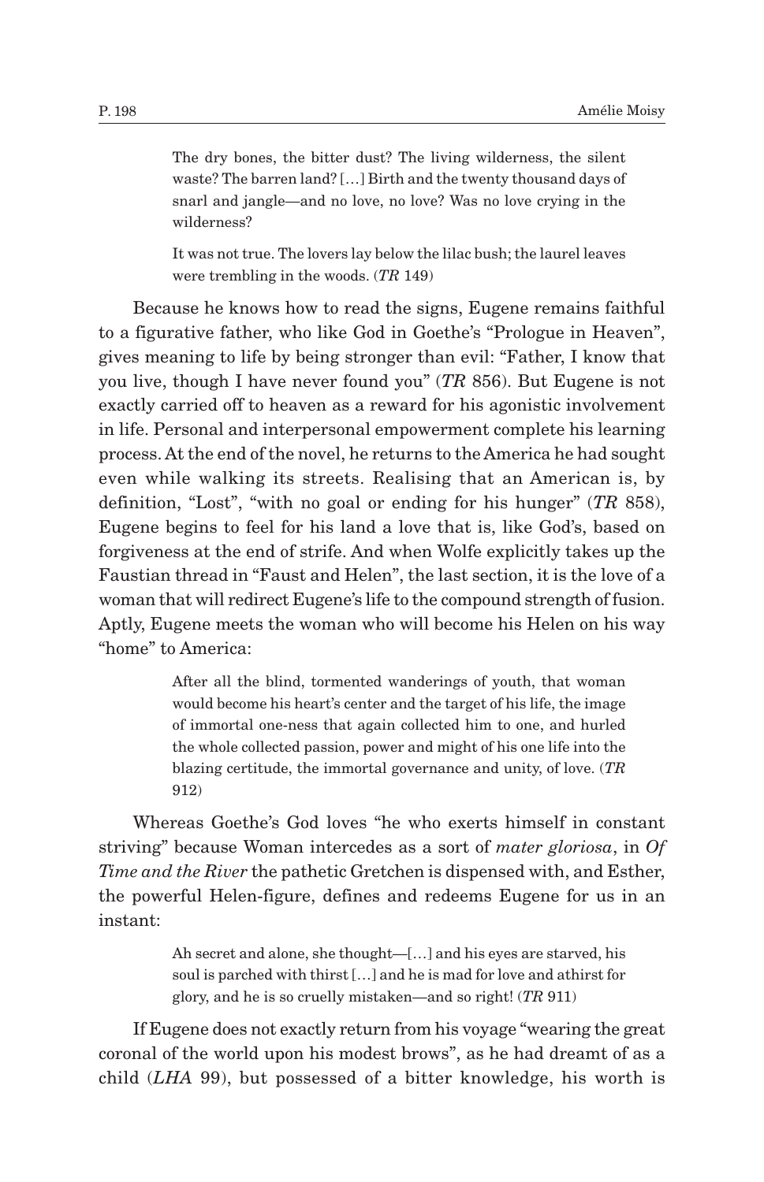> The dry bones, the bitter dust? The living wilderness, the silent waste? The barren land? […] Birth and the twenty thousand days of snarl and jangle—and no love, no love? Was no love crying in the wilderness?
>
> It was not true. The lovers lay below the lilac bush; the laurel leaves were trembling in the woods. (*TR* 149)

Because he knows how to read the signs, Eugene remains faithful to a figurative father, who like God in Goethe's "Prologue in Heaven", gives meaning to life by being stronger than evil: "Father, I know that you live, though I have never found you" (*TR* 856). But Eugene is not exactly carried off to heaven as a reward for his agonistic involvement in life. Personal and interpersonal empowerment complete his learning process. At the end of the novel, he returns to the America he had sought even while walking its streets. Realising that an American is, by definition, "Lost", "with no goal or ending for his hunger" (*TR* 858), Eugene begins to feel for his land a love that is, like God's, based on forgiveness at the end of strife. And when Wolfe explicitly takes up the Faustian thread in "Faust and Helen", the last section, it is the love of a woman that will redirect Eugene's life to the compound strength of fusion. Aptly, Eugene meets the woman who will become his Helen on his way "home" to America:

> After all the blind, tormented wanderings of youth, that woman would become his heart's center and the target of his life, the image of immortal one-ness that again collected him to one, and hurled the whole collected passion, power and might of his one life into the blazing certitude, the immortal governance and unity, of love. (*TR* 912)

Whereas Goethe's God loves "he who exerts himself in constant striving" because Woman intercedes as a sort of *mater gloriosa*, in *Of Time and the River* the pathetic Gretchen is dispensed with, and Esther, the powerful Helen-figure, defines and redeems Eugene for us in an instant:

> Ah secret and alone, she thought—[…] and his eyes are starved, his soul is parched with thirst […] and he is mad for love and athirst for glory, and he is so cruelly mistaken—and so right! (*TR* 911)

If Eugene does not exactly return from his voyage "wearing the great coronal of the world upon his modest brows", as he had dreamt of as a child (*LHA* 99), but possessed of a bitter knowledge, his worth is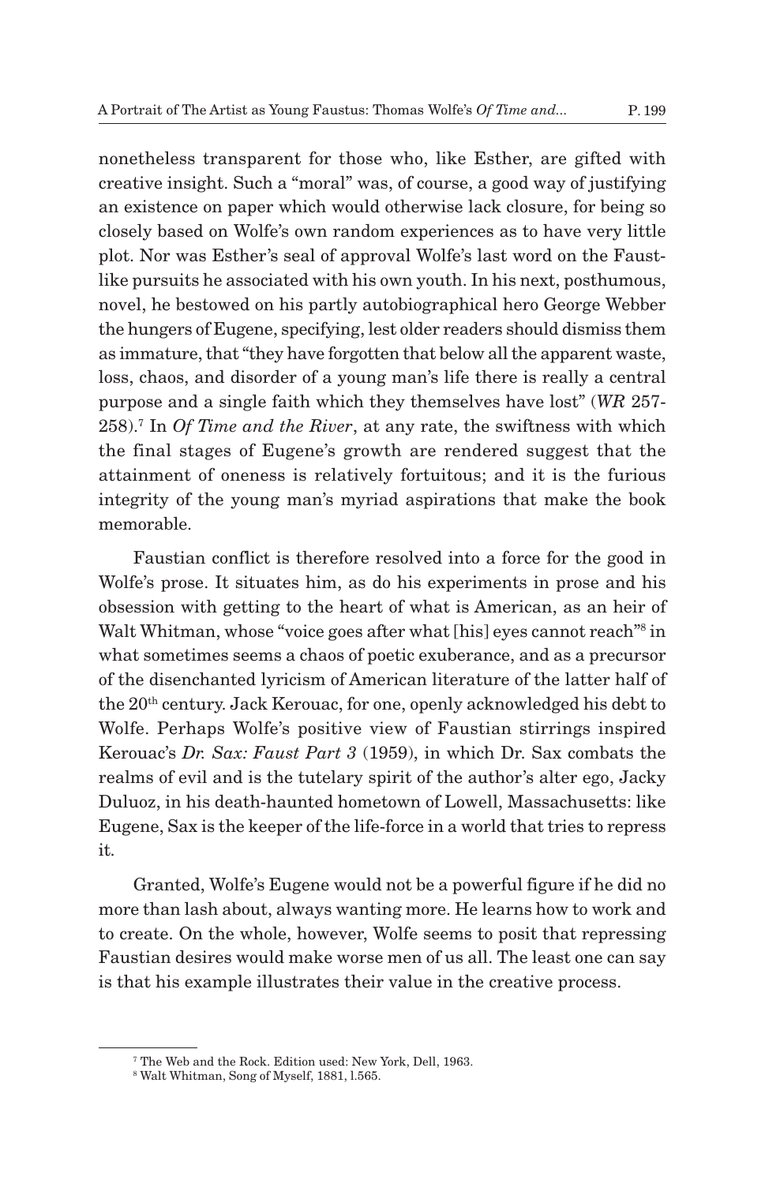nonetheless transparent for those who, like Esther, are gifted with creative insight. Such a "moral" was, of course, a good way of justifying an existence on paper which would otherwise lack closure, for being so closely based on Wolfe's own random experiences as to have very little plot. Nor was Esther's seal of approval Wolfe's last word on the Faust-like pursuits he associated with his own youth. In his next, posthumous, novel, he bestowed on his partly autobiographical hero George Webber the hungers of Eugene, specifying, lest older readers should dismiss them as immature, that "they have forgotten that below all the apparent waste, loss, chaos, and disorder of a young man's life there is really a central purpose and a single faith which they themselves have lost" (*WR* 257-258).[7] In *Of Time and the River*, at any rate, the swiftness with which the final stages of Eugene's growth are rendered suggest that the attainment of oneness is relatively fortuitous; and it is the furious integrity of the young man's myriad aspirations that make the book memorable.

Faustian conflict is therefore resolved into a force for the good in Wolfe's prose. It situates him, as do his experiments in prose and his obsession with getting to the heart of what is American, as an heir of Walt Whitman, whose "voice goes after what [his] eyes cannot reach"[8] in what sometimes seems a chaos of poetic exuberance, and as a precursor of the disenchanted lyricism of American literature of the latter half of the 20th century. Jack Kerouac, for one, openly acknowledged his debt to Wolfe. Perhaps Wolfe's positive view of Faustian stirrings inspired Kerouac's *Dr. Sax: Faust Part 3* (1959), in which Dr. Sax combats the realms of evil and is the tutelary spirit of the author's alter ego, Jacky Duluoz, in his death-haunted hometown of Lowell, Massachusetts: like Eugene, Sax is the keeper of the life-force in a world that tries to repress it.

Granted, Wolfe's Eugene would not be a powerful figure if he did no more than lash about, always wanting more. He learns how to work and to create. On the whole, however, Wolfe seems to posit that repressing Faustian desires would make worse men of us all. The least one can say is that his example illustrates their value in the creative process.

---

[7] The Web and the Rock. Edition used: New York, Dell, 1963.

[8] Walt Whitman, Song of Myself, 1881, l.565.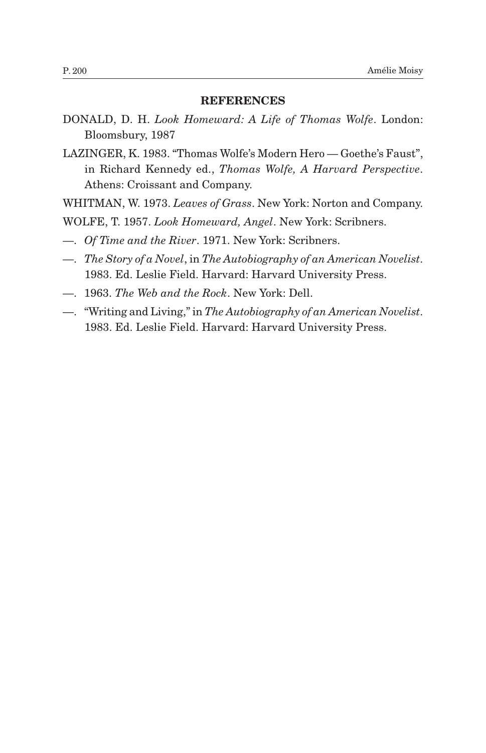## REFERENCES

DONALD, D. H. *Look Homeward: A Life of Thomas Wolfe*. London: Bloomsbury, 1987

LAZINGER, K. 1983. "Thomas Wolfe's Modern Hero — Goethe's Faust", in Richard Kennedy ed., *Thomas Wolfe, A Harvard Perspective*. Athens: Croissant and Company.

WHITMAN, W. 1973. *Leaves of Grass*. New York: Norton and Company.

WOLFE, T. 1957. *Look Homeward, Angel*. New York: Scribners.

—. *Of Time and the River*. 1971. New York: Scribners.

—. *The Story of a Novel*, in *The Autobiography of an American Novelist*. 1983. Ed. Leslie Field. Harvard: Harvard University Press.

—. 1963. *The Web and the Rock*. New York: Dell.

—. "Writing and Living," in *The Autobiography of an American Novelist*. 1983. Ed. Leslie Field. Harvard: Harvard University Press.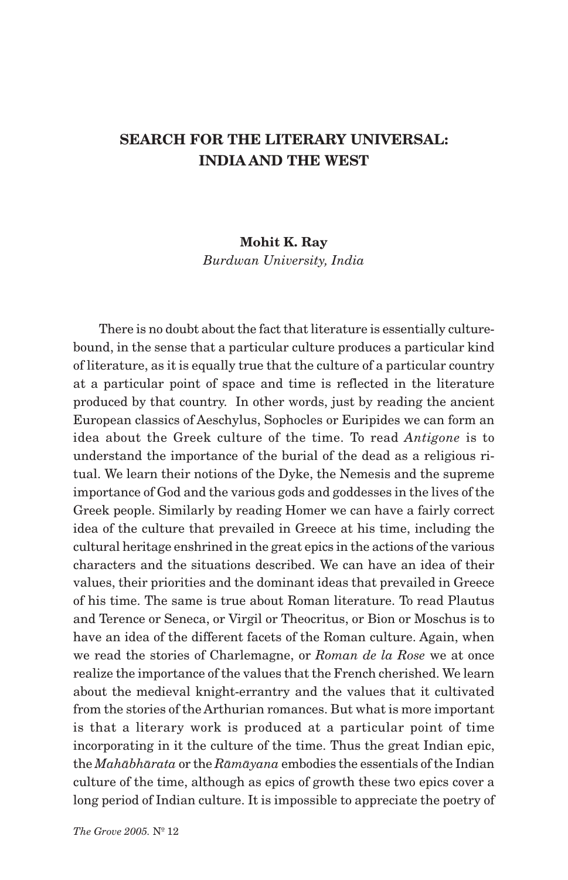# SEARCH FOR THE LITERARY UNIVERSAL: INDIA AND THE WEST

**Mohit K. Ray**
*Burdwan University, India*

There is no doubt about the fact that literature is essentially culture-bound, in the sense that a particular culture produces a particular kind of literature, as it is equally true that the culture of a particular country at a particular point of space and time is reflected in the literature produced by that country. In other words, just by reading the ancient European classics of Aeschylus, Sophocles or Euripides we can form an idea about the Greek culture of the time. To read *Antigone* is to understand the importance of the burial of the dead as a religious ritual. We learn their notions of the Dyke, the Nemesis and the supreme importance of God and the various gods and goddesses in the lives of the Greek people. Similarly by reading Homer we can have a fairly correct idea of the culture that prevailed in Greece at his time, including the cultural heritage enshrined in the great epics in the actions of the various characters and the situations described. We can have an idea of their values, their priorities and the dominant ideas that prevailed in Greece of his time. The same is true about Roman literature. To read Plautus and Terence or Seneca, or Virgil or Theocritus, or Bion or Moschus is to have an idea of the different facets of the Roman culture. Again, when we read the stories of Charlemagne, or *Roman de la Rose* we at once realize the importance of the values that the French cherished. We learn about the medieval knight-errantry and the values that it cultivated from the stories of the Arthurian romances. But what is more important is that a literary work is produced at a particular point of time incorporating in it the culture of the time. Thus the great Indian epic, the *Mahābhārata* or the *Rāmāyana* embodies the essentials of the Indian culture of the time, although as epics of growth these two epics cover a long period of Indian culture. It is impossible to appreciate the poetry of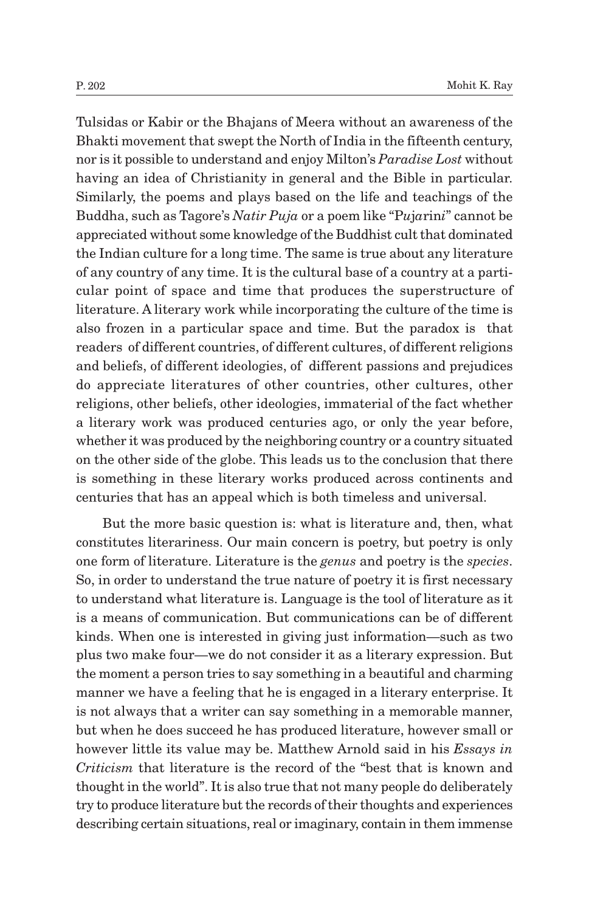Tulsidas or Kabir or the Bhajans of Meera without an awareness of the Bhakti movement that swept the North of India in the fifteenth century, nor is it possible to understand and enjoy Milton's *Paradise Lost* without having an idea of Christianity in general and the Bible in particular. Similarly, the poems and plays based on the life and teachings of the Buddha, such as Tagore's *Natir Puja* or a poem like "P*u*j*a*rin*i*" cannot be appreciated without some knowledge of the Buddhist cult that dominated the Indian culture for a long time. The same is true about any literature of any country of any time. It is the cultural base of a country at a particular point of space and time that produces the superstructure of literature. A literary work while incorporating the culture of the time is also frozen in a particular space and time. But the paradox is that readers of different countries, of different cultures, of different religions and beliefs, of different ideologies, of different passions and prejudices do appreciate literatures of other countries, other cultures, other religions, other beliefs, other ideologies, immaterial of the fact whether a literary work was produced centuries ago, or only the year before, whether it was produced by the neighboring country or a country situated on the other side of the globe. This leads us to the conclusion that there is something in these literary works produced across continents and centuries that has an appeal which is both timeless and universal.

But the more basic question is: what is literature and, then, what constitutes literariness. Our main concern is poetry, but poetry is only one form of literature. Literature is the *genus* and poetry is the *species*. So, in order to understand the true nature of poetry it is first necessary to understand what literature is. Language is the tool of literature as it is a means of communication. But communications can be of different kinds. When one is interested in giving just information—such as two plus two make four—we do not consider it as a literary expression. But the moment a person tries to say something in a beautiful and charming manner we have a feeling that he is engaged in a literary enterprise. It is not always that a writer can say something in a memorable manner, but when he does succeed he has produced literature, however small or however little its value may be. Matthew Arnold said in his *Essays in Criticism* that literature is the record of the "best that is known and thought in the world". It is also true that not many people do deliberately try to produce literature but the records of their thoughts and experiences describing certain situations, real or imaginary, contain in them immense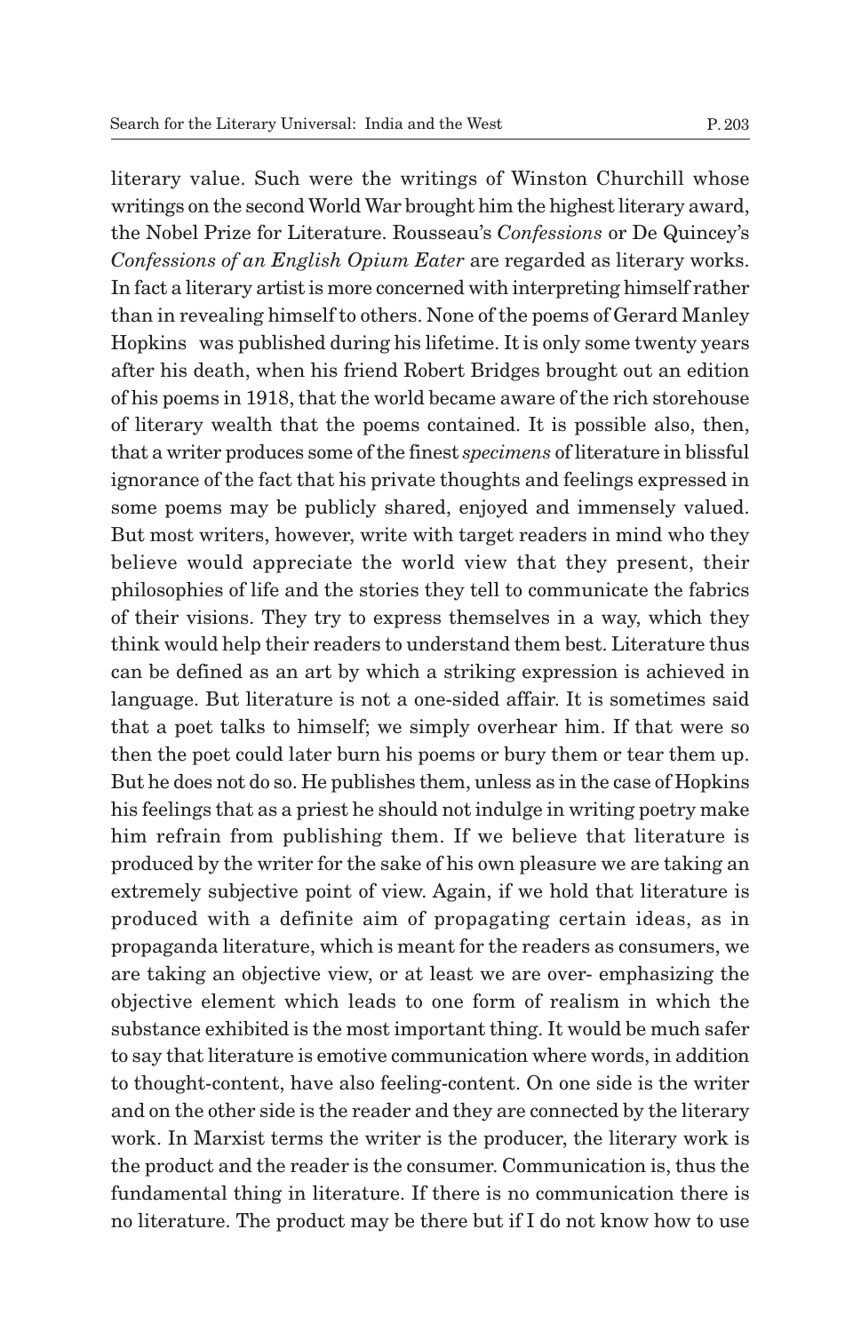literary value. Such were the writings of Winston Churchill whose writings on the second World War brought him the highest literary award, the Nobel Prize for Literature. Rousseau's *Confessions* or De Quincey's *Confessions of an English Opium Eater* are regarded as literary works. In fact a literary artist is more concerned with interpreting himself rather than in revealing himself to others. None of the poems of Gerard Manley Hopkins was published during his lifetime. It is only some twenty years after his death, when his friend Robert Bridges brought out an edition of his poems in 1918, that the world became aware of the rich storehouse of literary wealth that the poems contained. It is possible also, then, that a writer produces some of the finest *specimens* of literature in blissful ignorance of the fact that his private thoughts and feelings expressed in some poems may be publicly shared, enjoyed and immensely valued. But most writers, however, write with target readers in mind who they believe would appreciate the world view that they present, their philosophies of life and the stories they tell to communicate the fabrics of their visions. They try to express themselves in a way, which they think would help their readers to understand them best. Literature thus can be defined as an art by which a striking expression is achieved in language. But literature is not a one-sided affair. It is sometimes said that a poet talks to himself; we simply overhear him. If that were so then the poet could later burn his poems or bury them or tear them up. But he does not do so. He publishes them, unless as in the case of Hopkins his feelings that as a priest he should not indulge in writing poetry make him refrain from publishing them. If we believe that literature is produced by the writer for the sake of his own pleasure we are taking an extremely subjective point of view. Again, if we hold that literature is produced with a definite aim of propagating certain ideas, as in propaganda literature, which is meant for the readers as consumers, we are taking an objective view, or at least we are over- emphasizing the objective element which leads to one form of realism in which the substance exhibited is the most important thing. It would be much safer to say that literature is emotive communication where words, in addition to thought-content, have also feeling-content. On one side is the writer and on the other side is the reader and they are connected by the literary work. In Marxist terms the writer is the producer, the literary work is the product and the reader is the consumer. Communication is, thus the fundamental thing in literature. If there is no communication there is no literature. The product may be there but if I do not know how to use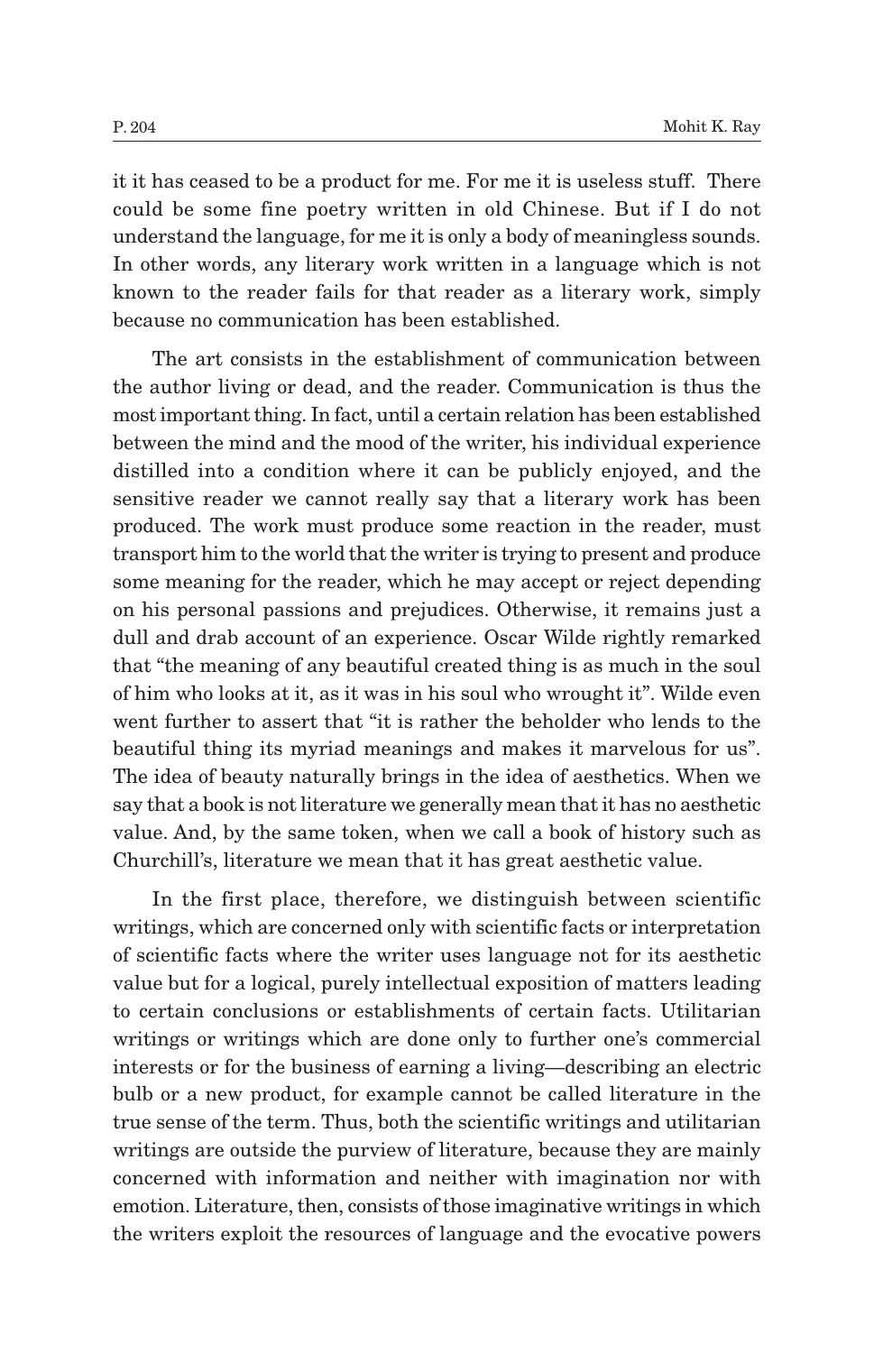it it has ceased to be a product for me. For me it is useless stuff. There could be some fine poetry written in old Chinese. But if I do not understand the language, for me it is only a body of meaningless sounds. In other words, any literary work written in a language which is not known to the reader fails for that reader as a literary work, simply because no communication has been established.

The art consists in the establishment of communication between the author living or dead, and the reader. Communication is thus the most important thing. In fact, until a certain relation has been established between the mind and the mood of the writer, his individual experience distilled into a condition where it can be publicly enjoyed, and the sensitive reader we cannot really say that a literary work has been produced. The work must produce some reaction in the reader, must transport him to the world that the writer is trying to present and produce some meaning for the reader, which he may accept or reject depending on his personal passions and prejudices. Otherwise, it remains just a dull and drab account of an experience. Oscar Wilde rightly remarked that "the meaning of any beautiful created thing is as much in the soul of him who looks at it, as it was in his soul who wrought it". Wilde even went further to assert that "it is rather the beholder who lends to the beautiful thing its myriad meanings and makes it marvelous for us". The idea of beauty naturally brings in the idea of aesthetics. When we say that a book is not literature we generally mean that it has no aesthetic value. And, by the same token, when we call a book of history such as Churchill's, literature we mean that it has great aesthetic value.

In the first place, therefore, we distinguish between scientific writings, which are concerned only with scientific facts or interpretation of scientific facts where the writer uses language not for its aesthetic value but for a logical, purely intellectual exposition of matters leading to certain conclusions or establishments of certain facts. Utilitarian writings or writings which are done only to further one's commercial interests or for the business of earning a living—describing an electric bulb or a new product, for example cannot be called literature in the true sense of the term. Thus, both the scientific writings and utilitarian writings are outside the purview of literature, because they are mainly concerned with information and neither with imagination nor with emotion. Literature, then, consists of those imaginative writings in which the writers exploit the resources of language and the evocative powers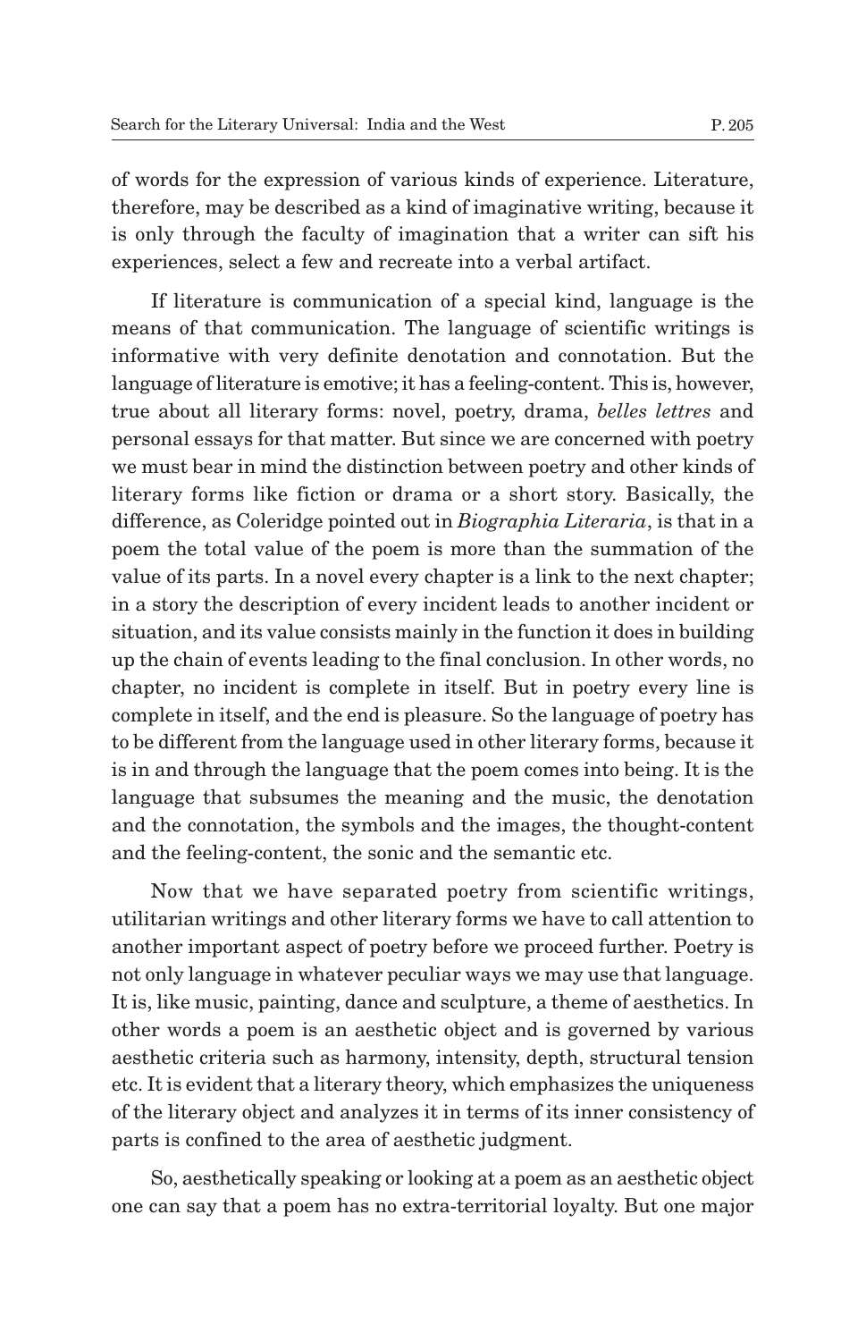of words for the expression of various kinds of experience. Literature, therefore, may be described as a kind of imaginative writing, because it is only through the faculty of imagination that a writer can sift his experiences, select a few and recreate into a verbal artifact.

If literature is communication of a special kind, language is the means of that communication. The language of scientific writings is informative with very definite denotation and connotation. But the language of literature is emotive; it has a feeling-content. This is, however, true about all literary forms: novel, poetry, drama, *belles lettres* and personal essays for that matter. But since we are concerned with poetry we must bear in mind the distinction between poetry and other kinds of literary forms like fiction or drama or a short story. Basically, the difference, as Coleridge pointed out in *Biographia Literaria*, is that in a poem the total value of the poem is more than the summation of the value of its parts. In a novel every chapter is a link to the next chapter; in a story the description of every incident leads to another incident or situation, and its value consists mainly in the function it does in building up the chain of events leading to the final conclusion. In other words, no chapter, no incident is complete in itself. But in poetry every line is complete in itself, and the end is pleasure. So the language of poetry has to be different from the language used in other literary forms, because it is in and through the language that the poem comes into being. It is the language that subsumes the meaning and the music, the denotation and the connotation, the symbols and the images, the thought-content and the feeling-content, the sonic and the semantic etc.

Now that we have separated poetry from scientific writings, utilitarian writings and other literary forms we have to call attention to another important aspect of poetry before we proceed further. Poetry is not only language in whatever peculiar ways we may use that language. It is, like music, painting, dance and sculpture, a theme of aesthetics. In other words a poem is an aesthetic object and is governed by various aesthetic criteria such as harmony, intensity, depth, structural tension etc. It is evident that a literary theory, which emphasizes the uniqueness of the literary object and analyzes it in terms of its inner consistency of parts is confined to the area of aesthetic judgment.

So, aesthetically speaking or looking at a poem as an aesthetic object one can say that a poem has no extra-territorial loyalty. But one major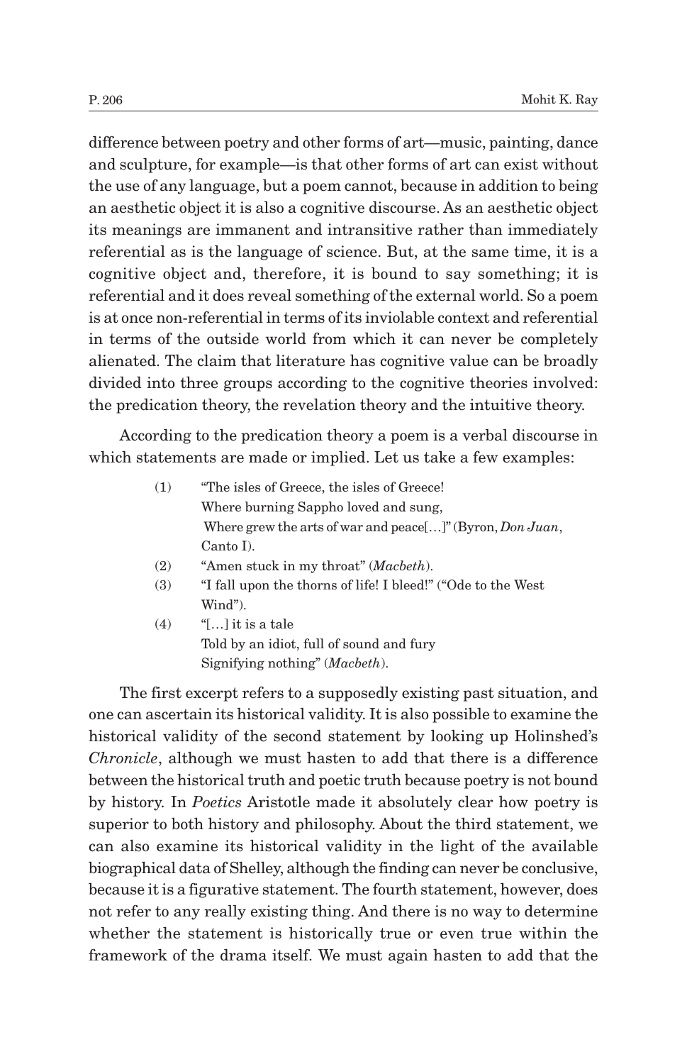difference between poetry and other forms of art—music, painting, dance and sculpture, for example—is that other forms of art can exist without the use of any language, but a poem cannot, because in addition to being an aesthetic object it is also a cognitive discourse. As an aesthetic object its meanings are immanent and intransitive rather than immediately referential as is the language of science. But, at the same time, it is a cognitive object and, therefore, it is bound to say something; it is referential and it does reveal something of the external world. So a poem is at once non-referential in terms of its inviolable context and referential in terms of the outside world from which it can never be completely alienated. The claim that literature has cognitive value can be broadly divided into three groups according to the cognitive theories involved: the predication theory, the revelation theory and the intuitive theory.

According to the predication theory a poem is a verbal discourse in which statements are made or implied. Let us take a few examples:

(1) "The isles of Greece, the isles of Greece!
Where burning Sappho loved and sung,
Where grew the arts of war and peace[…]" (Byron, *Don Juan*, Canto I).

(2) "Amen stuck in my throat" (*Macbeth*).

(3) "I fall upon the thorns of life! I bleed!" ("Ode to the West Wind").

(4) "[…] it is a tale
Told by an idiot, full of sound and fury
Signifying nothing" (*Macbeth*).

The first excerpt refers to a supposedly existing past situation, and one can ascertain its historical validity. It is also possible to examine the historical validity of the second statement by looking up Holinshed's *Chronicle*, although we must hasten to add that there is a difference between the historical truth and poetic truth because poetry is not bound by history. In *Poetics* Aristotle made it absolutely clear how poetry is superior to both history and philosophy. About the third statement, we can also examine its historical validity in the light of the available biographical data of Shelley, although the finding can never be conclusive, because it is a figurative statement. The fourth statement, however, does not refer to any really existing thing. And there is no way to determine whether the statement is historically true or even true within the framework of the drama itself. We must again hasten to add that the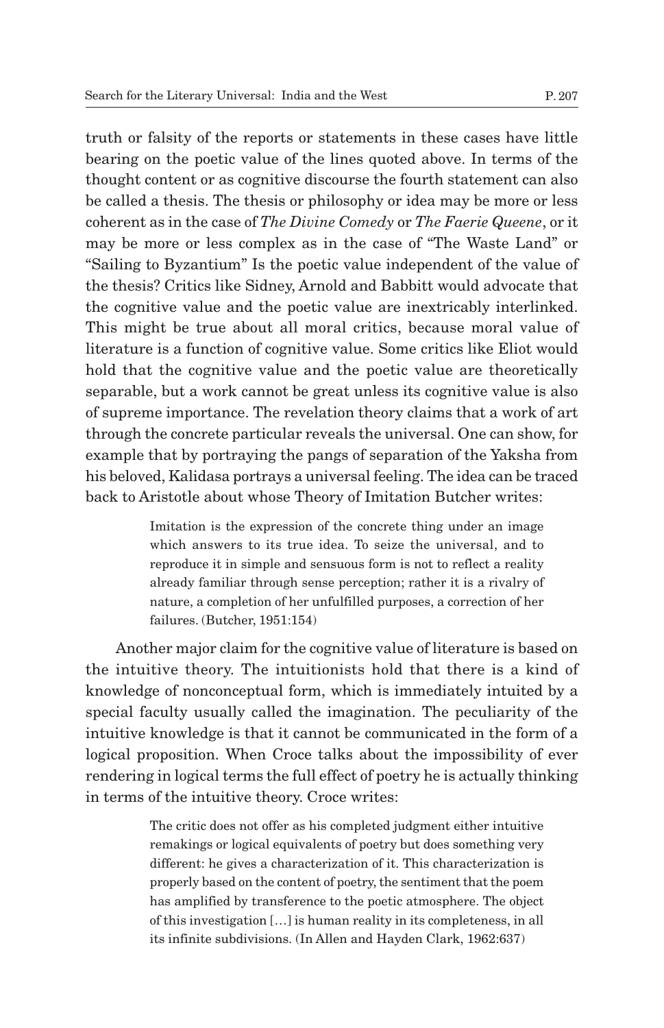truth or falsity of the reports or statements in these cases have little bearing on the poetic value of the lines quoted above. In terms of the thought content or as cognitive discourse the fourth statement can also be called a thesis. The thesis or philosophy or idea may be more or less coherent as in the case of *The Divine Comedy* or *The Faerie Queene*, or it may be more or less complex as in the case of "The Waste Land" or "Sailing to Byzantium" Is the poetic value independent of the value of the thesis? Critics like Sidney, Arnold and Babbitt would advocate that the cognitive value and the poetic value are inextricably interlinked. This might be true about all moral critics, because moral value of literature is a function of cognitive value. Some critics like Eliot would hold that the cognitive value and the poetic value are theoretically separable, but a work cannot be great unless its cognitive value is also of supreme importance. The revelation theory claims that a work of art through the concrete particular reveals the universal. One can show, for example that by portraying the pangs of separation of the Yaksha from his beloved, Kalidasa portrays a universal feeling. The idea can be traced back to Aristotle about whose Theory of Imitation Butcher writes:

> Imitation is the expression of the concrete thing under an image which answers to its true idea. To seize the universal, and to reproduce it in simple and sensuous form is not to reflect a reality already familiar through sense perception; rather it is a rivalry of nature, a completion of her unfulfilled purposes, a correction of her failures. (Butcher, 1951:154)

Another major claim for the cognitive value of literature is based on the intuitive theory. The intuitionists hold that there is a kind of knowledge of nonconceptual form, which is immediately intuited by a special faculty usually called the imagination. The peculiarity of the intuitive knowledge is that it cannot be communicated in the form of a logical proposition. When Croce talks about the impossibility of ever rendering in logical terms the full effect of poetry he is actually thinking in terms of the intuitive theory. Croce writes:

> The critic does not offer as his completed judgment either intuitive remakings or logical equivalents of poetry but does something very different: he gives a characterization of it. This characterization is properly based on the content of poetry, the sentiment that the poem has amplified by transference to the poetic atmosphere. The object of this investigation […] is human reality in its completeness, in all its infinite subdivisions. (In Allen and Hayden Clark, 1962:637)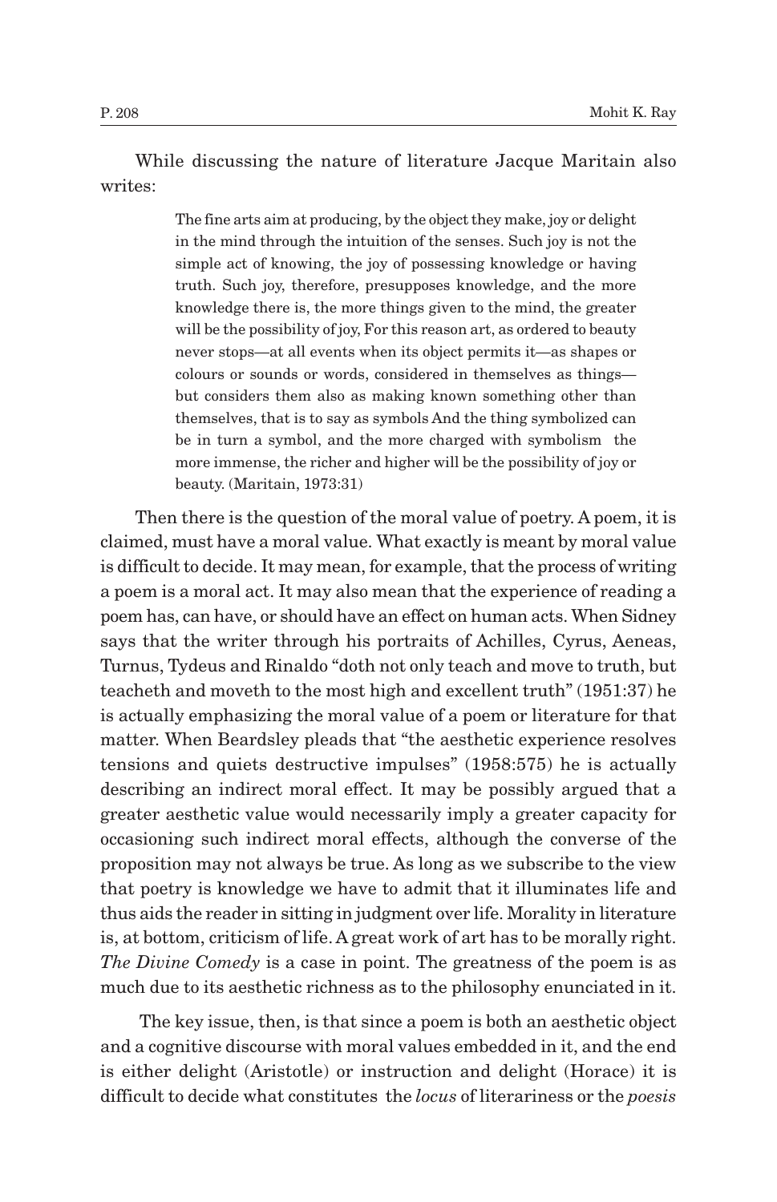While discussing the nature of literature Jacque Maritain also writes:

> The fine arts aim at producing, by the object they make, joy or delight in the mind through the intuition of the senses. Such joy is not the simple act of knowing, the joy of possessing knowledge or having truth. Such joy, therefore, presupposes knowledge, and the more knowledge there is, the more things given to the mind, the greater will be the possibility of joy, For this reason art, as ordered to beauty never stops—at all events when its object permits it—as shapes or colours or sounds or words, considered in themselves as things—but considers them also as making known something other than themselves, that is to say as symbols And the thing symbolized can be in turn a symbol, and the more charged with symbolism the more immense, the richer and higher will be the possibility of joy or beauty. (Maritain, 1973:31)

Then there is the question of the moral value of poetry. A poem, it is claimed, must have a moral value. What exactly is meant by moral value is difficult to decide. It may mean, for example, that the process of writing a poem is a moral act. It may also mean that the experience of reading a poem has, can have, or should have an effect on human acts. When Sidney says that the writer through his portraits of Achilles, Cyrus, Aeneas, Turnus, Tydeus and Rinaldo "doth not only teach and move to truth, but teacheth and moveth to the most high and excellent truth" (1951:37) he is actually emphasizing the moral value of a poem or literature for that matter. When Beardsley pleads that "the aesthetic experience resolves tensions and quiets destructive impulses" (1958:575) he is actually describing an indirect moral effect. It may be possibly argued that a greater aesthetic value would necessarily imply a greater capacity for occasioning such indirect moral effects, although the converse of the proposition may not always be true. As long as we subscribe to the view that poetry is knowledge we have to admit that it illuminates life and thus aids the reader in sitting in judgment over life. Morality in literature is, at bottom, criticism of life. A great work of art has to be morally right. *The Divine Comedy* is a case in point. The greatness of the poem is as much due to its aesthetic richness as to the philosophy enunciated in it.

The key issue, then, is that since a poem is both an aesthetic object and a cognitive discourse with moral values embedded in it, and the end is either delight (Aristotle) or instruction and delight (Horace) it is difficult to decide what constitutes the *locus* of literariness or the *poesis*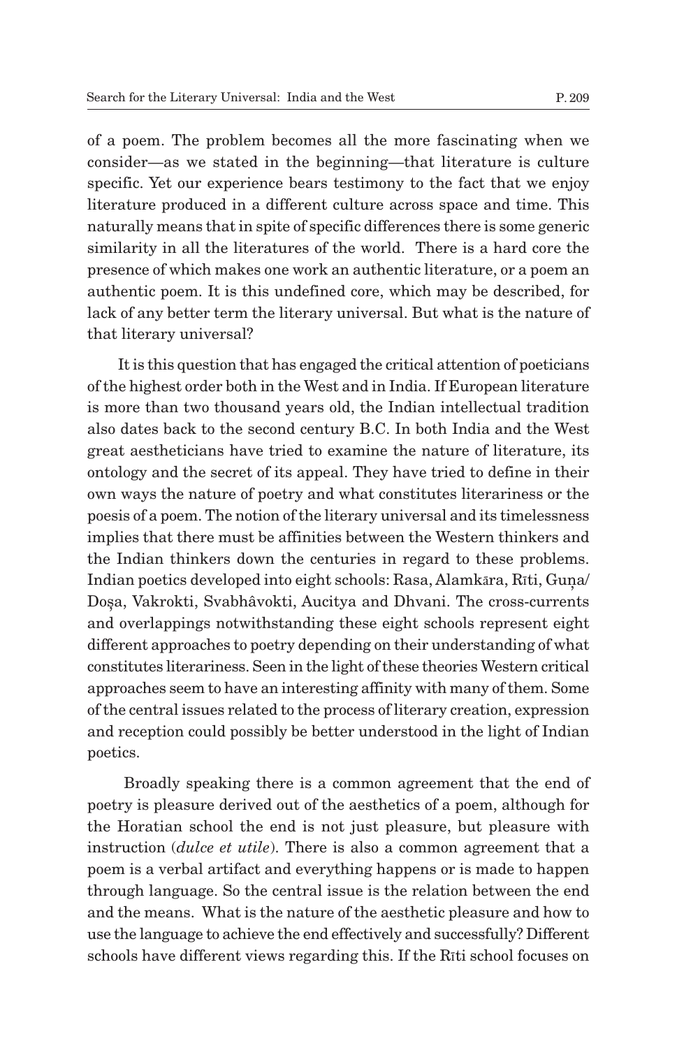of a poem. The problem becomes all the more fascinating when we consider—as we stated in the beginning—that literature is culture specific. Yet our experience bears testimony to the fact that we enjoy literature produced in a different culture across space and time. This naturally means that in spite of specific differences there is some generic similarity in all the literatures of the world. There is a hard core the presence of which makes one work an authentic literature, or a poem an authentic poem. It is this undefined core, which may be described, for lack of any better term the literary universal. But what is the nature of that literary universal?

It is this question that has engaged the critical attention of poeticians of the highest order both in the West and in India. If European literature is more than two thousand years old, the Indian intellectual tradition also dates back to the second century B.C. In both India and the West great aestheticians have tried to examine the nature of literature, its ontology and the secret of its appeal. They have tried to define in their own ways the nature of poetry and what constitutes literariness or the poesis of a poem. The notion of the literary universal and its timelessness implies that there must be affinities between the Western thinkers and the Indian thinkers down the centuries in regard to these problems. Indian poetics developed into eight schools: Rasa, Alamkāra, Rīti, Guṇa/Doṣa, Vakrokti, Svabhâvokti, Aucitya and Dhvani. The cross-currents and overlappings notwithstanding these eight schools represent eight different approaches to poetry depending on their understanding of what constitutes literariness. Seen in the light of these theories Western critical approaches seem to have an interesting affinity with many of them. Some of the central issues related to the process of literary creation, expression and reception could possibly be better understood in the light of Indian poetics.

Broadly speaking there is a common agreement that the end of poetry is pleasure derived out of the aesthetics of a poem, although for the Horatian school the end is not just pleasure, but pleasure with instruction (*dulce et utile*). There is also a common agreement that a poem is a verbal artifact and everything happens or is made to happen through language. So the central issue is the relation between the end and the means. What is the nature of the aesthetic pleasure and how to use the language to achieve the end effectively and successfully? Different schools have different views regarding this. If the Rīti school focuses on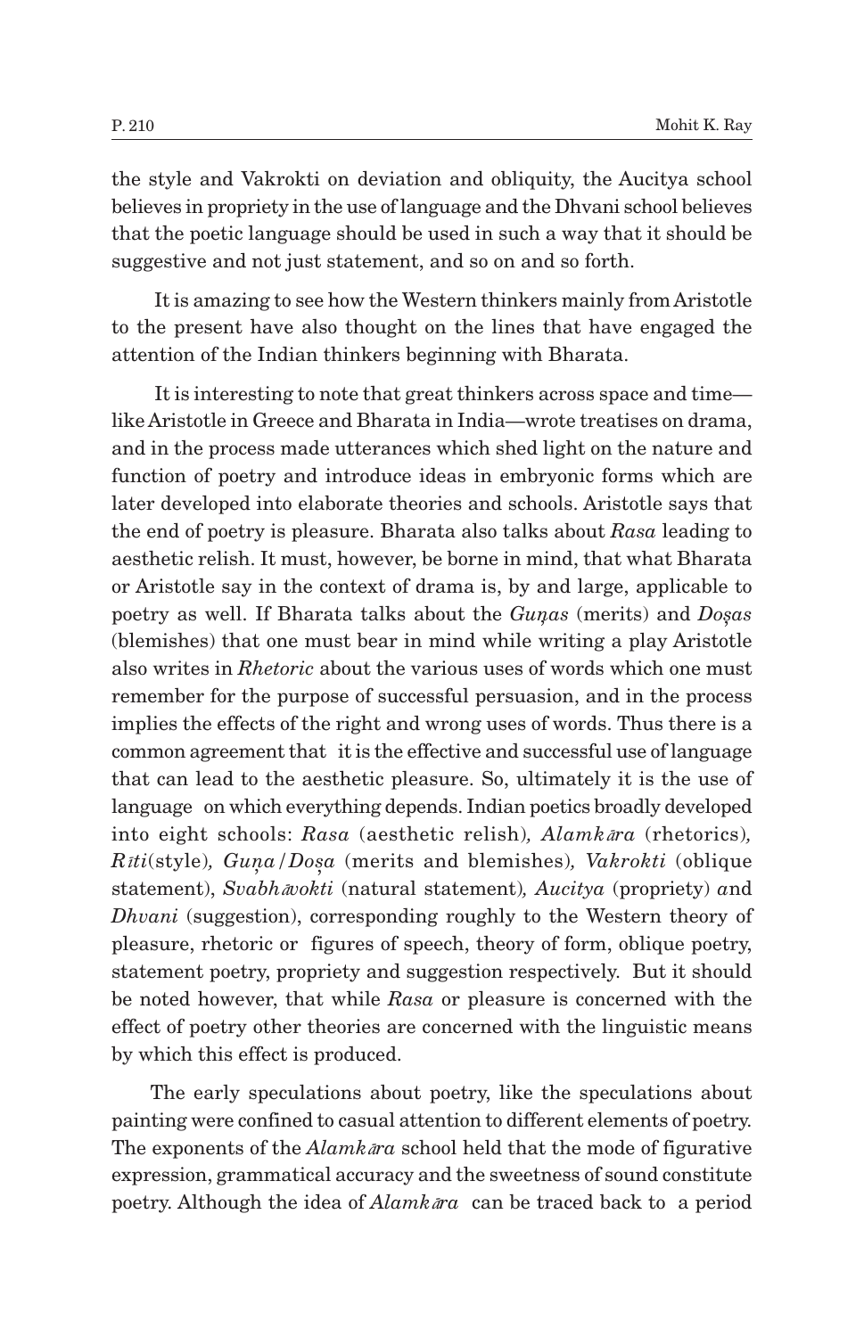the style and Vakrokti on deviation and obliquity, the Aucitya school believes in propriety in the use of language and the Dhvani school believes that the poetic language should be used in such a way that it should be suggestive and not just statement, and so on and so forth.

It is amazing to see how the Western thinkers mainly from Aristotle to the present have also thought on the lines that have engaged the attention of the Indian thinkers beginning with Bharata.

It is interesting to note that great thinkers across space and time—like Aristotle in Greece and Bharata in India—wrote treatises on drama, and in the process made utterances which shed light on the nature and function of poetry and introduce ideas in embryonic forms which are later developed into elaborate theories and schools. Aristotle says that the end of poetry is pleasure. Bharata also talks about *Rasa* leading to aesthetic relish. It must, however, be borne in mind, that what Bharata or Aristotle say in the context of drama is, by and large, applicable to poetry as well. If Bharata talks about the *Guṇas* (merits) and *Doṣas* (blemishes) that one must bear in mind while writing a play Aristotle also writes in *Rhetoric* about the various uses of words which one must remember for the purpose of successful persuasion, and in the process implies the effects of the right and wrong uses of words. Thus there is a common agreement that it is the effective and successful use of language that can lead to the aesthetic pleasure. So, ultimately it is the use of language on which everything depends. Indian poetics broadly developed into eight schools: *Rasa* (aesthetic relish), *Alamkāra* (rhetorics), *Rīti*(style), *Guṇa/Doṣa* (merits and blemishes), *Vakrokti* (oblique statement), *Svabhāvokti* (natural statement), *Aucitya* (propriety) and *Dhvani* (suggestion), corresponding roughly to the Western theory of pleasure, rhetoric or figures of speech, theory of form, oblique poetry, statement poetry, propriety and suggestion respectively. But it should be noted however, that while *Rasa* or pleasure is concerned with the effect of poetry other theories are concerned with the linguistic means by which this effect is produced.

The early speculations about poetry, like the speculations about painting were confined to casual attention to different elements of poetry. The exponents of the *Alamkāra* school held that the mode of figurative expression, grammatical accuracy and the sweetness of sound constitute poetry. Although the idea of *Alamkāra* can be traced back to a period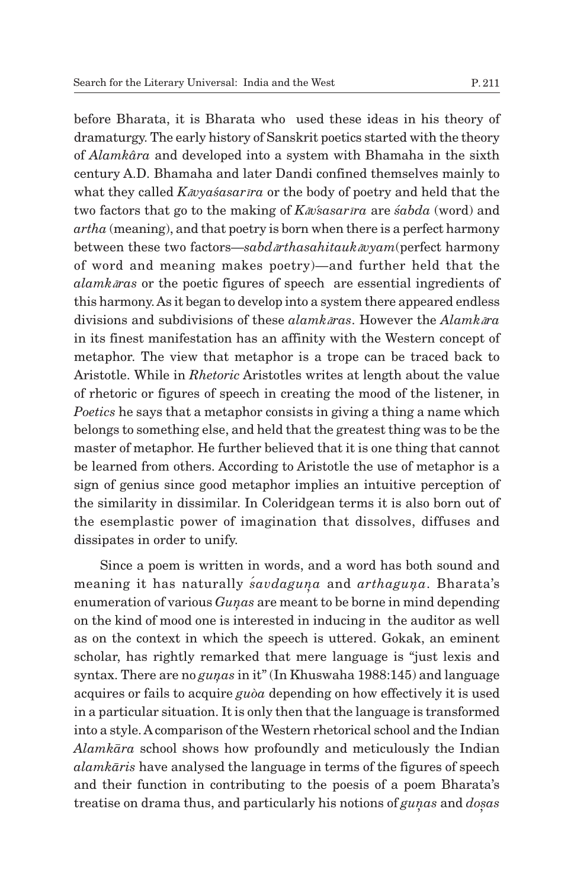before Bharata, it is Bharata who used these ideas in his theory of dramaturgy. The early history of Sanskrit poetics started with the theory of *Alamkâra* and developed into a system with Bhamaha in the sixth century A.D. Bhamaha and later Dandi confined themselves mainly to what they called *Kāvyaśasarīra* or the body of poetry and held that the two factors that go to the making of *Kāvśasarīra* are *śabda* (word) and *artha* (meaning), and that poetry is born when there is a perfect harmony between these two factors—*sabdārthasahitaukāvyam*(perfect harmony of word and meaning makes poetry)—and further held that the *alamkāras* or the poetic figures of speech are essential ingredients of this harmony. As it began to develop into a system there appeared endless divisions and subdivisions of these *alamkāras*. However the *Alamkāra* in its finest manifestation has an affinity with the Western concept of metaphor. The view that metaphor is a trope can be traced back to Aristotle. While in *Rhetoric* Aristotles writes at length about the value of rhetoric or figures of speech in creating the mood of the listener, in *Poetics* he says that a metaphor consists in giving a thing a name which belongs to something else, and held that the greatest thing was to be the master of metaphor. He further believed that it is one thing that cannot be learned from others. According to Aristotle the use of metaphor is a sign of genius since good metaphor implies an intuitive perception of the similarity in dissimilar. In Coleridgean terms it is also born out of the esemplastic power of imagination that dissolves, diffuses and dissipates in order to unify.

Since a poem is written in words, and a word has both sound and meaning it has naturally *śavdaguṇa* and *arthaguṇa*. Bharata's enumeration of various *Guṇas* are meant to be borne in mind depending on the kind of mood one is interested in inducing in the auditor as well as on the context in which the speech is uttered. Gokak, an eminent scholar, has rightly remarked that mere language is "just lexis and syntax. There are no *guṇas* in it" (In Khuswaha 1988:145) and language acquires or fails to acquire *guòa* depending on how effectively it is used in a particular situation. It is only then that the language is transformed into a style. A comparison of the Western rhetorical school and the Indian *Alamkāra* school shows how profoundly and meticulously the Indian *alamkāris* have analysed the language in terms of the figures of speech and their function in contributing to the poesis of a poem Bharata's treatise on drama thus, and particularly his notions of *guṇas* and *doṣas*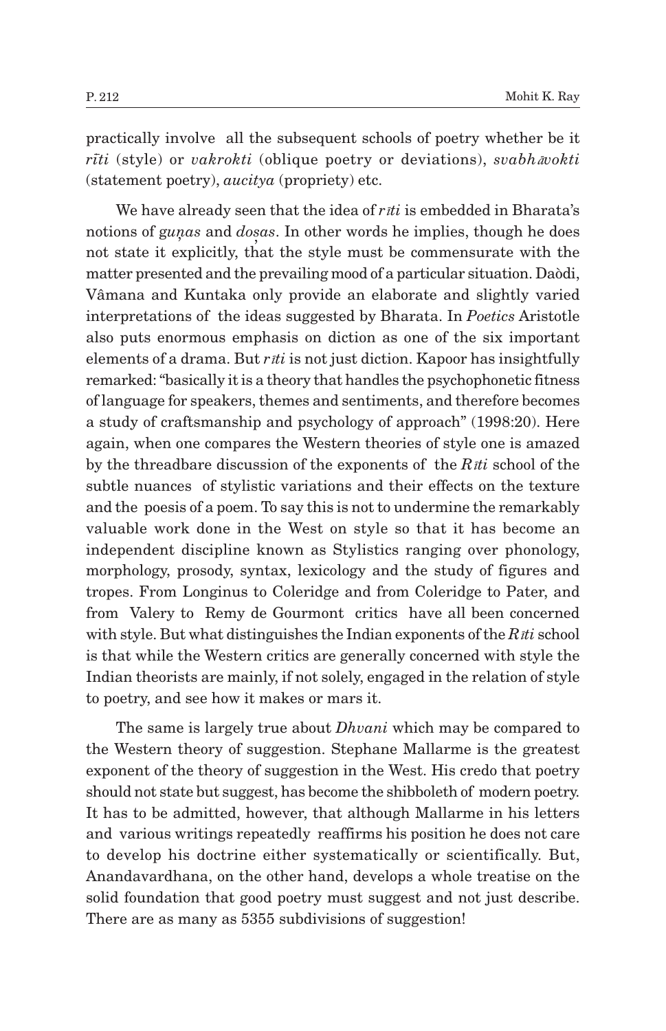practically involve all the subsequent schools of poetry whether be it *rīti* (style) or *vakrokti* (oblique poetry or deviations), *svabhāvokti* (statement poetry), *aucitya* (propriety) etc.

We have already seen that the idea of *rīti* is embedded in Bharata's notions of *guṇas* and *doṣas*. In other words he implies, though he does not state it explicitly, that the style must be commensurate with the matter presented and the prevailing mood of a particular situation. Daòdi, Vâmana and Kuntaka only provide an elaborate and slightly varied interpretations of the ideas suggested by Bharata. In *Poetics* Aristotle also puts enormous emphasis on diction as one of the six important elements of a drama. But *rīti* is not just diction. Kapoor has insightfully remarked: "basically it is a theory that handles the psychophonetic fitness of language for speakers, themes and sentiments, and therefore becomes a study of craftsmanship and psychology of approach" (1998:20). Here again, when one compares the Western theories of style one is amazed by the threadbare discussion of the exponents of the *Rīti* school of the subtle nuances of stylistic variations and their effects on the texture and the poesis of a poem. To say this is not to undermine the remarkably valuable work done in the West on style so that it has become an independent discipline known as Stylistics ranging over phonology, morphology, prosody, syntax, lexicology and the study of figures and tropes. From Longinus to Coleridge and from Coleridge to Pater, and from Valery to Remy de Gourmont critics have all been concerned with style. But what distinguishes the Indian exponents of the *Rīti* school is that while the Western critics are generally concerned with style the Indian theorists are mainly, if not solely, engaged in the relation of style to poetry, and see how it makes or mars it.

The same is largely true about *Dhvani* which may be compared to the Western theory of suggestion. Stephane Mallarme is the greatest exponent of the theory of suggestion in the West. His credo that poetry should not state but suggest, has become the shibboleth of modern poetry. It has to be admitted, however, that although Mallarme in his letters and various writings repeatedly reaffirms his position he does not care to develop his doctrine either systematically or scientifically. But, Anandavardhana, on the other hand, develops a whole treatise on the solid foundation that good poetry must suggest and not just describe. There are as many as 5355 subdivisions of suggestion!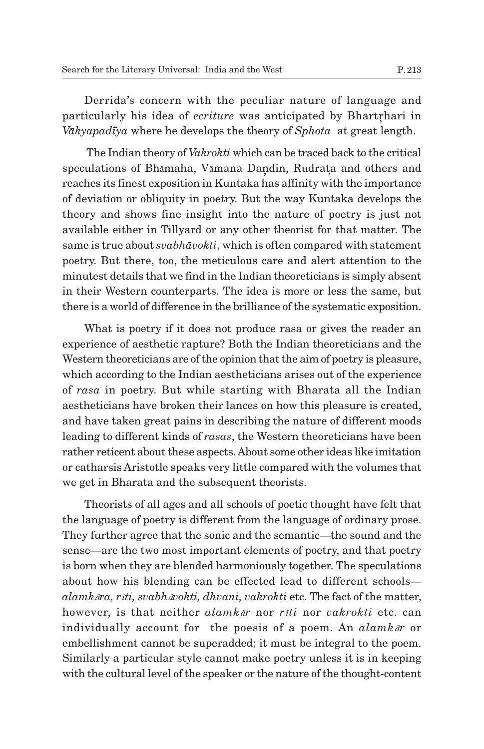Derrida's concern with the peculiar nature of language and particularly his idea of *ecriture* was anticipated by Bhartṛhari in *Vākyapadīya* where he develops the theory of *Sphota* at great length.

The Indian theory of *Vakrokti* which can be traced back to the critical speculations of Bhāmaha, Vāmana Daṇdin, Rudraṭa and others and reaches its finest exposition in Kuntaka has affinity with the importance of deviation or obliquity in poetry. But the way Kuntaka develops the theory and shows fine insight into the nature of poetry is just not available either in Tillyard or any other theorist for that matter. The same is true about *svabhāvokti*, which is often compared with statement poetry. But there, too, the meticulous care and alert attention to the minutest details that we find in the Indian theoreticians is simply absent in their Western counterparts. The idea is more or less the same, but there is a world of difference in the brilliance of the systematic exposition.

What is poetry if it does not produce rasa or gives the reader an experience of aesthetic rapture? Both the Indian theoreticians and the Western theoreticians are of the opinion that the aim of poetry is pleasure, which according to the Indian aestheticians arises out of the experience of *rasa* in poetry. But while starting with Bharata all the Indian aestheticians have broken their lances on how this pleasure is created, and have taken great pains in describing the nature of different moods leading to different kinds of *rasas*, the Western theoreticians have been rather reticent about these aspects. About some other ideas like imitation or catharsis Aristotle speaks very little compared with the volumes that we get in Bharata and the subsequent theorists.

Theorists of all ages and all schools of poetic thought have felt that the language of poetry is different from the language of ordinary prose. They further agree that the sonic and the semantic—the sound and the sense—are the two most important elements of poetry, and that poetry is born when they are blended harmoniously together. The speculations about how his blending can be effected lead to different schools—*alamkāra, rīti, svabhāvokti, dhvani, vakrokti* etc. The fact of the matter, however, is that neither *alamkār* nor *rīti* nor *vakrokti* etc. can individually account for the poesis of a poem. An *alamkār* or embellishment cannot be superadded; it must be integral to the poem. Similarly a particular style cannot make poetry unless it is in keeping with the cultural level of the speaker or the nature of the thought-content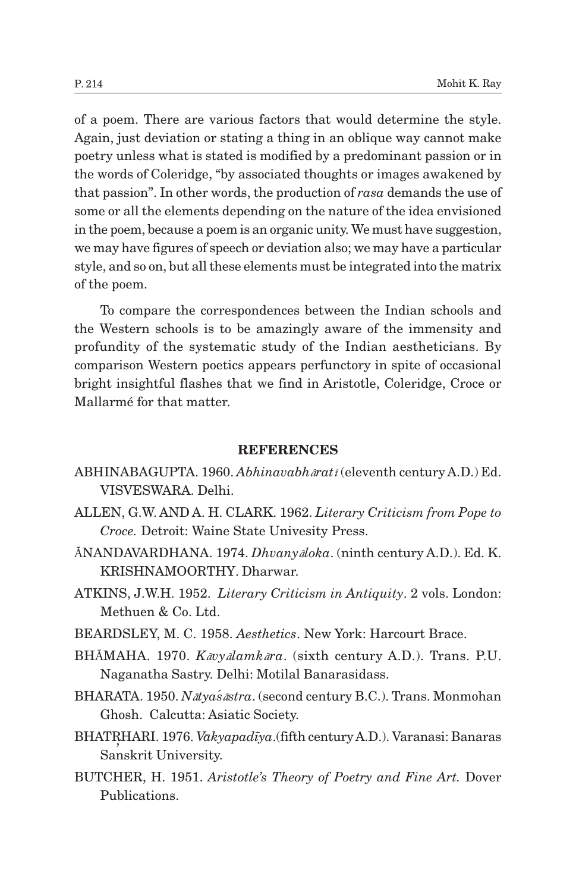of a poem. There are various factors that would determine the style. Again, just deviation or stating a thing in an oblique way cannot make poetry unless what is stated is modified by a predominant passion or in the words of Coleridge, "by associated thoughts or images awakened by that passion". In other words, the production of *rasa* demands the use of some or all the elements depending on the nature of the idea envisioned in the poem, because a poem is an organic unity. We must have suggestion, we may have figures of speech or deviation also; we may have a particular style, and so on, but all these elements must be integrated into the matrix of the poem.

To compare the correspondences between the Indian schools and the Western schools is to be amazingly aware of the immensity and profundity of the systematic study of the Indian aestheticians. By comparison Western poetics appears perfunctory in spite of occasional bright insightful flashes that we find in Aristotle, Coleridge, Croce or Mallarmé for that matter.

## REFERENCES

ABHINABAGUPTA. 1960. *Abhinavabhāratī* (eleventh century A.D.) Ed. VISVESWARA. Delhi.

ALLEN, G.W. AND A. H. CLARK. 1962. *Literary Criticism from Pope to Croce.* Detroit: Waine State Univesity Press.

ĀNANDAVARDHANA. 1974. *Dhvanyāloka*. (ninth century A.D.). Ed. K. KRISHNAMOORTHY. Dharwar.

ATKINS, J.W.H. 1952. *Literary Criticism in Antiquity*. 2 vols. London: Methuen & Co. Ltd.

BEARDSLEY, M. C. 1958. *Aesthetics*. New York: Harcourt Brace.

BHĀMAHA. 1970. *Kāvyālamkāra*. (sixth century A.D.). Trans. P.U. Naganatha Sastry. Delhi: Motilal Banarasidass.

BHARATA. 1950. *Nātyaśāstra*. (second century B.C.). Trans. Monmohan Ghosh. Calcutta: Asiatic Society.

BHATṚHARI. 1976. *Vākyapadīya*.(fifth century A.D.). Varanasi: Banaras Sanskrit University.

BUTCHER, H. 1951. *Aristotle's Theory of Poetry and Fine Art.* Dover Publications.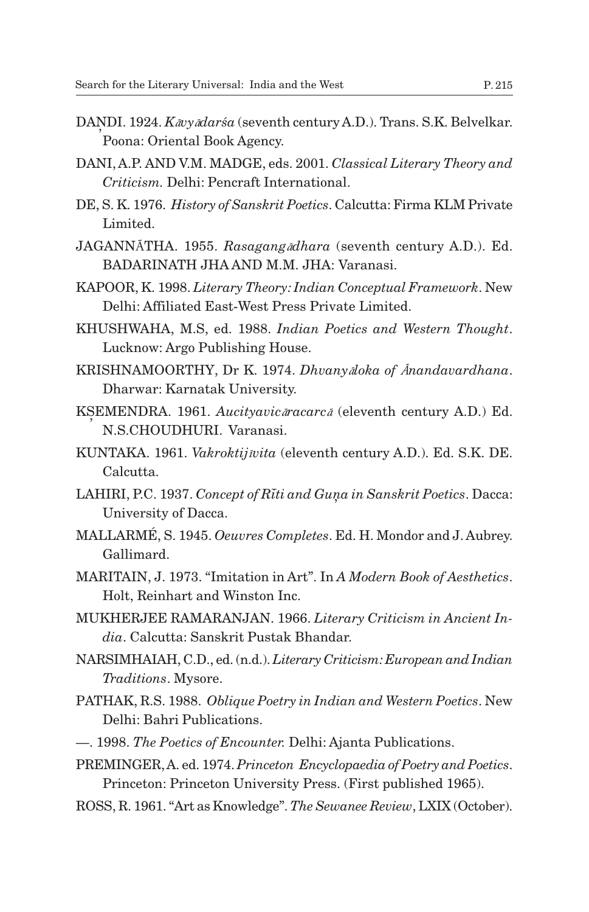DAṆDI. 1924. *Kāvyādarśa* (seventh century A.D.). Trans. S.K. Belvelkar. Poona: Oriental Book Agency.

DANI, A.P. AND V.M. MADGE, eds. 2001. *Classical Literary Theory and Criticism.* Delhi: Pencraft International.

DE, S. K. 1976. *History of Sanskrit Poetics*. Calcutta: Firma KLM Private Limited.

JAGANNĀTHA. 1955. *Rasagangādhara* (seventh century A.D.). Ed. BADARINATH JHA AND M.M. JHA: Varanasi.

KAPOOR, K. 1998. *Literary Theory: Indian Conceptual Framework*. New Delhi: Affiliated East-West Press Private Limited.

KHUSHWAHA, M.S, ed. 1988. *Indian Poetics and Western Thought*. Lucknow: Argo Publishing House.

KRISHNAMOORTHY, Dr K. 1974. *Dhvanyāloka of Ānandavardhana*. Dharwar: Karnatak University.

KṢEMENDRA. 1961. *Aucityavicāracarcā* (eleventh century A.D.) Ed. N.S.CHOUDHURI. Varanasi.

KUNTAKA. 1961. *Vakroktijīvita* (eleventh century A.D.). Ed. S.K. DE. Calcutta.

LAHIRI, P.C. 1937. *Concept of Rīti and Guṇa in Sanskrit Poetics*. Dacca: University of Dacca.

MALLARMÉ, S. 1945. *Oeuvres Completes*. Ed. H. Mondor and J. Aubrey. Gallimard.

MARITAIN, J. 1973. "Imitation in Art". In *A Modern Book of Aesthetics*. Holt, Reinhart and Winston Inc.

MUKHERJEE RAMARANJAN. 1966. *Literary Criticism in Ancient India*. Calcutta: Sanskrit Pustak Bhandar.

NARSIMHAIAH, C.D., ed. (n.d.). *Literary Criticism: European and Indian Traditions*. Mysore.

PATHAK, R.S. 1988. *Oblique Poetry in Indian and Western Poetics*. New Delhi: Bahri Publications.

—. 1998. *The Poetics of Encounter.* Delhi: Ajanta Publications.

PREMINGER, A. ed. 1974. *Princeton Encyclopaedia of Poetry and Poetics*. Princeton: Princeton University Press. (First published 1965).

ROSS, R. 1961. "Art as Knowledge". *The Sewanee Review*, LXIX (October).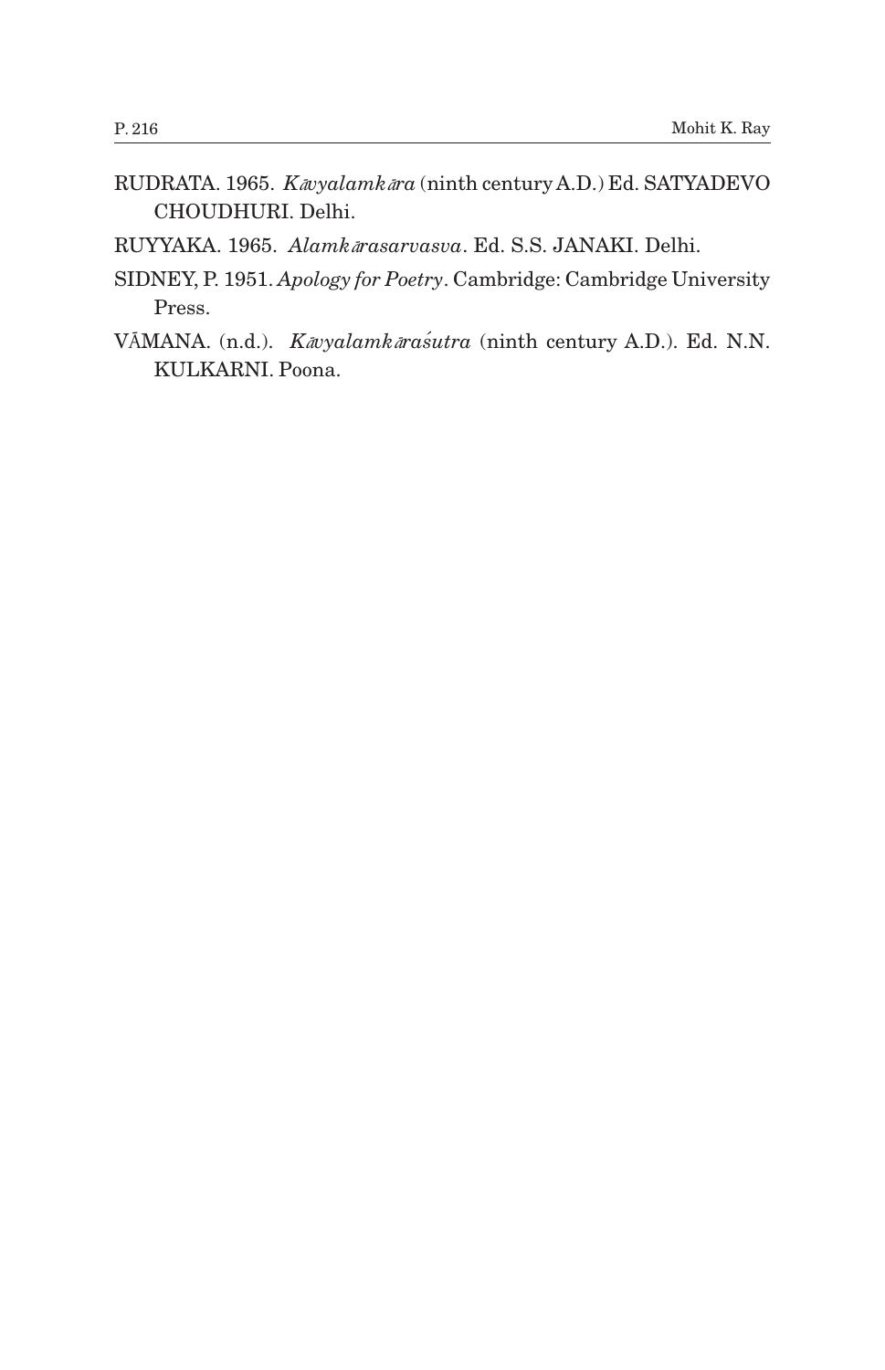RUDRATA. 1965. *Kāvyalamkāra* (ninth century A.D.) Ed. SATYADEVO CHOUDHURI. Delhi.

RUYYAKA. 1965. *Alamkārasarvasva*. Ed. S.S. JANAKI. Delhi.

SIDNEY, P. 1951. *Apology for Poetry*. Cambridge: Cambridge University Press.

VĀMANA. (n.d.). *Kāvyalamkāraśutra* (ninth century A.D.). Ed. N.N. KULKARNI. Poona.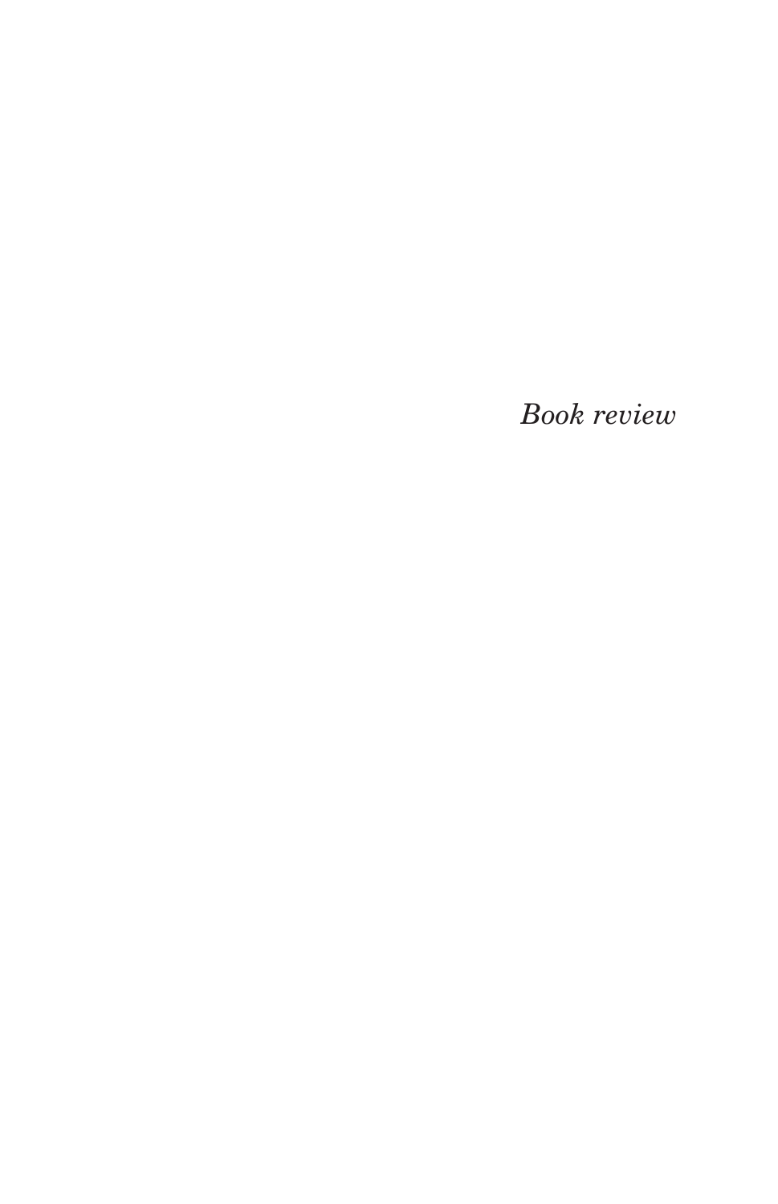*Book review*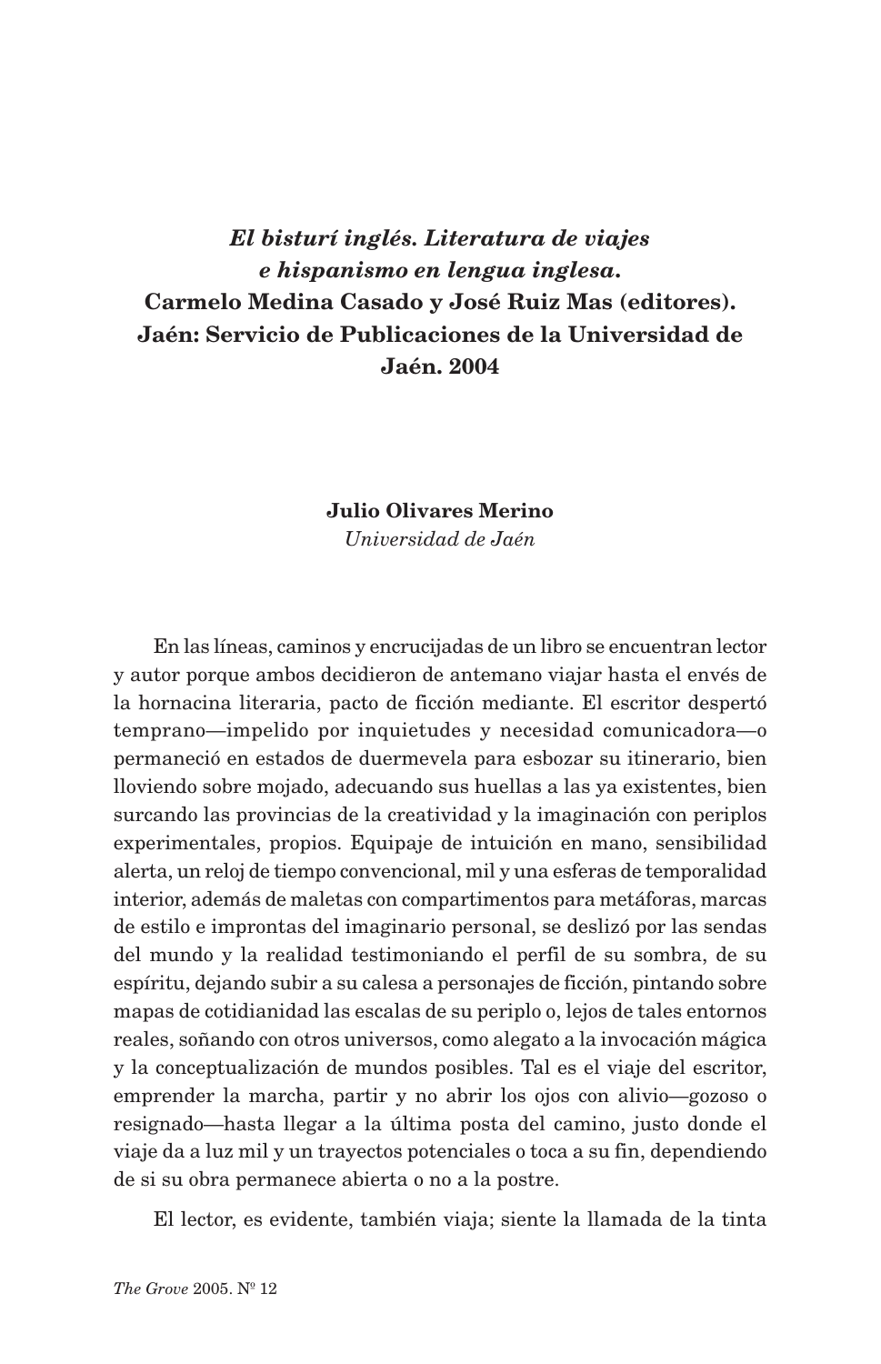# *El bisturí inglés. Literatura de viajes e hispanismo en lengua inglesa.* Carmelo Medina Casado y José Ruiz Mas (editores). Jaén: Servicio de Publicaciones de la Universidad de Jaén. 2004

**Julio Olivares Merino**
*Universidad de Jaén*

En las líneas, caminos y encrucijadas de un libro se encuentran lector y autor porque ambos decidieron de antemano viajar hasta el envés de la hornacina literaria, pacto de ficción mediante. El escritor despertó temprano—impelido por inquietudes y necesidad comunicadora—o permaneció en estados de duermevela para esbozar su itinerario, bien lloviendo sobre mojado, adecuando sus huellas a las ya existentes, bien surcando las provincias de la creatividad y la imaginación con periplos experimentales, propios. Equipaje de intuición en mano, sensibilidad alerta, un reloj de tiempo convencional, mil y una esferas de temporalidad interior, además de maletas con compartimentos para metáforas, marcas de estilo e improntas del imaginario personal, se deslizó por las sendas del mundo y la realidad testimoniando el perfil de su sombra, de su espíritu, dejando subir a su calesa a personajes de ficción, pintando sobre mapas de cotidianidad las escalas de su periplo o, lejos de tales entornos reales, soñando con otros universos, como alegato a la invocación mágica y la conceptualización de mundos posibles. Tal es el viaje del escritor, emprender la marcha, partir y no abrir los ojos con alivio—gozoso o resignado—hasta llegar a la última posta del camino, justo donde el viaje da a luz mil y un trayectos potenciales o toca a su fin, dependiendo de si su obra permanece abierta o no a la postre.

El lector, es evidente, también viaja; siente la llamada de la tinta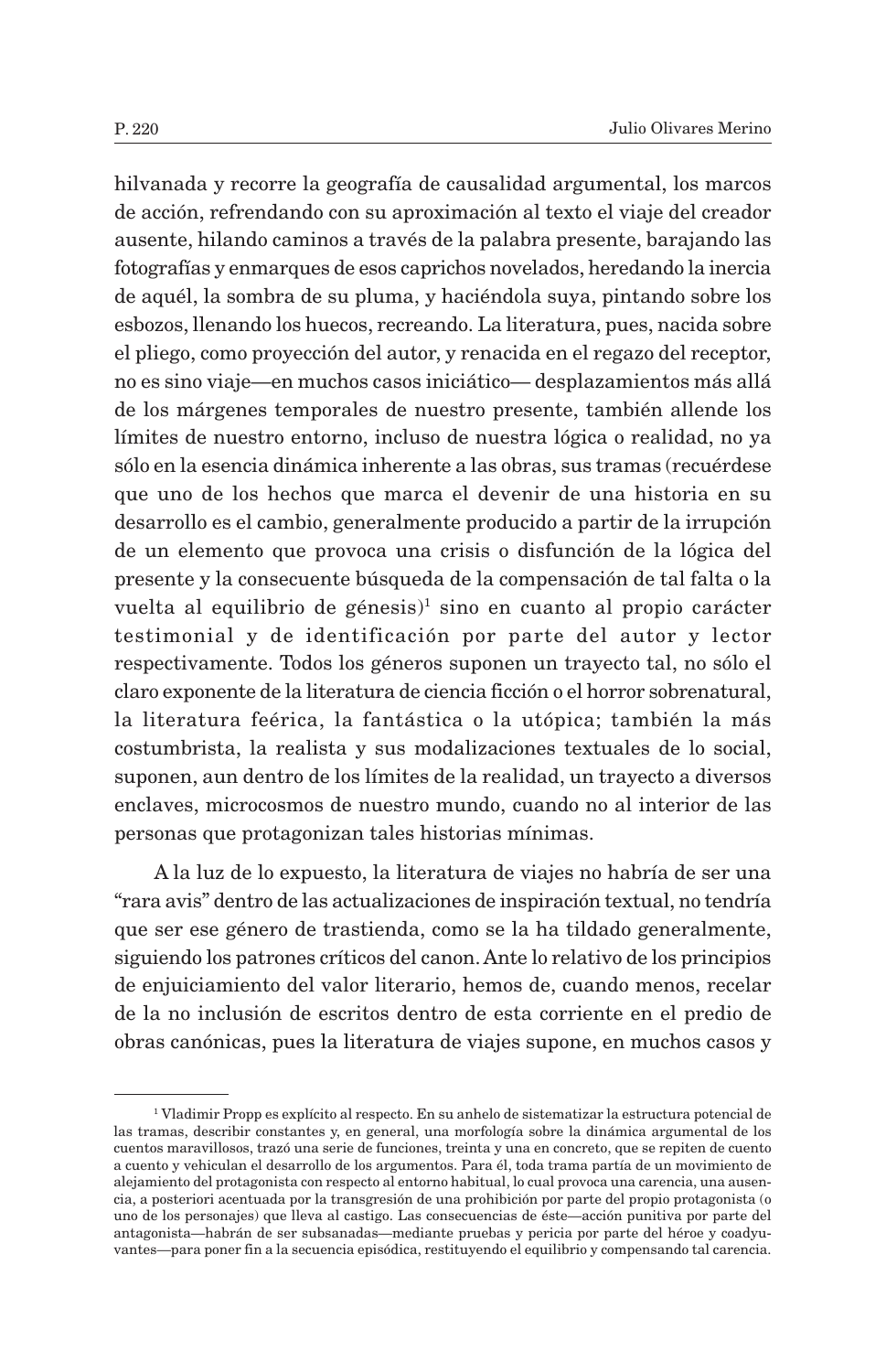hilvanada y recorre la geografía de causalidad argumental, los marcos de acción, refrendando con su aproximación al texto el viaje del creador ausente, hilando caminos a través de la palabra presente, barajando las fotografías y enmarques de esos caprichos novelados, heredando la inercia de aquél, la sombra de su pluma, y haciéndola suya, pintando sobre los esbozos, llenando los huecos, recreando. La literatura, pues, nacida sobre el pliego, como proyección del autor, y renacida en el regazo del receptor, no es sino viaje—en muchos casos iniciático— desplazamientos más allá de los márgenes temporales de nuestro presente, también allende los límites de nuestro entorno, incluso de nuestra lógica o realidad, no ya sólo en la esencia dinámica inherente a las obras, sus tramas (recuérdese que uno de los hechos que marca el devenir de una historia en su desarrollo es el cambio, generalmente producido a partir de la irrupción de un elemento que provoca una crisis o disfunción de la lógica del presente y la consecuente búsqueda de la compensación de tal falta o la vuelta al equilibrio de génesis)[1] sino en cuanto al propio carácter testimonial y de identificación por parte del autor y lector respectivamente. Todos los géneros suponen un trayecto tal, no sólo el claro exponente de la literatura de ciencia ficción o el horror sobrenatural, la literatura feérica, la fantástica o la utópica; también la más costumbrista, la realista y sus modalizaciones textuales de lo social, suponen, aun dentro de los límites de la realidad, un trayecto a diversos enclaves, microcosmos de nuestro mundo, cuando no al interior de las personas que protagonizan tales historias mínimas.

A la luz de lo expuesto, la literatura de viajes no habría de ser una "rara avis" dentro de las actualizaciones de inspiración textual, no tendría que ser ese género de trastienda, como se la ha tildado generalmente, siguiendo los patrones críticos del canon. Ante lo relativo de los principios de enjuiciamiento del valor literario, hemos de, cuando menos, recelar de la no inclusión de escritos dentro de esta corriente en el predio de obras canónicas, pues la literatura de viajes supone, en muchos casos y

---

[1] Vladimir Propp es explícito al respecto. En su anhelo de sistematizar la estructura potencial de las tramas, describir constantes y, en general, una morfología sobre la dinámica argumental de los cuentos maravillosos, trazó una serie de funciones, treinta y una en concreto, que se repiten de cuento a cuento y vehiculan el desarrollo de los argumentos. Para él, toda trama partía de un movimiento de alejamiento del protagonista con respecto al entorno habitual, lo cual provoca una carencia, una ausencia, a posteriori acentuada por la transgresión de una prohibición por parte del propio protagonista (o uno de los personajes) que lleva al castigo. Las consecuencias de éste—acción punitiva por parte del antagonista—habrán de ser subsanadas—mediante pruebas y pericia por parte del héroe y coadyuvantes—para poner fin a la secuencia episódica, restituyendo el equilibrio y compensando tal carencia.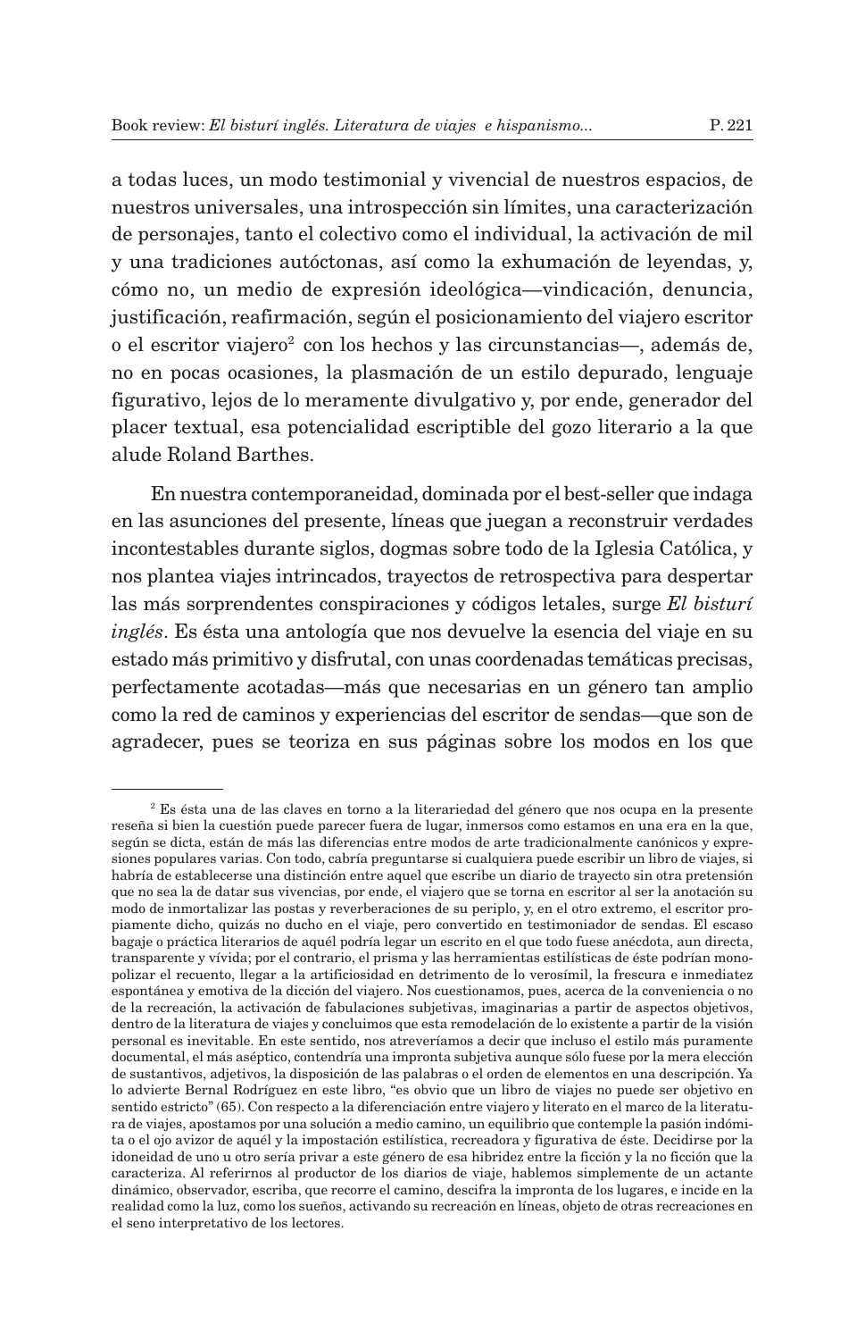a todas luces, un modo testimonial y vivencial de nuestros espacios, de nuestros universales, una introspección sin límites, una caracterización de personajes, tanto el colectivo como el individual, la activación de mil y una tradiciones autóctonas, así como la exhumación de leyendas, y, cómo no, un medio de expresión ideológica—vindicación, denuncia, justificación, reafirmación, según el posicionamiento del viajero escritor o el escritor viajero[2] con los hechos y las circunstancias—, además de, no en pocas ocasiones, la plasmación de un estilo depurado, lenguaje figurativo, lejos de lo meramente divulgativo y, por ende, generador del placer textual, esa potencialidad escriptible del gozo literario a la que alude Roland Barthes.

En nuestra contemporaneidad, dominada por el best-seller que indaga en las asunciones del presente, líneas que juegan a reconstruir verdades incontestables durante siglos, dogmas sobre todo de la Iglesia Católica, y nos plantea viajes intrincados, trayectos de retrospectiva para despertar las más sorprendentes conspiraciones y códigos letales, surge *El bisturí inglés*. Es ésta una antología que nos devuelve la esencia del viaje en su estado más primitivo y disfrutal, con unas coordenadas temáticas precisas, perfectamente acotadas—más que necesarias en un género tan amplio como la red de caminos y experiencias del escritor de sendas—que son de agradecer, pues se teoriza en sus páginas sobre los modos en los que

---

[2] Es ésta una de las claves en torno a la literariedad del género que nos ocupa en la presente reseña si bien la cuestión puede parecer fuera de lugar, inmersos como estamos en una era en la que, según se dicta, están de más las diferencias entre modos de arte tradicionalmente canónicos y expresiones populares varias. Con todo, cabría preguntarse si cualquiera puede escribir un libro de viajes, si habría de establecerse una distinción entre aquel que escribe un diario de trayecto sin otra pretensión que no sea la de datar sus vivencias, por ende, el viajero que se torna en escritor al ser la anotación su modo de inmortalizar las postas y reverberaciones de su periplo, y, en el otro extremo, el escritor propiamente dicho, quizás no ducho en el viaje, pero convertido en testimoniador de sendas. El escaso bagaje o práctica literarios de aquél podría legar un escrito en el que todo fuese anécdota, aun directa, transparente y vívida; por el contrario, el prisma y las herramientas estilísticas de éste podrían monopolizar el recuento, llegar a la artificiosidad en detrimento de lo verosímil, la frescura e inmediatez espontánea y emotiva de la dicción del viajero. Nos cuestionamos, pues, acerca de la conveniencia o no de la recreación, la activación de fabulaciones subjetivas, imaginarias a partir de aspectos objetivos, dentro de la literatura de viajes y concluimos que esta remodelación de lo existente a partir de la visión personal es inevitable. En este sentido, nos atreveríamos a decir que incluso el estilo más puramente documental, el más aséptico, contendría una impronta subjetiva aunque sólo fuese por la mera elección de sustantivos, adjetivos, la disposición de las palabras o el orden de elementos en una descripción. Ya lo advierte Bernal Rodríguez en este libro, "es obvio que un libro de viajes no puede ser objetivo en sentido estricto" (65). Con respecto a la diferenciación entre viajero y literato en el marco de la literatura de viajes, apostamos por una solución a medio camino, un equilibrio que contemple la pasión indómita o el ojo avizor de aquél y la impostación estilística, recreadora y figurativa de éste. Decidirse por la idoneidad de uno u otro sería privar a este género de esa hibridez entre la ficción y la no ficción que la caracteriza. Al referirnos al productor de los diarios de viaje, hablemos simplemente de un actante dinámico, observador, escriba, que recorre el camino, descifra la impronta de los lugares, e incide en la realidad como la luz, como los sueños, activando su recreación en líneas, objeto de otras recreaciones en el seno interpretativo de los lectores.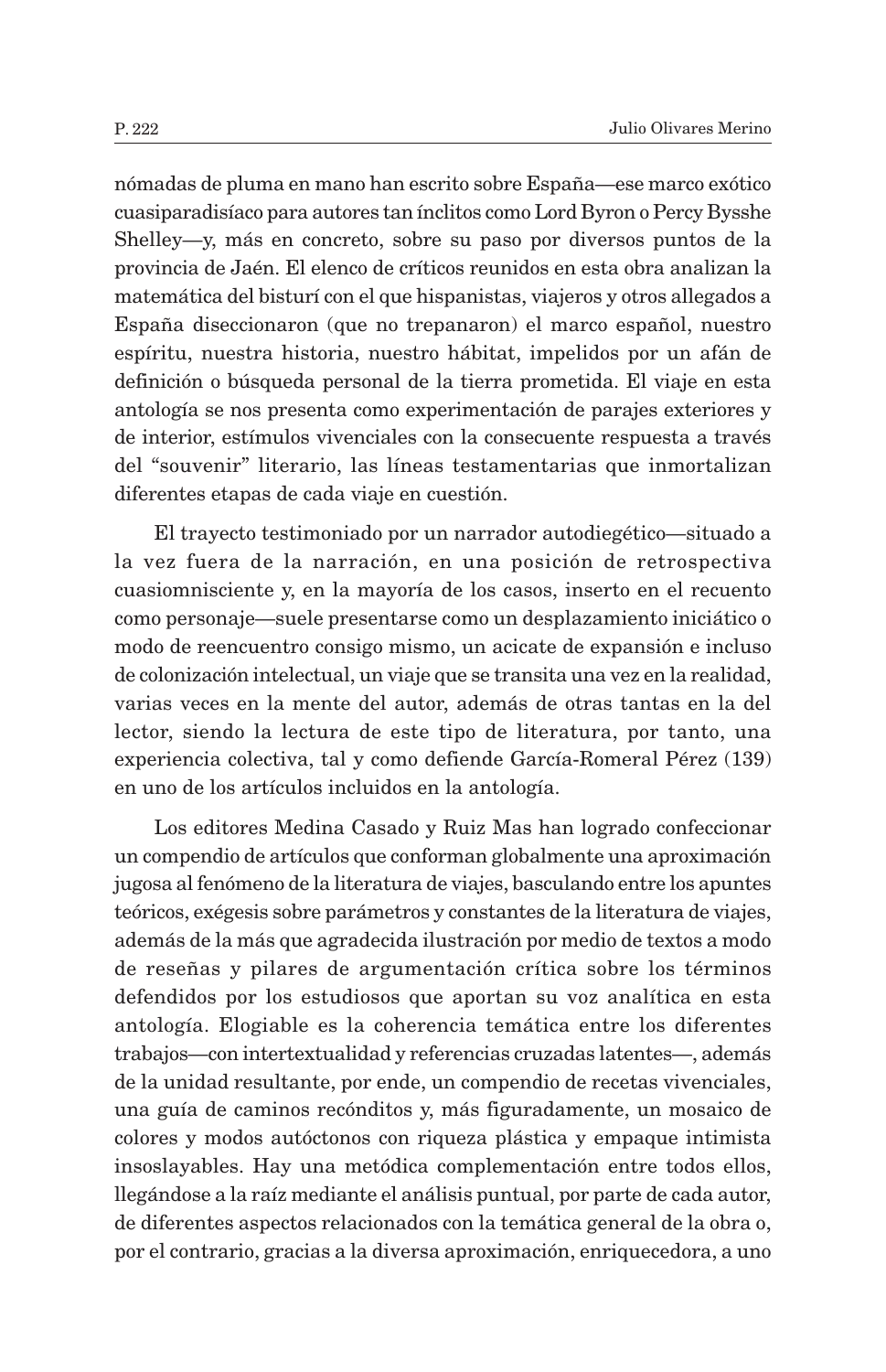nómadas de pluma en mano han escrito sobre España—ese marco exótico cuasiparadisíaco para autores tan ínclitos como Lord Byron o Percy Bysshe Shelley—y, más en concreto, sobre su paso por diversos puntos de la provincia de Jaén. El elenco de críticos reunidos en esta obra analizan la matemática del bisturí con el que hispanistas, viajeros y otros allegados a España diseccionaron (que no trepanaron) el marco español, nuestro espíritu, nuestra historia, nuestro hábitat, impelidos por un afán de definición o búsqueda personal de la tierra prometida. El viaje en esta antología se nos presenta como experimentación de parajes exteriores y de interior, estímulos vivenciales con la consecuente respuesta a través del "souvenir" literario, las líneas testamentarias que inmortalizan diferentes etapas de cada viaje en cuestión.

El trayecto testimoniado por un narrador autodiegético—situado a la vez fuera de la narración, en una posición de retrospectiva cuasiomnisciente y, en la mayoría de los casos, inserto en el recuento como personaje—suele presentarse como un desplazamiento iniciático o modo de reencuentro consigo mismo, un acicate de expansión e incluso de colonización intelectual, un viaje que se transita una vez en la realidad, varias veces en la mente del autor, además de otras tantas en la del lector, siendo la lectura de este tipo de literatura, por tanto, una experiencia colectiva, tal y como defiende García-Romeral Pérez (139) en uno de los artículos incluidos en la antología.

Los editores Medina Casado y Ruiz Mas han logrado confeccionar un compendio de artículos que conforman globalmente una aproximación jugosa al fenómeno de la literatura de viajes, basculando entre los apuntes teóricos, exégesis sobre parámetros y constantes de la literatura de viajes, además de la más que agradecida ilustración por medio de textos a modo de reseñas y pilares de argumentación crítica sobre los términos defendidos por los estudiosos que aportan su voz analítica en esta antología. Elogiable es la coherencia temática entre los diferentes trabajos—con intertextualidad y referencias cruzadas latentes—, además de la unidad resultante, por ende, un compendio de recetas vivenciales, una guía de caminos recónditos y, más figuradamente, un mosaico de colores y modos autóctonos con riqueza plástica y empaque intimista insoslayables. Hay una metódica complementación entre todos ellos, llegándose a la raíz mediante el análisis puntual, por parte de cada autor, de diferentes aspectos relacionados con la temática general de la obra o, por el contrario, gracias a la diversa aproximación, enriquecedora, a uno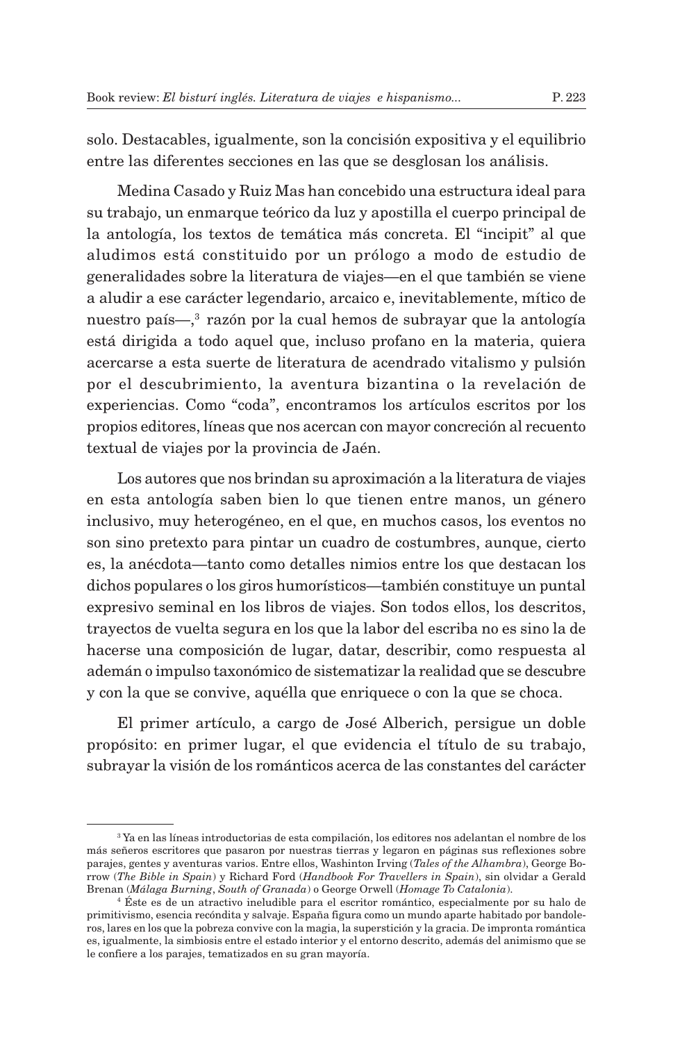solo. Destacables, igualmente, son la concisión expositiva y el equilibrio entre las diferentes secciones en las que se desglosan los análisis.

Medina Casado y Ruiz Mas han concebido una estructura ideal para su trabajo, un enmarque teórico da luz y apostilla el cuerpo principal de la antología, los textos de temática más concreta. El "incipit" al que aludimos está constituido por un prólogo a modo de estudio de generalidades sobre la literatura de viajes—en el que también se viene a aludir a ese carácter legendario, arcaico e, inevitablemente, mítico de nuestro país—,[3] razón por la cual hemos de subrayar que la antología está dirigida a todo aquel que, incluso profano en la materia, quiera acercarse a esta suerte de literatura de acendrado vitalismo y pulsión por el descubrimiento, la aventura bizantina o la revelación de experiencias. Como "coda", encontramos los artículos escritos por los propios editores, líneas que nos acercan con mayor concreción al recuento textual de viajes por la provincia de Jaén.

Los autores que nos brindan su aproximación a la literatura de viajes en esta antología saben bien lo que tienen entre manos, un género inclusivo, muy heterogéneo, en el que, en muchos casos, los eventos no son sino pretexto para pintar un cuadro de costumbres, aunque, cierto es, la anécdota—tanto como detalles nimios entre los que destacan los dichos populares o los giros humorísticos—también constituye un puntal expresivo seminal en los libros de viajes. Son todos ellos, los descritos, trayectos de vuelta segura en los que la labor del escriba no es sino la de hacerse una composición de lugar, datar, describir, como respuesta al ademán o impulso taxonómico de sistematizar la realidad que se descubre y con la que se convive, aquélla que enriquece o con la que se choca.

El primer artículo, a cargo de José Alberich, persigue un doble propósito: en primer lugar, el que evidencia el título de su trabajo, subrayar la visión de los románticos acerca de las constantes del carácter

---

[3] Ya en las líneas introductorias de esta compilación, los editores nos adelantan el nombre de los más señeros escritores que pasaron por nuestras tierras y legaron en páginas sus reflexiones sobre parajes, gentes y aventuras varios. Entre ellos, Washinton Irving (*Tales of the Alhambra*), George Borrow (*The Bible in Spain*) y Richard Ford (*Handbook For Travellers in Spain*), sin olvidar a Gerald Brenan (*Málaga Burning*, *South of Granada*) o George Orwell (*Homage To Catalonia*).

[4] Éste es de un atractivo ineludible para el escritor romántico, especialmente por su halo de primitivismo, esencia recóndita y salvaje. España figura como un mundo aparte habitado por bandoleros, lares en los que la pobreza convive con la magia, la superstición y la gracia. De impronta romántica es, igualmente, la simbiosis entre el estado interior y el entorno descrito, además del animismo que se le confiere a los parajes, tematizados en su gran mayoría.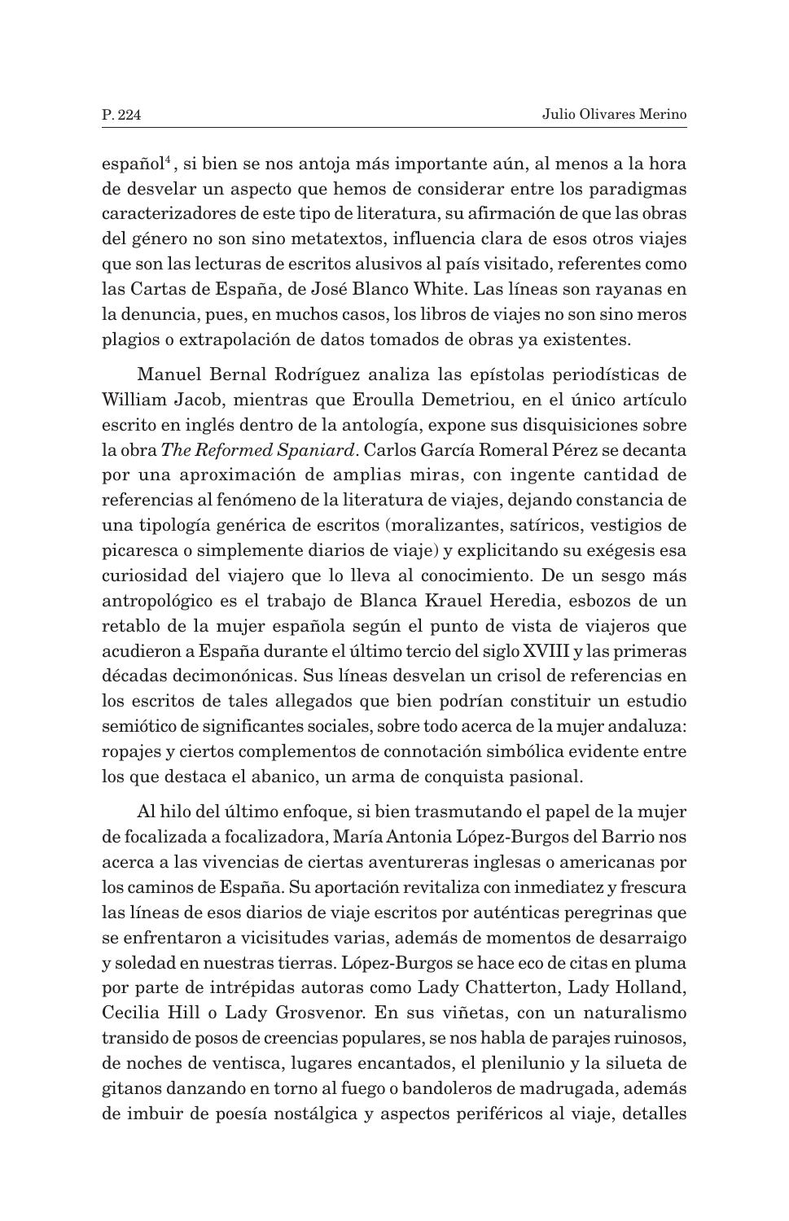español[4], si bien se nos antoja más importante aún, al menos a la hora de desvelar un aspecto que hemos de considerar entre los paradigmas caracterizadores de este tipo de literatura, su afirmación de que las obras del género no son sino metatextos, influencia clara de esos otros viajes que son las lecturas de escritos alusivos al país visitado, referentes como las Cartas de España, de José Blanco White. Las líneas son rayanas en la denuncia, pues, en muchos casos, los libros de viajes no son sino meros plagios o extrapolación de datos tomados de obras ya existentes.

Manuel Bernal Rodríguez analiza las epístolas periodísticas de William Jacob, mientras que Eroulla Demetriou, en el único artículo escrito en inglés dentro de la antología, expone sus disquisiciones sobre la obra *The Reformed Spaniard*. Carlos García Romeral Pérez se decanta por una aproximación de amplias miras, con ingente cantidad de referencias al fenómeno de la literatura de viajes, dejando constancia de una tipología genérica de escritos (moralizantes, satíricos, vestigios de picaresca o simplemente diarios de viaje) y explicitando su exégesis esa curiosidad del viajero que lo lleva al conocimiento. De un sesgo más antropológico es el trabajo de Blanca Krauel Heredia, esbozos de un retablo de la mujer española según el punto de vista de viajeros que acudieron a España durante el último tercio del siglo XVIII y las primeras décadas decimonónicas. Sus líneas desvelan un crisol de referencias en los escritos de tales allegados que bien podrían constituir un estudio semiótico de significantes sociales, sobre todo acerca de la mujer andaluza: ropajes y ciertos complementos de connotación simbólica evidente entre los que destaca el abanico, un arma de conquista pasional.

Al hilo del último enfoque, si bien trasmutando el papel de la mujer de focalizada a focalizadora, María Antonia López-Burgos del Barrio nos acerca a las vivencias de ciertas aventureras inglesas o americanas por los caminos de España. Su aportación revitaliza con inmediatez y frescura las líneas de esos diarios de viaje escritos por auténticas peregrinas que se enfrentaron a vicisitudes varias, además de momentos de desarraigo y soledad en nuestras tierras. López-Burgos se hace eco de citas en pluma por parte de intrépidas autoras como Lady Chatterton, Lady Holland, Cecilia Hill o Lady Grosvenor. En sus viñetas, con un naturalismo transido de posos de creencias populares, se nos habla de parajes ruinosos, de noches de ventisca, lugares encantados, el plenilunio y la silueta de gitanos danzando en torno al fuego o bandoleros de madrugada, además de imbuir de poesía nostálgica y aspectos periféricos al viaje, detalles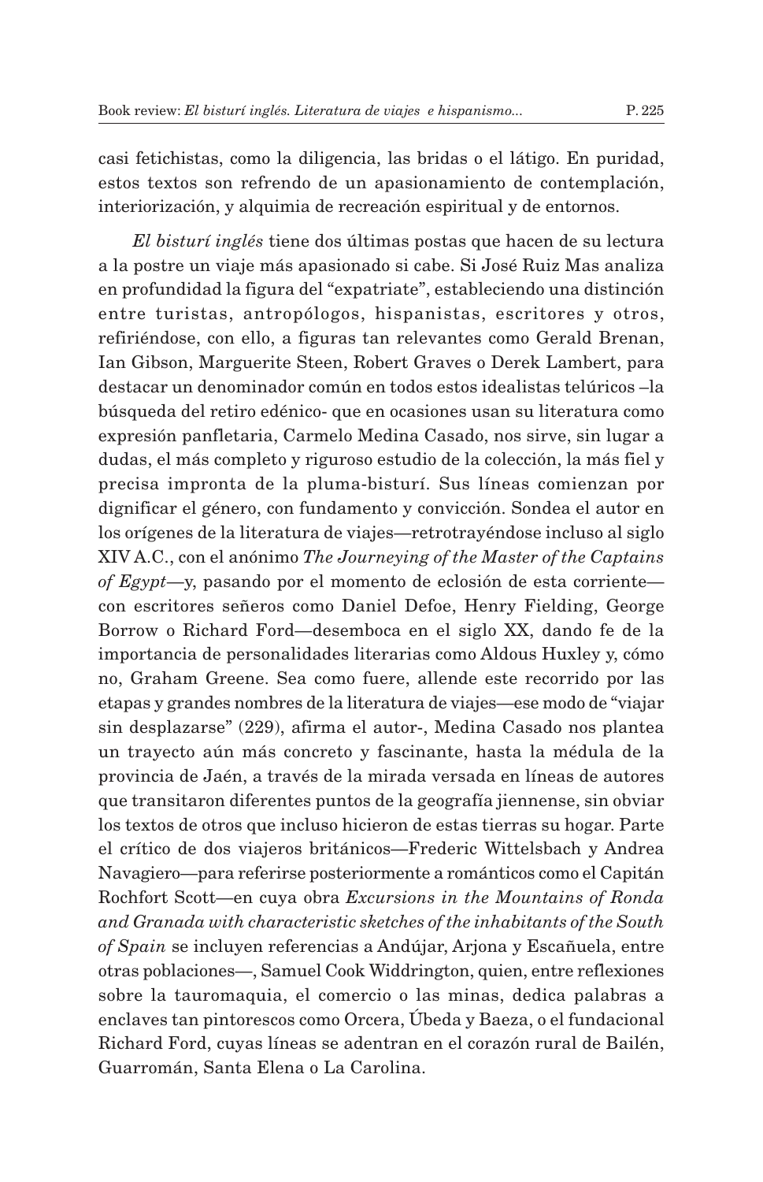casi fetichistas, como la diligencia, las bridas o el látigo. En puridad, estos textos son refrendo de un apasionamiento de contemplación, interiorización, y alquimia de recreación espiritual y de entornos.

*El bisturí inglés* tiene dos últimas postas que hacen de su lectura a la postre un viaje más apasionado si cabe. Si José Ruiz Mas analiza en profundidad la figura del "expatriate", estableciendo una distinción entre turistas, antropólogos, hispanistas, escritores y otros, refiriéndose, con ello, a figuras tan relevantes como Gerald Brenan, Ian Gibson, Marguerite Steen, Robert Graves o Derek Lambert, para destacar un denominador común en todos estos idealistas telúricos –la búsqueda del retiro edénico- que en ocasiones usan su literatura como expresión panfletaria, Carmelo Medina Casado, nos sirve, sin lugar a dudas, el más completo y riguroso estudio de la colección, la más fiel y precisa impronta de la pluma-bisturí. Sus líneas comienzan por dignificar el género, con fundamento y convicción. Sondea el autor en los orígenes de la literatura de viajes—retrotrayéndose incluso al siglo XIV A.C., con el anónimo *The Journeying of the Master of the Captains of Egypt*—y, pasando por el momento de eclosión de esta corriente—con escritores señeros como Daniel Defoe, Henry Fielding, George Borrow o Richard Ford—desemboca en el siglo XX, dando fe de la importancia de personalidades literarias como Aldous Huxley y, cómo no, Graham Greene. Sea como fuere, allende este recorrido por las etapas y grandes nombres de la literatura de viajes—ese modo de "viajar sin desplazarse" (229), afirma el autor-, Medina Casado nos plantea un trayecto aún más concreto y fascinante, hasta la médula de la provincia de Jaén, a través de la mirada versada en líneas de autores que transitaron diferentes puntos de la geografía jiennense, sin obviar los textos de otros que incluso hicieron de estas tierras su hogar. Parte el crítico de dos viajeros británicos—Frederic Wittelsbach y Andrea Navagiero—para referirse posteriormente a románticos como el Capitán Rochfort Scott—en cuya obra *Excursions in the Mountains of Ronda and Granada with characteristic sketches of the inhabitants of the South of Spain* se incluyen referencias a Andújar, Arjona y Escañuela, entre otras poblaciones—, Samuel Cook Widdrington, quien, entre reflexiones sobre la tauromaquia, el comercio o las minas, dedica palabras a enclaves tan pintorescos como Orcera, Úbeda y Baeza, o el fundacional Richard Ford, cuyas líneas se adentran en el corazón rural de Bailén, Guarromán, Santa Elena o La Carolina.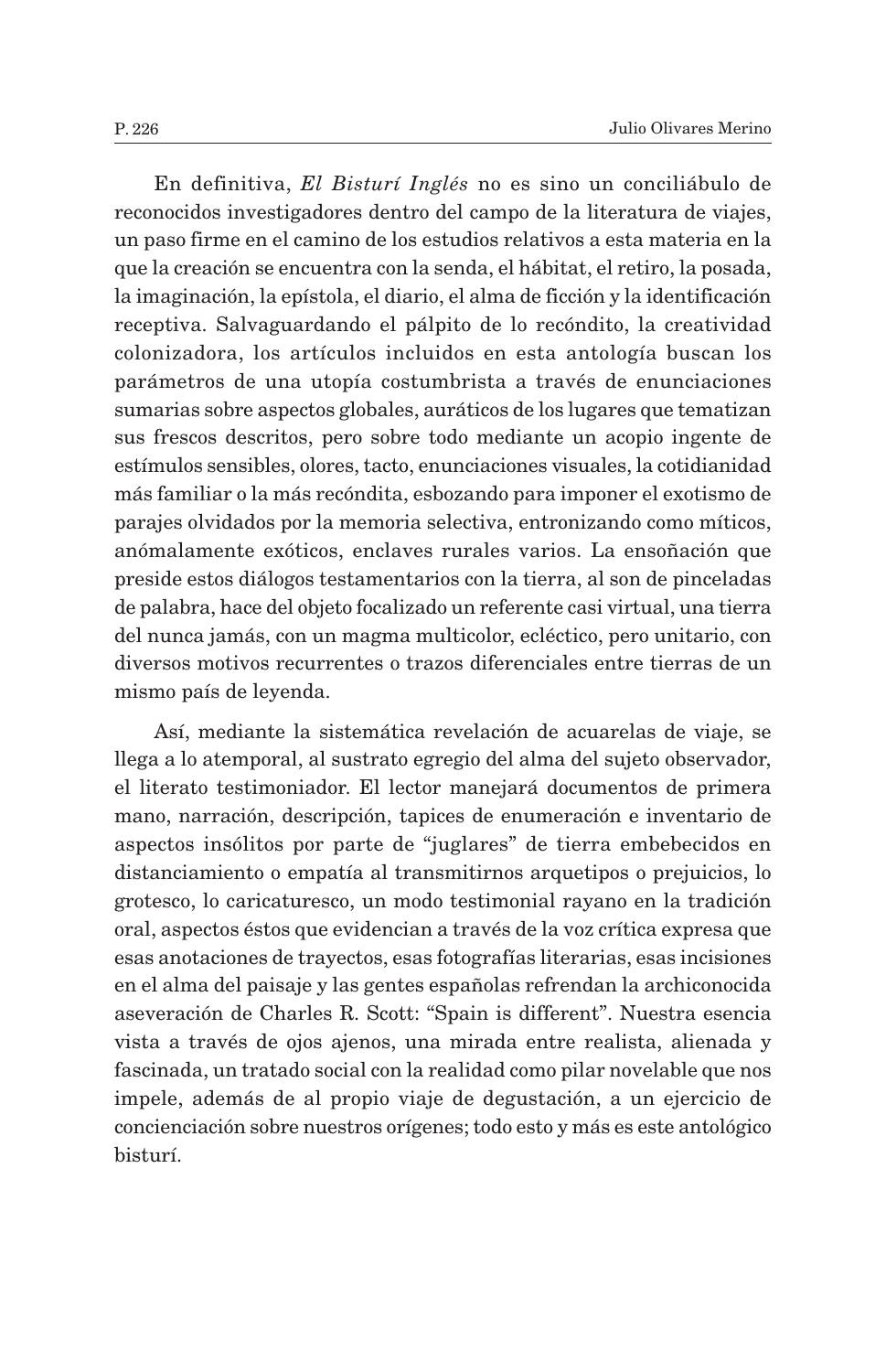En definitiva, *El Bisturí Inglés* no es sino un conciliábulo de reconocidos investigadores dentro del campo de la literatura de viajes, un paso firme en el camino de los estudios relativos a esta materia en la que la creación se encuentra con la senda, el hábitat, el retiro, la posada, la imaginación, la epístola, el diario, el alma de ficción y la identificación receptiva. Salvaguardando el pálpito de lo recóndito, la creatividad colonizadora, los artículos incluidos en esta antología buscan los parámetros de una utopía costumbrista a través de enunciaciones sumarias sobre aspectos globales, auráticos de los lugares que tematizan sus frescos descritos, pero sobre todo mediante un acopio ingente de estímulos sensibles, olores, tacto, enunciaciones visuales, la cotidianidad más familiar o la más recóndita, esbozando para imponer el exotismo de parajes olvidados por la memoria selectiva, entronizando como míticos, anómalamente exóticos, enclaves rurales varios. La ensoñación que preside estos diálogos testamentarios con la tierra, al son de pinceladas de palabra, hace del objeto focalizado un referente casi virtual, una tierra del nunca jamás, con un magma multicolor, ecléctico, pero unitario, con diversos motivos recurrentes o trazos diferenciales entre tierras de un mismo país de leyenda.

Así, mediante la sistemática revelación de acuarelas de viaje, se llega a lo atemporal, al sustrato egregio del alma del sujeto observador, el literato testimoniador. El lector manejará documentos de primera mano, narración, descripción, tapices de enumeración e inventario de aspectos insólitos por parte de "juglares" de tierra embebecidos en distanciamiento o empatía al transmitirnos arquetipos o prejuicios, lo grotesco, lo caricaturesco, un modo testimonial rayano en la tradición oral, aspectos éstos que evidencian a través de la voz crítica expresa que esas anotaciones de trayectos, esas fotografías literarias, esas incisiones en el alma del paisaje y las gentes españolas refrendan la archiconocida aseveración de Charles R. Scott: "Spain is different". Nuestra esencia vista a través de ojos ajenos, una mirada entre realista, alienada y fascinada, un tratado social con la realidad como pilar novelable que nos impele, además de al propio viaje de degustación, a un ejercicio de concienciación sobre nuestros orígenes; todo esto y más es este antológico bisturí.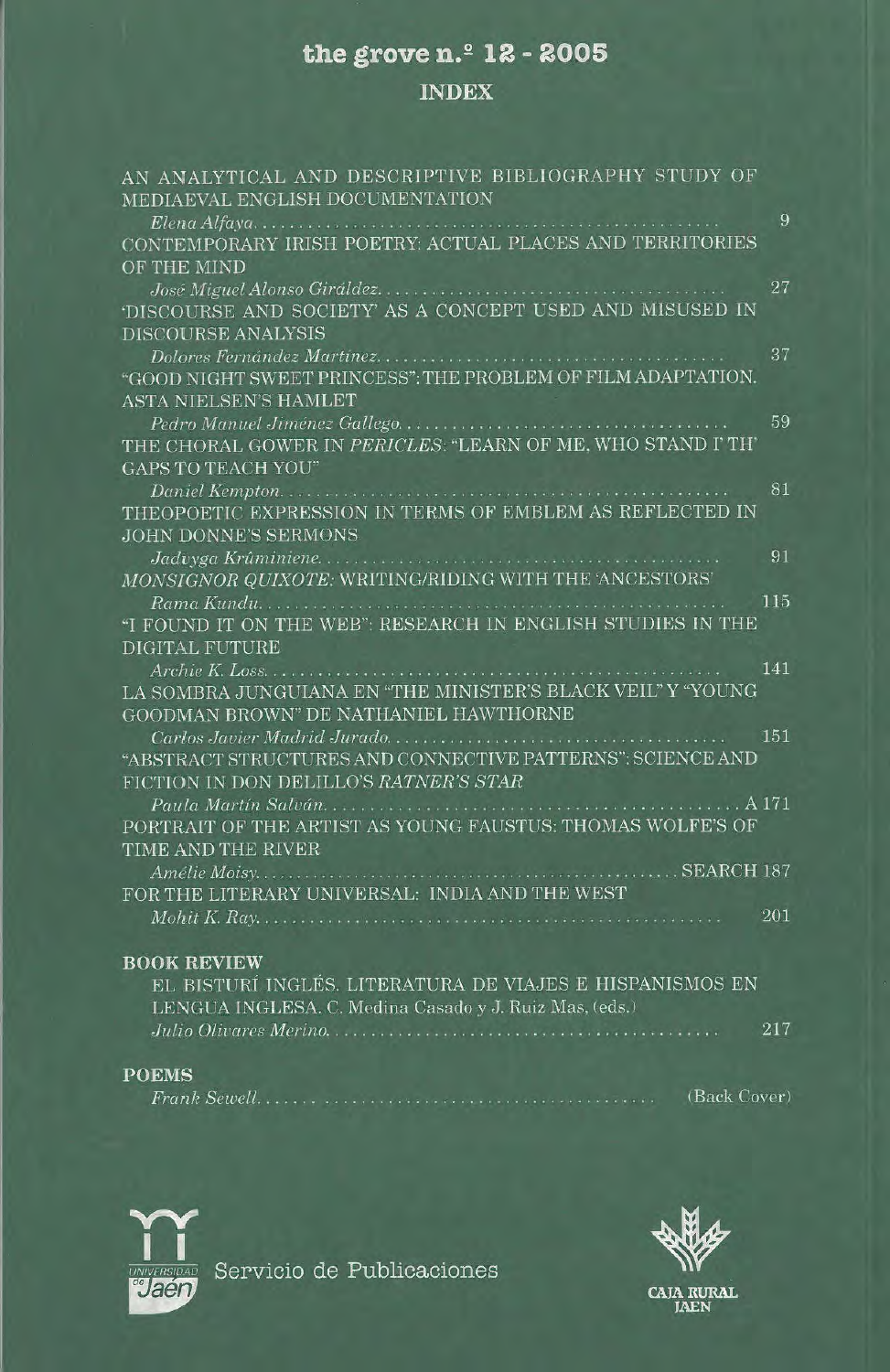# the grove n.º 12 - 2005

## INDEX

AN ANALYTICAL AND DESCRIPTIVE BIBLIOGRAPHY STUDY OF MEDIAEVAL ENGLISH DOCUMENTATION
*Elena Alfaya* .................................................. 9

CONTEMPORARY IRISH POETRY: ACTUAL PLACES AND TERRITORIES OF THE MIND
*José Miguel Alonso Giráldez* .................................................. 27

'DISCOURSE AND SOCIETY' AS A CONCEPT USED AND MISUSED IN DISCOURSE ANALYSIS
*Dolores Fernández Martínez* .................................................. 37

"GOOD NIGHT SWEET PRINCESS": THE PROBLEM OF FILM ADAPTATION. ASTA NIELSEN'S HAMLET
*Pedro Manuel Jiménez Gallego* .................................................. 59

THE CHORAL GOWER IN *PERICLES*: "LEARN OF ME, WHO STAND I' TH' GAPS TO TEACH YOU"
*Daniel Kempton* .................................................. 81

THEOPOETIC EXPRESSION IN TERMS OF EMBLEM AS REFLECTED IN JOHN DONNE'S SERMONS
*Jadvyga Krûminiene* .................................................. 91

*MONSIGNOR QUIXOTE*: WRITING/RIDING WITH THE 'ANCESTORS'
*Rama Kundu* .................................................. 115

"I FOUND IT ON THE WEB": RESEARCH IN ENGLISH STUDIES IN THE DIGITAL FUTURE
*Archie K. Loss* .................................................. 141

LA SOMBRA JUNGUIANA EN "THE MINISTER'S BLACK VEIL" Y "YOUNG GOODMAN BROWN" DE NATHANIEL HAWTHORNE
*Carlos Javier Madrid Jurado* .................................................. 151

"ABSTRACT STRUCTURES AND CONNECTIVE PATTERNS": SCIENCE AND FICTION IN DON DELILLO'S *RATNER'S STAR*
*Paula Martín Salván* .................................................. A 171

PORTRAIT OF THE ARTIST AS YOUNG FAUSTUS: THOMAS WOLFE'S OF TIME AND THE RIVER
*Amélie Moisy* .................................................. SEARCH 187

FOR THE LITERARY UNIVERSAL: INDIA AND THE WEST
*Mohit K. Ray* .................................................. 201

**BOOK REVIEW**

EL BISTURÍ INGLÉS. LITERATURA DE VIAJES E HISPANISMOS EN LENGUA INGLESA. C. Medina Casado y J. Ruiz Mas, (eds.)
*Julio Olivares Merino* .................................................. 217

**POEMS**

*Frank Sewell* .................................................. (Back Cover)

Universidad de Jaén — Servicio de Publicaciones

CAJA RURAL JAEN